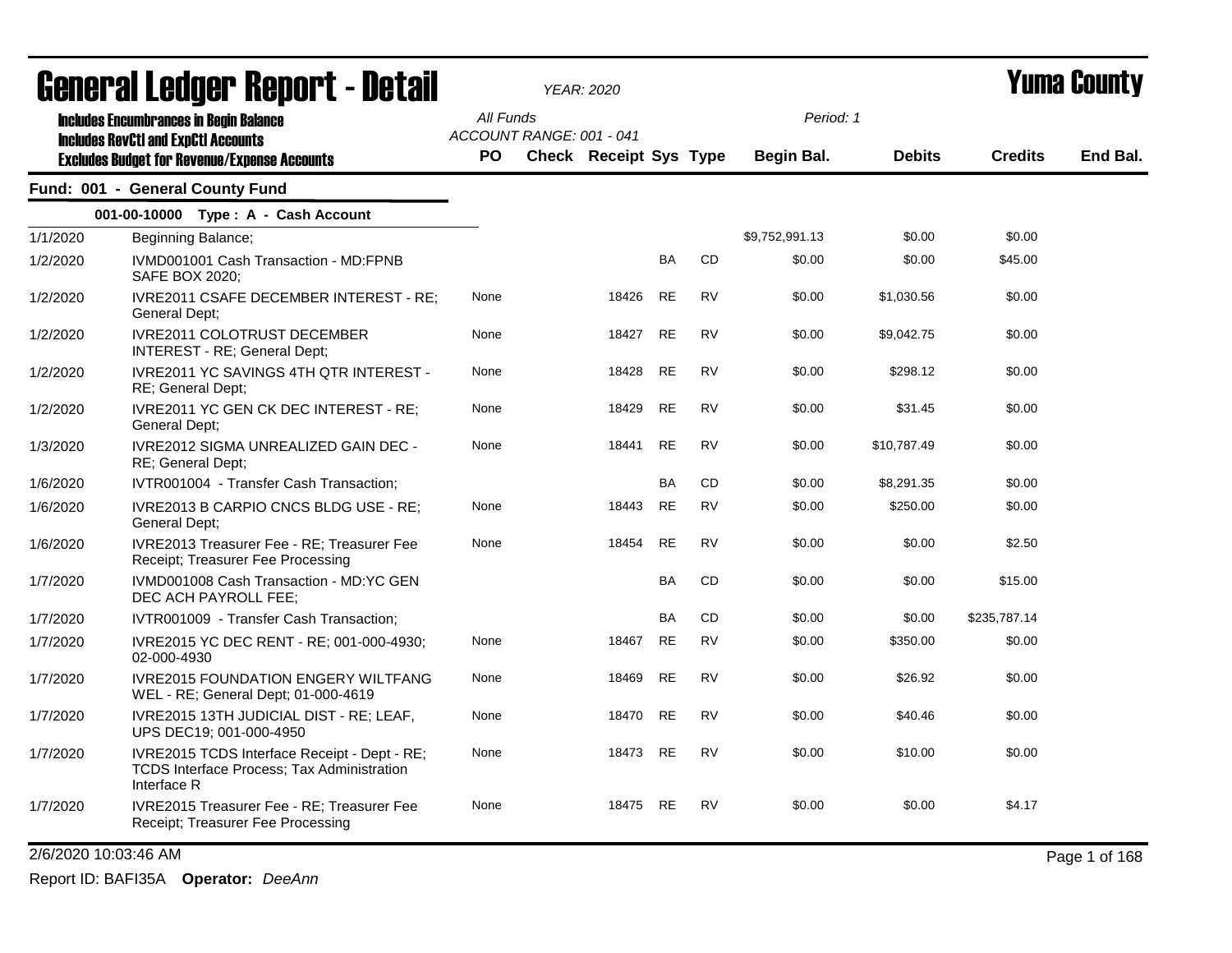# General Ledger Report - Detail

*YEAR: 2020*

# Yuma County

**Includes Encumbrances in Begin Balance**
**Includes RevCtl and ExpCtl Accounts**
**Excludes Budget for Revenue/Expense Accounts**

*All Funds*
*ACCOUNT RANGE: 001 - 041*

*Period: 1*

## Fund: 001 - General County Fund

### 001-00-10000 Type : A - Cash Account

| Date | Description | PO | Check | Receipt | Sys | Type | Begin Bal. | Debits | Credits | End Bal. |
|---|---|---|---|---|---|---|---|---|---|---|
| 1/1/2020 | Beginning Balance; | | | | | | $9,752,991.13 | $0.00 | $0.00 | |
| 1/2/2020 | IVMD001001 Cash Transaction - MD:FPNB SAFE BOX 2020; | | | | BA | CD | $0.00 | $0.00 | $45.00 | |
| 1/2/2020 | IVRE2011 CSAFE DECEMBER INTEREST - RE; General Dept; | None | | 18426 | RE | RV | $0.00 | $1,030.56 | $0.00 | |
| 1/2/2020 | IVRE2011 COLOTRUST DECEMBER INTEREST - RE; General Dept; | None | | 18427 | RE | RV | $0.00 | $9,042.75 | $0.00 | |
| 1/2/2020 | IVRE2011 YC SAVINGS 4TH QTR INTEREST - RE; General Dept; | None | | 18428 | RE | RV | $0.00 | $298.12 | $0.00 | |
| 1/2/2020 | IVRE2011 YC GEN CK DEC INTEREST - RE; General Dept; | None | | 18429 | RE | RV | $0.00 | $31.45 | $0.00 | |
| 1/3/2020 | IVRE2012 SIGMA UNREALIZED GAIN DEC - RE; General Dept; | None | | 18441 | RE | RV | $0.00 | $10,787.49 | $0.00 | |
| 1/6/2020 | IVTR001004 - Transfer Cash Transaction; | | | | BA | CD | $0.00 | $8,291.35 | $0.00 | |
| 1/6/2020 | IVRE2013 B CARPIO CNCS BLDG USE - RE; General Dept; | None | | 18443 | RE | RV | $0.00 | $250.00 | $0.00 | |
| 1/6/2020 | IVRE2013 Treasurer Fee - RE; Treasurer Fee Receipt; Treasurer Fee Processing | None | | 18454 | RE | RV | $0.00 | $0.00 | $2.50 | |
| 1/7/2020 | IVMD001008 Cash Transaction - MD:YC GEN DEC ACH PAYROLL FEE; | | | | BA | CD | $0.00 | $0.00 | $15.00 | |
| 1/7/2020 | IVTR001009 - Transfer Cash Transaction; | | | | BA | CD | $0.00 | $0.00 | $235,787.14 | |
| 1/7/2020 | IVRE2015 YC DEC RENT - RE; 001-000-4930; 02-000-4930 | None | | 18467 | RE | RV | $0.00 | $350.00 | $0.00 | |
| 1/7/2020 | IVRE2015 FOUNDATION ENGERY WILTFANG WEL - RE; General Dept; 01-000-4619 | None | | 18469 | RE | RV | $0.00 | $26.92 | $0.00 | |
| 1/7/2020 | IVRE2015 13TH JUDICIAL DIST - RE; LEAF, UPS DEC19; 001-000-4950 | None | | 18470 | RE | RV | $0.00 | $40.46 | $0.00 | |
| 1/7/2020 | IVRE2015 TCDS Interface Receipt - Dept - RE; TCDS Interface Process; Tax Administration Interface R | None | | 18473 | RE | RV | $0.00 | $10.00 | $0.00 | |
| 1/7/2020 | IVRE2015 Treasurer Fee - RE; Treasurer Fee Receipt; Treasurer Fee Processing | None | | 18475 | RE | RV | $0.00 | $0.00 | $4.17 | |

2/6/2020 10:03:46 AM

Report ID: BAFI35A **Operator:** *DeeAnn*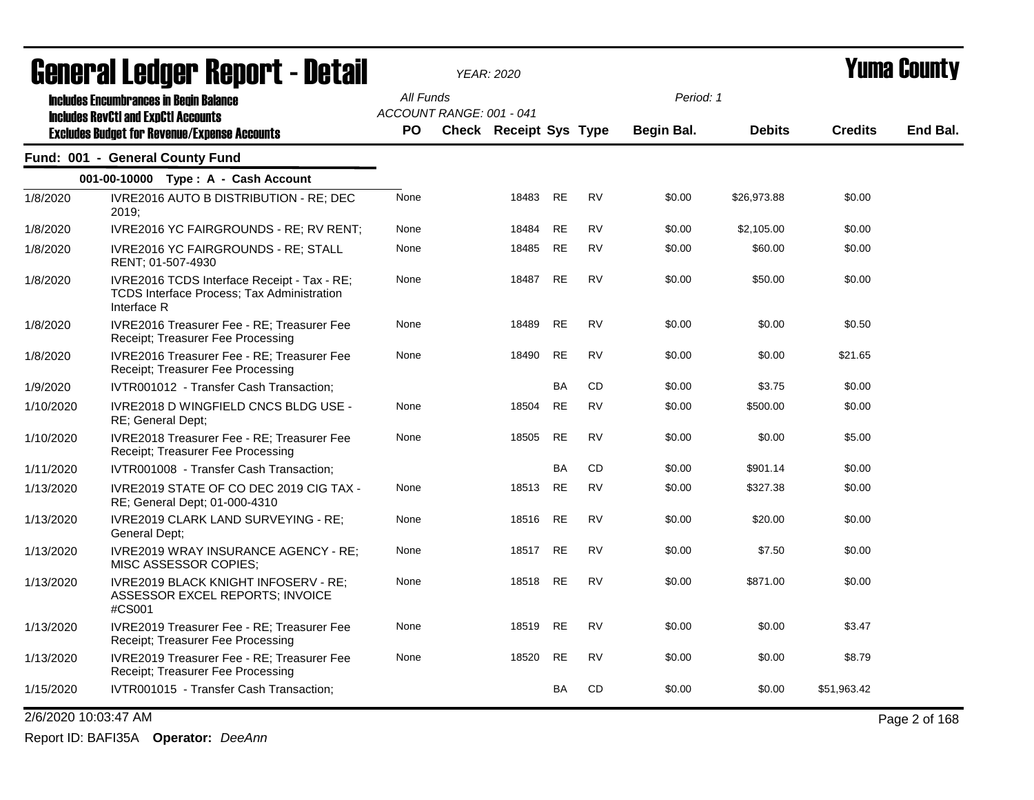# General Ledger Report - Detail

**YEAR: 2020**

**Yuma County**

Includes Encumbrances in Begin Balance
Includes RevCtl and ExpCtl Accounts
Excludes Budget for Revenue/Expense Accounts

All Funds
ACCOUNT RANGE: 001 - 041

Period: 1

## Fund: 001 - General County Fund

### 001-00-10000 Type : A - Cash Account

| Date | Description | PO | Check | Receipt | Sys | Type | Begin Bal. | Debits | Credits | End Bal. |
|---|---|---|---|---|---|---|---|---|---|---|
| 1/8/2020 | IVRE2016 AUTO B DISTRIBUTION - RE; DEC 2019; | None | | 18483 | RE | RV | $0.00 | $26,973.88 | $0.00 | |
| 1/8/2020 | IVRE2016 YC FAIRGROUNDS - RE; RV RENT; | None | | 18484 | RE | RV | $0.00 | $2,105.00 | $0.00 | |
| 1/8/2020 | IVRE2016 YC FAIRGROUNDS - RE; STALL RENT; 01-507-4930 | None | | 18485 | RE | RV | $0.00 | $60.00 | $0.00 | |
| 1/8/2020 | IVRE2016 TCDS Interface Receipt - Tax - RE; TCDS Interface Process; Tax Administration Interface R | None | | 18487 | RE | RV | $0.00 | $50.00 | $0.00 | |
| 1/8/2020 | IVRE2016 Treasurer Fee - RE; Treasurer Fee Receipt; Treasurer Fee Processing | None | | 18489 | RE | RV | $0.00 | $0.00 | $0.50 | |
| 1/8/2020 | IVRE2016 Treasurer Fee - RE; Treasurer Fee Receipt; Treasurer Fee Processing | None | | 18490 | RE | RV | $0.00 | $0.00 | $21.65 | |
| 1/9/2020 | IVTR001012 - Transfer Cash Transaction; | | | | BA | CD | $0.00 | $3.75 | $0.00 | |
| 1/10/2020 | IVRE2018 D WINGFIELD CNCS BLDG USE - RE; General Dept; | None | | 18504 | RE | RV | $0.00 | $500.00 | $0.00 | |
| 1/10/2020 | IVRE2018 Treasurer Fee - RE; Treasurer Fee Receipt; Treasurer Fee Processing | None | | 18505 | RE | RV | $0.00 | $0.00 | $5.00 | |
| 1/11/2020 | IVTR001008 - Transfer Cash Transaction; | | | | BA | CD | $0.00 | $901.14 | $0.00 | |
| 1/13/2020 | IVRE2019 STATE OF CO DEC 2019 CIG TAX - RE; General Dept; 01-000-4310 | None | | 18513 | RE | RV | $0.00 | $327.38 | $0.00 | |
| 1/13/2020 | IVRE2019 CLARK LAND SURVEYING - RE; General Dept; | None | | 18516 | RE | RV | $0.00 | $20.00 | $0.00 | |
| 1/13/2020 | IVRE2019 WRAY INSURANCE AGENCY - RE; MISC ASSESSOR COPIES; | None | | 18517 | RE | RV | $0.00 | $7.50 | $0.00 | |
| 1/13/2020 | IVRE2019 BLACK KNIGHT INFOSERV - RE; ASSESSOR EXCEL REPORTS; INVOICE #CS001 | None | | 18518 | RE | RV | $0.00 | $871.00 | $0.00 | |
| 1/13/2020 | IVRE2019 Treasurer Fee - RE; Treasurer Fee Receipt; Treasurer Fee Processing | None | | 18519 | RE | RV | $0.00 | $0.00 | $3.47 | |
| 1/13/2020 | IVRE2019 Treasurer Fee - RE; Treasurer Fee Receipt; Treasurer Fee Processing | None | | 18520 | RE | RV | $0.00 | $0.00 | $8.79 | |
| 1/15/2020 | IVTR001015 - Transfer Cash Transaction; | | | | BA | CD | $0.00 | $0.00 | $51,963.42 | |

2/6/2020 10:03:47 AM

Report ID: BAFI35A **Operator:** *DeeAnn*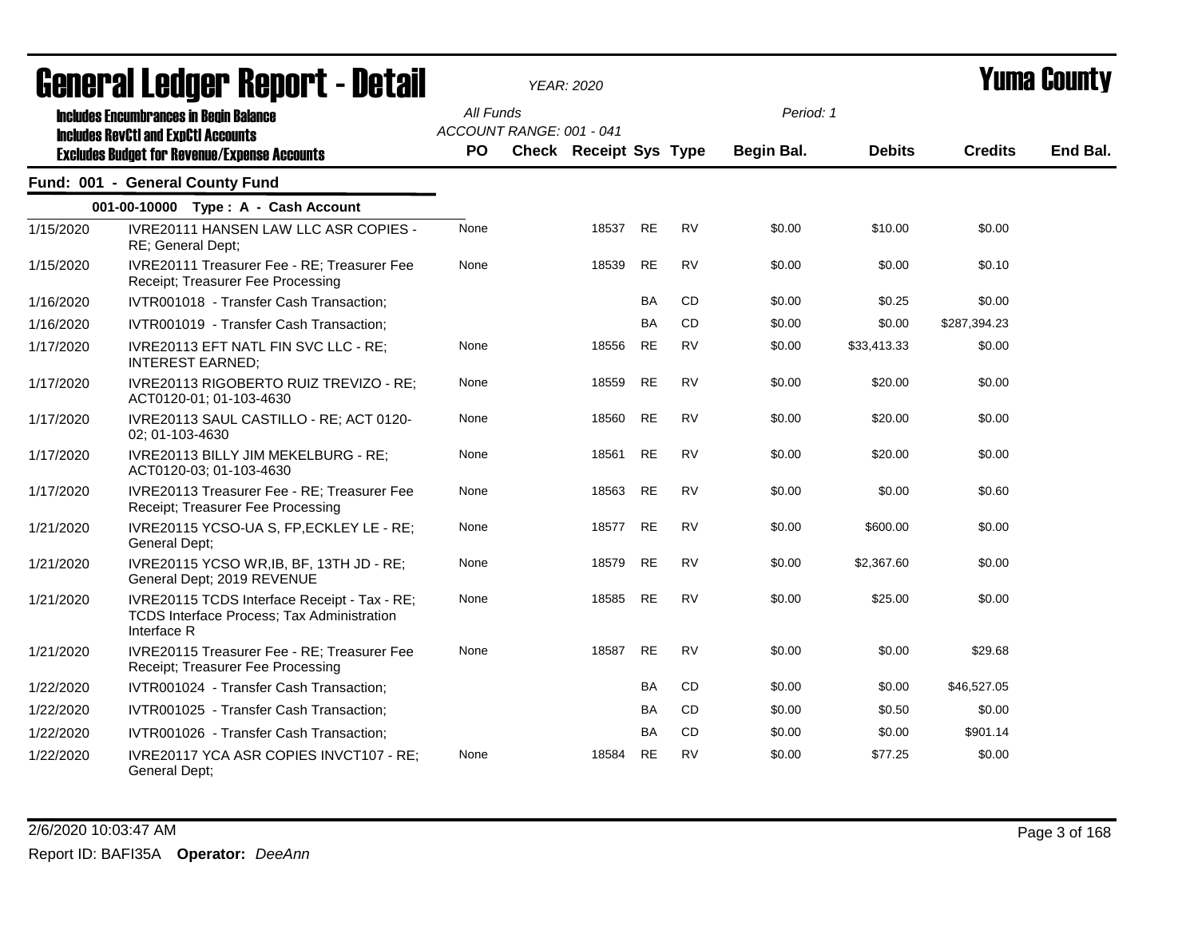# General Ledger Report - Detail

*YEAR: 2020*

**Yuma County**

**Includes Encumbrances in Begin Balance**
**Includes RevCtl and ExpCtl Accounts**
**Excludes Budget for Revenue/Expense Accounts**

*All Funds*
*ACCOUNT RANGE: 001 - 041*

*Period: 1*

## Fund: 001 - General County Fund

### 001-00-10000 Type : A - Cash Account

| Date | Description | PO | Check | Receipt | Sys | Type | Begin Bal. | Debits | Credits | End Bal. |
|---|---|---|---|---|---|---|---|---|---|---|
| 1/15/2020 | IVRE20111 HANSEN LAW LLC ASR COPIES - RE; General Dept; | None | | 18537 | RE | RV | $0.00 | $10.00 | $0.00 | |
| 1/15/2020 | IVRE20111 Treasurer Fee - RE; Treasurer Fee Receipt; Treasurer Fee Processing | None | | 18539 | RE | RV | $0.00 | $0.00 | $0.10 | |
| 1/16/2020 | IVTR001018 - Transfer Cash Transaction; | | | | BA | CD | $0.00 | $0.25 | $0.00 | |
| 1/16/2020 | IVTR001019 - Transfer Cash Transaction; | | | | BA | CD | $0.00 | $0.00 | $287,394.23 | |
| 1/17/2020 | IVRE20113 EFT NATL FIN SVC LLC - RE; INTEREST EARNED; | None | | 18556 | RE | RV | $0.00 | $33,413.33 | $0.00 | |
| 1/17/2020 | IVRE20113 RIGOBERTO RUIZ TREVIZO - RE; ACT0120-01; 01-103-4630 | None | | 18559 | RE | RV | $0.00 | $20.00 | $0.00 | |
| 1/17/2020 | IVRE20113 SAUL CASTILLO - RE; ACT 0120-02; 01-103-4630 | None | | 18560 | RE | RV | $0.00 | $20.00 | $0.00 | |
| 1/17/2020 | IVRE20113 BILLY JIM MEKELBURG - RE; ACT0120-03; 01-103-4630 | None | | 18561 | RE | RV | $0.00 | $20.00 | $0.00 | |
| 1/17/2020 | IVRE20113 Treasurer Fee - RE; Treasurer Fee Receipt; Treasurer Fee Processing | None | | 18563 | RE | RV | $0.00 | $0.00 | $0.60 | |
| 1/21/2020 | IVRE20115 YCSO-UA S, FP,ECKLEY LE - RE; General Dept; | None | | 18577 | RE | RV | $0.00 | $600.00 | $0.00 | |
| 1/21/2020 | IVRE20115 YCSO WR,IB, BF, 13TH JD - RE; General Dept; 2019 REVENUE | None | | 18579 | RE | RV | $0.00 | $2,367.60 | $0.00 | |
| 1/21/2020 | IVRE20115 TCDS Interface Receipt - Tax - RE; TCDS Interface Process; Tax Administration Interface R | None | | 18585 | RE | RV | $0.00 | $25.00 | $0.00 | |
| 1/21/2020 | IVRE20115 Treasurer Fee - RE; Treasurer Fee Receipt; Treasurer Fee Processing | None | | 18587 | RE | RV | $0.00 | $0.00 | $29.68 | |
| 1/22/2020 | IVTR001024 - Transfer Cash Transaction; | | | | BA | CD | $0.00 | $0.00 | $46,527.05 | |
| 1/22/2020 | IVTR001025 - Transfer Cash Transaction; | | | | BA | CD | $0.00 | $0.50 | $0.00 | |
| 1/22/2020 | IVTR001026 - Transfer Cash Transaction; | | | | BA | CD | $0.00 | $0.00 | $901.14 | |
| 1/22/2020 | IVRE20117 YCA ASR COPIES INVCT107 - RE; General Dept; | None | | 18584 | RE | RV | $0.00 | $77.25 | $0.00 | |

2/6/2020 10:03:47 AM

Report ID: BAFI35A **Operator:** *DeeAnn*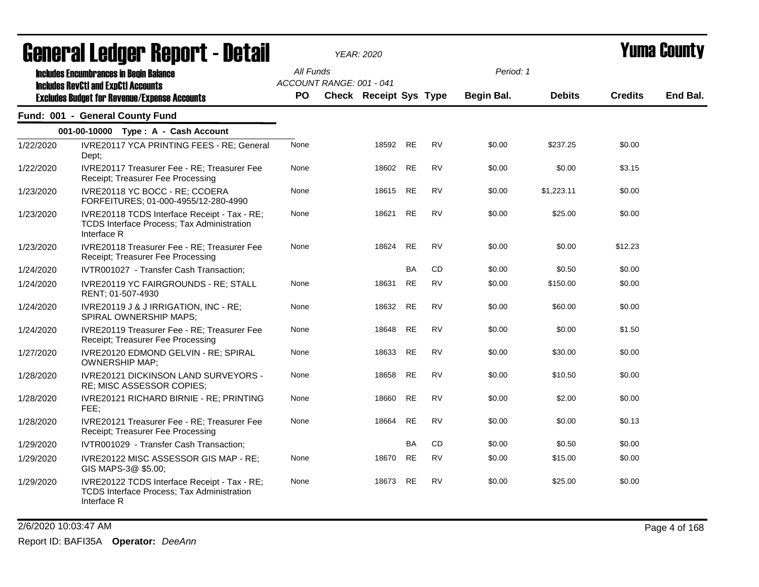# General Ledger Report - Detail

*YEAR: 2020*

**Yuma County**

**Includes Encumbrances in Begin Balance**
**Includes RevCtl and ExpCtl Accounts**
**Excludes Budget for Revenue/Expense Accounts**

All Funds
ACCOUNT RANGE: 001 - 041

Period: 1

## Fund: 001 - General County Fund

### 001-00-10000 Type : A - Cash Account

| Date | Description | PO | Check | Receipt | Sys | Type | Begin Bal. | Debits | Credits | End Bal. |
|---|---|---|---|---|---|---|---|---|---|---|
| 1/22/2020 | IVRE20117 YCA PRINTING FEES - RE; General Dept; | None | | 18592 | RE | RV | $0.00 | $237.25 | $0.00 | |
| 1/22/2020 | IVRE20117 Treasurer Fee - RE; Treasurer Fee Receipt; Treasurer Fee Processing | None | | 18602 | RE | RV | $0.00 | $0.00 | $3.15 | |
| 1/23/2020 | IVRE20118 YC BOCC - RE; CCOERA FORFEITURES; 01-000-4955/12-280-4990 | None | | 18615 | RE | RV | $0.00 | $1,223.11 | $0.00 | |
| 1/23/2020 | IVRE20118 TCDS Interface Receipt - Tax - RE; TCDS Interface Process; Tax Administration Interface R | None | | 18621 | RE | RV | $0.00 | $25.00 | $0.00 | |
| 1/23/2020 | IVRE20118 Treasurer Fee - RE; Treasurer Fee Receipt; Treasurer Fee Processing | None | | 18624 | RE | RV | $0.00 | $0.00 | $12.23 | |
| 1/24/2020 | IVTR001027 - Transfer Cash Transaction; | | | | BA | CD | $0.00 | $0.50 | $0.00 | |
| 1/24/2020 | IVRE20119 YC FAIRGROUNDS - RE; STALL RENT; 01-507-4930 | None | | 18631 | RE | RV | $0.00 | $150.00 | $0.00 | |
| 1/24/2020 | IVRE20119 J & J IRRIGATION, INC - RE; SPIRAL OWNERSHIP MAPS; | None | | 18632 | RE | RV | $0.00 | $60.00 | $0.00 | |
| 1/24/2020 | IVRE20119 Treasurer Fee - RE; Treasurer Fee Receipt; Treasurer Fee Processing | None | | 18648 | RE | RV | $0.00 | $0.00 | $1.50 | |
| 1/27/2020 | IVRE20120 EDMOND GELVIN - RE; SPIRAL OWNERSHIP MAP; | None | | 18633 | RE | RV | $0.00 | $30.00 | $0.00 | |
| 1/28/2020 | IVRE20121 DICKINSON LAND SURVEYORS - RE; MISC ASSESSOR COPIES; | None | | 18658 | RE | RV | $0.00 | $10.50 | $0.00 | |
| 1/28/2020 | IVRE20121 RICHARD BIRNIE - RE; PRINTING FEE; | None | | 18660 | RE | RV | $0.00 | $2.00 | $0.00 | |
| 1/28/2020 | IVRE20121 Treasurer Fee - RE; Treasurer Fee Receipt; Treasurer Fee Processing | None | | 18664 | RE | RV | $0.00 | $0.00 | $0.13 | |
| 1/29/2020 | IVTR001029 - Transfer Cash Transaction; | | | | BA | CD | $0.00 | $0.50 | $0.00 | |
| 1/29/2020 | IVRE20122 MISC ASSESSOR GIS MAP - RE; GIS MAPS-3@ $5.00; | None | | 18670 | RE | RV | $0.00 | $15.00 | $0.00 | |
| 1/29/2020 | IVRE20122 TCDS Interface Receipt - Tax - RE; TCDS Interface Process; Tax Administration Interface R | None | | 18673 | RE | RV | $0.00 | $25.00 | $0.00 | |

2/6/2020 10:03:47 AM

Report ID: BAFI35A **Operator:** *DeeAnn*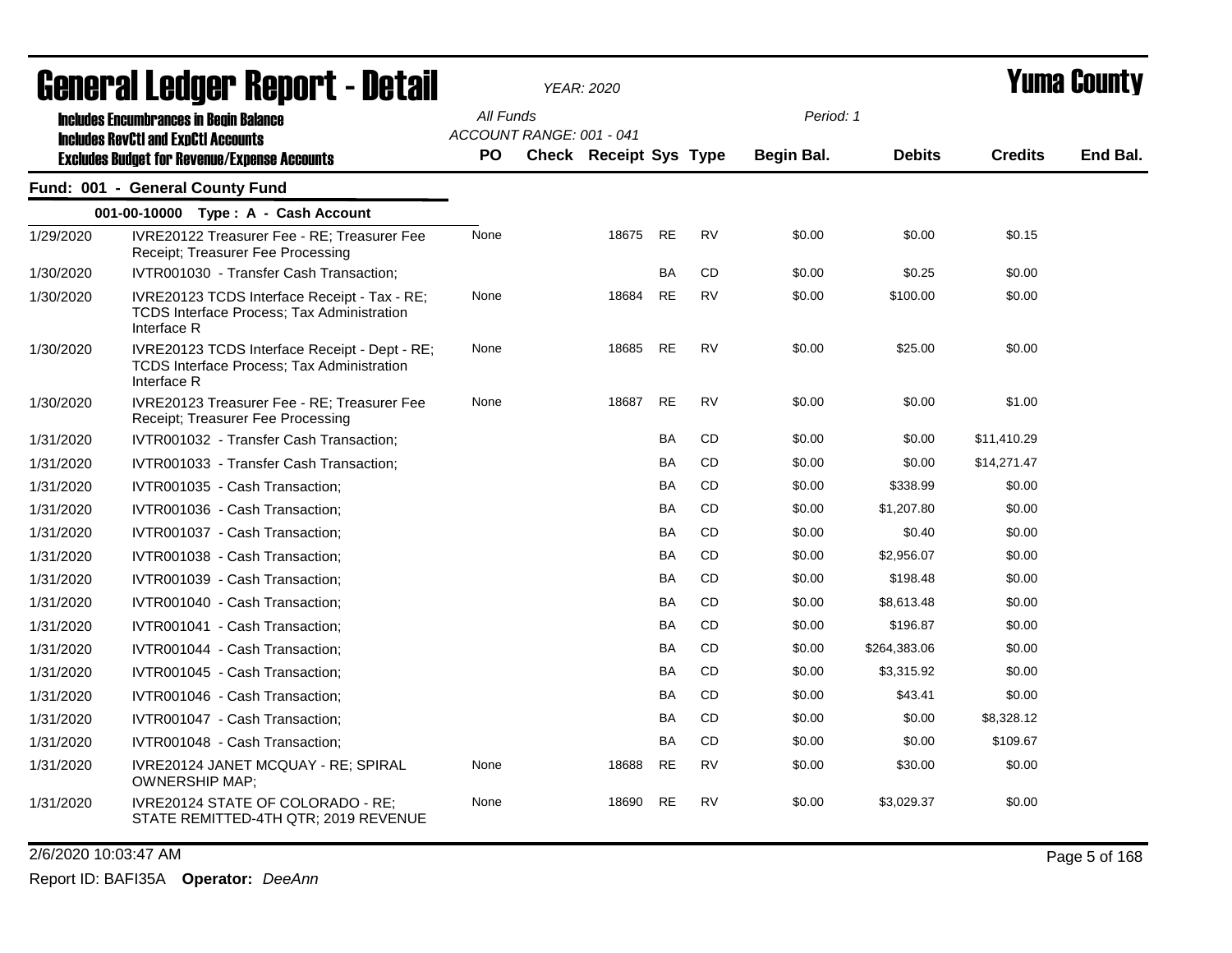# General Ledger Report - Detail

*YEAR: 2020*

**Yuma County**

**Includes Encumbrances in Begin Balance**
**Includes RevCtl and ExpCtl Accounts**
**Excludes Budget for Revenue/Expense Accounts**

*All Funds*
*ACCOUNT RANGE: 001 - 041*

*Period: 1*

## Fund: 001 - General County Fund

### 001-00-10000 Type : A - Cash Account

| Date | Description | PO | Check | Receipt | Sys | Type | Begin Bal. | Debits | Credits | End Bal. |
|---|---|---|---|---|---|---|---|---|---|---|
| 1/29/2020 | IVRE20122 Treasurer Fee - RE; Treasurer Fee Receipt; Treasurer Fee Processing | None | | 18675 | RE | RV | $0.00 | $0.00 | $0.15 | |
| 1/30/2020 | IVTR001030 - Transfer Cash Transaction; | | | | BA | CD | $0.00 | $0.25 | $0.00 | |
| 1/30/2020 | IVRE20123 TCDS Interface Receipt - Tax - RE; TCDS Interface Process; Tax Administration Interface R | None | | 18684 | RE | RV | $0.00 | $100.00 | $0.00 | |
| 1/30/2020 | IVRE20123 TCDS Interface Receipt - Dept - RE; TCDS Interface Process; Tax Administration Interface R | None | | 18685 | RE | RV | $0.00 | $25.00 | $0.00 | |
| 1/30/2020 | IVRE20123 Treasurer Fee - RE; Treasurer Fee Receipt; Treasurer Fee Processing | None | | 18687 | RE | RV | $0.00 | $0.00 | $1.00 | |
| 1/31/2020 | IVTR001032 - Transfer Cash Transaction; | | | | BA | CD | $0.00 | $0.00 | $11,410.29 | |
| 1/31/2020 | IVTR001033 - Transfer Cash Transaction; | | | | BA | CD | $0.00 | $0.00 | $14,271.47 | |
| 1/31/2020 | IVTR001035 - Cash Transaction; | | | | BA | CD | $0.00 | $338.99 | $0.00 | |
| 1/31/2020 | IVTR001036 - Cash Transaction; | | | | BA | CD | $0.00 | $1,207.80 | $0.00 | |
| 1/31/2020 | IVTR001037 - Cash Transaction; | | | | BA | CD | $0.00 | $0.40 | $0.00 | |
| 1/31/2020 | IVTR001038 - Cash Transaction; | | | | BA | CD | $0.00 | $2,956.07 | $0.00 | |
| 1/31/2020 | IVTR001039 - Cash Transaction; | | | | BA | CD | $0.00 | $198.48 | $0.00 | |
| 1/31/2020 | IVTR001040 - Cash Transaction; | | | | BA | CD | $0.00 | $8,613.48 | $0.00 | |
| 1/31/2020 | IVTR001041 - Cash Transaction; | | | | BA | CD | $0.00 | $196.87 | $0.00 | |
| 1/31/2020 | IVTR001044 - Cash Transaction; | | | | BA | CD | $0.00 | $264,383.06 | $0.00 | |
| 1/31/2020 | IVTR001045 - Cash Transaction; | | | | BA | CD | $0.00 | $3,315.92 | $0.00 | |
| 1/31/2020 | IVTR001046 - Cash Transaction; | | | | BA | CD | $0.00 | $43.41 | $0.00 | |
| 1/31/2020 | IVTR001047 - Cash Transaction; | | | | BA | CD | $0.00 | $0.00 | $8,328.12 | |
| 1/31/2020 | IVTR001048 - Cash Transaction; | | | | BA | CD | $0.00 | $0.00 | $109.67 | |
| 1/31/2020 | IVRE20124 JANET MCQUAY - RE; SPIRAL OWNERSHIP MAP; | None | | 18688 | RE | RV | $0.00 | $30.00 | $0.00 | |
| 1/31/2020 | IVRE20124 STATE OF COLORADO - RE; STATE REMITTED-4TH QTR; 2019 REVENUE | None | | 18690 | RE | RV | $0.00 | $3,029.37 | $0.00 | |

2/6/2020 10:03:47 AM

Report ID: BAFI35A **Operator:** *DeeAnn*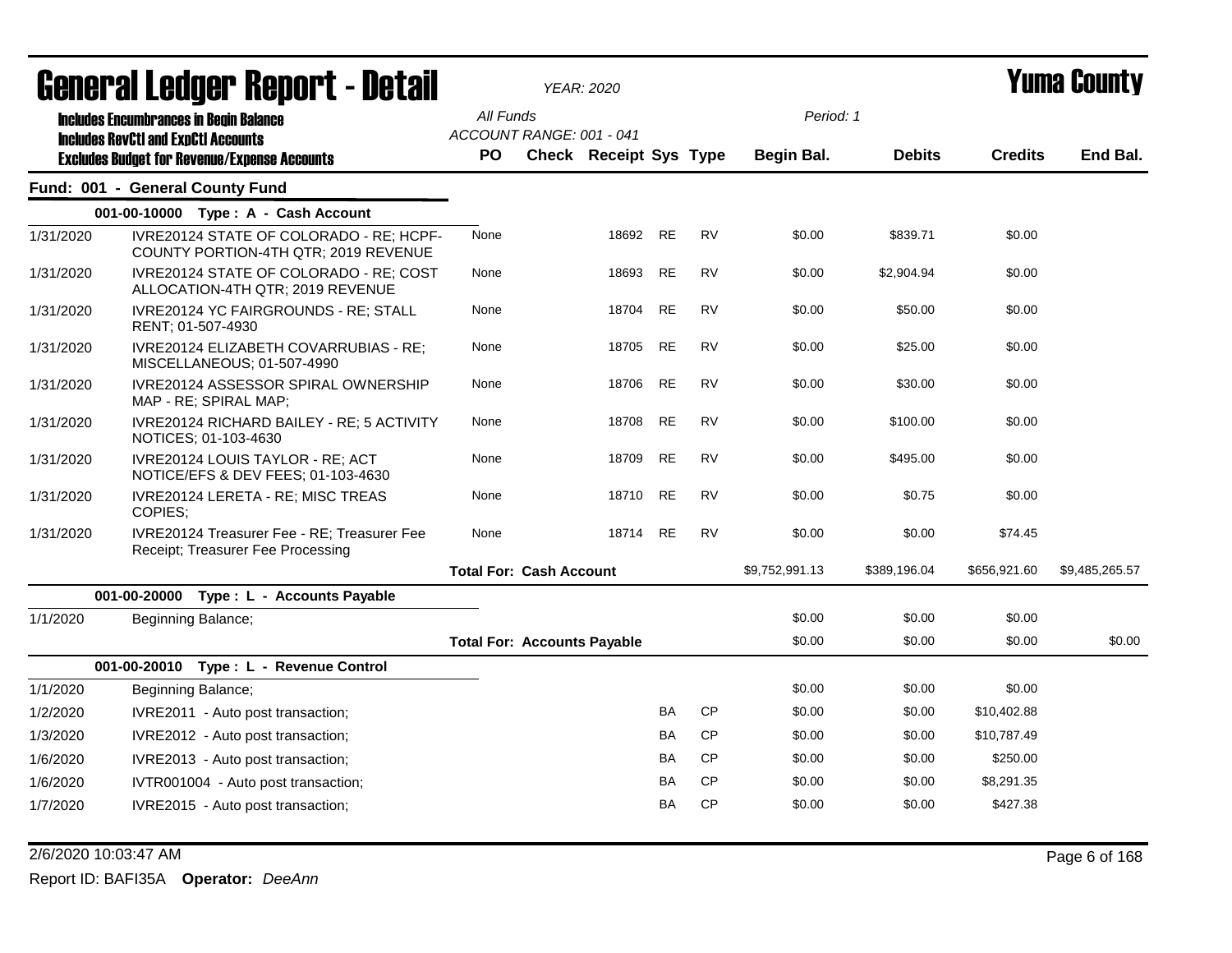# General Ledger Report - Detail

*YEAR: 2020*

# Yuma County

**Includes Encumbrances in Begin Balance**
**Includes RevCtl and ExpCtl Accounts**
**Excludes Budget for Revenue/Expense Accounts**

*All Funds*
*ACCOUNT RANGE: 001 - 041*
*Period: 1*

## Fund: 001 - General County Fund

### 001-00-10000 Type : A - Cash Account

| Date | Description | PO | Check | Receipt | Sys | Type | Begin Bal. | Debits | Credits | End Bal. |
|---|---|---|---|---|---|---|---|---|---|---|
| 1/31/2020 | IVRE20124 STATE OF COLORADO - RE; HCPF-COUNTY PORTION-4TH QTR; 2019 REVENUE | None | | 18692 | RE | RV | $0.00 | $839.71 | $0.00 | |
| 1/31/2020 | IVRE20124 STATE OF COLORADO - RE; COST ALLOCATION-4TH QTR; 2019 REVENUE | None | | 18693 | RE | RV | $0.00 | $2,904.94 | $0.00 | |
| 1/31/2020 | IVRE20124 YC FAIRGROUNDS - RE; STALL RENT; 01-507-4930 | None | | 18704 | RE | RV | $0.00 | $50.00 | $0.00 | |
| 1/31/2020 | IVRE20124 ELIZABETH COVARRUBIAS - RE; MISCELLANEOUS; 01-507-4990 | None | | 18705 | RE | RV | $0.00 | $25.00 | $0.00 | |
| 1/31/2020 | IVRE20124 ASSESSOR SPIRAL OWNERSHIP MAP - RE; SPIRAL MAP; | None | | 18706 | RE | RV | $0.00 | $30.00 | $0.00 | |
| 1/31/2020 | IVRE20124 RICHARD BAILEY - RE; 5 ACTIVITY NOTICES; 01-103-4630 | None | | 18708 | RE | RV | $0.00 | $100.00 | $0.00 | |
| 1/31/2020 | IVRE20124 LOUIS TAYLOR - RE; ACT NOTICE/EFS & DEV FEES; 01-103-4630 | None | | 18709 | RE | RV | $0.00 | $495.00 | $0.00 | |
| 1/31/2020 | IVRE20124 LERETA - RE; MISC TREAS COPIES; | None | | 18710 | RE | RV | $0.00 | $0.75 | $0.00 | |
| 1/31/2020 | IVRE20124 Treasurer Fee - RE; Treasurer Fee Receipt; Treasurer Fee Processing | None | | 18714 | RE | RV | $0.00 | $0.00 | $74.45 | |
| | **Total For: Cash Account** | | | | | | $9,752,991.13 | $389,196.04 | $656,921.60 | $9,485,265.57 |

### 001-00-20000 Type : L - Accounts Payable

| Date | Description | PO | Check | Receipt | Sys | Type | Begin Bal. | Debits | Credits | End Bal. |
|---|---|---|---|---|---|---|---|---|---|---|
| 1/1/2020 | Beginning Balance; | | | | | | $0.00 | $0.00 | $0.00 | |
| | **Total For: Accounts Payable** | | | | | | $0.00 | $0.00 | $0.00 | $0.00 |

### 001-00-20010 Type : L - Revenue Control

| Date | Description | PO | Check | Receipt | Sys | Type | Begin Bal. | Debits | Credits | End Bal. |
|---|---|---|---|---|---|---|---|---|---|---|
| 1/1/2020 | Beginning Balance; | | | | | | $0.00 | $0.00 | $0.00 | |
| 1/2/2020 | IVRE2011 - Auto post transaction; | | | | BA | CP | $0.00 | $0.00 | $10,402.88 | |
| 1/3/2020 | IVRE2012 - Auto post transaction; | | | | BA | CP | $0.00 | $0.00 | $10,787.49 | |
| 1/6/2020 | IVRE2013 - Auto post transaction; | | | | BA | CP | $0.00 | $0.00 | $250.00 | |
| 1/6/2020 | IVTR001004 - Auto post transaction; | | | | BA | CP | $0.00 | $0.00 | $8,291.35 | |
| 1/7/2020 | IVRE2015 - Auto post transaction; | | | | BA | CP | $0.00 | $0.00 | $427.38 | |

2/6/2020 10:03:47 AM

Report ID: BAFI35A **Operator:** *DeeAnn*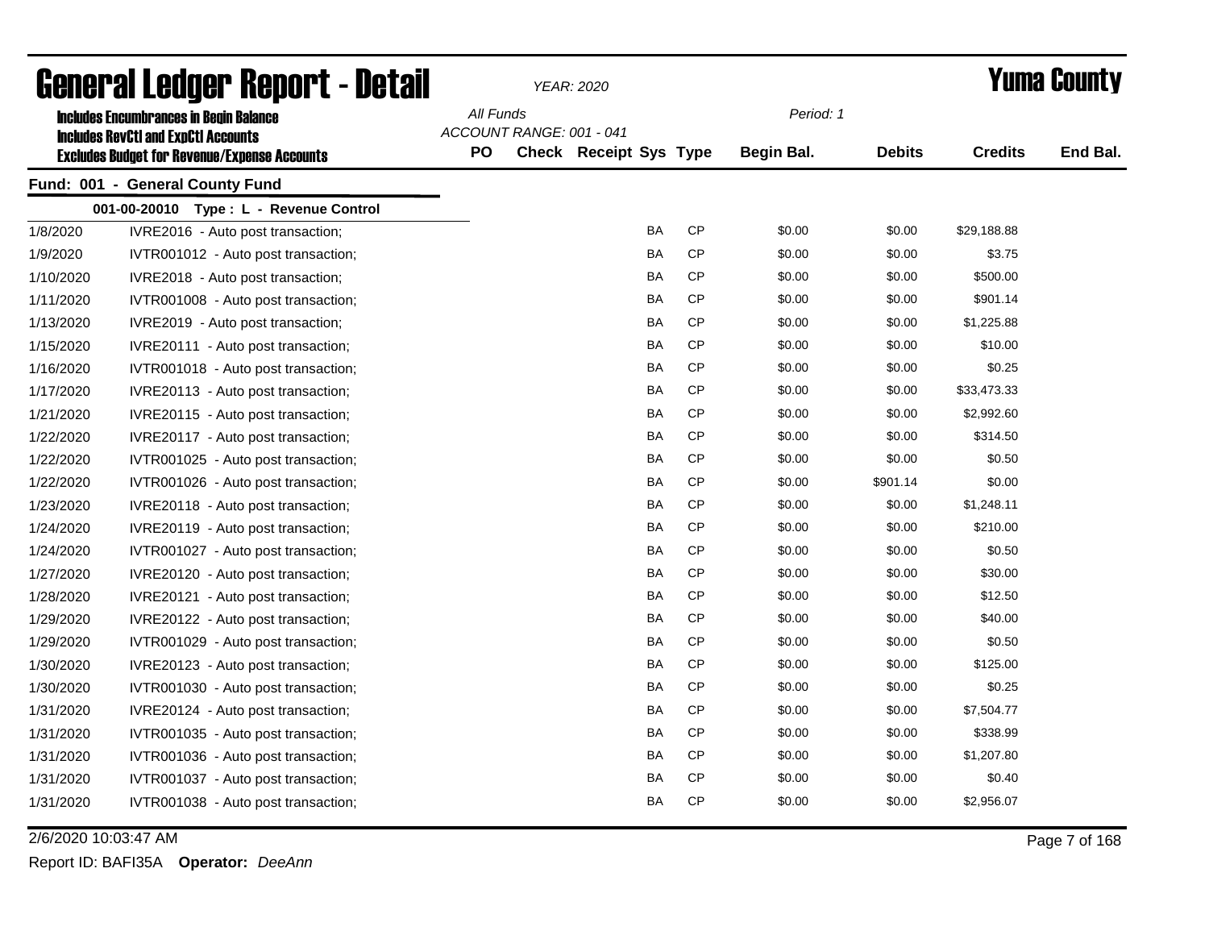# General Ledger Report - Detail

*YEAR: 2020*

**Yuma County**

**Includes Encumbrances in Begin Balance**
**Includes RevCtl and ExpCtl Accounts**
**Excludes Budget for Revenue/Expense Accounts**

*All Funds*
*ACCOUNT RANGE: 001 - 041*

*Period: 1*

## Fund: 001 - General County Fund

### 001-00-20010 Type : L - Revenue Control

| Date | Description | PO | Check | Receipt | Sys | Type | Begin Bal. | Debits | Credits | End Bal. |
|---|---|---|---|---|---|---|---|---|---|---|
| 1/8/2020 | IVRE2016 - Auto post transaction; | | | | BA | CP | $0.00 | $0.00 | $29,188.88 | |
| 1/9/2020 | IVTR001012 - Auto post transaction; | | | | BA | CP | $0.00 | $0.00 | $3.75 | |
| 1/10/2020 | IVRE2018 - Auto post transaction; | | | | BA | CP | $0.00 | $0.00 | $500.00 | |
| 1/11/2020 | IVTR001008 - Auto post transaction; | | | | BA | CP | $0.00 | $0.00 | $901.14 | |
| 1/13/2020 | IVRE2019 - Auto post transaction; | | | | BA | CP | $0.00 | $0.00 | $1,225.88 | |
| 1/15/2020 | IVRE20111 - Auto post transaction; | | | | BA | CP | $0.00 | $0.00 | $10.00 | |
| 1/16/2020 | IVTR001018 - Auto post transaction; | | | | BA | CP | $0.00 | $0.00 | $0.25 | |
| 1/17/2020 | IVRE20113 - Auto post transaction; | | | | BA | CP | $0.00 | $0.00 | $33,473.33 | |
| 1/21/2020 | IVRE20115 - Auto post transaction; | | | | BA | CP | $0.00 | $0.00 | $2,992.60 | |
| 1/22/2020 | IVRE20117 - Auto post transaction; | | | | BA | CP | $0.00 | $0.00 | $314.50 | |
| 1/22/2020 | IVTR001025 - Auto post transaction; | | | | BA | CP | $0.00 | $0.00 | $0.50 | |
| 1/22/2020 | IVTR001026 - Auto post transaction; | | | | BA | CP | $0.00 | $901.14 | $0.00 | |
| 1/23/2020 | IVRE20118 - Auto post transaction; | | | | BA | CP | $0.00 | $0.00 | $1,248.11 | |
| 1/24/2020 | IVRE20119 - Auto post transaction; | | | | BA | CP | $0.00 | $0.00 | $210.00 | |
| 1/24/2020 | IVTR001027 - Auto post transaction; | | | | BA | CP | $0.00 | $0.00 | $0.50 | |
| 1/27/2020 | IVRE20120 - Auto post transaction; | | | | BA | CP | $0.00 | $0.00 | $30.00 | |
| 1/28/2020 | IVRE20121 - Auto post transaction; | | | | BA | CP | $0.00 | $0.00 | $12.50 | |
| 1/29/2020 | IVRE20122 - Auto post transaction; | | | | BA | CP | $0.00 | $0.00 | $40.00 | |
| 1/29/2020 | IVTR001029 - Auto post transaction; | | | | BA | CP | $0.00 | $0.00 | $0.50 | |
| 1/30/2020 | IVRE20123 - Auto post transaction; | | | | BA | CP | $0.00 | $0.00 | $125.00 | |
| 1/30/2020 | IVTR001030 - Auto post transaction; | | | | BA | CP | $0.00 | $0.00 | $0.25 | |
| 1/31/2020 | IVRE20124 - Auto post transaction; | | | | BA | CP | $0.00 | $0.00 | $7,504.77 | |
| 1/31/2020 | IVTR001035 - Auto post transaction; | | | | BA | CP | $0.00 | $0.00 | $338.99 | |
| 1/31/2020 | IVTR001036 - Auto post transaction; | | | | BA | CP | $0.00 | $0.00 | $1,207.80 | |
| 1/31/2020 | IVTR001037 - Auto post transaction; | | | | BA | CP | $0.00 | $0.00 | $0.40 | |
| 1/31/2020 | IVTR001038 - Auto post transaction; | | | | BA | CP | $0.00 | $0.00 | $2,956.07 | |

2/6/2020 10:03:47 AM

Report ID: BAFI35A **Operator:** *DeeAnn*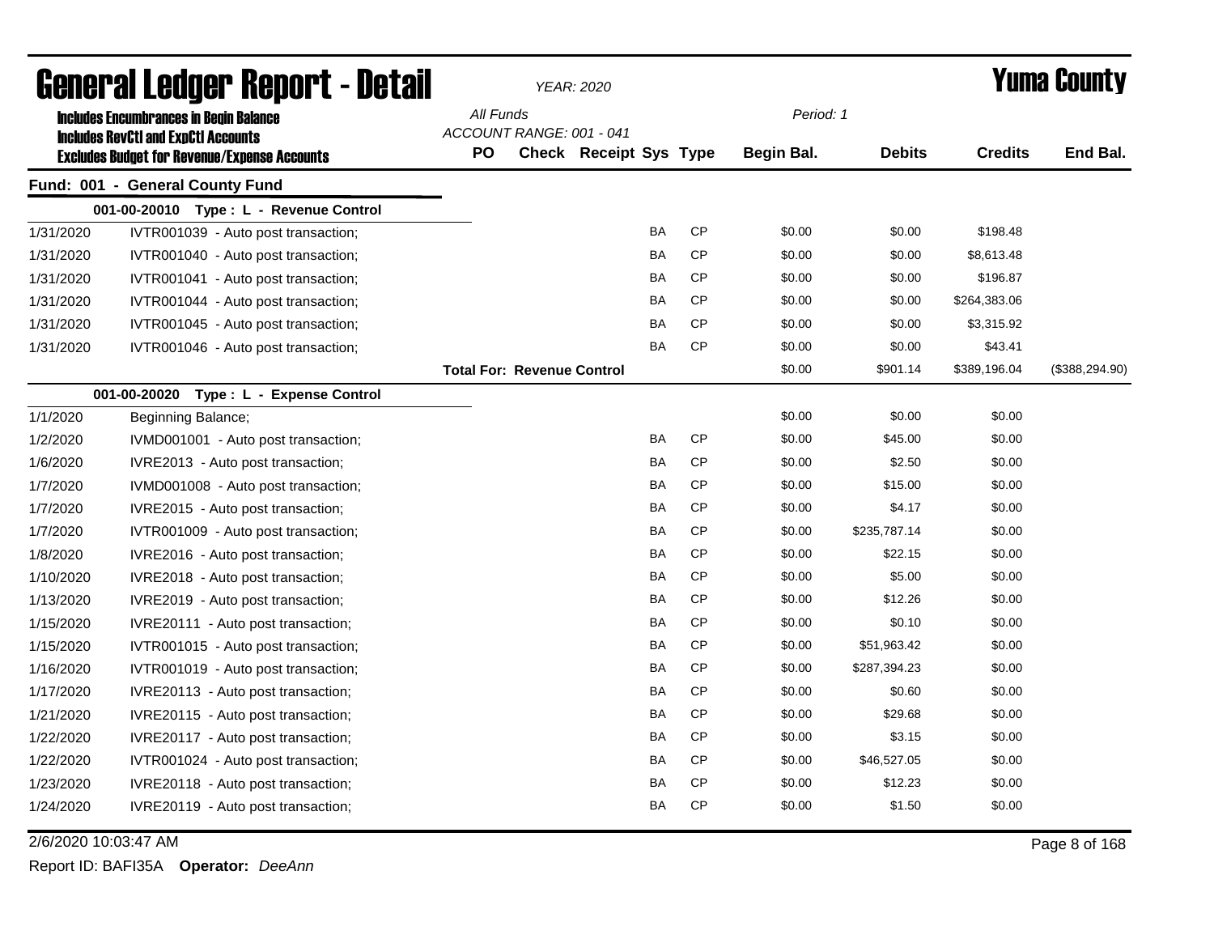# General Ledger Report - Detail

*YEAR: 2020*

## Yuma County

**Includes Encumbrances in Begin Balance**
**Includes RevCtl and ExpCtl Accounts**
**Excludes Budget for Revenue/Expense Accounts**

*All Funds*
*ACCOUNT RANGE: 001 - 041*
*Period: 1*

### Fund: 001 - General County Fund

| Date | Description | PO | Check | Receipt | Sys | Type | Begin Bal. | Debits | Credits | End Bal. |
|---|---|---|---|---|---|---|---|---|---|---|
| **001-00-20010 Type : L - Revenue Control** | | | | | | | | | | |
| 1/31/2020 | IVTR001039 - Auto post transaction; | | | | BA | CP | $0.00 | $0.00 | $198.48 | |
| 1/31/2020 | IVTR001040 - Auto post transaction; | | | | BA | CP | $0.00 | $0.00 | $8,613.48 | |
| 1/31/2020 | IVTR001041 - Auto post transaction; | | | | BA | CP | $0.00 | $0.00 | $196.87 | |
| 1/31/2020 | IVTR001044 - Auto post transaction; | | | | BA | CP | $0.00 | $0.00 | $264,383.06 | |
| 1/31/2020 | IVTR001045 - Auto post transaction; | | | | BA | CP | $0.00 | $0.00 | $3,315.92 | |
| 1/31/2020 | IVTR001046 - Auto post transaction; | | | | BA | CP | $0.00 | $0.00 | $43.41 | |
| | **Total For: Revenue Control** | | | | | | $0.00 | $901.14 | $389,196.04 | ($388,294.90) |
| **001-00-20020 Type : L - Expense Control** | | | | | | | | | | |
| 1/1/2020 | Beginning Balance; | | | | | | $0.00 | $0.00 | $0.00 | |
| 1/2/2020 | IVMD001001 - Auto post transaction; | | | | BA | CP | $0.00 | $45.00 | $0.00 | |
| 1/6/2020 | IVRE2013 - Auto post transaction; | | | | BA | CP | $0.00 | $2.50 | $0.00 | |
| 1/7/2020 | IVMD001008 - Auto post transaction; | | | | BA | CP | $0.00 | $15.00 | $0.00 | |
| 1/7/2020 | IVRE2015 - Auto post transaction; | | | | BA | CP | $0.00 | $4.17 | $0.00 | |
| 1/7/2020 | IVTR001009 - Auto post transaction; | | | | BA | CP | $0.00 | $235,787.14 | $0.00 | |
| 1/8/2020 | IVRE2016 - Auto post transaction; | | | | BA | CP | $0.00 | $22.15 | $0.00 | |
| 1/10/2020 | IVRE2018 - Auto post transaction; | | | | BA | CP | $0.00 | $5.00 | $0.00 | |
| 1/13/2020 | IVRE2019 - Auto post transaction; | | | | BA | CP | $0.00 | $12.26 | $0.00 | |
| 1/15/2020 | IVRE20111 - Auto post transaction; | | | | BA | CP | $0.00 | $0.10 | $0.00 | |
| 1/15/2020 | IVTR001015 - Auto post transaction; | | | | BA | CP | $0.00 | $51,963.42 | $0.00 | |
| 1/16/2020 | IVTR001019 - Auto post transaction; | | | | BA | CP | $0.00 | $287,394.23 | $0.00 | |
| 1/17/2020 | IVRE20113 - Auto post transaction; | | | | BA | CP | $0.00 | $0.60 | $0.00 | |
| 1/21/2020 | IVRE20115 - Auto post transaction; | | | | BA | CP | $0.00 | $29.68 | $0.00 | |
| 1/22/2020 | IVRE20117 - Auto post transaction; | | | | BA | CP | $0.00 | $3.15 | $0.00 | |
| 1/22/2020 | IVTR001024 - Auto post transaction; | | | | BA | CP | $0.00 | $46,527.05 | $0.00 | |
| 1/23/2020 | IVRE20118 - Auto post transaction; | | | | BA | CP | $0.00 | $12.23 | $0.00 | |
| 1/24/2020 | IVRE20119 - Auto post transaction; | | | | BA | CP | $0.00 | $1.50 | $0.00 | |

2/6/2020 10:03:47 AM

Report ID: BAFI35A **Operator:** *DeeAnn*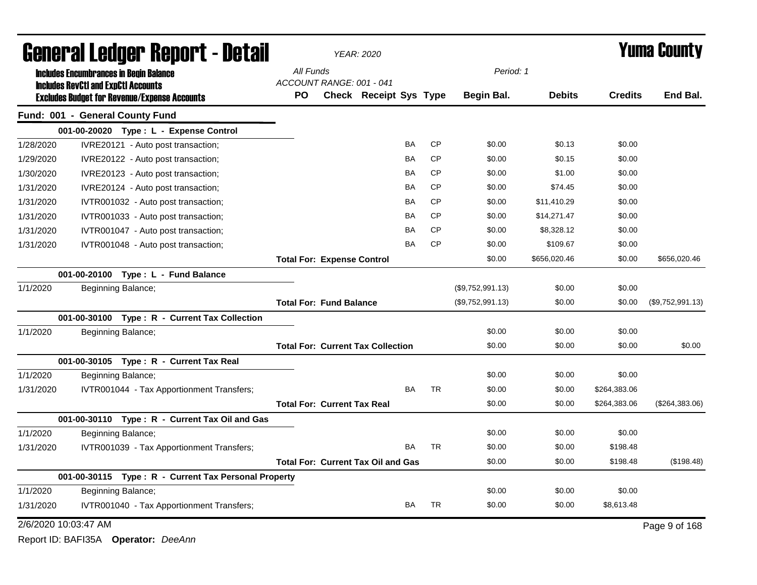# General Ledger Report - Detail

*YEAR: 2020*

# Yuma County

**Includes Encumbrances in Begin Balance**
**Includes RevCtl and ExpCtl Accounts**
**Excludes Budget for Revenue/Expense Accounts**

*All Funds*
*ACCOUNT RANGE: 001 - 041*
*Period: 1*

## Fund: 001 - General County Fund

| Date | Description | PO | Check | Receipt | Sys | Type | Begin Bal. | Debits | Credits | End Bal. |
|---|---|---|---|---|---|---|---|---|---|---|
| **001-00-20020 Type : L - Expense Control** | | | | | | | | | | |
| 1/28/2020 | IVRE20121 - Auto post transaction; | | | | BA | CP | $0.00 | $0.13 | $0.00 | |
| 1/29/2020 | IVRE20122 - Auto post transaction; | | | | BA | CP | $0.00 | $0.15 | $0.00 | |
| 1/30/2020 | IVRE20123 - Auto post transaction; | | | | BA | CP | $0.00 | $1.00 | $0.00 | |
| 1/31/2020 | IVRE20124 - Auto post transaction; | | | | BA | CP | $0.00 | $74.45 | $0.00 | |
| 1/31/2020 | IVTR001032 - Auto post transaction; | | | | BA | CP | $0.00 | $11,410.29 | $0.00 | |
| 1/31/2020 | IVTR001033 - Auto post transaction; | | | | BA | CP | $0.00 | $14,271.47 | $0.00 | |
| 1/31/2020 | IVTR001047 - Auto post transaction; | | | | BA | CP | $0.00 | $8,328.12 | $0.00 | |
| 1/31/2020 | IVTR001048 - Auto post transaction; | | | | BA | CP | $0.00 | $109.67 | $0.00 | |
| | **Total For: Expense Control** | | | | | | $0.00 | $656,020.46 | $0.00 | $656,020.46 |
| **001-00-20100 Type : L - Fund Balance** | | | | | | | | | | |
| 1/1/2020 | Beginning Balance; | | | | | | ($9,752,991.13) | $0.00 | $0.00 | |
| | **Total For: Fund Balance** | | | | | | ($9,752,991.13) | $0.00 | $0.00 | ($9,752,991.13) |
| **001-00-30100 Type : R - Current Tax Collection** | | | | | | | | | | |
| 1/1/2020 | Beginning Balance; | | | | | | $0.00 | $0.00 | $0.00 | |
| | **Total For: Current Tax Collection** | | | | | | $0.00 | $0.00 | $0.00 | $0.00 |
| **001-00-30105 Type : R - Current Tax Real** | | | | | | | | | | |
| 1/1/2020 | Beginning Balance; | | | | | | $0.00 | $0.00 | $0.00 | |
| 1/31/2020 | IVTR001044 - Tax Apportionment Transfers; | | | | BA | TR | $0.00 | $0.00 | $264,383.06 | |
| | **Total For: Current Tax Real** | | | | | | $0.00 | $0.00 | $264,383.06 | ($264,383.06) |
| **001-00-30110 Type : R - Current Tax Oil and Gas** | | | | | | | | | | |
| 1/1/2020 | Beginning Balance; | | | | | | $0.00 | $0.00 | $0.00 | |
| 1/31/2020 | IVTR001039 - Tax Apportionment Transfers; | | | | BA | TR | $0.00 | $0.00 | $198.48 | |
| | **Total For: Current Tax Oil and Gas** | | | | | | $0.00 | $0.00 | $198.48 | ($198.48) |
| **001-00-30115 Type : R - Current Tax Personal Property** | | | | | | | | | | |
| 1/1/2020 | Beginning Balance; | | | | | | $0.00 | $0.00 | $0.00 | |
| 1/31/2020 | IVTR001040 - Tax Apportionment Transfers; | | | | BA | TR | $0.00 | $0.00 | $8,613.48 | |

2/6/2020 10:03:47 AM

Report ID: BAFI35A **Operator:** *DeeAnn*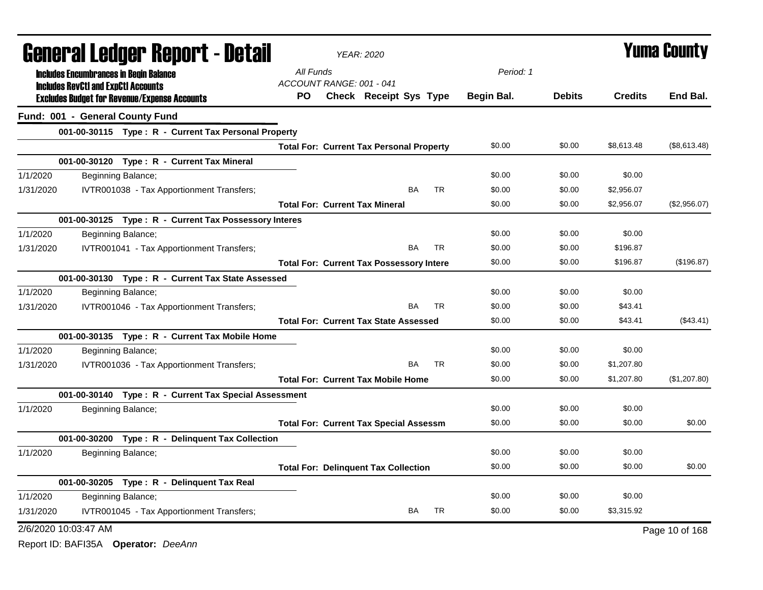# General Ledger Report - Detail

**Yuma County**

*YEAR: 2020*

**Includes Encumbrances in Begin Balance**
**Includes RevCtl and ExpCtl Accounts**
**Excludes Budget for Revenue/Expense Accounts**

*All Funds*
*ACCOUNT RANGE: 001 - 041*
*Period: 1*

| | | PO | Check | Receipt | Sys | Type | Begin Bal. | Debits | Credits | End Bal. |
|---|---|---|---|---|---|---|---|---|---|---|
| **Fund: 001 - General County Fund** | | | | | | | | | | |
| | **001-00-30115 Type : R - Current Tax Personal Property** | | | | | | | | | |
| | **Total For: Current Tax Personal Property** | | | | | | $0.00 | $0.00 | $8,613.48 | ($8,613.48) |
| | **001-00-30120 Type : R - Current Tax Mineral** | | | | | | | | | |
| 1/1/2020 | Beginning Balance; | | | | | | $0.00 | $0.00 | $0.00 | |
| 1/31/2020 | IVTR001038 - Tax Apportionment Transfers; | | | | BA | TR | $0.00 | $0.00 | $2,956.07 | |
| | **Total For: Current Tax Mineral** | | | | | | $0.00 | $0.00 | $2,956.07 | ($2,956.07) |
| | **001-00-30125 Type : R - Current Tax Possessory Interes** | | | | | | | | | |
| 1/1/2020 | Beginning Balance; | | | | | | $0.00 | $0.00 | $0.00 | |
| 1/31/2020 | IVTR001041 - Tax Apportionment Transfers; | | | | BA | TR | $0.00 | $0.00 | $196.87 | |
| | **Total For: Current Tax Possessory Intere** | | | | | | $0.00 | $0.00 | $196.87 | ($196.87) |
| | **001-00-30130 Type : R - Current Tax State Assessed** | | | | | | | | | |
| 1/1/2020 | Beginning Balance; | | | | | | $0.00 | $0.00 | $0.00 | |
| 1/31/2020 | IVTR001046 - Tax Apportionment Transfers; | | | | BA | TR | $0.00 | $0.00 | $43.41 | |
| | **Total For: Current Tax State Assessed** | | | | | | $0.00 | $0.00 | $43.41 | ($43.41) |
| | **001-00-30135 Type : R - Current Tax Mobile Home** | | | | | | | | | |
| 1/1/2020 | Beginning Balance; | | | | | | $0.00 | $0.00 | $0.00 | |
| 1/31/2020 | IVTR001036 - Tax Apportionment Transfers; | | | | BA | TR | $0.00 | $0.00 | $1,207.80 | |
| | **Total For: Current Tax Mobile Home** | | | | | | $0.00 | $0.00 | $1,207.80 | ($1,207.80) |
| | **001-00-30140 Type : R - Current Tax Special Assessment** | | | | | | | | | |
| 1/1/2020 | Beginning Balance; | | | | | | $0.00 | $0.00 | $0.00 | |
| | **Total For: Current Tax Special Assessm** | | | | | | $0.00 | $0.00 | $0.00 | $0.00 |
| | **001-00-30200 Type : R - Delinquent Tax Collection** | | | | | | | | | |
| 1/1/2020 | Beginning Balance; | | | | | | $0.00 | $0.00 | $0.00 | |
| | **Total For: Delinquent Tax Collection** | | | | | | $0.00 | $0.00 | $0.00 | $0.00 |
| | **001-00-30205 Type : R - Delinquent Tax Real** | | | | | | | | | |
| 1/1/2020 | Beginning Balance; | | | | | | $0.00 | $0.00 | $0.00 | |
| 1/31/2020 | IVTR001045 - Tax Apportionment Transfers; | | | | BA | TR | $0.00 | $0.00 | $3,315.92 | |

2/6/2020 10:03:47 AM

Report ID: BAFI35A **Operator:** *DeeAnn*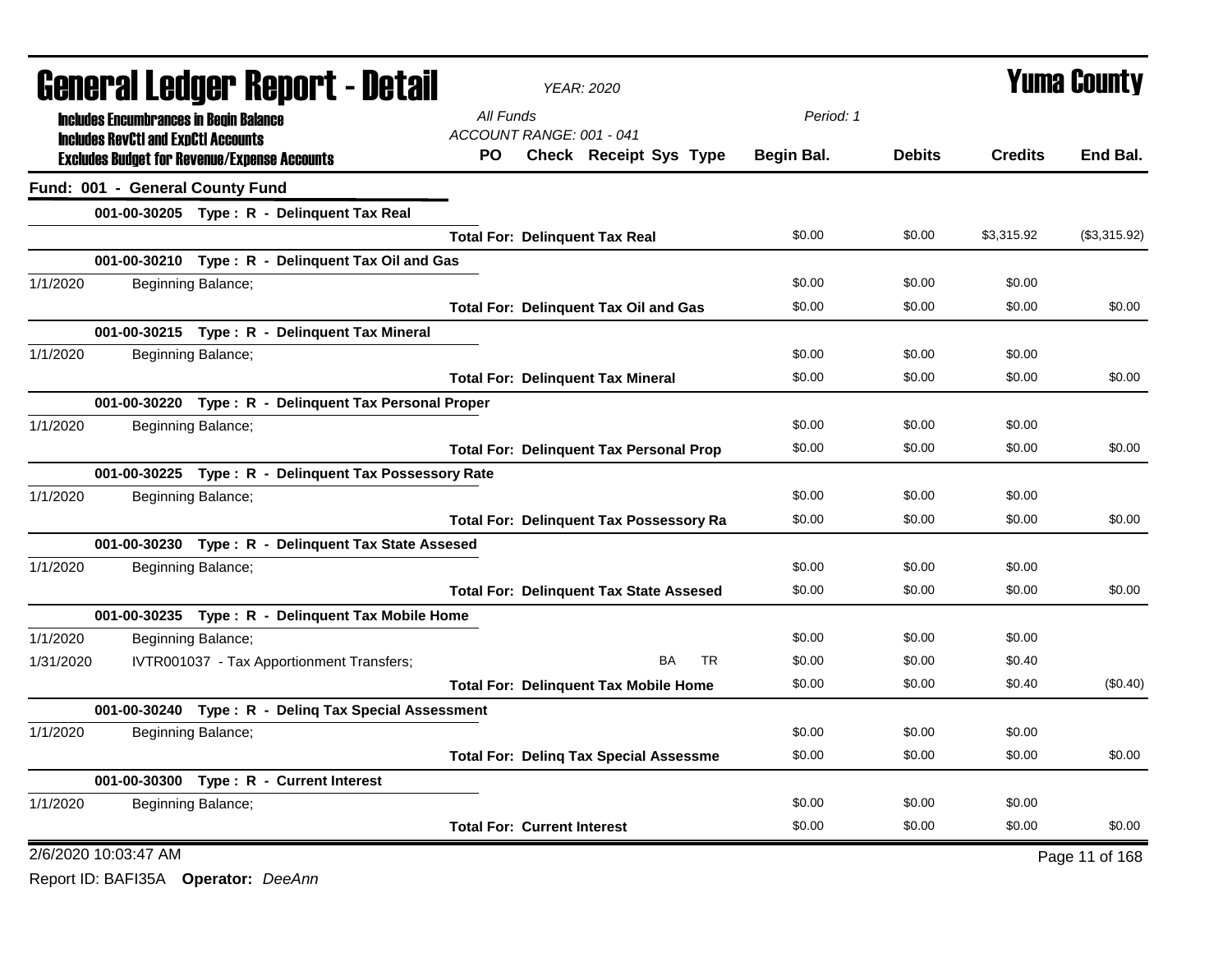# General Ledger Report - Detail

**YEAR: 2020**

**Yuma County**

**Includes Encumbrances in Begin Balance**
**Includes RevCtl and ExpCtl Accounts**
**Excludes Budget for Revenue/Expense Accounts**

All Funds
ACCOUNT RANGE: 001 - 041
Period: 1

## Fund: 001 - General County Fund

| Date | Description | PO | Check | Receipt | Sys | Type | Begin Bal. | Debits | Credits | End Bal. |
|---|---|---|---|---|---|---|---|---|---|---|
| | **001-00-30205 Type : R - Delinquent Tax Real** | | | | | | | | | |
| | **Total For: Delinquent Tax Real** | | | | | | $0.00 | $0.00 | $3,315.92 | ($3,315.92) |
| | **001-00-30210 Type : R - Delinquent Tax Oil and Gas** | | | | | | | | | |
| 1/1/2020 | Beginning Balance; | | | | | | $0.00 | $0.00 | $0.00 | |
| | **Total For: Delinquent Tax Oil and Gas** | | | | | | $0.00 | $0.00 | $0.00 | $0.00 |
| | **001-00-30215 Type : R - Delinquent Tax Mineral** | | | | | | | | | |
| 1/1/2020 | Beginning Balance; | | | | | | $0.00 | $0.00 | $0.00 | |
| | **Total For: Delinquent Tax Mineral** | | | | | | $0.00 | $0.00 | $0.00 | $0.00 |
| | **001-00-30220 Type : R - Delinquent Tax Personal Proper** | | | | | | | | | |
| 1/1/2020 | Beginning Balance; | | | | | | $0.00 | $0.00 | $0.00 | |
| | **Total For: Delinquent Tax Personal Prop** | | | | | | $0.00 | $0.00 | $0.00 | $0.00 |
| | **001-00-30225 Type : R - Delinquent Tax Possessory Rate** | | | | | | | | | |
| 1/1/2020 | Beginning Balance; | | | | | | $0.00 | $0.00 | $0.00 | |
| | **Total For: Delinquent Tax Possessory Ra** | | | | | | $0.00 | $0.00 | $0.00 | $0.00 |
| | **001-00-30230 Type : R - Delinquent Tax State Assesed** | | | | | | | | | |
| 1/1/2020 | Beginning Balance; | | | | | | $0.00 | $0.00 | $0.00 | |
| | **Total For: Delinquent Tax State Assesed** | | | | | | $0.00 | $0.00 | $0.00 | $0.00 |
| | **001-00-30235 Type : R - Delinquent Tax Mobile Home** | | | | | | | | | |
| 1/1/2020 | Beginning Balance; | | | | | | $0.00 | $0.00 | $0.00 | |
| 1/31/2020 | IVTR001037 - Tax Apportionment Transfers; | | | | BA | TR | $0.00 | $0.00 | $0.40 | |
| | **Total For: Delinquent Tax Mobile Home** | | | | | | $0.00 | $0.00 | $0.40 | ($0.40) |
| | **001-00-30240 Type : R - Delinq Tax Special Assessment** | | | | | | | | | |
| 1/1/2020 | Beginning Balance; | | | | | | $0.00 | $0.00 | $0.00 | |
| | **Total For: Delinq Tax Special Assessme** | | | | | | $0.00 | $0.00 | $0.00 | $0.00 |
| | **001-00-30300 Type : R - Current Interest** | | | | | | | | | |
| 1/1/2020 | Beginning Balance; | | | | | | $0.00 | $0.00 | $0.00 | |
| | **Total For: Current Interest** | | | | | | $0.00 | $0.00 | $0.00 | $0.00 |

2/6/2020 10:03:47 AM

Report ID: BAFI35A **Operator:** *DeeAnn*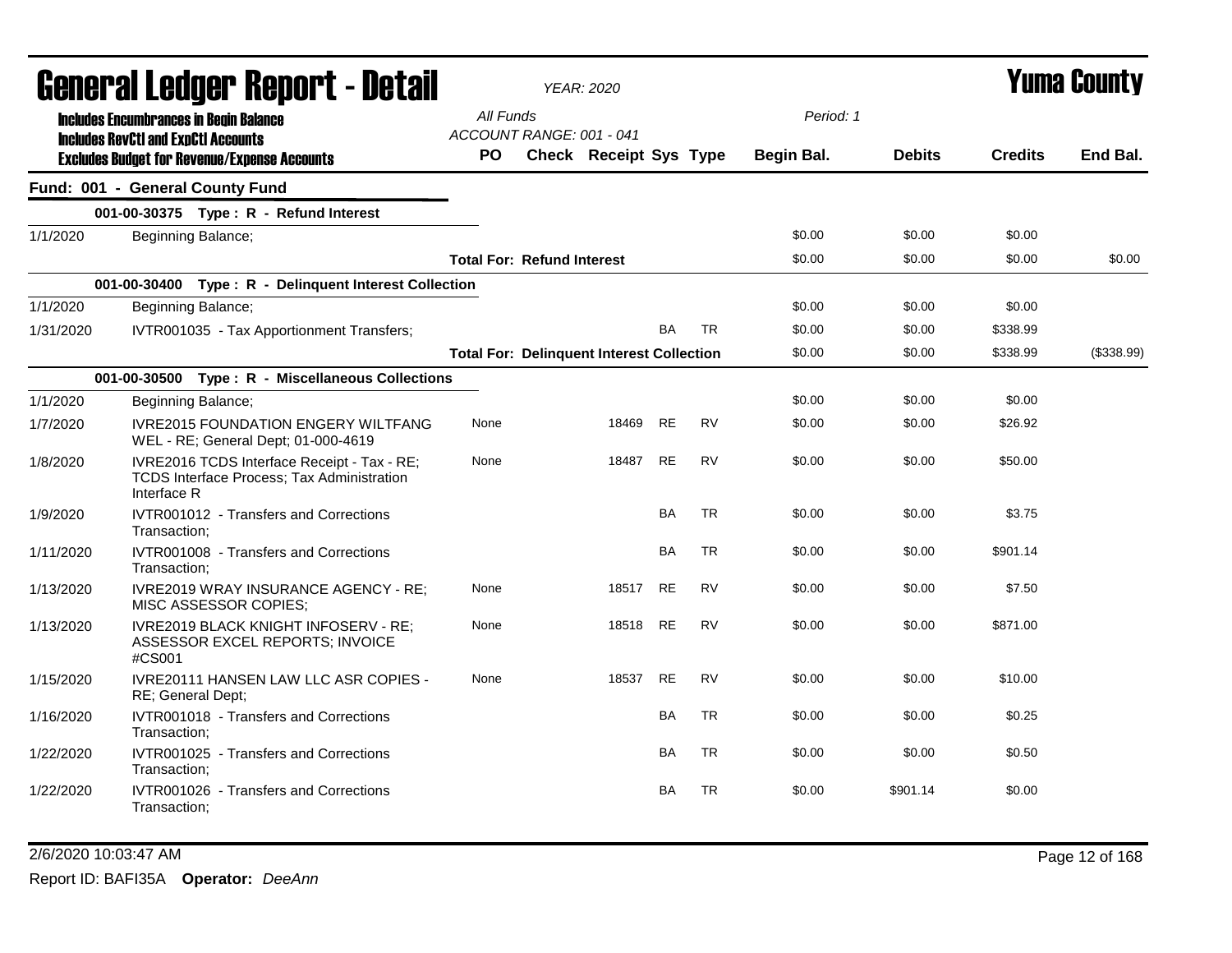# General Ledger Report - Detail

**YEAR: 2020**

**Yuma County**

**Includes Encumbrances in Begin Balance**
**Includes RevCtl and ExpCtl Accounts**
**Excludes Budget for Revenue/Expense Accounts**

All Funds
ACCOUNT RANGE: 001 - 041

Period: 1

## Fund: 001 - General County Fund

| Date | Description | PO | Check | Receipt | Sys | Type | Begin Bal. | Debits | Credits | End Bal. |
|---|---|---|---|---|---|---|---|---|---|---|
| **001-00-30375 Type : R - Refund Interest** | | | | | | | | | | |
| 1/1/2020 | Beginning Balance; | | | | | | $0.00 | $0.00 | $0.00 | |
| | **Total For: Refund Interest** | | | | | | $0.00 | $0.00 | $0.00 | $0.00 |
| **001-00-30400 Type : R - Delinquent Interest Collection** | | | | | | | | | | |
| 1/1/2020 | Beginning Balance; | | | | | | $0.00 | $0.00 | $0.00 | |
| 1/31/2020 | IVTR001035 - Tax Apportionment Transfers; | | | | BA | TR | $0.00 | $0.00 | $338.99 | |
| | **Total For: Delinquent Interest Collection** | | | | | | $0.00 | $0.00 | $338.99 | ($338.99) |
| **001-00-30500 Type : R - Miscellaneous Collections** | | | | | | | | | | |
| 1/1/2020 | Beginning Balance; | | | | | | $0.00 | $0.00 | $0.00 | |
| 1/7/2020 | IVRE2015 FOUNDATION ENGERY WILTFANG WEL - RE; General Dept; 01-000-4619 | None | | 18469 | RE | RV | $0.00 | $0.00 | $26.92 | |
| 1/8/2020 | IVRE2016 TCDS Interface Receipt - Tax - RE; TCDS Interface Process; Tax Administration Interface R | None | | 18487 | RE | RV | $0.00 | $0.00 | $50.00 | |
| 1/9/2020 | IVTR001012 - Transfers and Corrections Transaction; | | | | BA | TR | $0.00 | $0.00 | $3.75 | |
| 1/11/2020 | IVTR001008 - Transfers and Corrections Transaction; | | | | BA | TR | $0.00 | $0.00 | $901.14 | |
| 1/13/2020 | IVRE2019 WRAY INSURANCE AGENCY - RE; MISC ASSESSOR COPIES; | None | | 18517 | RE | RV | $0.00 | $0.00 | $7.50 | |
| 1/13/2020 | IVRE2019 BLACK KNIGHT INFOSERV - RE; ASSESSOR EXCEL REPORTS; INVOICE #CS001 | None | | 18518 | RE | RV | $0.00 | $0.00 | $871.00 | |
| 1/15/2020 | IVRE20111 HANSEN LAW LLC ASR COPIES - RE; General Dept; | None | | 18537 | RE | RV | $0.00 | $0.00 | $10.00 | |
| 1/16/2020 | IVTR001018 - Transfers and Corrections Transaction; | | | | BA | TR | $0.00 | $0.00 | $0.25 | |
| 1/22/2020 | IVTR001025 - Transfers and Corrections Transaction; | | | | BA | TR | $0.00 | $0.00 | $0.50 | |
| 1/22/2020 | IVTR001026 - Transfers and Corrections Transaction; | | | | BA | TR | $0.00 | $901.14 | $0.00 | |

2/6/2020 10:03:47 AM

Report ID: BAFI35A **Operator:** *DeeAnn*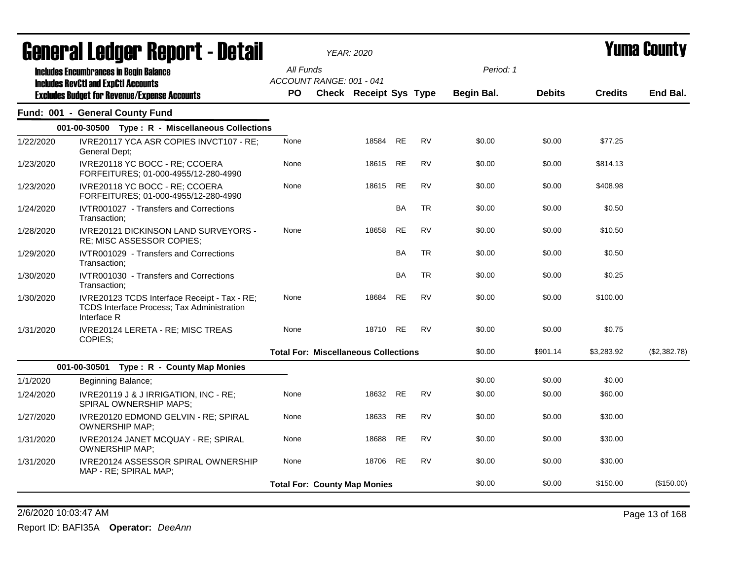# General Ledger Report - Detail

**YEAR: 2020**

**Yuma County**

Includes Encumbrances in Begin Balance
Includes RevCtl and ExpCtl Accounts
Excludes Budget for Revenue/Expense Accounts

All Funds
ACCOUNT RANGE: 001 - 041

Period: 1

## Fund: 001 - General County Fund

### 001-00-30500 Type : R - Miscellaneous Collections

| Date | Description | PO | Check | Receipt | Sys | Type | Begin Bal. | Debits | Credits | End Bal. |
|---|---|---|---|---|---|---|---|---|---|---|
| 1/22/2020 | IVRE20117 YCA ASR COPIES INVCT107 - RE; General Dept; | None | | 18584 | RE | RV | $0.00 | $0.00 | $77.25 | |
| 1/23/2020 | IVRE20118 YC BOCC - RE; CCOERA FORFEITURES; 01-000-4955/12-280-4990 | None | | 18615 | RE | RV | $0.00 | $0.00 | $814.13 | |
| 1/23/2020 | IVRE20118 YC BOCC - RE; CCOERA FORFEITURES; 01-000-4955/12-280-4990 | None | | 18615 | RE | RV | $0.00 | $0.00 | $408.98 | |
| 1/24/2020 | IVTR001027 - Transfers and Corrections Transaction; | | | | BA | TR | $0.00 | $0.00 | $0.50 | |
| 1/28/2020 | IVRE20121 DICKINSON LAND SURVEYORS - RE; MISC ASSESSOR COPIES; | None | | 18658 | RE | RV | $0.00 | $0.00 | $10.50 | |
| 1/29/2020 | IVTR001029 - Transfers and Corrections Transaction; | | | | BA | TR | $0.00 | $0.00 | $0.50 | |
| 1/30/2020 | IVTR001030 - Transfers and Corrections Transaction; | | | | BA | TR | $0.00 | $0.00 | $0.25 | |
| 1/30/2020 | IVRE20123 TCDS Interface Receipt - Tax - RE; TCDS Interface Process; Tax Administration Interface R | None | | 18684 | RE | RV | $0.00 | $0.00 | $100.00 | |
| 1/31/2020 | IVRE20124 LERETA - RE; MISC TREAS COPIES; | None | | 18710 | RE | RV | $0.00 | $0.00 | $0.75 | |
| | **Total For: Miscellaneous Collections** | | | | | | $0.00 | $901.14 | $3,283.92 | ($2,382.78) |

### 001-00-30501 Type : R - County Map Monies

| Date | Description | PO | Check | Receipt | Sys | Type | Begin Bal. | Debits | Credits | End Bal. |
|---|---|---|---|---|---|---|---|---|---|---|
| 1/1/2020 | Beginning Balance; | | | | | | $0.00 | $0.00 | $0.00 | |
| 1/24/2020 | IVRE20119 J & J IRRIGATION, INC - RE; SPIRAL OWNERSHIP MAPS; | None | | 18632 | RE | RV | $0.00 | $0.00 | $60.00 | |
| 1/27/2020 | IVRE20120 EDMOND GELVIN - RE; SPIRAL OWNERSHIP MAP; | None | | 18633 | RE | RV | $0.00 | $0.00 | $30.00 | |
| 1/31/2020 | IVRE20124 JANET MCQUAY - RE; SPIRAL OWNERSHIP MAP; | None | | 18688 | RE | RV | $0.00 | $0.00 | $30.00 | |
| 1/31/2020 | IVRE20124 ASSESSOR SPIRAL OWNERSHIP MAP - RE; SPIRAL MAP; | None | | 18706 | RE | RV | $0.00 | $0.00 | $30.00 | |
| | **Total For: County Map Monies** | | | | | | $0.00 | $0.00 | $150.00 | ($150.00) |

2/6/2020 10:03:47 AM

Report ID: BAFI35A **Operator:** *DeeAnn*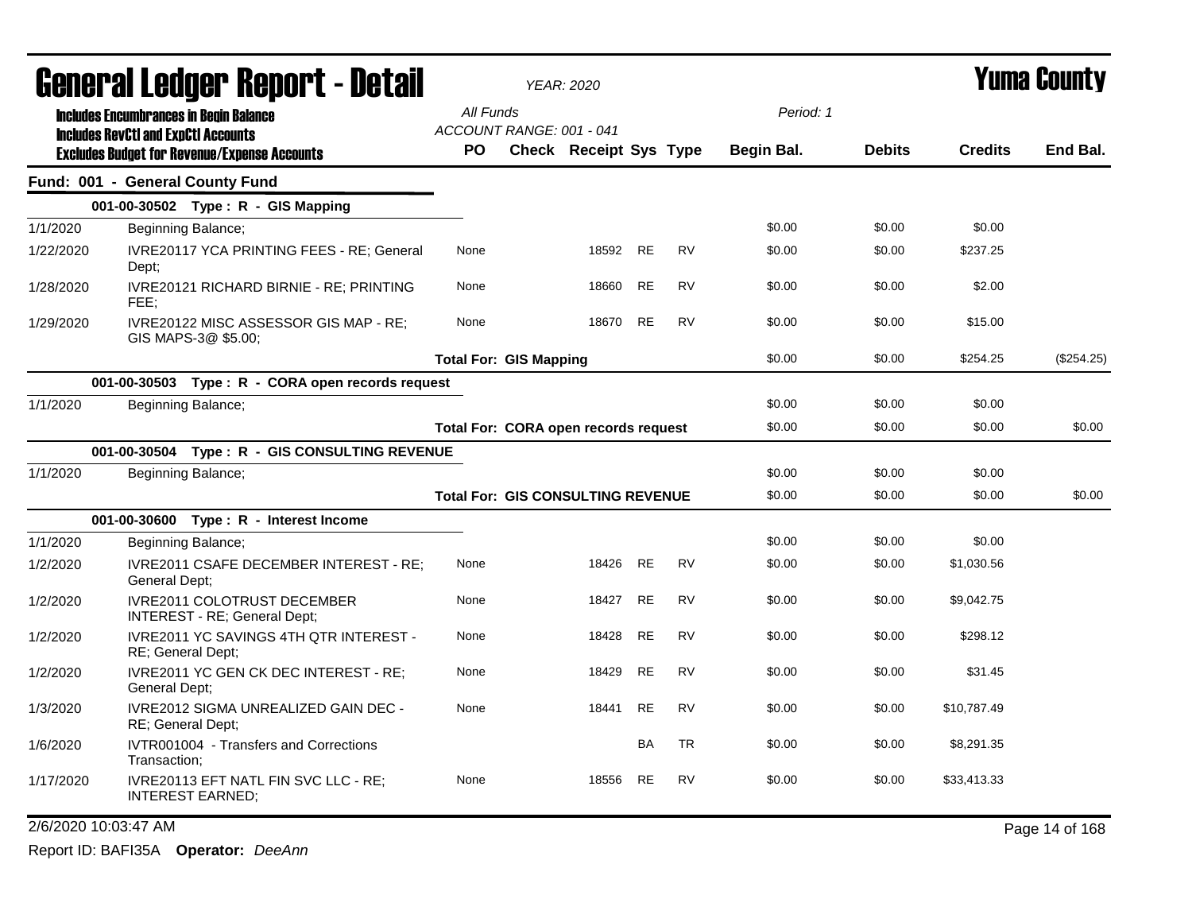# General Ledger Report - Detail

*YEAR: 2020*

**Yuma County**

**Includes Encumbrances in Begin Balance**
**Includes RevCtl and ExpCtl Accounts**
**Excludes Budget for Revenue/Expense Accounts**

*All Funds*
*ACCOUNT RANGE: 001 - 041*
*Period: 1*

## Fund: 001 - General County Fund

| Date | Description | PO | Check | Receipt | Sys | Type | Begin Bal. | Debits | Credits | End Bal. |
|---|---|---|---|---|---|---|---|---|---|---|
| **001-00-30502 Type : R - GIS Mapping** | | | | | | | | | | |
| 1/1/2020 | Beginning Balance; | | | | | | $0.00 | $0.00 | $0.00 | |
| 1/22/2020 | IVRE20117 YCA PRINTING FEES - RE; General Dept; | None | | 18592 | RE | RV | $0.00 | $0.00 | $237.25 | |
| 1/28/2020 | IVRE20121 RICHARD BIRNIE - RE; PRINTING FEE; | None | | 18660 | RE | RV | $0.00 | $0.00 | $2.00 | |
| 1/29/2020 | IVRE20122 MISC ASSESSOR GIS MAP - RE; GIS MAPS-3@ $5.00; | None | | 18670 | RE | RV | $0.00 | $0.00 | $15.00 | |
| | **Total For: GIS Mapping** | | | | | | $0.00 | $0.00 | $254.25 | ($254.25) |
| **001-00-30503 Type : R - CORA open records request** | | | | | | | | | | |
| 1/1/2020 | Beginning Balance; | | | | | | $0.00 | $0.00 | $0.00 | |
| | **Total For: CORA open records request** | | | | | | $0.00 | $0.00 | $0.00 | $0.00 |
| **001-00-30504 Type : R - GIS CONSULTING REVENUE** | | | | | | | | | | |
| 1/1/2020 | Beginning Balance; | | | | | | $0.00 | $0.00 | $0.00 | |
| | **Total For: GIS CONSULTING REVENUE** | | | | | | $0.00 | $0.00 | $0.00 | $0.00 |
| **001-00-30600 Type : R - Interest Income** | | | | | | | | | | |
| 1/1/2020 | Beginning Balance; | | | | | | $0.00 | $0.00 | $0.00 | |
| 1/2/2020 | IVRE2011 CSAFE DECEMBER INTEREST - RE; General Dept; | None | | 18426 | RE | RV | $0.00 | $0.00 | $1,030.56 | |
| 1/2/2020 | IVRE2011 COLOTRUST DECEMBER INTEREST - RE; General Dept; | None | | 18427 | RE | RV | $0.00 | $0.00 | $9,042.75 | |
| 1/2/2020 | IVRE2011 YC SAVINGS 4TH QTR INTEREST - RE; General Dept; | None | | 18428 | RE | RV | $0.00 | $0.00 | $298.12 | |
| 1/2/2020 | IVRE2011 YC GEN CK DEC INTEREST - RE; General Dept; | None | | 18429 | RE | RV | $0.00 | $0.00 | $31.45 | |
| 1/3/2020 | IVRE2012 SIGMA UNREALIZED GAIN DEC - RE; General Dept; | None | | 18441 | RE | RV | $0.00 | $0.00 | $10,787.49 | |
| 1/6/2020 | IVTR001004 - Transfers and Corrections Transaction; | | | | BA | TR | $0.00 | $0.00 | $8,291.35 | |
| 1/17/2020 | IVRE20113 EFT NATL FIN SVC LLC - RE; INTEREST EARNED; | None | | 18556 | RE | RV | $0.00 | $0.00 | $33,413.33 | |

2/6/2020 10:03:47 AM

Report ID: BAFI35A **Operator:** *DeeAnn*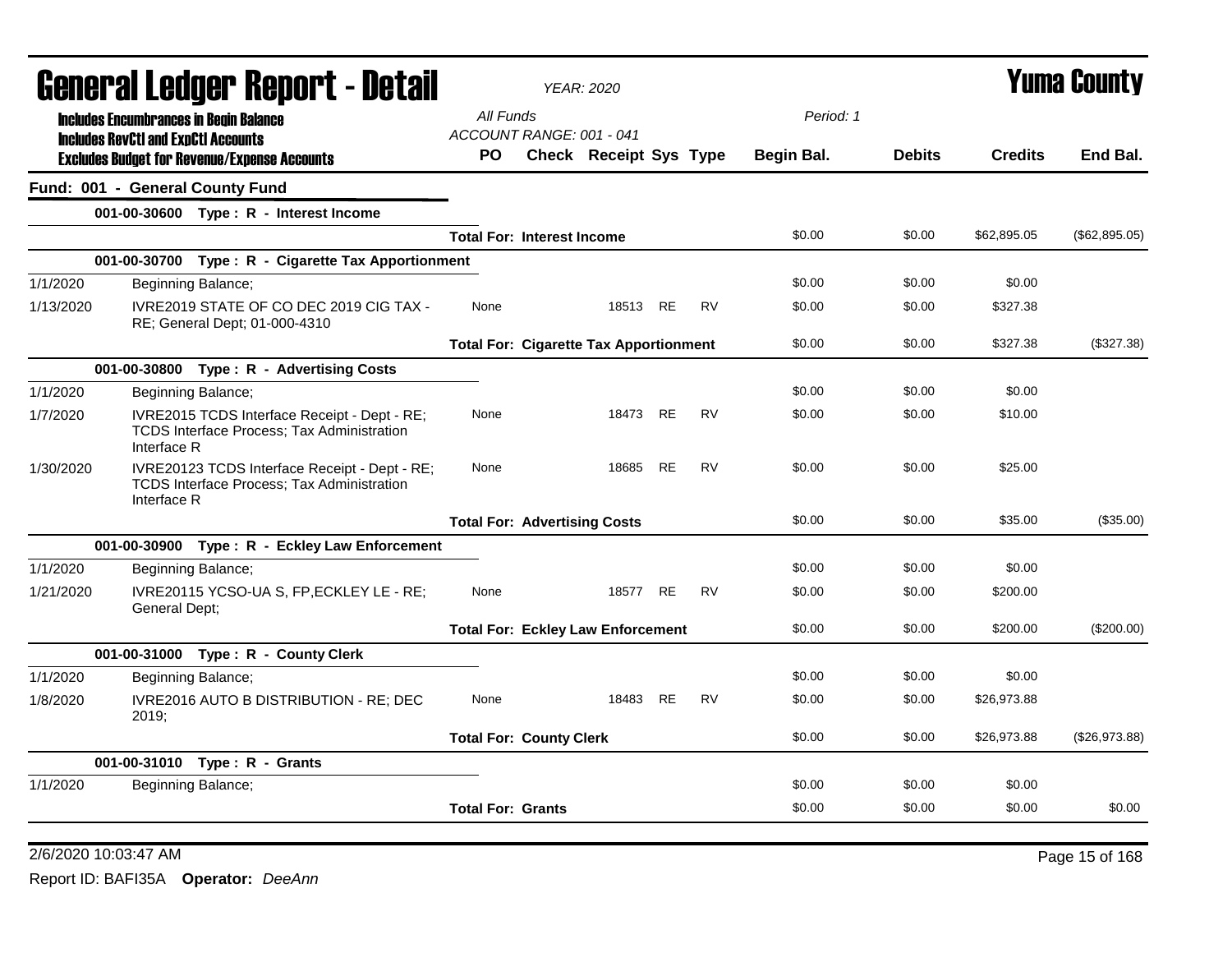# General Ledger Report - Detail

**YEAR: 2020**

**Yuma County**

Includes Encumbrances in Begin Balance
Includes RevCtl and ExpCtl Accounts
Excludes Budget for Revenue/Expense Accounts

All Funds
ACCOUNT RANGE: 001 - 041

Period: 1

## Fund: 001 - General County Fund

| Date | Description | PO | Check | Receipt | Sys | Type | Begin Bal. | Debits | Credits | End Bal. |
|---|---|---|---|---|---|---|---|---|---|---|
| | **001-00-30600 Type : R - Interest Income** | | | | | | | | | |
| | | **Total For: Interest Income** | | | | | $0.00 | $0.00 | $62,895.05 | ($62,895.05) |
| | **001-00-30700 Type : R - Cigarette Tax Apportionment** | | | | | | | | | |
| 1/1/2020 | Beginning Balance; | | | | | | $0.00 | $0.00 | $0.00 | |
| 1/13/2020 | IVRE2019 STATE OF CO DEC 2019 CIG TAX - RE; General Dept; 01-000-4310 | None | | 18513 | RE | RV | $0.00 | $0.00 | $327.38 | |
| | | **Total For: Cigarette Tax Apportionment** | | | | | $0.00 | $0.00 | $327.38 | ($327.38) |
| | **001-00-30800 Type : R - Advertising Costs** | | | | | | | | | |
| 1/1/2020 | Beginning Balance; | | | | | | $0.00 | $0.00 | $0.00 | |
| 1/7/2020 | IVRE2015 TCDS Interface Receipt - Dept - RE; TCDS Interface Process; Tax Administration Interface R | None | | 18473 | RE | RV | $0.00 | $0.00 | $10.00 | |
| 1/30/2020 | IVRE20123 TCDS Interface Receipt - Dept - RE; TCDS Interface Process; Tax Administration Interface R | None | | 18685 | RE | RV | $0.00 | $0.00 | $25.00 | |
| | | **Total For: Advertising Costs** | | | | | $0.00 | $0.00 | $35.00 | ($35.00) |
| | **001-00-30900 Type : R - Eckley Law Enforcement** | | | | | | | | | |
| 1/1/2020 | Beginning Balance; | | | | | | $0.00 | $0.00 | $0.00 | |
| 1/21/2020 | IVRE20115 YCSO-UA S, FP,ECKLEY LE - RE; General Dept; | None | | 18577 | RE | RV | $0.00 | $0.00 | $200.00 | |
| | | **Total For: Eckley Law Enforcement** | | | | | $0.00 | $0.00 | $200.00 | ($200.00) |
| | **001-00-31000 Type : R - County Clerk** | | | | | | | | | |
| 1/1/2020 | Beginning Balance; | | | | | | $0.00 | $0.00 | $0.00 | |
| 1/8/2020 | IVRE2016 AUTO B DISTRIBUTION - RE; DEC 2019; | None | | 18483 | RE | RV | $0.00 | $0.00 | $26,973.88 | |
| | | **Total For: County Clerk** | | | | | $0.00 | $0.00 | $26,973.88 | ($26,973.88) |
| | **001-00-31010 Type : R - Grants** | | | | | | | | | |
| 1/1/2020 | Beginning Balance; | | | | | | $0.00 | $0.00 | $0.00 | |
| | | **Total For: Grants** | | | | | $0.00 | $0.00 | $0.00 | $0.00 |

2/6/2020 10:03:47 AM

Report ID: BAFI35A **Operator:** *DeeAnn*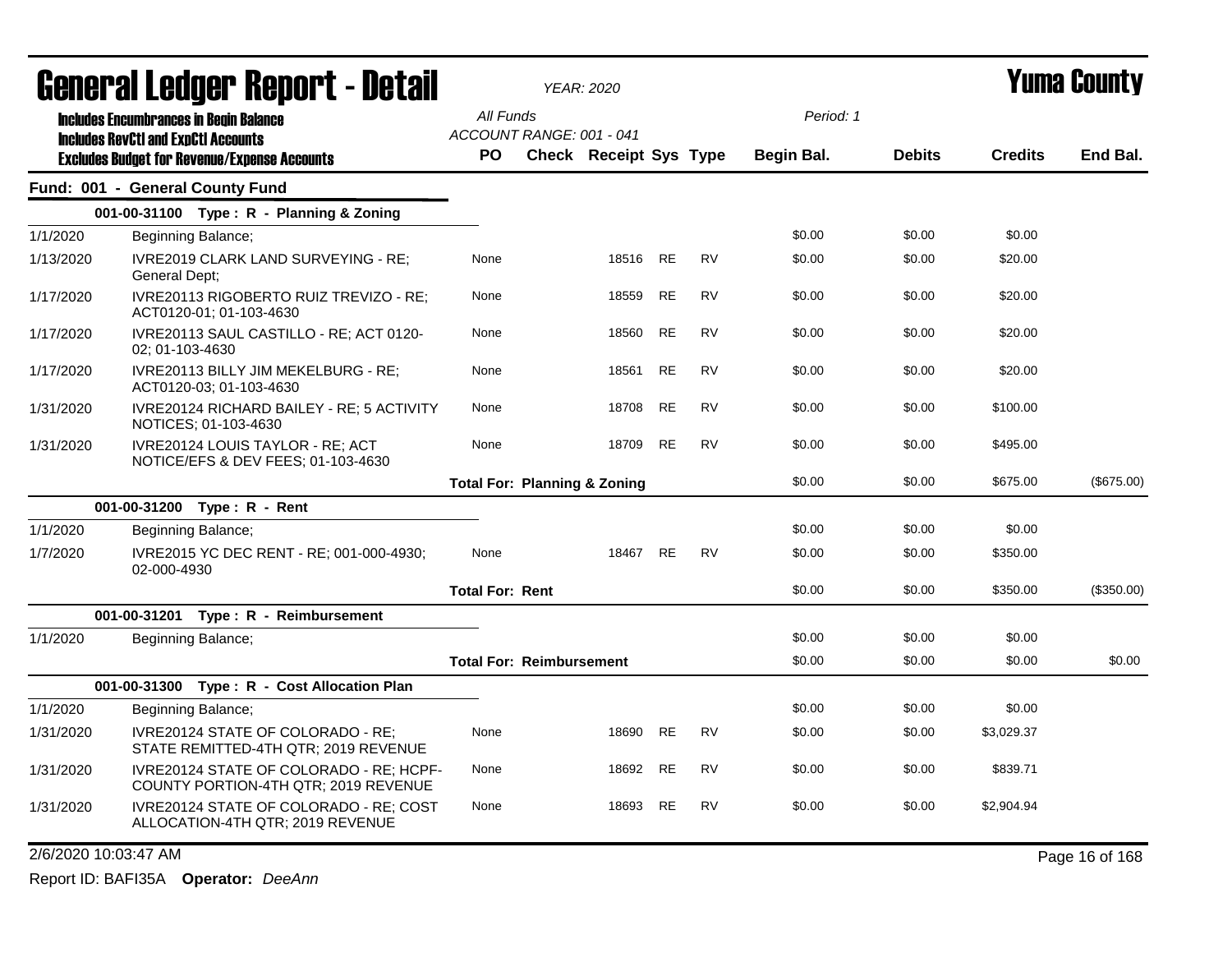# General Ledger Report - Detail

*YEAR: 2020*

# Yuma County

**Includes Encumbrances in Begin Balance**
**Includes RevCtl and ExpCtl Accounts**
**Excludes Budget for Revenue/Expense Accounts**

*All Funds*
*ACCOUNT RANGE: 001 - 041*

*Period: 1*

## Fund: 001 - General County Fund

| Date | Description | PO | Check | Receipt | Sys | Type | Begin Bal. | Debits | Credits | End Bal. |
|---|---|---|---|---|---|---|---|---|---|---|
| | **001-00-31100 Type : R - Planning & Zoning** | | | | | | | | | |
| 1/1/2020 | Beginning Balance; | | | | | | $0.00 | $0.00 | $0.00 | |
| 1/13/2020 | IVRE2019 CLARK LAND SURVEYING - RE; General Dept; | None | | 18516 | RE | RV | $0.00 | $0.00 | $20.00 | |
| 1/17/2020 | IVRE20113 RIGOBERTO RUIZ TREVIZO - RE; ACT0120-01; 01-103-4630 | None | | 18559 | RE | RV | $0.00 | $0.00 | $20.00 | |
| 1/17/2020 | IVRE20113 SAUL CASTILLO - RE; ACT 0120-02; 01-103-4630 | None | | 18560 | RE | RV | $0.00 | $0.00 | $20.00 | |
| 1/17/2020 | IVRE20113 BILLY JIM MEKELBURG - RE; ACT0120-03; 01-103-4630 | None | | 18561 | RE | RV | $0.00 | $0.00 | $20.00 | |
| 1/31/2020 | IVRE20124 RICHARD BAILEY - RE; 5 ACTIVITY NOTICES; 01-103-4630 | None | | 18708 | RE | RV | $0.00 | $0.00 | $100.00 | |
| 1/31/2020 | IVRE20124 LOUIS TAYLOR - RE; ACT NOTICE/EFS & DEV FEES; 01-103-4630 | None | | 18709 | RE | RV | $0.00 | $0.00 | $495.00 | |
| | | **Total For: Planning & Zoning** | | | | | $0.00 | $0.00 | $675.00 | ($675.00) |
| | **001-00-31200 Type : R - Rent** | | | | | | | | | |
| 1/1/2020 | Beginning Balance; | | | | | | $0.00 | $0.00 | $0.00 | |
| 1/7/2020 | IVRE2015 YC DEC RENT - RE; 001-000-4930; 02-000-4930 | None | | 18467 | RE | RV | $0.00 | $0.00 | $350.00 | |
| | | **Total For: Rent** | | | | | $0.00 | $0.00 | $350.00 | ($350.00) |
| | **001-00-31201 Type : R - Reimbursement** | | | | | | | | | |
| 1/1/2020 | Beginning Balance; | | | | | | $0.00 | $0.00 | $0.00 | |
| | | **Total For: Reimbursement** | | | | | $0.00 | $0.00 | $0.00 | $0.00 |
| | **001-00-31300 Type : R - Cost Allocation Plan** | | | | | | | | | |
| 1/1/2020 | Beginning Balance; | | | | | | $0.00 | $0.00 | $0.00 | |
| 1/31/2020 | IVRE20124 STATE OF COLORADO - RE; STATE REMITTED-4TH QTR; 2019 REVENUE | None | | 18690 | RE | RV | $0.00 | $0.00 | $3,029.37 | |
| 1/31/2020 | IVRE20124 STATE OF COLORADO - RE; HCPF-COUNTY PORTION-4TH QTR; 2019 REVENUE | None | | 18692 | RE | RV | $0.00 | $0.00 | $839.71 | |
| 1/31/2020 | IVRE20124 STATE OF COLORADO - RE; COST ALLOCATION-4TH QTR; 2019 REVENUE | None | | 18693 | RE | RV | $0.00 | $0.00 | $2,904.94 | |

2/6/2020 10:03:47 AM

Report ID: BAFI35A **Operator:** *DeeAnn*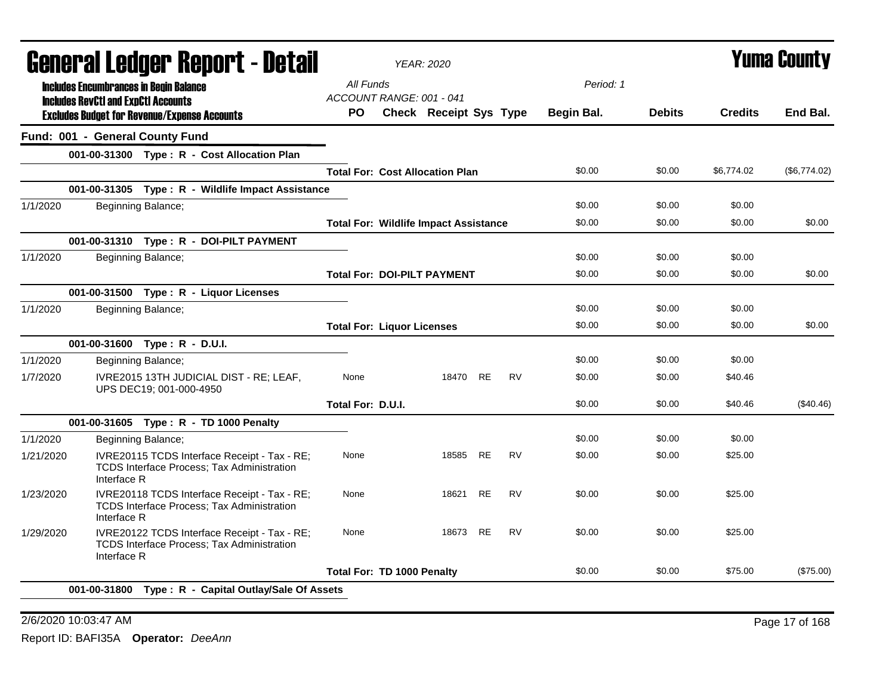# General Ledger Report - Detail

*YEAR: 2020*

**Yuma County**

**Includes Encumbrances in Begin Balance**
**Includes RevCtl and ExpCtl Accounts**
**Excludes Budget for Revenue/Expense Accounts**

All Funds
ACCOUNT RANGE: 001 - 041

Period: 1

| | | PO | Check | Receipt | Sys | Type | Begin Bal. | Debits | Credits | End Bal. |
|---|---|---|---|---|---|---|---|---|---|---|
| **Fund: 001 - General County Fund** | | | | | | | | | | |
| | **001-00-31300 Type : R - Cost Allocation Plan** | | | | | | | | | |
| | | **Total For: Cost Allocation Plan** | | | | | $0.00 | $0.00 | $6,774.02 | ($6,774.02) |
| | **001-00-31305 Type : R - Wildlife Impact Assistance** | | | | | | | | | |
| 1/1/2020 | Beginning Balance; | | | | | | $0.00 | $0.00 | $0.00 | |
| | | **Total For: Wildlife Impact Assistance** | | | | | $0.00 | $0.00 | $0.00 | $0.00 |
| | **001-00-31310 Type : R - DOI-PILT PAYMENT** | | | | | | | | | |
| 1/1/2020 | Beginning Balance; | | | | | | $0.00 | $0.00 | $0.00 | |
| | | **Total For: DOI-PILT PAYMENT** | | | | | $0.00 | $0.00 | $0.00 | $0.00 |
| | **001-00-31500 Type : R - Liquor Licenses** | | | | | | | | | |
| 1/1/2020 | Beginning Balance; | | | | | | $0.00 | $0.00 | $0.00 | |
| | | **Total For: Liquor Licenses** | | | | | $0.00 | $0.00 | $0.00 | $0.00 |
| | **001-00-31600 Type : R - D.U.I.** | | | | | | | | | |
| 1/1/2020 | Beginning Balance; | | | | | | $0.00 | $0.00 | $0.00 | |
| 1/7/2020 | IVRE2015 13TH JUDICIAL DIST - RE; LEAF, UPS DEC19; 001-000-4950 | None | | 18470 | RE | RV | $0.00 | $0.00 | $40.46 | |
| | | **Total For: D.U.I.** | | | | | $0.00 | $0.00 | $40.46 | ($40.46) |
| | **001-00-31605 Type : R - TD 1000 Penalty** | | | | | | | | | |
| 1/1/2020 | Beginning Balance; | | | | | | $0.00 | $0.00 | $0.00 | |
| 1/21/2020 | IVRE20115 TCDS Interface Receipt - Tax - RE; TCDS Interface Process; Tax Administration Interface R | None | | 18585 | RE | RV | $0.00 | $0.00 | $25.00 | |
| 1/23/2020 | IVRE20118 TCDS Interface Receipt - Tax - RE; TCDS Interface Process; Tax Administration Interface R | None | | 18621 | RE | RV | $0.00 | $0.00 | $25.00 | |
| 1/29/2020 | IVRE20122 TCDS Interface Receipt - Tax - RE; TCDS Interface Process; Tax Administration Interface R | None | | 18673 | RE | RV | $0.00 | $0.00 | $25.00 | |
| | | **Total For: TD 1000 Penalty** | | | | | $0.00 | $0.00 | $75.00 | ($75.00) |
| | **001-00-31800 Type : R - Capital Outlay/Sale Of Assets** | | | | | | | | | |

2/6/2020 10:03:47 AM

Report ID: BAFI35A **Operator:** *DeeAnn*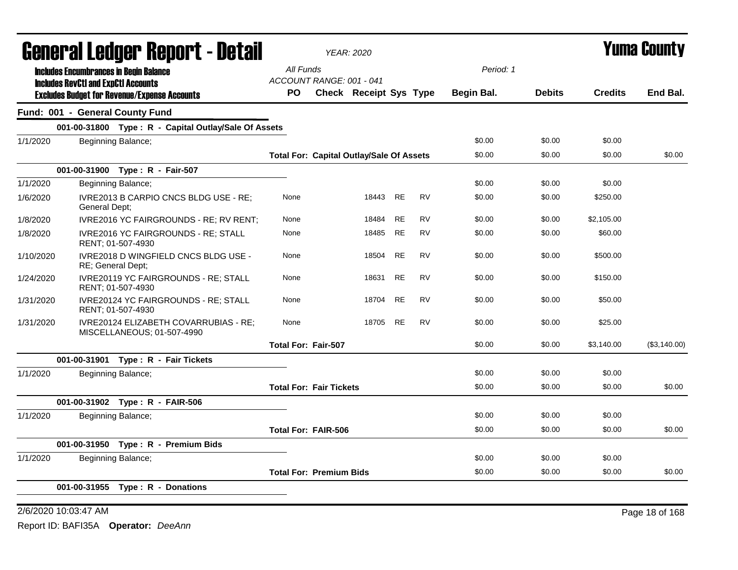# General Ledger Report - Detail

*YEAR: 2020*

**Yuma County**

**Includes Encumbrances in Begin Balance**
**Includes RevCtl and ExpCtl Accounts**
**Excludes Budget for Revenue/Expense Accounts**

*All Funds*
*ACCOUNT RANGE: 001 - 041*
*Period: 1*

| | | PO | Check | Receipt | Sys | Type | Begin Bal. | Debits | Credits | End Bal. |
|---|---|---|---|---|---|---|---|---|---|---|
| **Fund: 001 - General County Fund** | | | | | | | | | | |
| | **001-00-31800 Type : R - Capital Outlay/Sale Of Assets** | | | | | | | | | |
| 1/1/2020 | Beginning Balance; | | | | | | $0.00 | $0.00 | $0.00 | |
| | | **Total For: Capital Outlay/Sale Of Assets** | | | | | $0.00 | $0.00 | $0.00 | $0.00 |
| | **001-00-31900 Type : R - Fair-507** | | | | | | | | | |
| 1/1/2020 | Beginning Balance; | | | | | | $0.00 | $0.00 | $0.00 | |
| 1/6/2020 | IVRE2013 B CARPIO CNCS BLDG USE - RE; General Dept; | None | | 18443 | RE | RV | $0.00 | $0.00 | $250.00 | |
| 1/8/2020 | IVRE2016 YC FAIRGROUNDS - RE; RV RENT; | None | | 18484 | RE | RV | $0.00 | $0.00 | $2,105.00 | |
| 1/8/2020 | IVRE2016 YC FAIRGROUNDS - RE; STALL RENT; 01-507-4930 | None | | 18485 | RE | RV | $0.00 | $0.00 | $60.00 | |
| 1/10/2020 | IVRE2018 D WINGFIELD CNCS BLDG USE - RE; General Dept; | None | | 18504 | RE | RV | $0.00 | $0.00 | $500.00 | |
| 1/24/2020 | IVRE20119 YC FAIRGROUNDS - RE; STALL RENT; 01-507-4930 | None | | 18631 | RE | RV | $0.00 | $0.00 | $150.00 | |
| 1/31/2020 | IVRE20124 YC FAIRGROUNDS - RE; STALL RENT; 01-507-4930 | None | | 18704 | RE | RV | $0.00 | $0.00 | $50.00 | |
| 1/31/2020 | IVRE20124 ELIZABETH COVARRUBIAS - RE; MISCELLANEOUS; 01-507-4990 | None | | 18705 | RE | RV | $0.00 | $0.00 | $25.00 | |
| | | **Total For: Fair-507** | | | | | $0.00 | $0.00 | $3,140.00 | ($3,140.00) |
| | **001-00-31901 Type : R - Fair Tickets** | | | | | | | | | |
| 1/1/2020 | Beginning Balance; | | | | | | $0.00 | $0.00 | $0.00 | |
| | | **Total For: Fair Tickets** | | | | | $0.00 | $0.00 | $0.00 | $0.00 |
| | **001-00-31902 Type : R - FAIR-506** | | | | | | | | | |
| 1/1/2020 | Beginning Balance; | | | | | | $0.00 | $0.00 | $0.00 | |
| | | **Total For: FAIR-506** | | | | | $0.00 | $0.00 | $0.00 | $0.00 |
| | **001-00-31950 Type : R - Premium Bids** | | | | | | | | | |
| 1/1/2020 | Beginning Balance; | | | | | | $0.00 | $0.00 | $0.00 | |
| | | **Total For: Premium Bids** | | | | | $0.00 | $0.00 | $0.00 | $0.00 |
| | **001-00-31955 Type : R - Donations** | | | | | | | | | |

2/6/2020 10:03:47 AM

Report ID: BAFI35A **Operator:** *DeeAnn*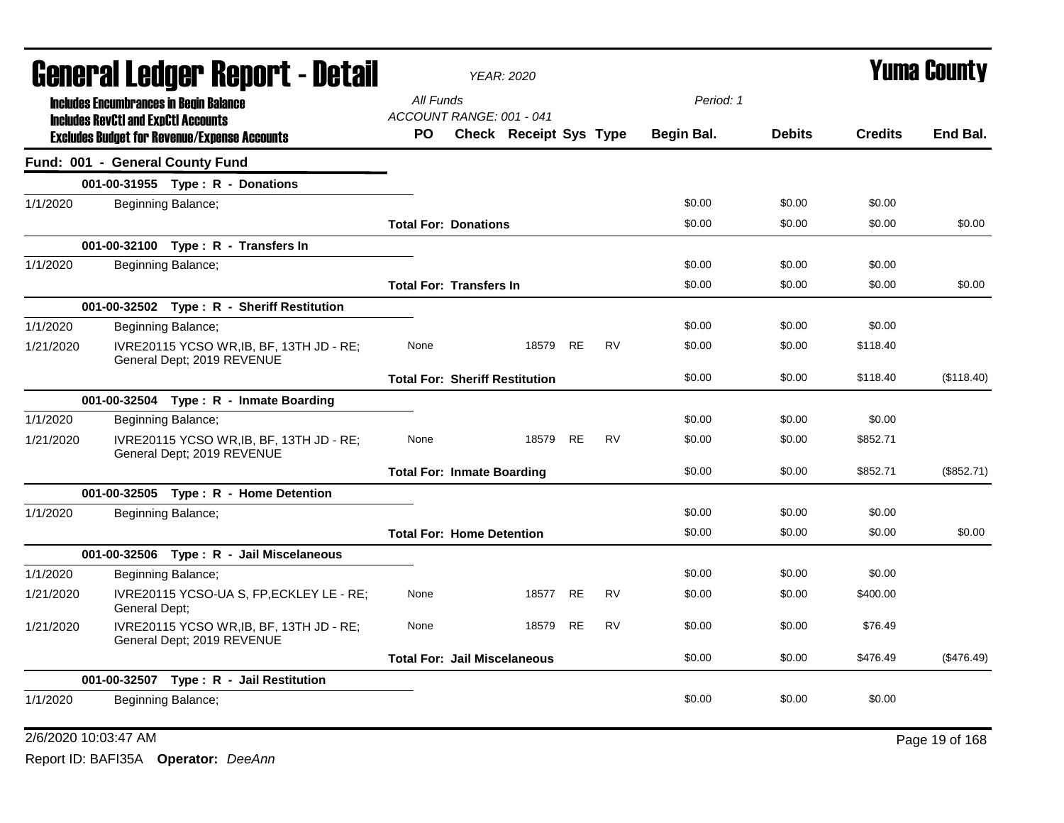# General Ledger Report - Detail

*YEAR: 2020*

# Yuma County

**Includes Encumbrances in Begin Balance**
**Includes RevCtl and ExpCtl Accounts**
**Excludes Budget for Revenue/Expense Accounts**

*All Funds*
*ACCOUNT RANGE: 001 - 041*
*Period: 1*

| Date | Description | PO | Check | Receipt | Sys | Type | Begin Bal. | Debits | Credits | End Bal. |
|---|---|---|---|---|---|---|---|---|---|---|
| **Fund: 001 - General County Fund** | | | | | | | | | | |
| | **001-00-31955 Type : R - Donations** | | | | | | | | | |
| 1/1/2020 | Beginning Balance; | | | | | | $0.00 | $0.00 | $0.00 | |
| | | **Total For: Donations** | | | | | $0.00 | $0.00 | $0.00 | $0.00 |
| | **001-00-32100 Type : R - Transfers In** | | | | | | | | | |
| 1/1/2020 | Beginning Balance; | | | | | | $0.00 | $0.00 | $0.00 | |
| | | **Total For: Transfers In** | | | | | $0.00 | $0.00 | $0.00 | $0.00 |
| | **001-00-32502 Type : R - Sheriff Restitution** | | | | | | | | | |
| 1/1/2020 | Beginning Balance; | | | | | | $0.00 | $0.00 | $0.00 | |
| 1/21/2020 | IVRE20115 YCSO WR,IB, BF, 13TH JD - RE; General Dept; 2019 REVENUE | None | | 18579 | RE | RV | $0.00 | $0.00 | $118.40 | |
| | | **Total For: Sheriff Restitution** | | | | | $0.00 | $0.00 | $118.40 | ($118.40) |
| | **001-00-32504 Type : R - Inmate Boarding** | | | | | | | | | |
| 1/1/2020 | Beginning Balance; | | | | | | $0.00 | $0.00 | $0.00 | |
| 1/21/2020 | IVRE20115 YCSO WR,IB, BF, 13TH JD - RE; General Dept; 2019 REVENUE | None | | 18579 | RE | RV | $0.00 | $0.00 | $852.71 | |
| | | **Total For: Inmate Boarding** | | | | | $0.00 | $0.00 | $852.71 | ($852.71) |
| | **001-00-32505 Type : R - Home Detention** | | | | | | | | | |
| 1/1/2020 | Beginning Balance; | | | | | | $0.00 | $0.00 | $0.00 | |
| | | **Total For: Home Detention** | | | | | $0.00 | $0.00 | $0.00 | $0.00 |
| | **001-00-32506 Type : R - Jail Miscelaneous** | | | | | | | | | |
| 1/1/2020 | Beginning Balance; | | | | | | $0.00 | $0.00 | $0.00 | |
| 1/21/2020 | IVRE20115 YCSO-UA S, FP,ECKLEY LE - RE; General Dept; | None | | 18577 | RE | RV | $0.00 | $0.00 | $400.00 | |
| 1/21/2020 | IVRE20115 YCSO WR,IB, BF, 13TH JD - RE; General Dept; 2019 REVENUE | None | | 18579 | RE | RV | $0.00 | $0.00 | $76.49 | |
| | | **Total For: Jail Miscelaneous** | | | | | $0.00 | $0.00 | $476.49 | ($476.49) |
| | **001-00-32507 Type : R - Jail Restitution** | | | | | | | | | |
| 1/1/2020 | Beginning Balance; | | | | | | $0.00 | $0.00 | $0.00 | |

2/6/2020 10:03:47 AM

Report ID: BAFI35A **Operator:** *DeeAnn*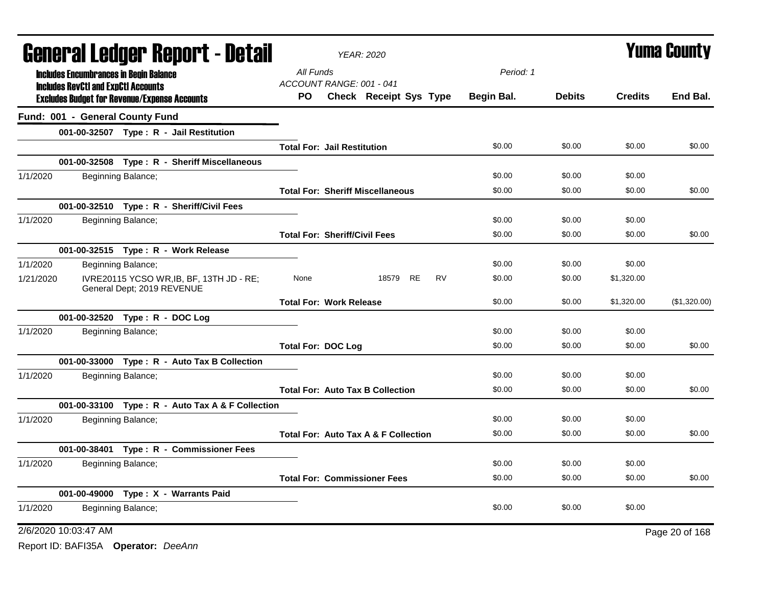# General Ledger Report - Detail

*YEAR: 2020*

# Yuma County

**Includes Encumbrances in Begin Balance**
**Includes RevCtl and ExpCtl Accounts**
**Excludes Budget for Revenue/Expense Accounts**

*All Funds*
*ACCOUNT RANGE: 001 - 041*
*Period: 1*

| | | PO | Check | Receipt | Sys | Type | Begin Bal. | Debits | Credits | End Bal. |
|---|---|---|---|---|---|---|---|---|---|---|
| **Fund: 001 - General County Fund** | | | | | | | | | | |
| | **001-00-32507 Type : R - Jail Restitution** | | | | | | | | | |
| | | **Total For: Jail Restitution** | | | | | $0.00 | $0.00 | $0.00 | $0.00 |
| | **001-00-32508 Type : R - Sheriff Miscellaneous** | | | | | | | | | |
| 1/1/2020 | Beginning Balance; | | | | | | $0.00 | $0.00 | $0.00 | |
| | | **Total For: Sheriff Miscellaneous** | | | | | $0.00 | $0.00 | $0.00 | $0.00 |
| | **001-00-32510 Type : R - Sheriff/Civil Fees** | | | | | | | | | |
| 1/1/2020 | Beginning Balance; | | | | | | $0.00 | $0.00 | $0.00 | |
| | | **Total For: Sheriff/Civil Fees** | | | | | $0.00 | $0.00 | $0.00 | $0.00 |
| | **001-00-32515 Type : R - Work Release** | | | | | | | | | |
| 1/1/2020 | Beginning Balance; | | | | | | $0.00 | $0.00 | $0.00 | |
| 1/21/2020 | IVRE20115 YCSO WR,IB, BF, 13TH JD - RE; General Dept; 2019 REVENUE | None | | 18579 | RE | RV | $0.00 | $0.00 | $1,320.00 | |
| | | **Total For: Work Release** | | | | | $0.00 | $0.00 | $1,320.00 | ($1,320.00) |
| | **001-00-32520 Type : R - DOC Log** | | | | | | | | | |
| 1/1/2020 | Beginning Balance; | | | | | | $0.00 | $0.00 | $0.00 | |
| | | **Total For: DOC Log** | | | | | $0.00 | $0.00 | $0.00 | $0.00 |
| | **001-00-33000 Type : R - Auto Tax B Collection** | | | | | | | | | |
| 1/1/2020 | Beginning Balance; | | | | | | $0.00 | $0.00 | $0.00 | |
| | | **Total For: Auto Tax B Collection** | | | | | $0.00 | $0.00 | $0.00 | $0.00 |
| | **001-00-33100 Type : R - Auto Tax A & F Collection** | | | | | | | | | |
| 1/1/2020 | Beginning Balance; | | | | | | $0.00 | $0.00 | $0.00 | |
| | | **Total For: Auto Tax A & F Collection** | | | | | $0.00 | $0.00 | $0.00 | $0.00 |
| | **001-00-38401 Type : R - Commissioner Fees** | | | | | | | | | |
| 1/1/2020 | Beginning Balance; | | | | | | $0.00 | $0.00 | $0.00 | |
| | | **Total For: Commissioner Fees** | | | | | $0.00 | $0.00 | $0.00 | $0.00 |
| | **001-00-49000 Type : X - Warrants Paid** | | | | | | | | | |
| 1/1/2020 | Beginning Balance; | | | | | | $0.00 | $0.00 | $0.00 | |

2/6/2020 10:03:47 AM

Report ID: BAFI35A **Operator:** *DeeAnn*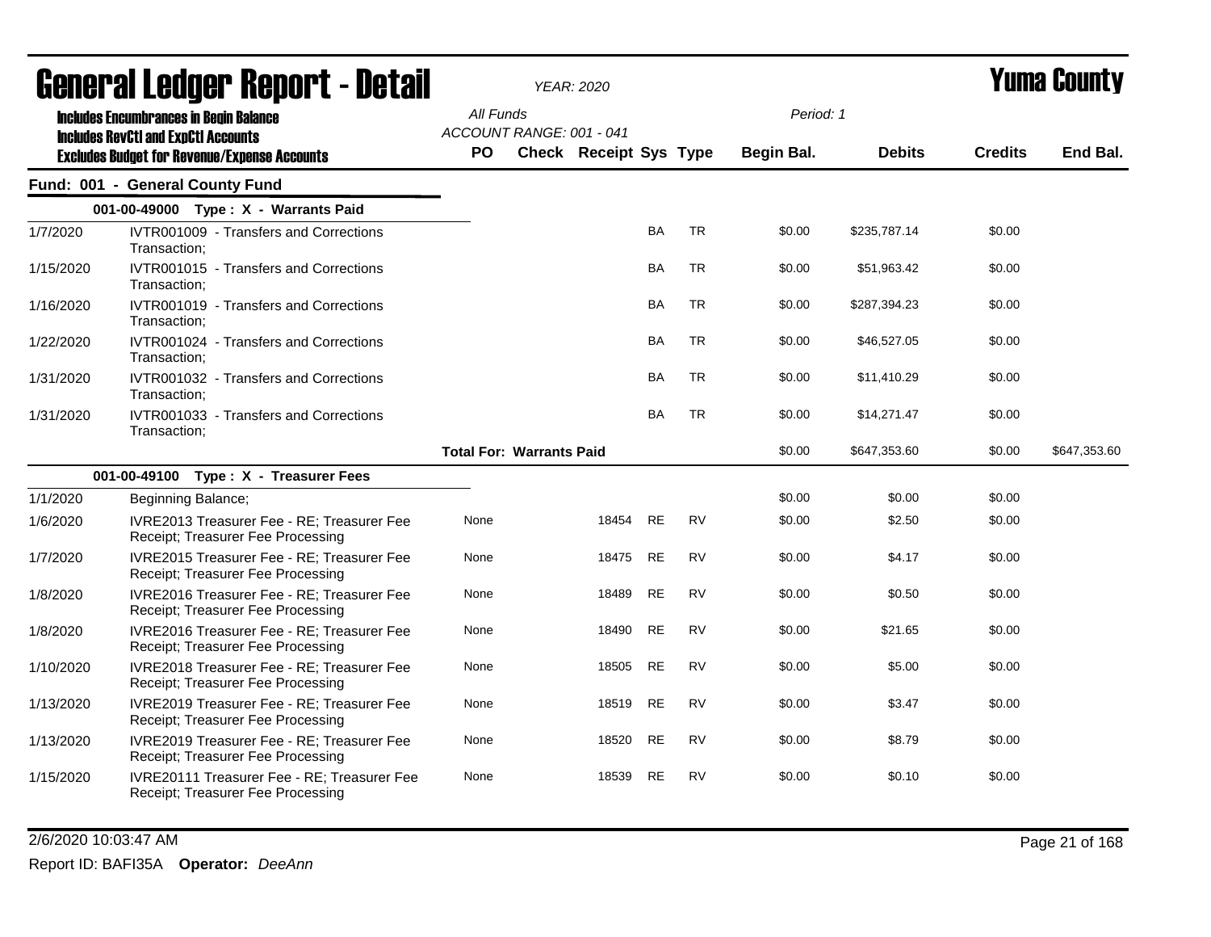# General Ledger Report - Detail

*YEAR: 2020*

**Yuma County**

**Includes Encumbrances in Begin Balance**
**Includes RevCtl and ExpCtl Accounts**
**Excludes Budget for Revenue/Expense Accounts**

*All Funds*
*ACCOUNT RANGE: 001 - 041*
*Period: 1*

## Fund: 001 - General County Fund

### 001-00-49000 Type : X - Warrants Paid

| Date | Description | PO | Check | Receipt | Sys | Type | Begin Bal. | Debits | Credits | End Bal. |
|---|---|---|---|---|---|---|---|---|---|---|
| 1/7/2020 | IVTR001009 - Transfers and Corrections Transaction; | | | | BA | TR | $0.00 | $235,787.14 | $0.00 | |
| 1/15/2020 | IVTR001015 - Transfers and Corrections Transaction; | | | | BA | TR | $0.00 | $51,963.42 | $0.00 | |
| 1/16/2020 | IVTR001019 - Transfers and Corrections Transaction; | | | | BA | TR | $0.00 | $287,394.23 | $0.00 | |
| 1/22/2020 | IVTR001024 - Transfers and Corrections Transaction; | | | | BA | TR | $0.00 | $46,527.05 | $0.00 | |
| 1/31/2020 | IVTR001032 - Transfers and Corrections Transaction; | | | | BA | TR | $0.00 | $11,410.29 | $0.00 | |
| 1/31/2020 | IVTR001033 - Transfers and Corrections Transaction; | | | | BA | TR | $0.00 | $14,271.47 | $0.00 | |
| | | **Total For: Warrants Paid** | | | | | $0.00 | $647,353.60 | $0.00 | $647,353.60 |

### 001-00-49100 Type : X - Treasurer Fees

| Date | Description | PO | Check | Receipt | Sys | Type | Begin Bal. | Debits | Credits | End Bal. |
|---|---|---|---|---|---|---|---|---|---|---|
| 1/1/2020 | Beginning Balance; | | | | | | $0.00 | $0.00 | $0.00 | |
| 1/6/2020 | IVRE2013 Treasurer Fee - RE; Treasurer Fee Receipt; Treasurer Fee Processing | None | | 18454 | RE | RV | $0.00 | $2.50 | $0.00 | |
| 1/7/2020 | IVRE2015 Treasurer Fee - RE; Treasurer Fee Receipt; Treasurer Fee Processing | None | | 18475 | RE | RV | $0.00 | $4.17 | $0.00 | |
| 1/8/2020 | IVRE2016 Treasurer Fee - RE; Treasurer Fee Receipt; Treasurer Fee Processing | None | | 18489 | RE | RV | $0.00 | $0.50 | $0.00 | |
| 1/8/2020 | IVRE2016 Treasurer Fee - RE; Treasurer Fee Receipt; Treasurer Fee Processing | None | | 18490 | RE | RV | $0.00 | $21.65 | $0.00 | |
| 1/10/2020 | IVRE2018 Treasurer Fee - RE; Treasurer Fee Receipt; Treasurer Fee Processing | None | | 18505 | RE | RV | $0.00 | $5.00 | $0.00 | |
| 1/13/2020 | IVRE2019 Treasurer Fee - RE; Treasurer Fee Receipt; Treasurer Fee Processing | None | | 18519 | RE | RV | $0.00 | $3.47 | $0.00 | |
| 1/13/2020 | IVRE2019 Treasurer Fee - RE; Treasurer Fee Receipt; Treasurer Fee Processing | None | | 18520 | RE | RV | $0.00 | $8.79 | $0.00 | |
| 1/15/2020 | IVRE20111 Treasurer Fee - RE; Treasurer Fee Receipt; Treasurer Fee Processing | None | | 18539 | RE | RV | $0.00 | $0.10 | $0.00 | |

2/6/2020 10:03:47 AM

Report ID: BAFI35A **Operator:** *DeeAnn*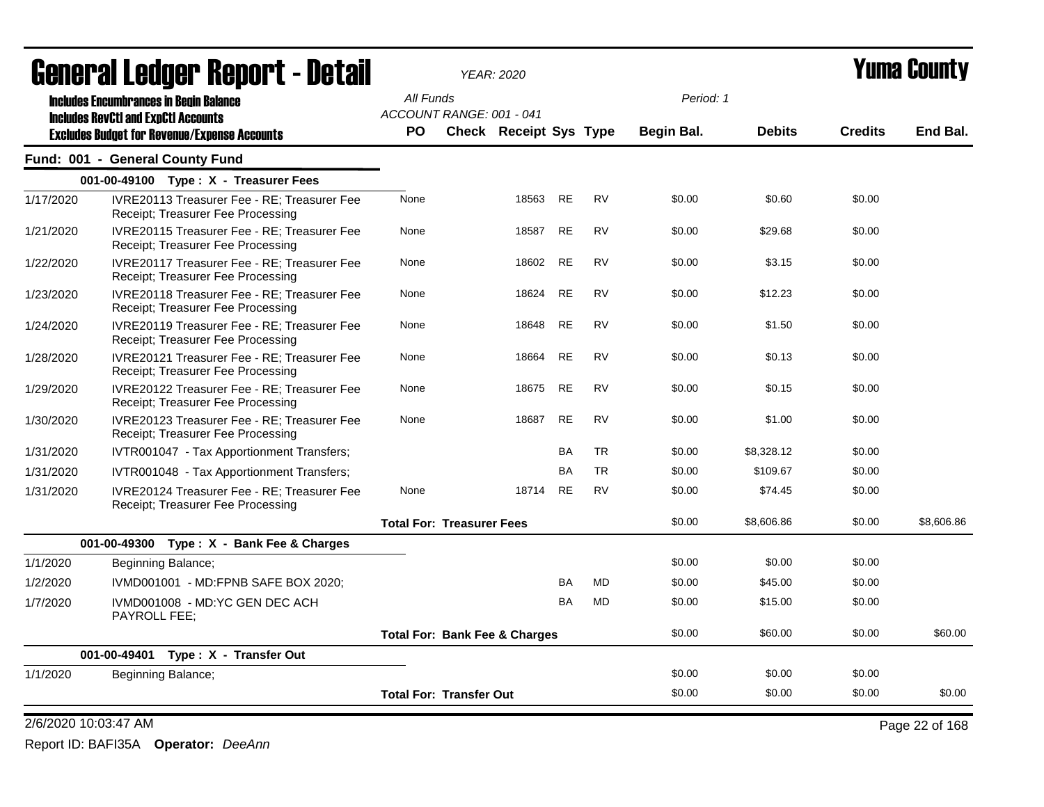# General Ledger Report - Detail

*YEAR: 2020*

# Yuma County

**Includes Encumbrances in Begin Balance**
**Includes RevCtl and ExpCtl Accounts**
**Excludes Budget for Revenue/Expense Accounts**

All Funds
ACCOUNT RANGE: 001 - 041

Period: 1

## Fund: 001 - General County Fund

| Date | Description | PO | Check | Receipt | Sys | Type | Begin Bal. | Debits | Credits | End Bal. |
|---|---|---|---|---|---|---|---|---|---|---|
| | **001-00-49100 Type : X - Treasurer Fees** | | | | | | | | | |
| 1/17/2020 | IVRE20113 Treasurer Fee - RE; Treasurer Fee Receipt; Treasurer Fee Processing | None | | 18563 | RE | RV | $0.00 | $0.60 | $0.00 | |
| 1/21/2020 | IVRE20115 Treasurer Fee - RE; Treasurer Fee Receipt; Treasurer Fee Processing | None | | 18587 | RE | RV | $0.00 | $29.68 | $0.00 | |
| 1/22/2020 | IVRE20117 Treasurer Fee - RE; Treasurer Fee Receipt; Treasurer Fee Processing | None | | 18602 | RE | RV | $0.00 | $3.15 | $0.00 | |
| 1/23/2020 | IVRE20118 Treasurer Fee - RE; Treasurer Fee Receipt; Treasurer Fee Processing | None | | 18624 | RE | RV | $0.00 | $12.23 | $0.00 | |
| 1/24/2020 | IVRE20119 Treasurer Fee - RE; Treasurer Fee Receipt; Treasurer Fee Processing | None | | 18648 | RE | RV | $0.00 | $1.50 | $0.00 | |
| 1/28/2020 | IVRE20121 Treasurer Fee - RE; Treasurer Fee Receipt; Treasurer Fee Processing | None | | 18664 | RE | RV | $0.00 | $0.13 | $0.00 | |
| 1/29/2020 | IVRE20122 Treasurer Fee - RE; Treasurer Fee Receipt; Treasurer Fee Processing | None | | 18675 | RE | RV | $0.00 | $0.15 | $0.00 | |
| 1/30/2020 | IVRE20123 Treasurer Fee - RE; Treasurer Fee Receipt; Treasurer Fee Processing | None | | 18687 | RE | RV | $0.00 | $1.00 | $0.00 | |
| 1/31/2020 | IVTR001047 - Tax Apportionment Transfers; | | | | BA | TR | $0.00 | $8,328.12 | $0.00 | |
| 1/31/2020 | IVTR001048 - Tax Apportionment Transfers; | | | | BA | TR | $0.00 | $109.67 | $0.00 | |
| 1/31/2020 | IVRE20124 Treasurer Fee - RE; Treasurer Fee Receipt; Treasurer Fee Processing | None | | 18714 | RE | RV | $0.00 | $74.45 | $0.00 | |
| | | **Total For: Treasurer Fees** | | | | | $0.00 | $8,606.86 | $0.00 | $8,606.86 |
| | **001-00-49300 Type : X - Bank Fee & Charges** | | | | | | | | | |
| 1/1/2020 | Beginning Balance; | | | | | | $0.00 | $0.00 | $0.00 | |
| 1/2/2020 | IVMD001001 - MD:FPNB SAFE BOX 2020; | | | | BA | MD | $0.00 | $45.00 | $0.00 | |
| 1/7/2020 | IVMD001008 - MD:YC GEN DEC ACH PAYROLL FEE; | | | | BA | MD | $0.00 | $15.00 | $0.00 | |
| | | **Total For: Bank Fee & Charges** | | | | | $0.00 | $60.00 | $0.00 | $60.00 |
| | **001-00-49401 Type : X - Transfer Out** | | | | | | | | | |
| 1/1/2020 | Beginning Balance; | | | | | | $0.00 | $0.00 | $0.00 | |
| | | **Total For: Transfer Out** | | | | | $0.00 | $0.00 | $0.00 | $0.00 |

2/6/2020 10:03:47 AM

Report ID: BAFI35A **Operator:** *DeeAnn*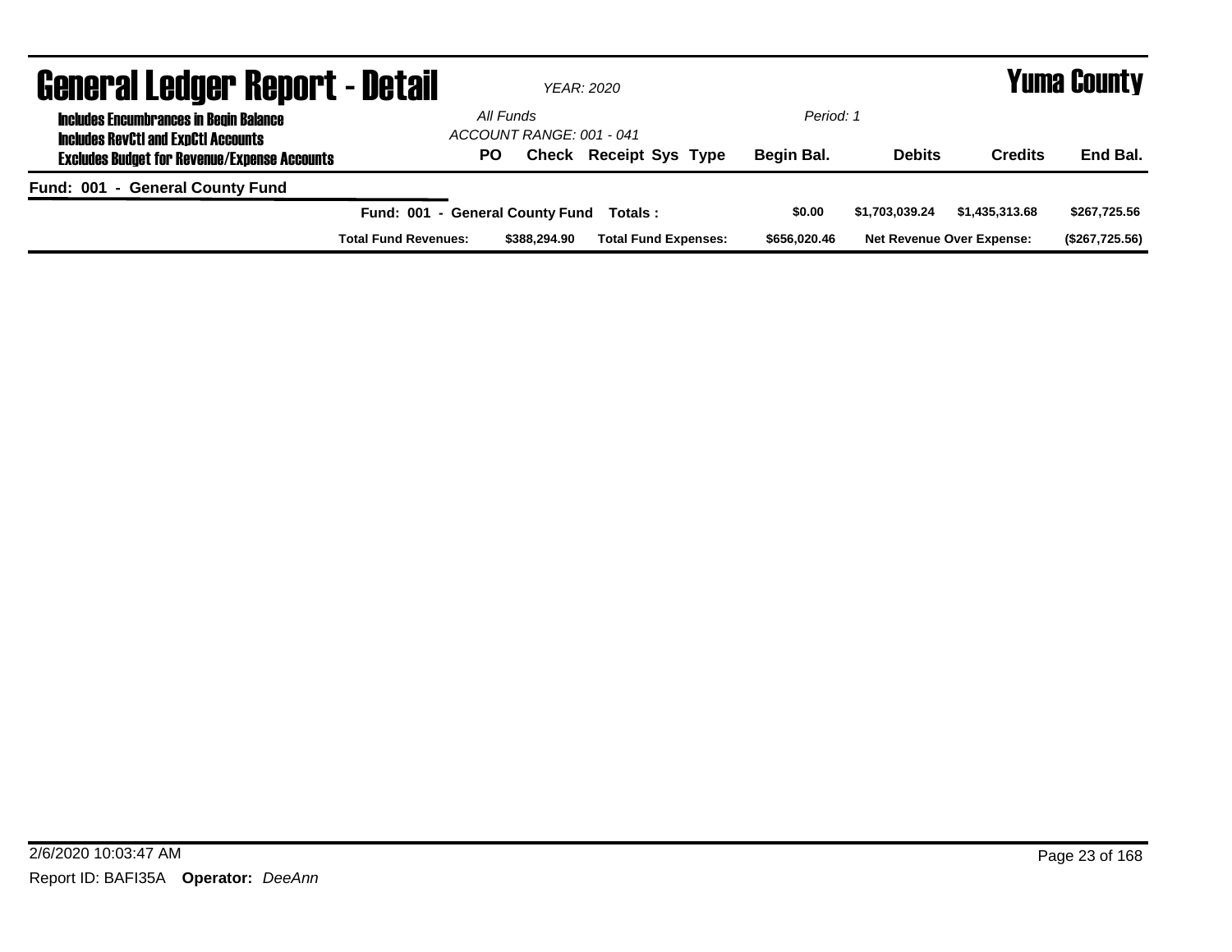# General Ledger Report - Detail

*YEAR: 2020*

# Yuma County

**Includes Encumbrances in Begin Balance**
**Includes RevCtl and ExpCtl Accounts**
**Excludes Budget for Revenue/Expense Accounts**

*All Funds*
*ACCOUNT RANGE: 001 - 041*
*Period: 1*

| PO | Check | Receipt | Sys | Type | Begin Bal. | Debits | Credits | End Bal. |
|---|---|---|---|---|---|---|---|---|

**Fund: 001 - General County Fund**

| | | | | |
|---|---|---|---|---|
| **Fund: 001 - General County Fund Totals :** | **$0.00** | **$1,703,039.24** | **$1,435,313.68** | **$267,725.56** |
| **Total Fund Revenues:** **$388,294.90** | **Total Fund Expenses:** **$656,020.46** | **Net Revenue Over Expense:** | | **($267,725.56)** |

2/6/2020 10:03:47 AM

Report ID: BAFI35A **Operator:** *DeeAnn*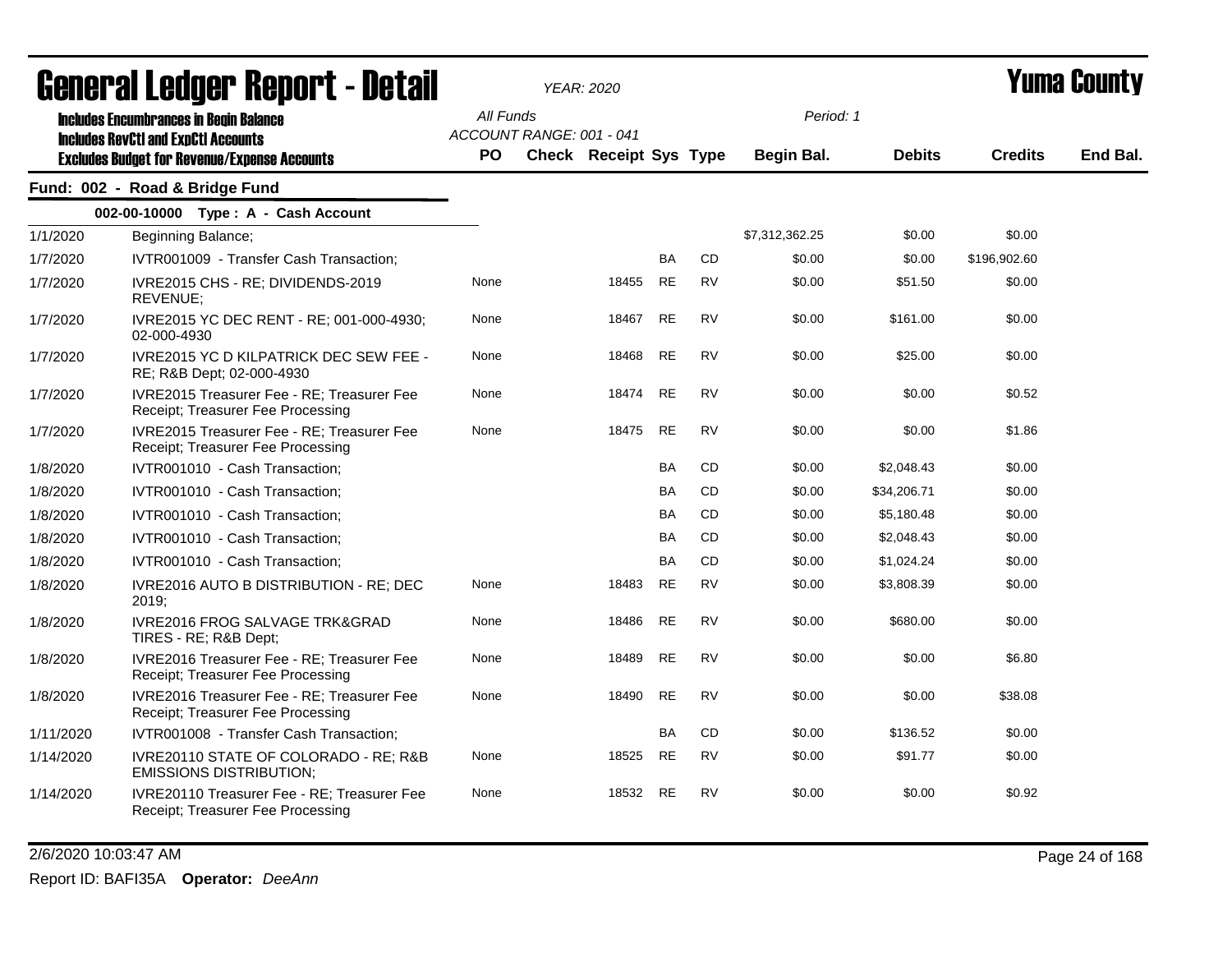# General Ledger Report - Detail

**YEAR: 2020**

**Yuma County**

Includes Encumbrances in Begin Balance
Includes RevCtl and ExpCtl Accounts
Excludes Budget for Revenue/Expense Accounts

All Funds
ACCOUNT RANGE: 001 - 041

Period: 1

## Fund: 002 - Road & Bridge Fund

### 002-00-10000 Type : A - Cash Account

| Date | Description | PO | Check | Receipt | Sys | Type | Begin Bal. | Debits | Credits | End Bal. |
|---|---|---|---|---|---|---|---|---|---|---|
| 1/1/2020 | Beginning Balance; | | | | | | $7,312,362.25 | $0.00 | $0.00 | |
| 1/7/2020 | IVTR001009 - Transfer Cash Transaction; | | | | BA | CD | $0.00 | $0.00 | $196,902.60 | |
| 1/7/2020 | IVRE2015 CHS - RE; DIVIDENDS-2019 REVENUE; | None | | 18455 | RE | RV | $0.00 | $51.50 | $0.00 | |
| 1/7/2020 | IVRE2015 YC DEC RENT - RE; 001-000-4930; 02-000-4930 | None | | 18467 | RE | RV | $0.00 | $161.00 | $0.00 | |
| 1/7/2020 | IVRE2015 YC D KILPATRICK DEC SEW FEE - RE; R&B Dept; 02-000-4930 | None | | 18468 | RE | RV | $0.00 | $25.00 | $0.00 | |
| 1/7/2020 | IVRE2015 Treasurer Fee - RE; Treasurer Fee Receipt; Treasurer Fee Processing | None | | 18474 | RE | RV | $0.00 | $0.00 | $0.52 | |
| 1/7/2020 | IVRE2015 Treasurer Fee - RE; Treasurer Fee Receipt; Treasurer Fee Processing | None | | 18475 | RE | RV | $0.00 | $0.00 | $1.86 | |
| 1/8/2020 | IVTR001010 - Cash Transaction; | | | | BA | CD | $0.00 | $2,048.43 | $0.00 | |
| 1/8/2020 | IVTR001010 - Cash Transaction; | | | | BA | CD | $0.00 | $34,206.71 | $0.00 | |
| 1/8/2020 | IVTR001010 - Cash Transaction; | | | | BA | CD | $0.00 | $5,180.48 | $0.00 | |
| 1/8/2020 | IVTR001010 - Cash Transaction; | | | | BA | CD | $0.00 | $2,048.43 | $0.00 | |
| 1/8/2020 | IVTR001010 - Cash Transaction; | | | | BA | CD | $0.00 | $1,024.24 | $0.00 | |
| 1/8/2020 | IVRE2016 AUTO B DISTRIBUTION - RE; DEC 2019; | None | | 18483 | RE | RV | $0.00 | $3,808.39 | $0.00 | |
| 1/8/2020 | IVRE2016 FROG SALVAGE TRK&GRAD TIRES - RE; R&B Dept; | None | | 18486 | RE | RV | $0.00 | $680.00 | $0.00 | |
| 1/8/2020 | IVRE2016 Treasurer Fee - RE; Treasurer Fee Receipt; Treasurer Fee Processing | None | | 18489 | RE | RV | $0.00 | $0.00 | $6.80 | |
| 1/8/2020 | IVRE2016 Treasurer Fee - RE; Treasurer Fee Receipt; Treasurer Fee Processing | None | | 18490 | RE | RV | $0.00 | $0.00 | $38.08 | |
| 1/11/2020 | IVTR001008 - Transfer Cash Transaction; | | | | BA | CD | $0.00 | $136.52 | $0.00 | |
| 1/14/2020 | IVRE20110 STATE OF COLORADO - RE; R&B EMISSIONS DISTRIBUTION; | None | | 18525 | RE | RV | $0.00 | $91.77 | $0.00 | |
| 1/14/2020 | IVRE20110 Treasurer Fee - RE; Treasurer Fee Receipt; Treasurer Fee Processing | None | | 18532 | RE | RV | $0.00 | $0.00 | $0.92 | |

2/6/2020 10:03:47 AM

Report ID: BAFI35A **Operator:** *DeeAnn*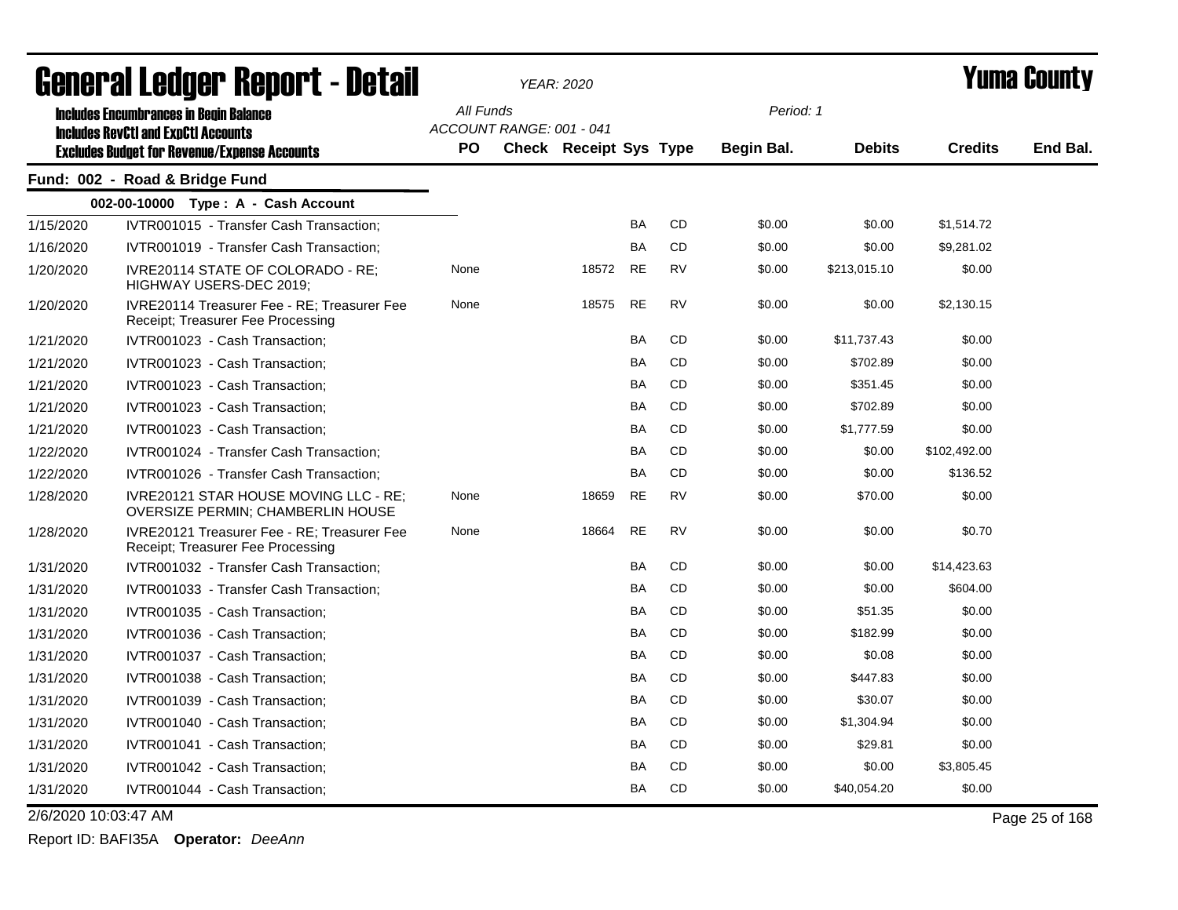# General Ledger Report - Detail

*YEAR: 2020*

**Yuma County**

**Includes Encumbrances in Begin Balance**
**Includes RevCtl and ExpCtl Accounts**
**Excludes Budget for Revenue/Expense Accounts**

*All Funds*
*ACCOUNT RANGE: 001 - 041*
*Period: 1*

## Fund: 002 - Road & Bridge Fund

### 002-00-10000 Type : A - Cash Account

| Date | Description | PO | Check | Receipt | Sys | Type | Begin Bal. | Debits | Credits | End Bal. |
|---|---|---|---|---|---|---|---|---|---|---|
| 1/15/2020 | IVTR001015 - Transfer Cash Transaction; | | | | BA | CD | $0.00 | $0.00 | $1,514.72 | |
| 1/16/2020 | IVTR001019 - Transfer Cash Transaction; | | | | BA | CD | $0.00 | $0.00 | $9,281.02 | |
| 1/20/2020 | IVRE20114 STATE OF COLORADO - RE; HIGHWAY USERS-DEC 2019; | None | | 18572 | RE | RV | $0.00 | $213,015.10 | $0.00 | |
| 1/20/2020 | IVRE20114 Treasurer Fee - RE; Treasurer Fee Receipt; Treasurer Fee Processing | None | | 18575 | RE | RV | $0.00 | $0.00 | $2,130.15 | |
| 1/21/2020 | IVTR001023 - Cash Transaction; | | | | BA | CD | $0.00 | $11,737.43 | $0.00 | |
| 1/21/2020 | IVTR001023 - Cash Transaction; | | | | BA | CD | $0.00 | $702.89 | $0.00 | |
| 1/21/2020 | IVTR001023 - Cash Transaction; | | | | BA | CD | $0.00 | $351.45 | $0.00 | |
| 1/21/2020 | IVTR001023 - Cash Transaction; | | | | BA | CD | $0.00 | $702.89 | $0.00 | |
| 1/21/2020 | IVTR001023 - Cash Transaction; | | | | BA | CD | $0.00 | $1,777.59 | $0.00 | |
| 1/22/2020 | IVTR001024 - Transfer Cash Transaction; | | | | BA | CD | $0.00 | $0.00 | $102,492.00 | |
| 1/22/2020 | IVTR001026 - Transfer Cash Transaction; | | | | BA | CD | $0.00 | $0.00 | $136.52 | |
| 1/28/2020 | IVRE20121 STAR HOUSE MOVING LLC - RE; OVERSIZE PERMIN; CHAMBERLIN HOUSE | None | | 18659 | RE | RV | $0.00 | $70.00 | $0.00 | |
| 1/28/2020 | IVRE20121 Treasurer Fee - RE; Treasurer Fee Receipt; Treasurer Fee Processing | None | | 18664 | RE | RV | $0.00 | $0.00 | $0.70 | |
| 1/31/2020 | IVTR001032 - Transfer Cash Transaction; | | | | BA | CD | $0.00 | $0.00 | $14,423.63 | |
| 1/31/2020 | IVTR001033 - Transfer Cash Transaction; | | | | BA | CD | $0.00 | $0.00 | $604.00 | |
| 1/31/2020 | IVTR001035 - Cash Transaction; | | | | BA | CD | $0.00 | $51.35 | $0.00 | |
| 1/31/2020 | IVTR001036 - Cash Transaction; | | | | BA | CD | $0.00 | $182.99 | $0.00 | |
| 1/31/2020 | IVTR001037 - Cash Transaction; | | | | BA | CD | $0.00 | $0.08 | $0.00 | |
| 1/31/2020 | IVTR001038 - Cash Transaction; | | | | BA | CD | $0.00 | $447.83 | $0.00 | |
| 1/31/2020 | IVTR001039 - Cash Transaction; | | | | BA | CD | $0.00 | $30.07 | $0.00 | |
| 1/31/2020 | IVTR001040 - Cash Transaction; | | | | BA | CD | $0.00 | $1,304.94 | $0.00 | |
| 1/31/2020 | IVTR001041 - Cash Transaction; | | | | BA | CD | $0.00 | $29.81 | $0.00 | |
| 1/31/2020 | IVTR001042 - Cash Transaction; | | | | BA | CD | $0.00 | $0.00 | $3,805.45 | |
| 1/31/2020 | IVTR001044 - Cash Transaction; | | | | BA | CD | $0.00 | $40,054.20 | $0.00 | |

2/6/2020 10:03:47 AM

Report ID: BAFI35A **Operator:** *DeeAnn*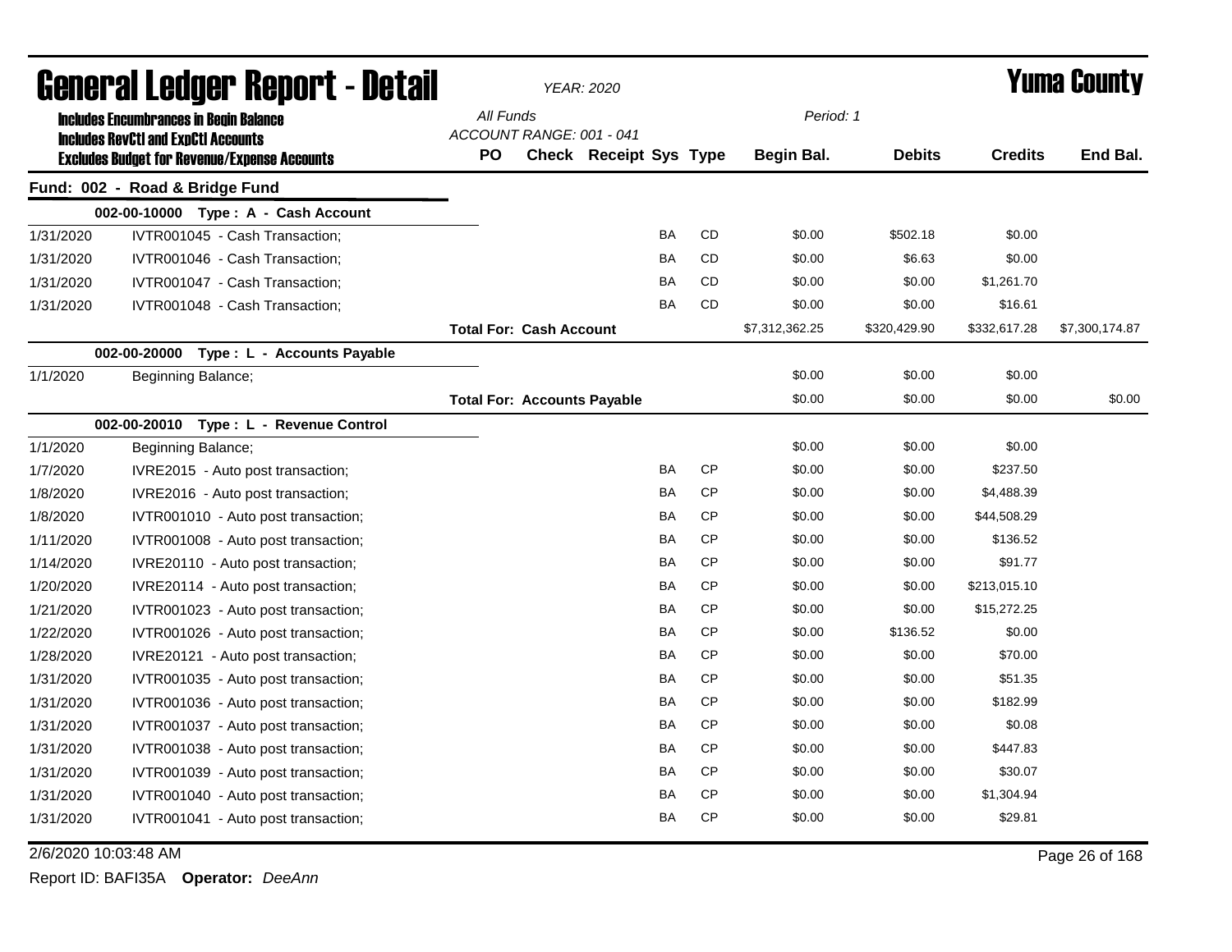# General Ledger Report - Detail

*YEAR: 2020*

# Yuma County

**Includes Encumbrances in Begin Balance**
**Includes RevCtl and ExpCtl Accounts**
**Excludes Budget for Revenue/Expense Accounts**

*All Funds*
*ACCOUNT RANGE: 001 - 041*

*Period: 1*

## Fund: 002 - Road & Bridge Fund

| Date | Description | PO | Check | Receipt | Sys | Type | Begin Bal. | Debits | Credits | End Bal. |
|---|---|---|---|---|---|---|---|---|---|---|
| | **002-00-10000 Type : A - Cash Account** | | | | | | | | | |
| 1/31/2020 | IVTR001045 - Cash Transaction; | | | | BA | CD | $0.00 | $502.18 | $0.00 | |
| 1/31/2020 | IVTR001046 - Cash Transaction; | | | | BA | CD | $0.00 | $6.63 | $0.00 | |
| 1/31/2020 | IVTR001047 - Cash Transaction; | | | | BA | CD | $0.00 | $0.00 | $1,261.70 | |
| 1/31/2020 | IVTR001048 - Cash Transaction; | | | | BA | CD | $0.00 | $0.00 | $16.61 | |
| | | **Total For: Cash Account** | | | | | $7,312,362.25 | $320,429.90 | $332,617.28 | $7,300,174.87 |
| | **002-00-20000 Type : L - Accounts Payable** | | | | | | | | | |
| 1/1/2020 | Beginning Balance; | | | | | | $0.00 | $0.00 | $0.00 | |
| | | **Total For: Accounts Payable** | | | | | $0.00 | $0.00 | $0.00 | $0.00 |
| | **002-00-20010 Type : L - Revenue Control** | | | | | | | | | |
| 1/1/2020 | Beginning Balance; | | | | | | $0.00 | $0.00 | $0.00 | |
| 1/7/2020 | IVRE2015 - Auto post transaction; | | | | BA | CP | $0.00 | $0.00 | $237.50 | |
| 1/8/2020 | IVRE2016 - Auto post transaction; | | | | BA | CP | $0.00 | $0.00 | $4,488.39 | |
| 1/8/2020 | IVTR001010 - Auto post transaction; | | | | BA | CP | $0.00 | $0.00 | $44,508.29 | |
| 1/11/2020 | IVTR001008 - Auto post transaction; | | | | BA | CP | $0.00 | $0.00 | $136.52 | |
| 1/14/2020 | IVRE20110 - Auto post transaction; | | | | BA | CP | $0.00 | $0.00 | $91.77 | |
| 1/20/2020 | IVRE20114 - Auto post transaction; | | | | BA | CP | $0.00 | $0.00 | $213,015.10 | |
| 1/21/2020 | IVTR001023 - Auto post transaction; | | | | BA | CP | $0.00 | $0.00 | $15,272.25 | |
| 1/22/2020 | IVTR001026 - Auto post transaction; | | | | BA | CP | $0.00 | $136.52 | $0.00 | |
| 1/28/2020 | IVRE20121 - Auto post transaction; | | | | BA | CP | $0.00 | $0.00 | $70.00 | |
| 1/31/2020 | IVTR001035 - Auto post transaction; | | | | BA | CP | $0.00 | $0.00 | $51.35 | |
| 1/31/2020 | IVTR001036 - Auto post transaction; | | | | BA | CP | $0.00 | $0.00 | $182.99 | |
| 1/31/2020 | IVTR001037 - Auto post transaction; | | | | BA | CP | $0.00 | $0.00 | $0.08 | |
| 1/31/2020 | IVTR001038 - Auto post transaction; | | | | BA | CP | $0.00 | $0.00 | $447.83 | |
| 1/31/2020 | IVTR001039 - Auto post transaction; | | | | BA | CP | $0.00 | $0.00 | $30.07 | |
| 1/31/2020 | IVTR001040 - Auto post transaction; | | | | BA | CP | $0.00 | $0.00 | $1,304.94 | |
| 1/31/2020 | IVTR001041 - Auto post transaction; | | | | BA | CP | $0.00 | $0.00 | $29.81 | |

2/6/2020 10:03:48 AM

Report ID: BAFI35A **Operator:** *DeeAnn*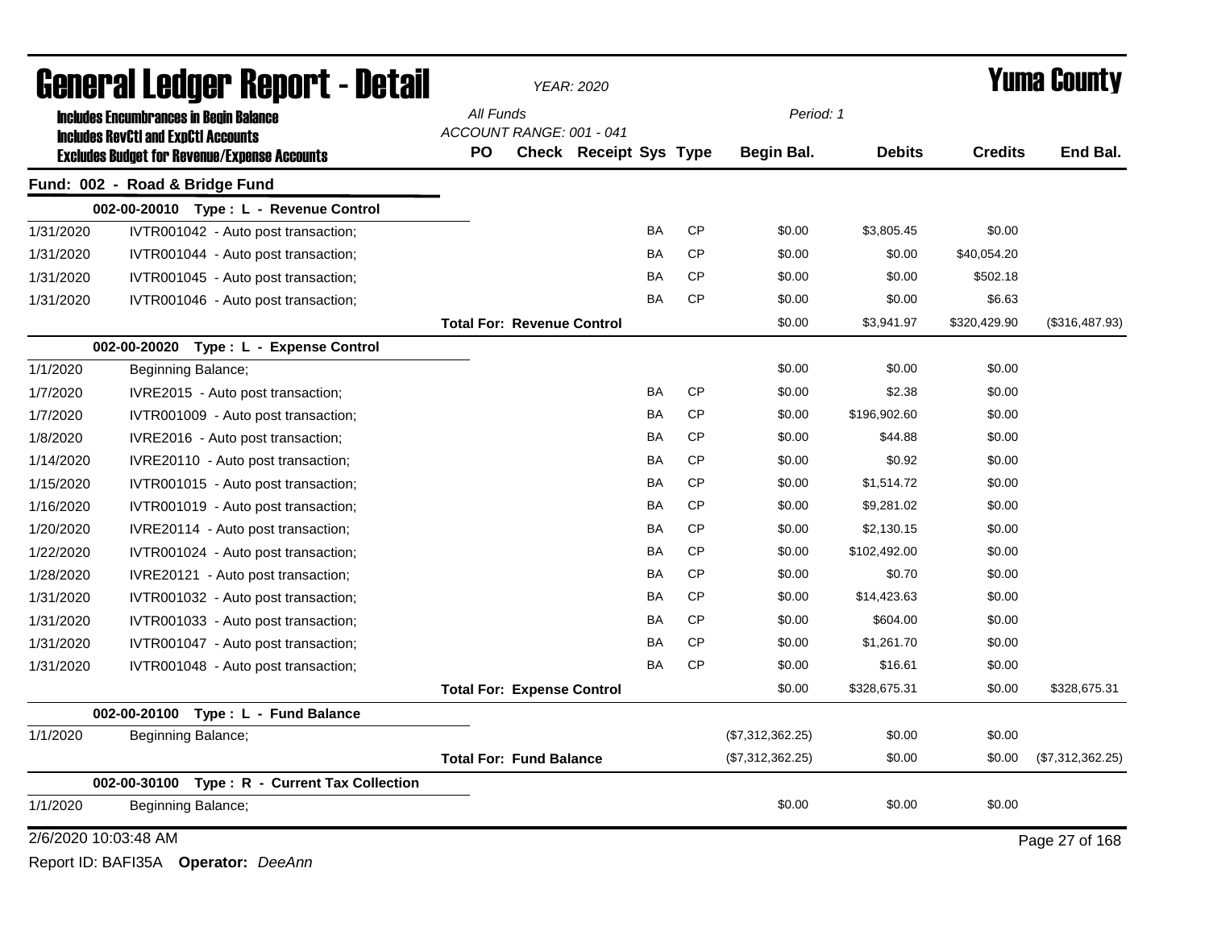# General Ledger Report - Detail

*YEAR: 2020*

**Yuma County**

**Includes Encumbrances in Begin Balance**
**Includes RevCtl and ExpCtl Accounts**
**Excludes Budget for Revenue/Expense Accounts**

*All Funds*
*ACCOUNT RANGE: 001 - 041*
*Period: 1*

## Fund: 002 - Road & Bridge Fund

| Date | Description | PO | Check | Receipt | Sys | Type | Begin Bal. | Debits | Credits | End Bal. |
|---|---|---|---|---|---|---|---|---|---|---|
| | **002-00-20010 Type : L - Revenue Control** | | | | | | | | | |
| 1/31/2020 | IVTR001042 - Auto post transaction; | | | | BA | CP | $0.00 | $3,805.45 | $0.00 | |
| 1/31/2020 | IVTR001044 - Auto post transaction; | | | | BA | CP | $0.00 | $0.00 | $40,054.20 | |
| 1/31/2020 | IVTR001045 - Auto post transaction; | | | | BA | CP | $0.00 | $0.00 | $502.18 | |
| 1/31/2020 | IVTR001046 - Auto post transaction; | | | | BA | CP | $0.00 | $0.00 | $6.63 | |
| | | **Total For: Revenue Control** | | | | | $0.00 | $3,941.97 | $320,429.90 | ($316,487.93) |
| | **002-00-20020 Type : L - Expense Control** | | | | | | | | | |
| 1/1/2020 | Beginning Balance; | | | | | | $0.00 | $0.00 | $0.00 | |
| 1/7/2020 | IVRE2015 - Auto post transaction; | | | | BA | CP | $0.00 | $2.38 | $0.00 | |
| 1/7/2020 | IVTR001009 - Auto post transaction; | | | | BA | CP | $0.00 | $196,902.60 | $0.00 | |
| 1/8/2020 | IVRE2016 - Auto post transaction; | | | | BA | CP | $0.00 | $44.88 | $0.00 | |
| 1/14/2020 | IVRE20110 - Auto post transaction; | | | | BA | CP | $0.00 | $0.92 | $0.00 | |
| 1/15/2020 | IVTR001015 - Auto post transaction; | | | | BA | CP | $0.00 | $1,514.72 | $0.00 | |
| 1/16/2020 | IVTR001019 - Auto post transaction; | | | | BA | CP | $0.00 | $9,281.02 | $0.00 | |
| 1/20/2020 | IVRE20114 - Auto post transaction; | | | | BA | CP | $0.00 | $2,130.15 | $0.00 | |
| 1/22/2020 | IVTR001024 - Auto post transaction; | | | | BA | CP | $0.00 | $102,492.00 | $0.00 | |
| 1/28/2020 | IVRE20121 - Auto post transaction; | | | | BA | CP | $0.00 | $0.70 | $0.00 | |
| 1/31/2020 | IVTR001032 - Auto post transaction; | | | | BA | CP | $0.00 | $14,423.63 | $0.00 | |
| 1/31/2020 | IVTR001033 - Auto post transaction; | | | | BA | CP | $0.00 | $604.00 | $0.00 | |
| 1/31/2020 | IVTR001047 - Auto post transaction; | | | | BA | CP | $0.00 | $1,261.70 | $0.00 | |
| 1/31/2020 | IVTR001048 - Auto post transaction; | | | | BA | CP | $0.00 | $16.61 | $0.00 | |
| | | **Total For: Expense Control** | | | | | $0.00 | $328,675.31 | $0.00 | $328,675.31 |
| | **002-00-20100 Type : L - Fund Balance** | | | | | | | | | |
| 1/1/2020 | Beginning Balance; | | | | | | ($7,312,362.25) | $0.00 | $0.00 | |
| | | **Total For: Fund Balance** | | | | | ($7,312,362.25) | $0.00 | $0.00 | ($7,312,362.25) |
| | **002-00-30100 Type : R - Current Tax Collection** | | | | | | | | | |
| 1/1/2020 | Beginning Balance; | | | | | | $0.00 | $0.00 | $0.00 | |

2/6/2020 10:03:48 AM

Report ID: BAFI35A **Operator:** *DeeAnn*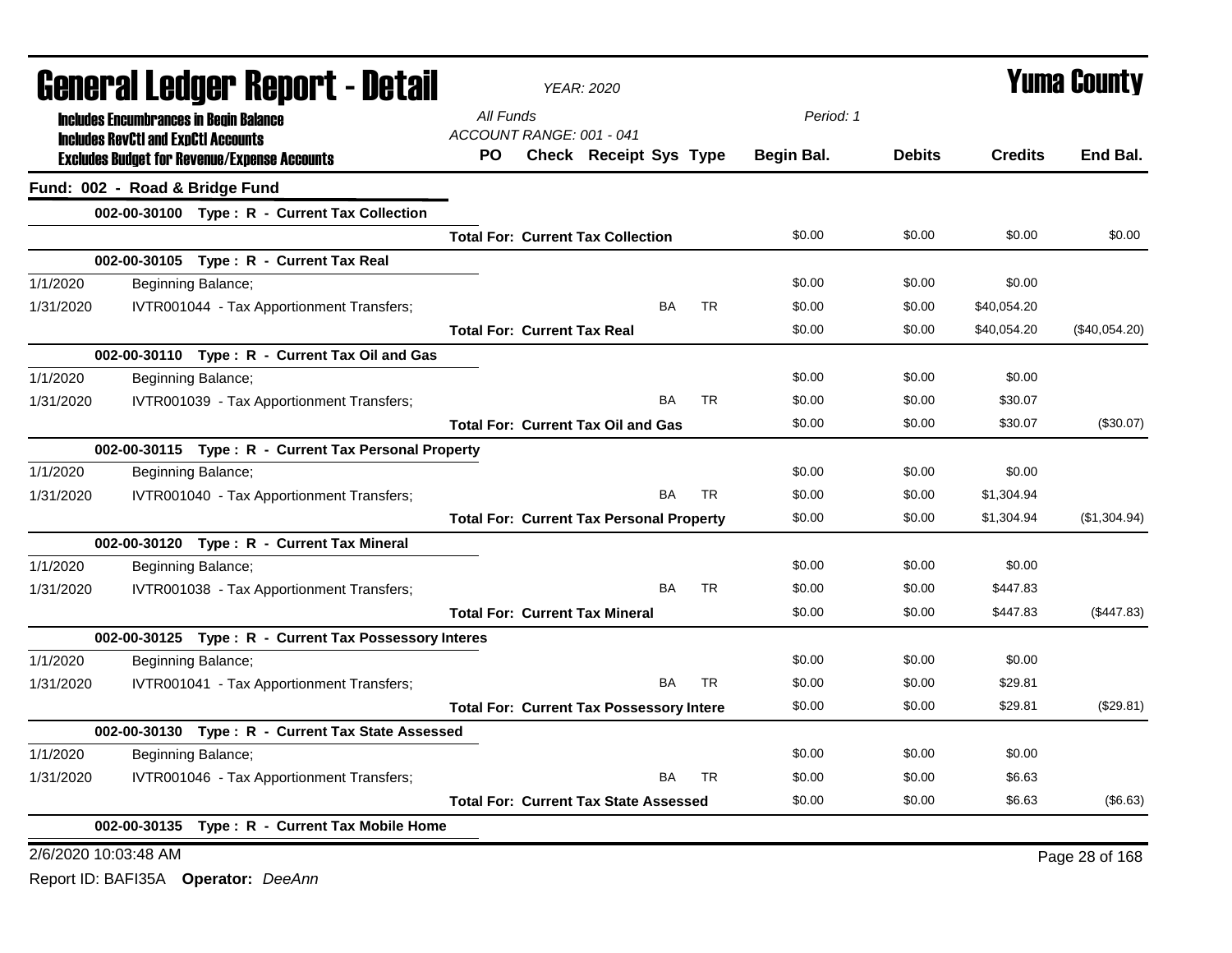# General Ledger Report - Detail

*YEAR: 2020*

**Yuma County**

**Includes Encumbrances in Begin Balance**
**Includes RevCtl and ExpCtl Accounts**
**Excludes Budget for Revenue/Expense Accounts**

*All Funds*
*ACCOUNT RANGE: 001 - 041*
*Period: 1*

## Fund: 002 - Road & Bridge Fund

| Date | Description | PO | Check | Receipt | Sys | Type | Begin Bal. | Debits | Credits | End Bal. |
|---|---|---|---|---|---|---|---|---|---|---|
| **002-00-30100 Type : R - Current Tax Collection** | | | | | | | | | | |
| | **Total For: Current Tax Collection** | | | | | | $0.00 | $0.00 | $0.00 | $0.00 |
| **002-00-30105 Type : R - Current Tax Real** | | | | | | | | | | |
| 1/1/2020 | Beginning Balance; | | | | | | $0.00 | $0.00 | $0.00 | |
| 1/31/2020 | IVTR001044 - Tax Apportionment Transfers; | | | | BA | TR | $0.00 | $0.00 | $40,054.20 | |
| | **Total For: Current Tax Real** | | | | | | $0.00 | $0.00 | $40,054.20 | ($40,054.20) |
| **002-00-30110 Type : R - Current Tax Oil and Gas** | | | | | | | | | | |
| 1/1/2020 | Beginning Balance; | | | | | | $0.00 | $0.00 | $0.00 | |
| 1/31/2020 | IVTR001039 - Tax Apportionment Transfers; | | | | BA | TR | $0.00 | $0.00 | $30.07 | |
| | **Total For: Current Tax Oil and Gas** | | | | | | $0.00 | $0.00 | $30.07 | ($30.07) |
| **002-00-30115 Type : R - Current Tax Personal Property** | | | | | | | | | | |
| 1/1/2020 | Beginning Balance; | | | | | | $0.00 | $0.00 | $0.00 | |
| 1/31/2020 | IVTR001040 - Tax Apportionment Transfers; | | | | BA | TR | $0.00 | $0.00 | $1,304.94 | |
| | **Total For: Current Tax Personal Property** | | | | | | $0.00 | $0.00 | $1,304.94 | ($1,304.94) |
| **002-00-30120 Type : R - Current Tax Mineral** | | | | | | | | | | |
| 1/1/2020 | Beginning Balance; | | | | | | $0.00 | $0.00 | $0.00 | |
| 1/31/2020 | IVTR001038 - Tax Apportionment Transfers; | | | | BA | TR | $0.00 | $0.00 | $447.83 | |
| | **Total For: Current Tax Mineral** | | | | | | $0.00 | $0.00 | $447.83 | ($447.83) |
| **002-00-30125 Type : R - Current Tax Possessory Interes** | | | | | | | | | | |
| 1/1/2020 | Beginning Balance; | | | | | | $0.00 | $0.00 | $0.00 | |
| 1/31/2020 | IVTR001041 - Tax Apportionment Transfers; | | | | BA | TR | $0.00 | $0.00 | $29.81 | |
| | **Total For: Current Tax Possessory Intere** | | | | | | $0.00 | $0.00 | $29.81 | ($29.81) |
| **002-00-30130 Type : R - Current Tax State Assessed** | | | | | | | | | | |
| 1/1/2020 | Beginning Balance; | | | | | | $0.00 | $0.00 | $0.00 | |
| 1/31/2020 | IVTR001046 - Tax Apportionment Transfers; | | | | BA | TR | $0.00 | $0.00 | $6.63 | |
| | **Total For: Current Tax State Assessed** | | | | | | $0.00 | $0.00 | $6.63 | ($6.63) |
| **002-00-30135 Type : R - Current Tax Mobile Home** | | | | | | | | | | |

2/6/2020 10:03:48 AM

Report ID: BAFI35A **Operator:** *DeeAnn*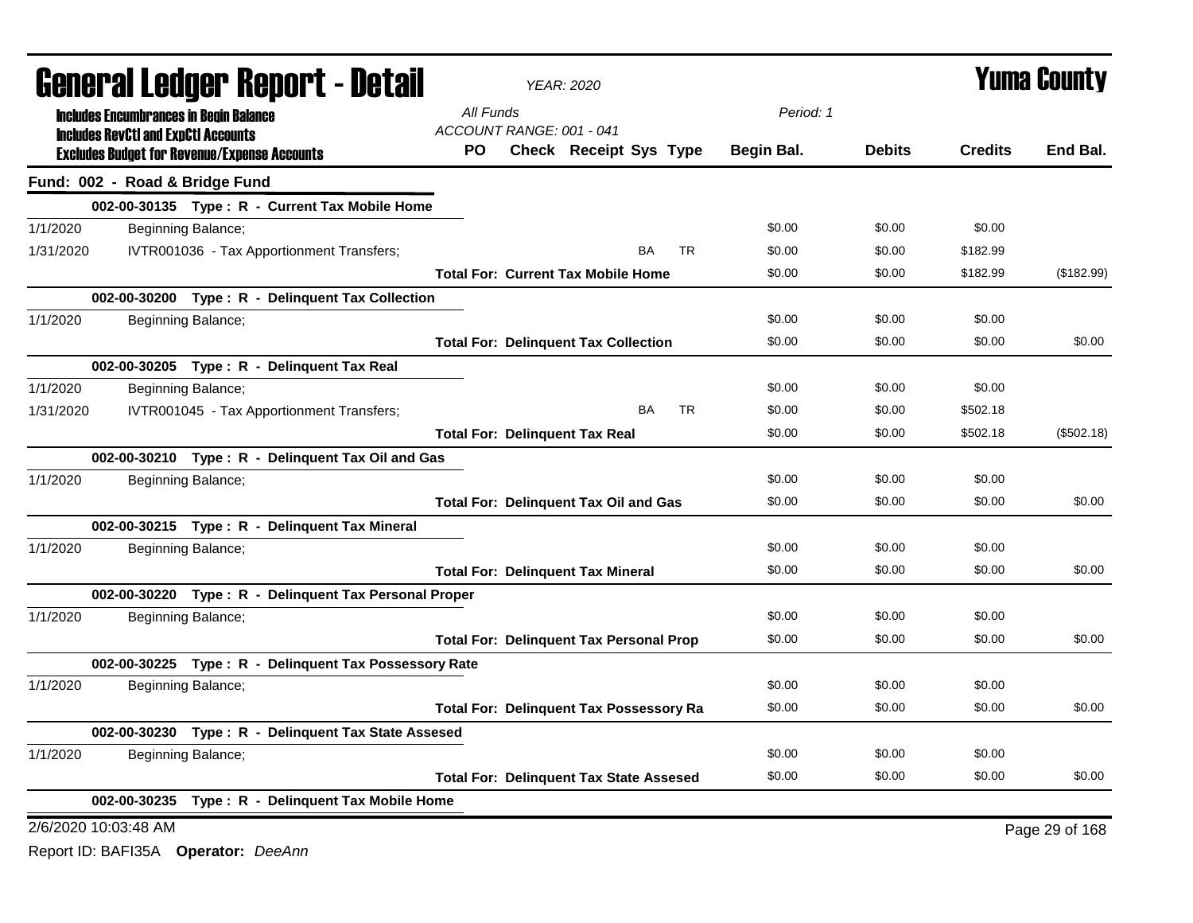# General Ledger Report - Detail

**YEAR: 2020** — **Yuma County**

**Includes Encumbrances in Begin Balance**
**Includes RevCtl and ExpCtl Accounts**
**Excludes Budget for Revenue/Expense Accounts**

All Funds
ACCOUNT RANGE: 001 - 041
Period: 1

## Fund: 002 - Road & Bridge Fund

| Date | Description | PO | Check | Receipt | Sys | Type | Begin Bal. | Debits | Credits | End Bal. |
|---|---|---|---|---|---|---|---|---|---|---|
| | **002-00-30135 Type : R - Current Tax Mobile Home** | | | | | | | | | |
| 1/1/2020 | Beginning Balance; | | | | | | $0.00 | $0.00 | $0.00 | |
| 1/31/2020 | IVTR001036 - Tax Apportionment Transfers; | | | | BA | TR | $0.00 | $0.00 | $182.99 | |
| | **Total For: Current Tax Mobile Home** | | | | | | $0.00 | $0.00 | $182.99 | ($182.99) |
| | **002-00-30200 Type : R - Delinquent Tax Collection** | | | | | | | | | |
| 1/1/2020 | Beginning Balance; | | | | | | $0.00 | $0.00 | $0.00 | |
| | **Total For: Delinquent Tax Collection** | | | | | | $0.00 | $0.00 | $0.00 | $0.00 |
| | **002-00-30205 Type : R - Delinquent Tax Real** | | | | | | | | | |
| 1/1/2020 | Beginning Balance; | | | | | | $0.00 | $0.00 | $0.00 | |
| 1/31/2020 | IVTR001045 - Tax Apportionment Transfers; | | | | BA | TR | $0.00 | $0.00 | $502.18 | |
| | **Total For: Delinquent Tax Real** | | | | | | $0.00 | $0.00 | $502.18 | ($502.18) |
| | **002-00-30210 Type : R - Delinquent Tax Oil and Gas** | | | | | | | | | |
| 1/1/2020 | Beginning Balance; | | | | | | $0.00 | $0.00 | $0.00 | |
| | **Total For: Delinquent Tax Oil and Gas** | | | | | | $0.00 | $0.00 | $0.00 | $0.00 |
| | **002-00-30215 Type : R - Delinquent Tax Mineral** | | | | | | | | | |
| 1/1/2020 | Beginning Balance; | | | | | | $0.00 | $0.00 | $0.00 | |
| | **Total For: Delinquent Tax Mineral** | | | | | | $0.00 | $0.00 | $0.00 | $0.00 |
| | **002-00-30220 Type : R - Delinquent Tax Personal Proper** | | | | | | | | | |
| 1/1/2020 | Beginning Balance; | | | | | | $0.00 | $0.00 | $0.00 | |
| | **Total For: Delinquent Tax Personal Prop** | | | | | | $0.00 | $0.00 | $0.00 | $0.00 |
| | **002-00-30225 Type : R - Delinquent Tax Possessory Rate** | | | | | | | | | |
| 1/1/2020 | Beginning Balance; | | | | | | $0.00 | $0.00 | $0.00 | |
| | **Total For: Delinquent Tax Possessory Ra** | | | | | | $0.00 | $0.00 | $0.00 | $0.00 |
| | **002-00-30230 Type : R - Delinquent Tax State Assesed** | | | | | | | | | |
| 1/1/2020 | Beginning Balance; | | | | | | $0.00 | $0.00 | $0.00 | |
| | **Total For: Delinquent Tax State Assesed** | | | | | | $0.00 | $0.00 | $0.00 | $0.00 |
| | **002-00-30235 Type : R - Delinquent Tax Mobile Home** | | | | | | | | | |

2/6/2020 10:03:48 AM

Report ID: BAFI35A **Operator:** *DeeAnn*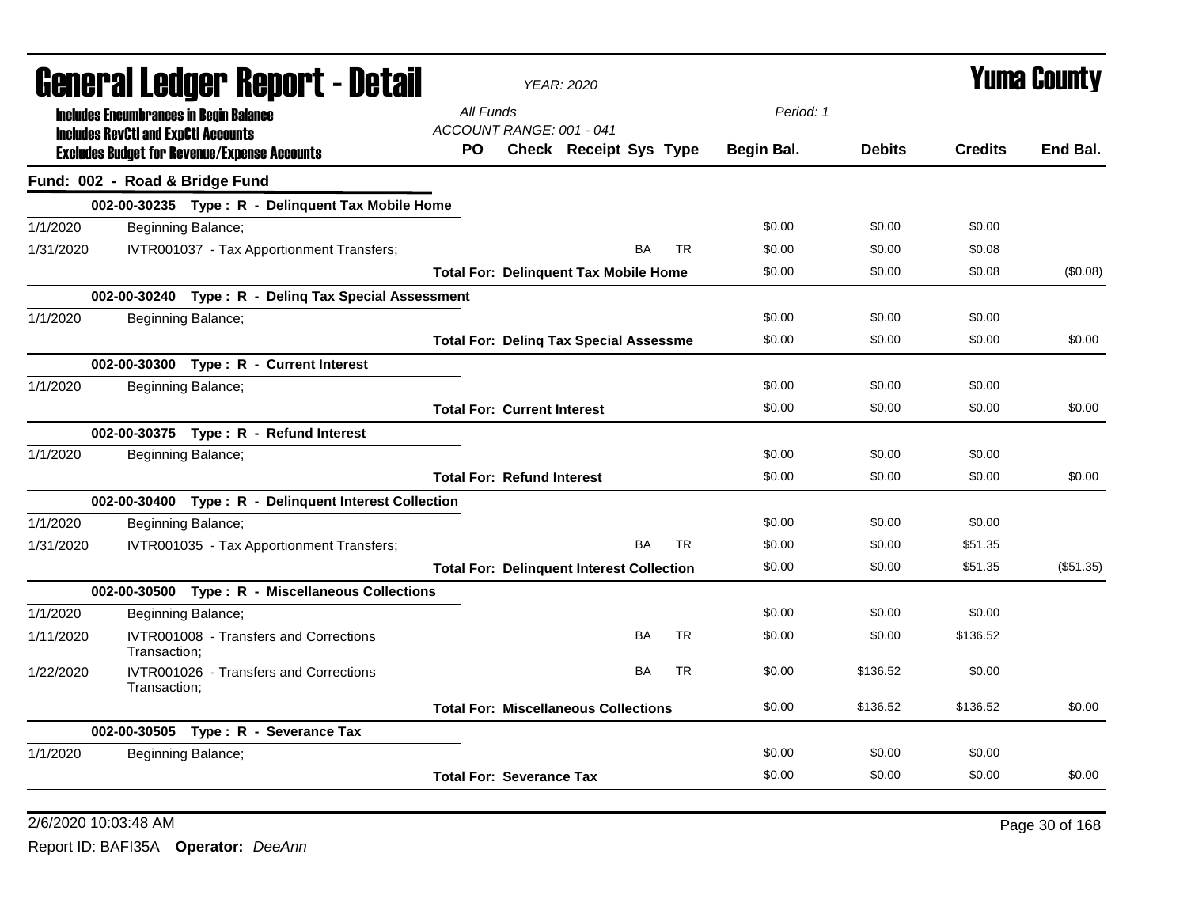# General Ledger Report - Detail

*YEAR: 2020*

**Yuma County**

**Includes Encumbrances in Begin Balance**
**Includes RevCtl and ExpCtl Accounts**
**Excludes Budget for Revenue/Expense Accounts**

*All Funds*
*ACCOUNT RANGE: 001 - 041*
*Period: 1*

## Fund: 002 - Road & Bridge Fund

| Date | Description | PO | Check | Receipt | Sys | Type | Begin Bal. | Debits | Credits | End Bal. |
|---|---|---|---|---|---|---|---|---|---|---|
| | **002-00-30235 Type : R - Delinquent Tax Mobile Home** | | | | | | | | | |
| 1/1/2020 | Beginning Balance; | | | | | | $0.00 | $0.00 | $0.00 | |
| 1/31/2020 | IVTR001037 - Tax Apportionment Transfers; | | | | BA | TR | $0.00 | $0.00 | $0.08 | |
| | **Total For: Delinquent Tax Mobile Home** | | | | | | $0.00 | $0.00 | $0.08 | ($0.08) |
| | **002-00-30240 Type : R - Delinq Tax Special Assessment** | | | | | | | | | |
| 1/1/2020 | Beginning Balance; | | | | | | $0.00 | $0.00 | $0.00 | |
| | **Total For: Delinq Tax Special Assessme** | | | | | | $0.00 | $0.00 | $0.00 | $0.00 |
| | **002-00-30300 Type : R - Current Interest** | | | | | | | | | |
| 1/1/2020 | Beginning Balance; | | | | | | $0.00 | $0.00 | $0.00 | |
| | **Total For: Current Interest** | | | | | | $0.00 | $0.00 | $0.00 | $0.00 |
| | **002-00-30375 Type : R - Refund Interest** | | | | | | | | | |
| 1/1/2020 | Beginning Balance; | | | | | | $0.00 | $0.00 | $0.00 | |
| | **Total For: Refund Interest** | | | | | | $0.00 | $0.00 | $0.00 | $0.00 |
| | **002-00-30400 Type : R - Delinquent Interest Collection** | | | | | | | | | |
| 1/1/2020 | Beginning Balance; | | | | | | $0.00 | $0.00 | $0.00 | |
| 1/31/2020 | IVTR001035 - Tax Apportionment Transfers; | | | | BA | TR | $0.00 | $0.00 | $51.35 | |
| | **Total For: Delinquent Interest Collection** | | | | | | $0.00 | $0.00 | $51.35 | ($51.35) |
| | **002-00-30500 Type : R - Miscellaneous Collections** | | | | | | | | | |
| 1/1/2020 | Beginning Balance; | | | | | | $0.00 | $0.00 | $0.00 | |
| 1/11/2020 | IVTR001008 - Transfers and Corrections Transaction; | | | | BA | TR | $0.00 | $0.00 | $136.52 | |
| 1/22/2020 | IVTR001026 - Transfers and Corrections Transaction; | | | | BA | TR | $0.00 | $136.52 | $0.00 | |
| | **Total For: Miscellaneous Collections** | | | | | | $0.00 | $136.52 | $136.52 | $0.00 |
| | **002-00-30505 Type : R - Severance Tax** | | | | | | | | | |
| 1/1/2020 | Beginning Balance; | | | | | | $0.00 | $0.00 | $0.00 | |
| | **Total For: Severance Tax** | | | | | | $0.00 | $0.00 | $0.00 | $0.00 |

2/6/2020 10:03:48 AM

Report ID: BAFI35A **Operator:** *DeeAnn*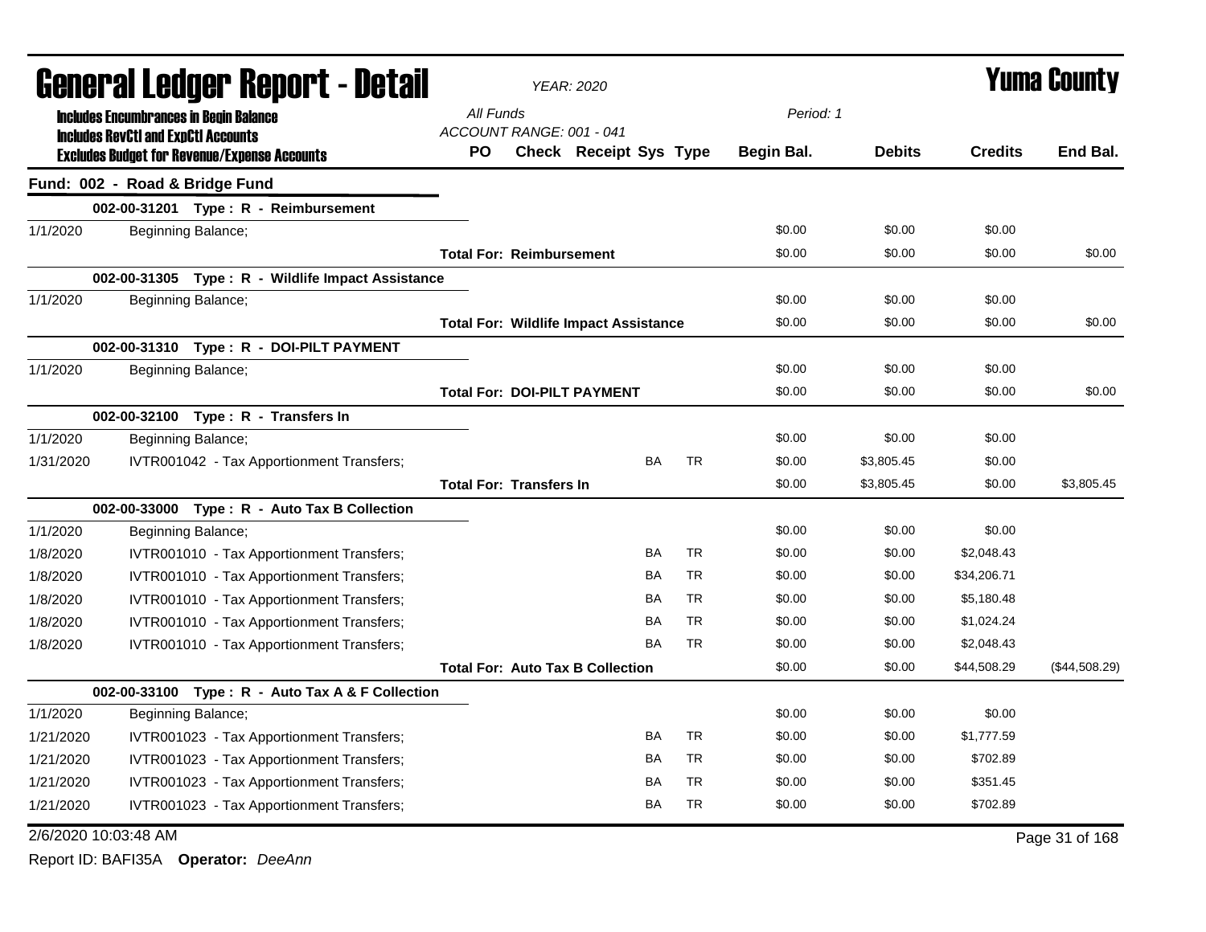# General Ledger Report - Detail

*YEAR: 2020*

# Yuma County

**Includes Encumbrances in Begin Balance**
**Includes RevCtl and ExpCtl Accounts**
**Excludes Budget for Revenue/Expense Accounts**

*All Funds*
*ACCOUNT RANGE: 001 - 041*
*Period: 1*

| | | PO | Check | Receipt | Sys | Type | Begin Bal. | Debits | Credits | End Bal. |
|---|---|---|---|---|---|---|---|---|---|---|
| **Fund: 002 - Road & Bridge Fund** | | | | | | | | | | |
| | **002-00-31201 Type : R - Reimbursement** | | | | | | | | | |
| 1/1/2020 | Beginning Balance; | | | | | | $0.00 | $0.00 | $0.00 | |
| | | **Total For: Reimbursement** | | | | | $0.00 | $0.00 | $0.00 | $0.00 |
| | **002-00-31305 Type : R - Wildlife Impact Assistance** | | | | | | | | | |
| 1/1/2020 | Beginning Balance; | | | | | | $0.00 | $0.00 | $0.00 | |
| | | **Total For: Wildlife Impact Assistance** | | | | | $0.00 | $0.00 | $0.00 | $0.00 |
| | **002-00-31310 Type : R - DOI-PILT PAYMENT** | | | | | | | | | |
| 1/1/2020 | Beginning Balance; | | | | | | $0.00 | $0.00 | $0.00 | |
| | | **Total For: DOI-PILT PAYMENT** | | | | | $0.00 | $0.00 | $0.00 | $0.00 |
| | **002-00-32100 Type : R - Transfers In** | | | | | | | | | |
| 1/1/2020 | Beginning Balance; | | | | | | $0.00 | $0.00 | $0.00 | |
| 1/31/2020 | IVTR001042 - Tax Apportionment Transfers; | | | | BA | TR | $0.00 | $3,805.45 | $0.00 | |
| | | **Total For: Transfers In** | | | | | $0.00 | $3,805.45 | $0.00 | $3,805.45 |
| | **002-00-33000 Type : R - Auto Tax B Collection** | | | | | | | | | |
| 1/1/2020 | Beginning Balance; | | | | | | $0.00 | $0.00 | $0.00 | |
| 1/8/2020 | IVTR001010 - Tax Apportionment Transfers; | | | | BA | TR | $0.00 | $0.00 | $2,048.43 | |
| 1/8/2020 | IVTR001010 - Tax Apportionment Transfers; | | | | BA | TR | $0.00 | $0.00 | $34,206.71 | |
| 1/8/2020 | IVTR001010 - Tax Apportionment Transfers; | | | | BA | TR | $0.00 | $0.00 | $5,180.48 | |
| 1/8/2020 | IVTR001010 - Tax Apportionment Transfers; | | | | BA | TR | $0.00 | $0.00 | $1,024.24 | |
| 1/8/2020 | IVTR001010 - Tax Apportionment Transfers; | | | | BA | TR | $0.00 | $0.00 | $2,048.43 | |
| | | **Total For: Auto Tax B Collection** | | | | | $0.00 | $0.00 | $44,508.29 | ($44,508.29) |
| | **002-00-33100 Type : R - Auto Tax A & F Collection** | | | | | | | | | |
| 1/1/2020 | Beginning Balance; | | | | | | $0.00 | $0.00 | $0.00 | |
| 1/21/2020 | IVTR001023 - Tax Apportionment Transfers; | | | | BA | TR | $0.00 | $0.00 | $1,777.59 | |
| 1/21/2020 | IVTR001023 - Tax Apportionment Transfers; | | | | BA | TR | $0.00 | $0.00 | $702.89 | |
| 1/21/2020 | IVTR001023 - Tax Apportionment Transfers; | | | | BA | TR | $0.00 | $0.00 | $351.45 | |
| 1/21/2020 | IVTR001023 - Tax Apportionment Transfers; | | | | BA | TR | $0.00 | $0.00 | $702.89 | |

2/6/2020 10:03:48 AM

Report ID: BAFI35A **Operator:** *DeeAnn*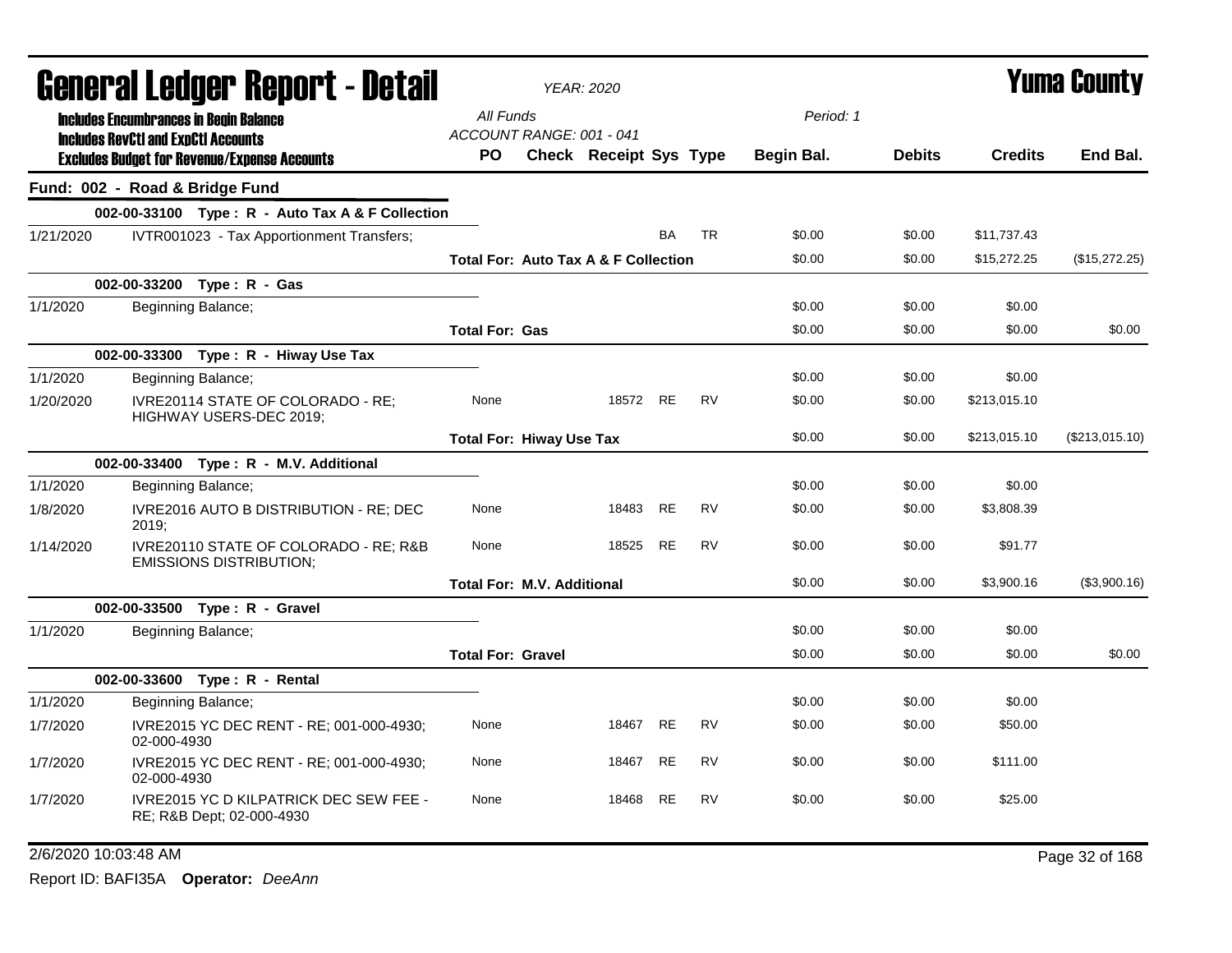# General Ledger Report - Detail

*YEAR: 2020*

# Yuma County

**Includes Encumbrances in Begin Balance**
**Includes RevCtl and ExpCtl Accounts**
**Excludes Budget for Revenue/Expense Accounts**

*All Funds*
*ACCOUNT RANGE: 001 - 041*
*Period: 1*

| | | PO | Check | Receipt | Sys | Type | Begin Bal. | Debits | Credits | End Bal. |
|---|---|---|---|---|---|---|---|---|---|---|
| **Fund: 002 - Road & Bridge Fund** | | | | | | | | | | |
| | **002-00-33100 Type : R - Auto Tax A & F Collection** | | | | | | | | | |
| 1/21/2020 | IVTR001023 - Tax Apportionment Transfers; | | | | BA | TR | $0.00 | $0.00 | $11,737.43 | |
| | | **Total For: Auto Tax A & F Collection** | | | | | $0.00 | $0.00 | $15,272.25 | ($15,272.25) |
| | **002-00-33200 Type : R - Gas** | | | | | | | | | |
| 1/1/2020 | Beginning Balance; | | | | | | $0.00 | $0.00 | $0.00 | |
| | | **Total For: Gas** | | | | | $0.00 | $0.00 | $0.00 | $0.00 |
| | **002-00-33300 Type : R - Hiway Use Tax** | | | | | | | | | |
| 1/1/2020 | Beginning Balance; | | | | | | $0.00 | $0.00 | $0.00 | |
| 1/20/2020 | IVRE20114 STATE OF COLORADO - RE; HIGHWAY USERS-DEC 2019; | None | | 18572 | RE | RV | $0.00 | $0.00 | $213,015.10 | |
| | | **Total For: Hiway Use Tax** | | | | | $0.00 | $0.00 | $213,015.10 | ($213,015.10) |
| | **002-00-33400 Type : R - M.V. Additional** | | | | | | | | | |
| 1/1/2020 | Beginning Balance; | | | | | | $0.00 | $0.00 | $0.00 | |
| 1/8/2020 | IVRE2016 AUTO B DISTRIBUTION - RE; DEC 2019; | None | | 18483 | RE | RV | $0.00 | $0.00 | $3,808.39 | |
| 1/14/2020 | IVRE20110 STATE OF COLORADO - RE; R&B EMISSIONS DISTRIBUTION; | None | | 18525 | RE | RV | $0.00 | $0.00 | $91.77 | |
| | | **Total For: M.V. Additional** | | | | | $0.00 | $0.00 | $3,900.16 | ($3,900.16) |
| | **002-00-33500 Type : R - Gravel** | | | | | | | | | |
| 1/1/2020 | Beginning Balance; | | | | | | $0.00 | $0.00 | $0.00 | |
| | | **Total For: Gravel** | | | | | $0.00 | $0.00 | $0.00 | $0.00 |
| | **002-00-33600 Type : R - Rental** | | | | | | | | | |
| 1/1/2020 | Beginning Balance; | | | | | | $0.00 | $0.00 | $0.00 | |
| 1/7/2020 | IVRE2015 YC DEC RENT - RE; 001-000-4930; 02-000-4930 | None | | 18467 | RE | RV | $0.00 | $0.00 | $50.00 | |
| 1/7/2020 | IVRE2015 YC DEC RENT - RE; 001-000-4930; 02-000-4930 | None | | 18467 | RE | RV | $0.00 | $0.00 | $111.00 | |
| 1/7/2020 | IVRE2015 YC D KILPATRICK DEC SEW FEE - RE; R&B Dept; 02-000-4930 | None | | 18468 | RE | RV | $0.00 | $0.00 | $25.00 | |

2/6/2020 10:03:48 AM

Report ID: BAFI35A **Operator:** *DeeAnn*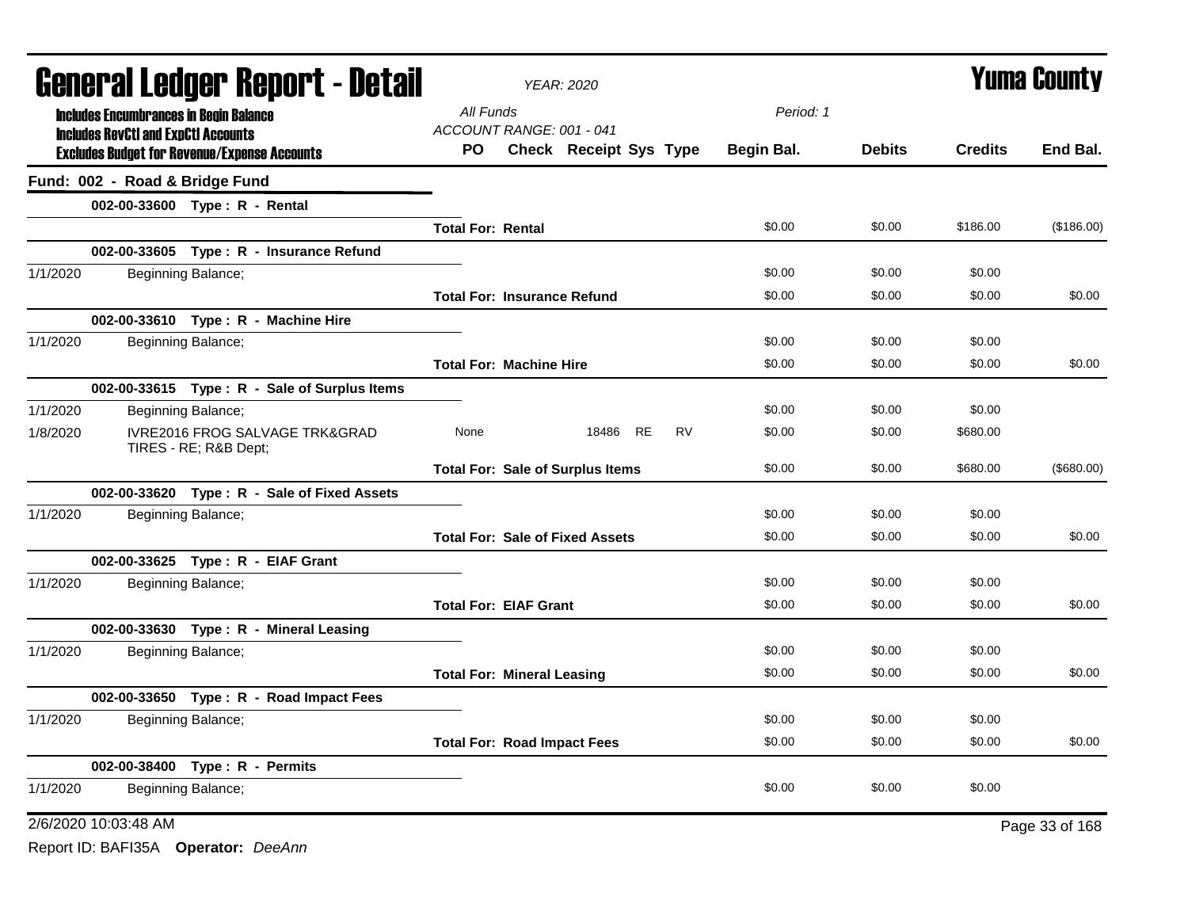# General Ledger Report - Detail

*YEAR: 2020*

**Yuma County**

**Includes Encumbrances in Begin Balance**
**Includes RevCtl and ExpCtl Accounts**
**Excludes Budget for Revenue/Expense Accounts**

*All Funds*
*ACCOUNT RANGE: 001 - 041*
*Period: 1*

## Fund: 002 - Road & Bridge Fund

| Date | Description | PO | Check | Receipt | Sys | Type | Begin Bal. | Debits | Credits | End Bal. |
|---|---|---|---|---|---|---|---|---|---|---|
| | **002-00-33600 Type : R - Rental** | | | | | | | | | |
| | | **Total For: Rental** | | | | | $0.00 | $0.00 | $186.00 | ($186.00) |
| | **002-00-33605 Type : R - Insurance Refund** | | | | | | | | | |
| 1/1/2020 | Beginning Balance; | | | | | | $0.00 | $0.00 | $0.00 | |
| | | **Total For: Insurance Refund** | | | | | $0.00 | $0.00 | $0.00 | $0.00 |
| | **002-00-33610 Type : R - Machine Hire** | | | | | | | | | |
| 1/1/2020 | Beginning Balance; | | | | | | $0.00 | $0.00 | $0.00 | |
| | | **Total For: Machine Hire** | | | | | $0.00 | $0.00 | $0.00 | $0.00 |
| | **002-00-33615 Type : R - Sale of Surplus Items** | | | | | | | | | |
| 1/1/2020 | Beginning Balance; | | | | | | $0.00 | $0.00 | $0.00 | |
| 1/8/2020 | IVRE2016 FROG SALVAGE TRK&GRAD TIRES - RE; R&B Dept; | None | | 18486 | RE | RV | $0.00 | $0.00 | $680.00 | |
| | | **Total For: Sale of Surplus Items** | | | | | $0.00 | $0.00 | $680.00 | ($680.00) |
| | **002-00-33620 Type : R - Sale of Fixed Assets** | | | | | | | | | |
| 1/1/2020 | Beginning Balance; | | | | | | $0.00 | $0.00 | $0.00 | |
| | | **Total For: Sale of Fixed Assets** | | | | | $0.00 | $0.00 | $0.00 | $0.00 |
| | **002-00-33625 Type : R - EIAF Grant** | | | | | | | | | |
| 1/1/2020 | Beginning Balance; | | | | | | $0.00 | $0.00 | $0.00 | |
| | | **Total For: EIAF Grant** | | | | | $0.00 | $0.00 | $0.00 | $0.00 |
| | **002-00-33630 Type : R - Mineral Leasing** | | | | | | | | | |
| 1/1/2020 | Beginning Balance; | | | | | | $0.00 | $0.00 | $0.00 | |
| | | **Total For: Mineral Leasing** | | | | | $0.00 | $0.00 | $0.00 | $0.00 |
| | **002-00-33650 Type : R - Road Impact Fees** | | | | | | | | | |
| 1/1/2020 | Beginning Balance; | | | | | | $0.00 | $0.00 | $0.00 | |
| | | **Total For: Road Impact Fees** | | | | | $0.00 | $0.00 | $0.00 | $0.00 |
| | **002-00-38400 Type : R - Permits** | | | | | | | | | |
| 1/1/2020 | Beginning Balance; | | | | | | $0.00 | $0.00 | $0.00 | |

2/6/2020 10:03:48 AM

Report ID: BAFI35A **Operator:** *DeeAnn*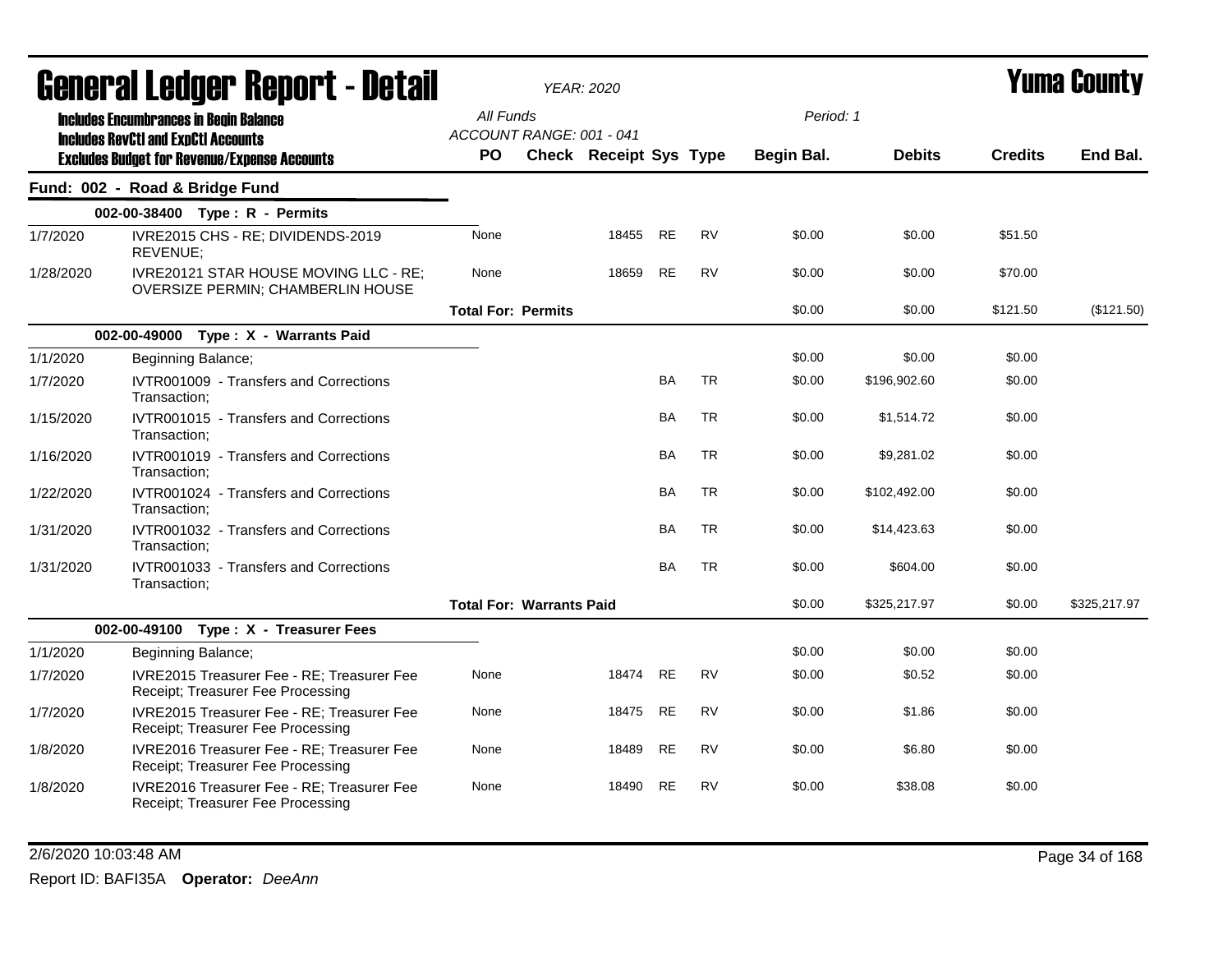# General Ledger Report - Detail

**YEAR: 2020** | **Yuma County**

Includes Encumbrances in Begin Balance
Includes RevCtl and ExpCtl Accounts
Excludes Budget for Revenue/Expense Accounts

All Funds
ACCOUNT RANGE: 001 - 041

Period: 1

| | | PO | Check | Receipt | Sys | Type | Begin Bal. | Debits | Credits | End Bal. |
|---|---|---|---|---|---|---|---|---|---|---|
| **Fund: 002 - Road & Bridge Fund** | | | | | | | | | | |
| | **002-00-38400 Type : R - Permits** | | | | | | | | | |
| 1/7/2020 | IVRE2015 CHS - RE; DIVIDENDS-2019 REVENUE; | None | | 18455 | RE | RV | $0.00 | $0.00 | $51.50 | |
| 1/28/2020 | IVRE20121 STAR HOUSE MOVING LLC - RE; OVERSIZE PERMIN; CHAMBERLIN HOUSE | None | | 18659 | RE | RV | $0.00 | $0.00 | $70.00 | |
| | | **Total For: Permits** | | | | | $0.00 | $0.00 | $121.50 | ($121.50) |
| | **002-00-49000 Type : X - Warrants Paid** | | | | | | | | | |
| 1/1/2020 | Beginning Balance; | | | | | | $0.00 | $0.00 | $0.00 | |
| 1/7/2020 | IVTR001009 - Transfers and Corrections Transaction; | | | | BA | TR | $0.00 | $196,902.60 | $0.00 | |
| 1/15/2020 | IVTR001015 - Transfers and Corrections Transaction; | | | | BA | TR | $0.00 | $1,514.72 | $0.00 | |
| 1/16/2020 | IVTR001019 - Transfers and Corrections Transaction; | | | | BA | TR | $0.00 | $9,281.02 | $0.00 | |
| 1/22/2020 | IVTR001024 - Transfers and Corrections Transaction; | | | | BA | TR | $0.00 | $102,492.00 | $0.00 | |
| 1/31/2020 | IVTR001032 - Transfers and Corrections Transaction; | | | | BA | TR | $0.00 | $14,423.63 | $0.00 | |
| 1/31/2020 | IVTR001033 - Transfers and Corrections Transaction; | | | | BA | TR | $0.00 | $604.00 | $0.00 | |
| | | **Total For: Warrants Paid** | | | | | $0.00 | $325,217.97 | $0.00 | $325,217.97 |
| | **002-00-49100 Type : X - Treasurer Fees** | | | | | | | | | |
| 1/1/2020 | Beginning Balance; | | | | | | $0.00 | $0.00 | $0.00 | |
| 1/7/2020 | IVRE2015 Treasurer Fee - RE; Treasurer Fee Receipt; Treasurer Fee Processing | None | | 18474 | RE | RV | $0.00 | $0.52 | $0.00 | |
| 1/7/2020 | IVRE2015 Treasurer Fee - RE; Treasurer Fee Receipt; Treasurer Fee Processing | None | | 18475 | RE | RV | $0.00 | $1.86 | $0.00 | |
| 1/8/2020 | IVRE2016 Treasurer Fee - RE; Treasurer Fee Receipt; Treasurer Fee Processing | None | | 18489 | RE | RV | $0.00 | $6.80 | $0.00 | |
| 1/8/2020 | IVRE2016 Treasurer Fee - RE; Treasurer Fee Receipt; Treasurer Fee Processing | None | | 18490 | RE | RV | $0.00 | $38.08 | $0.00 | |

2/6/2020 10:03:48 AM

Report ID: BAFI35A **Operator:** *DeeAnn*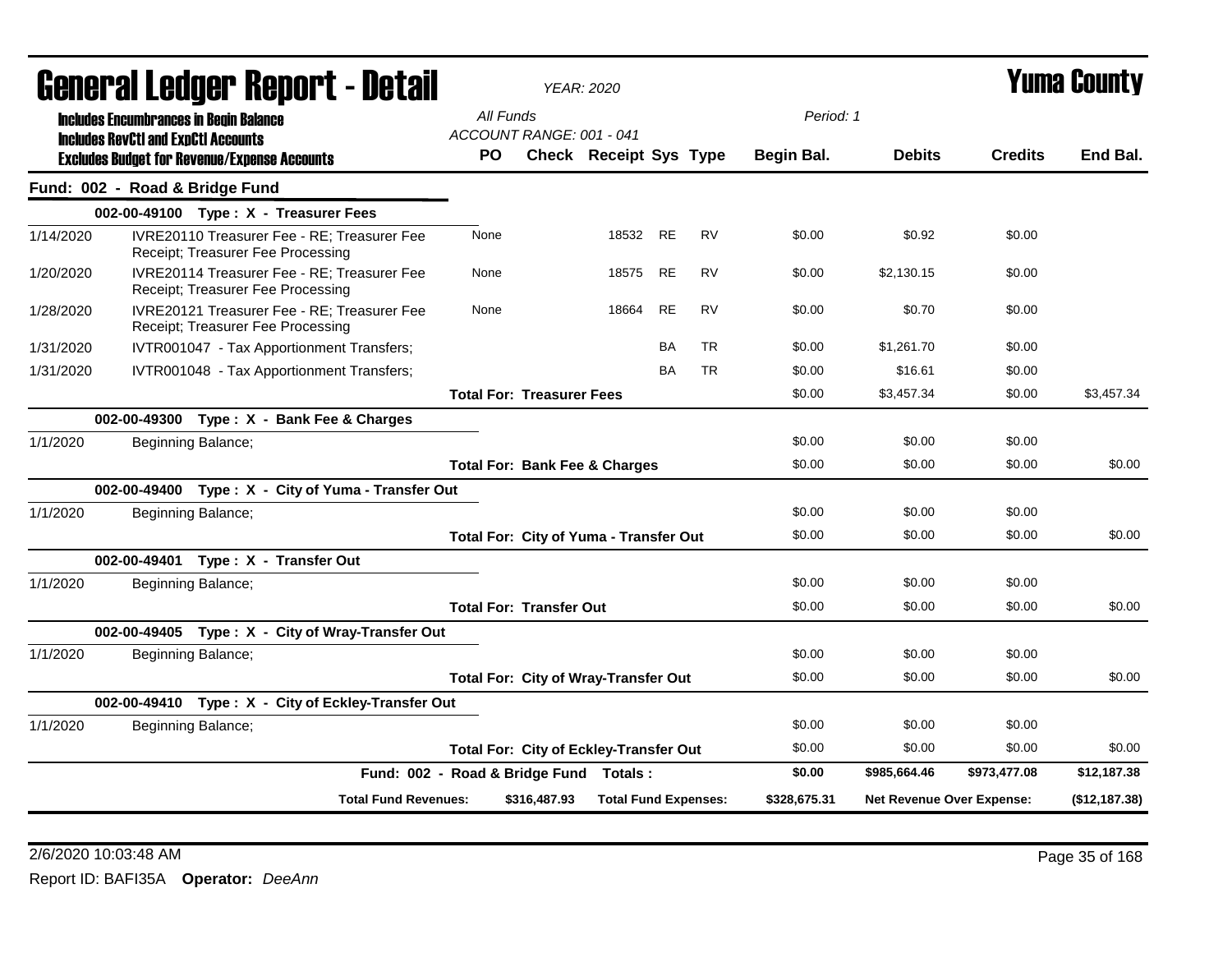# General Ledger Report - Detail

*YEAR: 2020*

# Yuma County

**Includes Encumbrances in Begin Balance**
**Includes RevCtl and ExpCtl Accounts**
**Excludes Budget for Revenue/Expense Accounts**

*All Funds*
*ACCOUNT RANGE: 001 - 041*
*Period: 1*

| | | PO | Check | Receipt | Sys | Type | Begin Bal. | Debits | Credits | End Bal. |
|---|---|---|---|---|---|---|---|---|---|---|
| **Fund: 002 - Road & Bridge Fund** | | | | | | | | | | |
| | **002-00-49100 Type : X - Treasurer Fees** | | | | | | | | | |
| 1/14/2020 | IVRE20110 Treasurer Fee - RE; Treasurer Fee Receipt; Treasurer Fee Processing | None | | 18532 | RE | RV | $0.00 | $0.92 | $0.00 | |
| 1/20/2020 | IVRE20114 Treasurer Fee - RE; Treasurer Fee Receipt; Treasurer Fee Processing | None | | 18575 | RE | RV | $0.00 | $2,130.15 | $0.00 | |
| 1/28/2020 | IVRE20121 Treasurer Fee - RE; Treasurer Fee Receipt; Treasurer Fee Processing | None | | 18664 | RE | RV | $0.00 | $0.70 | $0.00 | |
| 1/31/2020 | IVTR001047 - Tax Apportionment Transfers; | | | | BA | TR | $0.00 | $1,261.70 | $0.00 | |
| 1/31/2020 | IVTR001048 - Tax Apportionment Transfers; | | | | BA | TR | $0.00 | $16.61 | $0.00 | |
| | | **Total For: Treasurer Fees** | | | | | $0.00 | $3,457.34 | $0.00 | $3,457.34 |
| | **002-00-49300 Type : X - Bank Fee & Charges** | | | | | | | | | |
| 1/1/2020 | Beginning Balance; | | | | | | $0.00 | $0.00 | $0.00 | |
| | | **Total For: Bank Fee & Charges** | | | | | $0.00 | $0.00 | $0.00 | $0.00 |
| | **002-00-49400 Type : X - City of Yuma - Transfer Out** | | | | | | | | | |
| 1/1/2020 | Beginning Balance; | | | | | | $0.00 | $0.00 | $0.00 | |
| | | **Total For: City of Yuma - Transfer Out** | | | | | $0.00 | $0.00 | $0.00 | $0.00 |
| | **002-00-49401 Type : X - Transfer Out** | | | | | | | | | |
| 1/1/2020 | Beginning Balance; | | | | | | $0.00 | $0.00 | $0.00 | |
| | | **Total For: Transfer Out** | | | | | $0.00 | $0.00 | $0.00 | $0.00 |
| | **002-00-49405 Type : X - City of Wray-Transfer Out** | | | | | | | | | |
| 1/1/2020 | Beginning Balance; | | | | | | $0.00 | $0.00 | $0.00 | |
| | | **Total For: City of Wray-Transfer Out** | | | | | $0.00 | $0.00 | $0.00 | $0.00 |
| | **002-00-49410 Type : X - City of Eckley-Transfer Out** | | | | | | | | | |
| 1/1/2020 | Beginning Balance; | | | | | | $0.00 | $0.00 | $0.00 | |
| | | **Total For: City of Eckley-Transfer Out** | | | | | $0.00 | $0.00 | $0.00 | $0.00 |
| | **Fund: 002 - Road & Bridge Fund** | **Totals :** | | | | | **$0.00** | **$985,664.46** | **$973,477.08** | **$12,187.38** |
| | **Total Fund Revenues:** | **$316,487.93** | **Total Fund Expenses:** | | | | **$328,675.31** | **Net Revenue Over Expense:** | | **($12,187.38)** |

2/6/2020 10:03:48 AM

Report ID: BAFI35A **Operator:** *DeeAnn*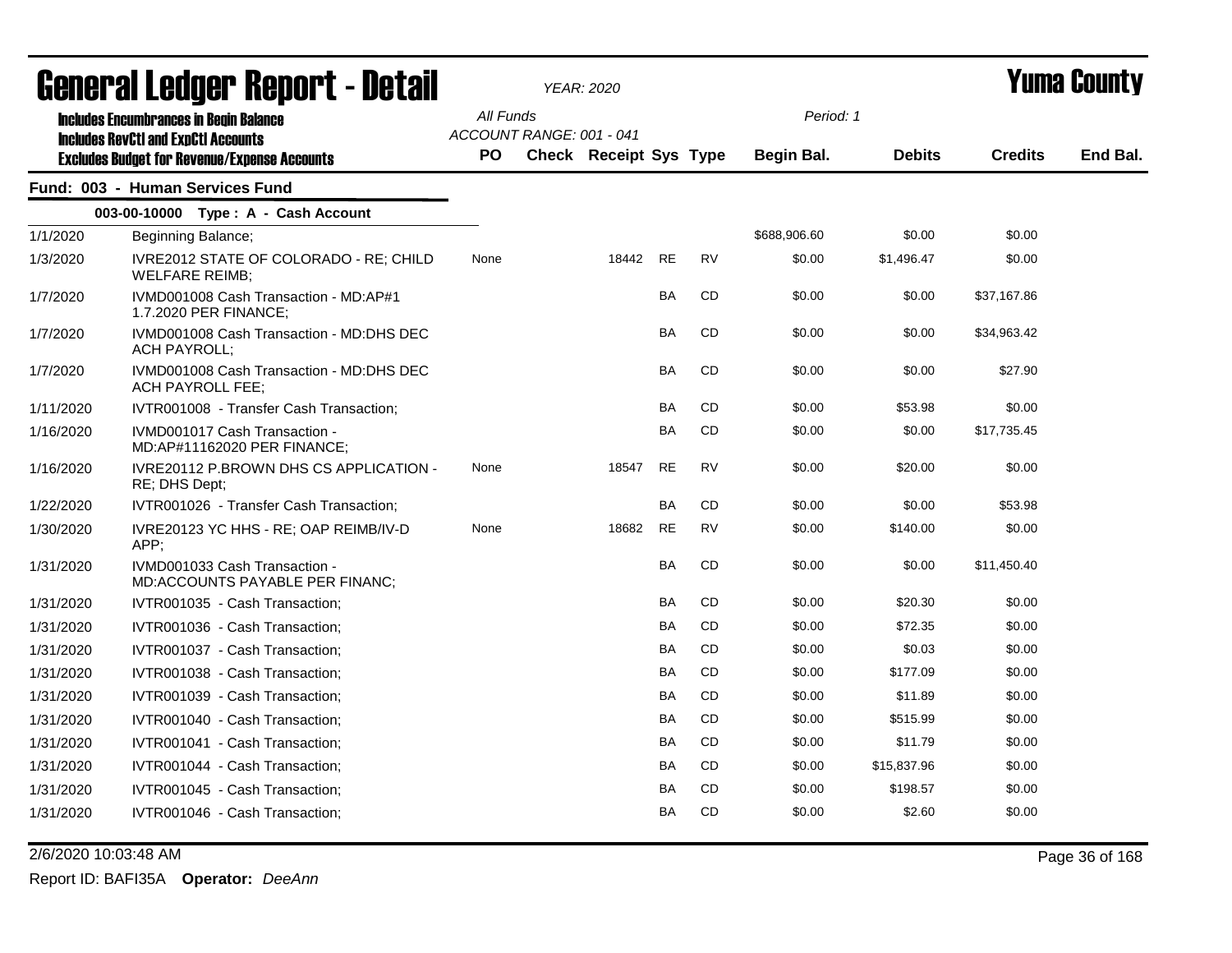# General Ledger Report - Detail

**YEAR: 2020**

**Yuma County**

**Includes Encumbrances in Begin Balance**
**Includes RevCtl and ExpCtl Accounts**
**Excludes Budget for Revenue/Expense Accounts**

All Funds
ACCOUNT RANGE: 001 - 041

Period: 1

## Fund: 003 - Human Services Fund

### 003-00-10000 Type : A - Cash Account

| Date | Description | PO | Check | Receipt | Sys | Type | Begin Bal. | Debits | Credits | End Bal. |
|---|---|---|---|---|---|---|---|---|---|---|
| 1/1/2020 | Beginning Balance; | | | | | | $688,906.60 | $0.00 | $0.00 | |
| 1/3/2020 | IVRE2012 STATE OF COLORADO - RE; CHILD WELFARE REIMB; | None | | 18442 | RE | RV | $0.00 | $1,496.47 | $0.00 | |
| 1/7/2020 | IVMD001008 Cash Transaction - MD:AP#1 1.7.2020 PER FINANCE; | | | | BA | CD | $0.00 | $0.00 | $37,167.86 | |
| 1/7/2020 | IVMD001008 Cash Transaction - MD:DHS DEC ACH PAYROLL; | | | | BA | CD | $0.00 | $0.00 | $34,963.42 | |
| 1/7/2020 | IVMD001008 Cash Transaction - MD:DHS DEC ACH PAYROLL FEE; | | | | BA | CD | $0.00 | $0.00 | $27.90 | |
| 1/11/2020 | IVTR001008 - Transfer Cash Transaction; | | | | BA | CD | $0.00 | $53.98 | $0.00 | |
| 1/16/2020 | IVMD001017 Cash Transaction - MD:AP#11162020 PER FINANCE; | | | | BA | CD | $0.00 | $0.00 | $17,735.45 | |
| 1/16/2020 | IVRE20112 P.BROWN DHS CS APPLICATION - RE; DHS Dept; | None | | 18547 | RE | RV | $0.00 | $20.00 | $0.00 | |
| 1/22/2020 | IVTR001026 - Transfer Cash Transaction; | | | | BA | CD | $0.00 | $0.00 | $53.98 | |
| 1/30/2020 | IVRE20123 YC HHS - RE; OAP REIMB/IV-D APP; | None | | 18682 | RE | RV | $0.00 | $140.00 | $0.00 | |
| 1/31/2020 | IVMD001033 Cash Transaction - MD:ACCOUNTS PAYABLE PER FINANC; | | | | BA | CD | $0.00 | $0.00 | $11,450.40 | |
| 1/31/2020 | IVTR001035 - Cash Transaction; | | | | BA | CD | $0.00 | $20.30 | $0.00 | |
| 1/31/2020 | IVTR001036 - Cash Transaction; | | | | BA | CD | $0.00 | $72.35 | $0.00 | |
| 1/31/2020 | IVTR001037 - Cash Transaction; | | | | BA | CD | $0.00 | $0.03 | $0.00 | |
| 1/31/2020 | IVTR001038 - Cash Transaction; | | | | BA | CD | $0.00 | $177.09 | $0.00 | |
| 1/31/2020 | IVTR001039 - Cash Transaction; | | | | BA | CD | $0.00 | $11.89 | $0.00 | |
| 1/31/2020 | IVTR001040 - Cash Transaction; | | | | BA | CD | $0.00 | $515.99 | $0.00 | |
| 1/31/2020 | IVTR001041 - Cash Transaction; | | | | BA | CD | $0.00 | $11.79 | $0.00 | |
| 1/31/2020 | IVTR001044 - Cash Transaction; | | | | BA | CD | $0.00 | $15,837.96 | $0.00 | |
| 1/31/2020 | IVTR001045 - Cash Transaction; | | | | BA | CD | $0.00 | $198.57 | $0.00 | |
| 1/31/2020 | IVTR001046 - Cash Transaction; | | | | BA | CD | $0.00 | $2.60 | $0.00 | |

2/6/2020 10:03:48 AM

Report ID: BAFI35A **Operator:** *DeeAnn*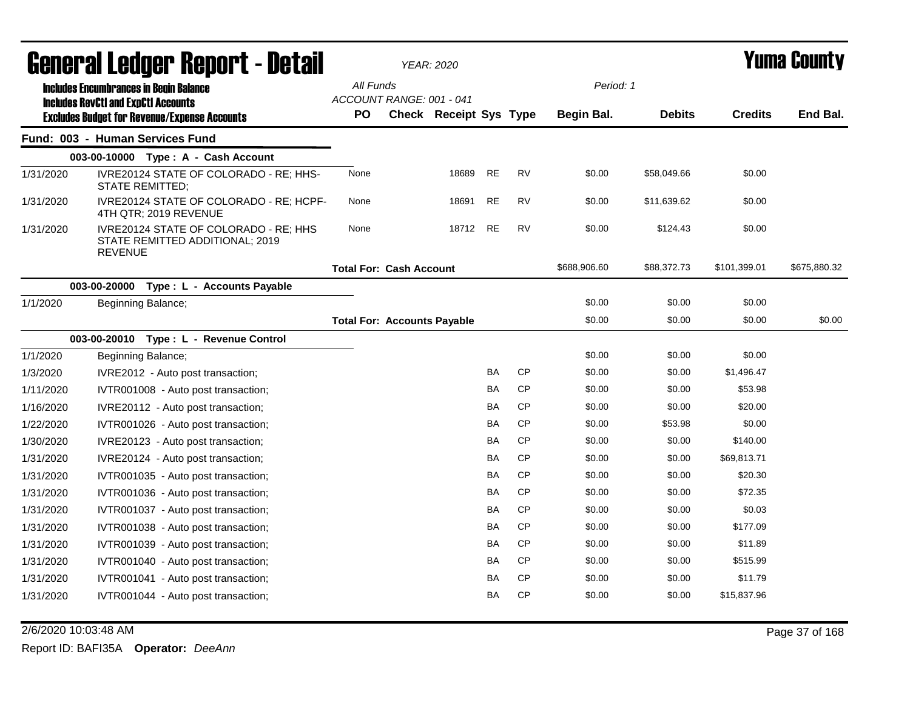# General Ledger Report - Detail

*YEAR: 2020*

**Yuma County**

**Includes Encumbrances in Begin Balance**
**Includes RevCtl and ExpCtl Accounts**
**Excludes Budget for Revenue/Expense Accounts**

All Funds
ACCOUNT RANGE: 001 - 041

Period: 1

## Fund: 003 - Human Services Fund

| | | PO | Check | Receipt | Sys | Type | Begin Bal. | Debits | Credits | End Bal. |
|---|---|---|---|---|---|---|---|---|---|---|
| **003-00-10000 Type : A - Cash Account** | | | | | | | | | | |
| 1/31/2020 | IVRE20124 STATE OF COLORADO - RE; HHS-STATE REMITTED; | None | | 18689 | RE | RV | $0.00 | $58,049.66 | $0.00 | |
| 1/31/2020 | IVRE20124 STATE OF COLORADO - RE; HCPF-4TH QTR; 2019 REVENUE | None | | 18691 | RE | RV | $0.00 | $11,639.62 | $0.00 | |
| 1/31/2020 | IVRE20124 STATE OF COLORADO - RE; HHS STATE REMITTED ADDITIONAL; 2019 REVENUE | None | | 18712 | RE | RV | $0.00 | $124.43 | $0.00 | |
| | | **Total For: Cash Account** | | | | | $688,906.60 | $88,372.73 | $101,399.01 | $675,880.32 |
| **003-00-20000 Type : L - Accounts Payable** | | | | | | | | | | |
| 1/1/2020 | Beginning Balance; | | | | | | $0.00 | $0.00 | $0.00 | |
| | | **Total For: Accounts Payable** | | | | | $0.00 | $0.00 | $0.00 | $0.00 |
| **003-00-20010 Type : L - Revenue Control** | | | | | | | | | | |
| 1/1/2020 | Beginning Balance; | | | | | | $0.00 | $0.00 | $0.00 | |
| 1/3/2020 | IVRE2012 - Auto post transaction; | | | | BA | CP | $0.00 | $0.00 | $1,496.47 | |
| 1/11/2020 | IVTR001008 - Auto post transaction; | | | | BA | CP | $0.00 | $0.00 | $53.98 | |
| 1/16/2020 | IVRE20112 - Auto post transaction; | | | | BA | CP | $0.00 | $0.00 | $20.00 | |
| 1/22/2020 | IVTR001026 - Auto post transaction; | | | | BA | CP | $0.00 | $53.98 | $0.00 | |
| 1/30/2020 | IVRE20123 - Auto post transaction; | | | | BA | CP | $0.00 | $0.00 | $140.00 | |
| 1/31/2020 | IVRE20124 - Auto post transaction; | | | | BA | CP | $0.00 | $0.00 | $69,813.71 | |
| 1/31/2020 | IVTR001035 - Auto post transaction; | | | | BA | CP | $0.00 | $0.00 | $20.30 | |
| 1/31/2020 | IVTR001036 - Auto post transaction; | | | | BA | CP | $0.00 | $0.00 | $72.35 | |
| 1/31/2020 | IVTR001037 - Auto post transaction; | | | | BA | CP | $0.00 | $0.00 | $0.03 | |
| 1/31/2020 | IVTR001038 - Auto post transaction; | | | | BA | CP | $0.00 | $0.00 | $177.09 | |
| 1/31/2020 | IVTR001039 - Auto post transaction; | | | | BA | CP | $0.00 | $0.00 | $11.89 | |
| 1/31/2020 | IVTR001040 - Auto post transaction; | | | | BA | CP | $0.00 | $0.00 | $515.99 | |
| 1/31/2020 | IVTR001041 - Auto post transaction; | | | | BA | CP | $0.00 | $0.00 | $11.79 | |
| 1/31/2020 | IVTR001044 - Auto post transaction; | | | | BA | CP | $0.00 | $0.00 | $15,837.96 | |

2/6/2020 10:03:48 AM

Report ID: BAFI35A **Operator:** *DeeAnn*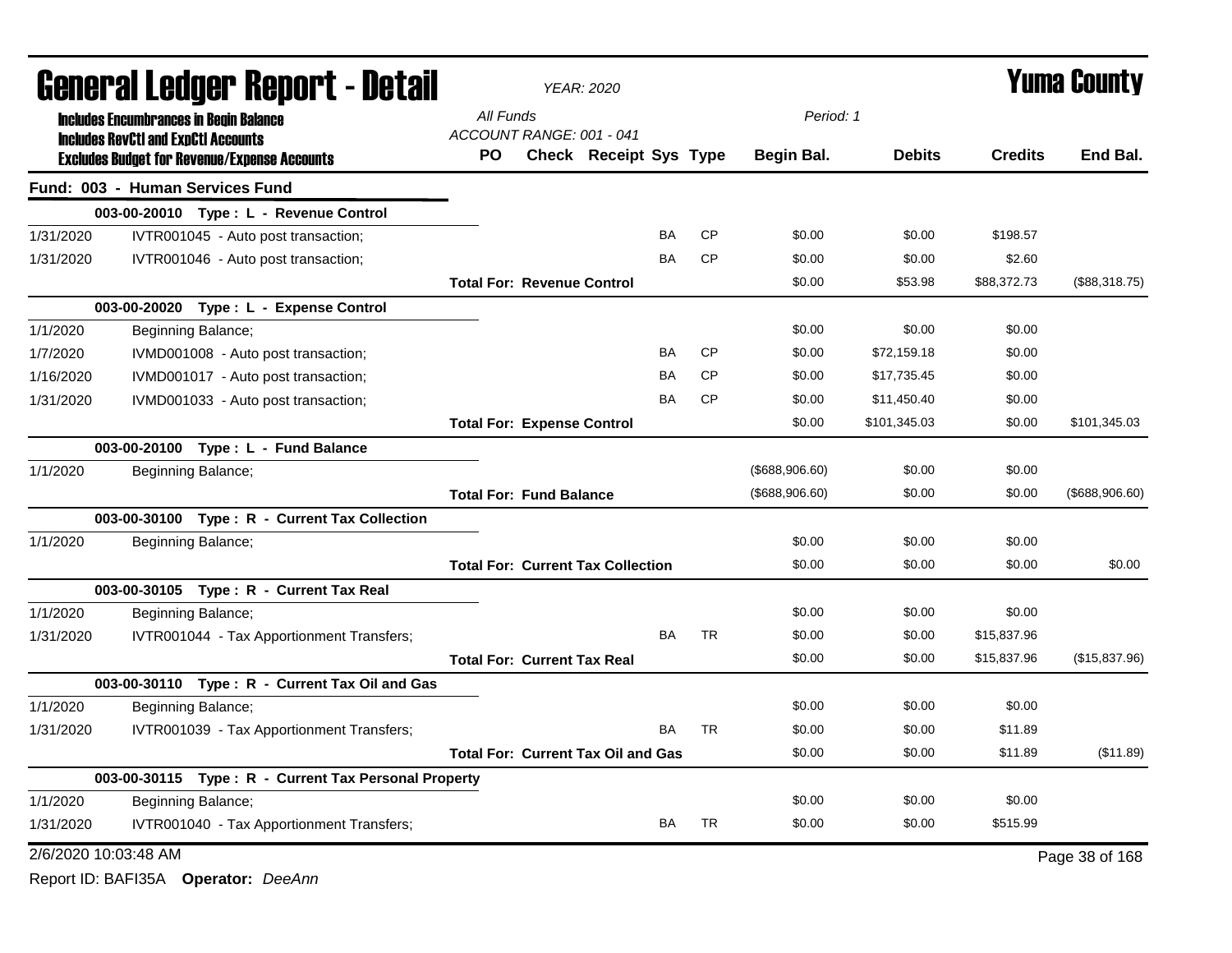# General Ledger Report - Detail

*YEAR: 2020*

# Yuma County

**Includes Encumbrances in Begin Balance**
**Includes RevCtl and ExpCtl Accounts**
**Excludes Budget for Revenue/Expense Accounts**

*All Funds*
*ACCOUNT RANGE: 001 - 041*
*Period: 1*

## Fund: 003 - Human Services Fund

| Date | Description | PO | Check | Receipt | Sys | Type | Begin Bal. | Debits | Credits | End Bal. |
|---|---|---|---|---|---|---|---|---|---|---|
| **003-00-20010 Type : L - Revenue Control** | | | | | | | | | | |
| 1/31/2020 | IVTR001045 - Auto post transaction; | | | | BA | CP | $0.00 | $0.00 | $198.57 | |
| 1/31/2020 | IVTR001046 - Auto post transaction; | | | | BA | CP | $0.00 | $0.00 | $2.60 | |
| | **Total For: Revenue Control** | | | | | | $0.00 | $53.98 | $88,372.73 | ($88,318.75) |
| **003-00-20020 Type : L - Expense Control** | | | | | | | | | | |
| 1/1/2020 | Beginning Balance; | | | | | | $0.00 | $0.00 | $0.00 | |
| 1/7/2020 | IVMD001008 - Auto post transaction; | | | | BA | CP | $0.00 | $72,159.18 | $0.00 | |
| 1/16/2020 | IVMD001017 - Auto post transaction; | | | | BA | CP | $0.00 | $17,735.45 | $0.00 | |
| 1/31/2020 | IVMD001033 - Auto post transaction; | | | | BA | CP | $0.00 | $11,450.40 | $0.00 | |
| | **Total For: Expense Control** | | | | | | $0.00 | $101,345.03 | $0.00 | $101,345.03 |
| **003-00-20100 Type : L - Fund Balance** | | | | | | | | | | |
| 1/1/2020 | Beginning Balance; | | | | | | ($688,906.60) | $0.00 | $0.00 | |
| | **Total For: Fund Balance** | | | | | | ($688,906.60) | $0.00 | $0.00 | ($688,906.60) |
| **003-00-30100 Type : R - Current Tax Collection** | | | | | | | | | | |
| 1/1/2020 | Beginning Balance; | | | | | | $0.00 | $0.00 | $0.00 | |
| | **Total For: Current Tax Collection** | | | | | | $0.00 | $0.00 | $0.00 | $0.00 |
| **003-00-30105 Type : R - Current Tax Real** | | | | | | | | | | |
| 1/1/2020 | Beginning Balance; | | | | | | $0.00 | $0.00 | $0.00 | |
| 1/31/2020 | IVTR001044 - Tax Apportionment Transfers; | | | | BA | TR | $0.00 | $0.00 | $15,837.96 | |
| | **Total For: Current Tax Real** | | | | | | $0.00 | $0.00 | $15,837.96 | ($15,837.96) |
| **003-00-30110 Type : R - Current Tax Oil and Gas** | | | | | | | | | | |
| 1/1/2020 | Beginning Balance; | | | | | | $0.00 | $0.00 | $0.00 | |
| 1/31/2020 | IVTR001039 - Tax Apportionment Transfers; | | | | BA | TR | $0.00 | $0.00 | $11.89 | |
| | **Total For: Current Tax Oil and Gas** | | | | | | $0.00 | $0.00 | $11.89 | ($11.89) |
| **003-00-30115 Type : R - Current Tax Personal Property** | | | | | | | | | | |
| 1/1/2020 | Beginning Balance; | | | | | | $0.00 | $0.00 | $0.00 | |
| 1/31/2020 | IVTR001040 - Tax Apportionment Transfers; | | | | BA | TR | $0.00 | $0.00 | $515.99 | |

2/6/2020 10:03:48 AM

Report ID: BAFI35A **Operator:** *DeeAnn*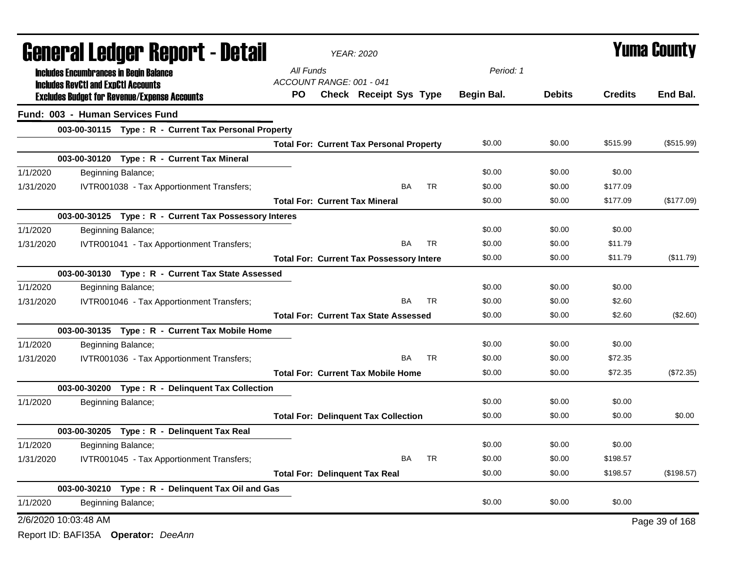# General Ledger Report - Detail

**Yuma County**

*YEAR: 2020*

**Includes Encumbrances in Begin Balance**
**Includes RevCtl and ExpCtl Accounts**
**Excludes Budget for Revenue/Expense Accounts**

*All Funds*
*ACCOUNT RANGE: 001 - 041*
*Period: 1*

## Fund: 003 - Human Services Fund

| Date | Description | PO | Check | Receipt | Sys | Type | Begin Bal. | Debits | Credits | End Bal. |
|---|---|---|---|---|---|---|---|---|---|---|
| **003-00-30115 Type : R - Current Tax Personal Property** | | | | | | | | | | |
| | **Total For: Current Tax Personal Property** | | | | | | $0.00 | $0.00 | $515.99 | ($515.99) |
| **003-00-30120 Type : R - Current Tax Mineral** | | | | | | | | | | |
| 1/1/2020 | Beginning Balance; | | | | | | $0.00 | $0.00 | $0.00 | |
| 1/31/2020 | IVTR001038 - Tax Apportionment Transfers; | | | | BA | TR | $0.00 | $0.00 | $177.09 | |
| | **Total For: Current Tax Mineral** | | | | | | $0.00 | $0.00 | $177.09 | ($177.09) |
| **003-00-30125 Type : R - Current Tax Possessory Interes** | | | | | | | | | | |
| 1/1/2020 | Beginning Balance; | | | | | | $0.00 | $0.00 | $0.00 | |
| 1/31/2020 | IVTR001041 - Tax Apportionment Transfers; | | | | BA | TR | $0.00 | $0.00 | $11.79 | |
| | **Total For: Current Tax Possessory Intere** | | | | | | $0.00 | $0.00 | $11.79 | ($11.79) |
| **003-00-30130 Type : R - Current Tax State Assessed** | | | | | | | | | | |
| 1/1/2020 | Beginning Balance; | | | | | | $0.00 | $0.00 | $0.00 | |
| 1/31/2020 | IVTR001046 - Tax Apportionment Transfers; | | | | BA | TR | $0.00 | $0.00 | $2.60 | |
| | **Total For: Current Tax State Assessed** | | | | | | $0.00 | $0.00 | $2.60 | ($2.60) |
| **003-00-30135 Type : R - Current Tax Mobile Home** | | | | | | | | | | |
| 1/1/2020 | Beginning Balance; | | | | | | $0.00 | $0.00 | $0.00 | |
| 1/31/2020 | IVTR001036 - Tax Apportionment Transfers; | | | | BA | TR | $0.00 | $0.00 | $72.35 | |
| | **Total For: Current Tax Mobile Home** | | | | | | $0.00 | $0.00 | $72.35 | ($72.35) |
| **003-00-30200 Type : R - Delinquent Tax Collection** | | | | | | | | | | |
| 1/1/2020 | Beginning Balance; | | | | | | $0.00 | $0.00 | $0.00 | |
| | **Total For: Delinquent Tax Collection** | | | | | | $0.00 | $0.00 | $0.00 | $0.00 |
| **003-00-30205 Type : R - Delinquent Tax Real** | | | | | | | | | | |
| 1/1/2020 | Beginning Balance; | | | | | | $0.00 | $0.00 | $0.00 | |
| 1/31/2020 | IVTR001045 - Tax Apportionment Transfers; | | | | BA | TR | $0.00 | $0.00 | $198.57 | |
| | **Total For: Delinquent Tax Real** | | | | | | $0.00 | $0.00 | $198.57 | ($198.57) |
| **003-00-30210 Type : R - Delinquent Tax Oil and Gas** | | | | | | | | | | |
| 1/1/2020 | Beginning Balance; | | | | | | $0.00 | $0.00 | $0.00 | |

2/6/2020 10:03:48 AM

Report ID: BAFI35A **Operator:** *DeeAnn*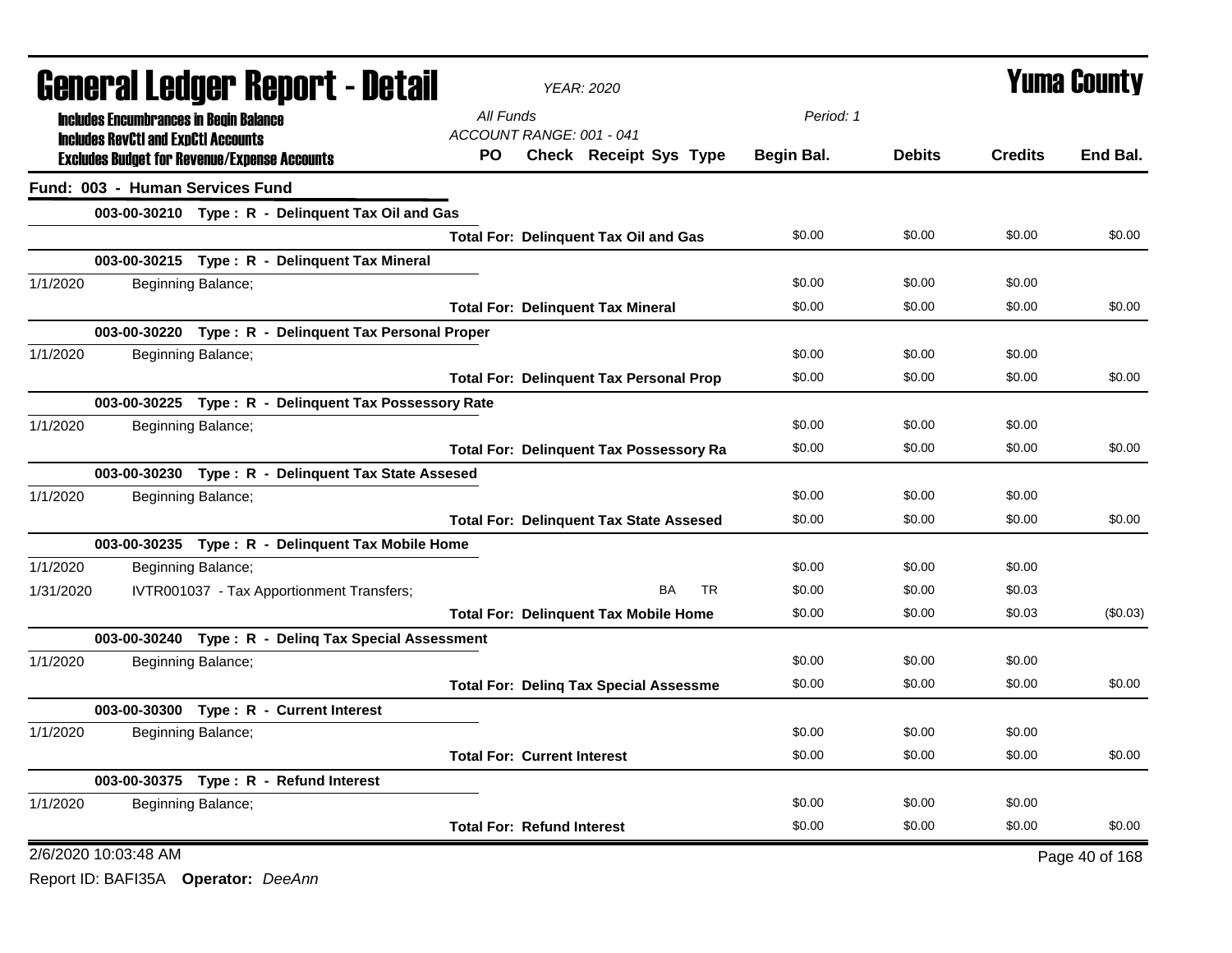# General Ledger Report - Detail

**YEAR: 2020** | **Yuma County**

Includes Encumbrances in Begin Balance
Includes RevCtl and ExpCtl Accounts
Excludes Budget for Revenue/Expense Accounts

All Funds
ACCOUNT RANGE: 001 - 041
Period: 1

## Fund: 003 - Human Services Fund

| Date | Description | PO | Check | Receipt | Sys | Type | Begin Bal. | Debits | Credits | End Bal. |
|---|---|---|---|---|---|---|---|---|---|---|
| | **003-00-30210 Type : R - Delinquent Tax Oil and Gas** | | | | | | | | | |
| | **Total For: Delinquent Tax Oil and Gas** | | | | | | $0.00 | $0.00 | $0.00 | $0.00 |
| | **003-00-30215 Type : R - Delinquent Tax Mineral** | | | | | | | | | |
| 1/1/2020 | Beginning Balance; | | | | | | $0.00 | $0.00 | $0.00 | |
| | **Total For: Delinquent Tax Mineral** | | | | | | $0.00 | $0.00 | $0.00 | $0.00 |
| | **003-00-30220 Type : R - Delinquent Tax Personal Proper** | | | | | | | | | |
| 1/1/2020 | Beginning Balance; | | | | | | $0.00 | $0.00 | $0.00 | |
| | **Total For: Delinquent Tax Personal Prop** | | | | | | $0.00 | $0.00 | $0.00 | $0.00 |
| | **003-00-30225 Type : R - Delinquent Tax Possessory Rate** | | | | | | | | | |
| 1/1/2020 | Beginning Balance; | | | | | | $0.00 | $0.00 | $0.00 | |
| | **Total For: Delinquent Tax Possessory Ra** | | | | | | $0.00 | $0.00 | $0.00 | $0.00 |
| | **003-00-30230 Type : R - Delinquent Tax State Assesed** | | | | | | | | | |
| 1/1/2020 | Beginning Balance; | | | | | | $0.00 | $0.00 | $0.00 | |
| | **Total For: Delinquent Tax State Assesed** | | | | | | $0.00 | $0.00 | $0.00 | $0.00 |
| | **003-00-30235 Type : R - Delinquent Tax Mobile Home** | | | | | | | | | |
| 1/1/2020 | Beginning Balance; | | | | | | $0.00 | $0.00 | $0.00 | |
| 1/31/2020 | IVTR001037 - Tax Apportionment Transfers; | | | | BA | TR | $0.00 | $0.00 | $0.03 | |
| | **Total For: Delinquent Tax Mobile Home** | | | | | | $0.00 | $0.00 | $0.03 | ($0.03) |
| | **003-00-30240 Type : R - Delinq Tax Special Assessment** | | | | | | | | | |
| 1/1/2020 | Beginning Balance; | | | | | | $0.00 | $0.00 | $0.00 | |
| | **Total For: Delinq Tax Special Assessme** | | | | | | $0.00 | $0.00 | $0.00 | $0.00 |
| | **003-00-30300 Type : R - Current Interest** | | | | | | | | | |
| 1/1/2020 | Beginning Balance; | | | | | | $0.00 | $0.00 | $0.00 | |
| | **Total For: Current Interest** | | | | | | $0.00 | $0.00 | $0.00 | $0.00 |
| | **003-00-30375 Type : R - Refund Interest** | | | | | | | | | |
| 1/1/2020 | Beginning Balance; | | | | | | $0.00 | $0.00 | $0.00 | |
| | **Total For: Refund Interest** | | | | | | $0.00 | $0.00 | $0.00 | $0.00 |

2/6/2020 10:03:48 AM

Report ID: BAFI35A **Operator:** *DeeAnn*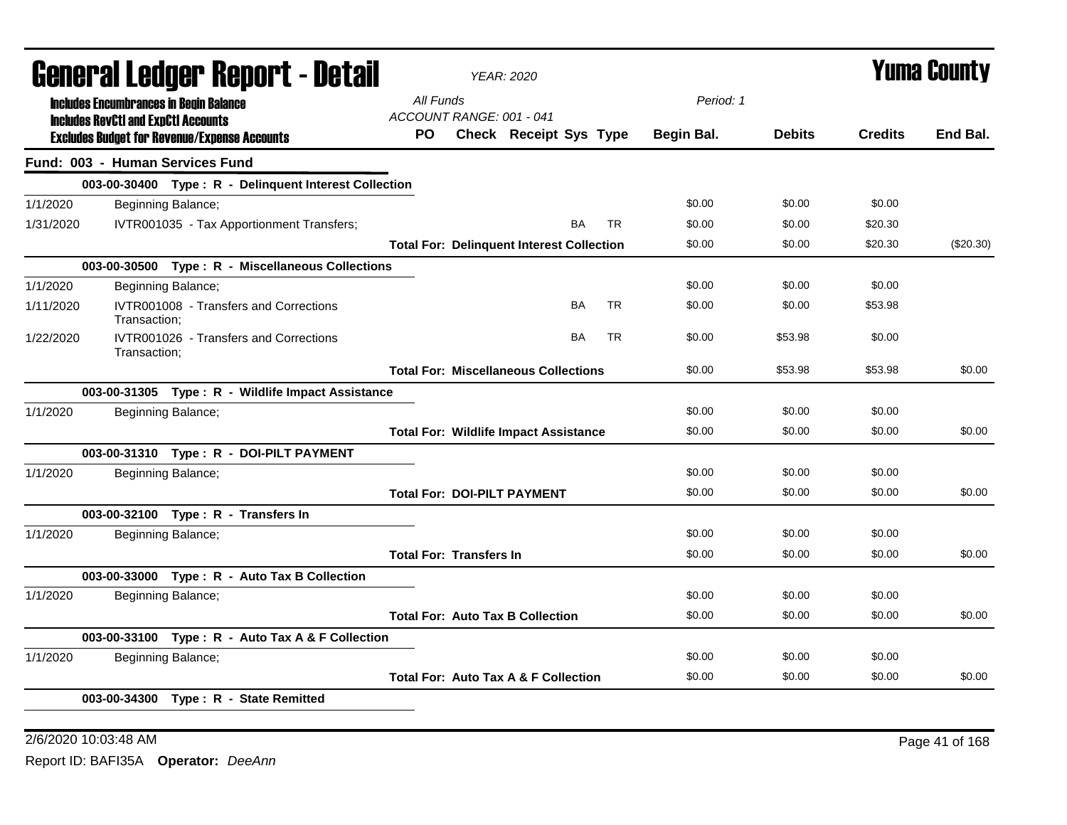# General Ledger Report - Detail

*YEAR: 2020*

**Yuma County**

**Includes Encumbrances in Begin Balance**
**Includes RevCtl and ExpCtl Accounts**
**Excludes Budget for Revenue/Expense Accounts**

*All Funds*
*ACCOUNT RANGE: 001 - 041*

*Period: 1*

## Fund: 003 - Human Services Fund

| Date | Description | PO | Check | Receipt | Sys | Type | Begin Bal. | Debits | Credits | End Bal. |
|---|---|---|---|---|---|---|---|---|---|---|
| **003-00-30400** | **Type : R - Delinquent Interest Collection** | | | | | | | | | |
| 1/1/2020 | Beginning Balance; | | | | | | $0.00 | $0.00 | $0.00 | |
| 1/31/2020 | IVTR001035 - Tax Apportionment Transfers; | | | | BA | TR | $0.00 | $0.00 | $20.30 | |
| | **Total For: Delinquent Interest Collection** | | | | | | $0.00 | $0.00 | $20.30 | ($20.30) |
| **003-00-30500** | **Type : R - Miscellaneous Collections** | | | | | | | | | |
| 1/1/2020 | Beginning Balance; | | | | | | $0.00 | $0.00 | $0.00 | |
| 1/11/2020 | IVTR001008 - Transfers and Corrections Transaction; | | | | BA | TR | $0.00 | $0.00 | $53.98 | |
| 1/22/2020 | IVTR001026 - Transfers and Corrections Transaction; | | | | BA | TR | $0.00 | $53.98 | $0.00 | |
| | **Total For: Miscellaneous Collections** | | | | | | $0.00 | $53.98 | $53.98 | $0.00 |
| **003-00-31305** | **Type : R - Wildlife Impact Assistance** | | | | | | | | | |
| 1/1/2020 | Beginning Balance; | | | | | | $0.00 | $0.00 | $0.00 | |
| | **Total For: Wildlife Impact Assistance** | | | | | | $0.00 | $0.00 | $0.00 | $0.00 |
| **003-00-31310** | **Type : R - DOI-PILT PAYMENT** | | | | | | | | | |
| 1/1/2020 | Beginning Balance; | | | | | | $0.00 | $0.00 | $0.00 | |
| | **Total For: DOI-PILT PAYMENT** | | | | | | $0.00 | $0.00 | $0.00 | $0.00 |
| **003-00-32100** | **Type : R - Transfers In** | | | | | | | | | |
| 1/1/2020 | Beginning Balance; | | | | | | $0.00 | $0.00 | $0.00 | |
| | **Total For: Transfers In** | | | | | | $0.00 | $0.00 | $0.00 | $0.00 |
| **003-00-33000** | **Type : R - Auto Tax B Collection** | | | | | | | | | |
| 1/1/2020 | Beginning Balance; | | | | | | $0.00 | $0.00 | $0.00 | |
| | **Total For: Auto Tax B Collection** | | | | | | $0.00 | $0.00 | $0.00 | $0.00 |
| **003-00-33100** | **Type : R - Auto Tax A & F Collection** | | | | | | | | | |
| 1/1/2020 | Beginning Balance; | | | | | | $0.00 | $0.00 | $0.00 | |
| | **Total For: Auto Tax A & F Collection** | | | | | | $0.00 | $0.00 | $0.00 | $0.00 |
| **003-00-34300** | **Type : R - State Remitted** | | | | | | | | | |

2/6/2020 10:03:48 AM

Report ID: BAFI35A **Operator:** *DeeAnn*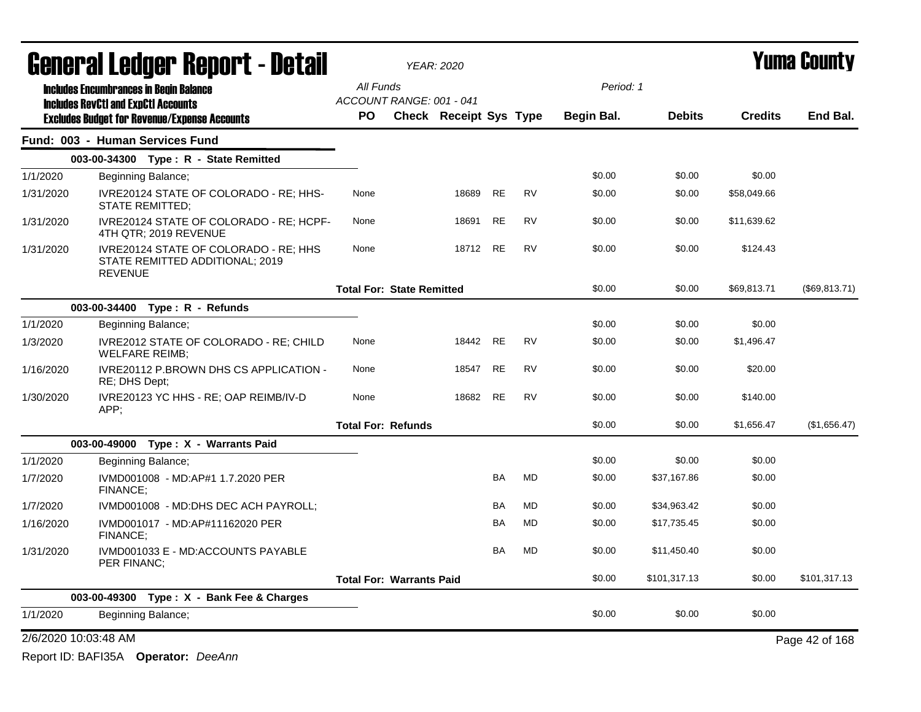# General Ledger Report - Detail

*YEAR: 2020*

# Yuma County

**Includes Encumbrances in Begin Balance**
**Includes RevCtl and ExpCtl Accounts**
**Excludes Budget for Revenue/Expense Accounts**

*All Funds*
*ACCOUNT RANGE: 001 - 041*
*Period: 1*

## Fund: 003 - Human Services Fund

| | | PO | Check | Receipt | Sys | Type | Begin Bal. | Debits | Credits | End Bal. |
|---|---|---|---|---|---|---|---|---|---|---|
| **003-00-34300 Type : R - State Remitted** | | | | | | | | | | |
| 1/1/2020 | Beginning Balance; | | | | | | $0.00 | $0.00 | $0.00 | |
| 1/31/2020 | IVRE20124 STATE OF COLORADO - RE; HHS-STATE REMITTED; | None | | 18689 | RE | RV | $0.00 | $0.00 | $58,049.66 | |
| 1/31/2020 | IVRE20124 STATE OF COLORADO - RE; HCPF-4TH QTR; 2019 REVENUE | None | | 18691 | RE | RV | $0.00 | $0.00 | $11,639.62 | |
| 1/31/2020 | IVRE20124 STATE OF COLORADO - RE; HHS STATE REMITTED ADDITIONAL; 2019 REVENUE | None | | 18712 | RE | RV | $0.00 | $0.00 | $124.43 | |
| | | **Total For: State Remitted** | | | | | $0.00 | $0.00 | $69,813.71 | ($69,813.71) |
| **003-00-34400 Type : R - Refunds** | | | | | | | | | | |
| 1/1/2020 | Beginning Balance; | | | | | | $0.00 | $0.00 | $0.00 | |
| 1/3/2020 | IVRE2012 STATE OF COLORADO - RE; CHILD WELFARE REIMB; | None | | 18442 | RE | RV | $0.00 | $0.00 | $1,496.47 | |
| 1/16/2020 | IVRE20112 P.BROWN DHS CS APPLICATION - RE; DHS Dept; | None | | 18547 | RE | RV | $0.00 | $0.00 | $20.00 | |
| 1/30/2020 | IVRE20123 YC HHS - RE; OAP REIMB/IV-D APP; | None | | 18682 | RE | RV | $0.00 | $0.00 | $140.00 | |
| | | **Total For: Refunds** | | | | | $0.00 | $0.00 | $1,656.47 | ($1,656.47) |
| **003-00-49000 Type : X - Warrants Paid** | | | | | | | | | | |
| 1/1/2020 | Beginning Balance; | | | | | | $0.00 | $0.00 | $0.00 | |
| 1/7/2020 | IVMD001008 - MD:AP#1 1.7.2020 PER FINANCE; | | | | BA | MD | $0.00 | $37,167.86 | $0.00 | |
| 1/7/2020 | IVMD001008 - MD:DHS DEC ACH PAYROLL; | | | | BA | MD | $0.00 | $34,963.42 | $0.00 | |
| 1/16/2020 | IVMD001017 - MD:AP#11162020 PER FINANCE; | | | | BA | MD | $0.00 | $17,735.45 | $0.00 | |
| 1/31/2020 | IVMD001033 E - MD:ACCOUNTS PAYABLE PER FINANC; | | | | BA | MD | $0.00 | $11,450.40 | $0.00 | |
| | | **Total For: Warrants Paid** | | | | | $0.00 | $101,317.13 | $0.00 | $101,317.13 |
| **003-00-49300 Type : X - Bank Fee & Charges** | | | | | | | | | | |
| 1/1/2020 | Beginning Balance; | | | | | | $0.00 | $0.00 | $0.00 | |

2/6/2020 10:03:48 AM

Report ID: BAFI35A **Operator:** *DeeAnn*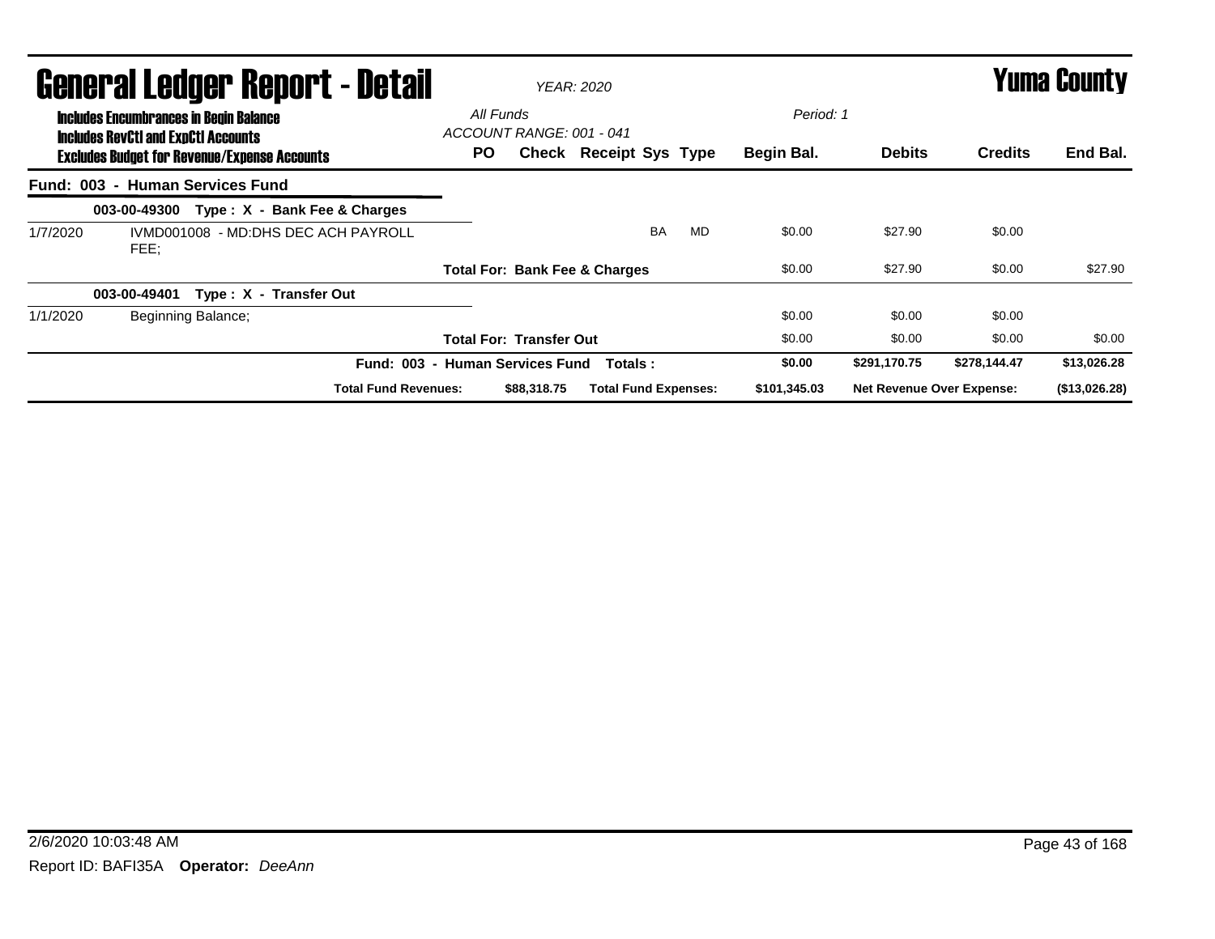# General Ledger Report - Detail

*YEAR: 2020*

**Yuma County**

**Includes Encumbrances in Begin Balance**
**Includes RevCtl and ExpCtl Accounts**
**Excludes Budget for Revenue/Expense Accounts**

*All Funds*
*ACCOUNT RANGE: 001 - 041*
*Period: 1*

| | | PO | Check | Receipt | Sys | Type | Begin Bal. | Debits | Credits | End Bal. |
|---|---|---|---|---|---|---|---|---|---|---|
| **Fund: 003 - Human Services Fund** | | | | | | | | | | |
| | **003-00-49300 Type : X - Bank Fee & Charges** | | | | | | | | | |
| 1/7/2020 | IVMD001008 - MD:DHS DEC ACH PAYROLL FEE; | | | | BA | MD | $0.00 | $27.90 | $0.00 | |
| | | **Total For: Bank Fee & Charges** | | | | | $0.00 | $27.90 | $0.00 | $27.90 |
| | **003-00-49401 Type : X - Transfer Out** | | | | | | | | | |
| 1/1/2020 | Beginning Balance; | | | | | | $0.00 | $0.00 | $0.00 | |
| | | **Total For: Transfer Out** | | | | | $0.00 | $0.00 | $0.00 | $0.00 |
| | **Fund: 003 - Human Services Fund Totals :** | | | | | | **$0.00** | **$291,170.75** | **$278,144.47** | **$13,026.28** |
| | **Total Fund Revenues:** | | **$88,318.75** | **Total Fund Expenses:** | | | **$101,345.03** | **Net Revenue Over Expense:** | | **($13,026.28)** |

2/6/2020 10:03:48 AM

Report ID: BAFI35A **Operator:** *DeeAnn*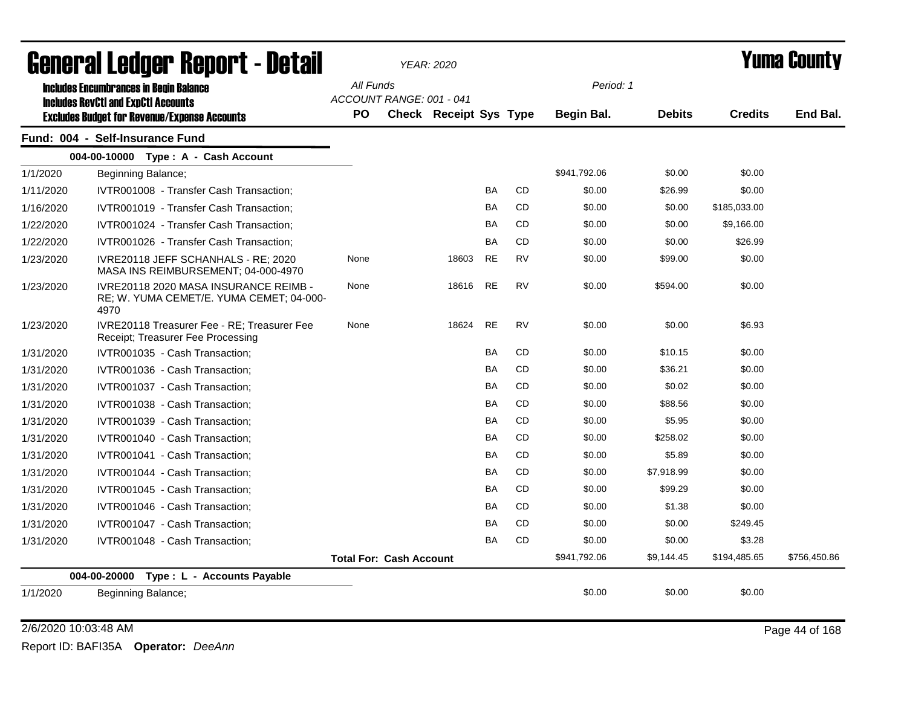# General Ledger Report - Detail

*YEAR: 2020*

# Yuma County

**Includes Encumbrances in Begin Balance**
**Includes RevCtl and ExpCtl Accounts**
**Excludes Budget for Revenue/Expense Accounts**

*All Funds*
*ACCOUNT RANGE: 001 - 041*

*Period: 1*

## Fund: 004 - Self-Insurance Fund

### 004-00-10000 Type : A - Cash Account

| Date | Description | PO | Check | Receipt | Sys | Type | Begin Bal. | Debits | Credits | End Bal. |
|---|---|---|---|---|---|---|---|---|---|---|
| 1/1/2020 | Beginning Balance; | | | | | | $941,792.06 | $0.00 | $0.00 | |
| 1/11/2020 | IVTR001008 - Transfer Cash Transaction; | | | | BA | CD | $0.00 | $26.99 | $0.00 | |
| 1/16/2020 | IVTR001019 - Transfer Cash Transaction; | | | | BA | CD | $0.00 | $0.00 | $185,033.00 | |
| 1/22/2020 | IVTR001024 - Transfer Cash Transaction; | | | | BA | CD | $0.00 | $0.00 | $9,166.00 | |
| 1/22/2020 | IVTR001026 - Transfer Cash Transaction; | | | | BA | CD | $0.00 | $0.00 | $26.99 | |
| 1/23/2020 | IVRE20118 JEFF SCHANHALS - RE; 2020 MASA INS REIMBURSEMENT; 04-000-4970 | None | | 18603 | RE | RV | $0.00 | $99.00 | $0.00 | |
| 1/23/2020 | IVRE20118 2020 MASA INSURANCE REIMB - RE; W. YUMA CEMET/E. YUMA CEMET; 04-000-4970 | None | | 18616 | RE | RV | $0.00 | $594.00 | $0.00 | |
| 1/23/2020 | IVRE20118 Treasurer Fee - RE; Treasurer Fee Receipt; Treasurer Fee Processing | None | | 18624 | RE | RV | $0.00 | $0.00 | $6.93 | |
| 1/31/2020 | IVTR001035 - Cash Transaction; | | | | BA | CD | $0.00 | $10.15 | $0.00 | |
| 1/31/2020 | IVTR001036 - Cash Transaction; | | | | BA | CD | $0.00 | $36.21 | $0.00 | |
| 1/31/2020 | IVTR001037 - Cash Transaction; | | | | BA | CD | $0.00 | $0.02 | $0.00 | |
| 1/31/2020 | IVTR001038 - Cash Transaction; | | | | BA | CD | $0.00 | $88.56 | $0.00 | |
| 1/31/2020 | IVTR001039 - Cash Transaction; | | | | BA | CD | $0.00 | $5.95 | $0.00 | |
| 1/31/2020 | IVTR001040 - Cash Transaction; | | | | BA | CD | $0.00 | $258.02 | $0.00 | |
| 1/31/2020 | IVTR001041 - Cash Transaction; | | | | BA | CD | $0.00 | $5.89 | $0.00 | |
| 1/31/2020 | IVTR001044 - Cash Transaction; | | | | BA | CD | $0.00 | $7,918.99 | $0.00 | |
| 1/31/2020 | IVTR001045 - Cash Transaction; | | | | BA | CD | $0.00 | $99.29 | $0.00 | |
| 1/31/2020 | IVTR001046 - Cash Transaction; | | | | BA | CD | $0.00 | $1.38 | $0.00 | |
| 1/31/2020 | IVTR001047 - Cash Transaction; | | | | BA | CD | $0.00 | $0.00 | $249.45 | |
| 1/31/2020 | IVTR001048 - Cash Transaction; | | | | BA | CD | $0.00 | $0.00 | $3.28 | |
| | | **Total For: Cash Account** | | | | | $941,792.06 | $9,144.45 | $194,485.65 | $756,450.86 |

### 004-00-20000 Type : L - Accounts Payable

| Date | Description | PO | Check | Receipt | Sys | Type | Begin Bal. | Debits | Credits | End Bal. |
|---|---|---|---|---|---|---|---|---|---|---|
| 1/1/2020 | Beginning Balance; | | | | | | $0.00 | $0.00 | $0.00 | |

2/6/2020 10:03:48 AM

Report ID: BAFI35A **Operator:** *DeeAnn*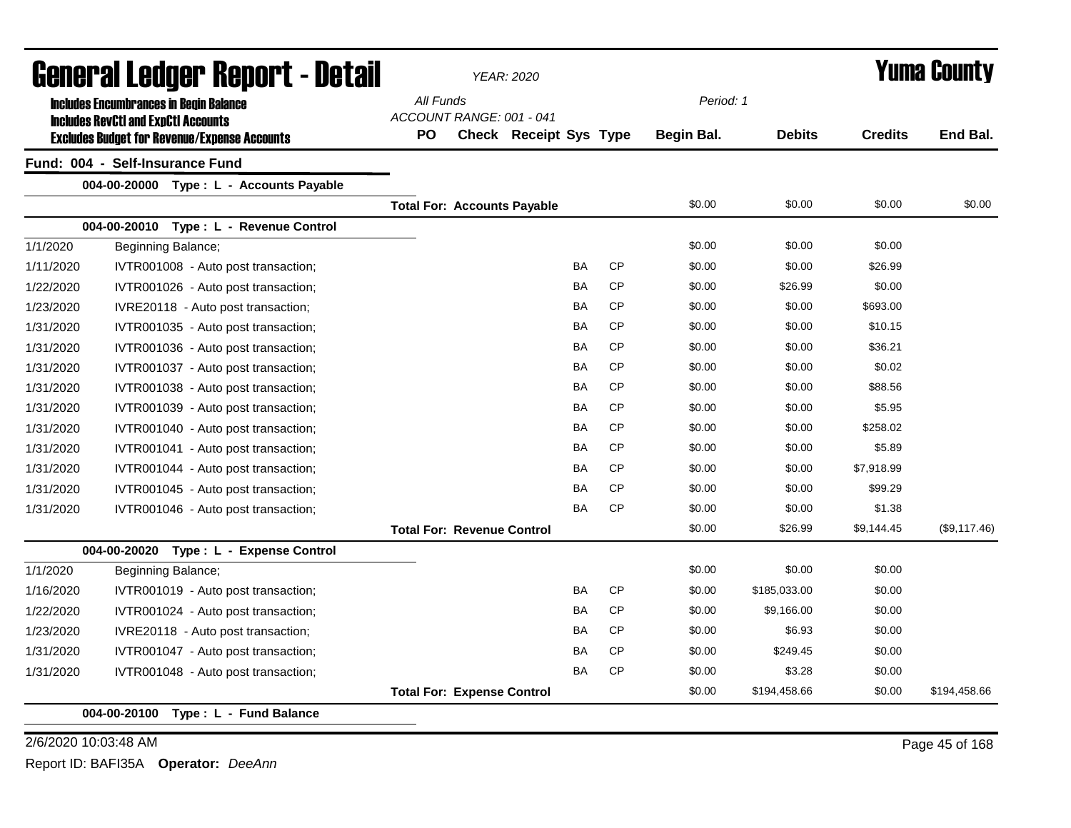# General Ledger Report - Detail

*YEAR: 2020*

**Yuma County**

**Includes Encumbrances in Begin Balance**
**Includes RevCtl and ExpCtl Accounts**
**Excludes Budget for Revenue/Expense Accounts**

*All Funds*
*ACCOUNT RANGE: 001 - 041*
*Period: 1*

## Fund: 004 - Self-Insurance Fund

| Date | Description | PO | Check | Receipt | Sys | Type | Begin Bal. | Debits | Credits | End Bal. |
|---|---|---|---|---|---|---|---|---|---|---|
| **004-00-20000** | **Type : L - Accounts Payable** | | | | | | | | | |
| | **Total For: Accounts Payable** | | | | | | $0.00 | $0.00 | $0.00 | $0.00 |
| **004-00-20010** | **Type : L - Revenue Control** | | | | | | | | | |
| 1/1/2020 | Beginning Balance; | | | | | | $0.00 | $0.00 | $0.00 | |
| 1/11/2020 | IVTR001008 - Auto post transaction; | | | | BA | CP | $0.00 | $0.00 | $26.99 | |
| 1/22/2020 | IVTR001026 - Auto post transaction; | | | | BA | CP | $0.00 | $26.99 | $0.00 | |
| 1/23/2020 | IVRE20118 - Auto post transaction; | | | | BA | CP | $0.00 | $0.00 | $693.00 | |
| 1/31/2020 | IVTR001035 - Auto post transaction; | | | | BA | CP | $0.00 | $0.00 | $10.15 | |
| 1/31/2020 | IVTR001036 - Auto post transaction; | | | | BA | CP | $0.00 | $0.00 | $36.21 | |
| 1/31/2020 | IVTR001037 - Auto post transaction; | | | | BA | CP | $0.00 | $0.00 | $0.02 | |
| 1/31/2020 | IVTR001038 - Auto post transaction; | | | | BA | CP | $0.00 | $0.00 | $88.56 | |
| 1/31/2020 | IVTR001039 - Auto post transaction; | | | | BA | CP | $0.00 | $0.00 | $5.95 | |
| 1/31/2020 | IVTR001040 - Auto post transaction; | | | | BA | CP | $0.00 | $0.00 | $258.02 | |
| 1/31/2020 | IVTR001041 - Auto post transaction; | | | | BA | CP | $0.00 | $0.00 | $5.89 | |
| 1/31/2020 | IVTR001044 - Auto post transaction; | | | | BA | CP | $0.00 | $0.00 | $7,918.99 | |
| 1/31/2020 | IVTR001045 - Auto post transaction; | | | | BA | CP | $0.00 | $0.00 | $99.29 | |
| 1/31/2020 | IVTR001046 - Auto post transaction; | | | | BA | CP | $0.00 | $0.00 | $1.38 | |
| | **Total For: Revenue Control** | | | | | | $0.00 | $26.99 | $9,144.45 | ($9,117.46) |
| **004-00-20020** | **Type : L - Expense Control** | | | | | | | | | |
| 1/1/2020 | Beginning Balance; | | | | | | $0.00 | $0.00 | $0.00 | |
| 1/16/2020 | IVTR001019 - Auto post transaction; | | | | BA | CP | $0.00 | $185,033.00 | $0.00 | |
| 1/22/2020 | IVTR001024 - Auto post transaction; | | | | BA | CP | $0.00 | $9,166.00 | $0.00 | |
| 1/23/2020 | IVRE20118 - Auto post transaction; | | | | BA | CP | $0.00 | $6.93 | $0.00 | |
| 1/31/2020 | IVTR001047 - Auto post transaction; | | | | BA | CP | $0.00 | $249.45 | $0.00 | |
| 1/31/2020 | IVTR001048 - Auto post transaction; | | | | BA | CP | $0.00 | $3.28 | $0.00 | |
| | **Total For: Expense Control** | | | | | | $0.00 | $194,458.66 | $0.00 | $194,458.66 |
| **004-00-20100** | **Type : L - Fund Balance** | | | | | | | | | |

2/6/2020 10:03:48 AM

Report ID: BAFI35A **Operator:** *DeeAnn*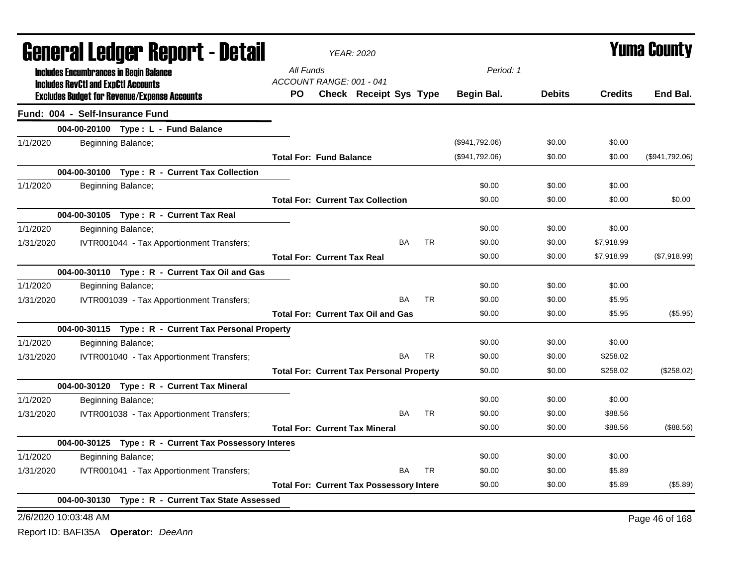# General Ledger Report - Detail

*YEAR: 2020*

# Yuma County

**Includes Encumbrances in Begin Balance**
**Includes RevCtl and ExpCtl Accounts**
**Excludes Budget for Revenue/Expense Accounts**

*All Funds*
*ACCOUNT RANGE: 001 - 041*
*Period: 1*

## Fund: 004 - Self-Insurance Fund

| Date | Description | PO | Check | Receipt | Sys | Type | Begin Bal. | Debits | Credits | End Bal. |
|---|---|---|---|---|---|---|---|---|---|---|
| | **004-00-20100 Type : L - Fund Balance** | | | | | | | | | |
| 1/1/2020 | Beginning Balance; | | | | | | ($941,792.06) | $0.00 | $0.00 | |
| | **Total For: Fund Balance** | | | | | | ($941,792.06) | $0.00 | $0.00 | ($941,792.06) |
| | **004-00-30100 Type : R - Current Tax Collection** | | | | | | | | | |
| 1/1/2020 | Beginning Balance; | | | | | | $0.00 | $0.00 | $0.00 | |
| | **Total For: Current Tax Collection** | | | | | | $0.00 | $0.00 | $0.00 | $0.00 |
| | **004-00-30105 Type : R - Current Tax Real** | | | | | | | | | |
| 1/1/2020 | Beginning Balance; | | | | | | $0.00 | $0.00 | $0.00 | |
| 1/31/2020 | IVTR001044 - Tax Apportionment Transfers; | | | | BA | TR | $0.00 | $0.00 | $7,918.99 | |
| | **Total For: Current Tax Real** | | | | | | $0.00 | $0.00 | $7,918.99 | ($7,918.99) |
| | **004-00-30110 Type : R - Current Tax Oil and Gas** | | | | | | | | | |
| 1/1/2020 | Beginning Balance; | | | | | | $0.00 | $0.00 | $0.00 | |
| 1/31/2020 | IVTR001039 - Tax Apportionment Transfers; | | | | BA | TR | $0.00 | $0.00 | $5.95 | |
| | **Total For: Current Tax Oil and Gas** | | | | | | $0.00 | $0.00 | $5.95 | ($5.95) |
| | **004-00-30115 Type : R - Current Tax Personal Property** | | | | | | | | | |
| 1/1/2020 | Beginning Balance; | | | | | | $0.00 | $0.00 | $0.00 | |
| 1/31/2020 | IVTR001040 - Tax Apportionment Transfers; | | | | BA | TR | $0.00 | $0.00 | $258.02 | |
| | **Total For: Current Tax Personal Property** | | | | | | $0.00 | $0.00 | $258.02 | ($258.02) |
| | **004-00-30120 Type : R - Current Tax Mineral** | | | | | | | | | |
| 1/1/2020 | Beginning Balance; | | | | | | $0.00 | $0.00 | $0.00 | |
| 1/31/2020 | IVTR001038 - Tax Apportionment Transfers; | | | | BA | TR | $0.00 | $0.00 | $88.56 | |
| | **Total For: Current Tax Mineral** | | | | | | $0.00 | $0.00 | $88.56 | ($88.56) |
| | **004-00-30125 Type : R - Current Tax Possessory Interes** | | | | | | | | | |
| 1/1/2020 | Beginning Balance; | | | | | | $0.00 | $0.00 | $0.00 | |
| 1/31/2020 | IVTR001041 - Tax Apportionment Transfers; | | | | BA | TR | $0.00 | $0.00 | $5.89 | |
| | **Total For: Current Tax Possessory Intere** | | | | | | $0.00 | $0.00 | $5.89 | ($5.89) |
| | **004-00-30130 Type : R - Current Tax State Assessed** | | | | | | | | | |

2/6/2020 10:03:48 AM

Report ID: BAFI35A **Operator:** *DeeAnn*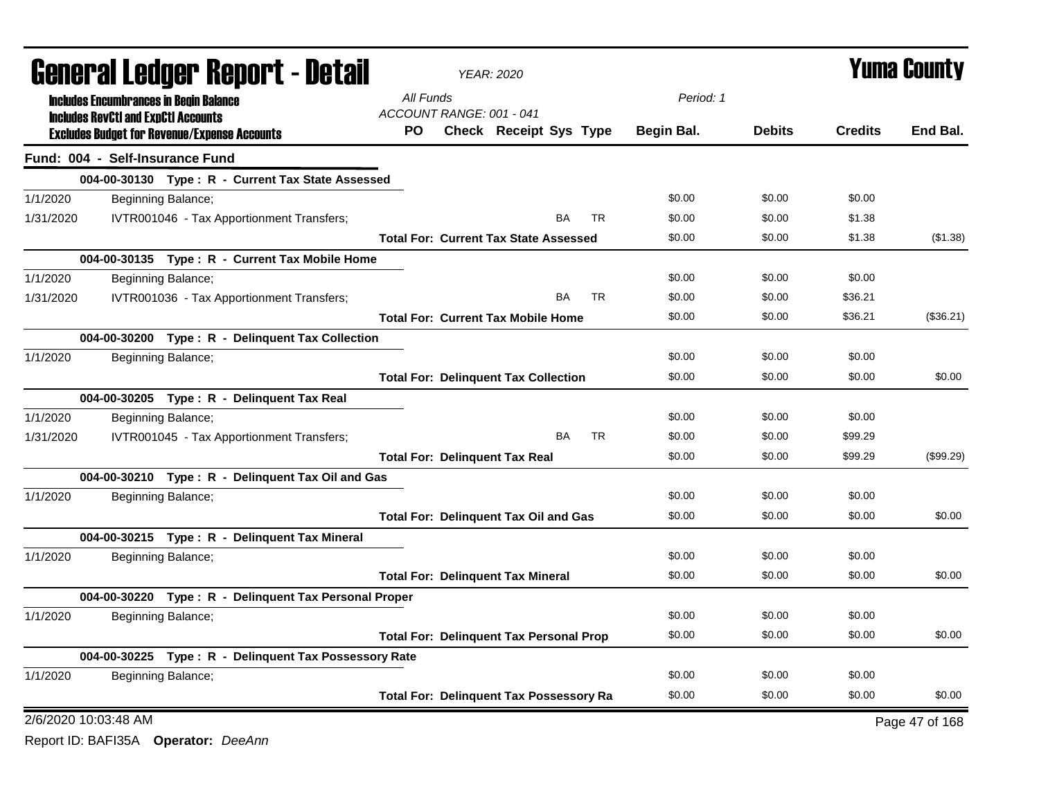# General Ledger Report - Detail

**Yuma County**

YEAR: 2020

Includes Encumbrances in Begin Balance
Includes RevCtl and ExpCtl Accounts
Excludes Budget for Revenue/Expense Accounts

All Funds
ACCOUNT RANGE: 001 - 041

Period: 1

## Fund: 004 - Self-Insurance Fund

| Date | Description | PO | Check | Receipt | Sys | Type | Begin Bal. | Debits | Credits | End Bal. |
|---|---|---|---|---|---|---|---|---|---|---|
| | **004-00-30130 Type : R - Current Tax State Assessed** | | | | | | | | | |
| 1/1/2020 | Beginning Balance; | | | | | | $0.00 | $0.00 | $0.00 | |
| 1/31/2020 | IVTR001046 - Tax Apportionment Transfers; | | | | BA | TR | $0.00 | $0.00 | $1.38 | |
| | **Total For: Current Tax State Assessed** | | | | | | $0.00 | $0.00 | $1.38 | ($1.38) |
| | **004-00-30135 Type : R - Current Tax Mobile Home** | | | | | | | | | |
| 1/1/2020 | Beginning Balance; | | | | | | $0.00 | $0.00 | $0.00 | |
| 1/31/2020 | IVTR001036 - Tax Apportionment Transfers; | | | | BA | TR | $0.00 | $0.00 | $36.21 | |
| | **Total For: Current Tax Mobile Home** | | | | | | $0.00 | $0.00 | $36.21 | ($36.21) |
| | **004-00-30200 Type : R - Delinquent Tax Collection** | | | | | | | | | |
| 1/1/2020 | Beginning Balance; | | | | | | $0.00 | $0.00 | $0.00 | |
| | **Total For: Delinquent Tax Collection** | | | | | | $0.00 | $0.00 | $0.00 | $0.00 |
| | **004-00-30205 Type : R - Delinquent Tax Real** | | | | | | | | | |
| 1/1/2020 | Beginning Balance; | | | | | | $0.00 | $0.00 | $0.00 | |
| 1/31/2020 | IVTR001045 - Tax Apportionment Transfers; | | | | BA | TR | $0.00 | $0.00 | $99.29 | |
| | **Total For: Delinquent Tax Real** | | | | | | $0.00 | $0.00 | $99.29 | ($99.29) |
| | **004-00-30210 Type : R - Delinquent Tax Oil and Gas** | | | | | | | | | |
| 1/1/2020 | Beginning Balance; | | | | | | $0.00 | $0.00 | $0.00 | |
| | **Total For: Delinquent Tax Oil and Gas** | | | | | | $0.00 | $0.00 | $0.00 | $0.00 |
| | **004-00-30215 Type : R - Delinquent Tax Mineral** | | | | | | | | | |
| 1/1/2020 | Beginning Balance; | | | | | | $0.00 | $0.00 | $0.00 | |
| | **Total For: Delinquent Tax Mineral** | | | | | | $0.00 | $0.00 | $0.00 | $0.00 |
| | **004-00-30220 Type : R - Delinquent Tax Personal Proper** | | | | | | | | | |
| 1/1/2020 | Beginning Balance; | | | | | | $0.00 | $0.00 | $0.00 | |
| | **Total For: Delinquent Tax Personal Prop** | | | | | | $0.00 | $0.00 | $0.00 | $0.00 |
| | **004-00-30225 Type : R - Delinquent Tax Possessory Rate** | | | | | | | | | |
| 1/1/2020 | Beginning Balance; | | | | | | $0.00 | $0.00 | $0.00 | |
| | **Total For: Delinquent Tax Possessory Ra** | | | | | | $0.00 | $0.00 | $0.00 | $0.00 |

2/6/2020 10:03:48 AM

Report ID: BAFI35A **Operator:** *DeeAnn*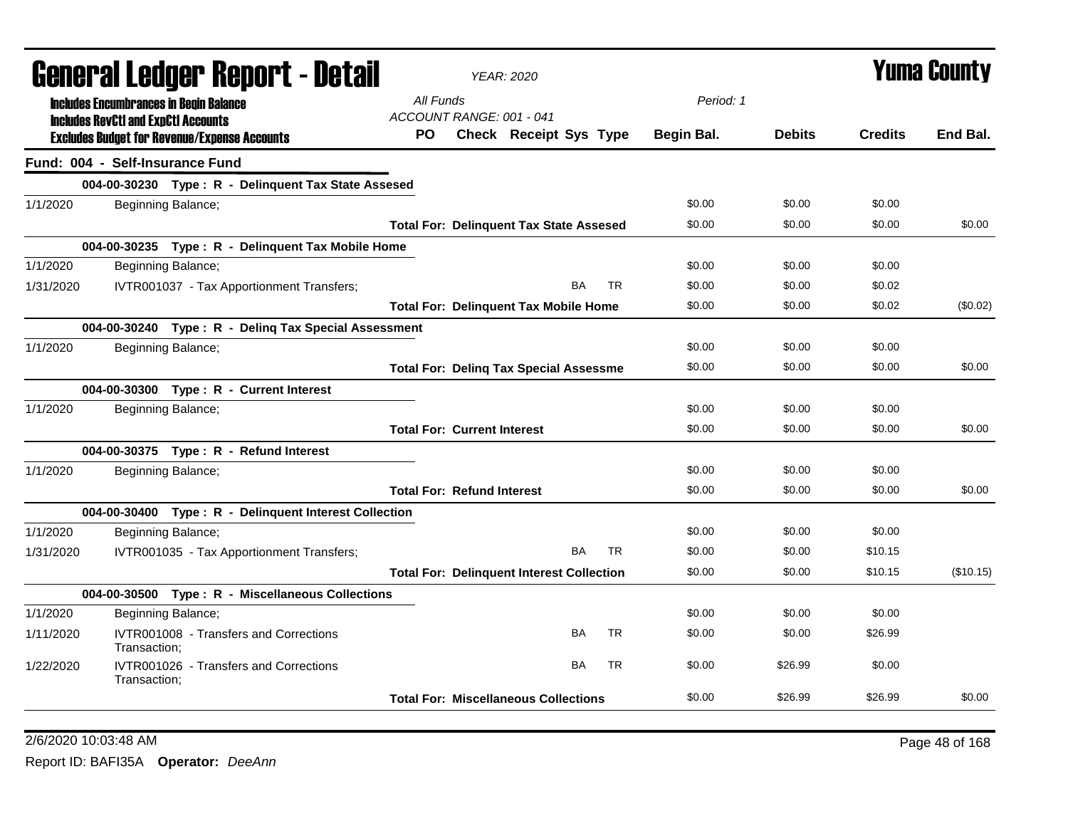# General Ledger Report - Detail

*YEAR: 2020*

# Yuma County

**Includes Encumbrances in Begin Balance**
**Includes RevCtl and ExpCtl Accounts**
**Excludes Budget for Revenue/Expense Accounts**

*All Funds*
*ACCOUNT RANGE: 001 - 041*
*Period: 1*

| | | PO | Check | Receipt | Sys | Type | Begin Bal. | Debits | Credits | End Bal. |
|---|---|---|---|---|---|---|---|---|---|---|
| **Fund: 004 - Self-Insurance Fund** | | | | | | | | | | |
| | **004-00-30230 Type : R - Delinquent Tax State Assesed** | | | | | | | | | |
| 1/1/2020 | Beginning Balance; | | | | | | $0.00 | $0.00 | $0.00 | |
| | | **Total For: Delinquent Tax State Assesed** | | | | | $0.00 | $0.00 | $0.00 | $0.00 |
| | **004-00-30235 Type : R - Delinquent Tax Mobile Home** | | | | | | | | | |
| 1/1/2020 | Beginning Balance; | | | | | | $0.00 | $0.00 | $0.00 | |
| 1/31/2020 | IVTR001037 - Tax Apportionment Transfers; | | | | BA | TR | $0.00 | $0.00 | $0.02 | |
| | | **Total For: Delinquent Tax Mobile Home** | | | | | $0.00 | $0.00 | $0.02 | ($0.02) |
| | **004-00-30240 Type : R - Delinq Tax Special Assessment** | | | | | | | | | |
| 1/1/2020 | Beginning Balance; | | | | | | $0.00 | $0.00 | $0.00 | |
| | | **Total For: Delinq Tax Special Assessme** | | | | | $0.00 | $0.00 | $0.00 | $0.00 |
| | **004-00-30300 Type : R - Current Interest** | | | | | | | | | |
| 1/1/2020 | Beginning Balance; | | | | | | $0.00 | $0.00 | $0.00 | |
| | | **Total For: Current Interest** | | | | | $0.00 | $0.00 | $0.00 | $0.00 |
| | **004-00-30375 Type : R - Refund Interest** | | | | | | | | | |
| 1/1/2020 | Beginning Balance; | | | | | | $0.00 | $0.00 | $0.00 | |
| | | **Total For: Refund Interest** | | | | | $0.00 | $0.00 | $0.00 | $0.00 |
| | **004-00-30400 Type : R - Delinquent Interest Collection** | | | | | | | | | |
| 1/1/2020 | Beginning Balance; | | | | | | $0.00 | $0.00 | $0.00 | |
| 1/31/2020 | IVTR001035 - Tax Apportionment Transfers; | | | | BA | TR | $0.00 | $0.00 | $10.15 | |
| | | **Total For: Delinquent Interest Collection** | | | | | $0.00 | $0.00 | $10.15 | ($10.15) |
| | **004-00-30500 Type : R - Miscellaneous Collections** | | | | | | | | | |
| 1/1/2020 | Beginning Balance; | | | | | | $0.00 | $0.00 | $0.00 | |
| 1/11/2020 | IVTR001008 - Transfers and Corrections Transaction; | | | | BA | TR | $0.00 | $0.00 | $26.99 | |
| 1/22/2020 | IVTR001026 - Transfers and Corrections Transaction; | | | | BA | TR | $0.00 | $26.99 | $0.00 | |
| | | **Total For: Miscellaneous Collections** | | | | | $0.00 | $26.99 | $26.99 | $0.00 |

2/6/2020 10:03:48 AM

Report ID: BAFI35A **Operator:** *DeeAnn*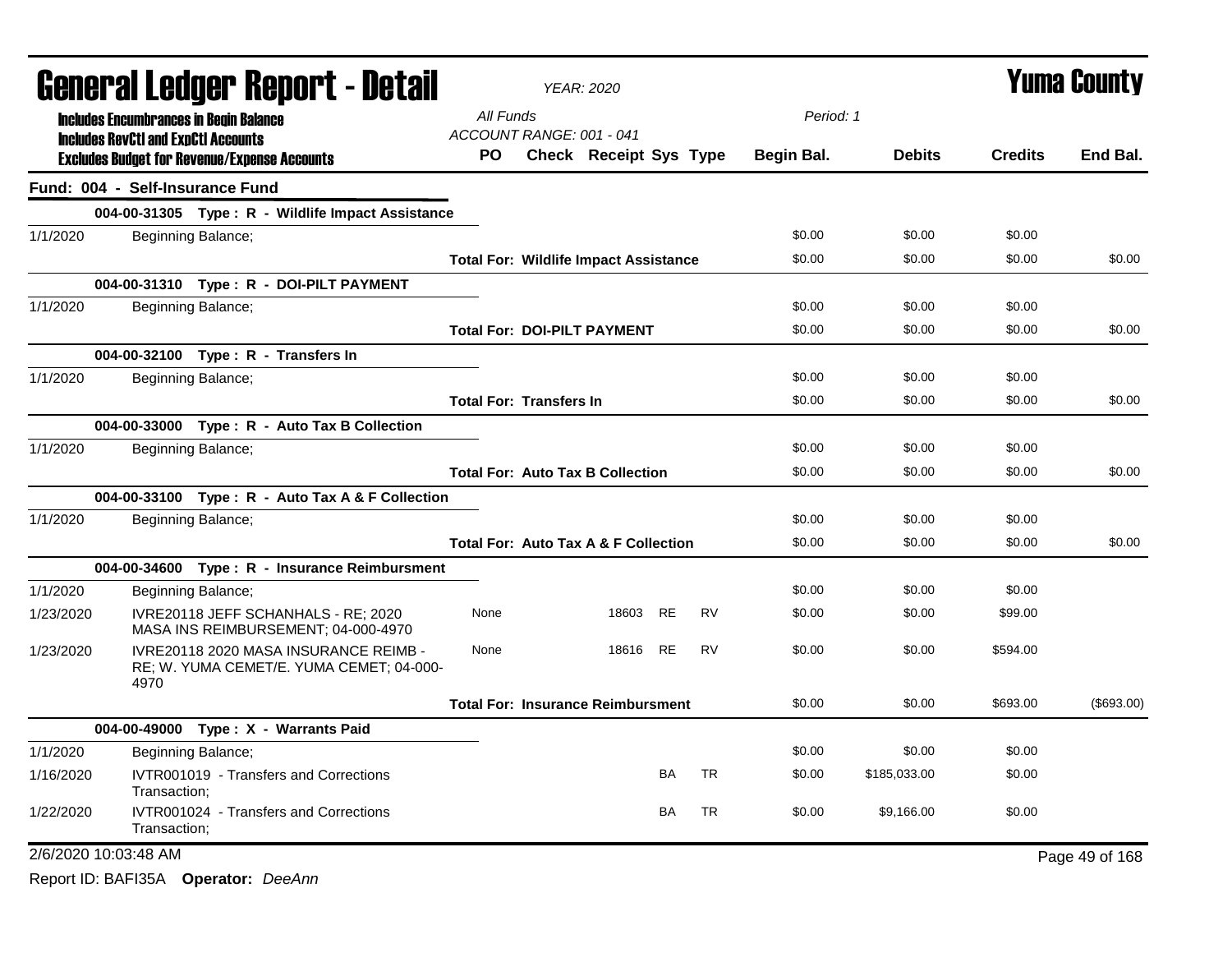# General Ledger Report - Detail

*YEAR: 2020*

## Yuma County

**Includes Encumbrances in Begin Balance**
**Includes RevCtl and ExpCtl Accounts**
**Excludes Budget for Revenue/Expense Accounts**

All Funds
ACCOUNT RANGE: 001 - 041
Period: 1

### Fund: 004 - Self-Insurance Fund

| Date | Description | PO | Check | Receipt | Sys | Type | Begin Bal. | Debits | Credits | End Bal. |
|---|---|---|---|---|---|---|---|---|---|---|
| | **004-00-31305 Type : R - Wildlife Impact Assistance** | | | | | | | | | |
| 1/1/2020 | Beginning Balance; | | | | | | $0.00 | $0.00 | $0.00 | |
| | **Total For: Wildlife Impact Assistance** | | | | | | $0.00 | $0.00 | $0.00 | $0.00 |
| | **004-00-31310 Type : R - DOI-PILT PAYMENT** | | | | | | | | | |
| 1/1/2020 | Beginning Balance; | | | | | | $0.00 | $0.00 | $0.00 | |
| | **Total For: DOI-PILT PAYMENT** | | | | | | $0.00 | $0.00 | $0.00 | $0.00 |
| | **004-00-32100 Type : R - Transfers In** | | | | | | | | | |
| 1/1/2020 | Beginning Balance; | | | | | | $0.00 | $0.00 | $0.00 | |
| | **Total For: Transfers In** | | | | | | $0.00 | $0.00 | $0.00 | $0.00 |
| | **004-00-33000 Type : R - Auto Tax B Collection** | | | | | | | | | |
| 1/1/2020 | Beginning Balance; | | | | | | $0.00 | $0.00 | $0.00 | |
| | **Total For: Auto Tax B Collection** | | | | | | $0.00 | $0.00 | $0.00 | $0.00 |
| | **004-00-33100 Type : R - Auto Tax A & F Collection** | | | | | | | | | |
| 1/1/2020 | Beginning Balance; | | | | | | $0.00 | $0.00 | $0.00 | |
| | **Total For: Auto Tax A & F Collection** | | | | | | $0.00 | $0.00 | $0.00 | $0.00 |
| | **004-00-34600 Type : R - Insurance Reimbursment** | | | | | | | | | |
| 1/1/2020 | Beginning Balance; | | | | | | $0.00 | $0.00 | $0.00 | |
| 1/23/2020 | IVRE20118 JEFF SCHANHALS - RE; 2020 MASA INS REIMBURSEMENT; 04-000-4970 | None | | 18603 | RE | RV | $0.00 | $0.00 | $99.00 | |
| 1/23/2020 | IVRE20118 2020 MASA INSURANCE REIMB - RE; W. YUMA CEMET/E. YUMA CEMET; 04-000-4970 | None | | 18616 | RE | RV | $0.00 | $0.00 | $594.00 | |
| | **Total For: Insurance Reimbursment** | | | | | | $0.00 | $0.00 | $693.00 | ($693.00) |
| | **004-00-49000 Type : X - Warrants Paid** | | | | | | | | | |
| 1/1/2020 | Beginning Balance; | | | | | | $0.00 | $0.00 | $0.00 | |
| 1/16/2020 | IVTR001019 - Transfers and Corrections Transaction; | | | | BA | TR | $0.00 | $185,033.00 | $0.00 | |
| 1/22/2020 | IVTR001024 - Transfers and Corrections Transaction; | | | | BA | TR | $0.00 | $9,166.00 | $0.00 | |

2/6/2020 10:03:48 AM

Report ID: BAFI35A **Operator:** *DeeAnn*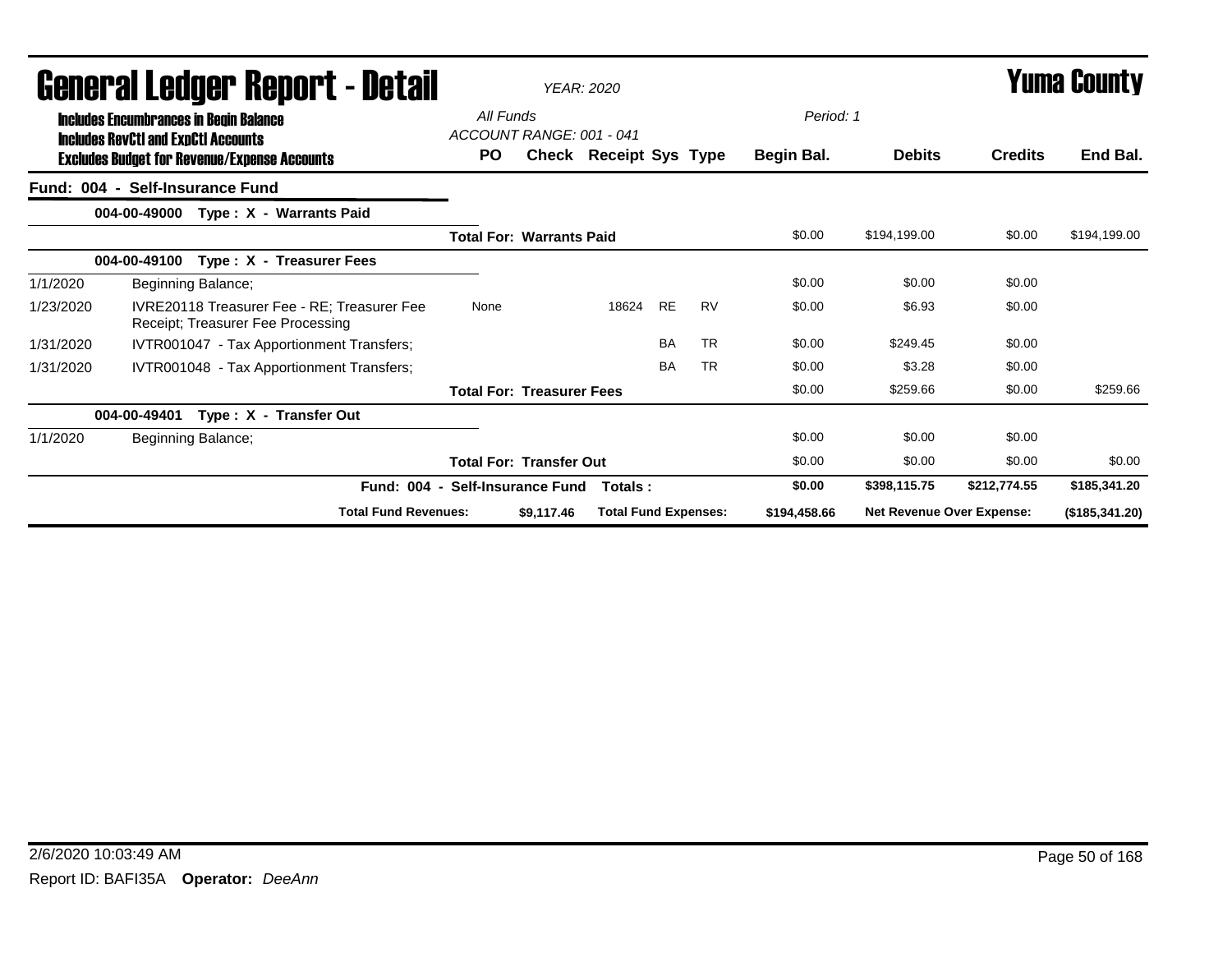# General Ledger Report - Detail

*YEAR: 2020*

# Yuma County

**Includes Encumbrances in Begin Balance**
**Includes RevCtl and ExpCtl Accounts**
**Excludes Budget for Revenue/Expense Accounts**

*All Funds*
*ACCOUNT RANGE: 001 - 041*
*Period: 1*

| | | PO | Check | Receipt | Sys | Type | Begin Bal. | Debits | Credits | End Bal. |
|---|---|---|---|---|---|---|---|---|---|---|
| **Fund: 004 - Self-Insurance Fund** | | | | | | | | | | |
| **004-00-49000 Type : X - Warrants Paid** | | | | | | | | | | |
| | **Total For: Warrants Paid** | | | | | | $0.00 | $194,199.00 | $0.00 | $194,199.00 |
| **004-00-49100 Type : X - Treasurer Fees** | | | | | | | | | | |
| 1/1/2020 | Beginning Balance; | | | | | | $0.00 | $0.00 | $0.00 | |
| 1/23/2020 | IVRE20118 Treasurer Fee - RE; Treasurer Fee Receipt; Treasurer Fee Processing | None | | 18624 | RE | RV | $0.00 | $6.93 | $0.00 | |
| 1/31/2020 | IVTR001047 - Tax Apportionment Transfers; | | | | BA | TR | $0.00 | $249.45 | $0.00 | |
| 1/31/2020 | IVTR001048 - Tax Apportionment Transfers; | | | | BA | TR | $0.00 | $3.28 | $0.00 | |
| | **Total For: Treasurer Fees** | | | | | | $0.00 | $259.66 | $0.00 | $259.66 |
| **004-00-49401 Type : X - Transfer Out** | | | | | | | | | | |
| 1/1/2020 | Beginning Balance; | | | | | | $0.00 | $0.00 | $0.00 | |
| | **Total For: Transfer Out** | | | | | | $0.00 | $0.00 | $0.00 | $0.00 |
| | **Fund: 004 - Self-Insurance Fund** | | | **Totals :** | | | **$0.00** | **$398,115.75** | **$212,774.55** | **$185,341.20** |
| | **Total Fund Revenues:** | | **$9,117.46** | **Total Fund Expenses:** | | | **$194,458.66** | **Net Revenue Over Expense:** | | **($185,341.20)** |

2/6/2020 10:03:49 AM

Report ID: BAFI35A **Operator:** *DeeAnn*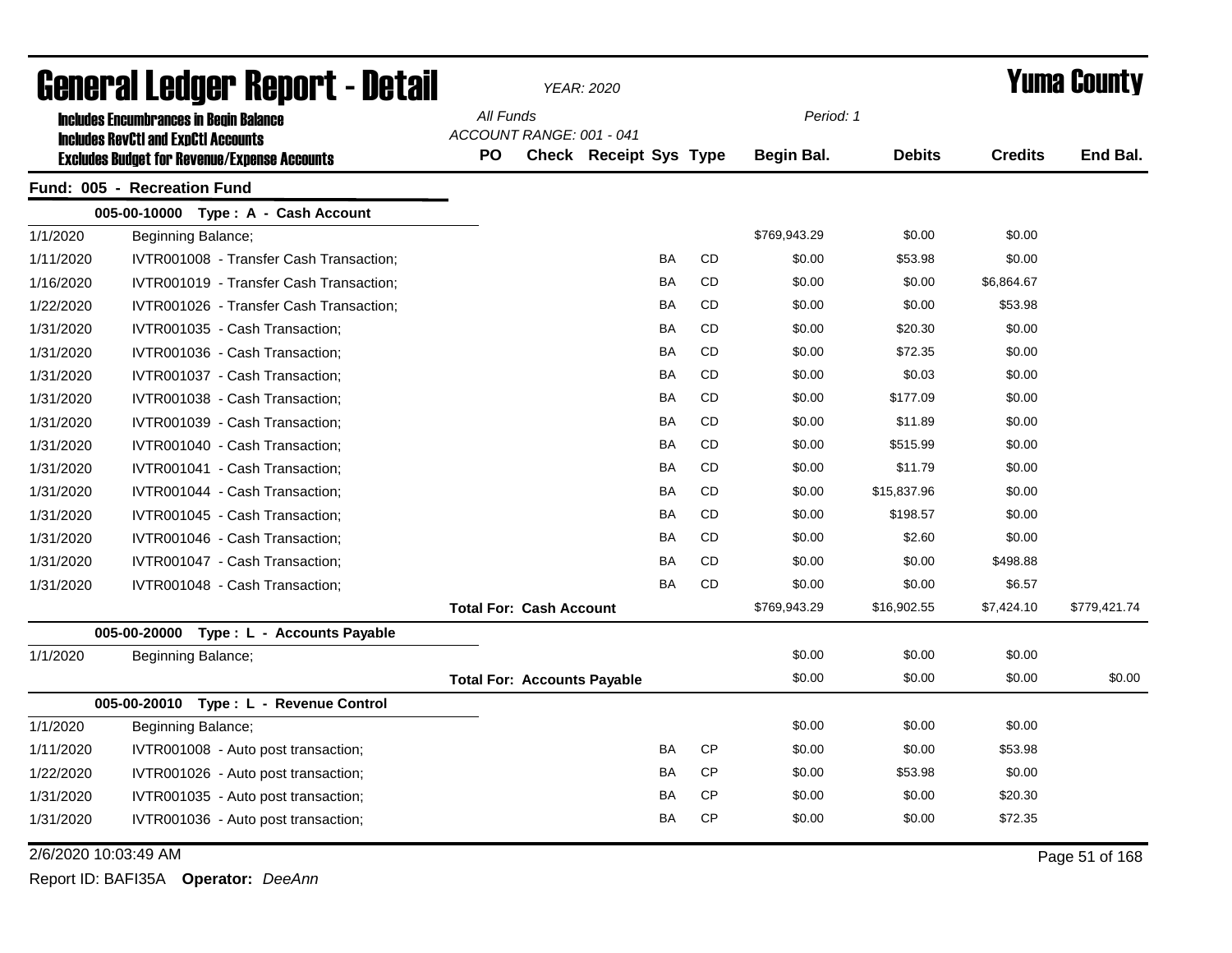# General Ledger Report - Detail

*YEAR: 2020*

# Yuma County

**Includes Encumbrances in Begin Balance**
**Includes RevCtl and ExpCtl Accounts**
**Excludes Budget for Revenue/Expense Accounts**

*All Funds*
*ACCOUNT RANGE: 001 - 041*
*Period: 1*

## Fund: 005 - Recreation Fund

| Date | Description | PO | Check | Receipt | Sys | Type | Begin Bal. | Debits | Credits | End Bal. |
|---|---|---|---|---|---|---|---|---|---|---|
| | **005-00-10000 Type : A - Cash Account** | | | | | | | | | |
| 1/1/2020 | Beginning Balance; | | | | | | $769,943.29 | $0.00 | $0.00 | |
| 1/11/2020 | IVTR001008 - Transfer Cash Transaction; | | | | BA | CD | $0.00 | $53.98 | $0.00 | |
| 1/16/2020 | IVTR001019 - Transfer Cash Transaction; | | | | BA | CD | $0.00 | $0.00 | $6,864.67 | |
| 1/22/2020 | IVTR001026 - Transfer Cash Transaction; | | | | BA | CD | $0.00 | $0.00 | $53.98 | |
| 1/31/2020 | IVTR001035 - Cash Transaction; | | | | BA | CD | $0.00 | $20.30 | $0.00 | |
| 1/31/2020 | IVTR001036 - Cash Transaction; | | | | BA | CD | $0.00 | $72.35 | $0.00 | |
| 1/31/2020 | IVTR001037 - Cash Transaction; | | | | BA | CD | $0.00 | $0.03 | $0.00 | |
| 1/31/2020 | IVTR001038 - Cash Transaction; | | | | BA | CD | $0.00 | $177.09 | $0.00 | |
| 1/31/2020 | IVTR001039 - Cash Transaction; | | | | BA | CD | $0.00 | $11.89 | $0.00 | |
| 1/31/2020 | IVTR001040 - Cash Transaction; | | | | BA | CD | $0.00 | $515.99 | $0.00 | |
| 1/31/2020 | IVTR001041 - Cash Transaction; | | | | BA | CD | $0.00 | $11.79 | $0.00 | |
| 1/31/2020 | IVTR001044 - Cash Transaction; | | | | BA | CD | $0.00 | $15,837.96 | $0.00 | |
| 1/31/2020 | IVTR001045 - Cash Transaction; | | | | BA | CD | $0.00 | $198.57 | $0.00 | |
| 1/31/2020 | IVTR001046 - Cash Transaction; | | | | BA | CD | $0.00 | $2.60 | $0.00 | |
| 1/31/2020 | IVTR001047 - Cash Transaction; | | | | BA | CD | $0.00 | $0.00 | $498.88 | |
| 1/31/2020 | IVTR001048 - Cash Transaction; | | | | BA | CD | $0.00 | $0.00 | $6.57 | |
| | | **Total For: Cash Account** | | | | | $769,943.29 | $16,902.55 | $7,424.10 | $779,421.74 |
| | **005-00-20000 Type : L - Accounts Payable** | | | | | | | | | |
| 1/1/2020 | Beginning Balance; | | | | | | $0.00 | $0.00 | $0.00 | |
| | | **Total For: Accounts Payable** | | | | | $0.00 | $0.00 | $0.00 | $0.00 |
| | **005-00-20010 Type : L - Revenue Control** | | | | | | | | | |
| 1/1/2020 | Beginning Balance; | | | | | | $0.00 | $0.00 | $0.00 | |
| 1/11/2020 | IVTR001008 - Auto post transaction; | | | | BA | CP | $0.00 | $0.00 | $53.98 | |
| 1/22/2020 | IVTR001026 - Auto post transaction; | | | | BA | CP | $0.00 | $53.98 | $0.00 | |
| 1/31/2020 | IVTR001035 - Auto post transaction; | | | | BA | CP | $0.00 | $0.00 | $20.30 | |
| 1/31/2020 | IVTR001036 - Auto post transaction; | | | | BA | CP | $0.00 | $0.00 | $72.35 | |

2/6/2020 10:03:49 AM

Report ID: BAFI35A **Operator:** *DeeAnn*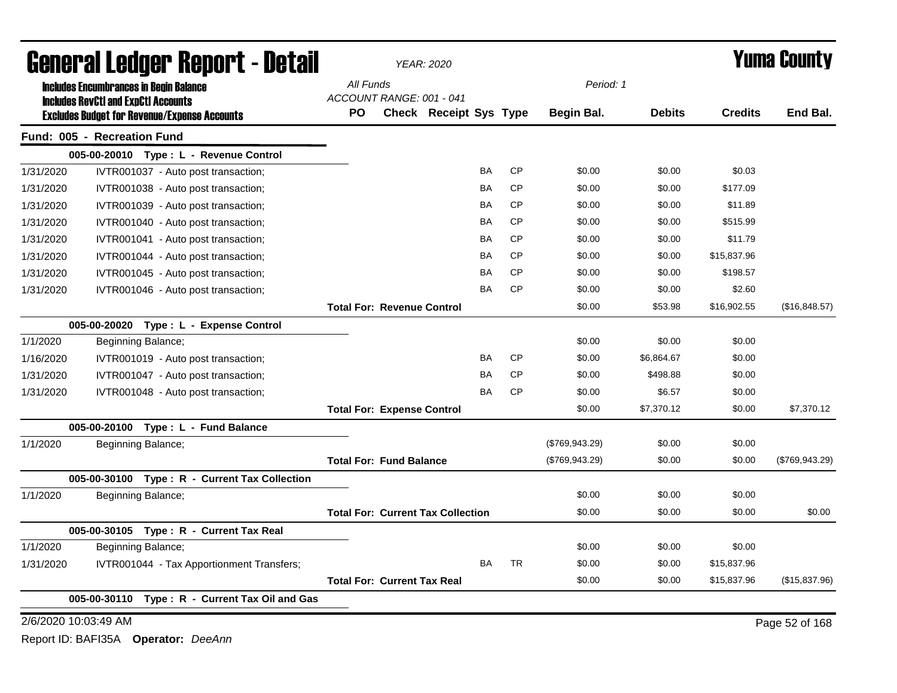# General Ledger Report - Detail

*YEAR: 2020*

# Yuma County

**Includes Encumbrances in Begin Balance**
**Includes RevCtl and ExpCtl Accounts**
**Excludes Budget for Revenue/Expense Accounts**

*All Funds*
*ACCOUNT RANGE: 001 - 041*
*Period: 1*

| Date | Description | PO | Check | Receipt | Sys | Type | Begin Bal. | Debits | Credits | End Bal. |
|---|---|---|---|---|---|---|---|---|---|---|
| **Fund: 005 - Recreation Fund** | | | | | | | | | | |
| **005-00-20010 Type : L - Revenue Control** | | | | | | | | | | |
| 1/31/2020 | IVTR001037 - Auto post transaction; | | | | BA | CP | $0.00 | $0.00 | $0.03 | |
| 1/31/2020 | IVTR001038 - Auto post transaction; | | | | BA | CP | $0.00 | $0.00 | $177.09 | |
| 1/31/2020 | IVTR001039 - Auto post transaction; | | | | BA | CP | $0.00 | $0.00 | $11.89 | |
| 1/31/2020 | IVTR001040 - Auto post transaction; | | | | BA | CP | $0.00 | $0.00 | $515.99 | |
| 1/31/2020 | IVTR001041 - Auto post transaction; | | | | BA | CP | $0.00 | $0.00 | $11.79 | |
| 1/31/2020 | IVTR001044 - Auto post transaction; | | | | BA | CP | $0.00 | $0.00 | $15,837.96 | |
| 1/31/2020 | IVTR001045 - Auto post transaction; | | | | BA | CP | $0.00 | $0.00 | $198.57 | |
| 1/31/2020 | IVTR001046 - Auto post transaction; | | | | BA | CP | $0.00 | $0.00 | $2.60 | |
| | | **Total For: Revenue Control** | | | | | $0.00 | $53.98 | $16,902.55 | ($16,848.57) |
| **005-00-20020 Type : L - Expense Control** | | | | | | | | | | |
| 1/1/2020 | Beginning Balance; | | | | | | $0.00 | $0.00 | $0.00 | |
| 1/16/2020 | IVTR001019 - Auto post transaction; | | | | BA | CP | $0.00 | $6,864.67 | $0.00 | |
| 1/31/2020 | IVTR001047 - Auto post transaction; | | | | BA | CP | $0.00 | $498.88 | $0.00 | |
| 1/31/2020 | IVTR001048 - Auto post transaction; | | | | BA | CP | $0.00 | $6.57 | $0.00 | |
| | | **Total For: Expense Control** | | | | | $0.00 | $7,370.12 | $0.00 | $7,370.12 |
| **005-00-20100 Type : L - Fund Balance** | | | | | | | | | | |
| 1/1/2020 | Beginning Balance; | | | | | | ($769,943.29) | $0.00 | $0.00 | |
| | | **Total For: Fund Balance** | | | | | ($769,943.29) | $0.00 | $0.00 | ($769,943.29) |
| **005-00-30100 Type : R - Current Tax Collection** | | | | | | | | | | |
| 1/1/2020 | Beginning Balance; | | | | | | $0.00 | $0.00 | $0.00 | |
| | | **Total For: Current Tax Collection** | | | | | $0.00 | $0.00 | $0.00 | $0.00 |
| **005-00-30105 Type : R - Current Tax Real** | | | | | | | | | | |
| 1/1/2020 | Beginning Balance; | | | | | | $0.00 | $0.00 | $0.00 | |
| 1/31/2020 | IVTR001044 - Tax Apportionment Transfers; | | | | BA | TR | $0.00 | $0.00 | $15,837.96 | |
| | | **Total For: Current Tax Real** | | | | | $0.00 | $0.00 | $15,837.96 | ($15,837.96) |
| **005-00-30110 Type : R - Current Tax Oil and Gas** | | | | | | | | | | |

2/6/2020 10:03:49 AM

Report ID: BAFI35A **Operator:** *DeeAnn*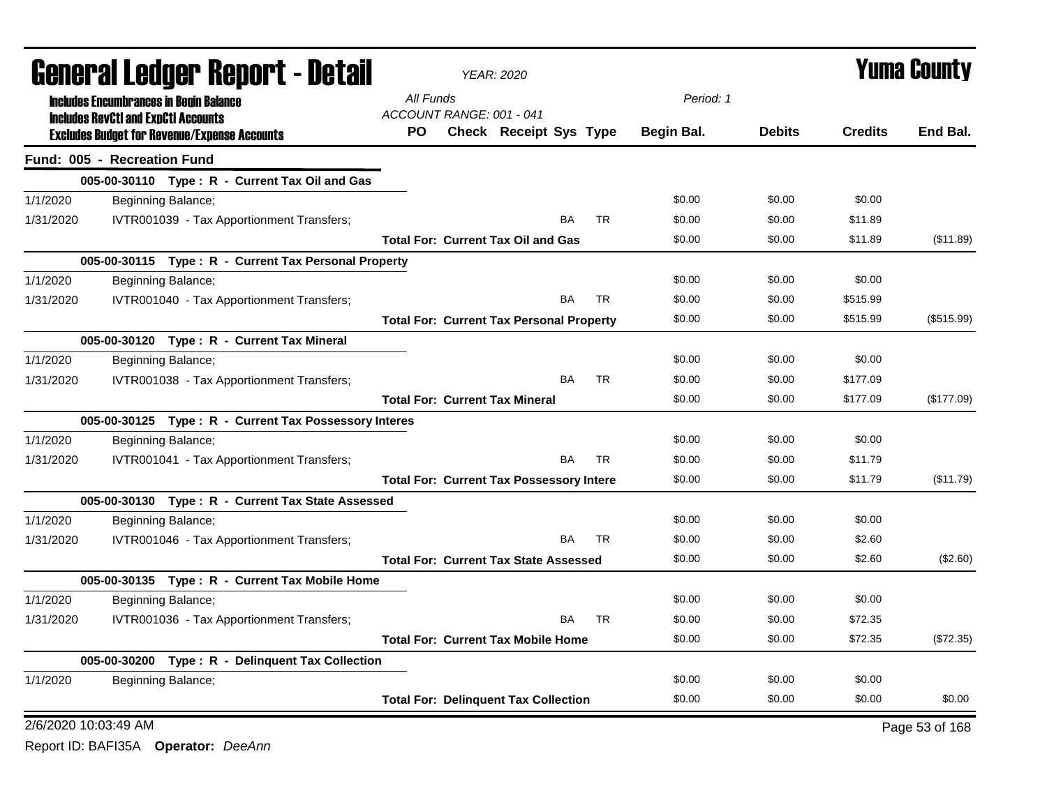# General Ledger Report - Detail

*YEAR: 2020*

# Yuma County

**Includes Encumbrances in Begin Balance**
**Includes RevCtl and ExpCtl Accounts**
**Excludes Budget for Revenue/Expense Accounts**

*All Funds*
*ACCOUNT RANGE: 001 - 041*
*Period: 1*

| | | PO | Check | Receipt | Sys | Type | Begin Bal. | Debits | Credits | End Bal. |
|---|---|---|---|---|---|---|---|---|---|---|
| **Fund: 005 - Recreation Fund** | | | | | | | | | | |
| | **005-00-30110 Type : R - Current Tax Oil and Gas** | | | | | | | | | |
| 1/1/2020 | Beginning Balance; | | | | | | $0.00 | $0.00 | $0.00 | |
| 1/31/2020 | IVTR001039 - Tax Apportionment Transfers; | | | | BA | TR | $0.00 | $0.00 | $11.89 | |
| | **Total For: Current Tax Oil and Gas** | | | | | | $0.00 | $0.00 | $11.89 | ($11.89) |
| | **005-00-30115 Type : R - Current Tax Personal Property** | | | | | | | | | |
| 1/1/2020 | Beginning Balance; | | | | | | $0.00 | $0.00 | $0.00 | |
| 1/31/2020 | IVTR001040 - Tax Apportionment Transfers; | | | | BA | TR | $0.00 | $0.00 | $515.99 | |
| | **Total For: Current Tax Personal Property** | | | | | | $0.00 | $0.00 | $515.99 | ($515.99) |
| | **005-00-30120 Type : R - Current Tax Mineral** | | | | | | | | | |
| 1/1/2020 | Beginning Balance; | | | | | | $0.00 | $0.00 | $0.00 | |
| 1/31/2020 | IVTR001038 - Tax Apportionment Transfers; | | | | BA | TR | $0.00 | $0.00 | $177.09 | |
| | **Total For: Current Tax Mineral** | | | | | | $0.00 | $0.00 | $177.09 | ($177.09) |
| | **005-00-30125 Type : R - Current Tax Possessory Interes** | | | | | | | | | |
| 1/1/2020 | Beginning Balance; | | | | | | $0.00 | $0.00 | $0.00 | |
| 1/31/2020 | IVTR001041 - Tax Apportionment Transfers; | | | | BA | TR | $0.00 | $0.00 | $11.79 | |
| | **Total For: Current Tax Possessory Intere** | | | | | | $0.00 | $0.00 | $11.79 | ($11.79) |
| | **005-00-30130 Type : R - Current Tax State Assessed** | | | | | | | | | |
| 1/1/2020 | Beginning Balance; | | | | | | $0.00 | $0.00 | $0.00 | |
| 1/31/2020 | IVTR001046 - Tax Apportionment Transfers; | | | | BA | TR | $0.00 | $0.00 | $2.60 | |
| | **Total For: Current Tax State Assessed** | | | | | | $0.00 | $0.00 | $2.60 | ($2.60) |
| | **005-00-30135 Type : R - Current Tax Mobile Home** | | | | | | | | | |
| 1/1/2020 | Beginning Balance; | | | | | | $0.00 | $0.00 | $0.00 | |
| 1/31/2020 | IVTR001036 - Tax Apportionment Transfers; | | | | BA | TR | $0.00 | $0.00 | $72.35 | |
| | **Total For: Current Tax Mobile Home** | | | | | | $0.00 | $0.00 | $72.35 | ($72.35) |
| | **005-00-30200 Type : R - Delinquent Tax Collection** | | | | | | | | | |
| 1/1/2020 | Beginning Balance; | | | | | | $0.00 | $0.00 | $0.00 | |
| | **Total For: Delinquent Tax Collection** | | | | | | $0.00 | $0.00 | $0.00 | $0.00 |

2/6/2020 10:03:49 AM

Report ID: BAFI35A **Operator:** *DeeAnn*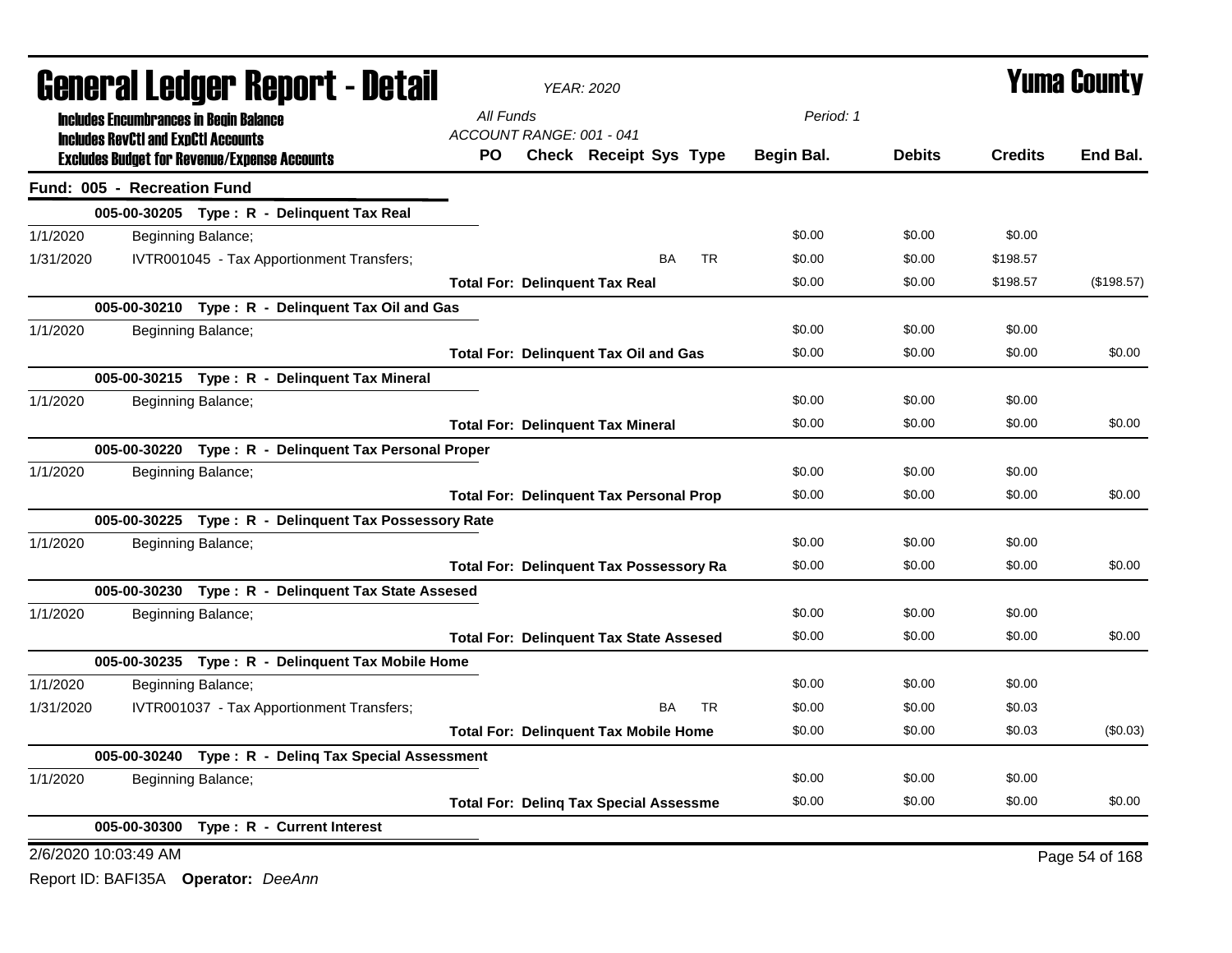# General Ledger Report - Detail

*YEAR: 2020*

# Yuma County

**Includes Encumbrances in Begin Balance**
**Includes RevCtl and ExpCtl Accounts**
**Excludes Budget for Revenue/Expense Accounts**

All Funds
ACCOUNT RANGE: 001 - 041
Period: 1

**Fund: 005 - Recreation Fund**

| Date | Description | PO | Check | Receipt | Sys | Type | Begin Bal. | Debits | Credits | End Bal. |
|---|---|---|---|---|---|---|---|---|---|---|
| | **005-00-30205 Type : R - Delinquent Tax Real** | | | | | | | | | |
| 1/1/2020 | Beginning Balance; | | | | | | $0.00 | $0.00 | $0.00 | |
| 1/31/2020 | IVTR001045 - Tax Apportionment Transfers; | | | | BA | TR | $0.00 | $0.00 | $198.57 | |
| | **Total For: Delinquent Tax Real** | | | | | | $0.00 | $0.00 | $198.57 | ($198.57) |
| | **005-00-30210 Type : R - Delinquent Tax Oil and Gas** | | | | | | | | | |
| 1/1/2020 | Beginning Balance; | | | | | | $0.00 | $0.00 | $0.00 | |
| | **Total For: Delinquent Tax Oil and Gas** | | | | | | $0.00 | $0.00 | $0.00 | $0.00 |
| | **005-00-30215 Type : R - Delinquent Tax Mineral** | | | | | | | | | |
| 1/1/2020 | Beginning Balance; | | | | | | $0.00 | $0.00 | $0.00 | |
| | **Total For: Delinquent Tax Mineral** | | | | | | $0.00 | $0.00 | $0.00 | $0.00 |
| | **005-00-30220 Type : R - Delinquent Tax Personal Proper** | | | | | | | | | |
| 1/1/2020 | Beginning Balance; | | | | | | $0.00 | $0.00 | $0.00 | |
| | **Total For: Delinquent Tax Personal Prop** | | | | | | $0.00 | $0.00 | $0.00 | $0.00 |
| | **005-00-30225 Type : R - Delinquent Tax Possessory Rate** | | | | | | | | | |
| 1/1/2020 | Beginning Balance; | | | | | | $0.00 | $0.00 | $0.00 | |
| | **Total For: Delinquent Tax Possessory Ra** | | | | | | $0.00 | $0.00 | $0.00 | $0.00 |
| | **005-00-30230 Type : R - Delinquent Tax State Assesed** | | | | | | | | | |
| 1/1/2020 | Beginning Balance; | | | | | | $0.00 | $0.00 | $0.00 | |
| | **Total For: Delinquent Tax State Assesed** | | | | | | $0.00 | $0.00 | $0.00 | $0.00 |
| | **005-00-30235 Type : R - Delinquent Tax Mobile Home** | | | | | | | | | |
| 1/1/2020 | Beginning Balance; | | | | | | $0.00 | $0.00 | $0.00 | |
| 1/31/2020 | IVTR001037 - Tax Apportionment Transfers; | | | | BA | TR | $0.00 | $0.00 | $0.03 | |
| | **Total For: Delinquent Tax Mobile Home** | | | | | | $0.00 | $0.00 | $0.03 | ($0.03) |
| | **005-00-30240 Type : R - Delinq Tax Special Assessment** | | | | | | | | | |
| 1/1/2020 | Beginning Balance; | | | | | | $0.00 | $0.00 | $0.00 | |
| | **Total For: Delinq Tax Special Assessme** | | | | | | $0.00 | $0.00 | $0.00 | $0.00 |
| | **005-00-30300 Type : R - Current Interest** | | | | | | | | | |

2/6/2020 10:03:49 AM

Report ID: BAFI35A **Operator:** *DeeAnn*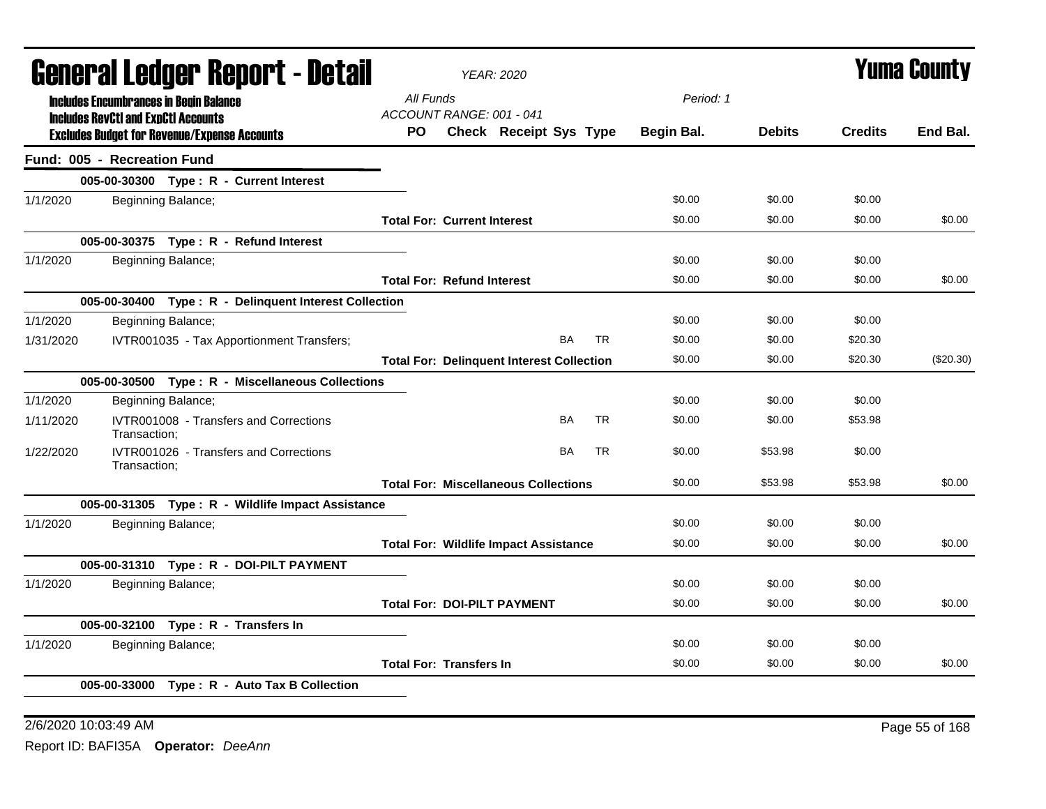# General Ledger Report - Detail

*YEAR: 2020*

**Yuma County**

**Includes Encumbrances in Begin Balance**
**Includes RevCtl and ExpCtl Accounts**
**Excludes Budget for Revenue/Expense Accounts**

*All Funds*
*ACCOUNT RANGE: 001 - 041*
*Period: 1*

## Fund: 005 - Recreation Fund

| Date | Description | PO | Check | Receipt | Sys | Type | Begin Bal. | Debits | Credits | End Bal. |
|---|---|---|---|---|---|---|---|---|---|---|
| | **005-00-30300 Type : R - Current Interest** | | | | | | | | | |
| 1/1/2020 | Beginning Balance; | | | | | | $0.00 | $0.00 | $0.00 | |
| | **Total For: Current Interest** | | | | | | $0.00 | $0.00 | $0.00 | $0.00 |
| | **005-00-30375 Type : R - Refund Interest** | | | | | | | | | |
| 1/1/2020 | Beginning Balance; | | | | | | $0.00 | $0.00 | $0.00 | |
| | **Total For: Refund Interest** | | | | | | $0.00 | $0.00 | $0.00 | $0.00 |
| | **005-00-30400 Type : R - Delinquent Interest Collection** | | | | | | | | | |
| 1/1/2020 | Beginning Balance; | | | | | | $0.00 | $0.00 | $0.00 | |
| 1/31/2020 | IVTR001035 - Tax Apportionment Transfers; | | | | BA | TR | $0.00 | $0.00 | $20.30 | |
| | **Total For: Delinquent Interest Collection** | | | | | | $0.00 | $0.00 | $20.30 | ($20.30) |
| | **005-00-30500 Type : R - Miscellaneous Collections** | | | | | | | | | |
| 1/1/2020 | Beginning Balance; | | | | | | $0.00 | $0.00 | $0.00 | |
| 1/11/2020 | IVTR001008 - Transfers and Corrections Transaction; | | | | BA | TR | $0.00 | $0.00 | $53.98 | |
| 1/22/2020 | IVTR001026 - Transfers and Corrections Transaction; | | | | BA | TR | $0.00 | $53.98 | $0.00 | |
| | **Total For: Miscellaneous Collections** | | | | | | $0.00 | $53.98 | $53.98 | $0.00 |
| | **005-00-31305 Type : R - Wildlife Impact Assistance** | | | | | | | | | |
| 1/1/2020 | Beginning Balance; | | | | | | $0.00 | $0.00 | $0.00 | |
| | **Total For: Wildlife Impact Assistance** | | | | | | $0.00 | $0.00 | $0.00 | $0.00 |
| | **005-00-31310 Type : R - DOI-PILT PAYMENT** | | | | | | | | | |
| 1/1/2020 | Beginning Balance; | | | | | | $0.00 | $0.00 | $0.00 | |
| | **Total For: DOI-PILT PAYMENT** | | | | | | $0.00 | $0.00 | $0.00 | $0.00 |
| | **005-00-32100 Type : R - Transfers In** | | | | | | | | | |
| 1/1/2020 | Beginning Balance; | | | | | | $0.00 | $0.00 | $0.00 | |
| | **Total For: Transfers In** | | | | | | $0.00 | $0.00 | $0.00 | $0.00 |
| | **005-00-33000 Type : R - Auto Tax B Collection** | | | | | | | | | |

2/6/2020 10:03:49 AM

Report ID: BAFI35A **Operator:** *DeeAnn*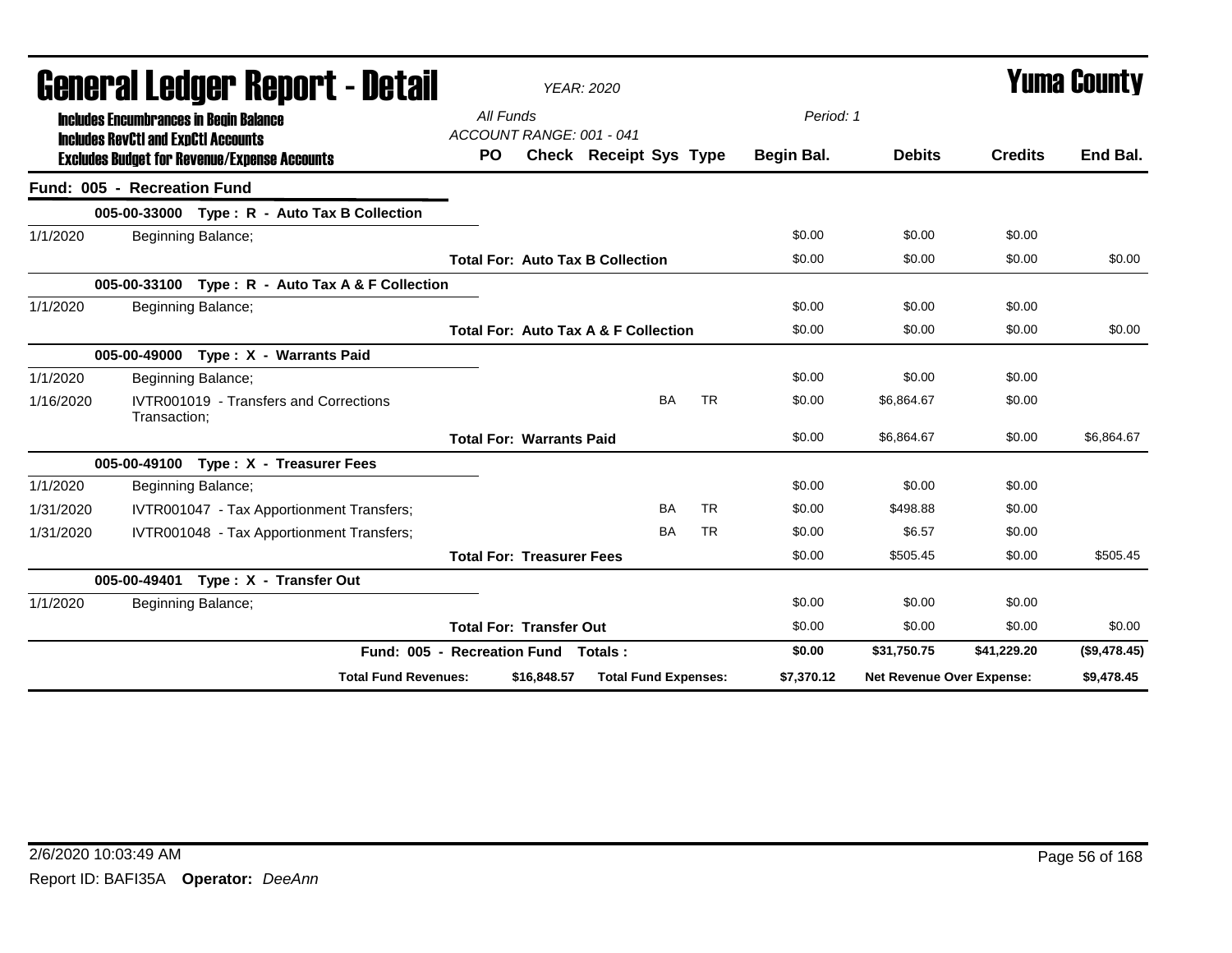# General Ledger Report - Detail

*YEAR: 2020*

# Yuma County

**Includes Encumbrances in Begin Balance**
**Includes RevCtl and ExpCtl Accounts**
**Excludes Budget for Revenue/Expense Accounts**

*All Funds*
*ACCOUNT RANGE: 001 - 041*
*Period: 1*

| | | PO | Check | Receipt | Sys | Type | Begin Bal. | Debits | Credits | End Bal. |
|---|---|---|---|---|---|---|---|---|---|---|
| **Fund: 005 - Recreation Fund** | | | | | | | | | | |
| | **005-00-33000 Type : R - Auto Tax B Collection** | | | | | | | | | |
| 1/1/2020 | Beginning Balance; | | | | | | $0.00 | $0.00 | $0.00 | |
| | | **Total For: Auto Tax B Collection** | | | | | $0.00 | $0.00 | $0.00 | $0.00 |
| | **005-00-33100 Type : R - Auto Tax A & F Collection** | | | | | | | | | |
| 1/1/2020 | Beginning Balance; | | | | | | $0.00 | $0.00 | $0.00 | |
| | | **Total For: Auto Tax A & F Collection** | | | | | $0.00 | $0.00 | $0.00 | $0.00 |
| | **005-00-49000 Type : X - Warrants Paid** | | | | | | | | | |
| 1/1/2020 | Beginning Balance; | | | | | | $0.00 | $0.00 | $0.00 | |
| 1/16/2020 | IVTR001019 - Transfers and Corrections Transaction; | | | | BA | TR | $0.00 | $6,864.67 | $0.00 | |
| | | **Total For: Warrants Paid** | | | | | $0.00 | $6,864.67 | $0.00 | $6,864.67 |
| | **005-00-49100 Type : X - Treasurer Fees** | | | | | | | | | |
| 1/1/2020 | Beginning Balance; | | | | | | $0.00 | $0.00 | $0.00 | |
| 1/31/2020 | IVTR001047 - Tax Apportionment Transfers; | | | | BA | TR | $0.00 | $498.88 | $0.00 | |
| 1/31/2020 | IVTR001048 - Tax Apportionment Transfers; | | | | BA | TR | $0.00 | $6.57 | $0.00 | |
| | | **Total For: Treasurer Fees** | | | | | $0.00 | $505.45 | $0.00 | $505.45 |
| | **005-00-49401 Type : X - Transfer Out** | | | | | | | | | |
| 1/1/2020 | Beginning Balance; | | | | | | $0.00 | $0.00 | $0.00 | |
| | | **Total For: Transfer Out** | | | | | $0.00 | $0.00 | $0.00 | $0.00 |
| | **Fund: 005 - Recreation Fund Totals :** | | | | | | **$0.00** | **$31,750.75** | **$41,229.20** | **($9,478.45)** |
| | **Total Fund Revenues:** | | **$16,848.57** | **Total Fund Expenses:** | | | **$7,370.12** | **Net Revenue Over Expense:** | | **$9,478.45** |

2/6/2020 10:03:49 AM

Report ID: BAFI35A **Operator:** *DeeAnn*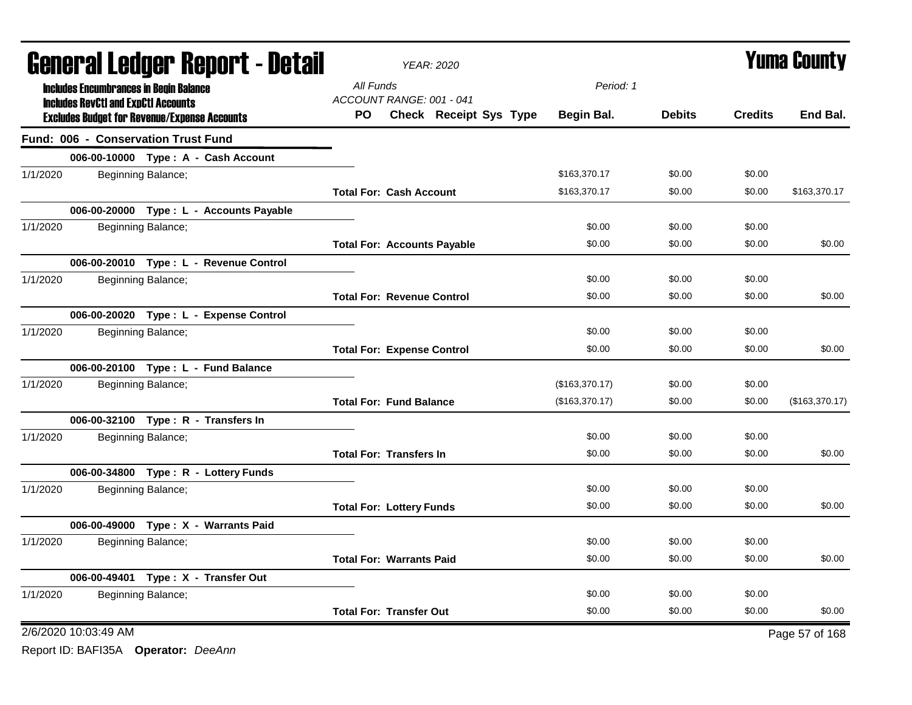# General Ledger Report - Detail

*YEAR: 2020*

**Yuma County**

**Includes Encumbrances in Begin Balance**
**Includes RevCtl and ExpCtl Accounts**
**Excludes Budget for Revenue/Expense Accounts**

*All Funds*
*ACCOUNT RANGE: 001 - 041*
*Period: 1*

## Fund: 006 - Conservation Trust Fund

| | | PO | Check | Receipt | Sys | Type | Begin Bal. | Debits | Credits | End Bal. |
|---|---|---|---|---|---|---|---|---|---|---|
| **006-00-10000 Type : A - Cash Account** | | | | | | | | | | |
| 1/1/2020 | Beginning Balance; | | | | | | $163,370.17 | $0.00 | $0.00 | |
| | **Total For: Cash Account** | | | | | | $163,370.17 | $0.00 | $0.00 | $163,370.17 |
| **006-00-20000 Type : L - Accounts Payable** | | | | | | | | | | |
| 1/1/2020 | Beginning Balance; | | | | | | $0.00 | $0.00 | $0.00 | |
| | **Total For: Accounts Payable** | | | | | | $0.00 | $0.00 | $0.00 | $0.00 |
| **006-00-20010 Type : L - Revenue Control** | | | | | | | | | | |
| 1/1/2020 | Beginning Balance; | | | | | | $0.00 | $0.00 | $0.00 | |
| | **Total For: Revenue Control** | | | | | | $0.00 | $0.00 | $0.00 | $0.00 |
| **006-00-20020 Type : L - Expense Control** | | | | | | | | | | |
| 1/1/2020 | Beginning Balance; | | | | | | $0.00 | $0.00 | $0.00 | |
| | **Total For: Expense Control** | | | | | | $0.00 | $0.00 | $0.00 | $0.00 |
| **006-00-20100 Type : L - Fund Balance** | | | | | | | | | | |
| 1/1/2020 | Beginning Balance; | | | | | | ($163,370.17) | $0.00 | $0.00 | |
| | **Total For: Fund Balance** | | | | | | ($163,370.17) | $0.00 | $0.00 | ($163,370.17) |
| **006-00-32100 Type : R - Transfers In** | | | | | | | | | | |
| 1/1/2020 | Beginning Balance; | | | | | | $0.00 | $0.00 | $0.00 | |
| | **Total For: Transfers In** | | | | | | $0.00 | $0.00 | $0.00 | $0.00 |
| **006-00-34800 Type : R - Lottery Funds** | | | | | | | | | | |
| 1/1/2020 | Beginning Balance; | | | | | | $0.00 | $0.00 | $0.00 | |
| | **Total For: Lottery Funds** | | | | | | $0.00 | $0.00 | $0.00 | $0.00 |
| **006-00-49000 Type : X - Warrants Paid** | | | | | | | | | | |
| 1/1/2020 | Beginning Balance; | | | | | | $0.00 | $0.00 | $0.00 | |
| | **Total For: Warrants Paid** | | | | | | $0.00 | $0.00 | $0.00 | $0.00 |
| **006-00-49401 Type : X - Transfer Out** | | | | | | | | | | |
| 1/1/2020 | Beginning Balance; | | | | | | $0.00 | $0.00 | $0.00 | |
| | **Total For: Transfer Out** | | | | | | $0.00 | $0.00 | $0.00 | $0.00 |

2/6/2020 10:03:49 AM

Report ID: BAFI35A **Operator:** *DeeAnn*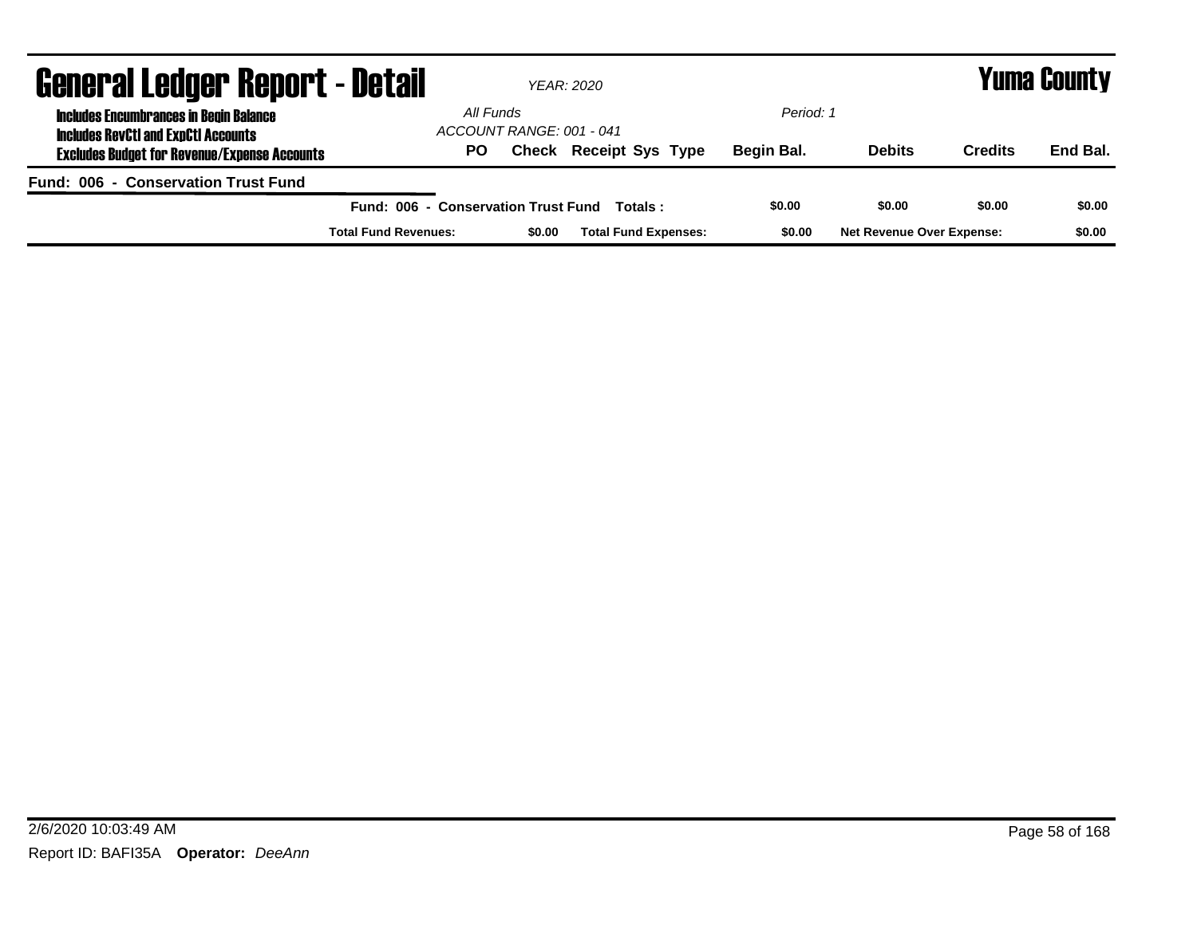# General Ledger Report - Detail

*YEAR: 2020*

# Yuma County

**Includes Encumbrances in Begin Balance**
**Includes RevCtl and ExpCtl Accounts**
**Excludes Budget for Revenue/Expense Accounts**

*All Funds*
*ACCOUNT RANGE: 001 - 041*
*Period: 1*

| PO | Check | Receipt | Sys | Type | Begin Bal. | Debits | Credits | End Bal. |
|---|---|---|---|---|---|---|---|---|

**Fund: 006 - Conservation Trust Fund**

| | Begin Bal. | Debits | Credits | End Bal. |
|---|---|---|---|---|
| **Fund: 006 - Conservation Trust Fund Totals :** | **$0.00** | **$0.00** | **$0.00** | **$0.00** |

| Total Fund Revenues: | $0.00 | Total Fund Expenses: | $0.00 | Net Revenue Over Expense: | $0.00 |
|---|---|---|---|---|---|

2/6/2020 10:03:49 AM

Report ID: BAFI35A **Operator:** *DeeAnn*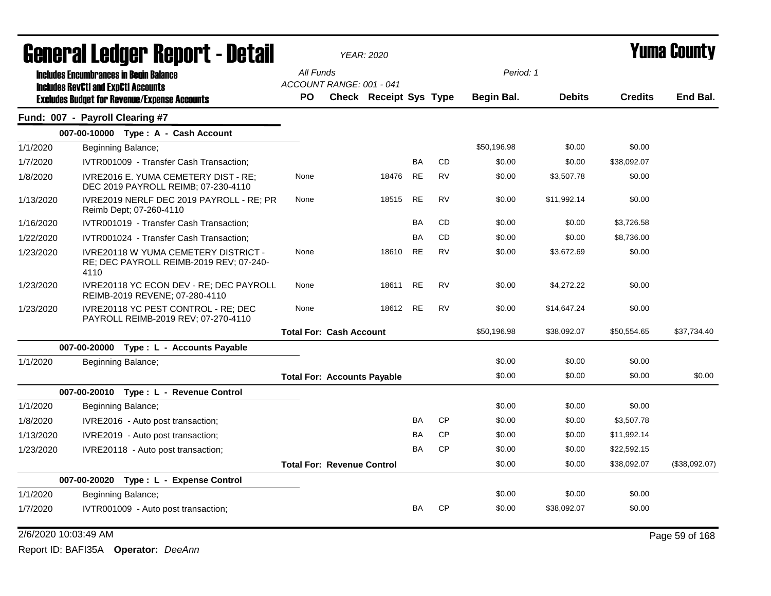# General Ledger Report - Detail

*YEAR: 2020*

# Yuma County

**Includes Encumbrances in Begin Balance**
**Includes RevCtl and ExpCtl Accounts**
**Excludes Budget for Revenue/Expense Accounts**

All Funds
ACCOUNT RANGE: 001 - 041

Period: 1

## Fund: 007 - Payroll Clearing #7

| Date | Description | PO | Check | Receipt | Sys | Type | Begin Bal. | Debits | Credits | End Bal. |
|---|---|---|---|---|---|---|---|---|---|---|
| | **007-00-10000 Type : A - Cash Account** | | | | | | | | | |
| 1/1/2020 | Beginning Balance; | | | | | | $50,196.98 | $0.00 | $0.00 | |
| 1/7/2020 | IVTR001009 - Transfer Cash Transaction; | | | | BA | CD | $0.00 | $0.00 | $38,092.07 | |
| 1/8/2020 | IVRE2016 E. YUMA CEMETERY DIST - RE; DEC 2019 PAYROLL REIMB; 07-230-4110 | None | | 18476 | RE | RV | $0.00 | $3,507.78 | $0.00 | |
| 1/13/2020 | IVRE2019 NERLF DEC 2019 PAYROLL - RE; PR Reimb Dept; 07-260-4110 | None | | 18515 | RE | RV | $0.00 | $11,992.14 | $0.00 | |
| 1/16/2020 | IVTR001019 - Transfer Cash Transaction; | | | | BA | CD | $0.00 | $0.00 | $3,726.58 | |
| 1/22/2020 | IVTR001024 - Transfer Cash Transaction; | | | | BA | CD | $0.00 | $0.00 | $8,736.00 | |
| 1/23/2020 | IVRE20118 W YUMA CEMETERY DISTRICT - RE; DEC PAYROLL REIMB-2019 REV; 07-240-4110 | None | | 18610 | RE | RV | $0.00 | $3,672.69 | $0.00 | |
| 1/23/2020 | IVRE20118 YC ECON DEV - RE; DEC PAYROLL REIMB-2019 REVENE; 07-280-4110 | None | | 18611 | RE | RV | $0.00 | $4,272.22 | $0.00 | |
| 1/23/2020 | IVRE20118 YC PEST CONTROL - RE; DEC PAYROLL REIMB-2019 REV; 07-270-4110 | None | | 18612 | RE | RV | $0.00 | $14,647.24 | $0.00 | |
| | | **Total For: Cash Account** | | | | | $50,196.98 | $38,092.07 | $50,554.65 | $37,734.40 |
| | **007-00-20000 Type : L - Accounts Payable** | | | | | | | | | |
| 1/1/2020 | Beginning Balance; | | | | | | $0.00 | $0.00 | $0.00 | |
| | | **Total For: Accounts Payable** | | | | | $0.00 | $0.00 | $0.00 | $0.00 |
| | **007-00-20010 Type : L - Revenue Control** | | | | | | | | | |
| 1/1/2020 | Beginning Balance; | | | | | | $0.00 | $0.00 | $0.00 | |
| 1/8/2020 | IVRE2016 - Auto post transaction; | | | | BA | CP | $0.00 | $0.00 | $3,507.78 | |
| 1/13/2020 | IVRE2019 - Auto post transaction; | | | | BA | CP | $0.00 | $0.00 | $11,992.14 | |
| 1/23/2020 | IVRE20118 - Auto post transaction; | | | | BA | CP | $0.00 | $0.00 | $22,592.15 | |
| | | **Total For: Revenue Control** | | | | | $0.00 | $0.00 | $38,092.07 | ($38,092.07) |
| | **007-00-20020 Type : L - Expense Control** | | | | | | | | | |
| 1/1/2020 | Beginning Balance; | | | | | | $0.00 | $0.00 | $0.00 | |
| 1/7/2020 | IVTR001009 - Auto post transaction; | | | | BA | CP | $0.00 | $38,092.07 | $0.00 | |

2/6/2020 10:03:49 AM

Report ID: BAFI35A **Operator:** *DeeAnn*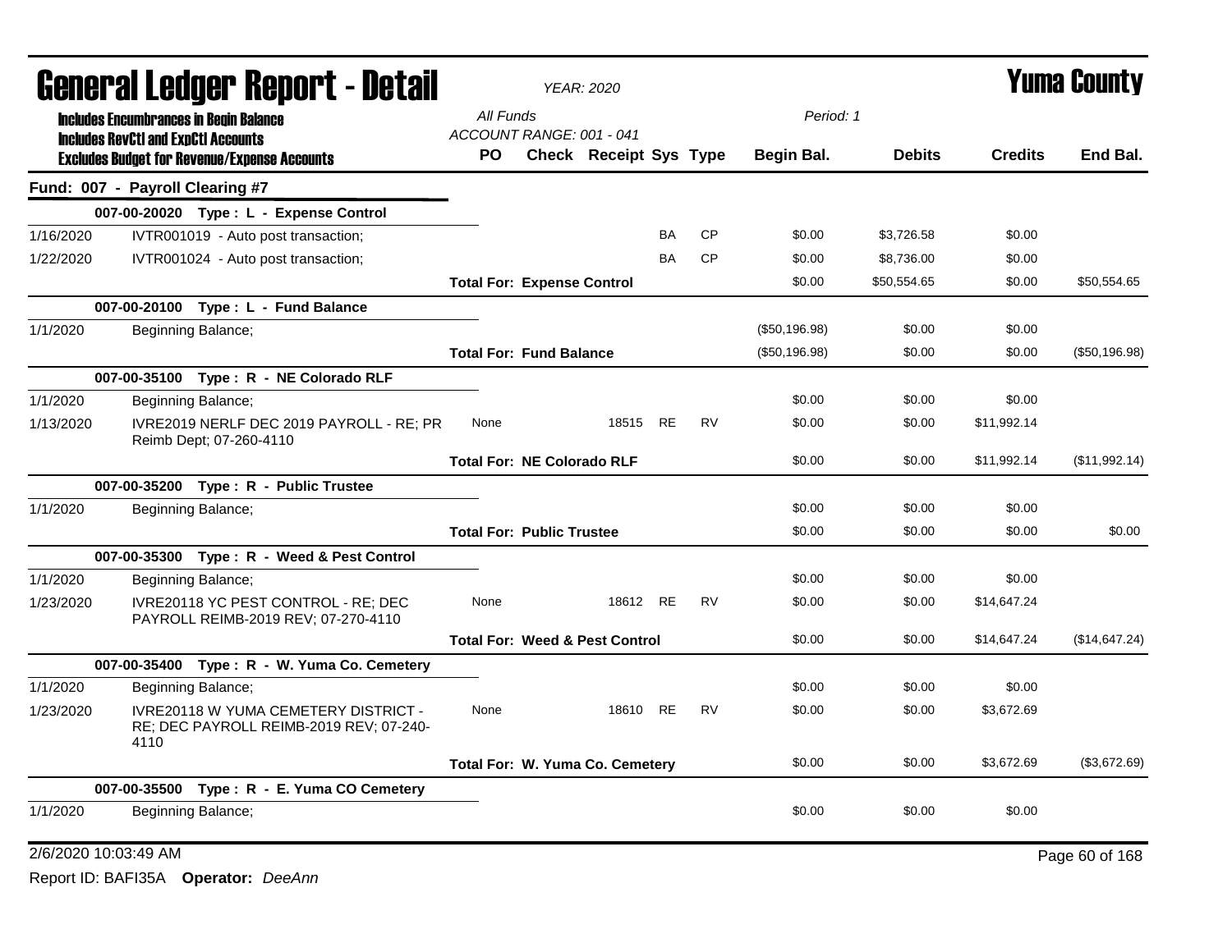# General Ledger Report - Detail

*YEAR: 2020*

# Yuma County

**Includes Encumbrances in Begin Balance**
**Includes RevCtl and ExpCtl Accounts**
**Excludes Budget for Revenue/Expense Accounts**

*All Funds*
*ACCOUNT RANGE: 001 - 041*
*Period: 1*

## Fund: 007 - Payroll Clearing #7

| Date | Description | PO | Check | Receipt | Sys | Type | Begin Bal. | Debits | Credits | End Bal. |
|---|---|---|---|---|---|---|---|---|---|---|
| | **007-00-20020 Type : L - Expense Control** | | | | | | | | | |
| 1/16/2020 | IVTR001019 - Auto post transaction; | | | | BA | CP | $0.00 | $3,726.58 | $0.00 | |
| 1/22/2020 | IVTR001024 - Auto post transaction; | | | | BA | CP | $0.00 | $8,736.00 | $0.00 | |
| | | **Total For: Expense Control** | | | | | $0.00 | $50,554.65 | $0.00 | $50,554.65 |
| | **007-00-20100 Type : L - Fund Balance** | | | | | | | | | |
| 1/1/2020 | Beginning Balance; | | | | | | ($50,196.98) | $0.00 | $0.00 | |
| | | **Total For: Fund Balance** | | | | | ($50,196.98) | $0.00 | $0.00 | ($50,196.98) |
| | **007-00-35100 Type : R - NE Colorado RLF** | | | | | | | | | |
| 1/1/2020 | Beginning Balance; | | | | | | $0.00 | $0.00 | $0.00 | |
| 1/13/2020 | IVRE2019 NERLF DEC 2019 PAYROLL - RE; PR Reimb Dept; 07-260-4110 | None | | 18515 | RE | RV | $0.00 | $0.00 | $11,992.14 | |
| | | **Total For: NE Colorado RLF** | | | | | $0.00 | $0.00 | $11,992.14 | ($11,992.14) |
| | **007-00-35200 Type : R - Public Trustee** | | | | | | | | | |
| 1/1/2020 | Beginning Balance; | | | | | | $0.00 | $0.00 | $0.00 | |
| | | **Total For: Public Trustee** | | | | | $0.00 | $0.00 | $0.00 | $0.00 |
| | **007-00-35300 Type : R - Weed & Pest Control** | | | | | | | | | |
| 1/1/2020 | Beginning Balance; | | | | | | $0.00 | $0.00 | $0.00 | |
| 1/23/2020 | IVRE20118 YC PEST CONTROL - RE; DEC PAYROLL REIMB-2019 REV; 07-270-4110 | None | | 18612 | RE | RV | $0.00 | $0.00 | $14,647.24 | |
| | | **Total For: Weed & Pest Control** | | | | | $0.00 | $0.00 | $14,647.24 | ($14,647.24) |
| | **007-00-35400 Type : R - W. Yuma Co. Cemetery** | | | | | | | | | |
| 1/1/2020 | Beginning Balance; | | | | | | $0.00 | $0.00 | $0.00 | |
| 1/23/2020 | IVRE20118 W YUMA CEMETERY DISTRICT - RE; DEC PAYROLL REIMB-2019 REV; 07-240-4110 | None | | 18610 | RE | RV | $0.00 | $0.00 | $3,672.69 | |
| | | **Total For: W. Yuma Co. Cemetery** | | | | | $0.00 | $0.00 | $3,672.69 | ($3,672.69) |
| | **007-00-35500 Type : R - E. Yuma CO Cemetery** | | | | | | | | | |
| 1/1/2020 | Beginning Balance; | | | | | | $0.00 | $0.00 | $0.00 | |

2/6/2020 10:03:49 AM

Report ID: BAFI35A **Operator:** *DeeAnn*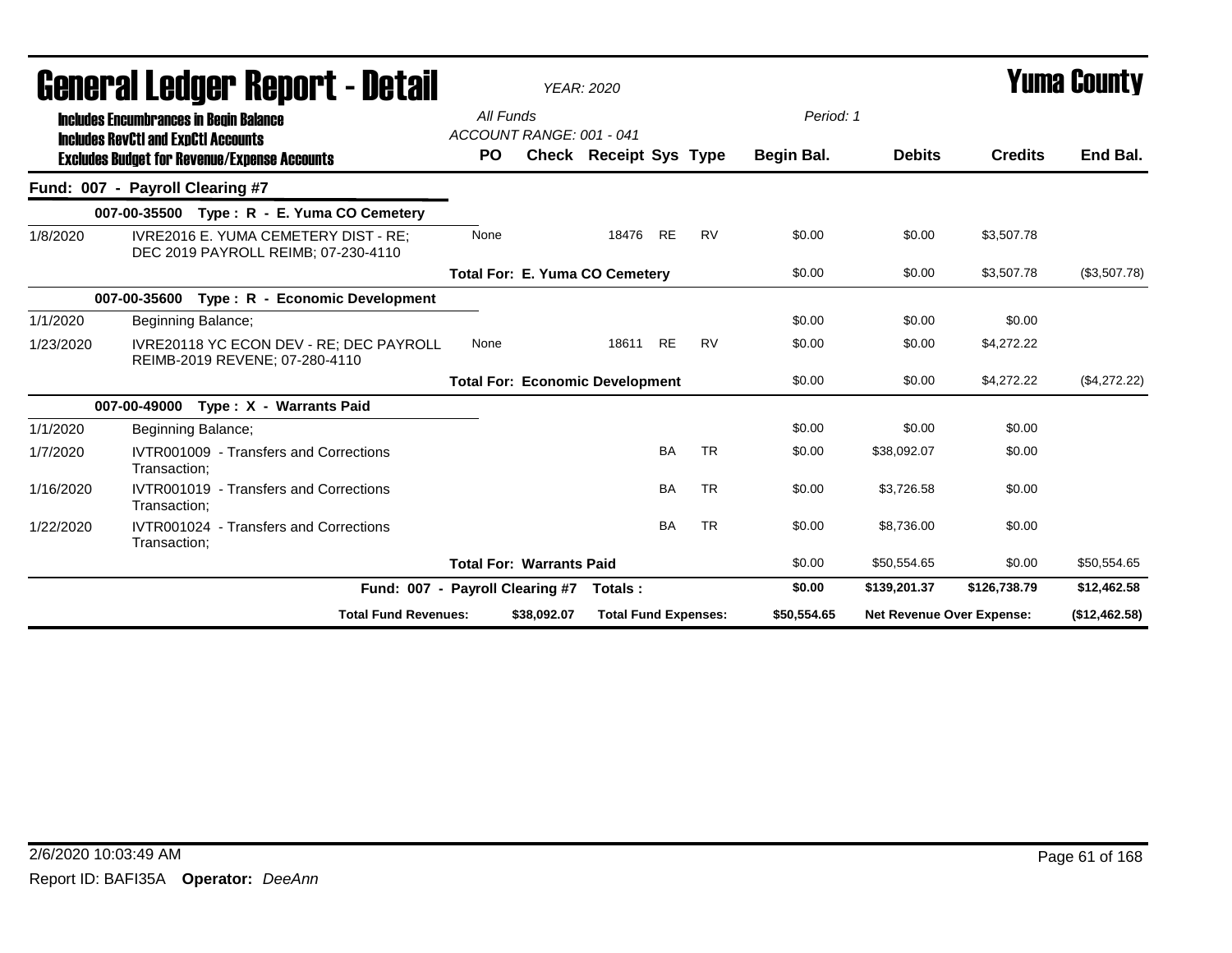# General Ledger Report - Detail

*YEAR: 2020*

**Yuma County**

**Includes Encumbrances in Begin Balance**
**Includes RevCtl and ExpCtl Accounts**
**Excludes Budget for Revenue/Expense Accounts**

*All Funds*
*ACCOUNT RANGE: 001 - 041*
*Period: 1*

| | | PO | Check | Receipt | Sys | Type | Begin Bal. | Debits | Credits | End Bal. |
|---|---|---|---|---|---|---|---|---|---|---|
| **Fund: 007 - Payroll Clearing #7** | | | | | | | | | | |
| **007-00-35500 Type : R - E. Yuma CO Cemetery** | | | | | | | | | | |
| 1/8/2020 | IVRE2016 E. YUMA CEMETERY DIST - RE; DEC 2019 PAYROLL REIMB; 07-230-4110 | None | | 18476 | RE | RV | $0.00 | $0.00 | $3,507.78 | |
| | **Total For: E. Yuma CO Cemetery** | | | | | | $0.00 | $0.00 | $3,507.78 | ($3,507.78) |
| **007-00-35600 Type : R - Economic Development** | | | | | | | | | | |
| 1/1/2020 | Beginning Balance; | | | | | | $0.00 | $0.00 | $0.00 | |
| 1/23/2020 | IVRE20118 YC ECON DEV - RE; DEC PAYROLL REIMB-2019 REVENE; 07-280-4110 | None | | 18611 | RE | RV | $0.00 | $0.00 | $4,272.22 | |
| | **Total For: Economic Development** | | | | | | $0.00 | $0.00 | $4,272.22 | ($4,272.22) |
| **007-00-49000 Type : X - Warrants Paid** | | | | | | | | | | |
| 1/1/2020 | Beginning Balance; | | | | | | $0.00 | $0.00 | $0.00 | |
| 1/7/2020 | IVTR001009 - Transfers and Corrections Transaction; | | | | BA | TR | $0.00 | $38,092.07 | $0.00 | |
| 1/16/2020 | IVTR001019 - Transfers and Corrections Transaction; | | | | BA | TR | $0.00 | $3,726.58 | $0.00 | |
| 1/22/2020 | IVTR001024 - Transfers and Corrections Transaction; | | | | BA | TR | $0.00 | $8,736.00 | $0.00 | |
| | **Total For: Warrants Paid** | | | | | | $0.00 | $50,554.65 | $0.00 | $50,554.65 |
| | **Fund: 007 - Payroll Clearing #7 Totals :** | | | | | | **$0.00** | **$139,201.37** | **$126,738.79** | **$12,462.58** |
| | **Total Fund Revenues:** | | **$38,092.07** | **Total Fund Expenses:** | | | **$50,554.65** | **Net Revenue Over Expense:** | | **($12,462.58)** |

2/6/2020 10:03:49 AM

Report ID: BAFI35A **Operator:** *DeeAnn*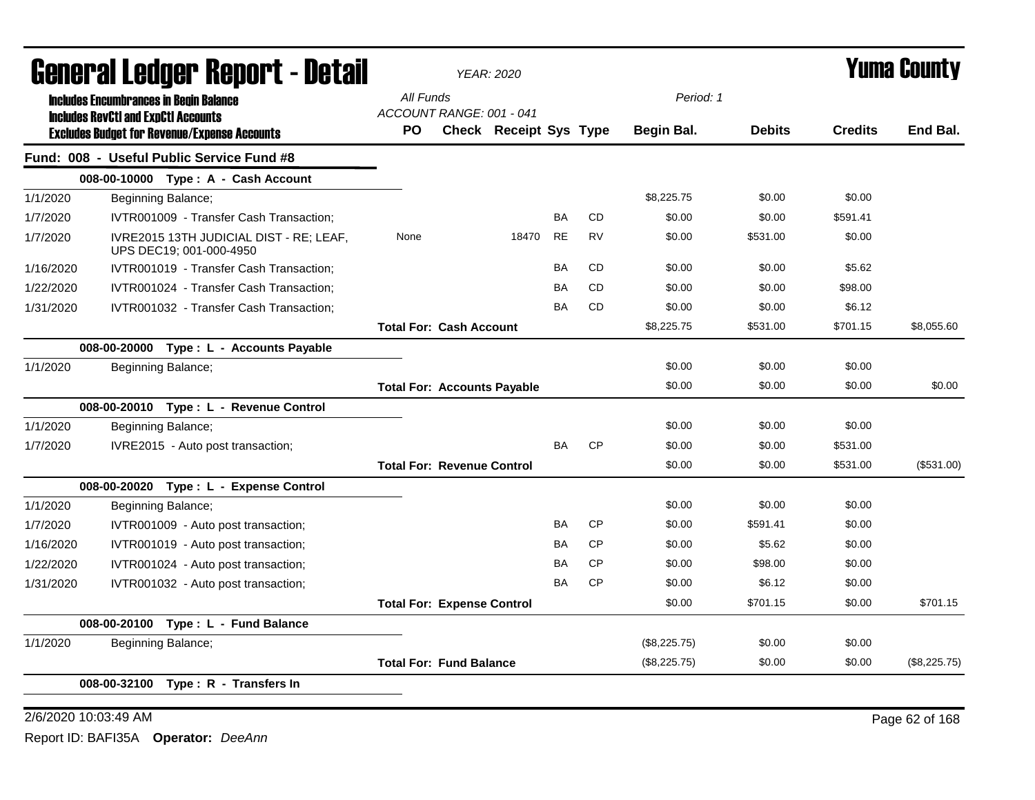# General Ledger Report - Detail

*YEAR: 2020*

**Yuma County**

**Includes Encumbrances in Begin Balance**
**Includes RevCtl and ExpCtl Accounts**
**Excludes Budget for Revenue/Expense Accounts**

All Funds
ACCOUNT RANGE: 001 - 041

Period: 1

## Fund: 008 - Useful Public Service Fund #8

| Date | Description | PO | Check | Receipt | Sys | Type | Begin Bal. | Debits | Credits | End Bal. |
|---|---|---|---|---|---|---|---|---|---|---|
| | **008-00-10000 Type : A - Cash Account** | | | | | | | | | |
| 1/1/2020 | Beginning Balance; | | | | | | $8,225.75 | $0.00 | $0.00 | |
| 1/7/2020 | IVTR001009 - Transfer Cash Transaction; | | | | BA | CD | $0.00 | $0.00 | $591.41 | |
| 1/7/2020 | IVRE2015 13TH JUDICIAL DIST - RE; LEAF, UPS DEC19; 001-000-4950 | None | | 18470 | RE | RV | $0.00 | $531.00 | $0.00 | |
| 1/16/2020 | IVTR001019 - Transfer Cash Transaction; | | | | BA | CD | $0.00 | $0.00 | $5.62 | |
| 1/22/2020 | IVTR001024 - Transfer Cash Transaction; | | | | BA | CD | $0.00 | $0.00 | $98.00 | |
| 1/31/2020 | IVTR001032 - Transfer Cash Transaction; | | | | BA | CD | $0.00 | $0.00 | $6.12 | |
| | | **Total For: Cash Account** | | | | | $8,225.75 | $531.00 | $701.15 | $8,055.60 |
| | **008-00-20000 Type : L - Accounts Payable** | | | | | | | | | |
| 1/1/2020 | Beginning Balance; | | | | | | $0.00 | $0.00 | $0.00 | |
| | | **Total For: Accounts Payable** | | | | | $0.00 | $0.00 | $0.00 | $0.00 |
| | **008-00-20010 Type : L - Revenue Control** | | | | | | | | | |
| 1/1/2020 | Beginning Balance; | | | | | | $0.00 | $0.00 | $0.00 | |
| 1/7/2020 | IVRE2015 - Auto post transaction; | | | | BA | CP | $0.00 | $0.00 | $531.00 | |
| | | **Total For: Revenue Control** | | | | | $0.00 | $0.00 | $531.00 | ($531.00) |
| | **008-00-20020 Type : L - Expense Control** | | | | | | | | | |
| 1/1/2020 | Beginning Balance; | | | | | | $0.00 | $0.00 | $0.00 | |
| 1/7/2020 | IVTR001009 - Auto post transaction; | | | | BA | CP | $0.00 | $591.41 | $0.00 | |
| 1/16/2020 | IVTR001019 - Auto post transaction; | | | | BA | CP | $0.00 | $5.62 | $0.00 | |
| 1/22/2020 | IVTR001024 - Auto post transaction; | | | | BA | CP | $0.00 | $98.00 | $0.00 | |
| 1/31/2020 | IVTR001032 - Auto post transaction; | | | | BA | CP | $0.00 | $6.12 | $0.00 | |
| | | **Total For: Expense Control** | | | | | $0.00 | $701.15 | $0.00 | $701.15 |
| | **008-00-20100 Type : L - Fund Balance** | | | | | | | | | |
| 1/1/2020 | Beginning Balance; | | | | | | ($8,225.75) | $0.00 | $0.00 | |
| | | **Total For: Fund Balance** | | | | | ($8,225.75) | $0.00 | $0.00 | ($8,225.75) |
| | **008-00-32100 Type : R - Transfers In** | | | | | | | | | |

2/6/2020 10:03:49 AM

Report ID: BAFI35A **Operator:** *DeeAnn*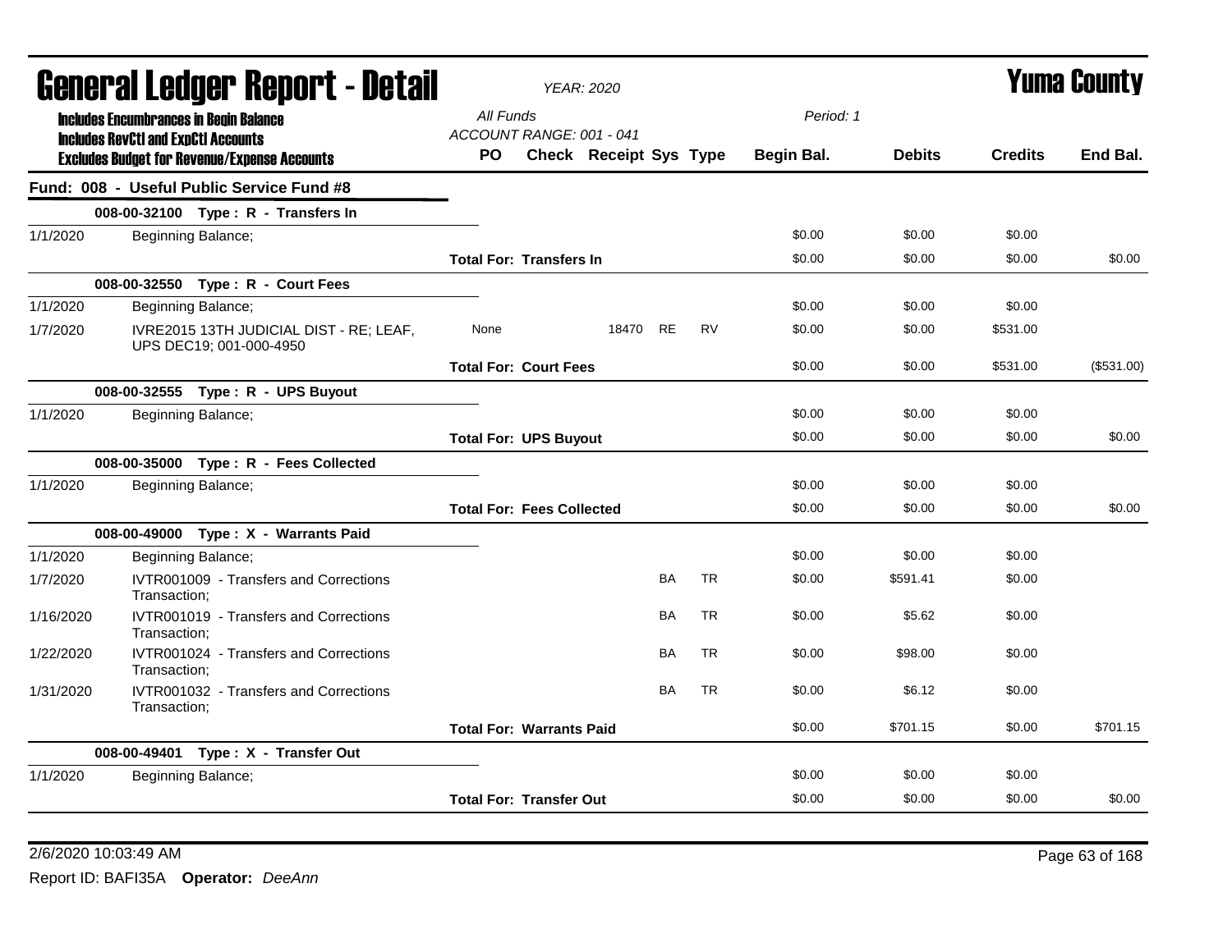# General Ledger Report - Detail

*YEAR: 2020*

# Yuma County

**Includes Encumbrances in Begin Balance**
**Includes RevCtl and ExpCtl Accounts**
**Excludes Budget for Revenue/Expense Accounts**

*All Funds*
*ACCOUNT RANGE: 001 - 041*
*Period: 1*

| | | PO | Check | Receipt | Sys | Type | Begin Bal. | Debits | Credits | End Bal. |
|---|---|---|---|---|---|---|---|---|---|---|
| **Fund: 008 - Useful Public Service Fund #8** | | | | | | | | | | |
| **008-00-32100 Type : R - Transfers In** | | | | | | | | | | |
| 1/1/2020 | Beginning Balance; | | | | | | $0.00 | $0.00 | $0.00 | |
| | | **Total For: Transfers In** | | | | | $0.00 | $0.00 | $0.00 | $0.00 |
| **008-00-32550 Type : R - Court Fees** | | | | | | | | | | |
| 1/1/2020 | Beginning Balance; | | | | | | $0.00 | $0.00 | $0.00 | |
| 1/7/2020 | IVRE2015 13TH JUDICIAL DIST - RE; LEAF, UPS DEC19; 001-000-4950 | None | | 18470 | RE | RV | $0.00 | $0.00 | $531.00 | |
| | | **Total For: Court Fees** | | | | | $0.00 | $0.00 | $531.00 | ($531.00) |
| **008-00-32555 Type : R - UPS Buyout** | | | | | | | | | | |
| 1/1/2020 | Beginning Balance; | | | | | | $0.00 | $0.00 | $0.00 | |
| | | **Total For: UPS Buyout** | | | | | $0.00 | $0.00 | $0.00 | $0.00 |
| **008-00-35000 Type : R - Fees Collected** | | | | | | | | | | |
| 1/1/2020 | Beginning Balance; | | | | | | $0.00 | $0.00 | $0.00 | |
| | | **Total For: Fees Collected** | | | | | $0.00 | $0.00 | $0.00 | $0.00 |
| **008-00-49000 Type : X - Warrants Paid** | | | | | | | | | | |
| 1/1/2020 | Beginning Balance; | | | | | | $0.00 | $0.00 | $0.00 | |
| 1/7/2020 | IVTR001009 - Transfers and Corrections Transaction; | | | | BA | TR | $0.00 | $591.41 | $0.00 | |
| 1/16/2020 | IVTR001019 - Transfers and Corrections Transaction; | | | | BA | TR | $0.00 | $5.62 | $0.00 | |
| 1/22/2020 | IVTR001024 - Transfers and Corrections Transaction; | | | | BA | TR | $0.00 | $98.00 | $0.00 | |
| 1/31/2020 | IVTR001032 - Transfers and Corrections Transaction; | | | | BA | TR | $0.00 | $6.12 | $0.00 | |
| | | **Total For: Warrants Paid** | | | | | $0.00 | $701.15 | $0.00 | $701.15 |
| **008-00-49401 Type : X - Transfer Out** | | | | | | | | | | |
| 1/1/2020 | Beginning Balance; | | | | | | $0.00 | $0.00 | $0.00 | |
| | | **Total For: Transfer Out** | | | | | $0.00 | $0.00 | $0.00 | $0.00 |

2/6/2020 10:03:49 AM

Report ID: BAFI35A **Operator:** *DeeAnn*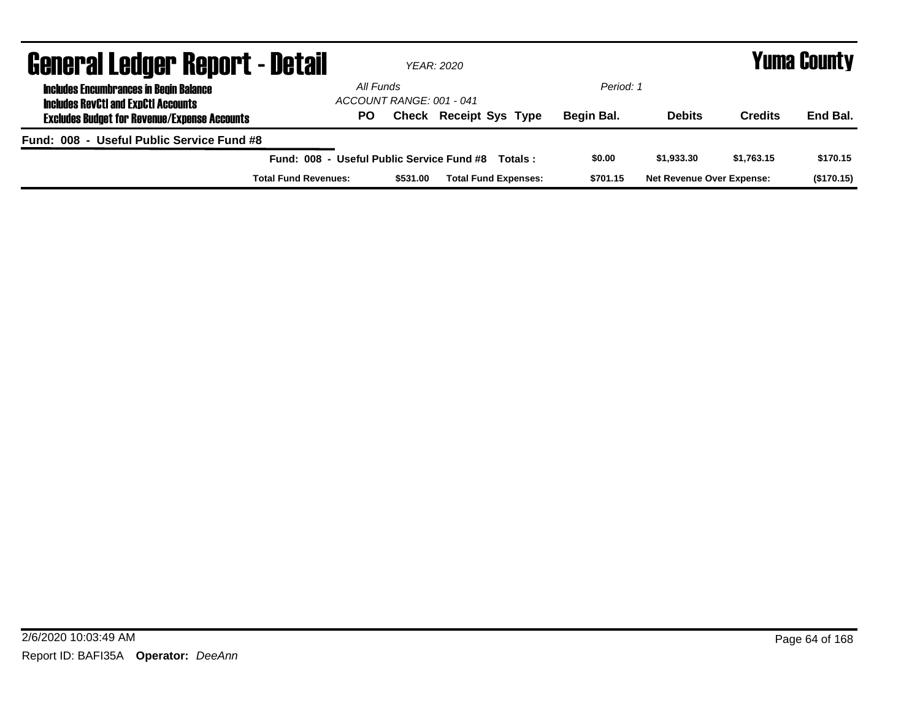# General Ledger Report - Detail

*YEAR: 2020*

# Yuma County

**Includes Encumbrances in Begin Balance**
**Includes RevCtl and ExpCtl Accounts**
**Excludes Budget for Revenue/Expense Accounts**

*All Funds*
*ACCOUNT RANGE: 001 - 041*

*Period: 1*

| PO | Check | Receipt | Sys | Type | Begin Bal. | Debits | Credits | End Bal. |
|---|---|---|---|---|---|---|---|---|

**Fund: 008 - Useful Public Service Fund #8**

| | Begin Bal. | Debits | Credits | End Bal. |
|---|---|---|---|---|
| **Fund: 008 - Useful Public Service Fund #8 Totals :** | **$0.00** | **$1,933.30** | **$1,763.15** | **$170.15** |

| Total Fund Revenues: | $531.00 | Total Fund Expenses: | $701.15 | Net Revenue Over Expense: | ($170.15) |
|---|---|---|---|---|---|

2/6/2020 10:03:49 AM

Report ID: BAFI35A **Operator:** *DeeAnn*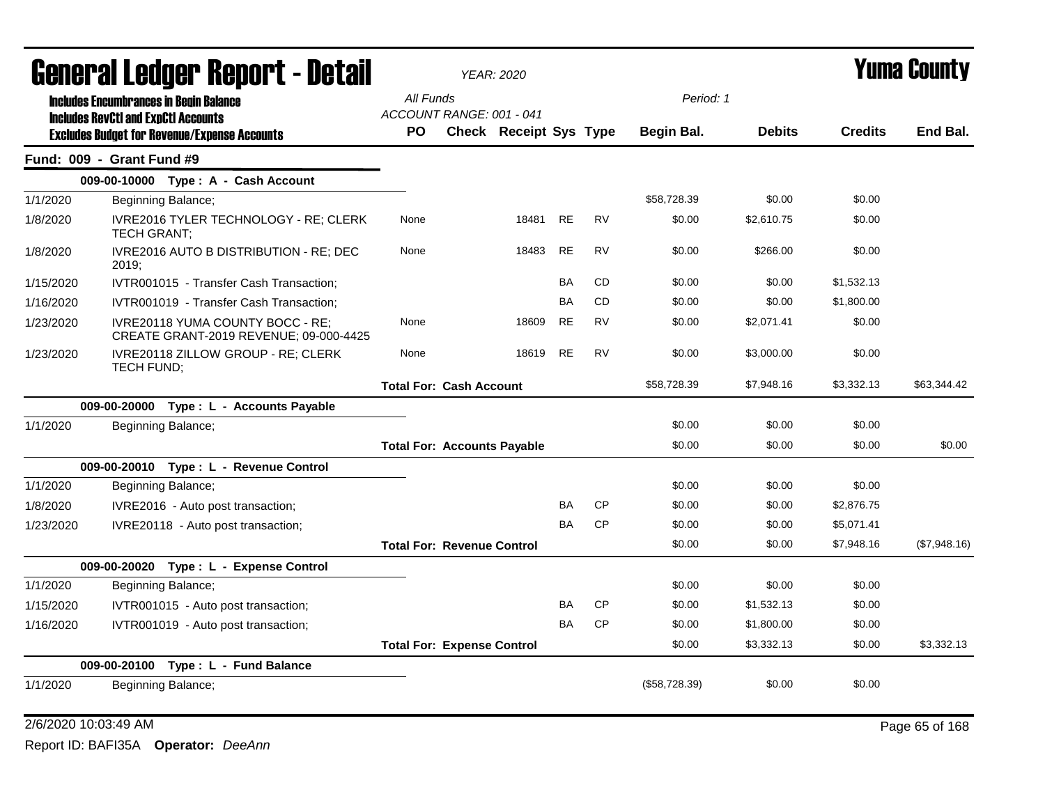# General Ledger Report - Detail

*YEAR: 2020*

# Yuma County

**Includes Encumbrances in Begin Balance**
**Includes RevCtl and ExpCtl Accounts**
**Excludes Budget for Revenue/Expense Accounts**

*All Funds*
*ACCOUNT RANGE: 001 - 041*
*Period: 1*

## Fund: 009 - Grant Fund #9

| Date | Description | PO | Check | Receipt | Sys | Type | Begin Bal. | Debits | Credits | End Bal. |
|---|---|---|---|---|---|---|---|---|---|---|
| | **009-00-10000 Type : A - Cash Account** | | | | | | | | | |
| 1/1/2020 | Beginning Balance; | | | | | | $58,728.39 | $0.00 | $0.00 | |
| 1/8/2020 | IVRE2016 TYLER TECHNOLOGY - RE; CLERK TECH GRANT; | None | | 18481 | RE | RV | $0.00 | $2,610.75 | $0.00 | |
| 1/8/2020 | IVRE2016 AUTO B DISTRIBUTION - RE; DEC 2019; | None | | 18483 | RE | RV | $0.00 | $266.00 | $0.00 | |
| 1/15/2020 | IVTR001015 - Transfer Cash Transaction; | | | | BA | CD | $0.00 | $0.00 | $1,532.13 | |
| 1/16/2020 | IVTR001019 - Transfer Cash Transaction; | | | | BA | CD | $0.00 | $0.00 | $1,800.00 | |
| 1/23/2020 | IVRE20118 YUMA COUNTY BOCC - RE; CREATE GRANT-2019 REVENUE; 09-000-4425 | None | | 18609 | RE | RV | $0.00 | $2,071.41 | $0.00 | |
| 1/23/2020 | IVRE20118 ZILLOW GROUP - RE; CLERK TECH FUND; | None | | 18619 | RE | RV | $0.00 | $3,000.00 | $0.00 | |
| | | **Total For: Cash Account** | | | | | $58,728.39 | $7,948.16 | $3,332.13 | $63,344.42 |
| | **009-00-20000 Type : L - Accounts Payable** | | | | | | | | | |
| 1/1/2020 | Beginning Balance; | | | | | | $0.00 | $0.00 | $0.00 | |
| | | **Total For: Accounts Payable** | | | | | $0.00 | $0.00 | $0.00 | $0.00 |
| | **009-00-20010 Type : L - Revenue Control** | | | | | | | | | |
| 1/1/2020 | Beginning Balance; | | | | | | $0.00 | $0.00 | $0.00 | |
| 1/8/2020 | IVRE2016 - Auto post transaction; | | | | BA | CP | $0.00 | $0.00 | $2,876.75 | |
| 1/23/2020 | IVRE20118 - Auto post transaction; | | | | BA | CP | $0.00 | $0.00 | $5,071.41 | |
| | | **Total For: Revenue Control** | | | | | $0.00 | $0.00 | $7,948.16 | ($7,948.16) |
| | **009-00-20020 Type : L - Expense Control** | | | | | | | | | |
| 1/1/2020 | Beginning Balance; | | | | | | $0.00 | $0.00 | $0.00 | |
| 1/15/2020 | IVTR001015 - Auto post transaction; | | | | BA | CP | $0.00 | $1,532.13 | $0.00 | |
| 1/16/2020 | IVTR001019 - Auto post transaction; | | | | BA | CP | $0.00 | $1,800.00 | $0.00 | |
| | | **Total For: Expense Control** | | | | | $0.00 | $3,332.13 | $0.00 | $3,332.13 |
| | **009-00-20100 Type : L - Fund Balance** | | | | | | | | | |
| 1/1/2020 | Beginning Balance; | | | | | | ($58,728.39) | $0.00 | $0.00 | |

2/6/2020 10:03:49 AM

Report ID: BAFI35A **Operator:** *DeeAnn*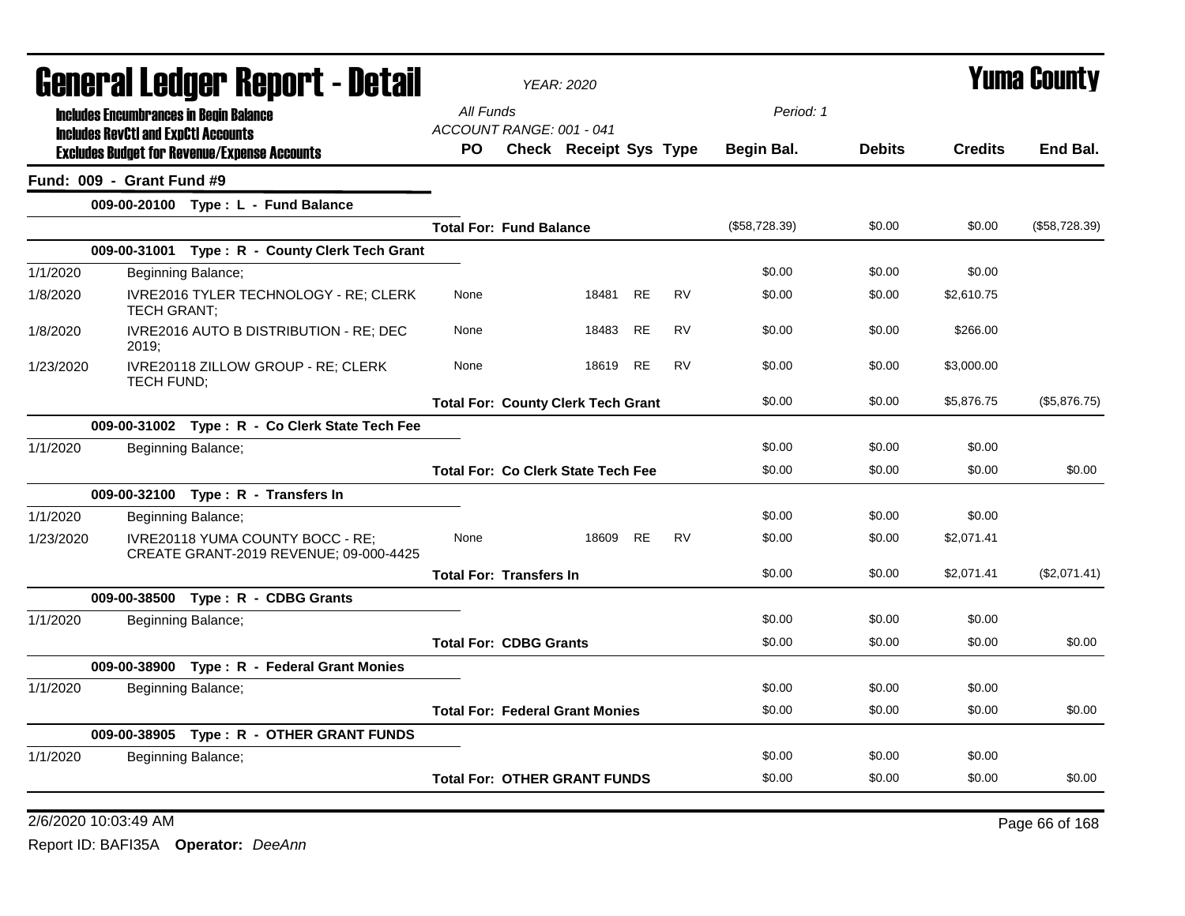# General Ledger Report - Detail

*YEAR: 2020*

# Yuma County

**Includes Encumbrances in Begin Balance**
**Includes RevCtl and ExpCtl Accounts**
**Excludes Budget for Revenue/Expense Accounts**

*All Funds*
*ACCOUNT RANGE: 001 - 041*
*Period: 1*

| | | PO | Check | Receipt | Sys | Type | Begin Bal. | Debits | Credits | End Bal. |
|---|---|---|---|---|---|---|---|---|---|---|
| **Fund: 009 - Grant Fund #9** | | | | | | | | | | |
| | **009-00-20100 Type : L - Fund Balance** | | | | | | | | | |
| | | **Total For: Fund Balance** | | | | | ($58,728.39) | $0.00 | $0.00 | ($58,728.39) |
| | **009-00-31001 Type : R - County Clerk Tech Grant** | | | | | | | | | |
| 1/1/2020 | Beginning Balance; | | | | | | $0.00 | $0.00 | $0.00 | |
| 1/8/2020 | IVRE2016 TYLER TECHNOLOGY - RE; CLERK TECH GRANT; | None | | 18481 | RE | RV | $0.00 | $0.00 | $2,610.75 | |
| 1/8/2020 | IVRE2016 AUTO B DISTRIBUTION - RE; DEC 2019; | None | | 18483 | RE | RV | $0.00 | $0.00 | $266.00 | |
| 1/23/2020 | IVRE20118 ZILLOW GROUP - RE; CLERK TECH FUND; | None | | 18619 | RE | RV | $0.00 | $0.00 | $3,000.00 | |
| | | **Total For: County Clerk Tech Grant** | | | | | $0.00 | $0.00 | $5,876.75 | ($5,876.75) |
| | **009-00-31002 Type : R - Co Clerk State Tech Fee** | | | | | | | | | |
| 1/1/2020 | Beginning Balance; | | | | | | $0.00 | $0.00 | $0.00 | |
| | | **Total For: Co Clerk State Tech Fee** | | | | | $0.00 | $0.00 | $0.00 | $0.00 |
| | **009-00-32100 Type : R - Transfers In** | | | | | | | | | |
| 1/1/2020 | Beginning Balance; | | | | | | $0.00 | $0.00 | $0.00 | |
| 1/23/2020 | IVRE20118 YUMA COUNTY BOCC - RE; CREATE GRANT-2019 REVENUE; 09-000-4425 | None | | 18609 | RE | RV | $0.00 | $0.00 | $2,071.41 | |
| | | **Total For: Transfers In** | | | | | $0.00 | $0.00 | $2,071.41 | ($2,071.41) |
| | **009-00-38500 Type : R - CDBG Grants** | | | | | | | | | |
| 1/1/2020 | Beginning Balance; | | | | | | $0.00 | $0.00 | $0.00 | |
| | | **Total For: CDBG Grants** | | | | | $0.00 | $0.00 | $0.00 | $0.00 |
| | **009-00-38900 Type : R - Federal Grant Monies** | | | | | | | | | |
| 1/1/2020 | Beginning Balance; | | | | | | $0.00 | $0.00 | $0.00 | |
| | | **Total For: Federal Grant Monies** | | | | | $0.00 | $0.00 | $0.00 | $0.00 |
| | **009-00-38905 Type : R - OTHER GRANT FUNDS** | | | | | | | | | |
| 1/1/2020 | Beginning Balance; | | | | | | $0.00 | $0.00 | $0.00 | |
| | | **Total For: OTHER GRANT FUNDS** | | | | | $0.00 | $0.00 | $0.00 | $0.00 |

2/6/2020 10:03:49 AM

Report ID: BAFI35A **Operator:** *DeeAnn*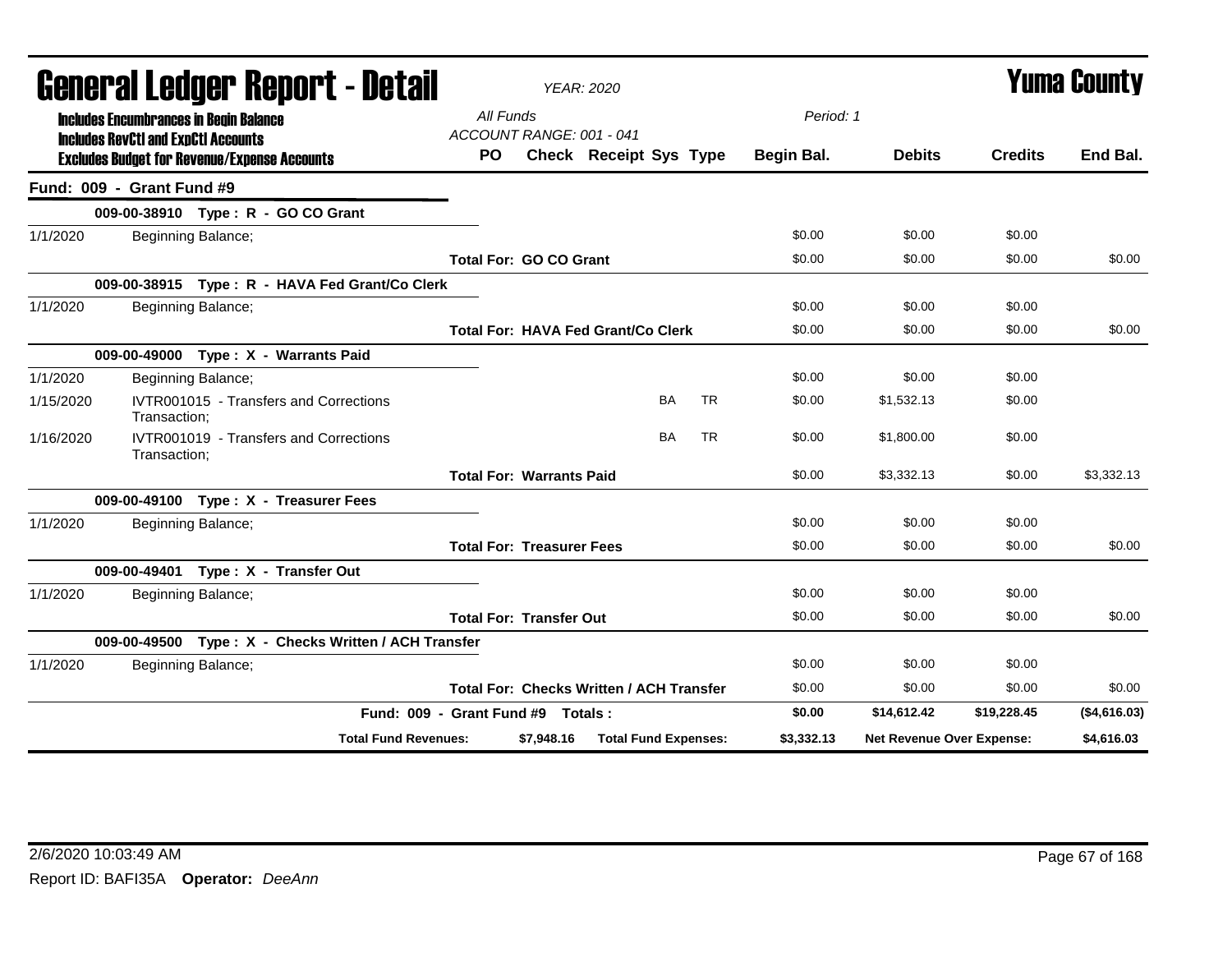# General Ledger Report - Detail

*YEAR: 2020*

**Yuma County**

Includes Encumbrances in Begin Balance
Includes RevCtl and ExpCtl Accounts
Excludes Budget for Revenue/Expense Accounts

*All Funds*
*ACCOUNT RANGE: 001 - 041*
*Period: 1*

| | | PO | Check | Receipt | Sys | Type | Begin Bal. | Debits | Credits | End Bal. |
|---|---|---|---|---|---|---|---|---|---|---|
| **Fund: 009 - Grant Fund #9** | | | | | | | | | | |
| | **009-00-38910 Type : R - GO CO Grant** | | | | | | | | | |
| 1/1/2020 | Beginning Balance; | | | | | | $0.00 | $0.00 | $0.00 | |
| | | **Total For: GO CO Grant** | | | | | $0.00 | $0.00 | $0.00 | $0.00 |
| | **009-00-38915 Type : R - HAVA Fed Grant/Co Clerk** | | | | | | | | | |
| 1/1/2020 | Beginning Balance; | | | | | | $0.00 | $0.00 | $0.00 | |
| | | **Total For: HAVA Fed Grant/Co Clerk** | | | | | $0.00 | $0.00 | $0.00 | $0.00 |
| | **009-00-49000 Type : X - Warrants Paid** | | | | | | | | | |
| 1/1/2020 | Beginning Balance; | | | | | | $0.00 | $0.00 | $0.00 | |
| 1/15/2020 | IVTR001015 - Transfers and Corrections Transaction; | | | | BA | TR | $0.00 | $1,532.13 | $0.00 | |
| 1/16/2020 | IVTR001019 - Transfers and Corrections Transaction; | | | | BA | TR | $0.00 | $1,800.00 | $0.00 | |
| | | **Total For: Warrants Paid** | | | | | $0.00 | $3,332.13 | $0.00 | $3,332.13 |
| | **009-00-49100 Type : X - Treasurer Fees** | | | | | | | | | |
| 1/1/2020 | Beginning Balance; | | | | | | $0.00 | $0.00 | $0.00 | |
| | | **Total For: Treasurer Fees** | | | | | $0.00 | $0.00 | $0.00 | $0.00 |
| | **009-00-49401 Type : X - Transfer Out** | | | | | | | | | |
| 1/1/2020 | Beginning Balance; | | | | | | $0.00 | $0.00 | $0.00 | |
| | | **Total For: Transfer Out** | | | | | $0.00 | $0.00 | $0.00 | $0.00 |
| | **009-00-49500 Type : X - Checks Written / ACH Transfer** | | | | | | | | | |
| 1/1/2020 | Beginning Balance; | | | | | | $0.00 | $0.00 | $0.00 | |
| | | **Total For: Checks Written / ACH Transfer** | | | | | $0.00 | $0.00 | $0.00 | $0.00 |
| | **Fund: 009 - Grant Fund #9 Totals :** | | | | | | **$0.00** | **$14,612.42** | **$19,228.45** | **($4,616.03)** |
| | **Total Fund Revenues:** | **$7,948.16** | **Total Fund Expenses:** | | | | **$3,332.13** | **Net Revenue Over Expense:** | | **$4,616.03** |

2/6/2020 10:03:49 AM

Report ID: BAFI35A **Operator:** *DeeAnn*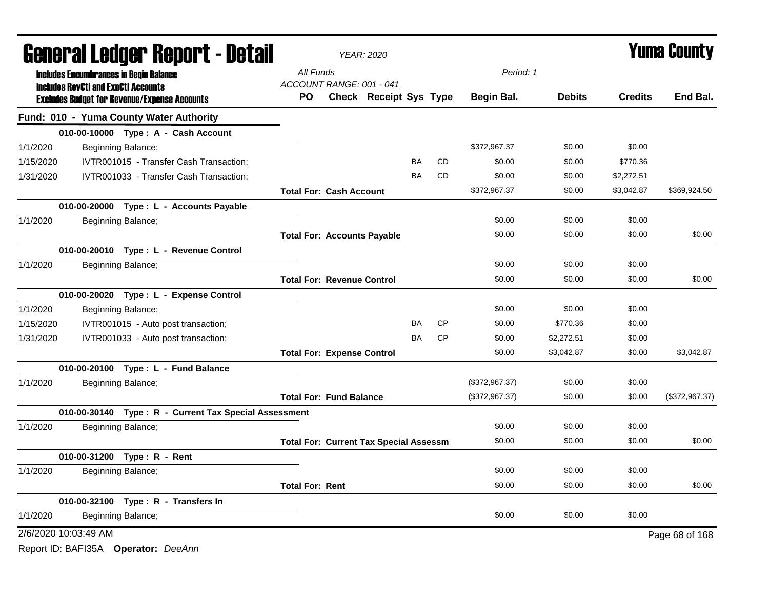# General Ledger Report - Detail

**YEAR: 2020**

**Yuma County**

**Includes Encumbrances in Begin Balance**
**Includes RevCtl and ExpCtl Accounts**
**Excludes Budget for Revenue/Expense Accounts**

*All Funds*
*ACCOUNT RANGE: 001 - 041*
*Period: 1*

## Fund: 010 - Yuma County Water Authority

| Date | Description | PO | Check | Receipt | Sys | Type | Begin Bal. | Debits | Credits | End Bal. |
|---|---|---|---|---|---|---|---|---|---|---|
| | **010-00-10000 Type : A - Cash Account** | | | | | | | | | |
| 1/1/2020 | Beginning Balance; | | | | | | $372,967.37 | $0.00 | $0.00 | |
| 1/15/2020 | IVTR001015 - Transfer Cash Transaction; | | | | BA | CD | $0.00 | $0.00 | $770.36 | |
| 1/31/2020 | IVTR001033 - Transfer Cash Transaction; | | | | BA | CD | $0.00 | $0.00 | $2,272.51 | |
| | | **Total For: Cash Account** | | | | | $372,967.37 | $0.00 | $3,042.87 | $369,924.50 |
| | **010-00-20000 Type : L - Accounts Payable** | | | | | | | | | |
| 1/1/2020 | Beginning Balance; | | | | | | $0.00 | $0.00 | $0.00 | |
| | | **Total For: Accounts Payable** | | | | | $0.00 | $0.00 | $0.00 | $0.00 |
| | **010-00-20010 Type : L - Revenue Control** | | | | | | | | | |
| 1/1/2020 | Beginning Balance; | | | | | | $0.00 | $0.00 | $0.00 | |
| | | **Total For: Revenue Control** | | | | | $0.00 | $0.00 | $0.00 | $0.00 |
| | **010-00-20020 Type : L - Expense Control** | | | | | | | | | |
| 1/1/2020 | Beginning Balance; | | | | | | $0.00 | $0.00 | $0.00 | |
| 1/15/2020 | IVTR001015 - Auto post transaction; | | | | BA | CP | $0.00 | $770.36 | $0.00 | |
| 1/31/2020 | IVTR001033 - Auto post transaction; | | | | BA | CP | $0.00 | $2,272.51 | $0.00 | |
| | | **Total For: Expense Control** | | | | | $0.00 | $3,042.87 | $0.00 | $3,042.87 |
| | **010-00-20100 Type : L - Fund Balance** | | | | | | | | | |
| 1/1/2020 | Beginning Balance; | | | | | | ($372,967.37) | $0.00 | $0.00 | |
| | | **Total For: Fund Balance** | | | | | ($372,967.37) | $0.00 | $0.00 | ($372,967.37) |
| | **010-00-30140 Type : R - Current Tax Special Assessment** | | | | | | | | | |
| 1/1/2020 | Beginning Balance; | | | | | | $0.00 | $0.00 | $0.00 | |
| | | **Total For: Current Tax Special Assessm** | | | | | $0.00 | $0.00 | $0.00 | $0.00 |
| | **010-00-31200 Type : R - Rent** | | | | | | | | | |
| 1/1/2020 | Beginning Balance; | | | | | | $0.00 | $0.00 | $0.00 | |
| | | **Total For: Rent** | | | | | $0.00 | $0.00 | $0.00 | $0.00 |
| | **010-00-32100 Type : R - Transfers In** | | | | | | | | | |
| 1/1/2020 | Beginning Balance; | | | | | | $0.00 | $0.00 | $0.00 | |

2/6/2020 10:03:49 AM

Report ID: BAFI35A **Operator:** *DeeAnn*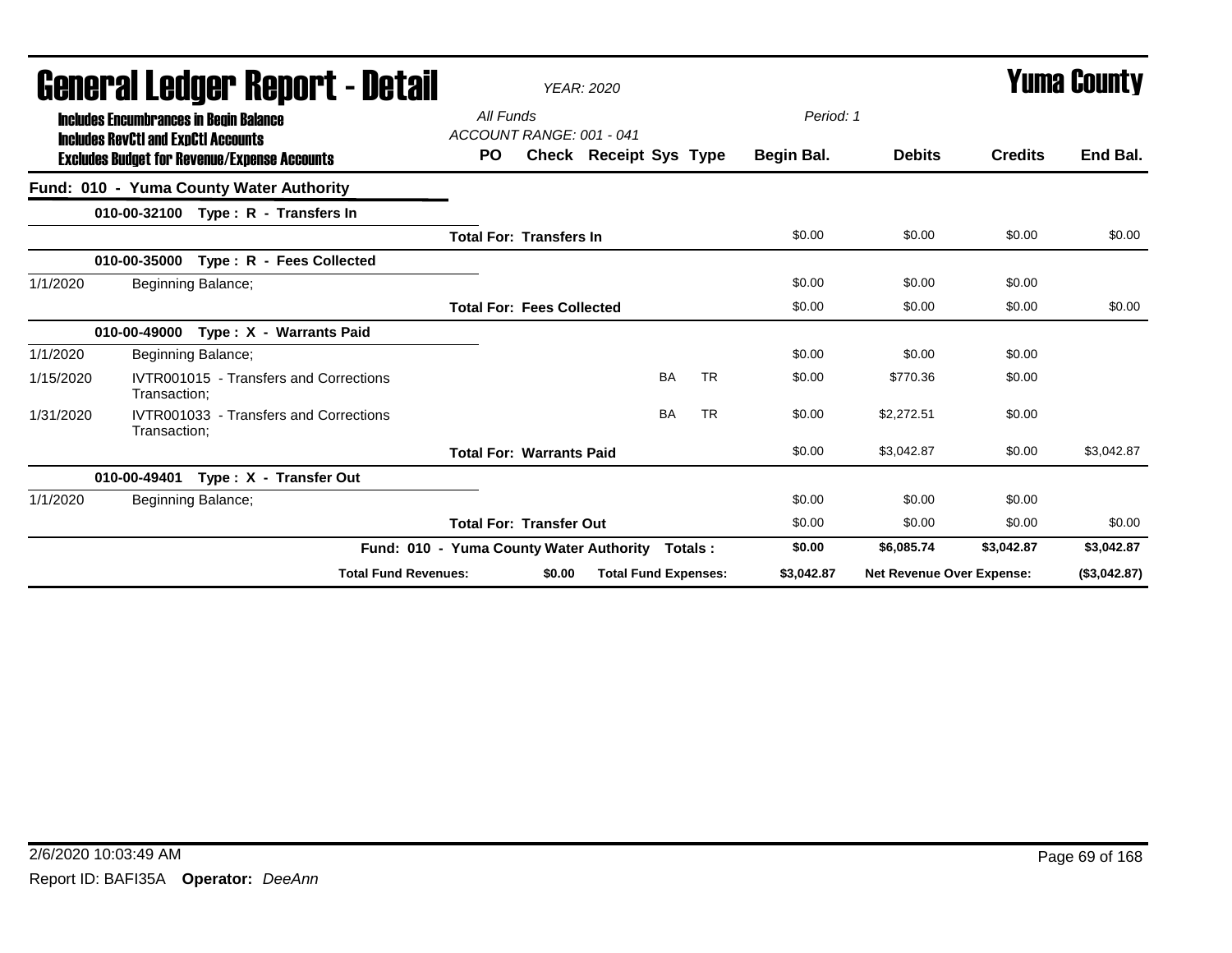# General Ledger Report - Detail

*YEAR: 2020*

# Yuma County

**Includes Encumbrances in Begin Balance**
**Includes RevCtl and ExpCtl Accounts**
**Excludes Budget for Revenue/Expense Accounts**

*All Funds*
*ACCOUNT RANGE: 001 - 041*
*Period: 1*

| | | PO | Check | Receipt | Sys | Type | Begin Bal. | Debits | Credits | End Bal. |
|---|---|---|---|---|---|---|---|---|---|---|
| **Fund: 010 - Yuma County Water Authority** | | | | | | | | | | |
| **010-00-32100 Type : R - Transfers In** | | | | | | | | | | |
| | **Total For: Transfers In** | | | | | | $0.00 | $0.00 | $0.00 | $0.00 |
| **010-00-35000 Type : R - Fees Collected** | | | | | | | | | | |
| 1/1/2020 | Beginning Balance; | | | | | | $0.00 | $0.00 | $0.00 | |
| | **Total For: Fees Collected** | | | | | | $0.00 | $0.00 | $0.00 | $0.00 |
| **010-00-49000 Type : X - Warrants Paid** | | | | | | | | | | |
| 1/1/2020 | Beginning Balance; | | | | | | $0.00 | $0.00 | $0.00 | |
| 1/15/2020 | IVTR001015 - Transfers and Corrections Transaction; | | | | BA | TR | $0.00 | $770.36 | $0.00 | |
| 1/31/2020 | IVTR001033 - Transfers and Corrections Transaction; | | | | BA | TR | $0.00 | $2,272.51 | $0.00 | |
| | **Total For: Warrants Paid** | | | | | | $0.00 | $3,042.87 | $0.00 | $3,042.87 |
| **010-00-49401 Type : X - Transfer Out** | | | | | | | | | | |
| 1/1/2020 | Beginning Balance; | | | | | | $0.00 | $0.00 | $0.00 | |
| | **Total For: Transfer Out** | | | | | | $0.00 | $0.00 | $0.00 | $0.00 |
| | **Fund: 010 - Yuma County Water Authority Totals :** | | | | | | **$0.00** | **$6,085.74** | **$3,042.87** | **$3,042.87** |
| | **Total Fund Revenues:** | | **$0.00** | **Total Fund Expenses:** | | | **$3,042.87** | **Net Revenue Over Expense:** | | **($3,042.87)** |

2/6/2020 10:03:49 AM
Report ID: BAFI35A **Operator:** *DeeAnn*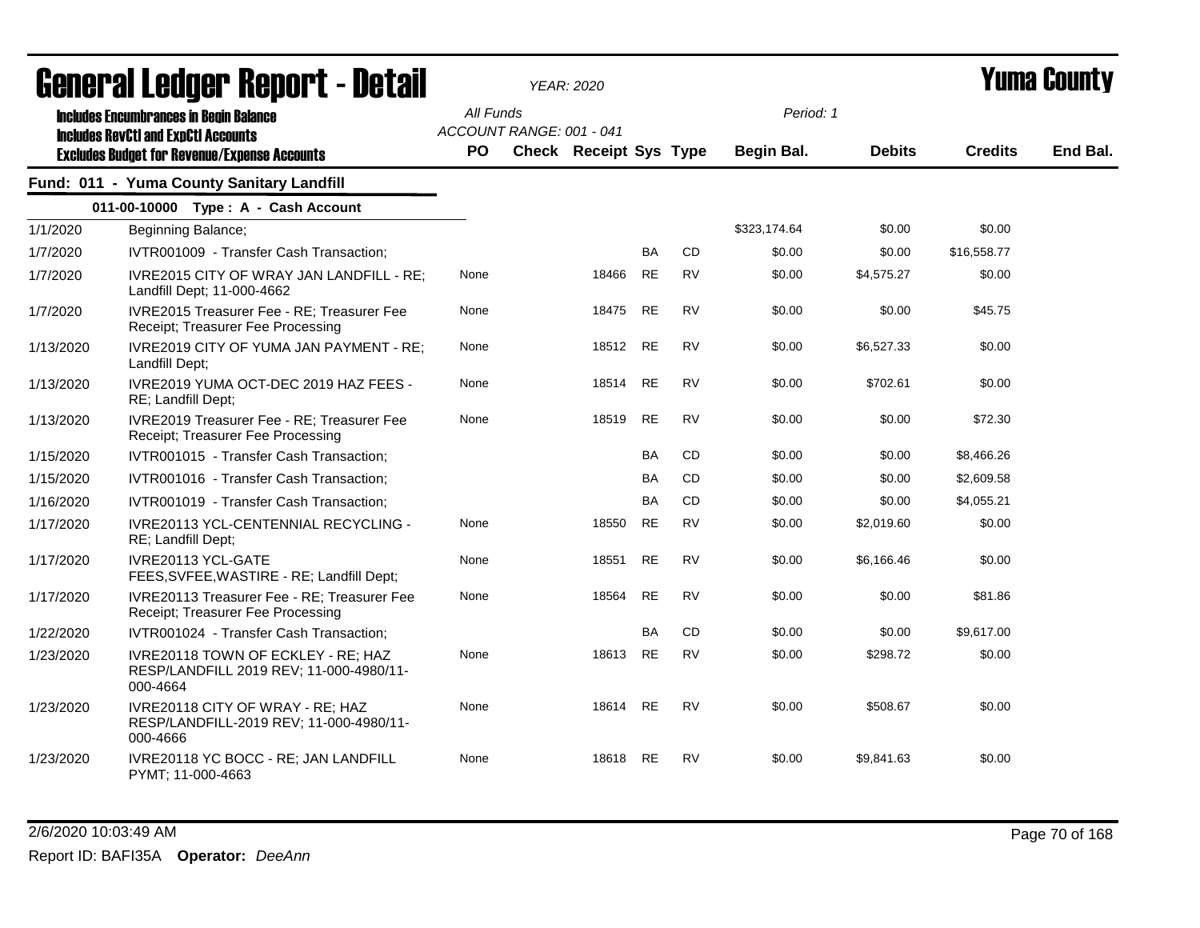# General Ledger Report - Detail

*YEAR: 2020*

# Yuma County

**Includes Encumbrances in Begin Balance**
**Includes RevCtl and ExpCtl Accounts**
**Excludes Budget for Revenue/Expense Accounts**

*All Funds*
*ACCOUNT RANGE: 001 - 041*
*Period: 1*

## Fund: 011 - Yuma County Sanitary Landfill

### 011-00-10000 Type : A - Cash Account

| Date | Description | PO | Check | Receipt | Sys | Type | Begin Bal. | Debits | Credits | End Bal. |
|---|---|---|---|---|---|---|---|---|---|---|
| 1/1/2020 | Beginning Balance; | | | | | | $323,174.64 | $0.00 | $0.00 | |
| 1/7/2020 | IVTR001009 - Transfer Cash Transaction; | | | | BA | CD | $0.00 | $0.00 | $16,558.77 | |
| 1/7/2020 | IVRE2015 CITY OF WRAY JAN LANDFILL - RE; Landfill Dept; 11-000-4662 | None | | 18466 | RE | RV | $0.00 | $4,575.27 | $0.00 | |
| 1/7/2020 | IVRE2015 Treasurer Fee - RE; Treasurer Fee Receipt; Treasurer Fee Processing | None | | 18475 | RE | RV | $0.00 | $0.00 | $45.75 | |
| 1/13/2020 | IVRE2019 CITY OF YUMA JAN PAYMENT - RE; Landfill Dept; | None | | 18512 | RE | RV | $0.00 | $6,527.33 | $0.00 | |
| 1/13/2020 | IVRE2019 YUMA OCT-DEC 2019 HAZ FEES - RE; Landfill Dept; | None | | 18514 | RE | RV | $0.00 | $702.61 | $0.00 | |
| 1/13/2020 | IVRE2019 Treasurer Fee - RE; Treasurer Fee Receipt; Treasurer Fee Processing | None | | 18519 | RE | RV | $0.00 | $0.00 | $72.30 | |
| 1/15/2020 | IVTR001015 - Transfer Cash Transaction; | | | | BA | CD | $0.00 | $0.00 | $8,466.26 | |
| 1/15/2020 | IVTR001016 - Transfer Cash Transaction; | | | | BA | CD | $0.00 | $0.00 | $2,609.58 | |
| 1/16/2020 | IVTR001019 - Transfer Cash Transaction; | | | | BA | CD | $0.00 | $0.00 | $4,055.21 | |
| 1/17/2020 | IVRE20113 YCL-CENTENNIAL RECYCLING - RE; Landfill Dept; | None | | 18550 | RE | RV | $0.00 | $2,019.60 | $0.00 | |
| 1/17/2020 | IVRE20113 YCL-GATE FEES,SVFEE,WASTIRE - RE; Landfill Dept; | None | | 18551 | RE | RV | $0.00 | $6,166.46 | $0.00 | |
| 1/17/2020 | IVRE20113 Treasurer Fee - RE; Treasurer Fee Receipt; Treasurer Fee Processing | None | | 18564 | RE | RV | $0.00 | $0.00 | $81.86 | |
| 1/22/2020 | IVTR001024 - Transfer Cash Transaction; | | | | BA | CD | $0.00 | $0.00 | $9,617.00 | |
| 1/23/2020 | IVRE20118 TOWN OF ECKLEY - RE; HAZ RESP/LANDFILL 2019 REV; 11-000-4980/11-000-4664 | None | | 18613 | RE | RV | $0.00 | $298.72 | $0.00 | |
| 1/23/2020 | IVRE20118 CITY OF WRAY - RE; HAZ RESP/LANDFILL-2019 REV; 11-000-4980/11-000-4666 | None | | 18614 | RE | RV | $0.00 | $508.67 | $0.00 | |
| 1/23/2020 | IVRE20118 YC BOCC - RE; JAN LANDFILL PYMT; 11-000-4663 | None | | 18618 | RE | RV | $0.00 | $9,841.63 | $0.00 | |

2/6/2020 10:03:49 AM

Report ID: BAFI35A **Operator:** *DeeAnn*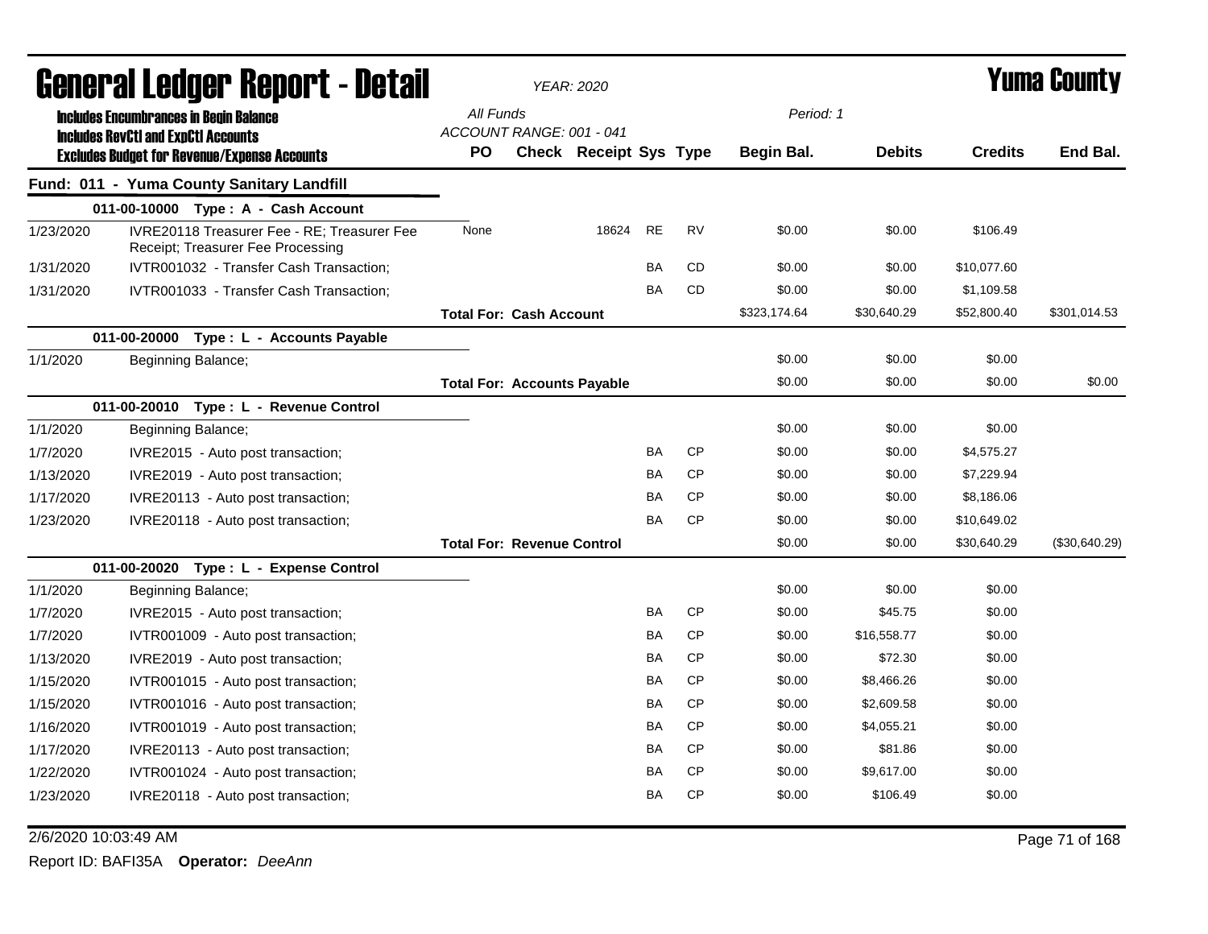# General Ledger Report - Detail

*YEAR: 2020*

# Yuma County

**Includes Encumbrances in Begin Balance**
**Includes RevCtl and ExpCtl Accounts**
**Excludes Budget for Revenue/Expense Accounts**

*All Funds*
*ACCOUNT RANGE: 001 - 041*
*Period: 1*

## Fund: 011 - Yuma County Sanitary Landfill

| Date | Description | PO | Check | Receipt | Sys | Type | Begin Bal. | Debits | Credits | End Bal. |
|---|---|---|---|---|---|---|---|---|---|---|
| **011-00-10000 Type : A - Cash Account** | | | | | | | | | | |
| 1/23/2020 | IVRE20118 Treasurer Fee - RE; Treasurer Fee Receipt; Treasurer Fee Processing | None | | 18624 | RE | RV | $0.00 | $0.00 | $106.49 | |
| 1/31/2020 | IVTR001032 - Transfer Cash Transaction; | | | | BA | CD | $0.00 | $0.00 | $10,077.60 | |
| 1/31/2020 | IVTR001033 - Transfer Cash Transaction; | | | | BA | CD | $0.00 | $0.00 | $1,109.58 | |
| | | **Total For: Cash Account** | | | | | $323,174.64 | $30,640.29 | $52,800.40 | $301,014.53 |
| **011-00-20000 Type : L - Accounts Payable** | | | | | | | | | | |
| 1/1/2020 | Beginning Balance; | | | | | | $0.00 | $0.00 | $0.00 | |
| | | **Total For: Accounts Payable** | | | | | $0.00 | $0.00 | $0.00 | $0.00 |
| **011-00-20010 Type : L - Revenue Control** | | | | | | | | | | |
| 1/1/2020 | Beginning Balance; | | | | | | $0.00 | $0.00 | $0.00 | |
| 1/7/2020 | IVRE2015 - Auto post transaction; | | | | BA | CP | $0.00 | $0.00 | $4,575.27 | |
| 1/13/2020 | IVRE2019 - Auto post transaction; | | | | BA | CP | $0.00 | $0.00 | $7,229.94 | |
| 1/17/2020 | IVRE20113 - Auto post transaction; | | | | BA | CP | $0.00 | $0.00 | $8,186.06 | |
| 1/23/2020 | IVRE20118 - Auto post transaction; | | | | BA | CP | $0.00 | $0.00 | $10,649.02 | |
| | | **Total For: Revenue Control** | | | | | $0.00 | $0.00 | $30,640.29 | ($30,640.29) |
| **011-00-20020 Type : L - Expense Control** | | | | | | | | | | |
| 1/1/2020 | Beginning Balance; | | | | | | $0.00 | $0.00 | $0.00 | |
| 1/7/2020 | IVRE2015 - Auto post transaction; | | | | BA | CP | $0.00 | $45.75 | $0.00 | |
| 1/7/2020 | IVTR001009 - Auto post transaction; | | | | BA | CP | $0.00 | $16,558.77 | $0.00 | |
| 1/13/2020 | IVRE2019 - Auto post transaction; | | | | BA | CP | $0.00 | $72.30 | $0.00 | |
| 1/15/2020 | IVTR001015 - Auto post transaction; | | | | BA | CP | $0.00 | $8,466.26 | $0.00 | |
| 1/15/2020 | IVTR001016 - Auto post transaction; | | | | BA | CP | $0.00 | $2,609.58 | $0.00 | |
| 1/16/2020 | IVTR001019 - Auto post transaction; | | | | BA | CP | $0.00 | $4,055.21 | $0.00 | |
| 1/17/2020 | IVRE20113 - Auto post transaction; | | | | BA | CP | $0.00 | $81.86 | $0.00 | |
| 1/22/2020 | IVTR001024 - Auto post transaction; | | | | BA | CP | $0.00 | $9,617.00 | $0.00 | |
| 1/23/2020 | IVRE20118 - Auto post transaction; | | | | BA | CP | $0.00 | $106.49 | $0.00 | |

2/6/2020 10:03:49 AM

Report ID: BAFI35A **Operator:** *DeeAnn*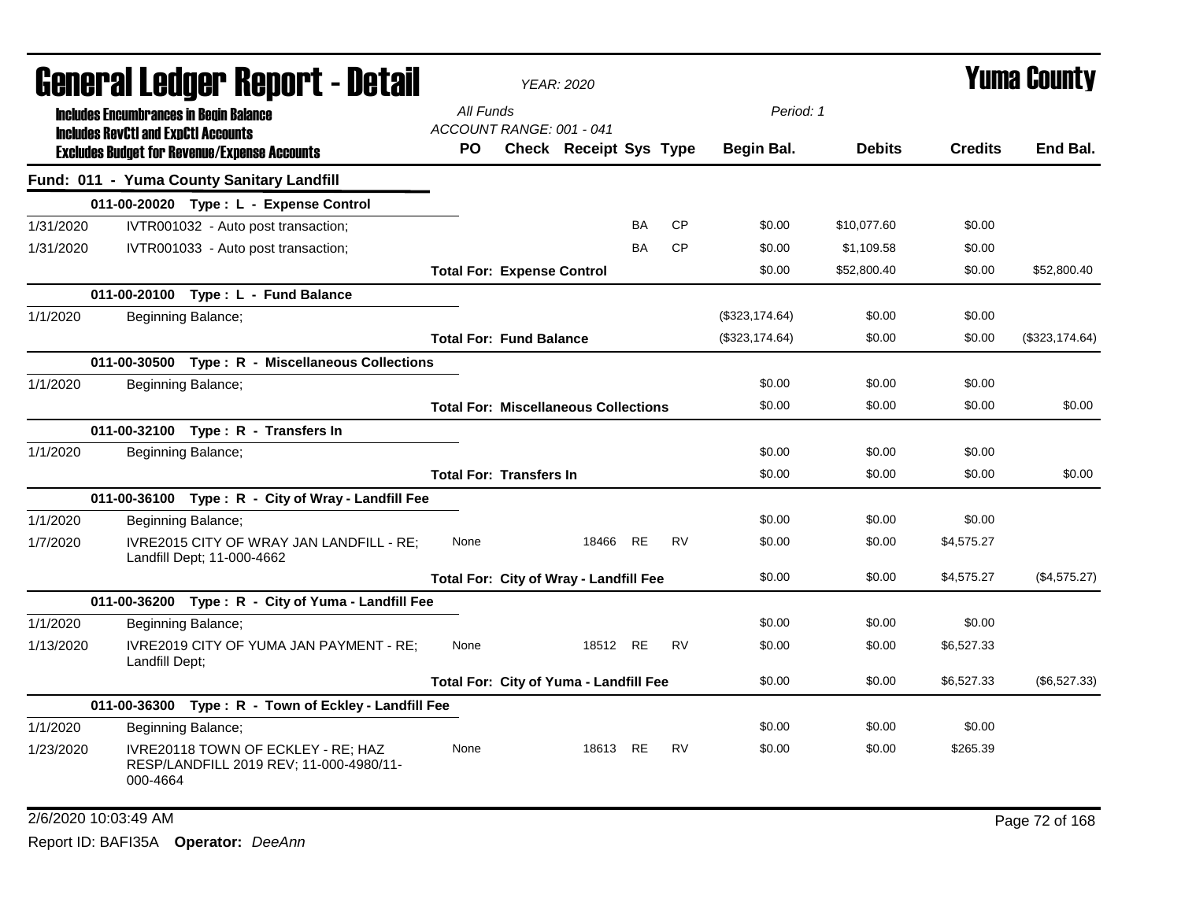# General Ledger Report - Detail

*YEAR: 2020*

# Yuma County

**Includes Encumbrances in Begin Balance**
**Includes RevCtl and ExpCtl Accounts**
**Excludes Budget for Revenue/Expense Accounts**

All Funds
ACCOUNT RANGE: 001 - 041

Period: 1

| | | PO | Check | Receipt | Sys | Type | Begin Bal. | Debits | Credits | End Bal. |
|---|---|---|---|---|---|---|---|---|---|---|
| **Fund: 011 - Yuma County Sanitary Landfill** | | | | | | | | | | |
| | **011-00-20020 Type : L - Expense Control** | | | | | | | | | |
| 1/31/2020 | IVTR001032 - Auto post transaction; | | | | BA | CP | $0.00 | $10,077.60 | $0.00 | |
| 1/31/2020 | IVTR001033 - Auto post transaction; | | | | BA | CP | $0.00 | $1,109.58 | $0.00 | |
| | | **Total For: Expense Control** | | | | | $0.00 | $52,800.40 | $0.00 | $52,800.40 |
| | **011-00-20100 Type : L - Fund Balance** | | | | | | | | | |
| 1/1/2020 | Beginning Balance; | | | | | | ($323,174.64) | $0.00 | $0.00 | |
| | | **Total For: Fund Balance** | | | | | ($323,174.64) | $0.00 | $0.00 | ($323,174.64) |
| | **011-00-30500 Type : R - Miscellaneous Collections** | | | | | | | | | |
| 1/1/2020 | Beginning Balance; | | | | | | $0.00 | $0.00 | $0.00 | |
| | | **Total For: Miscellaneous Collections** | | | | | $0.00 | $0.00 | $0.00 | $0.00 |
| | **011-00-32100 Type : R - Transfers In** | | | | | | | | | |
| 1/1/2020 | Beginning Balance; | | | | | | $0.00 | $0.00 | $0.00 | |
| | | **Total For: Transfers In** | | | | | $0.00 | $0.00 | $0.00 | $0.00 |
| | **011-00-36100 Type : R - City of Wray - Landfill Fee** | | | | | | | | | |
| 1/1/2020 | Beginning Balance; | | | | | | $0.00 | $0.00 | $0.00 | |
| 1/7/2020 | IVRE2015 CITY OF WRAY JAN LANDFILL - RE; Landfill Dept; 11-000-4662 | None | | 18466 | RE | RV | $0.00 | $0.00 | $4,575.27 | |
| | | **Total For: City of Wray - Landfill Fee** | | | | | $0.00 | $0.00 | $4,575.27 | ($4,575.27) |
| | **011-00-36200 Type : R - City of Yuma - Landfill Fee** | | | | | | | | | |
| 1/1/2020 | Beginning Balance; | | | | | | $0.00 | $0.00 | $0.00 | |
| 1/13/2020 | IVRE2019 CITY OF YUMA JAN PAYMENT - RE; Landfill Dept; | None | | 18512 | RE | RV | $0.00 | $0.00 | $6,527.33 | |
| | | **Total For: City of Yuma - Landfill Fee** | | | | | $0.00 | $0.00 | $6,527.33 | ($6,527.33) |
| | **011-00-36300 Type : R - Town of Eckley - Landfill Fee** | | | | | | | | | |
| 1/1/2020 | Beginning Balance; | | | | | | $0.00 | $0.00 | $0.00 | |
| 1/23/2020 | IVRE20118 TOWN OF ECKLEY - RE; HAZ RESP/LANDFILL 2019 REV; 11-000-4980/11-000-4664 | None | | 18613 | RE | RV | $0.00 | $0.00 | $265.39 | |

2/6/2020 10:03:49 AM

Report ID: BAFI35A **Operator:** *DeeAnn*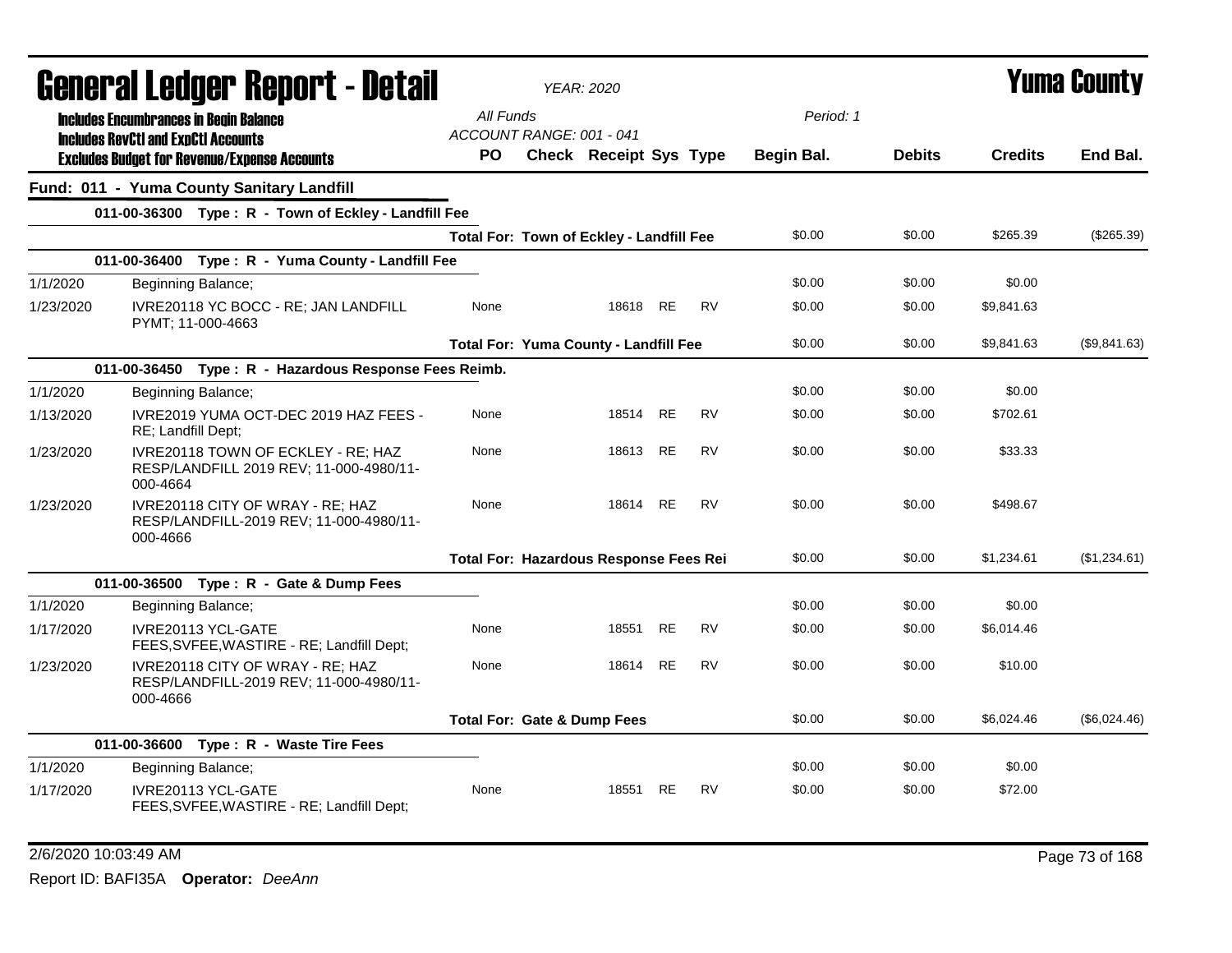# General Ledger Report - Detail

**YEAR: 2020**

**Yuma County**

Includes Encumbrances in Begin Balance
Includes RevCtl and ExpCtl Accounts
Excludes Budget for Revenue/Expense Accounts

All Funds
ACCOUNT RANGE: 001 - 041

Period: 1

## Fund: 011 - Yuma County Sanitary Landfill

| | | PO | Check | Receipt | Sys | Type | Begin Bal. | Debits | Credits | End Bal. |
|---|---|---|---|---|---|---|---|---|---|---|
| **011-00-36300 Type : R - Town of Eckley - Landfill Fee** | | | | | | | | | | |
| | **Total For: Town of Eckley - Landfill Fee** | | | | | | $0.00 | $0.00 | $265.39 | ($265.39) |
| **011-00-36400 Type : R - Yuma County - Landfill Fee** | | | | | | | | | | |
| 1/1/2020 | Beginning Balance; | | | | | | $0.00 | $0.00 | $0.00 | |
| 1/23/2020 | IVRE20118 YC BOCC - RE; JAN LANDFILL PYMT; 11-000-4663 | None | | 18618 | RE | RV | $0.00 | $0.00 | $9,841.63 | |
| | **Total For: Yuma County - Landfill Fee** | | | | | | $0.00 | $0.00 | $9,841.63 | ($9,841.63) |
| **011-00-36450 Type : R - Hazardous Response Fees Reimb.** | | | | | | | | | | |
| 1/1/2020 | Beginning Balance; | | | | | | $0.00 | $0.00 | $0.00 | |
| 1/13/2020 | IVRE2019 YUMA OCT-DEC 2019 HAZ FEES - RE; Landfill Dept; | None | | 18514 | RE | RV | $0.00 | $0.00 | $702.61 | |
| 1/23/2020 | IVRE20118 TOWN OF ECKLEY - RE; HAZ RESP/LANDFILL 2019 REV; 11-000-4980/11-000-4664 | None | | 18613 | RE | RV | $0.00 | $0.00 | $33.33 | |
| 1/23/2020 | IVRE20118 CITY OF WRAY - RE; HAZ RESP/LANDFILL-2019 REV; 11-000-4980/11-000-4666 | None | | 18614 | RE | RV | $0.00 | $0.00 | $498.67 | |
| | **Total For: Hazardous Response Fees Rei** | | | | | | $0.00 | $0.00 | $1,234.61 | ($1,234.61) |
| **011-00-36500 Type : R - Gate & Dump Fees** | | | | | | | | | | |
| 1/1/2020 | Beginning Balance; | | | | | | $0.00 | $0.00 | $0.00 | |
| 1/17/2020 | IVRE20113 YCL-GATE FEES,SVFEE,WASTIRE - RE; Landfill Dept; | None | | 18551 | RE | RV | $0.00 | $0.00 | $6,014.46 | |
| 1/23/2020 | IVRE20118 CITY OF WRAY - RE; HAZ RESP/LANDFILL-2019 REV; 11-000-4980/11-000-4666 | None | | 18614 | RE | RV | $0.00 | $0.00 | $10.00 | |
| | **Total For: Gate & Dump Fees** | | | | | | $0.00 | $0.00 | $6,024.46 | ($6,024.46) |
| **011-00-36600 Type : R - Waste Tire Fees** | | | | | | | | | | |
| 1/1/2020 | Beginning Balance; | | | | | | $0.00 | $0.00 | $0.00 | |
| 1/17/2020 | IVRE20113 YCL-GATE FEES,SVFEE,WASTIRE - RE; Landfill Dept; | None | | 18551 | RE | RV | $0.00 | $0.00 | $72.00 | |

2/6/2020 10:03:49 AM

Report ID: BAFI35A **Operator:** *DeeAnn*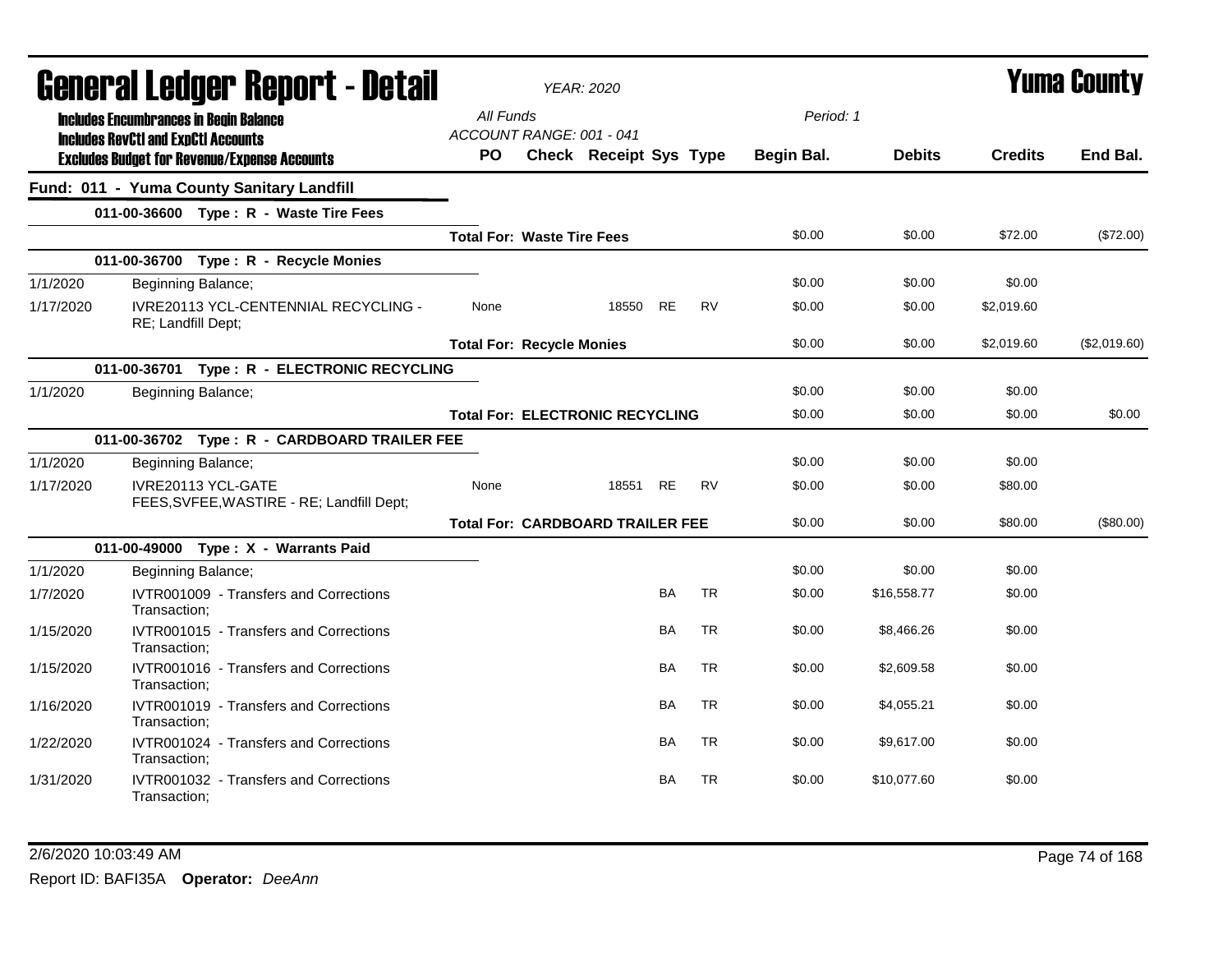# General Ledger Report - Detail

*YEAR: 2020*

# Yuma County

**Includes Encumbrances in Begin Balance**
**Includes RevCtl and ExpCtl Accounts**
**Excludes Budget for Revenue/Expense Accounts**

*All Funds*
*ACCOUNT RANGE: 001 - 041*
*Period: 1*

| Date | Description | PO | Check | Receipt | Sys | Type | Begin Bal. | Debits | Credits | End Bal. |
|---|---|---|---|---|---|---|---|---|---|---|
| **Fund: 011 - Yuma County Sanitary Landfill** | | | | | | | | | | |
| | **011-00-36600 Type : R - Waste Tire Fees** | | | | | | | | | |
| | | **Total For: Waste Tire Fees** | | | | | $0.00 | $0.00 | $72.00 | ($72.00) |
| | **011-00-36700 Type : R - Recycle Monies** | | | | | | | | | |
| 1/1/2020 | Beginning Balance; | | | | | | $0.00 | $0.00 | $0.00 | |
| 1/17/2020 | IVRE20113 YCL-CENTENNIAL RECYCLING - RE; Landfill Dept; | None | | 18550 | RE | RV | $0.00 | $0.00 | $2,019.60 | |
| | | **Total For: Recycle Monies** | | | | | $0.00 | $0.00 | $2,019.60 | ($2,019.60) |
| | **011-00-36701 Type : R - ELECTRONIC RECYCLING** | | | | | | | | | |
| 1/1/2020 | Beginning Balance; | | | | | | $0.00 | $0.00 | $0.00 | |
| | | **Total For: ELECTRONIC RECYCLING** | | | | | $0.00 | $0.00 | $0.00 | $0.00 |
| | **011-00-36702 Type : R - CARDBOARD TRAILER FEE** | | | | | | | | | |
| 1/1/2020 | Beginning Balance; | | | | | | $0.00 | $0.00 | $0.00 | |
| 1/17/2020 | IVRE20113 YCL-GATE FEES,SVFEE,WASTIRE - RE; Landfill Dept; | None | | 18551 | RE | RV | $0.00 | $0.00 | $80.00 | |
| | | **Total For: CARDBOARD TRAILER FEE** | | | | | $0.00 | $0.00 | $80.00 | ($80.00) |
| | **011-00-49000 Type : X - Warrants Paid** | | | | | | | | | |
| 1/1/2020 | Beginning Balance; | | | | | | $0.00 | $0.00 | $0.00 | |
| 1/7/2020 | IVTR001009 - Transfers and Corrections Transaction; | | | | BA | TR | $0.00 | $16,558.77 | $0.00 | |
| 1/15/2020 | IVTR001015 - Transfers and Corrections Transaction; | | | | BA | TR | $0.00 | $8,466.26 | $0.00 | |
| 1/15/2020 | IVTR001016 - Transfers and Corrections Transaction; | | | | BA | TR | $0.00 | $2,609.58 | $0.00 | |
| 1/16/2020 | IVTR001019 - Transfers and Corrections Transaction; | | | | BA | TR | $0.00 | $4,055.21 | $0.00 | |
| 1/22/2020 | IVTR001024 - Transfers and Corrections Transaction; | | | | BA | TR | $0.00 | $9,617.00 | $0.00 | |
| 1/31/2020 | IVTR001032 - Transfers and Corrections Transaction; | | | | BA | TR | $0.00 | $10,077.60 | $0.00 | |

2/6/2020 10:03:49 AM

Report ID: BAFI35A **Operator:** *DeeAnn*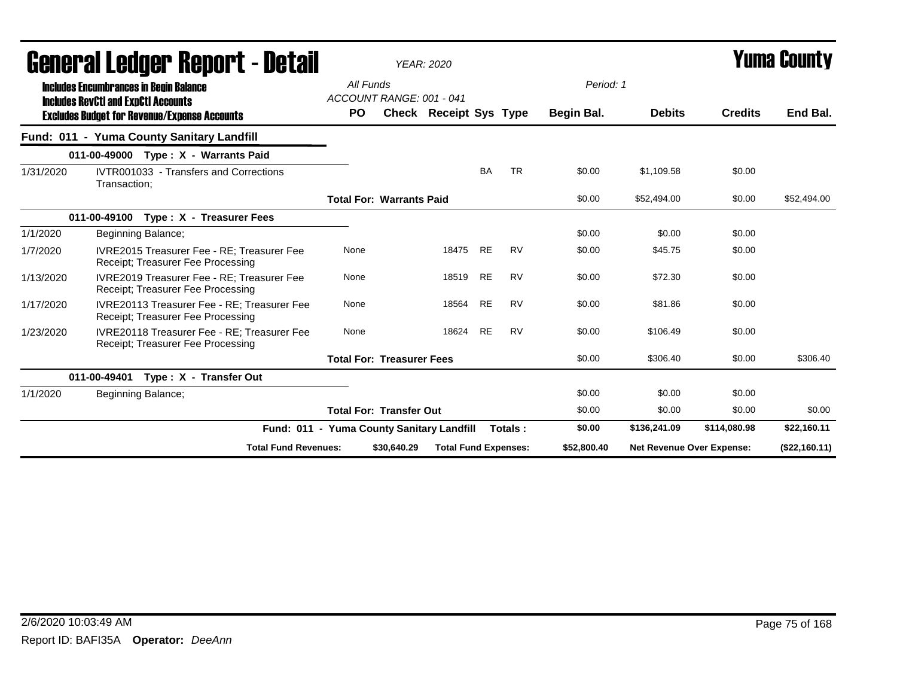# General Ledger Report - Detail

*YEAR: 2020*

# Yuma County

**Includes Encumbrances in Begin Balance**
**Includes RevCtl and ExpCtl Accounts**
**Excludes Budget for Revenue/Expense Accounts**

*All Funds*
*ACCOUNT RANGE: 001 - 041*

*Period: 1*

| | | PO | Check | Receipt | Sys | Type | Begin Bal. | Debits | Credits | End Bal. |
|---|---|---|---|---|---|---|---|---|---|---|
| **Fund: 011 - Yuma County Sanitary Landfill** | | | | | | | | | | |
| | **011-00-49000 Type : X - Warrants Paid** | | | | | | | | | |
| 1/31/2020 | IVTR001033 - Transfers and Corrections Transaction; | | | | BA | TR | $0.00 | $1,109.58 | $0.00 | |
| | | **Total For: Warrants Paid** | | | | | $0.00 | $52,494.00 | $0.00 | $52,494.00 |
| | **011-00-49100 Type : X - Treasurer Fees** | | | | | | | | | |
| 1/1/2020 | Beginning Balance; | | | | | | $0.00 | $0.00 | $0.00 | |
| 1/7/2020 | IVRE2015 Treasurer Fee - RE; Treasurer Fee Receipt; Treasurer Fee Processing | None | | 18475 | RE | RV | $0.00 | $45.75 | $0.00 | |
| 1/13/2020 | IVRE2019 Treasurer Fee - RE; Treasurer Fee Receipt; Treasurer Fee Processing | None | | 18519 | RE | RV | $0.00 | $72.30 | $0.00 | |
| 1/17/2020 | IVRE20113 Treasurer Fee - RE; Treasurer Fee Receipt; Treasurer Fee Processing | None | | 18564 | RE | RV | $0.00 | $81.86 | $0.00 | |
| 1/23/2020 | IVRE20118 Treasurer Fee - RE; Treasurer Fee Receipt; Treasurer Fee Processing | None | | 18624 | RE | RV | $0.00 | $106.49 | $0.00 | |
| | | **Total For: Treasurer Fees** | | | | | $0.00 | $306.40 | $0.00 | $306.40 |
| | **011-00-49401 Type : X - Transfer Out** | | | | | | | | | |
| 1/1/2020 | Beginning Balance; | | | | | | $0.00 | $0.00 | $0.00 | |
| | | **Total For: Transfer Out** | | | | | $0.00 | $0.00 | $0.00 | $0.00 |
| | **Fund: 011 - Yuma County Sanitary Landfill** | | | | | **Totals :** | **$0.00** | **$136,241.09** | **$114,080.98** | **$22,160.11** |
| | **Total Fund Revenues:** | | **$30,640.29** | **Total Fund Expenses:** | | | **$52,800.40** | **Net Revenue Over Expense:** | | **($22,160.11)** |

2/6/2020 10:03:49 AM

Report ID: BAFI35A **Operator:** *DeeAnn*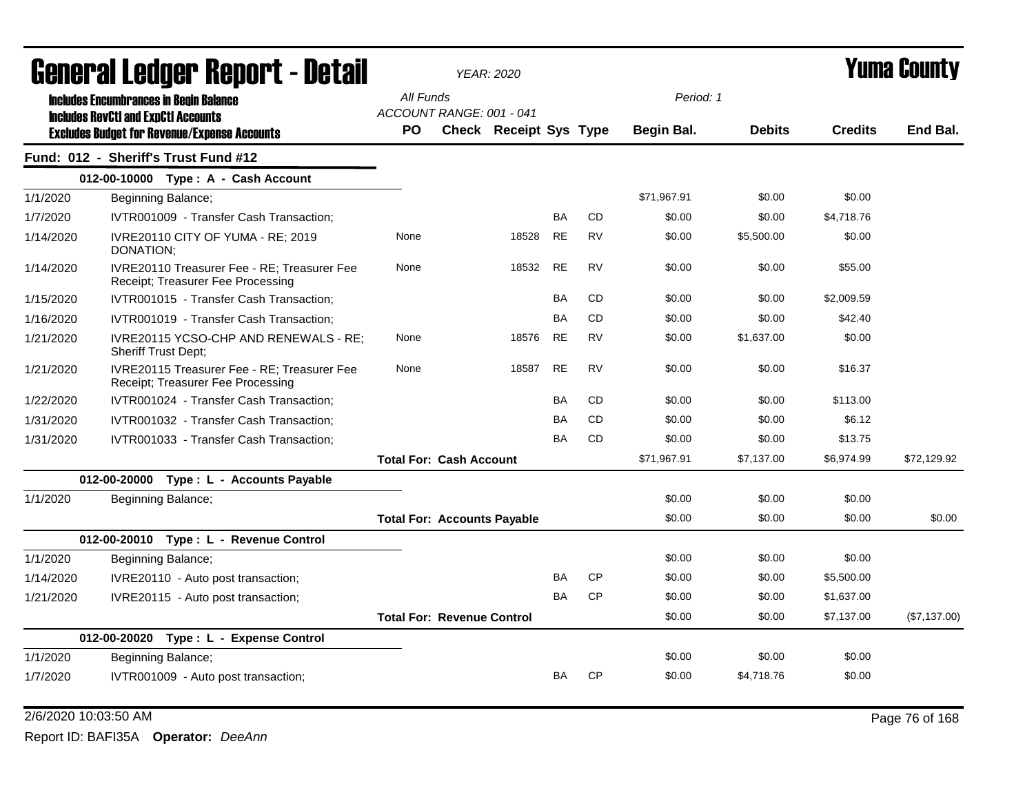# General Ledger Report - Detail

*YEAR: 2020*

# Yuma County

**Includes Encumbrances in Begin Balance**
**Includes RevCtl and ExpCtl Accounts**
**Excludes Budget for Revenue/Expense Accounts**

All Funds
ACCOUNT RANGE: 001 - 041

Period: 1

## Fund: 012 - Sheriff's Trust Fund #12

| Date | Description | PO | Check | Receipt | Sys | Type | Begin Bal. | Debits | Credits | End Bal. |
|---|---|---|---|---|---|---|---|---|---|---|
| | **012-00-10000 Type : A - Cash Account** | | | | | | | | | |
| 1/1/2020 | Beginning Balance; | | | | | | $71,967.91 | $0.00 | $0.00 | |
| 1/7/2020 | IVTR001009 - Transfer Cash Transaction; | | | | BA | CD | $0.00 | $0.00 | $4,718.76 | |
| 1/14/2020 | IVRE20110 CITY OF YUMA - RE; 2019 DONATION; | None | | 18528 | RE | RV | $0.00 | $5,500.00 | $0.00 | |
| 1/14/2020 | IVRE20110 Treasurer Fee - RE; Treasurer Fee Receipt; Treasurer Fee Processing | None | | 18532 | RE | RV | $0.00 | $0.00 | $55.00 | |
| 1/15/2020 | IVTR001015 - Transfer Cash Transaction; | | | | BA | CD | $0.00 | $0.00 | $2,009.59 | |
| 1/16/2020 | IVTR001019 - Transfer Cash Transaction; | | | | BA | CD | $0.00 | $0.00 | $42.40 | |
| 1/21/2020 | IVRE20115 YCSO-CHP AND RENEWALS - RE; Sheriff Trust Dept; | None | | 18576 | RE | RV | $0.00 | $1,637.00 | $0.00 | |
| 1/21/2020 | IVRE20115 Treasurer Fee - RE; Treasurer Fee Receipt; Treasurer Fee Processing | None | | 18587 | RE | RV | $0.00 | $0.00 | $16.37 | |
| 1/22/2020 | IVTR001024 - Transfer Cash Transaction; | | | | BA | CD | $0.00 | $0.00 | $113.00 | |
| 1/31/2020 | IVTR001032 - Transfer Cash Transaction; | | | | BA | CD | $0.00 | $0.00 | $6.12 | |
| 1/31/2020 | IVTR001033 - Transfer Cash Transaction; | | | | BA | CD | $0.00 | $0.00 | $13.75 | |
| | | **Total For: Cash Account** | | | | | $71,967.91 | $7,137.00 | $6,974.99 | $72,129.92 |
| | **012-00-20000 Type : L - Accounts Payable** | | | | | | | | | |
| 1/1/2020 | Beginning Balance; | | | | | | $0.00 | $0.00 | $0.00 | |
| | | **Total For: Accounts Payable** | | | | | $0.00 | $0.00 | $0.00 | $0.00 |
| | **012-00-20010 Type : L - Revenue Control** | | | | | | | | | |
| 1/1/2020 | Beginning Balance; | | | | | | $0.00 | $0.00 | $0.00 | |
| 1/14/2020 | IVRE20110 - Auto post transaction; | | | | BA | CP | $0.00 | $0.00 | $5,500.00 | |
| 1/21/2020 | IVRE20115 - Auto post transaction; | | | | BA | CP | $0.00 | $0.00 | $1,637.00 | |
| | | **Total For: Revenue Control** | | | | | $0.00 | $0.00 | $7,137.00 | ($7,137.00) |
| | **012-00-20020 Type : L - Expense Control** | | | | | | | | | |
| 1/1/2020 | Beginning Balance; | | | | | | $0.00 | $0.00 | $0.00 | |
| 1/7/2020 | IVTR001009 - Auto post transaction; | | | | BA | CP | $0.00 | $4,718.76 | $0.00 | |

2/6/2020 10:03:50 AM

Report ID: BAFI35A **Operator:** *DeeAnn*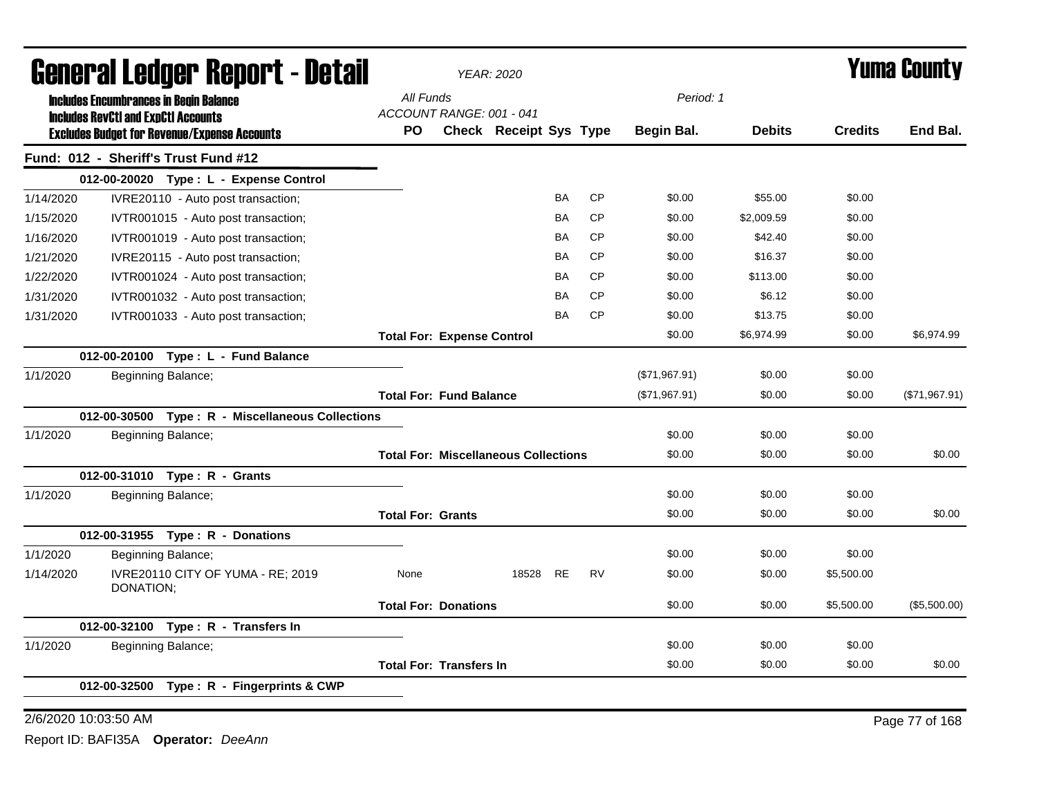# General Ledger Report - Detail

**Yuma County**

*YEAR: 2020*

**Includes Encumbrances in Begin Balance**
**Includes RevCtl and ExpCtl Accounts**
**Excludes Budget for Revenue/Expense Accounts**

*All Funds*
*ACCOUNT RANGE: 001 - 041*
*Period: 1*

## Fund: 012 - Sheriff's Trust Fund #12

| Date | Description | PO | Check | Receipt | Sys | Type | Begin Bal. | Debits | Credits | End Bal. |
|---|---|---|---|---|---|---|---|---|---|---|
| **012-00-20020 Type : L - Expense Control** | | | | | | | | | | |
| 1/14/2020 | IVRE20110 - Auto post transaction; | | | | BA | CP | $0.00 | $55.00 | $0.00 | |
| 1/15/2020 | IVTR001015 - Auto post transaction; | | | | BA | CP | $0.00 | $2,009.59 | $0.00 | |
| 1/16/2020 | IVTR001019 - Auto post transaction; | | | | BA | CP | $0.00 | $42.40 | $0.00 | |
| 1/21/2020 | IVRE20115 - Auto post transaction; | | | | BA | CP | $0.00 | $16.37 | $0.00 | |
| 1/22/2020 | IVTR001024 - Auto post transaction; | | | | BA | CP | $0.00 | $113.00 | $0.00 | |
| 1/31/2020 | IVTR001032 - Auto post transaction; | | | | BA | CP | $0.00 | $6.12 | $0.00 | |
| 1/31/2020 | IVTR001033 - Auto post transaction; | | | | BA | CP | $0.00 | $13.75 | $0.00 | |
| | | **Total For: Expense Control** | | | | | $0.00 | $6,974.99 | $0.00 | $6,974.99 |
| **012-00-20100 Type : L - Fund Balance** | | | | | | | | | | |
| 1/1/2020 | Beginning Balance; | | | | | | ($71,967.91) | $0.00 | $0.00 | |
| | | **Total For: Fund Balance** | | | | | ($71,967.91) | $0.00 | $0.00 | ($71,967.91) |
| **012-00-30500 Type : R - Miscellaneous Collections** | | | | | | | | | | |
| 1/1/2020 | Beginning Balance; | | | | | | $0.00 | $0.00 | $0.00 | |
| | | **Total For: Miscellaneous Collections** | | | | | $0.00 | $0.00 | $0.00 | $0.00 |
| **012-00-31010 Type : R - Grants** | | | | | | | | | | |
| 1/1/2020 | Beginning Balance; | | | | | | $0.00 | $0.00 | $0.00 | |
| | | **Total For: Grants** | | | | | $0.00 | $0.00 | $0.00 | $0.00 |
| **012-00-31955 Type : R - Donations** | | | | | | | | | | |
| 1/1/2020 | Beginning Balance; | | | | | | $0.00 | $0.00 | $0.00 | |
| 1/14/2020 | IVRE20110 CITY OF YUMA - RE; 2019 DONATION; | None | | 18528 | RE | RV | $0.00 | $0.00 | $5,500.00 | |
| | | **Total For: Donations** | | | | | $0.00 | $0.00 | $5,500.00 | ($5,500.00) |
| **012-00-32100 Type : R - Transfers In** | | | | | | | | | | |
| 1/1/2020 | Beginning Balance; | | | | | | $0.00 | $0.00 | $0.00 | |
| | | **Total For: Transfers In** | | | | | $0.00 | $0.00 | $0.00 | $0.00 |
| **012-00-32500 Type : R - Fingerprints & CWP** | | | | | | | | | | |

2/6/2020 10:03:50 AM

Report ID: BAFI35A **Operator:** *DeeAnn*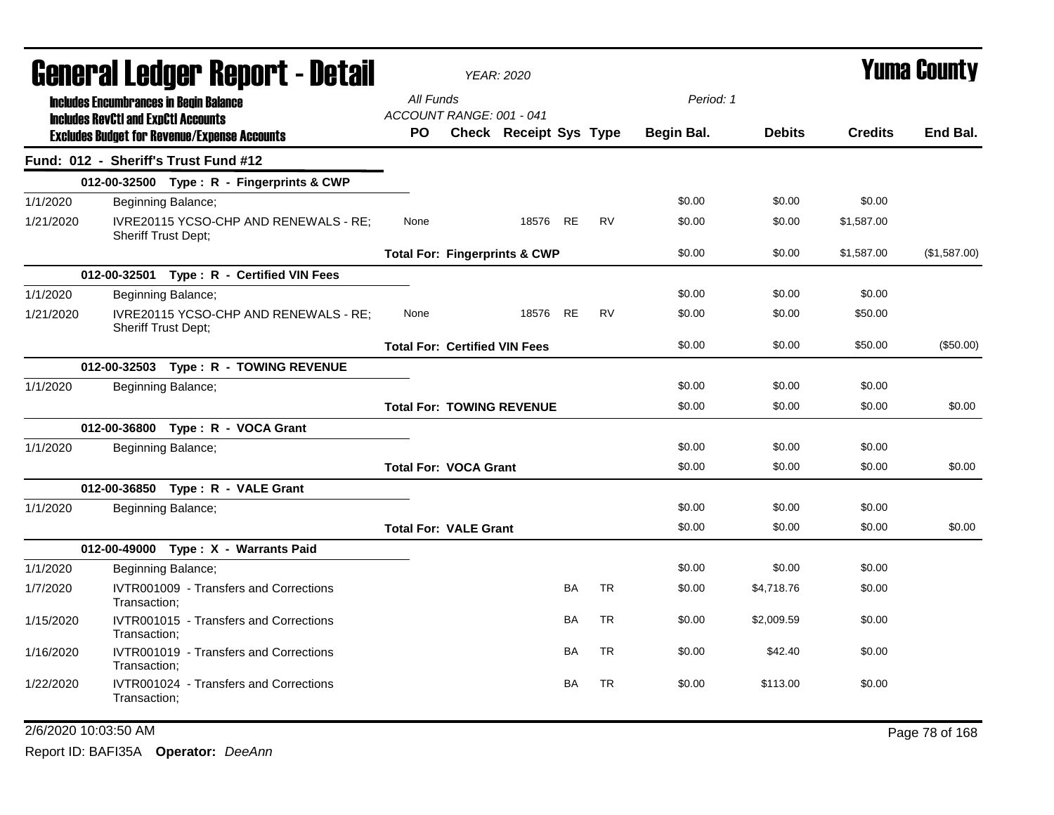# General Ledger Report - Detail

YEAR: 2020

**Yuma County**

Includes Encumbrances in Begin Balance
Includes RevCtl and ExpCtl Accounts
Excludes Budget for Revenue/Expense Accounts

All Funds
ACCOUNT RANGE: 001 - 041

Period: 1

## Fund: 012 - Sheriff's Trust Fund #12

| Date | Description | PO | Check | Receipt | Sys | Type | Begin Bal. | Debits | Credits | End Bal. |
|---|---|---|---|---|---|---|---|---|---|---|
| **012-00-32500 Type : R - Fingerprints & CWP** | | | | | | | | | | |
| 1/1/2020 | Beginning Balance; | | | | | | $0.00 | $0.00 | $0.00 | |
| 1/21/2020 | IVRE20115 YCSO-CHP AND RENEWALS - RE; Sheriff Trust Dept; | None | | 18576 | RE | RV | $0.00 | $0.00 | $1,587.00 | |
| | | **Total For: Fingerprints & CWP** | | | | | $0.00 | $0.00 | $1,587.00 | ($1,587.00) |
| **012-00-32501 Type : R - Certified VIN Fees** | | | | | | | | | | |
| 1/1/2020 | Beginning Balance; | | | | | | $0.00 | $0.00 | $0.00 | |
| 1/21/2020 | IVRE20115 YCSO-CHP AND RENEWALS - RE; Sheriff Trust Dept; | None | | 18576 | RE | RV | $0.00 | $0.00 | $50.00 | |
| | | **Total For: Certified VIN Fees** | | | | | $0.00 | $0.00 | $50.00 | ($50.00) |
| **012-00-32503 Type : R - TOWING REVENUE** | | | | | | | | | | |
| 1/1/2020 | Beginning Balance; | | | | | | $0.00 | $0.00 | $0.00 | |
| | | **Total For: TOWING REVENUE** | | | | | $0.00 | $0.00 | $0.00 | $0.00 |
| **012-00-36800 Type : R - VOCA Grant** | | | | | | | | | | |
| 1/1/2020 | Beginning Balance; | | | | | | $0.00 | $0.00 | $0.00 | |
| | | **Total For: VOCA Grant** | | | | | $0.00 | $0.00 | $0.00 | $0.00 |
| **012-00-36850 Type : R - VALE Grant** | | | | | | | | | | |
| 1/1/2020 | Beginning Balance; | | | | | | $0.00 | $0.00 | $0.00 | |
| | | **Total For: VALE Grant** | | | | | $0.00 | $0.00 | $0.00 | $0.00 |
| **012-00-49000 Type : X - Warrants Paid** | | | | | | | | | | |
| 1/1/2020 | Beginning Balance; | | | | | | $0.00 | $0.00 | $0.00 | |
| 1/7/2020 | IVTR001009 - Transfers and Corrections Transaction; | | | | BA | TR | $0.00 | $4,718.76 | $0.00 | |
| 1/15/2020 | IVTR001015 - Transfers and Corrections Transaction; | | | | BA | TR | $0.00 | $2,009.59 | $0.00 | |
| 1/16/2020 | IVTR001019 - Transfers and Corrections Transaction; | | | | BA | TR | $0.00 | $42.40 | $0.00 | |
| 1/22/2020 | IVTR001024 - Transfers and Corrections Transaction; | | | | BA | TR | $0.00 | $113.00 | $0.00 | |

2/6/2020 10:03:50 AM

Report ID: BAFI35A **Operator:** *DeeAnn*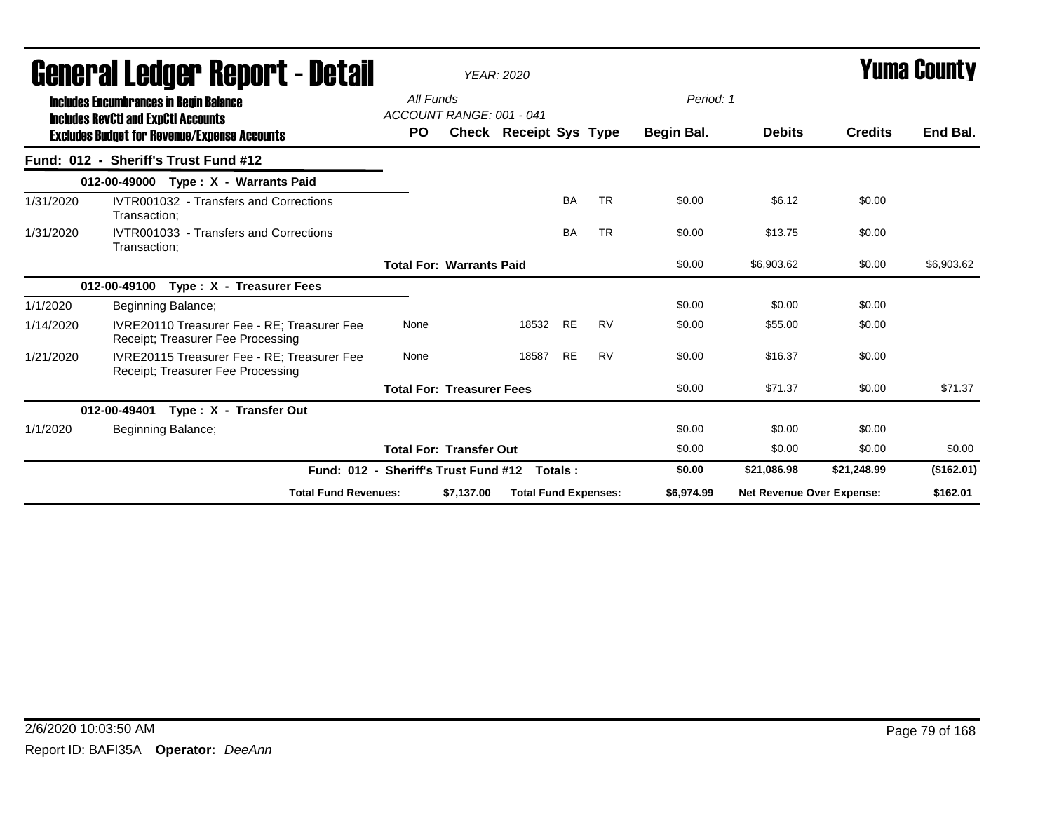# General Ledger Report - Detail

*YEAR: 2020*

# Yuma County

**Includes Encumbrances in Begin Balance**
**Includes RevCtl and ExpCtl Accounts**
**Excludes Budget for Revenue/Expense Accounts**

*All Funds*
*ACCOUNT RANGE: 001 - 041*
*Period: 1*

## Fund: 012 - Sheriff's Trust Fund #12

| Date | Description | PO | Check | Receipt | Sys | Type | Begin Bal. | Debits | Credits | End Bal. |
|---|---|---|---|---|---|---|---|---|---|---|
| **012-00-49000 Type : X - Warrants Paid** | | | | | | | | | | |
| 1/31/2020 | IVTR001032 - Transfers and Corrections Transaction; | | | | BA | TR | $0.00 | $6.12 | $0.00 | |
| 1/31/2020 | IVTR001033 - Transfers and Corrections Transaction; | | | | BA | TR | $0.00 | $13.75 | $0.00 | |
| | | **Total For: Warrants Paid** | | | | | $0.00 | $6,903.62 | $0.00 | $6,903.62 |
| **012-00-49100 Type : X - Treasurer Fees** | | | | | | | | | | |
| 1/1/2020 | Beginning Balance; | | | | | | $0.00 | $0.00 | $0.00 | |
| 1/14/2020 | IVRE20110 Treasurer Fee - RE; Treasurer Fee Receipt; Treasurer Fee Processing | None | | 18532 | RE | RV | $0.00 | $55.00 | $0.00 | |
| 1/21/2020 | IVRE20115 Treasurer Fee - RE; Treasurer Fee Receipt; Treasurer Fee Processing | None | | 18587 | RE | RV | $0.00 | $16.37 | $0.00 | |
| | | **Total For: Treasurer Fees** | | | | | $0.00 | $71.37 | $0.00 | $71.37 |
| **012-00-49401 Type : X - Transfer Out** | | | | | | | | | | |
| 1/1/2020 | Beginning Balance; | | | | | | $0.00 | $0.00 | $0.00 | |
| | | **Total For: Transfer Out** | | | | | $0.00 | $0.00 | $0.00 | $0.00 |
| | **Fund: 012 - Sheriff's Trust Fund #12 Totals :** | | | | | | **$0.00** | **$21,086.98** | **$21,248.99** | **($162.01)** |
| | **Total Fund Revenues:** | | **$7,137.00** | **Total Fund Expenses:** | | | **$6,974.99** | **Net Revenue Over Expense:** | | **$162.01** |

2/6/2020 10:03:50 AM

Report ID: BAFI35A **Operator:** *DeeAnn*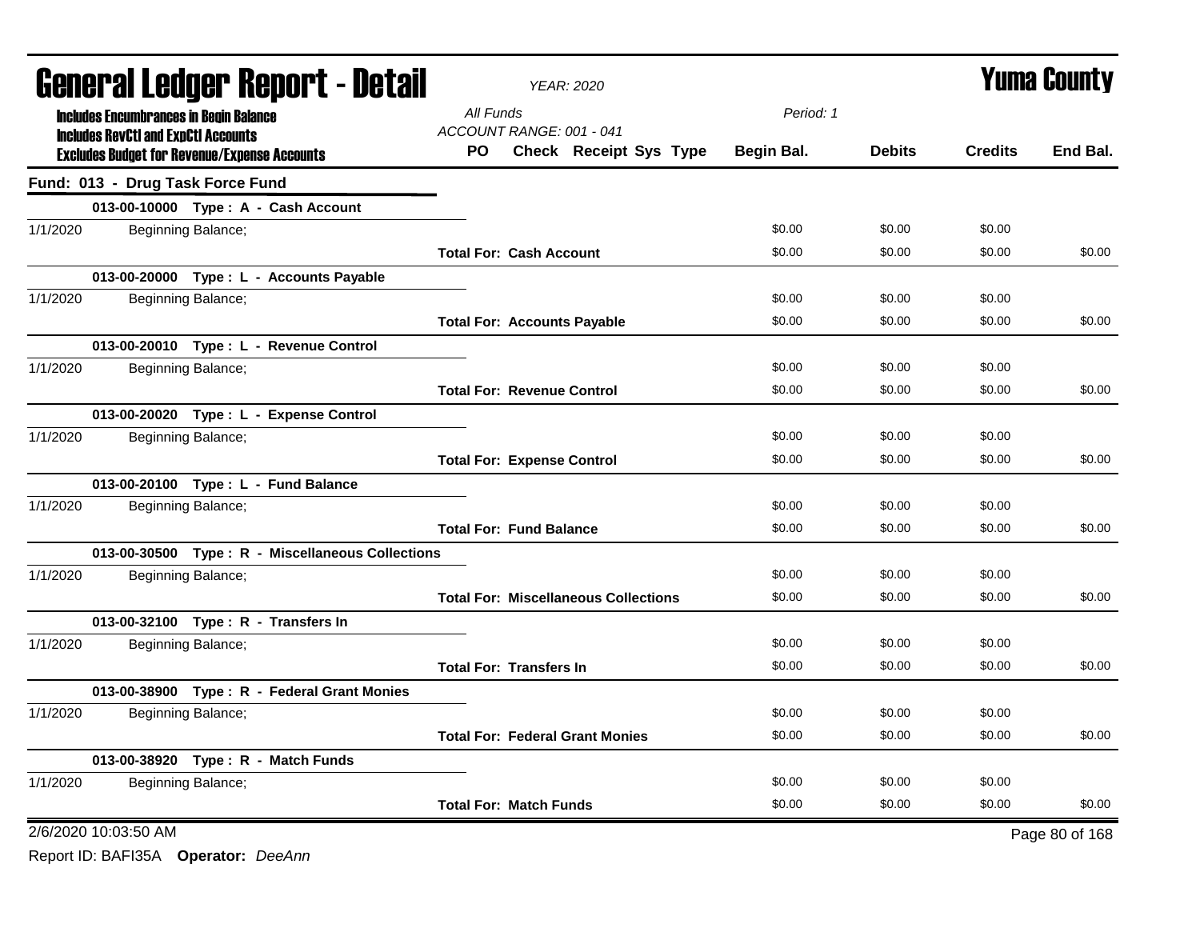# General Ledger Report - Detail

*YEAR: 2020*

# Yuma County

**Includes Encumbrances in Begin Balance**
**Includes RevCtl and ExpCtl Accounts**
**Excludes Budget for Revenue/Expense Accounts**

*All Funds*
*ACCOUNT RANGE: 001 - 041*
*Period: 1*

## Fund: 013 - Drug Task Force Fund

| Date | Description | PO | Check | Receipt | Sys | Type | Begin Bal. | Debits | Credits | End Bal. |
|---|---|---|---|---|---|---|---|---|---|---|
| | **013-00-10000 Type : A - Cash Account** | | | | | | | | | |
| 1/1/2020 | Beginning Balance; | | | | | | $0.00 | $0.00 | $0.00 | |
| | **Total For: Cash Account** | | | | | | $0.00 | $0.00 | $0.00 | $0.00 |
| | **013-00-20000 Type : L - Accounts Payable** | | | | | | | | | |
| 1/1/2020 | Beginning Balance; | | | | | | $0.00 | $0.00 | $0.00 | |
| | **Total For: Accounts Payable** | | | | | | $0.00 | $0.00 | $0.00 | $0.00 |
| | **013-00-20010 Type : L - Revenue Control** | | | | | | | | | |
| 1/1/2020 | Beginning Balance; | | | | | | $0.00 | $0.00 | $0.00 | |
| | **Total For: Revenue Control** | | | | | | $0.00 | $0.00 | $0.00 | $0.00 |
| | **013-00-20020 Type : L - Expense Control** | | | | | | | | | |
| 1/1/2020 | Beginning Balance; | | | | | | $0.00 | $0.00 | $0.00 | |
| | **Total For: Expense Control** | | | | | | $0.00 | $0.00 | $0.00 | $0.00 |
| | **013-00-20100 Type : L - Fund Balance** | | | | | | | | | |
| 1/1/2020 | Beginning Balance; | | | | | | $0.00 | $0.00 | $0.00 | |
| | **Total For: Fund Balance** | | | | | | $0.00 | $0.00 | $0.00 | $0.00 |
| | **013-00-30500 Type : R - Miscellaneous Collections** | | | | | | | | | |
| 1/1/2020 | Beginning Balance; | | | | | | $0.00 | $0.00 | $0.00 | |
| | **Total For: Miscellaneous Collections** | | | | | | $0.00 | $0.00 | $0.00 | $0.00 |
| | **013-00-32100 Type : R - Transfers In** | | | | | | | | | |
| 1/1/2020 | Beginning Balance; | | | | | | $0.00 | $0.00 | $0.00 | |
| | **Total For: Transfers In** | | | | | | $0.00 | $0.00 | $0.00 | $0.00 |
| | **013-00-38900 Type : R - Federal Grant Monies** | | | | | | | | | |
| 1/1/2020 | Beginning Balance; | | | | | | $0.00 | $0.00 | $0.00 | |
| | **Total For: Federal Grant Monies** | | | | | | $0.00 | $0.00 | $0.00 | $0.00 |
| | **013-00-38920 Type : R - Match Funds** | | | | | | | | | |
| 1/1/2020 | Beginning Balance; | | | | | | $0.00 | $0.00 | $0.00 | |
| | **Total For: Match Funds** | | | | | | $0.00 | $0.00 | $0.00 | $0.00 |

2/6/2020 10:03:50 AM

Report ID: BAFI35A **Operator:** *DeeAnn*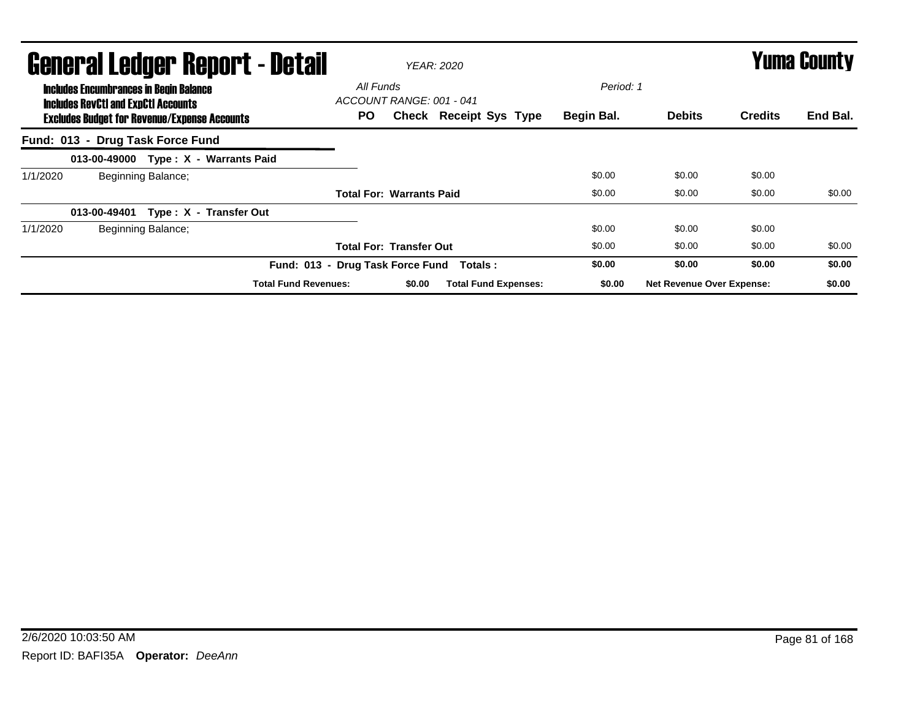# General Ledger Report - Detail

*YEAR: 2020*

# Yuma County

**Includes Encumbrances in Begin Balance**
**Includes RevCtl and ExpCtl Accounts**
**Excludes Budget for Revenue/Expense Accounts**

*All Funds*
*ACCOUNT RANGE: 001 - 041*
*Period: 1*

| | | PO | Check | Receipt | Sys | Type | Begin Bal. | Debits | Credits | End Bal. |
|---|---|---|---|---|---|---|---|---|---|---|
| **Fund: 013 - Drug Task Force Fund** | | | | | | | | | | |
| **013-00-49000 Type : X - Warrants Paid** | | | | | | | | | | |
| 1/1/2020 | Beginning Balance; | | | | | | $0.00 | $0.00 | $0.00 | |
| | | **Total For: Warrants Paid** | | | | | $0.00 | $0.00 | $0.00 | $0.00 |
| **013-00-49401 Type : X - Transfer Out** | | | | | | | | | | |
| 1/1/2020 | Beginning Balance; | | | | | | $0.00 | $0.00 | $0.00 | |
| | | **Total For: Transfer Out** | | | | | $0.00 | $0.00 | $0.00 | $0.00 |
| | | **Fund: 013 - Drug Task Force Fund Totals :** | | | | | **$0.00** | **$0.00** | **$0.00** | **$0.00** |
| | **Total Fund Revenues:** | | **$0.00** | **Total Fund Expenses:** | | | **$0.00** | **Net Revenue Over Expense:** | | **$0.00** |

2/6/2020 10:03:50 AM

Report ID: BAFI35A **Operator:** *DeeAnn*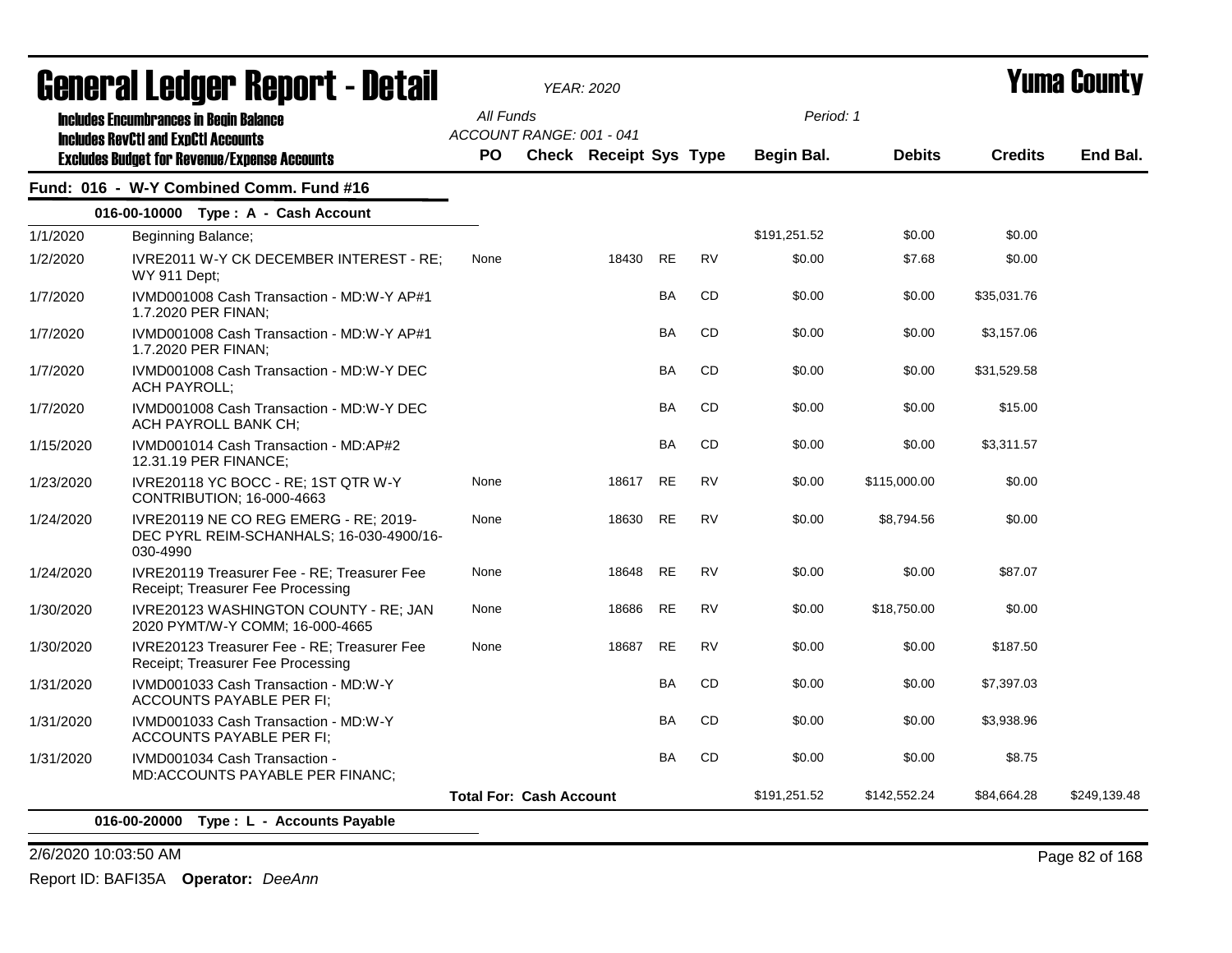# General Ledger Report - Detail

*YEAR: 2020*

**Yuma County**

**Includes Encumbrances in Begin Balance**
**Includes RevCtl and ExpCtl Accounts**
**Excludes Budget for Revenue/Expense Accounts**

*All Funds*
*ACCOUNT RANGE: 001 - 041*
*Period: 1*

## Fund: 016 - W-Y Combined Comm. Fund #16

### 016-00-10000 Type : A - Cash Account

| Date | Description | PO | Check | Receipt | Sys | Type | Begin Bal. | Debits | Credits | End Bal. |
|---|---|---|---|---|---|---|---|---|---|---|
| 1/1/2020 | Beginning Balance; | | | | | | $191,251.52 | $0.00 | $0.00 | |
| 1/2/2020 | IVRE2011 W-Y CK DECEMBER INTEREST - RE; WY 911 Dept; | None | | 18430 | RE | RV | $0.00 | $7.68 | $0.00 | |
| 1/7/2020 | IVMD001008 Cash Transaction - MD:W-Y AP#1 1.7.2020 PER FINAN; | | | | BA | CD | $0.00 | $0.00 | $35,031.76 | |
| 1/7/2020 | IVMD001008 Cash Transaction - MD:W-Y AP#1 1.7.2020 PER FINAN; | | | | BA | CD | $0.00 | $0.00 | $3,157.06 | |
| 1/7/2020 | IVMD001008 Cash Transaction - MD:W-Y DEC ACH PAYROLL; | | | | BA | CD | $0.00 | $0.00 | $31,529.58 | |
| 1/7/2020 | IVMD001008 Cash Transaction - MD:W-Y DEC ACH PAYROLL BANK CH; | | | | BA | CD | $0.00 | $0.00 | $15.00 | |
| 1/15/2020 | IVMD001014 Cash Transaction - MD:AP#2 12.31.19 PER FINANCE; | | | | BA | CD | $0.00 | $0.00 | $3,311.57 | |
| 1/23/2020 | IVRE20118 YC BOCC - RE; 1ST QTR W-Y CONTRIBUTION; 16-000-4663 | None | | 18617 | RE | RV | $0.00 | $115,000.00 | $0.00 | |
| 1/24/2020 | IVRE20119 NE CO REG EMERG - RE; 2019-DEC PYRL REIM-SCHANHALS; 16-030-4900/16-030-4990 | None | | 18630 | RE | RV | $0.00 | $8,794.56 | $0.00 | |
| 1/24/2020 | IVRE20119 Treasurer Fee - RE; Treasurer Fee Receipt; Treasurer Fee Processing | None | | 18648 | RE | RV | $0.00 | $0.00 | $87.07 | |
| 1/30/2020 | IVRE20123 WASHINGTON COUNTY - RE; JAN 2020 PYMT/W-Y COMM; 16-000-4665 | None | | 18686 | RE | RV | $0.00 | $18,750.00 | $0.00 | |
| 1/30/2020 | IVRE20123 Treasurer Fee - RE; Treasurer Fee Receipt; Treasurer Fee Processing | None | | 18687 | RE | RV | $0.00 | $0.00 | $187.50 | |
| 1/31/2020 | IVMD001033 Cash Transaction - MD:W-Y ACCOUNTS PAYABLE PER FI; | | | | BA | CD | $0.00 | $0.00 | $7,397.03 | |
| 1/31/2020 | IVMD001033 Cash Transaction - MD:W-Y ACCOUNTS PAYABLE PER FI; | | | | BA | CD | $0.00 | $0.00 | $3,938.96 | |
| 1/31/2020 | IVMD001034 Cash Transaction - MD:ACCOUNTS PAYABLE PER FINANC; | | | | BA | CD | $0.00 | $0.00 | $8.75 | |
| | **Total For: Cash Account** | | | | | | $191,251.52 | $142,552.24 | $84,664.28 | $249,139.48 |

### 016-00-20000 Type : L - Accounts Payable

2/6/2020 10:03:50 AM

Report ID: BAFI35A **Operator:** *DeeAnn*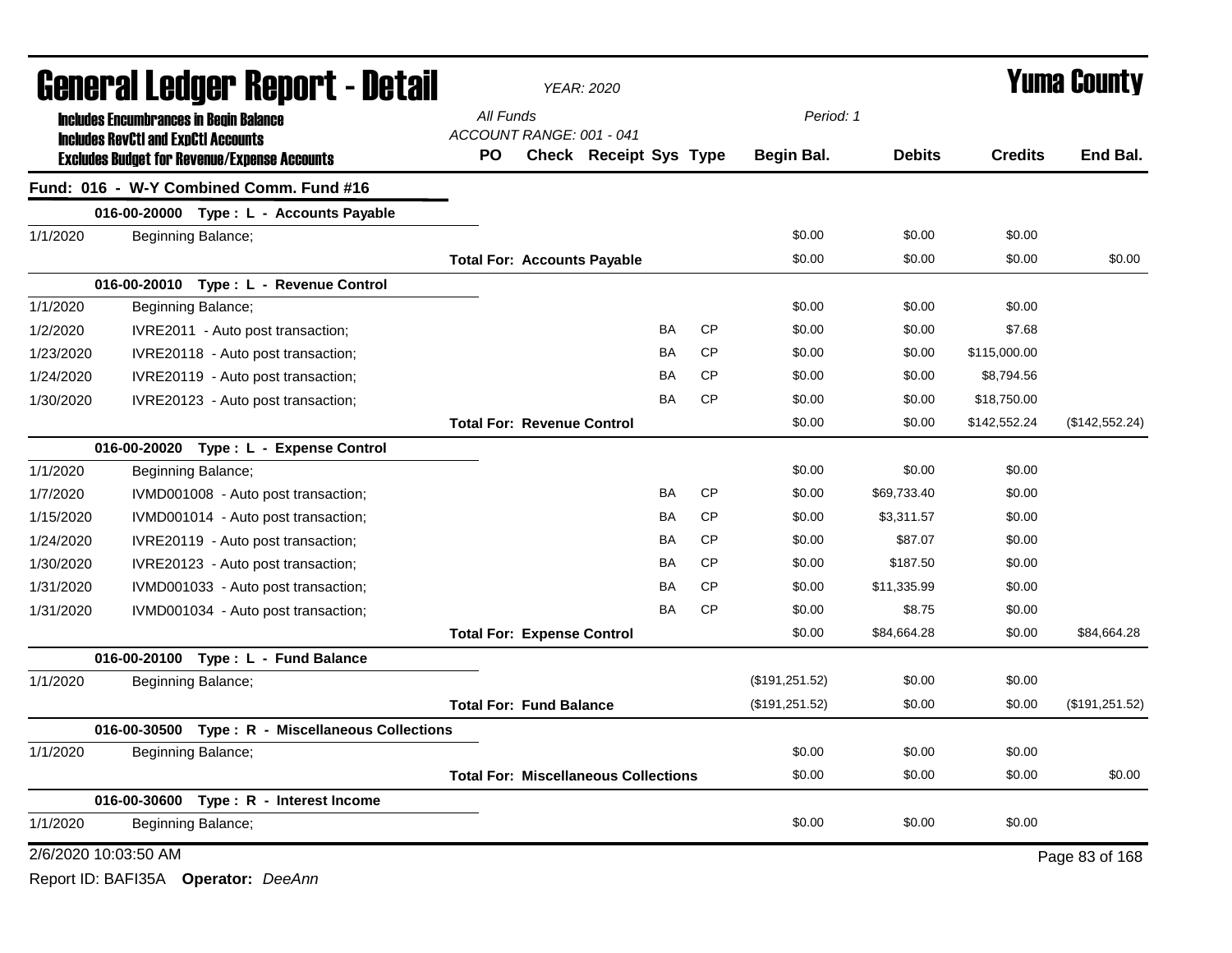# General Ledger Report - Detail

*YEAR: 2020*

# Yuma County

**Includes Encumbrances in Begin Balance**
**Includes RevCtl and ExpCtl Accounts**
**Excludes Budget for Revenue/Expense Accounts**

*All Funds*
*ACCOUNT RANGE: 001 - 041*
*Period: 1*

| | | PO | Check | Receipt | Sys | Type | Begin Bal. | Debits | Credits | End Bal. |
|---|---|---|---|---|---|---|---|---|---|---|
| **Fund: 016 - W-Y Combined Comm. Fund #16** | | | | | | | | | | |
| **016-00-20000 Type : L - Accounts Payable** | | | | | | | | | | |
| 1/1/2020 | Beginning Balance; | | | | | | $0.00 | $0.00 | $0.00 | |
| | **Total For: Accounts Payable** | | | | | | $0.00 | $0.00 | $0.00 | $0.00 |
| **016-00-20010 Type : L - Revenue Control** | | | | | | | | | | |
| 1/1/2020 | Beginning Balance; | | | | | | $0.00 | $0.00 | $0.00 | |
| 1/2/2020 | IVRE2011 - Auto post transaction; | | | | BA | CP | $0.00 | $0.00 | $7.68 | |
| 1/23/2020 | IVRE20118 - Auto post transaction; | | | | BA | CP | $0.00 | $0.00 | $115,000.00 | |
| 1/24/2020 | IVRE20119 - Auto post transaction; | | | | BA | CP | $0.00 | $0.00 | $8,794.56 | |
| 1/30/2020 | IVRE20123 - Auto post transaction; | | | | BA | CP | $0.00 | $0.00 | $18,750.00 | |
| | **Total For: Revenue Control** | | | | | | $0.00 | $0.00 | $142,552.24 | ($142,552.24) |
| **016-00-20020 Type : L - Expense Control** | | | | | | | | | | |
| 1/1/2020 | Beginning Balance; | | | | | | $0.00 | $0.00 | $0.00 | |
| 1/7/2020 | IVMD001008 - Auto post transaction; | | | | BA | CP | $0.00 | $69,733.40 | $0.00 | |
| 1/15/2020 | IVMD001014 - Auto post transaction; | | | | BA | CP | $0.00 | $3,311.57 | $0.00 | |
| 1/24/2020 | IVRE20119 - Auto post transaction; | | | | BA | CP | $0.00 | $87.07 | $0.00 | |
| 1/30/2020 | IVRE20123 - Auto post transaction; | | | | BA | CP | $0.00 | $187.50 | $0.00 | |
| 1/31/2020 | IVMD001033 - Auto post transaction; | | | | BA | CP | $0.00 | $11,335.99 | $0.00 | |
| 1/31/2020 | IVMD001034 - Auto post transaction; | | | | BA | CP | $0.00 | $8.75 | $0.00 | |
| | **Total For: Expense Control** | | | | | | $0.00 | $84,664.28 | $0.00 | $84,664.28 |
| **016-00-20100 Type : L - Fund Balance** | | | | | | | | | | |
| 1/1/2020 | Beginning Balance; | | | | | | ($191,251.52) | $0.00 | $0.00 | |
| | **Total For: Fund Balance** | | | | | | ($191,251.52) | $0.00 | $0.00 | ($191,251.52) |
| **016-00-30500 Type : R - Miscellaneous Collections** | | | | | | | | | | |
| 1/1/2020 | Beginning Balance; | | | | | | $0.00 | $0.00 | $0.00 | |
| | **Total For: Miscellaneous Collections** | | | | | | $0.00 | $0.00 | $0.00 | $0.00 |
| **016-00-30600 Type : R - Interest Income** | | | | | | | | | | |
| 1/1/2020 | Beginning Balance; | | | | | | $0.00 | $0.00 | $0.00 | |

2/6/2020 10:03:50 AM

Report ID: BAFI35A **Operator:** *DeeAnn*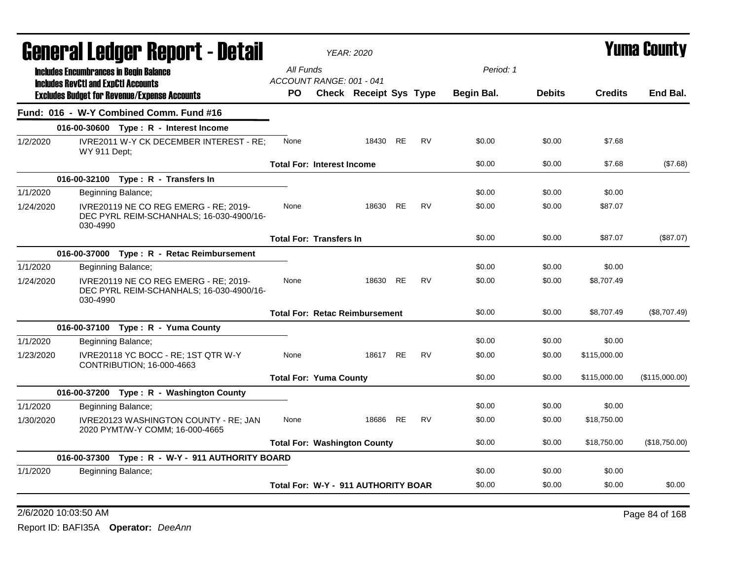# General Ledger Report - Detail

*YEAR: 2020*

# Yuma County

**Includes Encumbrances in Begin Balance**
**Includes RevCtl and ExpCtl Accounts**
**Excludes Budget for Revenue/Expense Accounts**

*All Funds*
*ACCOUNT RANGE: 001 - 041*
*Period: 1*

| | | PO | Check | Receipt | Sys | Type | Begin Bal. | Debits | Credits | End Bal. |
|---|---|---|---|---|---|---|---|---|---|---|
| **Fund: 016 - W-Y Combined Comm. Fund #16** | | | | | | | | | | |
| **016-00-30600 Type : R - Interest Income** | | | | | | | | | | |
| 1/2/2020 | IVRE2011 W-Y CK DECEMBER INTEREST - RE; WY 911 Dept; | None | | 18430 | RE | RV | $0.00 | $0.00 | $7.68 | |
| | | **Total For: Interest Income** | | | | | $0.00 | $0.00 | $7.68 | ($7.68) |
| **016-00-32100 Type : R - Transfers In** | | | | | | | | | | |
| 1/1/2020 | Beginning Balance; | | | | | | $0.00 | $0.00 | $0.00 | |
| 1/24/2020 | IVRE20119 NE CO REG EMERG - RE; 2019-DEC PYRL REIM-SCHANHALS; 16-030-4900/16-030-4990 | None | | 18630 | RE | RV | $0.00 | $0.00 | $87.07 | |
| | | **Total For: Transfers In** | | | | | $0.00 | $0.00 | $87.07 | ($87.07) |
| **016-00-37000 Type : R - Retac Reimbursement** | | | | | | | | | | |
| 1/1/2020 | Beginning Balance; | | | | | | $0.00 | $0.00 | $0.00 | |
| 1/24/2020 | IVRE20119 NE CO REG EMERG - RE; 2019-DEC PYRL REIM-SCHANHALS; 16-030-4900/16-030-4990 | None | | 18630 | RE | RV | $0.00 | $0.00 | $8,707.49 | |
| | | **Total For: Retac Reimbursement** | | | | | $0.00 | $0.00 | $8,707.49 | ($8,707.49) |
| **016-00-37100 Type : R - Yuma County** | | | | | | | | | | |
| 1/1/2020 | Beginning Balance; | | | | | | $0.00 | $0.00 | $0.00 | |
| 1/23/2020 | IVRE20118 YC BOCC - RE; 1ST QTR W-Y CONTRIBUTION; 16-000-4663 | None | | 18617 | RE | RV | $0.00 | $0.00 | $115,000.00 | |
| | | **Total For: Yuma County** | | | | | $0.00 | $0.00 | $115,000.00 | ($115,000.00) |
| **016-00-37200 Type : R - Washington County** | | | | | | | | | | |
| 1/1/2020 | Beginning Balance; | | | | | | $0.00 | $0.00 | $0.00 | |
| 1/30/2020 | IVRE20123 WASHINGTON COUNTY - RE; JAN 2020 PYMT/W-Y COMM; 16-000-4665 | None | | 18686 | RE | RV | $0.00 | $0.00 | $18,750.00 | |
| | | **Total For: Washington County** | | | | | $0.00 | $0.00 | $18,750.00 | ($18,750.00) |
| **016-00-37300 Type : R - W-Y - 911 AUTHORITY BOARD** | | | | | | | | | | |
| 1/1/2020 | Beginning Balance; | | | | | | $0.00 | $0.00 | $0.00 | |
| | | **Total For: W-Y - 911 AUTHORITY BOAR** | | | | | $0.00 | $0.00 | $0.00 | $0.00 |

2/6/2020 10:03:50 AM

Report ID: BAFI35A **Operator:** *DeeAnn*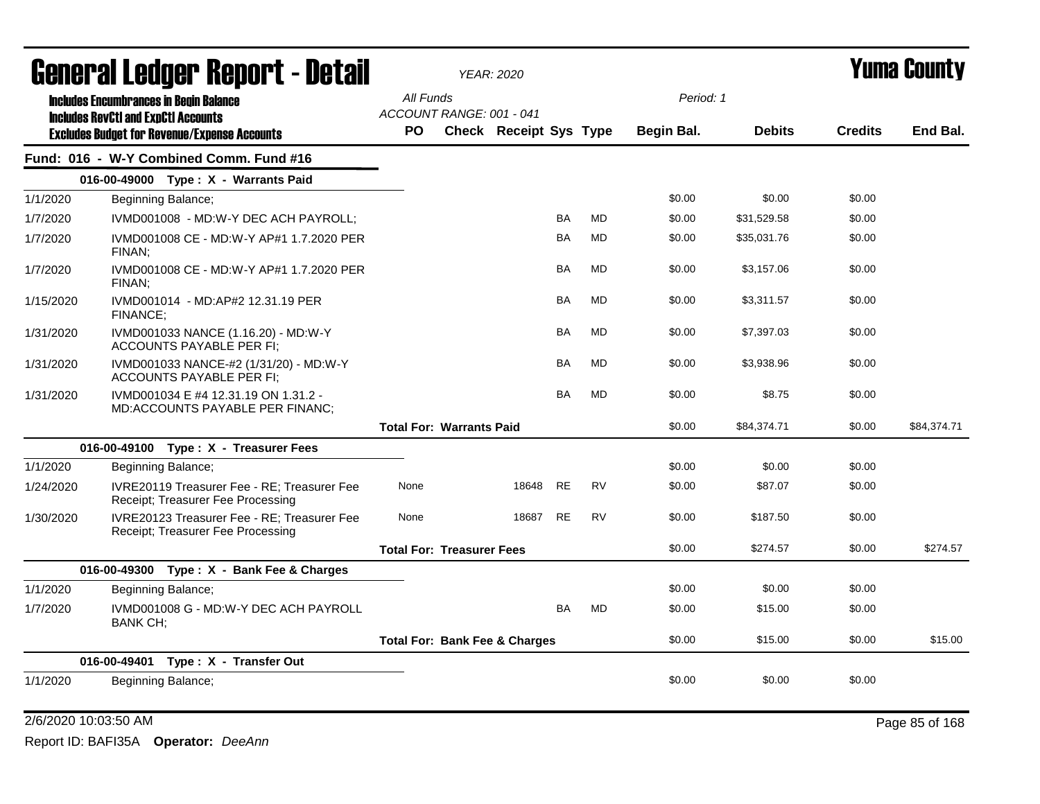# General Ledger Report - Detail

*YEAR: 2020*

# Yuma County

**Includes Encumbrances in Begin Balance**
**Includes RevCtl and ExpCtl Accounts**
**Excludes Budget for Revenue/Expense Accounts**

All Funds
ACCOUNT RANGE: 001 - 041

Period: 1

## Fund: 016 - W-Y Combined Comm. Fund #16

| Date | Description | PO | Check | Receipt | Sys | Type | Begin Bal. | Debits | Credits | End Bal. |
|---|---|---|---|---|---|---|---|---|---|---|
| **016-00-49000 Type : X - Warrants Paid** | | | | | | | | | | |
| 1/1/2020 | Beginning Balance; | | | | | | $0.00 | $0.00 | $0.00 | |
| 1/7/2020 | IVMD001008 - MD:W-Y DEC ACH PAYROLL; | | | | BA | MD | $0.00 | $31,529.58 | $0.00 | |
| 1/7/2020 | IVMD001008 CE - MD:W-Y AP#1 1.7.2020 PER FINAN; | | | | BA | MD | $0.00 | $35,031.76 | $0.00 | |
| 1/7/2020 | IVMD001008 CE - MD:W-Y AP#1 1.7.2020 PER FINAN; | | | | BA | MD | $0.00 | $3,157.06 | $0.00 | |
| 1/15/2020 | IVMD001014 - MD:AP#2 12.31.19 PER FINANCE; | | | | BA | MD | $0.00 | $3,311.57 | $0.00 | |
| 1/31/2020 | IVMD001033 NANCE (1.16.20) - MD:W-Y ACCOUNTS PAYABLE PER FI; | | | | BA | MD | $0.00 | $7,397.03 | $0.00 | |
| 1/31/2020 | IVMD001033 NANCE-#2 (1/31/20) - MD:W-Y ACCOUNTS PAYABLE PER FI; | | | | BA | MD | $0.00 | $3,938.96 | $0.00 | |
| 1/31/2020 | IVMD001034 E #4 12.31.19 ON 1.31.2 - MD:ACCOUNTS PAYABLE PER FINANC; | | | | BA | MD | $0.00 | $8.75 | $0.00 | |
| | **Total For: Warrants Paid** | | | | | | $0.00 | $84,374.71 | $0.00 | $84,374.71 |
| **016-00-49100 Type : X - Treasurer Fees** | | | | | | | | | | |
| 1/1/2020 | Beginning Balance; | | | | | | $0.00 | $0.00 | $0.00 | |
| 1/24/2020 | IVRE20119 Treasurer Fee - RE; Treasurer Fee Receipt; Treasurer Fee Processing | None | | 18648 | RE | RV | $0.00 | $87.07 | $0.00 | |
| 1/30/2020 | IVRE20123 Treasurer Fee - RE; Treasurer Fee Receipt; Treasurer Fee Processing | None | | 18687 | RE | RV | $0.00 | $187.50 | $0.00 | |
| | **Total For: Treasurer Fees** | | | | | | $0.00 | $274.57 | $0.00 | $274.57 |
| **016-00-49300 Type : X - Bank Fee & Charges** | | | | | | | | | | |
| 1/1/2020 | Beginning Balance; | | | | | | $0.00 | $0.00 | $0.00 | |
| 1/7/2020 | IVMD001008 G - MD:W-Y DEC ACH PAYROLL BANK CH; | | | | BA | MD | $0.00 | $15.00 | $0.00 | |
| | **Total For: Bank Fee & Charges** | | | | | | $0.00 | $15.00 | $0.00 | $15.00 |
| **016-00-49401 Type : X - Transfer Out** | | | | | | | | | | |
| 1/1/2020 | Beginning Balance; | | | | | | $0.00 | $0.00 | $0.00 | |

2/6/2020 10:03:50 AM

Report ID: BAFI35A **Operator:** *DeeAnn*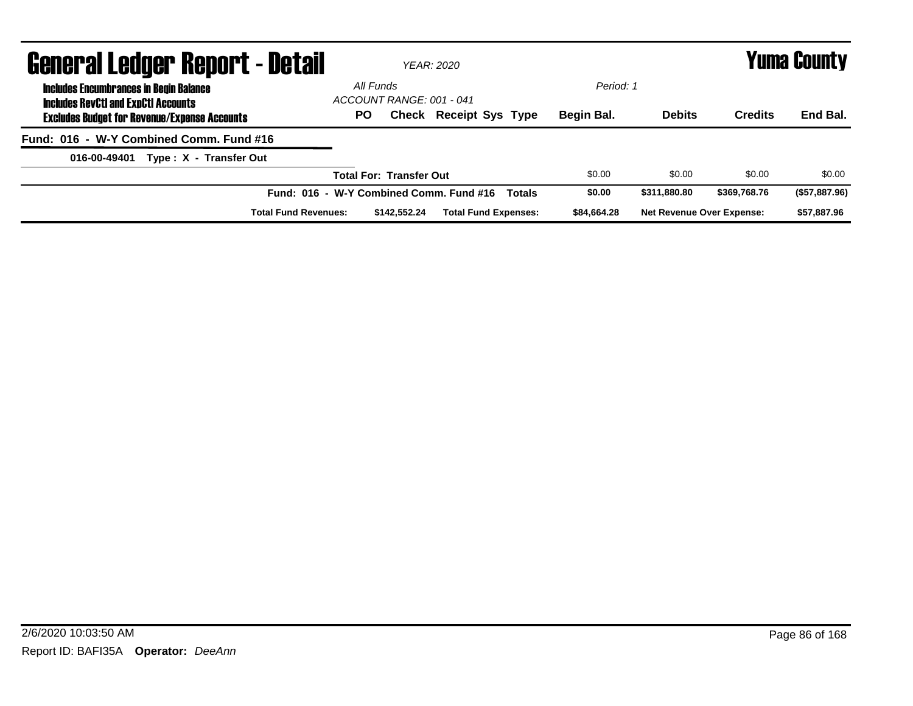# General Ledger Report - Detail

*YEAR: 2020*

# Yuma County

**Includes Encumbrances in Begin Balance**
**Includes RevCtl and ExpCtl Accounts**
**Excludes Budget for Revenue/Expense Accounts**

*All Funds*
*ACCOUNT RANGE: 001 - 041*
*Period: 1*

| | PO | Check | Receipt | Sys | Type | Begin Bal. | Debits | Credits | End Bal. |
|---|---|---|---|---|---|---|---|---|---|
| **Fund: 016 - W-Y Combined Comm. Fund #16** | | | | | | | | | |
| **016-00-49401 Type : X - Transfer Out** | | | | | | | | | |
| | **Total For: Transfer Out** | | | | | $0.00 | $0.00 | $0.00 | $0.00 |
| | **Fund: 016 - W-Y Combined Comm. Fund #16 Totals** | | | | | **$0.00** | **$311,880.80** | **$369,768.76** | **($57,887.96)** |
| **Total Fund Revenues:** | **$142,552.24** | **Total Fund Expenses:** | | | | **$84,664.28** | **Net Revenue Over Expense:** | | **$57,887.96** |

2/6/2020 10:03:50 AM

Report ID: BAFI35A **Operator:** *DeeAnn*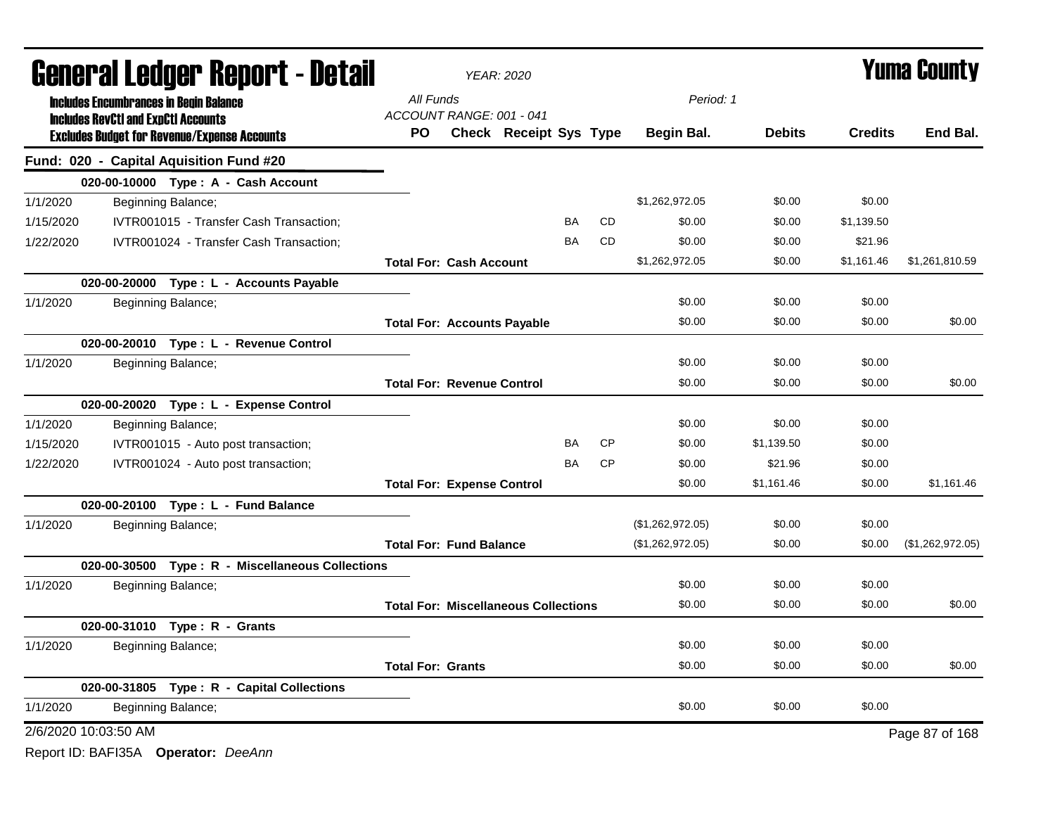# General Ledger Report - Detail

**YEAR: 2020**

# Yuma County

**Includes Encumbrances in Begin Balance**
**Includes RevCtl and ExpCtl Accounts**
**Excludes Budget for Revenue/Expense Accounts**

All Funds
ACCOUNT RANGE: 001 - 041

Period: 1

## Fund: 020 - Capital Aquisition Fund #20

| Date | Description | PO | Check | Receipt | Sys | Type | Begin Bal. | Debits | Credits | End Bal. |
|---|---|---|---|---|---|---|---|---|---|---|
| | **020-00-10000 Type : A - Cash Account** | | | | | | | | | |
| 1/1/2020 | Beginning Balance; | | | | | | $1,262,972.05 | $0.00 | $0.00 | |
| 1/15/2020 | IVTR001015 - Transfer Cash Transaction; | | | | BA | CD | $0.00 | $0.00 | $1,139.50 | |
| 1/22/2020 | IVTR001024 - Transfer Cash Transaction; | | | | BA | CD | $0.00 | $0.00 | $21.96 | |
| | | **Total For: Cash Account** | | | | | $1,262,972.05 | $0.00 | $1,161.46 | $1,261,810.59 |
| | **020-00-20000 Type : L - Accounts Payable** | | | | | | | | | |
| 1/1/2020 | Beginning Balance; | | | | | | $0.00 | $0.00 | $0.00 | |
| | | **Total For: Accounts Payable** | | | | | $0.00 | $0.00 | $0.00 | $0.00 |
| | **020-00-20010 Type : L - Revenue Control** | | | | | | | | | |
| 1/1/2020 | Beginning Balance; | | | | | | $0.00 | $0.00 | $0.00 | |
| | | **Total For: Revenue Control** | | | | | $0.00 | $0.00 | $0.00 | $0.00 |
| | **020-00-20020 Type : L - Expense Control** | | | | | | | | | |
| 1/1/2020 | Beginning Balance; | | | | | | $0.00 | $0.00 | $0.00 | |
| 1/15/2020 | IVTR001015 - Auto post transaction; | | | | BA | CP | $0.00 | $1,139.50 | $0.00 | |
| 1/22/2020 | IVTR001024 - Auto post transaction; | | | | BA | CP | $0.00 | $21.96 | $0.00 | |
| | | **Total For: Expense Control** | | | | | $0.00 | $1,161.46 | $0.00 | $1,161.46 |
| | **020-00-20100 Type : L - Fund Balance** | | | | | | | | | |
| 1/1/2020 | Beginning Balance; | | | | | | ($1,262,972.05) | $0.00 | $0.00 | |
| | | **Total For: Fund Balance** | | | | | ($1,262,972.05) | $0.00 | $0.00 | ($1,262,972.05) |
| | **020-00-30500 Type : R - Miscellaneous Collections** | | | | | | | | | |
| 1/1/2020 | Beginning Balance; | | | | | | $0.00 | $0.00 | $0.00 | |
| | | **Total For: Miscellaneous Collections** | | | | | $0.00 | $0.00 | $0.00 | $0.00 |
| | **020-00-31010 Type : R - Grants** | | | | | | | | | |
| 1/1/2020 | Beginning Balance; | | | | | | $0.00 | $0.00 | $0.00 | |
| | | **Total For: Grants** | | | | | $0.00 | $0.00 | $0.00 | $0.00 |
| | **020-00-31805 Type : R - Capital Collections** | | | | | | | | | |
| 1/1/2020 | Beginning Balance; | | | | | | $0.00 | $0.00 | $0.00 | |

2/6/2020 10:03:50 AM

Report ID: BAFI35A **Operator:** *DeeAnn*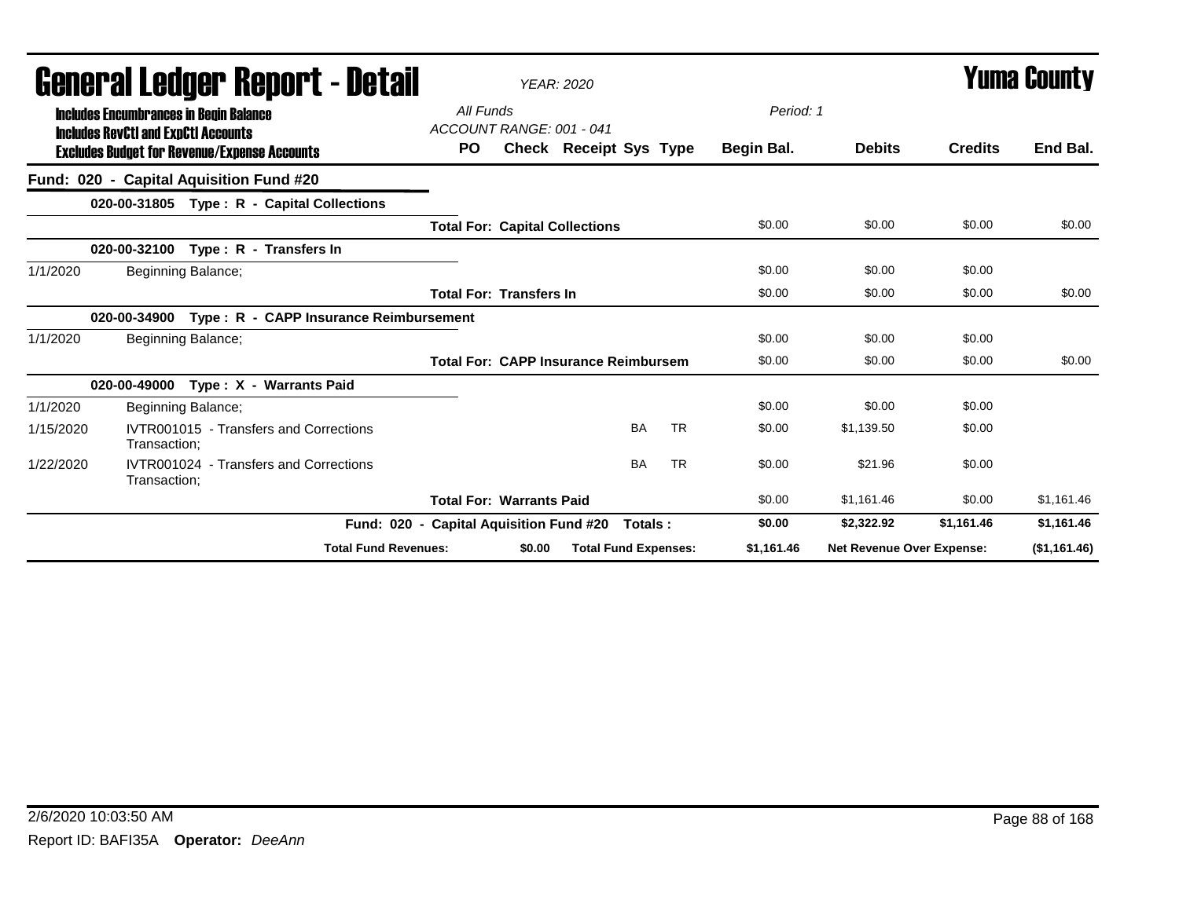# General Ledger Report - Detail

**YEAR: 2020**

**Yuma County**

**Includes Encumbrances in Begin Balance**
**Includes RevCtl and ExpCtl Accounts**
**Excludes Budget for Revenue/Expense Accounts**

All Funds
ACCOUNT RANGE: 001 - 041

Period: 1

| | | PO | Check | Receipt | Sys | Type | Begin Bal. | Debits | Credits | End Bal. |
|---|---|---|---|---|---|---|---|---|---|---|
| **Fund: 020 - Capital Aquisition Fund #20** | | | | | | | | | | |
| | **020-00-31805 Type : R - Capital Collections** | | | | | | | | | |
| | | **Total For: Capital Collections** | | | | | $0.00 | $0.00 | $0.00 | $0.00 |
| | **020-00-32100 Type : R - Transfers In** | | | | | | | | | |
| 1/1/2020 | Beginning Balance; | | | | | | $0.00 | $0.00 | $0.00 | |
| | | **Total For: Transfers In** | | | | | $0.00 | $0.00 | $0.00 | $0.00 |
| | **020-00-34900 Type : R - CAPP Insurance Reimbursement** | | | | | | | | | |
| 1/1/2020 | Beginning Balance; | | | | | | $0.00 | $0.00 | $0.00 | |
| | | **Total For: CAPP Insurance Reimbursem** | | | | | $0.00 | $0.00 | $0.00 | $0.00 |
| | **020-00-49000 Type : X - Warrants Paid** | | | | | | | | | |
| 1/1/2020 | Beginning Balance; | | | | | | $0.00 | $0.00 | $0.00 | |
| 1/15/2020 | IVTR001015 - Transfers and Corrections Transaction; | | | | BA | TR | $0.00 | $1,139.50 | $0.00 | |
| 1/22/2020 | IVTR001024 - Transfers and Corrections Transaction; | | | | BA | TR | $0.00 | $21.96 | $0.00 | |
| | | **Total For: Warrants Paid** | | | | | $0.00 | $1,161.46 | $0.00 | $1,161.46 |
| | **Fund: 020 - Capital Aquisition Fund #20 Totals :** | | | | | | **$0.00** | **$2,322.92** | **$1,161.46** | **$1,161.46** |
| | **Total Fund Revenues:** | | **$0.00** | **Total Fund Expenses:** | | | **$1,161.46** | **Net Revenue Over Expense:** | | **($1,161.46)** |

2/6/2020 10:03:50 AM

Report ID: BAFI35A **Operator:** *DeeAnn*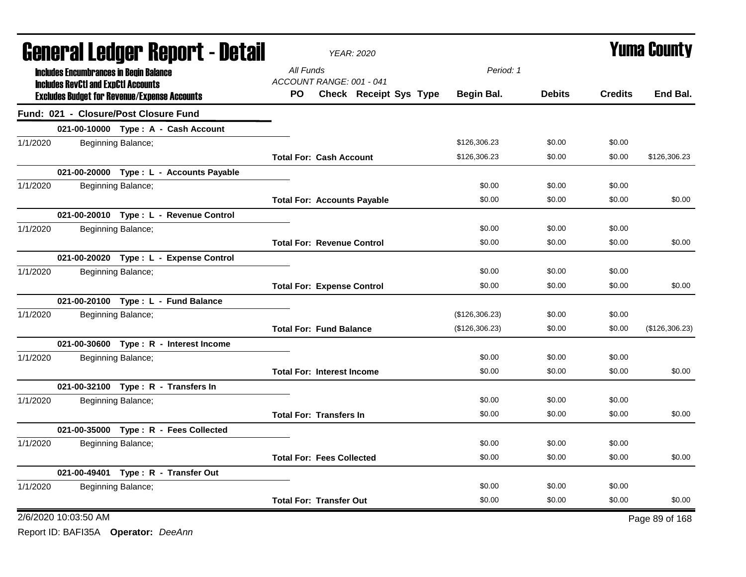# General Ledger Report - Detail

*YEAR: 2020*

# Yuma County

**Includes Encumbrances in Begin Balance**
**Includes RevCtl and ExpCtl Accounts**
**Excludes Budget for Revenue/Expense Accounts**

*All Funds*
*ACCOUNT RANGE: 001 - 041*
*Period: 1*

| | | PO | Check | Receipt | Sys | Type | Begin Bal. | Debits | Credits | End Bal. |
|---|---|---|---|---|---|---|---|---|---|---|
| **Fund: 021 - Closure/Post Closure Fund** | | | | | | | | | | |
| | **021-00-10000 Type : A - Cash Account** | | | | | | | | | |
| 1/1/2020 | Beginning Balance; | | | | | | $126,306.23 | $0.00 | $0.00 | |
| | | **Total For: Cash Account** | | | | | $126,306.23 | $0.00 | $0.00 | $126,306.23 |
| | **021-00-20000 Type : L - Accounts Payable** | | | | | | | | | |
| 1/1/2020 | Beginning Balance; | | | | | | $0.00 | $0.00 | $0.00 | |
| | | **Total For: Accounts Payable** | | | | | $0.00 | $0.00 | $0.00 | $0.00 |
| | **021-00-20010 Type : L - Revenue Control** | | | | | | | | | |
| 1/1/2020 | Beginning Balance; | | | | | | $0.00 | $0.00 | $0.00 | |
| | | **Total For: Revenue Control** | | | | | $0.00 | $0.00 | $0.00 | $0.00 |
| | **021-00-20020 Type : L - Expense Control** | | | | | | | | | |
| 1/1/2020 | Beginning Balance; | | | | | | $0.00 | $0.00 | $0.00 | |
| | | **Total For: Expense Control** | | | | | $0.00 | $0.00 | $0.00 | $0.00 |
| | **021-00-20100 Type : L - Fund Balance** | | | | | | | | | |
| 1/1/2020 | Beginning Balance; | | | | | | ($126,306.23) | $0.00 | $0.00 | |
| | | **Total For: Fund Balance** | | | | | ($126,306.23) | $0.00 | $0.00 | ($126,306.23) |
| | **021-00-30600 Type : R - Interest Income** | | | | | | | | | |
| 1/1/2020 | Beginning Balance; | | | | | | $0.00 | $0.00 | $0.00 | |
| | | **Total For: Interest Income** | | | | | $0.00 | $0.00 | $0.00 | $0.00 |
| | **021-00-32100 Type : R - Transfers In** | | | | | | | | | |
| 1/1/2020 | Beginning Balance; | | | | | | $0.00 | $0.00 | $0.00 | |
| | | **Total For: Transfers In** | | | | | $0.00 | $0.00 | $0.00 | $0.00 |
| | **021-00-35000 Type : R - Fees Collected** | | | | | | | | | |
| 1/1/2020 | Beginning Balance; | | | | | | $0.00 | $0.00 | $0.00 | |
| | | **Total For: Fees Collected** | | | | | $0.00 | $0.00 | $0.00 | $0.00 |
| | **021-00-49401 Type : R - Transfer Out** | | | | | | | | | |
| 1/1/2020 | Beginning Balance; | | | | | | $0.00 | $0.00 | $0.00 | |
| | | **Total For: Transfer Out** | | | | | $0.00 | $0.00 | $0.00 | $0.00 |

2/6/2020 10:03:50 AM

Report ID: BAFI35A **Operator:** *DeeAnn*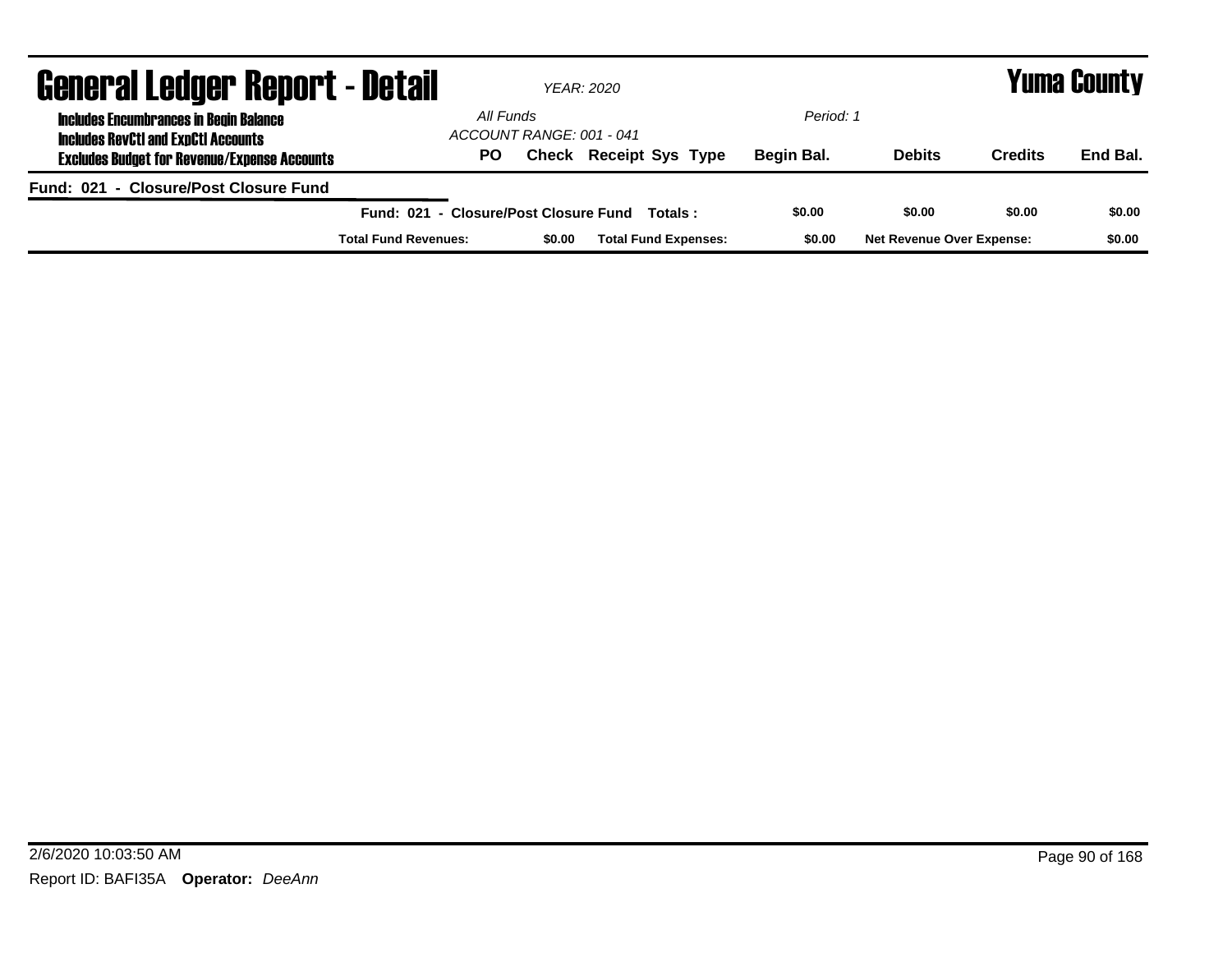# General Ledger Report - Detail

*YEAR: 2020*

# Yuma County

**Includes Encumbrances in Begin Balance**
**Includes RevCtl and ExpCtl Accounts**
**Excludes Budget for Revenue/Expense Accounts**

*All Funds*
*ACCOUNT RANGE: 001 - 041*
*Period: 1*

| PO | Check | Receipt | Sys | Type | Begin Bal. | Debits | Credits | End Bal. |
|---|---|---|---|---|---|---|---|---|

**Fund: 021 - Closure/Post Closure Fund**

| | Begin Bal. | Debits | Credits | End Bal. |
|---|---|---|---|---|
| **Fund: 021 - Closure/Post Closure Fund Totals :** | **$0.00** | **$0.00** | **$0.00** | **$0.00** |

| Total Fund Revenues: | $0.00 | Total Fund Expenses: | $0.00 | Net Revenue Over Expense: | $0.00 |
|---|---|---|---|---|---|

2/6/2020 10:03:50 AM

Report ID: BAFI35A **Operator:** *DeeAnn*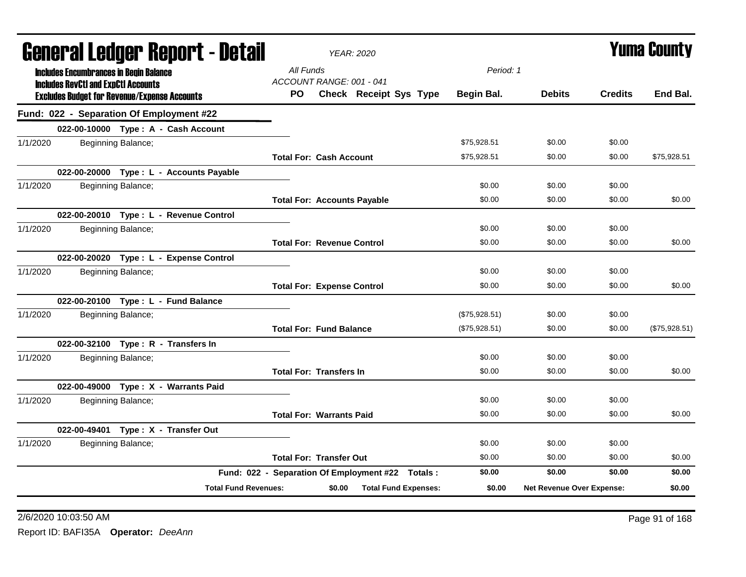# General Ledger Report - Detail

*YEAR: 2020*

**Yuma County**

**Includes Encumbrances in Begin Balance**
**Includes RevCtl and ExpCtl Accounts**
**Excludes Budget for Revenue/Expense Accounts**

*All Funds*
*ACCOUNT RANGE: 001 - 041*
*Period: 1*

| | | PO | Check Receipt Sys Type | Begin Bal. | Debits | Credits | End Bal. |
|---|---|---|---|---|---|---|---|
| **Fund: 022 - Separation Of Employment #22** | | | | | | | |
| | **022-00-10000 Type : A - Cash Account** | | | | | | |
| 1/1/2020 | Beginning Balance; | | | $75,928.51 | $0.00 | $0.00 | |
| | | **Total For: Cash Account** | | $75,928.51 | $0.00 | $0.00 | $75,928.51 |
| | **022-00-20000 Type : L - Accounts Payable** | | | | | | |
| 1/1/2020 | Beginning Balance; | | | $0.00 | $0.00 | $0.00 | |
| | | **Total For: Accounts Payable** | | $0.00 | $0.00 | $0.00 | $0.00 |
| | **022-00-20010 Type : L - Revenue Control** | | | | | | |
| 1/1/2020 | Beginning Balance; | | | $0.00 | $0.00 | $0.00 | |
| | | **Total For: Revenue Control** | | $0.00 | $0.00 | $0.00 | $0.00 |
| | **022-00-20020 Type : L - Expense Control** | | | | | | |
| 1/1/2020 | Beginning Balance; | | | $0.00 | $0.00 | $0.00 | |
| | | **Total For: Expense Control** | | $0.00 | $0.00 | $0.00 | $0.00 |
| | **022-00-20100 Type : L - Fund Balance** | | | | | | |
| 1/1/2020 | Beginning Balance; | | | ($75,928.51) | $0.00 | $0.00 | |
| | | **Total For: Fund Balance** | | ($75,928.51) | $0.00 | $0.00 | ($75,928.51) |
| | **022-00-32100 Type : R - Transfers In** | | | | | | |
| 1/1/2020 | Beginning Balance; | | | $0.00 | $0.00 | $0.00 | |
| | | **Total For: Transfers In** | | $0.00 | $0.00 | $0.00 | $0.00 |
| | **022-00-49000 Type : X - Warrants Paid** | | | | | | |
| 1/1/2020 | Beginning Balance; | | | $0.00 | $0.00 | $0.00 | |
| | | **Total For: Warrants Paid** | | $0.00 | $0.00 | $0.00 | $0.00 |
| | **022-00-49401 Type : X - Transfer Out** | | | | | | |
| 1/1/2020 | Beginning Balance; | | | $0.00 | $0.00 | $0.00 | |
| | | **Total For: Transfer Out** | | $0.00 | $0.00 | $0.00 | $0.00 |
| | | **Fund: 022 - Separation Of Employment #22 Totals :** | | **$0.00** | **$0.00** | **$0.00** | **$0.00** |
| | **Total Fund Revenues:** | **$0.00** | **Total Fund Expenses:** | **$0.00** | **Net Revenue Over Expense:** | | **$0.00** |

2/6/2020 10:03:50 AM

Report ID: BAFI35A **Operator:** *DeeAnn*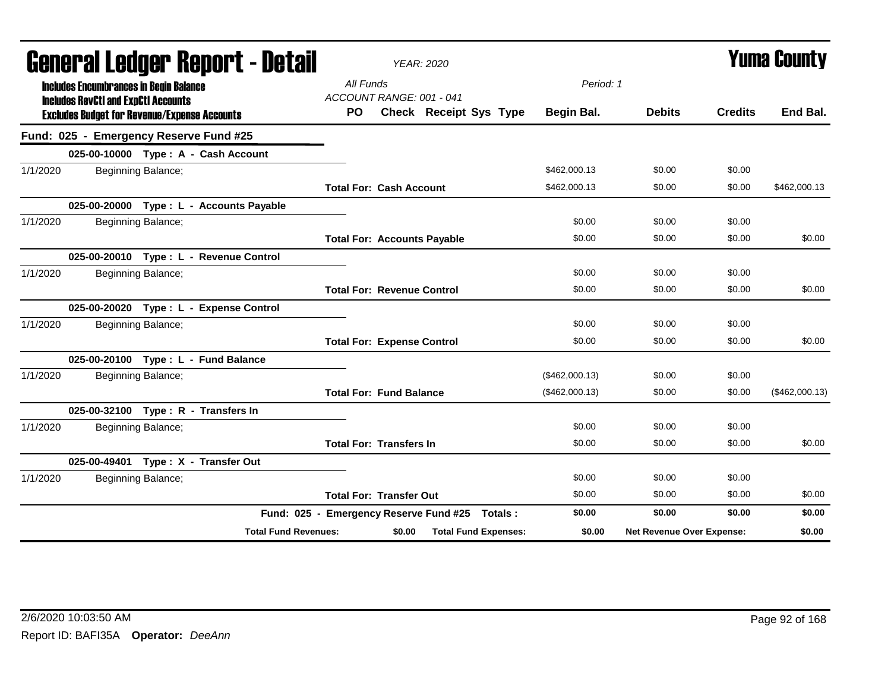# General Ledger Report - Detail

*YEAR: 2020*

# Yuma County

**Includes Encumbrances in Begin Balance**
**Includes RevCtl and ExpCtl Accounts**
**Excludes Budget for Revenue/Expense Accounts**

*All Funds*
*ACCOUNT RANGE: 001 - 041*
*Period: 1*

| | | PO | Check | Receipt | Sys | Type | Begin Bal. | Debits | Credits | End Bal. |
|---|---|---|---|---|---|---|---|---|---|---|
| **Fund: 025 - Emergency Reserve Fund #25** | | | | | | | | | | |
| | **025-00-10000 Type : A - Cash Account** | | | | | | | | | |
| 1/1/2020 | Beginning Balance; | | | | | | $462,000.13 | $0.00 | $0.00 | |
| | | **Total For: Cash Account** | | | | | $462,000.13 | $0.00 | $0.00 | $462,000.13 |
| | **025-00-20000 Type : L - Accounts Payable** | | | | | | | | | |
| 1/1/2020 | Beginning Balance; | | | | | | $0.00 | $0.00 | $0.00 | |
| | | **Total For: Accounts Payable** | | | | | $0.00 | $0.00 | $0.00 | $0.00 |
| | **025-00-20010 Type : L - Revenue Control** | | | | | | | | | |
| 1/1/2020 | Beginning Balance; | | | | | | $0.00 | $0.00 | $0.00 | |
| | | **Total For: Revenue Control** | | | | | $0.00 | $0.00 | $0.00 | $0.00 |
| | **025-00-20020 Type : L - Expense Control** | | | | | | | | | |
| 1/1/2020 | Beginning Balance; | | | | | | $0.00 | $0.00 | $0.00 | |
| | | **Total For: Expense Control** | | | | | $0.00 | $0.00 | $0.00 | $0.00 |
| | **025-00-20100 Type : L - Fund Balance** | | | | | | | | | |
| 1/1/2020 | Beginning Balance; | | | | | | ($462,000.13) | $0.00 | $0.00 | |
| | | **Total For: Fund Balance** | | | | | ($462,000.13) | $0.00 | $0.00 | ($462,000.13) |
| | **025-00-32100 Type : R - Transfers In** | | | | | | | | | |
| 1/1/2020 | Beginning Balance; | | | | | | $0.00 | $0.00 | $0.00 | |
| | | **Total For: Transfers In** | | | | | $0.00 | $0.00 | $0.00 | $0.00 |
| | **025-00-49401 Type : X - Transfer Out** | | | | | | | | | |
| 1/1/2020 | Beginning Balance; | | | | | | $0.00 | $0.00 | $0.00 | |
| | | **Total For: Transfer Out** | | | | | $0.00 | $0.00 | $0.00 | $0.00 |
| | **Fund: 025 - Emergency Reserve Fund #25 Totals :** | | | | | | **$0.00** | **$0.00** | **$0.00** | **$0.00** |
| | **Total Fund Revenues:** | **$0.00** | **Total Fund Expenses:** | | | | **$0.00** | **Net Revenue Over Expense:** | | **$0.00** |

2/6/2020 10:03:50 AM

Report ID: BAFI35A **Operator:** *DeeAnn*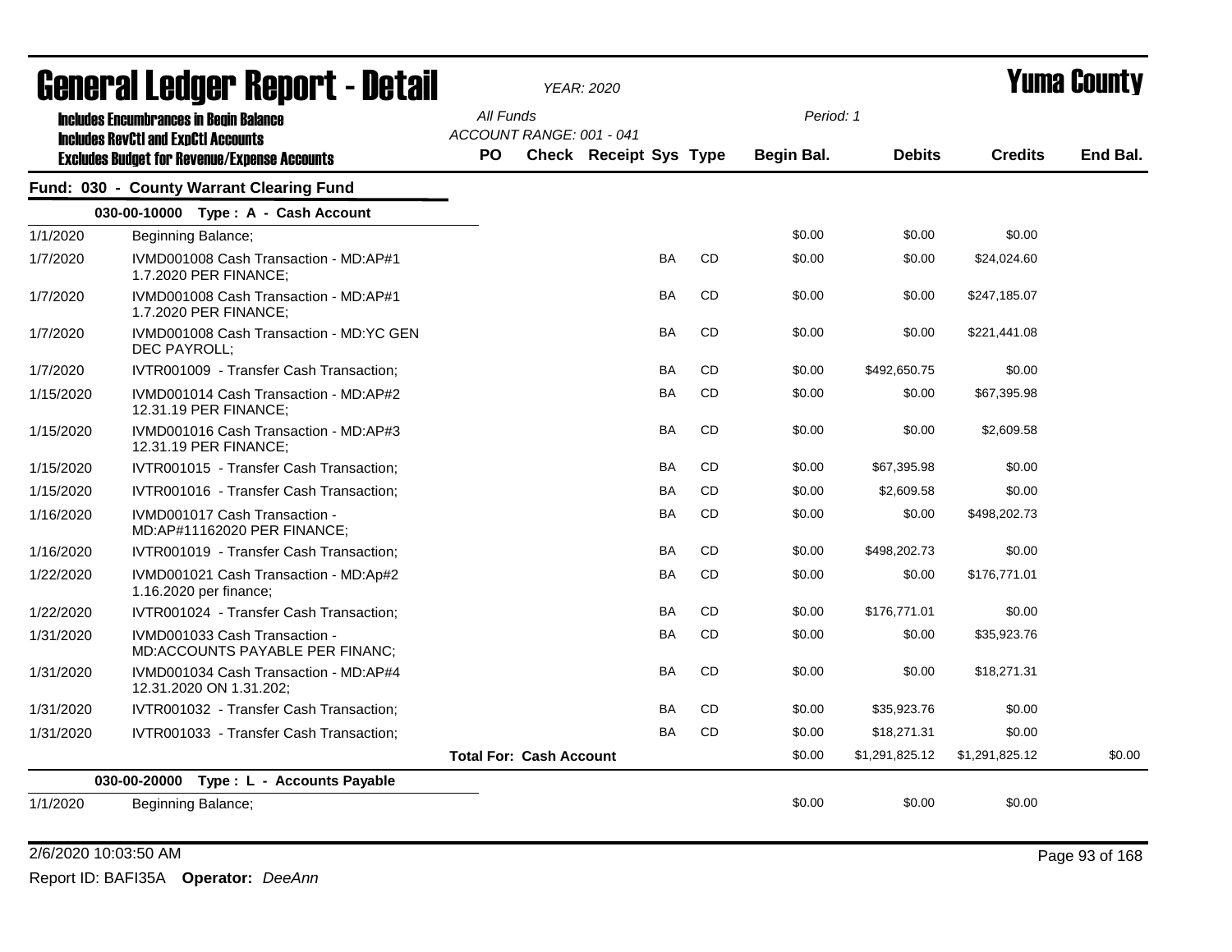# General Ledger Report - Detail

*YEAR: 2020*

# Yuma County

**Includes Encumbrances in Begin Balance**
**Includes RevCtl and ExpCtl Accounts**
**Excludes Budget for Revenue/Expense Accounts**

All Funds
ACCOUNT RANGE: 001 - 041

Period: 1

## Fund: 030 - County Warrant Clearing Fund

### 030-00-10000 Type : A - Cash Account

| Date | Description | PO | Check | Receipt | Sys | Type | Begin Bal. | Debits | Credits | End Bal. |
|---|---|---|---|---|---|---|---|---|---|---|
| 1/1/2020 | Beginning Balance; | | | | | | $0.00 | $0.00 | $0.00 | |
| 1/7/2020 | IVMD001008 Cash Transaction - MD:AP#1 1.7.2020 PER FINANCE; | | | | BA | CD | $0.00 | $0.00 | $24,024.60 | |
| 1/7/2020 | IVMD001008 Cash Transaction - MD:AP#1 1.7.2020 PER FINANCE; | | | | BA | CD | $0.00 | $0.00 | $247,185.07 | |
| 1/7/2020 | IVMD001008 Cash Transaction - MD:YC GEN DEC PAYROLL; | | | | BA | CD | $0.00 | $0.00 | $221,441.08 | |
| 1/7/2020 | IVTR001009 - Transfer Cash Transaction; | | | | BA | CD | $0.00 | $492,650.75 | $0.00 | |
| 1/15/2020 | IVMD001014 Cash Transaction - MD:AP#2 12.31.19 PER FINANCE; | | | | BA | CD | $0.00 | $0.00 | $67,395.98 | |
| 1/15/2020 | IVMD001016 Cash Transaction - MD:AP#3 12.31.19 PER FINANCE; | | | | BA | CD | $0.00 | $0.00 | $2,609.58 | |
| 1/15/2020 | IVTR001015 - Transfer Cash Transaction; | | | | BA | CD | $0.00 | $67,395.98 | $0.00 | |
| 1/15/2020 | IVTR001016 - Transfer Cash Transaction; | | | | BA | CD | $0.00 | $2,609.58 | $0.00 | |
| 1/16/2020 | IVMD001017 Cash Transaction - MD:AP#11162020 PER FINANCE; | | | | BA | CD | $0.00 | $0.00 | $498,202.73 | |
| 1/16/2020 | IVTR001019 - Transfer Cash Transaction; | | | | BA | CD | $0.00 | $498,202.73 | $0.00 | |
| 1/22/2020 | IVMD001021 Cash Transaction - MD:Ap#2 1.16.2020 per finance; | | | | BA | CD | $0.00 | $0.00 | $176,771.01 | |
| 1/22/2020 | IVTR001024 - Transfer Cash Transaction; | | | | BA | CD | $0.00 | $176,771.01 | $0.00 | |
| 1/31/2020 | IVMD001033 Cash Transaction - MD:ACCOUNTS PAYABLE PER FINANC; | | | | BA | CD | $0.00 | $0.00 | $35,923.76 | |
| 1/31/2020 | IVMD001034 Cash Transaction - MD:AP#4 12.31.2020 ON 1.31.202; | | | | BA | CD | $0.00 | $0.00 | $18,271.31 | |
| 1/31/2020 | IVTR001032 - Transfer Cash Transaction; | | | | BA | CD | $0.00 | $35,923.76 | $0.00 | |
| 1/31/2020 | IVTR001033 - Transfer Cash Transaction; | | | | BA | CD | $0.00 | $18,271.31 | $0.00 | |
| | | **Total For: Cash Account** | | | | | $0.00 | $1,291,825.12 | $1,291,825.12 | $0.00 |

### 030-00-20000 Type : L - Accounts Payable

| Date | Description | PO | Check | Receipt | Sys | Type | Begin Bal. | Debits | Credits | End Bal. |
|---|---|---|---|---|---|---|---|---|---|---|
| 1/1/2020 | Beginning Balance; | | | | | | $0.00 | $0.00 | $0.00 | |

2/6/2020 10:03:50 AM

Report ID: BAFI35A **Operator:** *DeeAnn*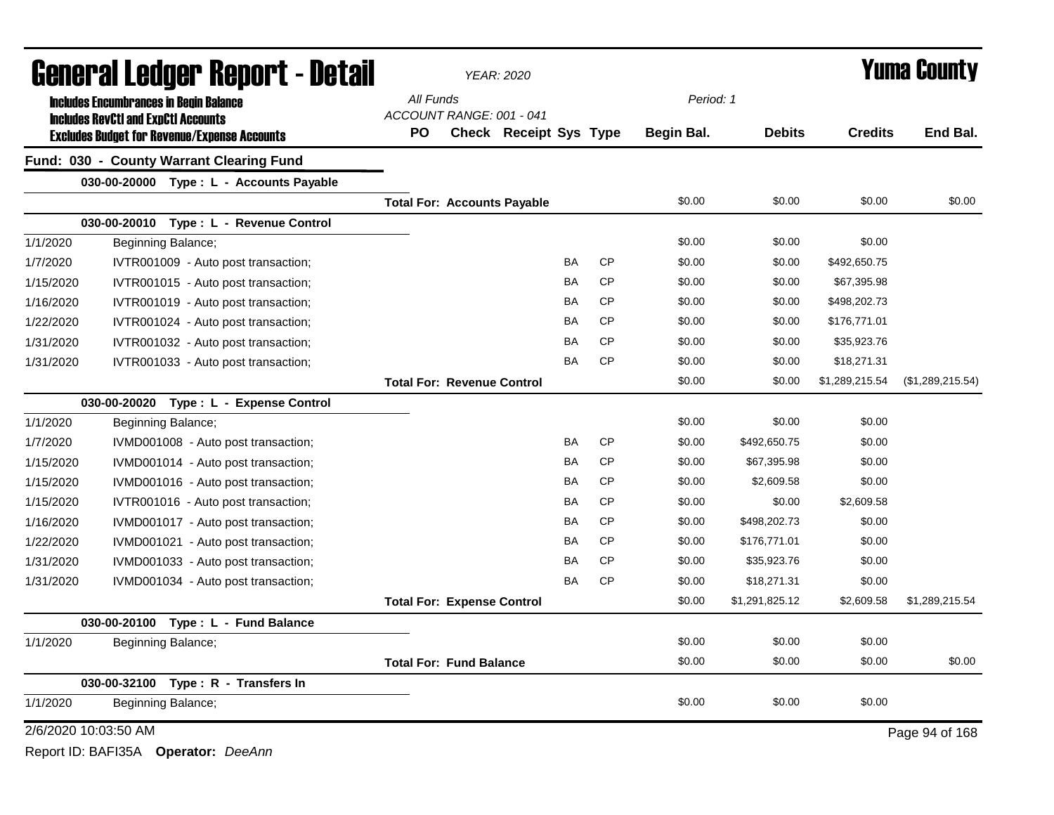# General Ledger Report - Detail

*YEAR: 2020*

**Yuma County**

**Includes Encumbrances in Begin Balance**
**Includes RevCtl and ExpCtl Accounts**
**Excludes Budget for Revenue/Expense Accounts**

*All Funds*
*ACCOUNT RANGE: 001 - 041*
*Period: 1*

## Fund: 030 - County Warrant Clearing Fund

| Date | Description | PO | Check | Receipt | Sys | Type | Begin Bal. | Debits | Credits | End Bal. |
|---|---|---|---|---|---|---|---|---|---|---|
| | **030-00-20000 Type : L - Accounts Payable** | | | | | | | | | |
| | **Total For: Accounts Payable** | | | | | | $0.00 | $0.00 | $0.00 | $0.00 |
| | **030-00-20010 Type : L - Revenue Control** | | | | | | | | | |
| 1/1/2020 | Beginning Balance; | | | | | | $0.00 | $0.00 | $0.00 | |
| 1/7/2020 | IVTR001009 - Auto post transaction; | | | | BA | CP | $0.00 | $0.00 | $492,650.75 | |
| 1/15/2020 | IVTR001015 - Auto post transaction; | | | | BA | CP | $0.00 | $0.00 | $67,395.98 | |
| 1/16/2020 | IVTR001019 - Auto post transaction; | | | | BA | CP | $0.00 | $0.00 | $498,202.73 | |
| 1/22/2020 | IVTR001024 - Auto post transaction; | | | | BA | CP | $0.00 | $0.00 | $176,771.01 | |
| 1/31/2020 | IVTR001032 - Auto post transaction; | | | | BA | CP | $0.00 | $0.00 | $35,923.76 | |
| 1/31/2020 | IVTR001033 - Auto post transaction; | | | | BA | CP | $0.00 | $0.00 | $18,271.31 | |
| | **Total For: Revenue Control** | | | | | | $0.00 | $0.00 | $1,289,215.54 | ($1,289,215.54) |
| | **030-00-20020 Type : L - Expense Control** | | | | | | | | | |
| 1/1/2020 | Beginning Balance; | | | | | | $0.00 | $0.00 | $0.00 | |
| 1/7/2020 | IVMD001008 - Auto post transaction; | | | | BA | CP | $0.00 | $492,650.75 | $0.00 | |
| 1/15/2020 | IVMD001014 - Auto post transaction; | | | | BA | CP | $0.00 | $67,395.98 | $0.00 | |
| 1/15/2020 | IVMD001016 - Auto post transaction; | | | | BA | CP | $0.00 | $2,609.58 | $0.00 | |
| 1/15/2020 | IVTR001016 - Auto post transaction; | | | | BA | CP | $0.00 | $0.00 | $2,609.58 | |
| 1/16/2020 | IVMD001017 - Auto post transaction; | | | | BA | CP | $0.00 | $498,202.73 | $0.00 | |
| 1/22/2020 | IVMD001021 - Auto post transaction; | | | | BA | CP | $0.00 | $176,771.01 | $0.00 | |
| 1/31/2020 | IVMD001033 - Auto post transaction; | | | | BA | CP | $0.00 | $35,923.76 | $0.00 | |
| 1/31/2020 | IVMD001034 - Auto post transaction; | | | | BA | CP | $0.00 | $18,271.31 | $0.00 | |
| | **Total For: Expense Control** | | | | | | $0.00 | $1,291,825.12 | $2,609.58 | $1,289,215.54 |
| | **030-00-20100 Type : L - Fund Balance** | | | | | | | | | |
| 1/1/2020 | Beginning Balance; | | | | | | $0.00 | $0.00 | $0.00 | |
| | **Total For: Fund Balance** | | | | | | $0.00 | $0.00 | $0.00 | $0.00 |
| | **030-00-32100 Type : R - Transfers In** | | | | | | | | | |
| 1/1/2020 | Beginning Balance; | | | | | | $0.00 | $0.00 | $0.00 | |

2/6/2020 10:03:50 AM

Report ID: BAFI35A **Operator:** *DeeAnn*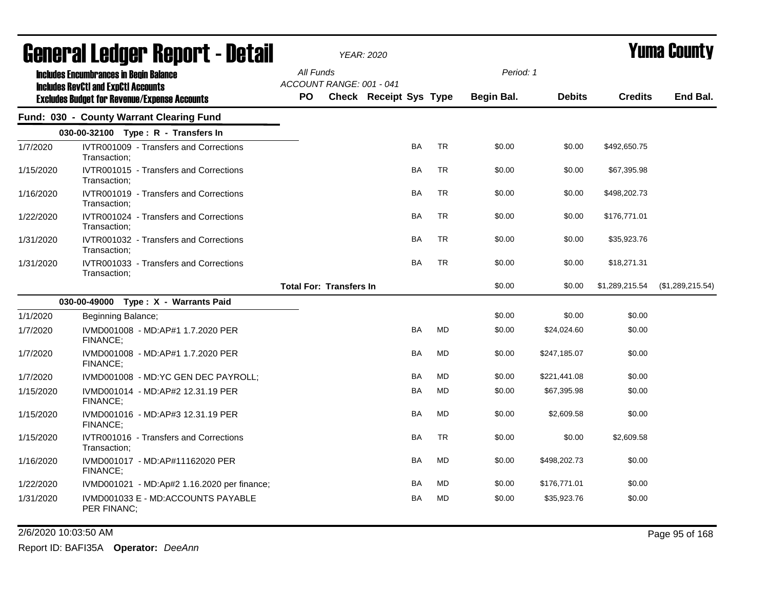# General Ledger Report - Detail

*YEAR: 2020*

**Yuma County**

**Includes Encumbrances in Begin Balance**
**Includes RevCtl and ExpCtl Accounts**
**Excludes Budget for Revenue/Expense Accounts**

*All Funds*
*ACCOUNT RANGE: 001 - 041*
*Period: 1*

## Fund: 030 - County Warrant Clearing Fund

| Date | Description | PO | Check | Receipt | Sys | Type | Begin Bal. | Debits | Credits | End Bal. |
|---|---|---|---|---|---|---|---|---|---|---|
| | **030-00-32100 Type : R - Transfers In** | | | | | | | | | |
| 1/7/2020 | IVTR001009 - Transfers and Corrections Transaction; | | | | BA | TR | $0.00 | $0.00 | $492,650.75 | |
| 1/15/2020 | IVTR001015 - Transfers and Corrections Transaction; | | | | BA | TR | $0.00 | $0.00 | $67,395.98 | |
| 1/16/2020 | IVTR001019 - Transfers and Corrections Transaction; | | | | BA | TR | $0.00 | $0.00 | $498,202.73 | |
| 1/22/2020 | IVTR001024 - Transfers and Corrections Transaction; | | | | BA | TR | $0.00 | $0.00 | $176,771.01 | |
| 1/31/2020 | IVTR001032 - Transfers and Corrections Transaction; | | | | BA | TR | $0.00 | $0.00 | $35,923.76 | |
| 1/31/2020 | IVTR001033 - Transfers and Corrections Transaction; | | | | BA | TR | $0.00 | $0.00 | $18,271.31 | |
| | | **Total For: Transfers In** | | | | | $0.00 | $0.00 | $1,289,215.54 | ($1,289,215.54) |
| | **030-00-49000 Type : X - Warrants Paid** | | | | | | | | | |
| 1/1/2020 | Beginning Balance; | | | | | | $0.00 | $0.00 | $0.00 | |
| 1/7/2020 | IVMD001008 - MD:AP#1 1.7.2020 PER FINANCE; | | | | BA | MD | $0.00 | $24,024.60 | $0.00 | |
| 1/7/2020 | IVMD001008 - MD:AP#1 1.7.2020 PER FINANCE; | | | | BA | MD | $0.00 | $247,185.07 | $0.00 | |
| 1/7/2020 | IVMD001008 - MD:YC GEN DEC PAYROLL; | | | | BA | MD | $0.00 | $221,441.08 | $0.00 | |
| 1/15/2020 | IVMD001014 - MD:AP#2 12.31.19 PER FINANCE; | | | | BA | MD | $0.00 | $67,395.98 | $0.00 | |
| 1/15/2020 | IVMD001016 - MD:AP#3 12.31.19 PER FINANCE; | | | | BA | MD | $0.00 | $2,609.58 | $0.00 | |
| 1/15/2020 | IVTR001016 - Transfers and Corrections Transaction; | | | | BA | TR | $0.00 | $0.00 | $2,609.58 | |
| 1/16/2020 | IVMD001017 - MD:AP#11162020 PER FINANCE; | | | | BA | MD | $0.00 | $498,202.73 | $0.00 | |
| 1/22/2020 | IVMD001021 - MD:Ap#2 1.16.2020 per finance; | | | | BA | MD | $0.00 | $176,771.01 | $0.00 | |
| 1/31/2020 | IVMD001033 E - MD:ACCOUNTS PAYABLE PER FINANC; | | | | BA | MD | $0.00 | $35,923.76 | $0.00 | |

2/6/2020 10:03:50 AM

Report ID: BAFI35A **Operator:** *DeeAnn*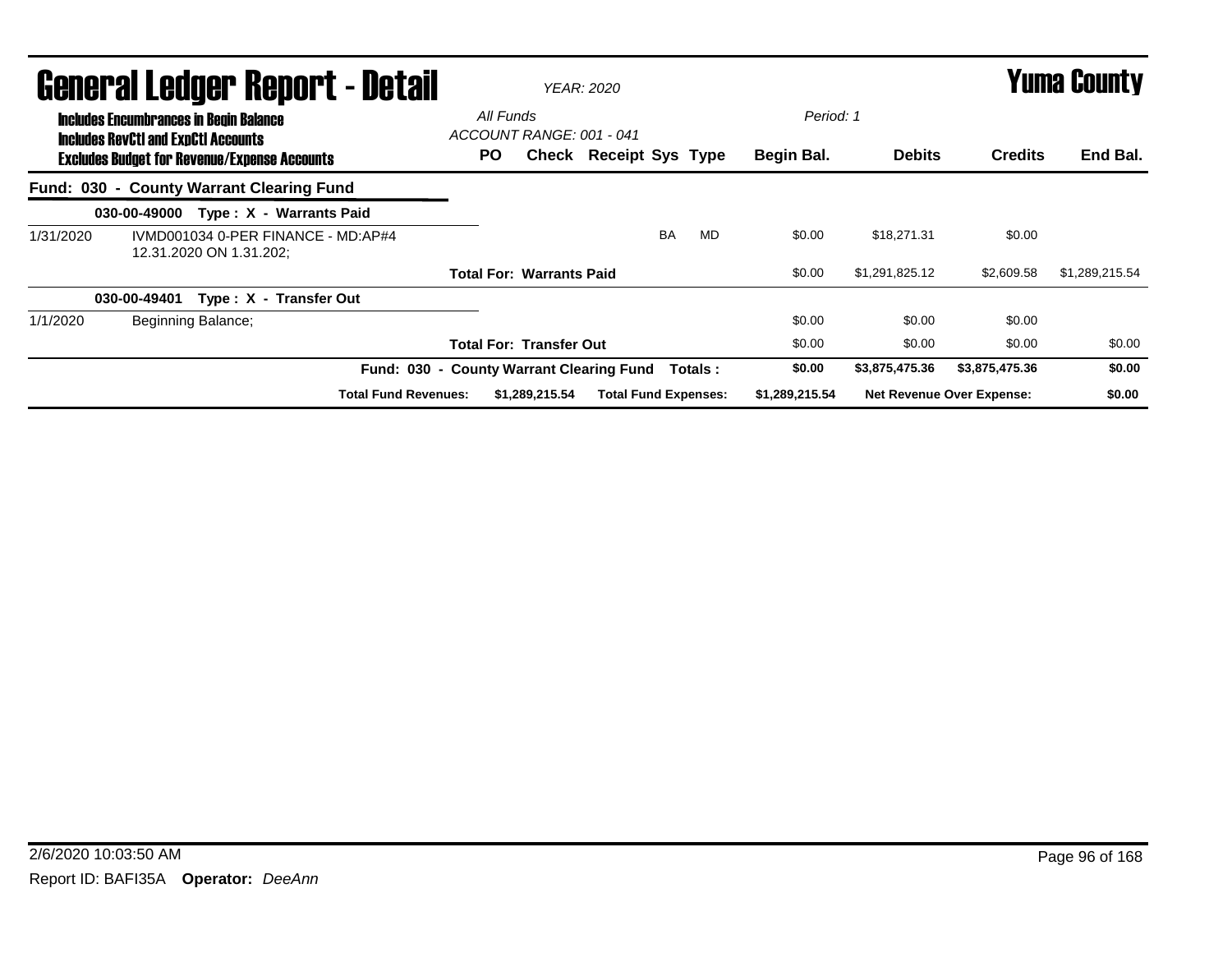# General Ledger Report - Detail

*YEAR: 2020*

# Yuma County

**Includes Encumbrances in Begin Balance**
**Includes RevCtl and ExpCtl Accounts**
**Excludes Budget for Revenue/Expense Accounts**

*All Funds*
*ACCOUNT RANGE: 001 - 041*
*Period: 1*

| | | PO | Check | Receipt | Sys | Type | Begin Bal. | Debits | Credits | End Bal. |
|---|---|---|---|---|---|---|---|---|---|---|
| **Fund: 030 - County Warrant Clearing Fund** | | | | | | | | | | |
| **030-00-49000 Type : X - Warrants Paid** | | | | | | | | | | |
| 1/31/2020 | IVMD001034 0-PER FINANCE - MD:AP#4 12.31.2020 ON 1.31.202; | | | | BA | MD | $0.00 | $18,271.31 | $0.00 | |
| | | **Total For: Warrants Paid** | | | | | $0.00 | $1,291,825.12 | $2,609.58 | $1,289,215.54 |
| **030-00-49401 Type : X - Transfer Out** | | | | | | | | | | |
| 1/1/2020 | Beginning Balance; | | | | | | $0.00 | $0.00 | $0.00 | |
| | | **Total For: Transfer Out** | | | | | $0.00 | $0.00 | $0.00 | $0.00 |
| | **Fund: 030 - County Warrant Clearing Fund Totals :** | | | | | | **$0.00** | **$3,875,475.36** | **$3,875,475.36** | **$0.00** |
| | **Total Fund Revenues:** | | **$1,289,215.54** | **Total Fund Expenses:** | | | **$1,289,215.54** | **Net Revenue Over Expense:** | | **$0.00** |

2/6/2020 10:03:50 AM

Report ID: BAFI35A **Operator:** *DeeAnn*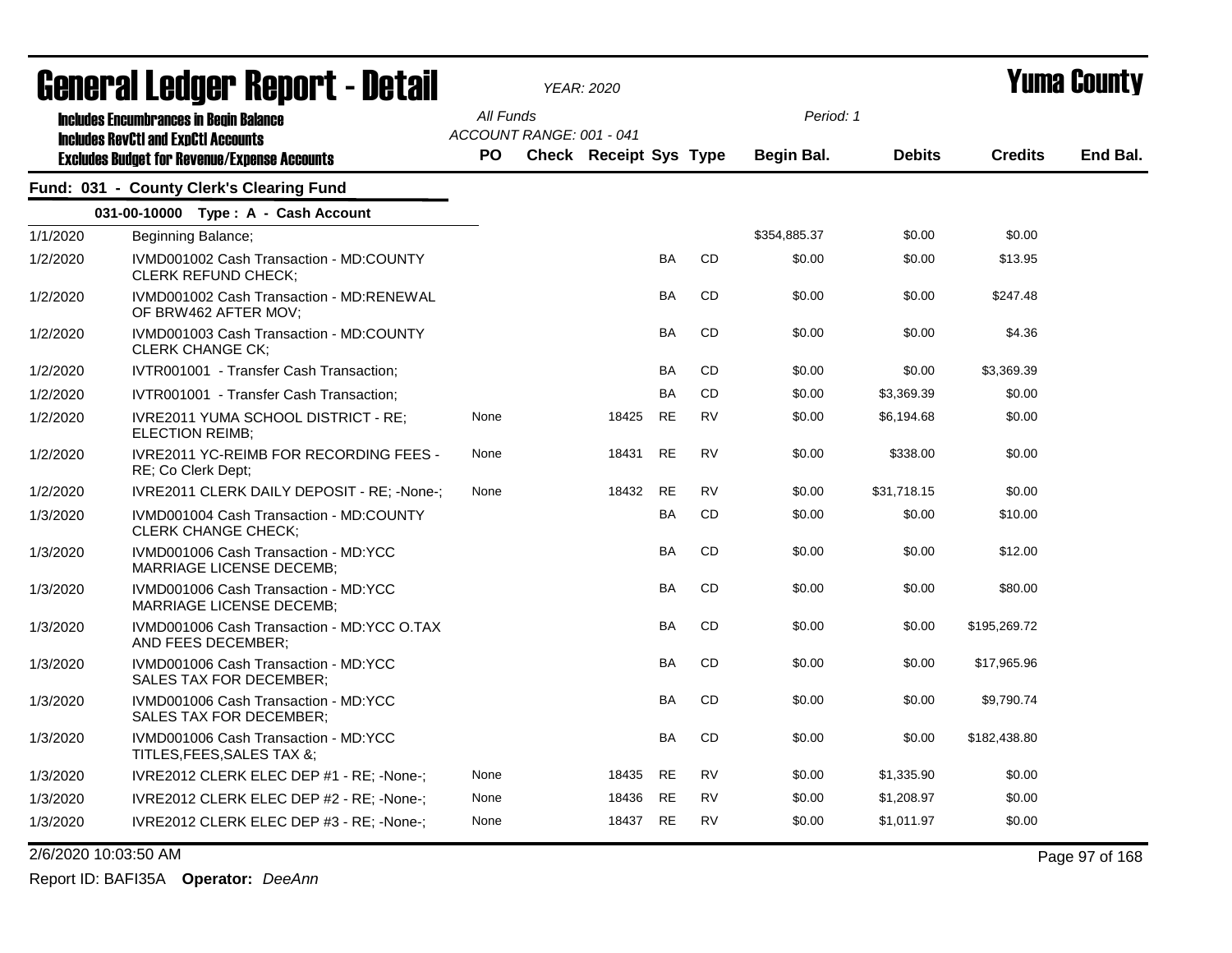# General Ledger Report - Detail

**YEAR: 2020**

**Yuma County**

Includes Encumbrances in Begin Balance
Includes RevCtl and ExpCtl Accounts
Excludes Budget for Revenue/Expense Accounts

All Funds
ACCOUNT RANGE: 001 - 041

Period: 1

## Fund: 031 - County Clerk's Clearing Fund

### 031-00-10000 Type : A - Cash Account

| Date | Description | PO | Check | Receipt | Sys | Type | Begin Bal. | Debits | Credits | End Bal. |
|---|---|---|---|---|---|---|---|---|---|---|
| 1/1/2020 | Beginning Balance; | | | | | | $354,885.37 | $0.00 | $0.00 | |
| 1/2/2020 | IVMD001002 Cash Transaction - MD:COUNTY CLERK REFUND CHECK; | | | | BA | CD | $0.00 | $0.00 | $13.95 | |
| 1/2/2020 | IVMD001002 Cash Transaction - MD:RENEWAL OF BRW462 AFTER MOV; | | | | BA | CD | $0.00 | $0.00 | $247.48 | |
| 1/2/2020 | IVMD001003 Cash Transaction - MD:COUNTY CLERK CHANGE CK; | | | | BA | CD | $0.00 | $0.00 | $4.36 | |
| 1/2/2020 | IVTR001001 - Transfer Cash Transaction; | | | | BA | CD | $0.00 | $0.00 | $3,369.39 | |
| 1/2/2020 | IVTR001001 - Transfer Cash Transaction; | | | | BA | CD | $0.00 | $3,369.39 | $0.00 | |
| 1/2/2020 | IVRE2011 YUMA SCHOOL DISTRICT - RE; ELECTION REIMB; | None | | 18425 | RE | RV | $0.00 | $6,194.68 | $0.00 | |
| 1/2/2020 | IVRE2011 YC-REIMB FOR RECORDING FEES - RE; Co Clerk Dept; | None | | 18431 | RE | RV | $0.00 | $338.00 | $0.00 | |
| 1/2/2020 | IVRE2011 CLERK DAILY DEPOSIT - RE; -None-; | None | | 18432 | RE | RV | $0.00 | $31,718.15 | $0.00 | |
| 1/3/2020 | IVMD001004 Cash Transaction - MD:COUNTY CLERK CHANGE CHECK; | | | | BA | CD | $0.00 | $0.00 | $10.00 | |
| 1/3/2020 | IVMD001006 Cash Transaction - MD:YCC MARRIAGE LICENSE DECEMB; | | | | BA | CD | $0.00 | $0.00 | $12.00 | |
| 1/3/2020 | IVMD001006 Cash Transaction - MD:YCC MARRIAGE LICENSE DECEMB; | | | | BA | CD | $0.00 | $0.00 | $80.00 | |
| 1/3/2020 | IVMD001006 Cash Transaction - MD:YCC O.TAX AND FEES DECEMBER; | | | | BA | CD | $0.00 | $0.00 | $195,269.72 | |
| 1/3/2020 | IVMD001006 Cash Transaction - MD:YCC SALES TAX FOR DECEMBER; | | | | BA | CD | $0.00 | $0.00 | $17,965.96 | |
| 1/3/2020 | IVMD001006 Cash Transaction - MD:YCC SALES TAX FOR DECEMBER; | | | | BA | CD | $0.00 | $0.00 | $9,790.74 | |
| 1/3/2020 | IVMD001006 Cash Transaction - MD:YCC TITLES,FEES,SALES TAX &; | | | | BA | CD | $0.00 | $0.00 | $182,438.80 | |
| 1/3/2020 | IVRE2012 CLERK ELEC DEP #1 - RE; -None-; | None | | 18435 | RE | RV | $0.00 | $1,335.90 | $0.00 | |
| 1/3/2020 | IVRE2012 CLERK ELEC DEP #2 - RE; -None-; | None | | 18436 | RE | RV | $0.00 | $1,208.97 | $0.00 | |
| 1/3/2020 | IVRE2012 CLERK ELEC DEP #3 - RE; -None-; | None | | 18437 | RE | RV | $0.00 | $1,011.97 | $0.00 | |

2/6/2020 10:03:50 AM

Report ID: BAFI35A **Operator:** *DeeAnn*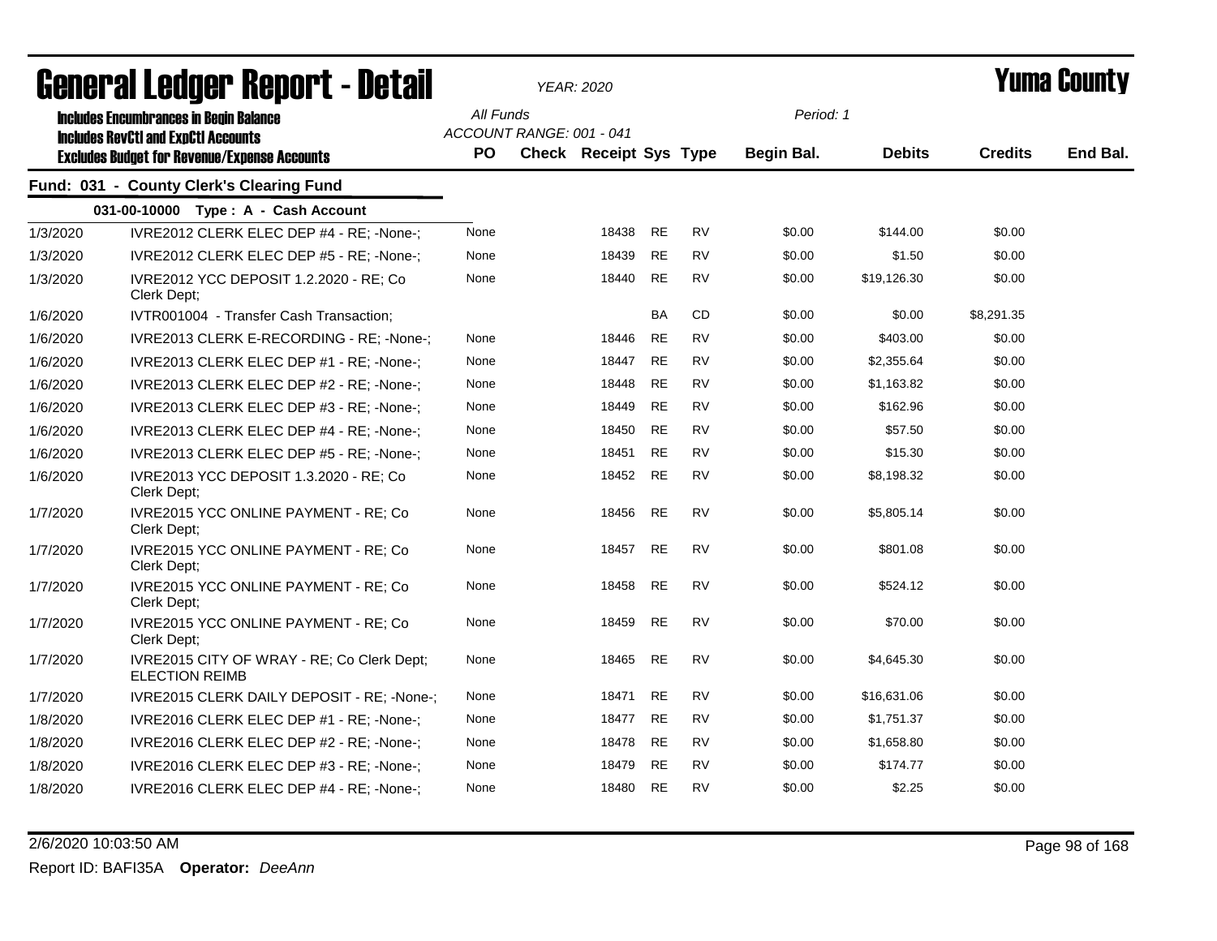# General Ledger Report - Detail

**YEAR: 2020**

**Yuma County**

Includes Encumbrances in Begin Balance
Includes RevCtl and ExpCtl Accounts
Excludes Budget for Revenue/Expense Accounts

All Funds
ACCOUNT RANGE: 001 - 041

Period: 1

## Fund: 031 - County Clerk's Clearing Fund

### 031-00-10000 Type : A - Cash Account

| Date | Description | PO | Check | Receipt | Sys | Type | Begin Bal. | Debits | Credits | End Bal. |
|---|---|---|---|---|---|---|---|---|---|---|
| 1/3/2020 | IVRE2012 CLERK ELEC DEP #4 - RE; -None-; | None | | 18438 | RE | RV | $0.00 | $144.00 | $0.00 | |
| 1/3/2020 | IVRE2012 CLERK ELEC DEP #5 - RE; -None-; | None | | 18439 | RE | RV | $0.00 | $1.50 | $0.00 | |
| 1/3/2020 | IVRE2012 YCC DEPOSIT 1.2.2020 - RE; Co Clerk Dept; | None | | 18440 | RE | RV | $0.00 | $19,126.30 | $0.00 | |
| 1/6/2020 | IVTR001004 - Transfer Cash Transaction; | | | | BA | CD | $0.00 | $0.00 | $8,291.35 | |
| 1/6/2020 | IVRE2013 CLERK E-RECORDING - RE; -None-; | None | | 18446 | RE | RV | $0.00 | $403.00 | $0.00 | |
| 1/6/2020 | IVRE2013 CLERK ELEC DEP #1 - RE; -None-; | None | | 18447 | RE | RV | $0.00 | $2,355.64 | $0.00 | |
| 1/6/2020 | IVRE2013 CLERK ELEC DEP #2 - RE; -None-; | None | | 18448 | RE | RV | $0.00 | $1,163.82 | $0.00 | |
| 1/6/2020 | IVRE2013 CLERK ELEC DEP #3 - RE; -None-; | None | | 18449 | RE | RV | $0.00 | $162.96 | $0.00 | |
| 1/6/2020 | IVRE2013 CLERK ELEC DEP #4 - RE; -None-; | None | | 18450 | RE | RV | $0.00 | $57.50 | $0.00 | |
| 1/6/2020 | IVRE2013 CLERK ELEC DEP #5 - RE; -None-; | None | | 18451 | RE | RV | $0.00 | $15.30 | $0.00 | |
| 1/6/2020 | IVRE2013 YCC DEPOSIT 1.3.2020 - RE; Co Clerk Dept; | None | | 18452 | RE | RV | $0.00 | $8,198.32 | $0.00 | |
| 1/7/2020 | IVRE2015 YCC ONLINE PAYMENT - RE; Co Clerk Dept; | None | | 18456 | RE | RV | $0.00 | $5,805.14 | $0.00 | |
| 1/7/2020 | IVRE2015 YCC ONLINE PAYMENT - RE; Co Clerk Dept; | None | | 18457 | RE | RV | $0.00 | $801.08 | $0.00 | |
| 1/7/2020 | IVRE2015 YCC ONLINE PAYMENT - RE; Co Clerk Dept; | None | | 18458 | RE | RV | $0.00 | $524.12 | $0.00 | |
| 1/7/2020 | IVRE2015 YCC ONLINE PAYMENT - RE; Co Clerk Dept; | None | | 18459 | RE | RV | $0.00 | $70.00 | $0.00 | |
| 1/7/2020 | IVRE2015 CITY OF WRAY - RE; Co Clerk Dept; ELECTION REIMB | None | | 18465 | RE | RV | $0.00 | $4,645.30 | $0.00 | |
| 1/7/2020 | IVRE2015 CLERK DAILY DEPOSIT - RE; -None-; | None | | 18471 | RE | RV | $0.00 | $16,631.06 | $0.00 | |
| 1/8/2020 | IVRE2016 CLERK ELEC DEP #1 - RE; -None-; | None | | 18477 | RE | RV | $0.00 | $1,751.37 | $0.00 | |
| 1/8/2020 | IVRE2016 CLERK ELEC DEP #2 - RE; -None-; | None | | 18478 | RE | RV | $0.00 | $1,658.80 | $0.00 | |
| 1/8/2020 | IVRE2016 CLERK ELEC DEP #3 - RE; -None-; | None | | 18479 | RE | RV | $0.00 | $174.77 | $0.00 | |
| 1/8/2020 | IVRE2016 CLERK ELEC DEP #4 - RE; -None-; | None | | 18480 | RE | RV | $0.00 | $2.25 | $0.00 | |

2/6/2020 10:03:50 AM

Report ID: BAFI35A **Operator:** *DeeAnn*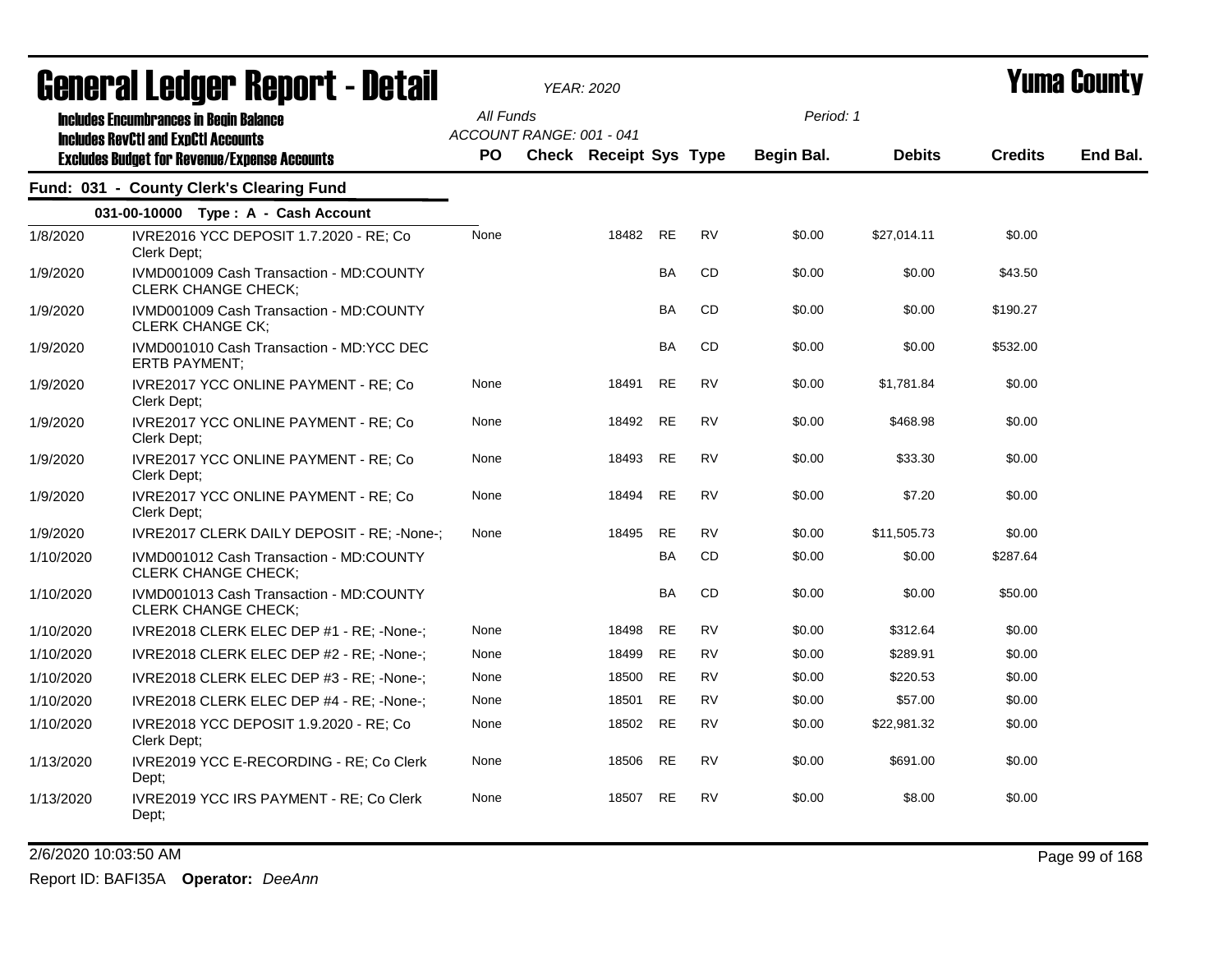# General Ledger Report - Detail

*YEAR: 2020*

**Yuma County**

Includes Encumbrances in Begin Balance
Includes RevCtl and ExpCtl Accounts
Excludes Budget for Revenue/Expense Accounts

All Funds
ACCOUNT RANGE: 001 - 041

Period: 1

## Fund: 031 - County Clerk's Clearing Fund

### 031-00-10000 Type : A - Cash Account

| Date | Description | PO | Check | Receipt | Sys | Type | Begin Bal. | Debits | Credits | End Bal. |
|---|---|---|---|---|---|---|---|---|---|---|
| 1/8/2020 | IVRE2016 YCC DEPOSIT 1.7.2020 - RE; Co Clerk Dept; | None | | 18482 | RE | RV | $0.00 | $27,014.11 | $0.00 | |
| 1/9/2020 | IVMD001009 Cash Transaction - MD:COUNTY CLERK CHANGE CHECK; | | | | BA | CD | $0.00 | $0.00 | $43.50 | |
| 1/9/2020 | IVMD001009 Cash Transaction - MD:COUNTY CLERK CHANGE CK; | | | | BA | CD | $0.00 | $0.00 | $190.27 | |
| 1/9/2020 | IVMD001010 Cash Transaction - MD:YCC DEC ERTB PAYMENT; | | | | BA | CD | $0.00 | $0.00 | $532.00 | |
| 1/9/2020 | IVRE2017 YCC ONLINE PAYMENT - RE; Co Clerk Dept; | None | | 18491 | RE | RV | $0.00 | $1,781.84 | $0.00 | |
| 1/9/2020 | IVRE2017 YCC ONLINE PAYMENT - RE; Co Clerk Dept; | None | | 18492 | RE | RV | $0.00 | $468.98 | $0.00 | |
| 1/9/2020 | IVRE2017 YCC ONLINE PAYMENT - RE; Co Clerk Dept; | None | | 18493 | RE | RV | $0.00 | $33.30 | $0.00 | |
| 1/9/2020 | IVRE2017 YCC ONLINE PAYMENT - RE; Co Clerk Dept; | None | | 18494 | RE | RV | $0.00 | $7.20 | $0.00 | |
| 1/9/2020 | IVRE2017 CLERK DAILY DEPOSIT - RE; -None-; | None | | 18495 | RE | RV | $0.00 | $11,505.73 | $0.00 | |
| 1/10/2020 | IVMD001012 Cash Transaction - MD:COUNTY CLERK CHANGE CHECK; | | | | BA | CD | $0.00 | $0.00 | $287.64 | |
| 1/10/2020 | IVMD001013 Cash Transaction - MD:COUNTY CLERK CHANGE CHECK; | | | | BA | CD | $0.00 | $0.00 | $50.00 | |
| 1/10/2020 | IVRE2018 CLERK ELEC DEP #1 - RE; -None-; | None | | 18498 | RE | RV | $0.00 | $312.64 | $0.00 | |
| 1/10/2020 | IVRE2018 CLERK ELEC DEP #2 - RE; -None-; | None | | 18499 | RE | RV | $0.00 | $289.91 | $0.00 | |
| 1/10/2020 | IVRE2018 CLERK ELEC DEP #3 - RE; -None-; | None | | 18500 | RE | RV | $0.00 | $220.53 | $0.00 | |
| 1/10/2020 | IVRE2018 CLERK ELEC DEP #4 - RE; -None-; | None | | 18501 | RE | RV | $0.00 | $57.00 | $0.00 | |
| 1/10/2020 | IVRE2018 YCC DEPOSIT 1.9.2020 - RE; Co Clerk Dept; | None | | 18502 | RE | RV | $0.00 | $22,981.32 | $0.00 | |
| 1/13/2020 | IVRE2019 YCC E-RECORDING - RE; Co Clerk Dept; | None | | 18506 | RE | RV | $0.00 | $691.00 | $0.00 | |
| 1/13/2020 | IVRE2019 YCC IRS PAYMENT - RE; Co Clerk Dept; | None | | 18507 | RE | RV | $0.00 | $8.00 | $0.00 | |

2/6/2020 10:03:50 AM

Report ID: BAFI35A **Operator:** *DeeAnn*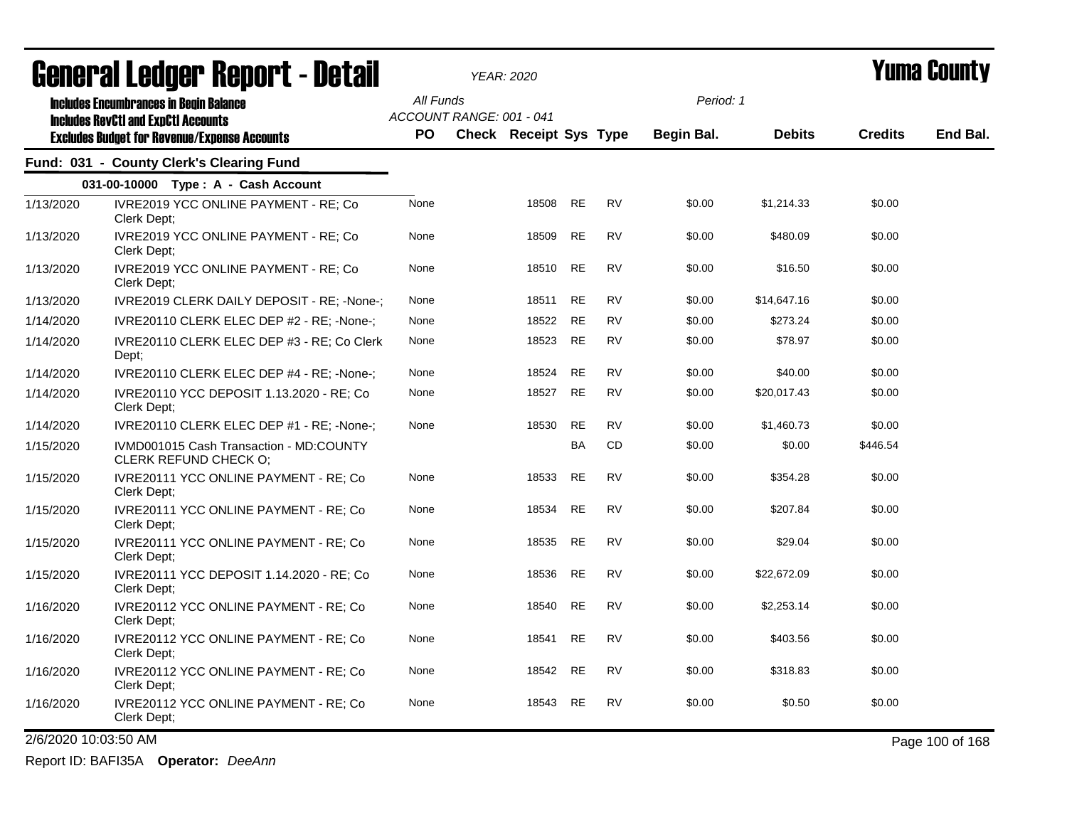# General Ledger Report - Detail

*YEAR: 2020*

# Yuma County

**Includes Encumbrances in Begin Balance**
**Includes RevCtl and ExpCtl Accounts**
**Excludes Budget for Revenue/Expense Accounts**

All Funds
ACCOUNT RANGE: 001 - 041

Period: 1

## Fund: 031 - County Clerk's Clearing Fund

### 031-00-10000 Type : A - Cash Account

| Date | Description | PO | Check | Receipt | Sys | Type | Begin Bal. | Debits | Credits | End Bal. |
|---|---|---|---|---|---|---|---|---|---|---|
| 1/13/2020 | IVRE2019 YCC ONLINE PAYMENT - RE; Co Clerk Dept; | None | | 18508 | RE | RV | $0.00 | $1,214.33 | $0.00 | |
| 1/13/2020 | IVRE2019 YCC ONLINE PAYMENT - RE; Co Clerk Dept; | None | | 18509 | RE | RV | $0.00 | $480.09 | $0.00 | |
| 1/13/2020 | IVRE2019 YCC ONLINE PAYMENT - RE; Co Clerk Dept; | None | | 18510 | RE | RV | $0.00 | $16.50 | $0.00 | |
| 1/13/2020 | IVRE2019 CLERK DAILY DEPOSIT - RE; -None-; | None | | 18511 | RE | RV | $0.00 | $14,647.16 | $0.00 | |
| 1/14/2020 | IVRE20110 CLERK ELEC DEP #2 - RE; -None-; | None | | 18522 | RE | RV | $0.00 | $273.24 | $0.00 | |
| 1/14/2020 | IVRE20110 CLERK ELEC DEP #3 - RE; Co Clerk Dept; | None | | 18523 | RE | RV | $0.00 | $78.97 | $0.00 | |
| 1/14/2020 | IVRE20110 CLERK ELEC DEP #4 - RE; -None-; | None | | 18524 | RE | RV | $0.00 | $40.00 | $0.00 | |
| 1/14/2020 | IVRE20110 YCC DEPOSIT 1.13.2020 - RE; Co Clerk Dept; | None | | 18527 | RE | RV | $0.00 | $20,017.43 | $0.00 | |
| 1/14/2020 | IVRE20110 CLERK ELEC DEP #1 - RE; -None-; | None | | 18530 | RE | RV | $0.00 | $1,460.73 | $0.00 | |
| 1/15/2020 | IVMD001015 Cash Transaction - MD:COUNTY CLERK REFUND CHECK O; | | | | BA | CD | $0.00 | $0.00 | $446.54 | |
| 1/15/2020 | IVRE20111 YCC ONLINE PAYMENT - RE; Co Clerk Dept; | None | | 18533 | RE | RV | $0.00 | $354.28 | $0.00 | |
| 1/15/2020 | IVRE20111 YCC ONLINE PAYMENT - RE; Co Clerk Dept; | None | | 18534 | RE | RV | $0.00 | $207.84 | $0.00 | |
| 1/15/2020 | IVRE20111 YCC ONLINE PAYMENT - RE; Co Clerk Dept; | None | | 18535 | RE | RV | $0.00 | $29.04 | $0.00 | |
| 1/15/2020 | IVRE20111 YCC DEPOSIT 1.14.2020 - RE; Co Clerk Dept; | None | | 18536 | RE | RV | $0.00 | $22,672.09 | $0.00 | |
| 1/16/2020 | IVRE20112 YCC ONLINE PAYMENT - RE; Co Clerk Dept; | None | | 18540 | RE | RV | $0.00 | $2,253.14 | $0.00 | |
| 1/16/2020 | IVRE20112 YCC ONLINE PAYMENT - RE; Co Clerk Dept; | None | | 18541 | RE | RV | $0.00 | $403.56 | $0.00 | |
| 1/16/2020 | IVRE20112 YCC ONLINE PAYMENT - RE; Co Clerk Dept; | None | | 18542 | RE | RV | $0.00 | $318.83 | $0.00 | |
| 1/16/2020 | IVRE20112 YCC ONLINE PAYMENT - RE; Co Clerk Dept; | None | | 18543 | RE | RV | $0.00 | $0.50 | $0.00 | |

2/6/2020 10:03:50 AM

Report ID: BAFI35A **Operator:** *DeeAnn*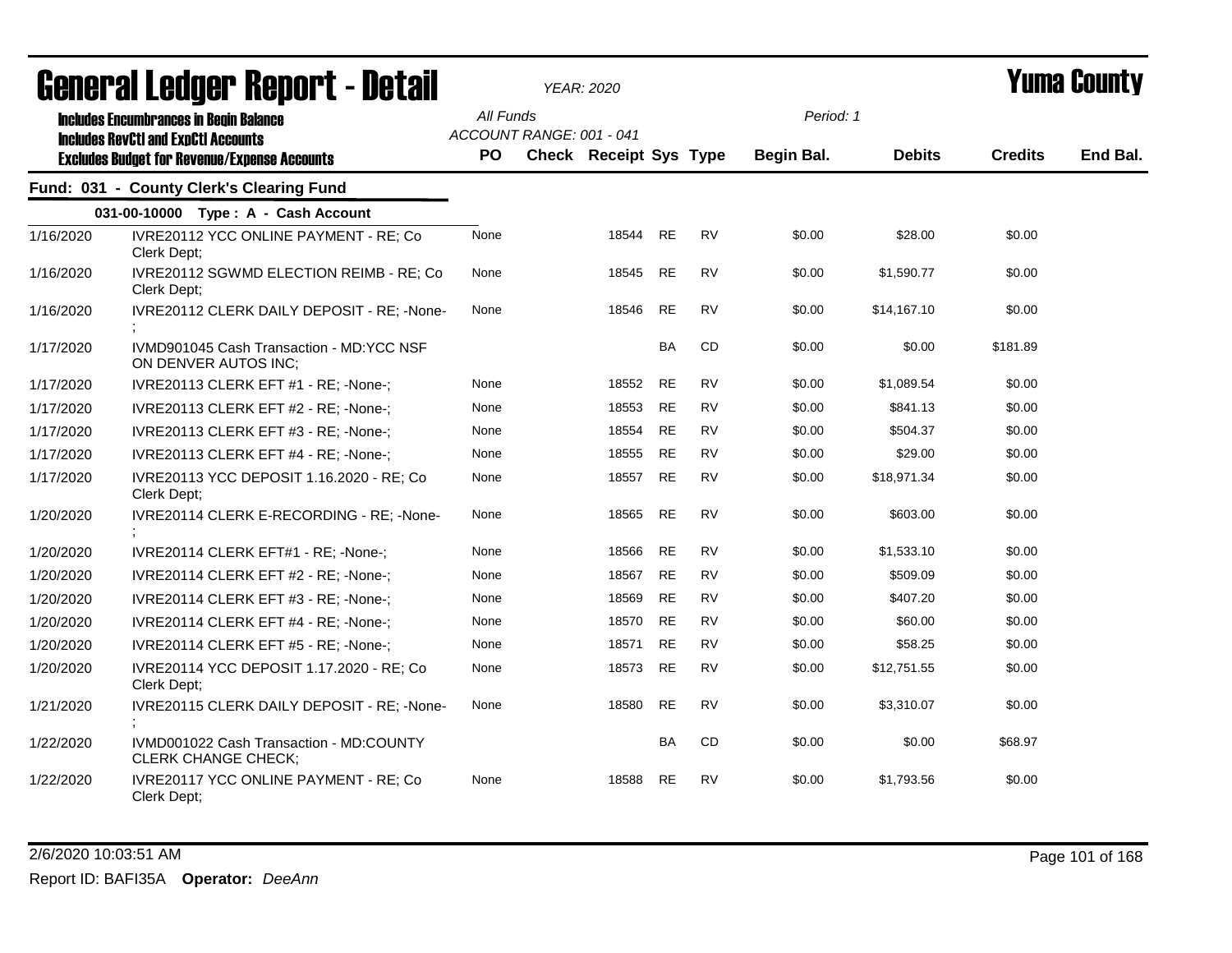# General Ledger Report - Detail

*YEAR: 2020*

# Yuma County

**Includes Encumbrances in Begin Balance**
**Includes RevCtl and ExpCtl Accounts**
**Excludes Budget for Revenue/Expense Accounts**

All Funds
ACCOUNT RANGE: 001 - 041

Period: 1

## Fund: 031 - County Clerk's Clearing Fund

### 031-00-10000 Type : A - Cash Account

| Date | Description | PO | Check | Receipt | Sys | Type | Begin Bal. | Debits | Credits | End Bal. |
|---|---|---|---|---|---|---|---|---|---|---|
| 1/16/2020 | IVRE20112 YCC ONLINE PAYMENT - RE; Co Clerk Dept; | None | | 18544 | RE | RV | $0.00 | $28.00 | $0.00 | |
| 1/16/2020 | IVRE20112 SGWMD ELECTION REIMB - RE; Co Clerk Dept; | None | | 18545 | RE | RV | $0.00 | $1,590.77 | $0.00 | |
| 1/16/2020 | IVRE20112 CLERK DAILY DEPOSIT - RE; -None-; | None | | 18546 | RE | RV | $0.00 | $14,167.10 | $0.00 | |
| 1/17/2020 | IVMD901045 Cash Transaction - MD:YCC NSF ON DENVER AUTOS INC; | | | | BA | CD | $0.00 | $0.00 | $181.89 | |
| 1/17/2020 | IVRE20113 CLERK EFT #1 - RE; -None-; | None | | 18552 | RE | RV | $0.00 | $1,089.54 | $0.00 | |
| 1/17/2020 | IVRE20113 CLERK EFT #2 - RE; -None-; | None | | 18553 | RE | RV | $0.00 | $841.13 | $0.00 | |
| 1/17/2020 | IVRE20113 CLERK EFT #3 - RE; -None-; | None | | 18554 | RE | RV | $0.00 | $504.37 | $0.00 | |
| 1/17/2020 | IVRE20113 CLERK EFT #4 - RE; -None-; | None | | 18555 | RE | RV | $0.00 | $29.00 | $0.00 | |
| 1/17/2020 | IVRE20113 YCC DEPOSIT 1.16.2020 - RE; Co Clerk Dept; | None | | 18557 | RE | RV | $0.00 | $18,971.34 | $0.00 | |
| 1/20/2020 | IVRE20114 CLERK E-RECORDING - RE; -None-; | None | | 18565 | RE | RV | $0.00 | $603.00 | $0.00 | |
| 1/20/2020 | IVRE20114 CLERK EFT#1 - RE; -None-; | None | | 18566 | RE | RV | $0.00 | $1,533.10 | $0.00 | |
| 1/20/2020 | IVRE20114 CLERK EFT #2 - RE; -None-; | None | | 18567 | RE | RV | $0.00 | $509.09 | $0.00 | |
| 1/20/2020 | IVRE20114 CLERK EFT #3 - RE; -None-; | None | | 18569 | RE | RV | $0.00 | $407.20 | $0.00 | |
| 1/20/2020 | IVRE20114 CLERK EFT #4 - RE; -None-; | None | | 18570 | RE | RV | $0.00 | $60.00 | $0.00 | |
| 1/20/2020 | IVRE20114 CLERK EFT #5 - RE; -None-; | None | | 18571 | RE | RV | $0.00 | $58.25 | $0.00 | |
| 1/20/2020 | IVRE20114 YCC DEPOSIT 1.17.2020 - RE; Co Clerk Dept; | None | | 18573 | RE | RV | $0.00 | $12,751.55 | $0.00 | |
| 1/21/2020 | IVRE20115 CLERK DAILY DEPOSIT - RE; -None-; | None | | 18580 | RE | RV | $0.00 | $3,310.07 | $0.00 | |
| 1/22/2020 | IVMD001022 Cash Transaction - MD:COUNTY CLERK CHANGE CHECK; | | | | BA | CD | $0.00 | $0.00 | $68.97 | |
| 1/22/2020 | IVRE20117 YCC ONLINE PAYMENT - RE; Co Clerk Dept; | None | | 18588 | RE | RV | $0.00 | $1,793.56 | $0.00 | |

2/6/2020 10:03:51 AM

Report ID: BAFI35A **Operator:** *DeeAnn*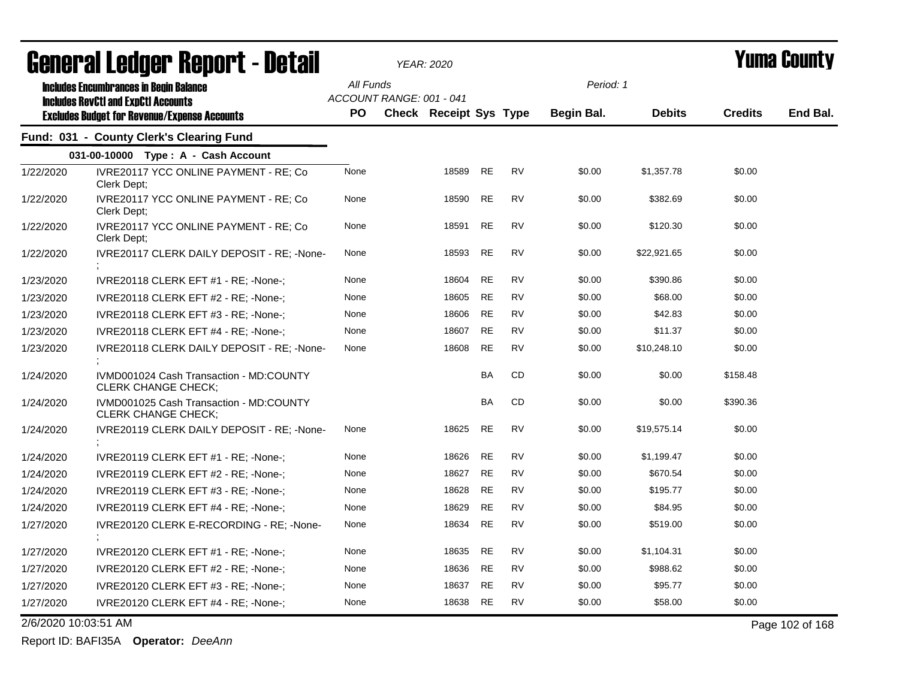# General Ledger Report - Detail

*YEAR: 2020*

**Yuma County**

Includes Encumbrances in Begin Balance
Includes RevCtl and ExpCtl Accounts
Excludes Budget for Revenue/Expense Accounts

All Funds
ACCOUNT RANGE: 001 - 041

Period: 1

## Fund: 031 - County Clerk's Clearing Fund

### 031-00-10000 Type : A - Cash Account

| Date | Description | PO | Check | Receipt | Sys | Type | Begin Bal. | Debits | Credits | End Bal. |
|---|---|---|---|---|---|---|---|---|---|---|
| 1/22/2020 | IVRE20117 YCC ONLINE PAYMENT - RE; Co Clerk Dept; | None | | 18589 | RE | RV | $0.00 | $1,357.78 | $0.00 | |
| 1/22/2020 | IVRE20117 YCC ONLINE PAYMENT - RE; Co Clerk Dept; | None | | 18590 | RE | RV | $0.00 | $382.69 | $0.00 | |
| 1/22/2020 | IVRE20117 YCC ONLINE PAYMENT - RE; Co Clerk Dept; | None | | 18591 | RE | RV | $0.00 | $120.30 | $0.00 | |
| 1/22/2020 | IVRE20117 CLERK DAILY DEPOSIT - RE; -None-; | None | | 18593 | RE | RV | $0.00 | $22,921.65 | $0.00 | |
| 1/23/2020 | IVRE20118 CLERK EFT #1 - RE; -None-; | None | | 18604 | RE | RV | $0.00 | $390.86 | $0.00 | |
| 1/23/2020 | IVRE20118 CLERK EFT #2 - RE; -None-; | None | | 18605 | RE | RV | $0.00 | $68.00 | $0.00 | |
| 1/23/2020 | IVRE20118 CLERK EFT #3 - RE; -None-; | None | | 18606 | RE | RV | $0.00 | $42.83 | $0.00 | |
| 1/23/2020 | IVRE20118 CLERK EFT #4 - RE; -None-; | None | | 18607 | RE | RV | $0.00 | $11.37 | $0.00 | |
| 1/23/2020 | IVRE20118 CLERK DAILY DEPOSIT - RE; -None-; | None | | 18608 | RE | RV | $0.00 | $10,248.10 | $0.00 | |
| 1/24/2020 | IVMD001024 Cash Transaction - MD:COUNTY CLERK CHANGE CHECK; | | | | BA | CD | $0.00 | $0.00 | $158.48 | |
| 1/24/2020 | IVMD001025 Cash Transaction - MD:COUNTY CLERK CHANGE CHECK; | | | | BA | CD | $0.00 | $0.00 | $390.36 | |
| 1/24/2020 | IVRE20119 CLERK DAILY DEPOSIT - RE; -None-; | None | | 18625 | RE | RV | $0.00 | $19,575.14 | $0.00 | |
| 1/24/2020 | IVRE20119 CLERK EFT #1 - RE; -None-; | None | | 18626 | RE | RV | $0.00 | $1,199.47 | $0.00 | |
| 1/24/2020 | IVRE20119 CLERK EFT #2 - RE; -None-; | None | | 18627 | RE | RV | $0.00 | $670.54 | $0.00 | |
| 1/24/2020 | IVRE20119 CLERK EFT #3 - RE; -None-; | None | | 18628 | RE | RV | $0.00 | $195.77 | $0.00 | |
| 1/24/2020 | IVRE20119 CLERK EFT #4 - RE; -None-; | None | | 18629 | RE | RV | $0.00 | $84.95 | $0.00 | |
| 1/27/2020 | IVRE20120 CLERK E-RECORDING - RE; -None-; | None | | 18634 | RE | RV | $0.00 | $519.00 | $0.00 | |
| 1/27/2020 | IVRE20120 CLERK EFT #1 - RE; -None-; | None | | 18635 | RE | RV | $0.00 | $1,104.31 | $0.00 | |
| 1/27/2020 | IVRE20120 CLERK EFT #2 - RE; -None-; | None | | 18636 | RE | RV | $0.00 | $988.62 | $0.00 | |
| 1/27/2020 | IVRE20120 CLERK EFT #3 - RE; -None-; | None | | 18637 | RE | RV | $0.00 | $95.77 | $0.00 | |
| 1/27/2020 | IVRE20120 CLERK EFT #4 - RE; -None-; | None | | 18638 | RE | RV | $0.00 | $58.00 | $0.00 | |

2/6/2020 10:03:51 AM

Report ID: BAFI35A **Operator:** *DeeAnn*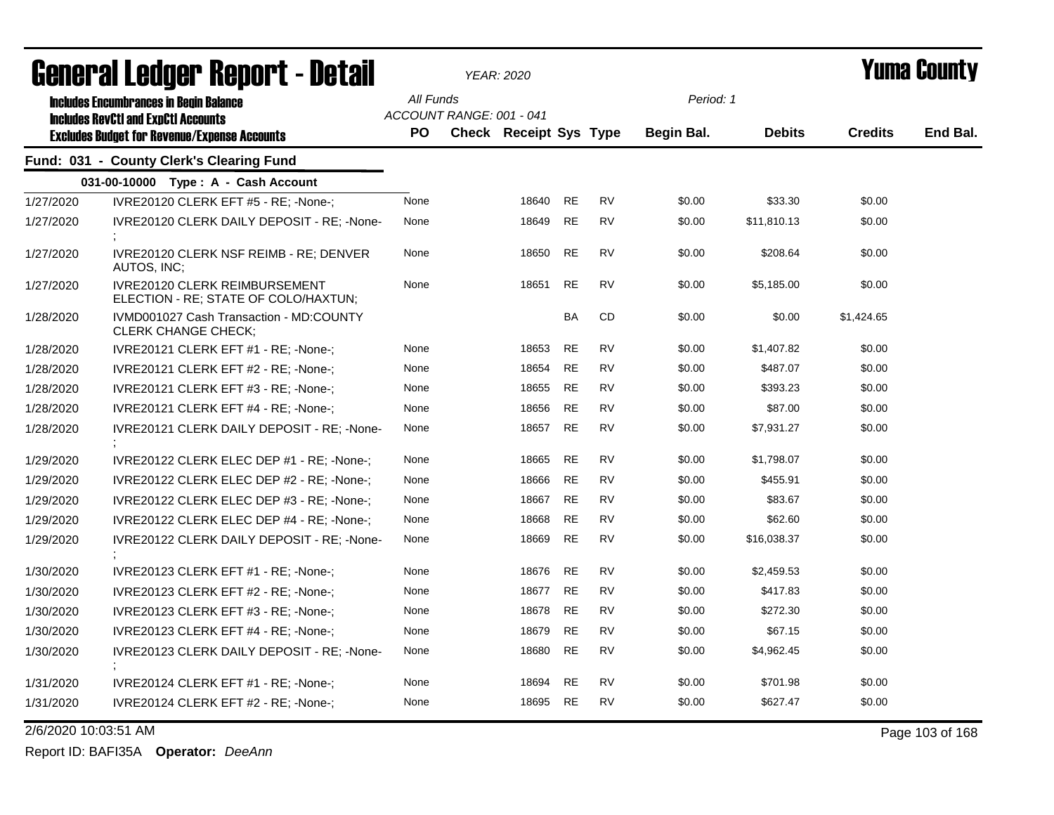# General Ledger Report - Detail

*YEAR: 2020*

# Yuma County

**Includes Encumbrances in Begin Balance**
**Includes RevCtl and ExpCtl Accounts**
**Excludes Budget for Revenue/Expense Accounts**

All Funds
ACCOUNT RANGE: 001 - 041

Period: 1

## Fund: 031 - County Clerk's Clearing Fund

### 031-00-10000 Type : A - Cash Account

| Date | Description | PO | Check | Receipt | Sys | Type | Begin Bal. | Debits | Credits | End Bal. |
|---|---|---|---|---|---|---|---|---|---|---|
| 1/27/2020 | IVRE20120 CLERK EFT #5 - RE; -None-; | None | | 18640 | RE | RV | $0.00 | $33.30 | $0.00 | |
| 1/27/2020 | IVRE20120 CLERK DAILY DEPOSIT - RE; -None-; | None | | 18649 | RE | RV | $0.00 | $11,810.13 | $0.00 | |
| 1/27/2020 | IVRE20120 CLERK NSF REIMB - RE; DENVER AUTOS, INC; | None | | 18650 | RE | RV | $0.00 | $208.64 | $0.00 | |
| 1/27/2020 | IVRE20120 CLERK REIMBURSEMENT ELECTION - RE; STATE OF COLO/HAXTUN; | None | | 18651 | RE | RV | $0.00 | $5,185.00 | $0.00 | |
| 1/28/2020 | IVMD001027 Cash Transaction - MD:COUNTY CLERK CHANGE CHECK; | | | | BA | CD | $0.00 | $0.00 | $1,424.65 | |
| 1/28/2020 | IVRE20121 CLERK EFT #1 - RE; -None-; | None | | 18653 | RE | RV | $0.00 | $1,407.82 | $0.00 | |
| 1/28/2020 | IVRE20121 CLERK EFT #2 - RE; -None-; | None | | 18654 | RE | RV | $0.00 | $487.07 | $0.00 | |
| 1/28/2020 | IVRE20121 CLERK EFT #3 - RE; -None-; | None | | 18655 | RE | RV | $0.00 | $393.23 | $0.00 | |
| 1/28/2020 | IVRE20121 CLERK EFT #4 - RE; -None-; | None | | 18656 | RE | RV | $0.00 | $87.00 | $0.00 | |
| 1/28/2020 | IVRE20121 CLERK DAILY DEPOSIT - RE; -None-; | None | | 18657 | RE | RV | $0.00 | $7,931.27 | $0.00 | |
| 1/29/2020 | IVRE20122 CLERK ELEC DEP #1 - RE; -None-; | None | | 18665 | RE | RV | $0.00 | $1,798.07 | $0.00 | |
| 1/29/2020 | IVRE20122 CLERK ELEC DEP #2 - RE; -None-; | None | | 18666 | RE | RV | $0.00 | $455.91 | $0.00 | |
| 1/29/2020 | IVRE20122 CLERK ELEC DEP #3 - RE; -None-; | None | | 18667 | RE | RV | $0.00 | $83.67 | $0.00 | |
| 1/29/2020 | IVRE20122 CLERK ELEC DEP #4 - RE; -None-; | None | | 18668 | RE | RV | $0.00 | $62.60 | $0.00 | |
| 1/29/2020 | IVRE20122 CLERK DAILY DEPOSIT - RE; -None-; | None | | 18669 | RE | RV | $0.00 | $16,038.37 | $0.00 | |
| 1/30/2020 | IVRE20123 CLERK EFT #1 - RE; -None-; | None | | 18676 | RE | RV | $0.00 | $2,459.53 | $0.00 | |
| 1/30/2020 | IVRE20123 CLERK EFT #2 - RE; -None-; | None | | 18677 | RE | RV | $0.00 | $417.83 | $0.00 | |
| 1/30/2020 | IVRE20123 CLERK EFT #3 - RE; -None-; | None | | 18678 | RE | RV | $0.00 | $272.30 | $0.00 | |
| 1/30/2020 | IVRE20123 CLERK EFT #4 - RE; -None-; | None | | 18679 | RE | RV | $0.00 | $67.15 | $0.00 | |
| 1/30/2020 | IVRE20123 CLERK DAILY DEPOSIT - RE; -None-; | None | | 18680 | RE | RV | $0.00 | $4,962.45 | $0.00 | |
| 1/31/2020 | IVRE20124 CLERK EFT #1 - RE; -None-; | None | | 18694 | RE | RV | $0.00 | $701.98 | $0.00 | |
| 1/31/2020 | IVRE20124 CLERK EFT #2 - RE; -None-; | None | | 18695 | RE | RV | $0.00 | $627.47 | $0.00 | |

2/6/2020 10:03:51 AM

Report ID: BAFI35A **Operator:** *DeeAnn*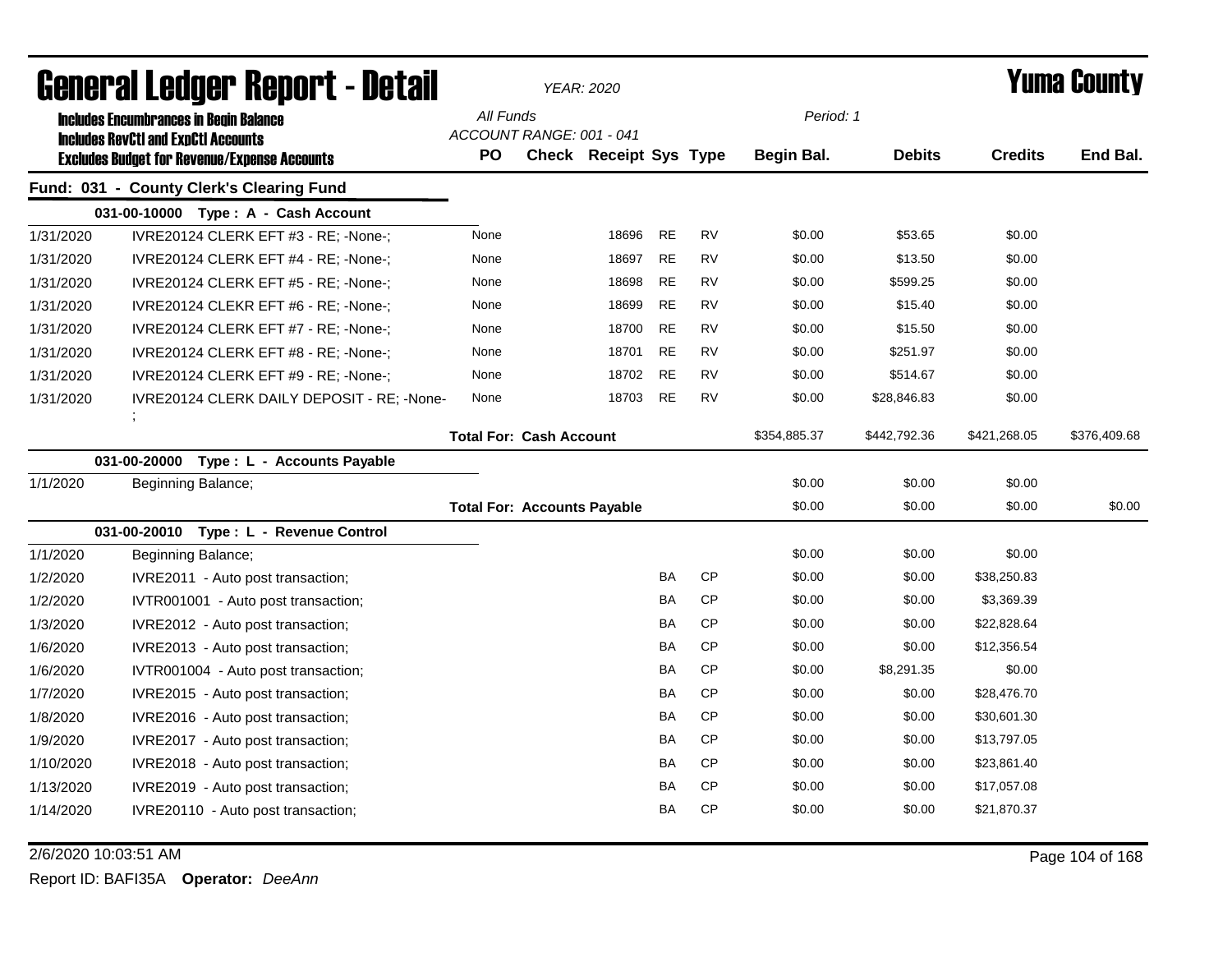# General Ledger Report - Detail

*YEAR: 2020*

**Yuma County**

Includes Encumbrances in Begin Balance
Includes RevCtl and ExpCtl Accounts
Excludes Budget for Revenue/Expense Accounts

*All Funds*
*ACCOUNT RANGE: 001 - 041*
*Period: 1*

## Fund: 031 - County Clerk's Clearing Fund

| Date | Description | PO | Check | Receipt | Sys | Type | Begin Bal. | Debits | Credits | End Bal. |
|---|---|---|---|---|---|---|---|---|---|---|
| | **031-00-10000 Type : A - Cash Account** | | | | | | | | | |
| 1/31/2020 | IVRE20124 CLERK EFT #3 - RE; -None-; | None | | 18696 | RE | RV | $0.00 | $53.65 | $0.00 | |
| 1/31/2020 | IVRE20124 CLERK EFT #4 - RE; -None-; | None | | 18697 | RE | RV | $0.00 | $13.50 | $0.00 | |
| 1/31/2020 | IVRE20124 CLERK EFT #5 - RE; -None-; | None | | 18698 | RE | RV | $0.00 | $599.25 | $0.00 | |
| 1/31/2020 | IVRE20124 CLEKR EFT #6 - RE; -None-; | None | | 18699 | RE | RV | $0.00 | $15.40 | $0.00 | |
| 1/31/2020 | IVRE20124 CLERK EFT #7 - RE; -None-; | None | | 18700 | RE | RV | $0.00 | $15.50 | $0.00 | |
| 1/31/2020 | IVRE20124 CLERK EFT #8 - RE; -None-; | None | | 18701 | RE | RV | $0.00 | $251.97 | $0.00 | |
| 1/31/2020 | IVRE20124 CLERK EFT #9 - RE; -None-; | None | | 18702 | RE | RV | $0.00 | $514.67 | $0.00 | |
| 1/31/2020 | IVRE20124 CLERK DAILY DEPOSIT - RE; -None-; | None | | 18703 | RE | RV | $0.00 | $28,846.83 | $0.00 | |
| | | **Total For: Cash Account** | | | | | $354,885.37 | $442,792.36 | $421,268.05 | $376,409.68 |
| | **031-00-20000 Type : L - Accounts Payable** | | | | | | | | | |
| 1/1/2020 | Beginning Balance; | | | | | | $0.00 | $0.00 | $0.00 | |
| | | **Total For: Accounts Payable** | | | | | $0.00 | $0.00 | $0.00 | $0.00 |
| | **031-00-20010 Type : L - Revenue Control** | | | | | | | | | |
| 1/1/2020 | Beginning Balance; | | | | | | $0.00 | $0.00 | $0.00 | |
| 1/2/2020 | IVRE2011 - Auto post transaction; | | | | BA | CP | $0.00 | $0.00 | $38,250.83 | |
| 1/2/2020 | IVTR001001 - Auto post transaction; | | | | BA | CP | $0.00 | $0.00 | $3,369.39 | |
| 1/3/2020 | IVRE2012 - Auto post transaction; | | | | BA | CP | $0.00 | $0.00 | $22,828.64 | |
| 1/6/2020 | IVRE2013 - Auto post transaction; | | | | BA | CP | $0.00 | $0.00 | $12,356.54 | |
| 1/6/2020 | IVTR001004 - Auto post transaction; | | | | BA | CP | $0.00 | $8,291.35 | $0.00 | |
| 1/7/2020 | IVRE2015 - Auto post transaction; | | | | BA | CP | $0.00 | $0.00 | $28,476.70 | |
| 1/8/2020 | IVRE2016 - Auto post transaction; | | | | BA | CP | $0.00 | $0.00 | $30,601.30 | |
| 1/9/2020 | IVRE2017 - Auto post transaction; | | | | BA | CP | $0.00 | $0.00 | $13,797.05 | |
| 1/10/2020 | IVRE2018 - Auto post transaction; | | | | BA | CP | $0.00 | $0.00 | $23,861.40 | |
| 1/13/2020 | IVRE2019 - Auto post transaction; | | | | BA | CP | $0.00 | $0.00 | $17,057.08 | |
| 1/14/2020 | IVRE20110 - Auto post transaction; | | | | BA | CP | $0.00 | $0.00 | $21,870.37 | |

2/6/2020 10:03:51 AM

Report ID: BAFI35A **Operator:** *DeeAnn*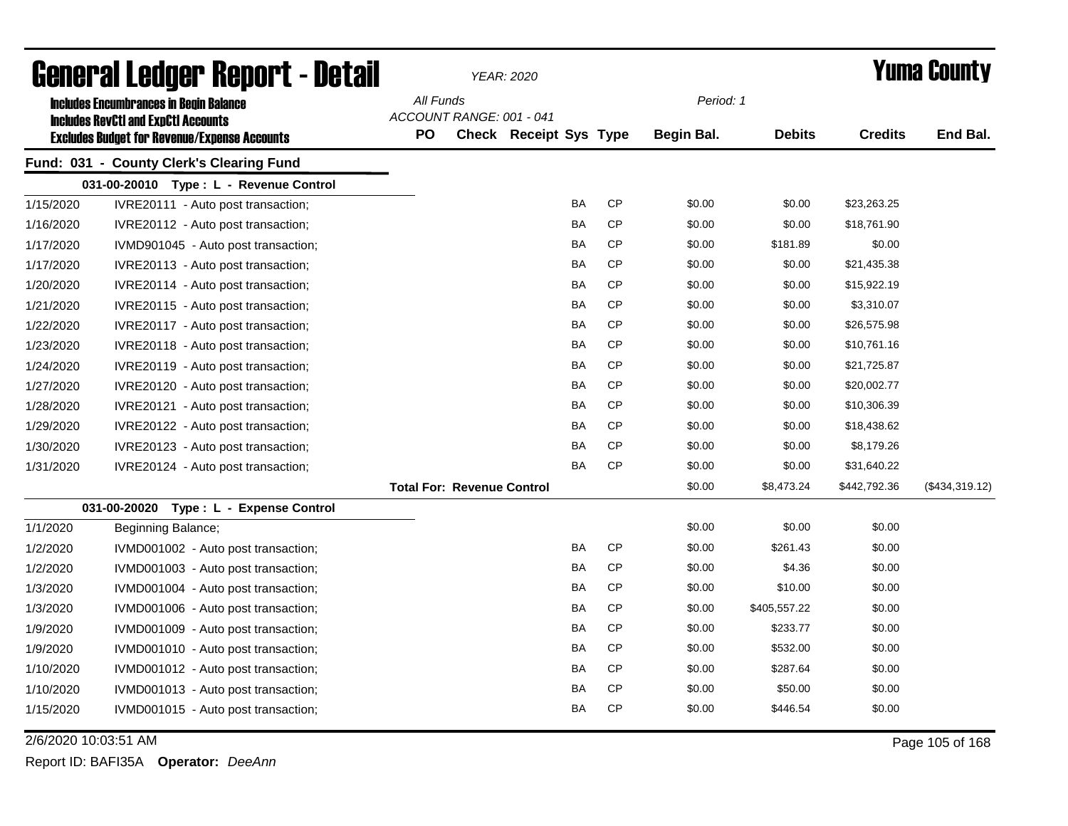# General Ledger Report - Detail

*YEAR: 2020*

# Yuma County

**Includes Encumbrances in Begin Balance**
**Includes RevCtl and ExpCtl Accounts**
**Excludes Budget for Revenue/Expense Accounts**

*All Funds*
*ACCOUNT RANGE: 001 - 041*
*Period: 1*

## Fund: 031 - County Clerk's Clearing Fund

### 031-00-20010 Type : L - Revenue Control

| Date | Description | PO | Check | Receipt | Sys | Type | Begin Bal. | Debits | Credits | End Bal. |
|---|---|---|---|---|---|---|---|---|---|---|
| 1/15/2020 | IVRE20111 - Auto post transaction; | | | | BA | CP | $0.00 | $0.00 | $23,263.25 | |
| 1/16/2020 | IVRE20112 - Auto post transaction; | | | | BA | CP | $0.00 | $0.00 | $18,761.90 | |
| 1/17/2020 | IVMD901045 - Auto post transaction; | | | | BA | CP | $0.00 | $181.89 | $0.00 | |
| 1/17/2020 | IVRE20113 - Auto post transaction; | | | | BA | CP | $0.00 | $0.00 | $21,435.38 | |
| 1/20/2020 | IVRE20114 - Auto post transaction; | | | | BA | CP | $0.00 | $0.00 | $15,922.19 | |
| 1/21/2020 | IVRE20115 - Auto post transaction; | | | | BA | CP | $0.00 | $0.00 | $3,310.07 | |
| 1/22/2020 | IVRE20117 - Auto post transaction; | | | | BA | CP | $0.00 | $0.00 | $26,575.98 | |
| 1/23/2020 | IVRE20118 - Auto post transaction; | | | | BA | CP | $0.00 | $0.00 | $10,761.16 | |
| 1/24/2020 | IVRE20119 - Auto post transaction; | | | | BA | CP | $0.00 | $0.00 | $21,725.87 | |
| 1/27/2020 | IVRE20120 - Auto post transaction; | | | | BA | CP | $0.00 | $0.00 | $20,002.77 | |
| 1/28/2020 | IVRE20121 - Auto post transaction; | | | | BA | CP | $0.00 | $0.00 | $10,306.39 | |
| 1/29/2020 | IVRE20122 - Auto post transaction; | | | | BA | CP | $0.00 | $0.00 | $18,438.62 | |
| 1/30/2020 | IVRE20123 - Auto post transaction; | | | | BA | CP | $0.00 | $0.00 | $8,179.26 | |
| 1/31/2020 | IVRE20124 - Auto post transaction; | | | | BA | CP | $0.00 | $0.00 | $31,640.22 | |
| | **Total For: Revenue Control** | | | | | | $0.00 | $8,473.24 | $442,792.36 | ($434,319.12) |

### 031-00-20020 Type : L - Expense Control

| Date | Description | PO | Check | Receipt | Sys | Type | Begin Bal. | Debits | Credits | End Bal. |
|---|---|---|---|---|---|---|---|---|---|---|
| 1/1/2020 | Beginning Balance; | | | | | | $0.00 | $0.00 | $0.00 | |
| 1/2/2020 | IVMD001002 - Auto post transaction; | | | | BA | CP | $0.00 | $261.43 | $0.00 | |
| 1/2/2020 | IVMD001003 - Auto post transaction; | | | | BA | CP | $0.00 | $4.36 | $0.00 | |
| 1/3/2020 | IVMD001004 - Auto post transaction; | | | | BA | CP | $0.00 | $10.00 | $0.00 | |
| 1/3/2020 | IVMD001006 - Auto post transaction; | | | | BA | CP | $0.00 | $405,557.22 | $0.00 | |
| 1/9/2020 | IVMD001009 - Auto post transaction; | | | | BA | CP | $0.00 | $233.77 | $0.00 | |
| 1/9/2020 | IVMD001010 - Auto post transaction; | | | | BA | CP | $0.00 | $532.00 | $0.00 | |
| 1/10/2020 | IVMD001012 - Auto post transaction; | | | | BA | CP | $0.00 | $287.64 | $0.00 | |
| 1/10/2020 | IVMD001013 - Auto post transaction; | | | | BA | CP | $0.00 | $50.00 | $0.00 | |
| 1/15/2020 | IVMD001015 - Auto post transaction; | | | | BA | CP | $0.00 | $446.54 | $0.00 | |

2/6/2020 10:03:51 AM

Report ID: BAFI35A **Operator:** *DeeAnn*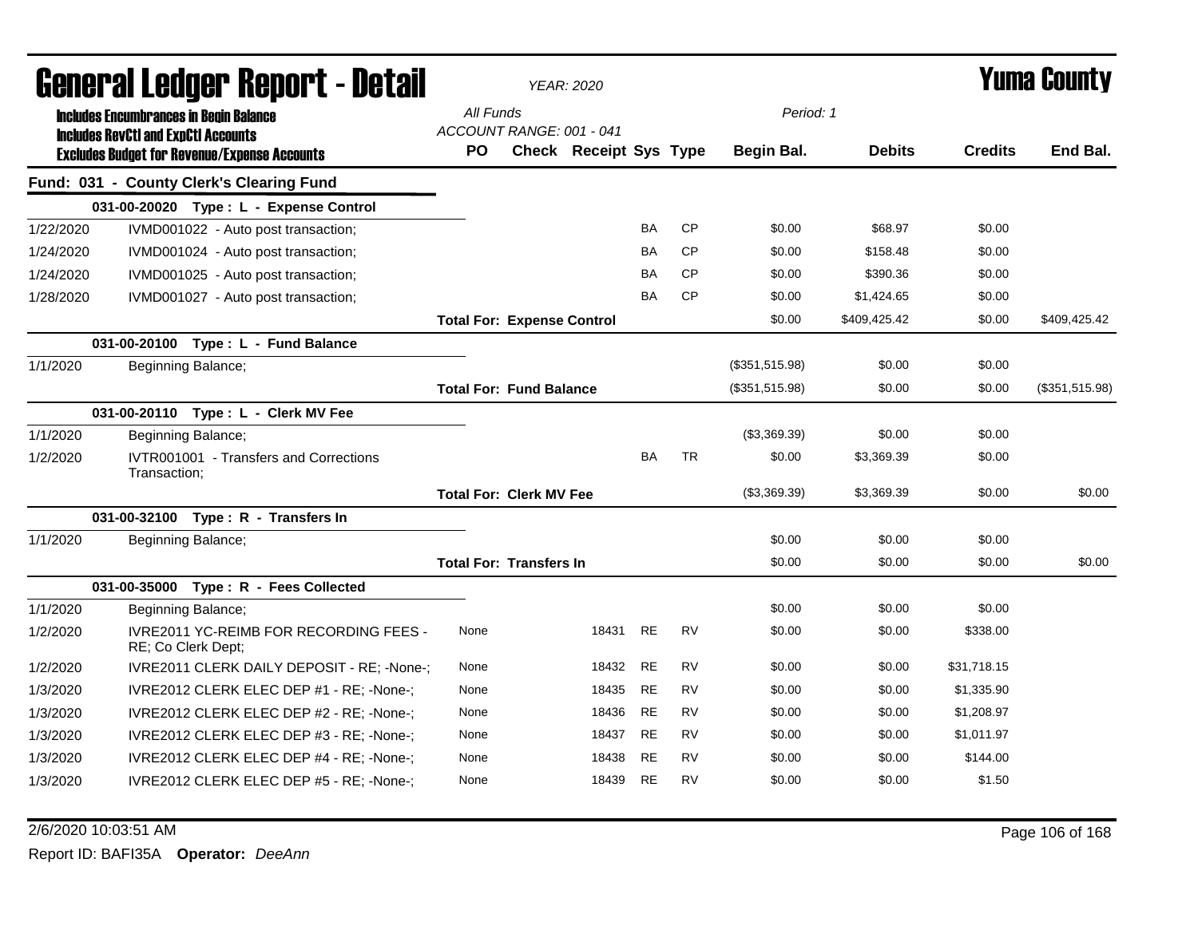# General Ledger Report - Detail

*YEAR: 2020*

# Yuma County

**Includes Encumbrances in Begin Balance**
**Includes RevCtl and ExpCtl Accounts**
**Excludes Budget for Revenue/Expense Accounts**

All Funds
ACCOUNT RANGE: 001 - 041

Period: 1

| Date | Description | PO | Check | Receipt | Sys | Type | Begin Bal. | Debits | Credits | End Bal. |
|---|---|---|---|---|---|---|---|---|---|---|
| **Fund: 031 - County Clerk's Clearing Fund** | | | | | | | | | | |
| | **031-00-20020 Type : L - Expense Control** | | | | | | | | | |
| 1/22/2020 | IVMD001022 - Auto post transaction; | | | | BA | CP | $0.00 | $68.97 | $0.00 | |
| 1/24/2020 | IVMD001024 - Auto post transaction; | | | | BA | CP | $0.00 | $158.48 | $0.00 | |
| 1/24/2020 | IVMD001025 - Auto post transaction; | | | | BA | CP | $0.00 | $390.36 | $0.00 | |
| 1/28/2020 | IVMD001027 - Auto post transaction; | | | | BA | CP | $0.00 | $1,424.65 | $0.00 | |
| | | **Total For: Expense Control** | | | | | $0.00 | $409,425.42 | $0.00 | $409,425.42 |
| | **031-00-20100 Type : L - Fund Balance** | | | | | | | | | |
| 1/1/2020 | Beginning Balance; | | | | | | ($351,515.98) | $0.00 | $0.00 | |
| | | **Total For: Fund Balance** | | | | | ($351,515.98) | $0.00 | $0.00 | ($351,515.98) |
| | **031-00-20110 Type : L - Clerk MV Fee** | | | | | | | | | |
| 1/1/2020 | Beginning Balance; | | | | | | ($3,369.39) | $0.00 | $0.00 | |
| 1/2/2020 | IVTR001001 - Transfers and Corrections Transaction; | | | | BA | TR | $0.00 | $3,369.39 | $0.00 | |
| | | **Total For: Clerk MV Fee** | | | | | ($3,369.39) | $3,369.39 | $0.00 | $0.00 |
| | **031-00-32100 Type : R - Transfers In** | | | | | | | | | |
| 1/1/2020 | Beginning Balance; | | | | | | $0.00 | $0.00 | $0.00 | |
| | | **Total For: Transfers In** | | | | | $0.00 | $0.00 | $0.00 | $0.00 |
| | **031-00-35000 Type : R - Fees Collected** | | | | | | | | | |
| 1/1/2020 | Beginning Balance; | | | | | | $0.00 | $0.00 | $0.00 | |
| 1/2/2020 | IVRE2011 YC-REIMB FOR RECORDING FEES - RE; Co Clerk Dept; | None | | 18431 | RE | RV | $0.00 | $0.00 | $338.00 | |
| 1/2/2020 | IVRE2011 CLERK DAILY DEPOSIT - RE; -None-; | None | | 18432 | RE | RV | $0.00 | $0.00 | $31,718.15 | |
| 1/3/2020 | IVRE2012 CLERK ELEC DEP #1 - RE; -None-; | None | | 18435 | RE | RV | $0.00 | $0.00 | $1,335.90 | |
| 1/3/2020 | IVRE2012 CLERK ELEC DEP #2 - RE; -None-; | None | | 18436 | RE | RV | $0.00 | $0.00 | $1,208.97 | |
| 1/3/2020 | IVRE2012 CLERK ELEC DEP #3 - RE; -None-; | None | | 18437 | RE | RV | $0.00 | $0.00 | $1,011.97 | |
| 1/3/2020 | IVRE2012 CLERK ELEC DEP #4 - RE; -None-; | None | | 18438 | RE | RV | $0.00 | $0.00 | $144.00 | |
| 1/3/2020 | IVRE2012 CLERK ELEC DEP #5 - RE; -None-; | None | | 18439 | RE | RV | $0.00 | $0.00 | $1.50 | |

2/6/2020 10:03:51 AM

Report ID: BAFI35A **Operator:** *DeeAnn*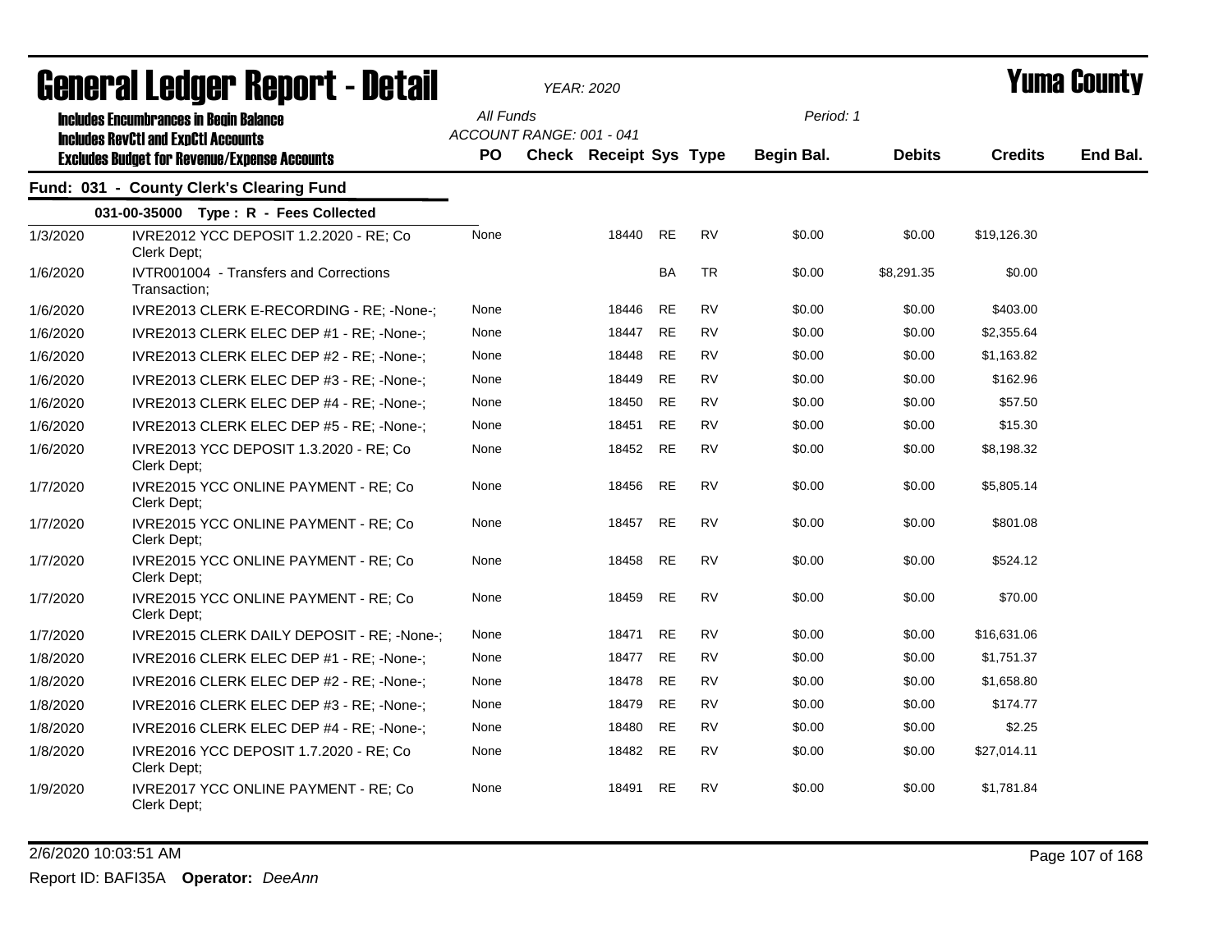# General Ledger Report - Detail

*YEAR: 2020*

# Yuma County

**Includes Encumbrances in Begin Balance**
**Includes RevCtl and ExpCtl Accounts**
**Excludes Budget for Revenue/Expense Accounts**

*All Funds*
*ACCOUNT RANGE: 001 - 041*

*Period: 1*

## Fund: 031 - County Clerk's Clearing Fund

### 031-00-35000 Type : R - Fees Collected

| Date | Description | PO | Check | Receipt | Sys | Type | Begin Bal. | Debits | Credits | End Bal. |
|---|---|---|---|---|---|---|---|---|---|---|
| 1/3/2020 | IVRE2012 YCC DEPOSIT 1.2.2020 - RE; Co Clerk Dept; | None | | 18440 | RE | RV | $0.00 | $0.00 | $19,126.30 | |
| 1/6/2020 | IVTR001004 - Transfers and Corrections Transaction; | | | | BA | TR | $0.00 | $8,291.35 | $0.00 | |
| 1/6/2020 | IVRE2013 CLERK E-RECORDING - RE; -None-; | None | | 18446 | RE | RV | $0.00 | $0.00 | $403.00 | |
| 1/6/2020 | IVRE2013 CLERK ELEC DEP #1 - RE; -None-; | None | | 18447 | RE | RV | $0.00 | $0.00 | $2,355.64 | |
| 1/6/2020 | IVRE2013 CLERK ELEC DEP #2 - RE; -None-; | None | | 18448 | RE | RV | $0.00 | $0.00 | $1,163.82 | |
| 1/6/2020 | IVRE2013 CLERK ELEC DEP #3 - RE; -None-; | None | | 18449 | RE | RV | $0.00 | $0.00 | $162.96 | |
| 1/6/2020 | IVRE2013 CLERK ELEC DEP #4 - RE; -None-; | None | | 18450 | RE | RV | $0.00 | $0.00 | $57.50 | |
| 1/6/2020 | IVRE2013 CLERK ELEC DEP #5 - RE; -None-; | None | | 18451 | RE | RV | $0.00 | $0.00 | $15.30 | |
| 1/6/2020 | IVRE2013 YCC DEPOSIT 1.3.2020 - RE; Co Clerk Dept; | None | | 18452 | RE | RV | $0.00 | $0.00 | $8,198.32 | |
| 1/7/2020 | IVRE2015 YCC ONLINE PAYMENT - RE; Co Clerk Dept; | None | | 18456 | RE | RV | $0.00 | $0.00 | $5,805.14 | |
| 1/7/2020 | IVRE2015 YCC ONLINE PAYMENT - RE; Co Clerk Dept; | None | | 18457 | RE | RV | $0.00 | $0.00 | $801.08 | |
| 1/7/2020 | IVRE2015 YCC ONLINE PAYMENT - RE; Co Clerk Dept; | None | | 18458 | RE | RV | $0.00 | $0.00 | $524.12 | |
| 1/7/2020 | IVRE2015 YCC ONLINE PAYMENT - RE; Co Clerk Dept; | None | | 18459 | RE | RV | $0.00 | $0.00 | $70.00 | |
| 1/7/2020 | IVRE2015 CLERK DAILY DEPOSIT - RE; -None-; | None | | 18471 | RE | RV | $0.00 | $0.00 | $16,631.06 | |
| 1/8/2020 | IVRE2016 CLERK ELEC DEP #1 - RE; -None-; | None | | 18477 | RE | RV | $0.00 | $0.00 | $1,751.37 | |
| 1/8/2020 | IVRE2016 CLERK ELEC DEP #2 - RE; -None-; | None | | 18478 | RE | RV | $0.00 | $0.00 | $1,658.80 | |
| 1/8/2020 | IVRE2016 CLERK ELEC DEP #3 - RE; -None-; | None | | 18479 | RE | RV | $0.00 | $0.00 | $174.77 | |
| 1/8/2020 | IVRE2016 CLERK ELEC DEP #4 - RE; -None-; | None | | 18480 | RE | RV | $0.00 | $0.00 | $2.25 | |
| 1/8/2020 | IVRE2016 YCC DEPOSIT 1.7.2020 - RE; Co Clerk Dept; | None | | 18482 | RE | RV | $0.00 | $0.00 | $27,014.11 | |
| 1/9/2020 | IVRE2017 YCC ONLINE PAYMENT - RE; Co Clerk Dept; | None | | 18491 | RE | RV | $0.00 | $0.00 | $1,781.84 | |

2/6/2020 10:03:51 AM

Report ID: BAFI35A **Operator:** *DeeAnn*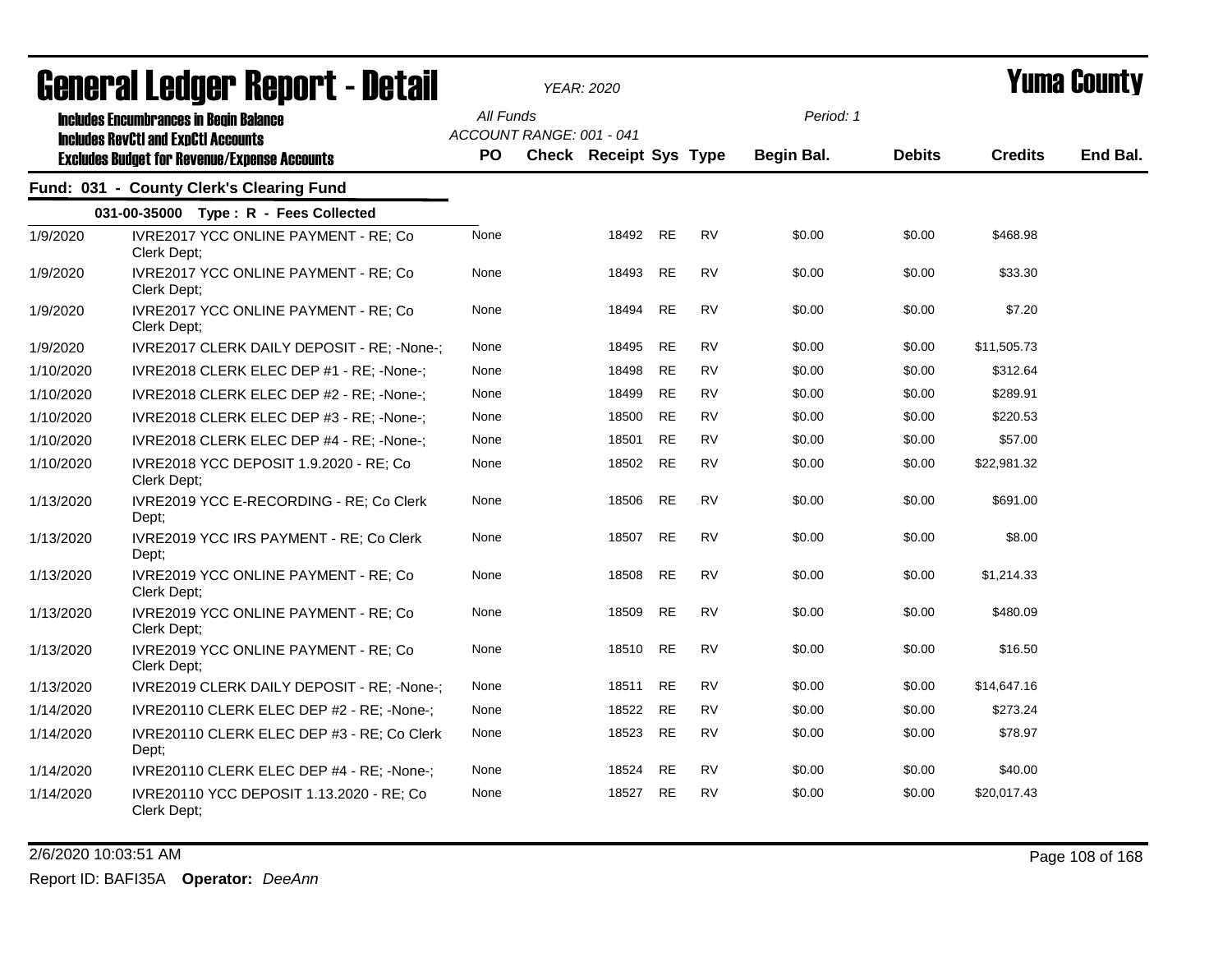# General Ledger Report - Detail

**YEAR: 2020**

**Yuma County**

Includes Encumbrances in Begin Balance
Includes RevCtl and ExpCtl Accounts
Excludes Budget for Revenue/Expense Accounts

All Funds
ACCOUNT RANGE: 001 - 041

Period: 1

## Fund: 031 - County Clerk's Clearing Fund

### 031-00-35000 Type : R - Fees Collected

| Date | Description | PO | Check | Receipt | Sys | Type | Begin Bal. | Debits | Credits | End Bal. |
|---|---|---|---|---|---|---|---|---|---|---|
| 1/9/2020 | IVRE2017 YCC ONLINE PAYMENT - RE; Co Clerk Dept; | None | | 18492 | RE | RV | $0.00 | $0.00 | $468.98 | |
| 1/9/2020 | IVRE2017 YCC ONLINE PAYMENT - RE; Co Clerk Dept; | None | | 18493 | RE | RV | $0.00 | $0.00 | $33.30 | |
| 1/9/2020 | IVRE2017 YCC ONLINE PAYMENT - RE; Co Clerk Dept; | None | | 18494 | RE | RV | $0.00 | $0.00 | $7.20 | |
| 1/9/2020 | IVRE2017 CLERK DAILY DEPOSIT - RE; -None-; | None | | 18495 | RE | RV | $0.00 | $0.00 | $11,505.73 | |
| 1/10/2020 | IVRE2018 CLERK ELEC DEP #1 - RE; -None-; | None | | 18498 | RE | RV | $0.00 | $0.00 | $312.64 | |
| 1/10/2020 | IVRE2018 CLERK ELEC DEP #2 - RE; -None-; | None | | 18499 | RE | RV | $0.00 | $0.00 | $289.91 | |
| 1/10/2020 | IVRE2018 CLERK ELEC DEP #3 - RE; -None-; | None | | 18500 | RE | RV | $0.00 | $0.00 | $220.53 | |
| 1/10/2020 | IVRE2018 CLERK ELEC DEP #4 - RE; -None-; | None | | 18501 | RE | RV | $0.00 | $0.00 | $57.00 | |
| 1/10/2020 | IVRE2018 YCC DEPOSIT 1.9.2020 - RE; Co Clerk Dept; | None | | 18502 | RE | RV | $0.00 | $0.00 | $22,981.32 | |
| 1/13/2020 | IVRE2019 YCC E-RECORDING - RE; Co Clerk Dept; | None | | 18506 | RE | RV | $0.00 | $0.00 | $691.00 | |
| 1/13/2020 | IVRE2019 YCC IRS PAYMENT - RE; Co Clerk Dept; | None | | 18507 | RE | RV | $0.00 | $0.00 | $8.00 | |
| 1/13/2020 | IVRE2019 YCC ONLINE PAYMENT - RE; Co Clerk Dept; | None | | 18508 | RE | RV | $0.00 | $0.00 | $1,214.33 | |
| 1/13/2020 | IVRE2019 YCC ONLINE PAYMENT - RE; Co Clerk Dept; | None | | 18509 | RE | RV | $0.00 | $0.00 | $480.09 | |
| 1/13/2020 | IVRE2019 YCC ONLINE PAYMENT - RE; Co Clerk Dept; | None | | 18510 | RE | RV | $0.00 | $0.00 | $16.50 | |
| 1/13/2020 | IVRE2019 CLERK DAILY DEPOSIT - RE; -None-; | None | | 18511 | RE | RV | $0.00 | $0.00 | $14,647.16 | |
| 1/14/2020 | IVRE20110 CLERK ELEC DEP #2 - RE; -None-; | None | | 18522 | RE | RV | $0.00 | $0.00 | $273.24 | |
| 1/14/2020 | IVRE20110 CLERK ELEC DEP #3 - RE; Co Clerk Dept; | None | | 18523 | RE | RV | $0.00 | $0.00 | $78.97 | |
| 1/14/2020 | IVRE20110 CLERK ELEC DEP #4 - RE; -None-; | None | | 18524 | RE | RV | $0.00 | $0.00 | $40.00 | |
| 1/14/2020 | IVRE20110 YCC DEPOSIT 1.13.2020 - RE; Co Clerk Dept; | None | | 18527 | RE | RV | $0.00 | $0.00 | $20,017.43 | |

2/6/2020 10:03:51 AM

Report ID: BAFI35A **Operator:** *DeeAnn*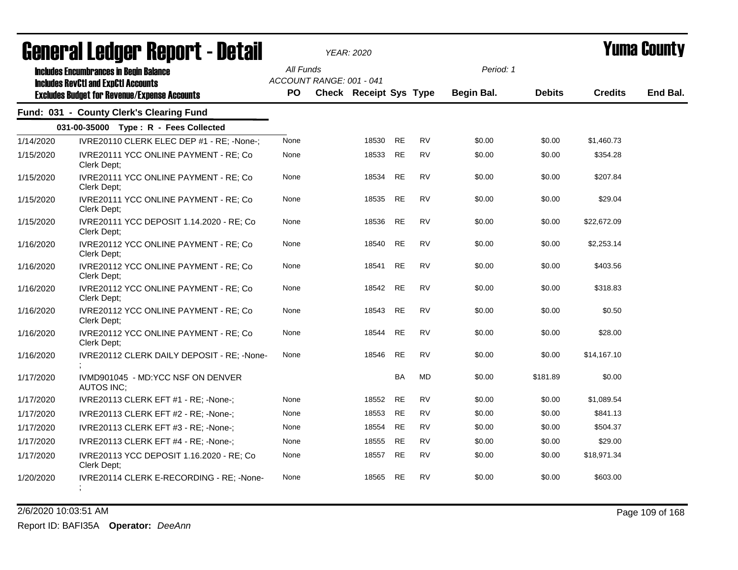# General Ledger Report - Detail

*YEAR: 2020*

# Yuma County

**Includes Encumbrances in Begin Balance**
**Includes RevCtl and ExpCtl Accounts**
**Excludes Budget for Revenue/Expense Accounts**

All Funds
ACCOUNT RANGE: 001 - 041

Period: 1

## Fund: 031 - County Clerk's Clearing Fund

### 031-00-35000 Type : R - Fees Collected

| Date | Description | PO | Check | Receipt | Sys | Type | Begin Bal. | Debits | Credits | End Bal. |
|---|---|---|---|---|---|---|---|---|---|---|
| 1/14/2020 | IVRE20110 CLERK ELEC DEP #1 - RE; -None-; | None | | 18530 | RE | RV | $0.00 | $0.00 | $1,460.73 | |
| 1/15/2020 | IVRE20111 YCC ONLINE PAYMENT - RE; Co Clerk Dept; | None | | 18533 | RE | RV | $0.00 | $0.00 | $354.28 | |
| 1/15/2020 | IVRE20111 YCC ONLINE PAYMENT - RE; Co Clerk Dept; | None | | 18534 | RE | RV | $0.00 | $0.00 | $207.84 | |
| 1/15/2020 | IVRE20111 YCC ONLINE PAYMENT - RE; Co Clerk Dept; | None | | 18535 | RE | RV | $0.00 | $0.00 | $29.04 | |
| 1/15/2020 | IVRE20111 YCC DEPOSIT 1.14.2020 - RE; Co Clerk Dept; | None | | 18536 | RE | RV | $0.00 | $0.00 | $22,672.09 | |
| 1/16/2020 | IVRE20112 YCC ONLINE PAYMENT - RE; Co Clerk Dept; | None | | 18540 | RE | RV | $0.00 | $0.00 | $2,253.14 | |
| 1/16/2020 | IVRE20112 YCC ONLINE PAYMENT - RE; Co Clerk Dept; | None | | 18541 | RE | RV | $0.00 | $0.00 | $403.56 | |
| 1/16/2020 | IVRE20112 YCC ONLINE PAYMENT - RE; Co Clerk Dept; | None | | 18542 | RE | RV | $0.00 | $0.00 | $318.83 | |
| 1/16/2020 | IVRE20112 YCC ONLINE PAYMENT - RE; Co Clerk Dept; | None | | 18543 | RE | RV | $0.00 | $0.00 | $0.50 | |
| 1/16/2020 | IVRE20112 YCC ONLINE PAYMENT - RE; Co Clerk Dept; | None | | 18544 | RE | RV | $0.00 | $0.00 | $28.00 | |
| 1/16/2020 | IVRE20112 CLERK DAILY DEPOSIT - RE; -None-; | None | | 18546 | RE | RV | $0.00 | $0.00 | $14,167.10 | |
| 1/17/2020 | IVMD901045 - MD:YCC NSF ON DENVER AUTOS INC; | | | | BA | MD | $0.00 | $181.89 | $0.00 | |
| 1/17/2020 | IVRE20113 CLERK EFT #1 - RE; -None-; | None | | 18552 | RE | RV | $0.00 | $0.00 | $1,089.54 | |
| 1/17/2020 | IVRE20113 CLERK EFT #2 - RE; -None-; | None | | 18553 | RE | RV | $0.00 | $0.00 | $841.13 | |
| 1/17/2020 | IVRE20113 CLERK EFT #3 - RE; -None-; | None | | 18554 | RE | RV | $0.00 | $0.00 | $504.37 | |
| 1/17/2020 | IVRE20113 CLERK EFT #4 - RE; -None-; | None | | 18555 | RE | RV | $0.00 | $0.00 | $29.00 | |
| 1/17/2020 | IVRE20113 YCC DEPOSIT 1.16.2020 - RE; Co Clerk Dept; | None | | 18557 | RE | RV | $0.00 | $0.00 | $18,971.34 | |
| 1/20/2020 | IVRE20114 CLERK E-RECORDING - RE; -None-; | None | | 18565 | RE | RV | $0.00 | $0.00 | $603.00 | |

2/6/2020 10:03:51 AM

Report ID: BAFI35A **Operator:** *DeeAnn*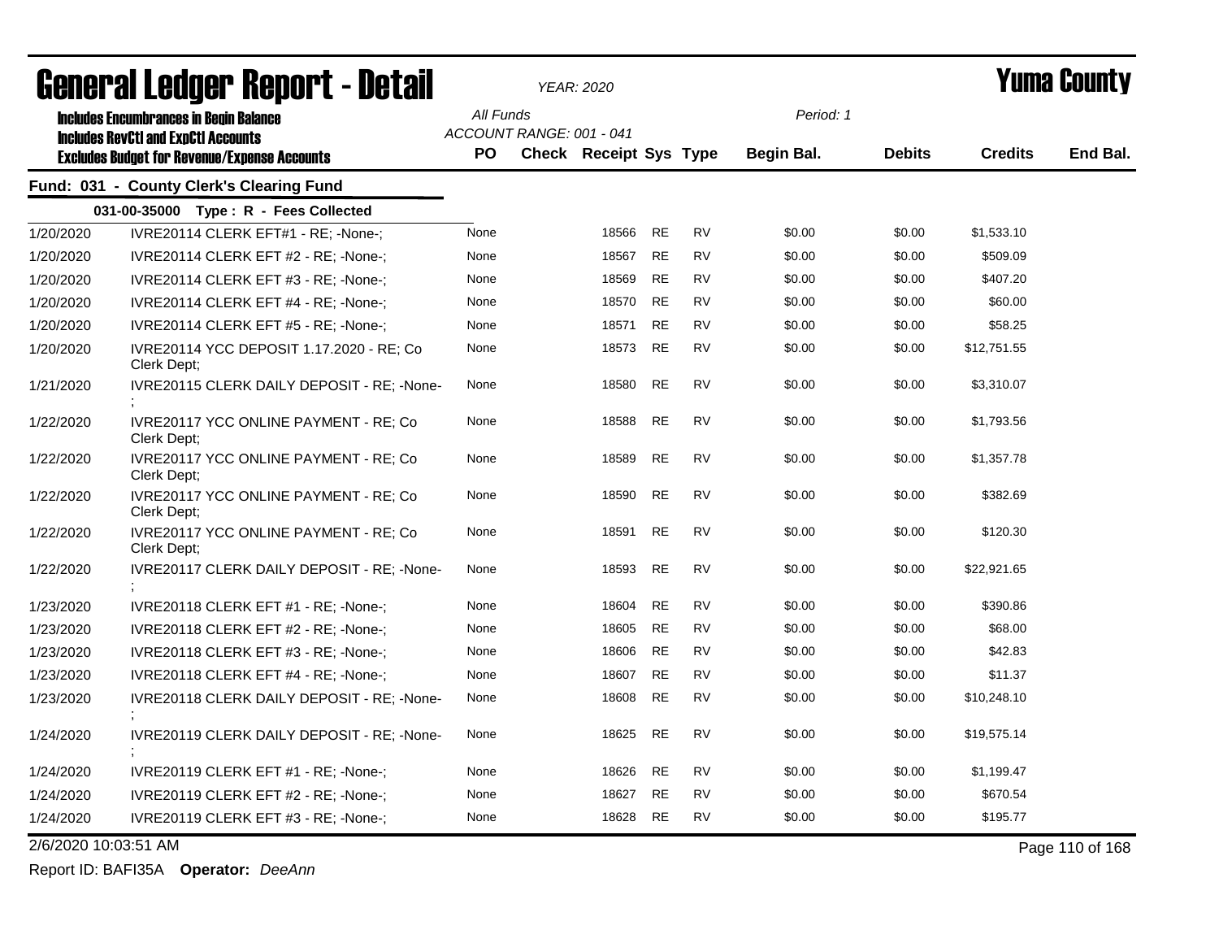# General Ledger Report - Detail

**YEAR: 2020**

# Yuma County

**Includes Encumbrances in Begin Balance**
**Includes RevCtl and ExpCtl Accounts**
**Excludes Budget for Revenue/Expense Accounts**

All Funds
ACCOUNT RANGE: 001 - 041

Period: 1

## Fund: 031 - County Clerk's Clearing Fund

**031-00-35000 Type : R - Fees Collected**

| Date | Description | PO | Check | Receipt | Sys | Type | Begin Bal. | Debits | Credits | End Bal. |
|---|---|---|---|---|---|---|---|---|---|---|
| 1/20/2020 | IVRE20114 CLERK EFT#1 - RE; -None-; | None | | 18566 | RE | RV | $0.00 | $0.00 | $1,533.10 | |
| 1/20/2020 | IVRE20114 CLERK EFT #2 - RE; -None-; | None | | 18567 | RE | RV | $0.00 | $0.00 | $509.09 | |
| 1/20/2020 | IVRE20114 CLERK EFT #3 - RE; -None-; | None | | 18569 | RE | RV | $0.00 | $0.00 | $407.20 | |
| 1/20/2020 | IVRE20114 CLERK EFT #4 - RE; -None-; | None | | 18570 | RE | RV | $0.00 | $0.00 | $60.00 | |
| 1/20/2020 | IVRE20114 CLERK EFT #5 - RE; -None-; | None | | 18571 | RE | RV | $0.00 | $0.00 | $58.25 | |
| 1/20/2020 | IVRE20114 YCC DEPOSIT 1.17.2020 - RE; Co Clerk Dept; | None | | 18573 | RE | RV | $0.00 | $0.00 | $12,751.55 | |
| 1/21/2020 | IVRE20115 CLERK DAILY DEPOSIT - RE; -None-; | None | | 18580 | RE | RV | $0.00 | $0.00 | $3,310.07 | |
| 1/22/2020 | IVRE20117 YCC ONLINE PAYMENT - RE; Co Clerk Dept; | None | | 18588 | RE | RV | $0.00 | $0.00 | $1,793.56 | |
| 1/22/2020 | IVRE20117 YCC ONLINE PAYMENT - RE; Co Clerk Dept; | None | | 18589 | RE | RV | $0.00 | $0.00 | $1,357.78 | |
| 1/22/2020 | IVRE20117 YCC ONLINE PAYMENT - RE; Co Clerk Dept; | None | | 18590 | RE | RV | $0.00 | $0.00 | $382.69 | |
| 1/22/2020 | IVRE20117 YCC ONLINE PAYMENT - RE; Co Clerk Dept; | None | | 18591 | RE | RV | $0.00 | $0.00 | $120.30 | |
| 1/22/2020 | IVRE20117 CLERK DAILY DEPOSIT - RE; -None-; | None | | 18593 | RE | RV | $0.00 | $0.00 | $22,921.65 | |
| 1/23/2020 | IVRE20118 CLERK EFT #1 - RE; -None-; | None | | 18604 | RE | RV | $0.00 | $0.00 | $390.86 | |
| 1/23/2020 | IVRE20118 CLERK EFT #2 - RE; -None-; | None | | 18605 | RE | RV | $0.00 | $0.00 | $68.00 | |
| 1/23/2020 | IVRE20118 CLERK EFT #3 - RE; -None-; | None | | 18606 | RE | RV | $0.00 | $0.00 | $42.83 | |
| 1/23/2020 | IVRE20118 CLERK EFT #4 - RE; -None-; | None | | 18607 | RE | RV | $0.00 | $0.00 | $11.37 | |
| 1/23/2020 | IVRE20118 CLERK DAILY DEPOSIT - RE; -None-; | None | | 18608 | RE | RV | $0.00 | $0.00 | $10,248.10 | |
| 1/24/2020 | IVRE20119 CLERK DAILY DEPOSIT - RE; -None-; | None | | 18625 | RE | RV | $0.00 | $0.00 | $19,575.14 | |
| 1/24/2020 | IVRE20119 CLERK EFT #1 - RE; -None-; | None | | 18626 | RE | RV | $0.00 | $0.00 | $1,199.47 | |
| 1/24/2020 | IVRE20119 CLERK EFT #2 - RE; -None-; | None | | 18627 | RE | RV | $0.00 | $0.00 | $670.54 | |
| 1/24/2020 | IVRE20119 CLERK EFT #3 - RE; -None-; | None | | 18628 | RE | RV | $0.00 | $0.00 | $195.77 | |

2/6/2020 10:03:51 AM

Report ID: BAFI35A **Operator:** *DeeAnn*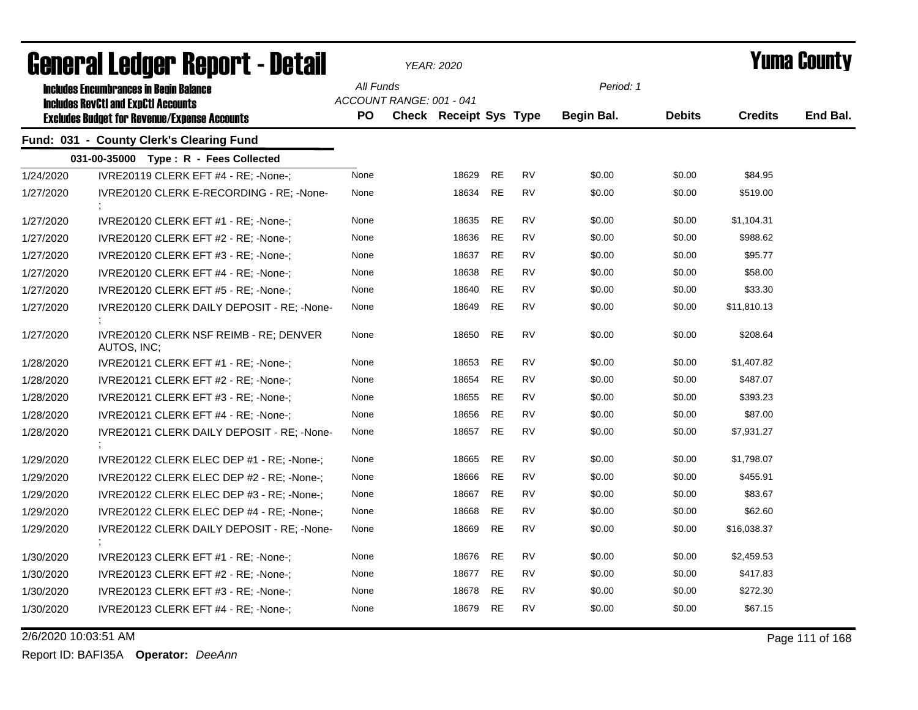# General Ledger Report - Detail

*YEAR: 2020*

# Yuma County

**Includes Encumbrances in Begin Balance**
**Includes RevCtl and ExpCtl Accounts**
**Excludes Budget for Revenue/Expense Accounts**

*All Funds*
*ACCOUNT RANGE: 001 - 041*

*Period: 1*

## Fund: 031 - County Clerk's Clearing Fund

**031-00-35000 Type : R - Fees Collected**

| Date | Description | PO | Check | Receipt | Sys | Type | Begin Bal. | Debits | Credits | End Bal. |
|---|---|---|---|---|---|---|---|---|---|---|
| 1/24/2020 | IVRE20119 CLERK EFT #4 - RE; -None-; | None | | 18629 | RE | RV | $0.00 | $0.00 | $84.95 | |
| 1/27/2020 | IVRE20120 CLERK E-RECORDING - RE; -None-; | None | | 18634 | RE | RV | $0.00 | $0.00 | $519.00 | |
| 1/27/2020 | IVRE20120 CLERK EFT #1 - RE; -None-; | None | | 18635 | RE | RV | $0.00 | $0.00 | $1,104.31 | |
| 1/27/2020 | IVRE20120 CLERK EFT #2 - RE; -None-; | None | | 18636 | RE | RV | $0.00 | $0.00 | $988.62 | |
| 1/27/2020 | IVRE20120 CLERK EFT #3 - RE; -None-; | None | | 18637 | RE | RV | $0.00 | $0.00 | $95.77 | |
| 1/27/2020 | IVRE20120 CLERK EFT #4 - RE; -None-; | None | | 18638 | RE | RV | $0.00 | $0.00 | $58.00 | |
| 1/27/2020 | IVRE20120 CLERK EFT #5 - RE; -None-; | None | | 18640 | RE | RV | $0.00 | $0.00 | $33.30 | |
| 1/27/2020 | IVRE20120 CLERK DAILY DEPOSIT - RE; -None-; | None | | 18649 | RE | RV | $0.00 | $0.00 | $11,810.13 | |
| 1/27/2020 | IVRE20120 CLERK NSF REIMB - RE; DENVER AUTOS, INC; | None | | 18650 | RE | RV | $0.00 | $0.00 | $208.64 | |
| 1/28/2020 | IVRE20121 CLERK EFT #1 - RE; -None-; | None | | 18653 | RE | RV | $0.00 | $0.00 | $1,407.82 | |
| 1/28/2020 | IVRE20121 CLERK EFT #2 - RE; -None-; | None | | 18654 | RE | RV | $0.00 | $0.00 | $487.07 | |
| 1/28/2020 | IVRE20121 CLERK EFT #3 - RE; -None-; | None | | 18655 | RE | RV | $0.00 | $0.00 | $393.23 | |
| 1/28/2020 | IVRE20121 CLERK EFT #4 - RE; -None-; | None | | 18656 | RE | RV | $0.00 | $0.00 | $87.00 | |
| 1/28/2020 | IVRE20121 CLERK DAILY DEPOSIT - RE; -None-; | None | | 18657 | RE | RV | $0.00 | $0.00 | $7,931.27 | |
| 1/29/2020 | IVRE20122 CLERK ELEC DEP #1 - RE; -None-; | None | | 18665 | RE | RV | $0.00 | $0.00 | $1,798.07 | |
| 1/29/2020 | IVRE20122 CLERK ELEC DEP #2 - RE; -None-; | None | | 18666 | RE | RV | $0.00 | $0.00 | $455.91 | |
| 1/29/2020 | IVRE20122 CLERK ELEC DEP #3 - RE; -None-; | None | | 18667 | RE | RV | $0.00 | $0.00 | $83.67 | |
| 1/29/2020 | IVRE20122 CLERK ELEC DEP #4 - RE; -None-; | None | | 18668 | RE | RV | $0.00 | $0.00 | $62.60 | |
| 1/29/2020 | IVRE20122 CLERK DAILY DEPOSIT - RE; -None-; | None | | 18669 | RE | RV | $0.00 | $0.00 | $16,038.37 | |
| 1/30/2020 | IVRE20123 CLERK EFT #1 - RE; -None-; | None | | 18676 | RE | RV | $0.00 | $0.00 | $2,459.53 | |
| 1/30/2020 | IVRE20123 CLERK EFT #2 - RE; -None-; | None | | 18677 | RE | RV | $0.00 | $0.00 | $417.83 | |
| 1/30/2020 | IVRE20123 CLERK EFT #3 - RE; -None-; | None | | 18678 | RE | RV | $0.00 | $0.00 | $272.30 | |
| 1/30/2020 | IVRE20123 CLERK EFT #4 - RE; -None-; | None | | 18679 | RE | RV | $0.00 | $0.00 | $67.15 | |

2/6/2020 10:03:51 AM

Report ID: BAFI35A **Operator:** *DeeAnn*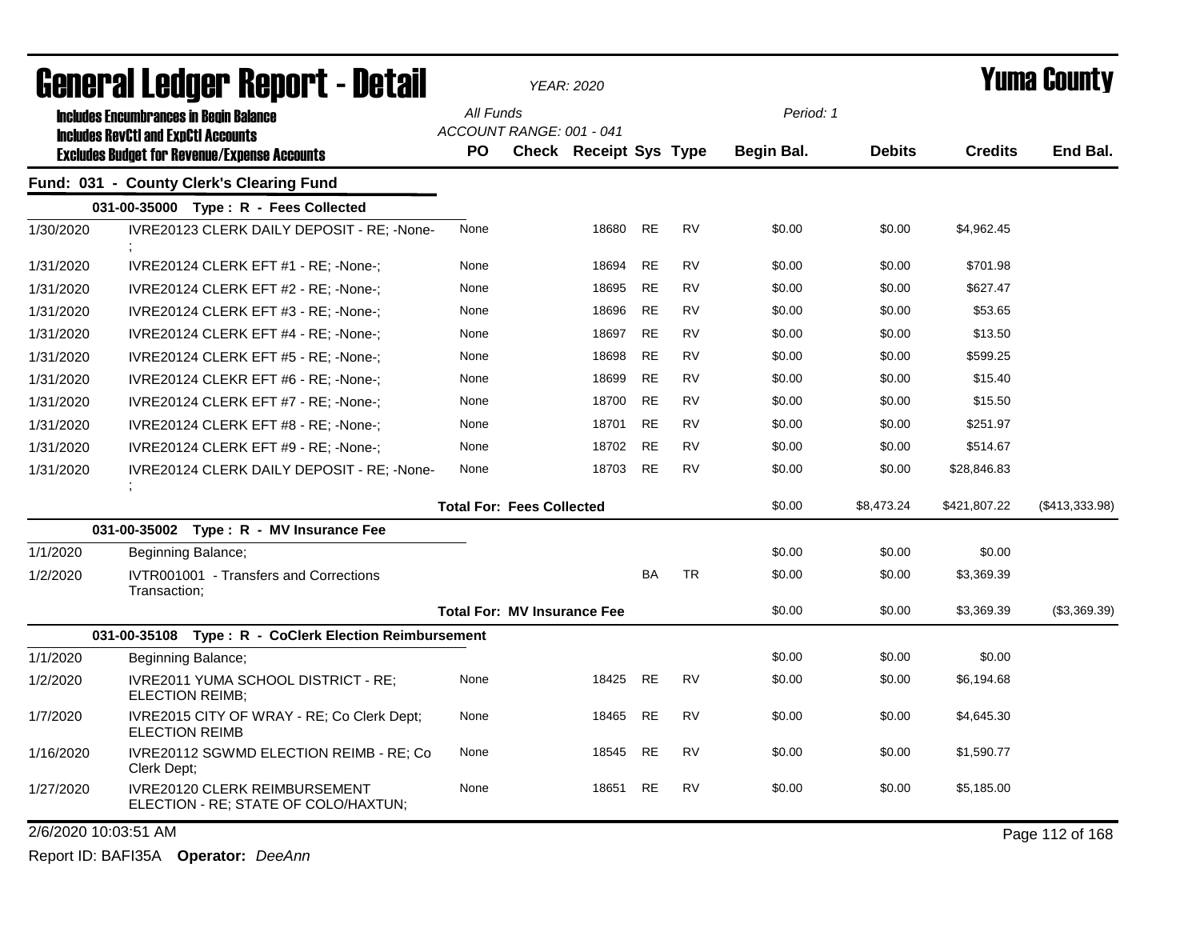# General Ledger Report - Detail

*YEAR: 2020*

# Yuma County

**Includes Encumbrances in Begin Balance**
**Includes RevCtl and ExpCtl Accounts**
**Excludes Budget for Revenue/Expense Accounts**

All Funds
ACCOUNT RANGE: 001 - 041
Period: 1

## Fund: 031 - County Clerk's Clearing Fund

| Date | Description | PO | Check | Receipt | Sys | Type | Begin Bal. | Debits | Credits | End Bal. |
|---|---|---|---|---|---|---|---|---|---|---|
| **031-00-35000 Type : R - Fees Collected** | | | | | | | | | | |
| 1/30/2020 | IVRE20123 CLERK DAILY DEPOSIT - RE; -None-; | None | | 18680 | RE | RV | $0.00 | $0.00 | $4,962.45 | |
| 1/31/2020 | IVRE20124 CLERK EFT #1 - RE; -None-; | None | | 18694 | RE | RV | $0.00 | $0.00 | $701.98 | |
| 1/31/2020 | IVRE20124 CLERK EFT #2 - RE; -None-; | None | | 18695 | RE | RV | $0.00 | $0.00 | $627.47 | |
| 1/31/2020 | IVRE20124 CLERK EFT #3 - RE; -None-; | None | | 18696 | RE | RV | $0.00 | $0.00 | $53.65 | |
| 1/31/2020 | IVRE20124 CLERK EFT #4 - RE; -None-; | None | | 18697 | RE | RV | $0.00 | $0.00 | $13.50 | |
| 1/31/2020 | IVRE20124 CLERK EFT #5 - RE; -None-; | None | | 18698 | RE | RV | $0.00 | $0.00 | $599.25 | |
| 1/31/2020 | IVRE20124 CLEKR EFT #6 - RE; -None-; | None | | 18699 | RE | RV | $0.00 | $0.00 | $15.40 | |
| 1/31/2020 | IVRE20124 CLERK EFT #7 - RE; -None-; | None | | 18700 | RE | RV | $0.00 | $0.00 | $15.50 | |
| 1/31/2020 | IVRE20124 CLERK EFT #8 - RE; -None-; | None | | 18701 | RE | RV | $0.00 | $0.00 | $251.97 | |
| 1/31/2020 | IVRE20124 CLERK EFT #9 - RE; -None-; | None | | 18702 | RE | RV | $0.00 | $0.00 | $514.67 | |
| 1/31/2020 | IVRE20124 CLERK DAILY DEPOSIT - RE; -None-; | None | | 18703 | RE | RV | $0.00 | $0.00 | $28,846.83 | |
| | | **Total For: Fees Collected** | | | | | $0.00 | $8,473.24 | $421,807.22 | ($413,333.98) |
| **031-00-35002 Type : R - MV Insurance Fee** | | | | | | | | | | |
| 1/1/2020 | Beginning Balance; | | | | | | $0.00 | $0.00 | $0.00 | |
| 1/2/2020 | IVTR001001 - Transfers and Corrections Transaction; | | | | BA | TR | $0.00 | $0.00 | $3,369.39 | |
| | | **Total For: MV Insurance Fee** | | | | | $0.00 | $0.00 | $3,369.39 | ($3,369.39) |
| **031-00-35108 Type : R - CoClerk Election Reimbursement** | | | | | | | | | | |
| 1/1/2020 | Beginning Balance; | | | | | | $0.00 | $0.00 | $0.00 | |
| 1/2/2020 | IVRE2011 YUMA SCHOOL DISTRICT - RE; ELECTION REIMB; | None | | 18425 | RE | RV | $0.00 | $0.00 | $6,194.68 | |
| 1/7/2020 | IVRE2015 CITY OF WRAY - RE; Co Clerk Dept; ELECTION REIMB | None | | 18465 | RE | RV | $0.00 | $0.00 | $4,645.30 | |
| 1/16/2020 | IVRE20112 SGWMD ELECTION REIMB - RE; Co Clerk Dept; | None | | 18545 | RE | RV | $0.00 | $0.00 | $1,590.77 | |
| 1/27/2020 | IVRE20120 CLERK REIMBURSEMENT ELECTION - RE; STATE OF COLO/HAXTUN; | None | | 18651 | RE | RV | $0.00 | $0.00 | $5,185.00 | |

2/6/2020 10:03:51 AM

Report ID: BAFI35A **Operator:** *DeeAnn*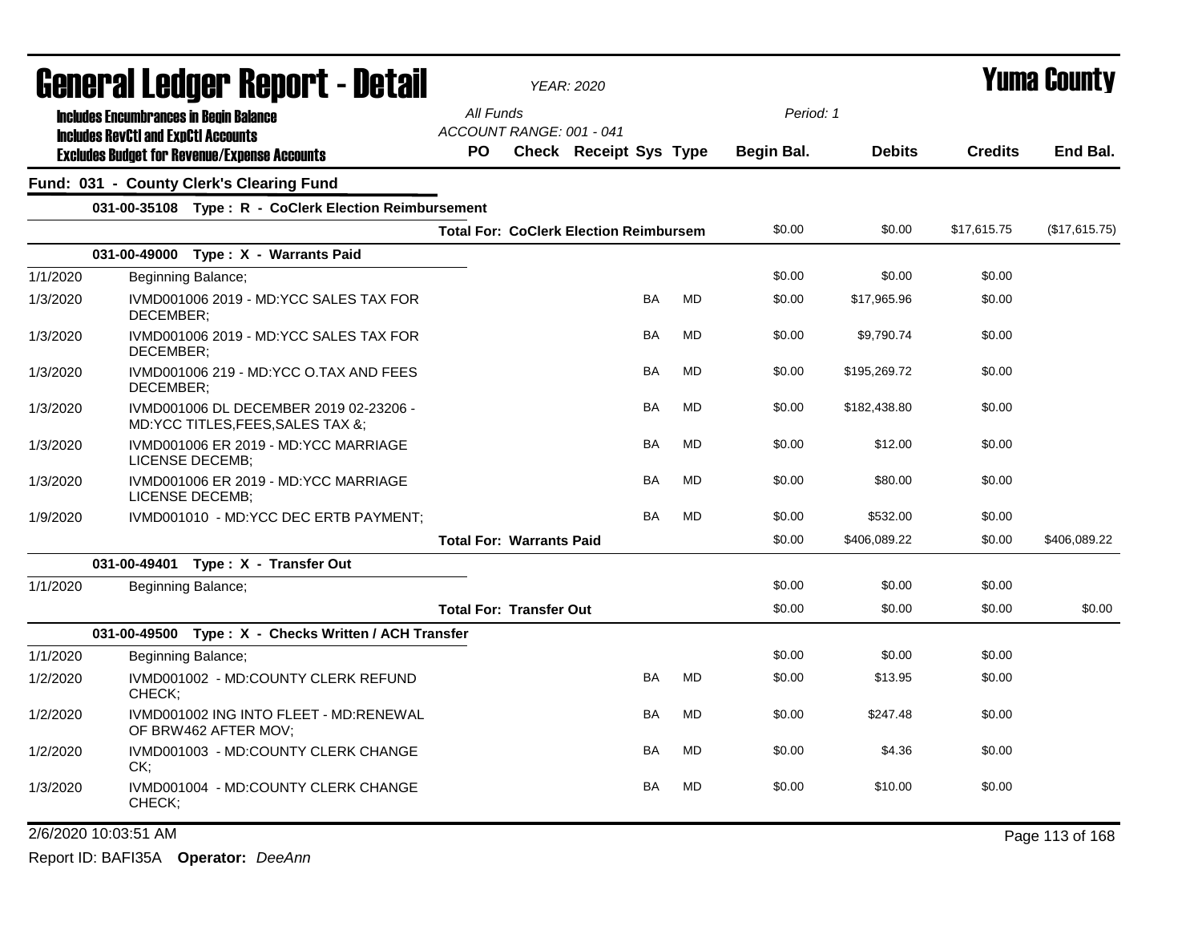# General Ledger Report - Detail

*YEAR: 2020*

# Yuma County

**Includes Encumbrances in Begin Balance**
**Includes RevCtl and ExpCtl Accounts**
**Excludes Budget for Revenue/Expense Accounts**

*All Funds*
*ACCOUNT RANGE: 001 - 041*
*Period: 1*

## Fund: 031 - County Clerk's Clearing Fund

| | | PO | Check | Receipt | Sys | Type | Begin Bal. | Debits | Credits | End Bal. |
|---|---|---|---|---|---|---|---|---|---|---|
| **031-00-35108 Type : R - CoClerk Election Reimbursement** | | | | | | | | | | |
| | **Total For: CoClerk Election Reimbursem** | | | | | | $0.00 | $0.00 | $17,615.75 | ($17,615.75) |
| **031-00-49000 Type : X - Warrants Paid** | | | | | | | | | | |
| 1/1/2020 | Beginning Balance; | | | | | | $0.00 | $0.00 | $0.00 | |
| 1/3/2020 | IVMD001006 2019 - MD:YCC SALES TAX FOR DECEMBER; | | | | BA | MD | $0.00 | $17,965.96 | $0.00 | |
| 1/3/2020 | IVMD001006 2019 - MD:YCC SALES TAX FOR DECEMBER; | | | | BA | MD | $0.00 | $9,790.74 | $0.00 | |
| 1/3/2020 | IVMD001006 219 - MD:YCC O.TAX AND FEES DECEMBER; | | | | BA | MD | $0.00 | $195,269.72 | $0.00 | |
| 1/3/2020 | IVMD001006 DL DECEMBER 2019 02-23206 - MD:YCC TITLES,FEES,SALES TAX &; | | | | BA | MD | $0.00 | $182,438.80 | $0.00 | |
| 1/3/2020 | IVMD001006 ER 2019 - MD:YCC MARRIAGE LICENSE DECEMB; | | | | BA | MD | $0.00 | $12.00 | $0.00 | |
| 1/3/2020 | IVMD001006 ER 2019 - MD:YCC MARRIAGE LICENSE DECEMB; | | | | BA | MD | $0.00 | $80.00 | $0.00 | |
| 1/9/2020 | IVMD001010 - MD:YCC DEC ERTB PAYMENT; | | | | BA | MD | $0.00 | $532.00 | $0.00 | |
| | **Total For: Warrants Paid** | | | | | | $0.00 | $406,089.22 | $0.00 | $406,089.22 |
| **031-00-49401 Type : X - Transfer Out** | | | | | | | | | | |
| 1/1/2020 | Beginning Balance; | | | | | | $0.00 | $0.00 | $0.00 | |
| | **Total For: Transfer Out** | | | | | | $0.00 | $0.00 | $0.00 | $0.00 |
| **031-00-49500 Type : X - Checks Written / ACH Transfer** | | | | | | | | | | |
| 1/1/2020 | Beginning Balance; | | | | | | $0.00 | $0.00 | $0.00 | |
| 1/2/2020 | IVMD001002 - MD:COUNTY CLERK REFUND CHECK; | | | | BA | MD | $0.00 | $13.95 | $0.00 | |
| 1/2/2020 | IVMD001002 ING INTO FLEET - MD:RENEWAL OF BRW462 AFTER MOV; | | | | BA | MD | $0.00 | $247.48 | $0.00 | |
| 1/2/2020 | IVMD001003 - MD:COUNTY CLERK CHANGE CK; | | | | BA | MD | $0.00 | $4.36 | $0.00 | |
| 1/3/2020 | IVMD001004 - MD:COUNTY CLERK CHANGE CHECK; | | | | BA | MD | $0.00 | $10.00 | $0.00 | |

2/6/2020 10:03:51 AM

Report ID: BAFI35A **Operator:** *DeeAnn*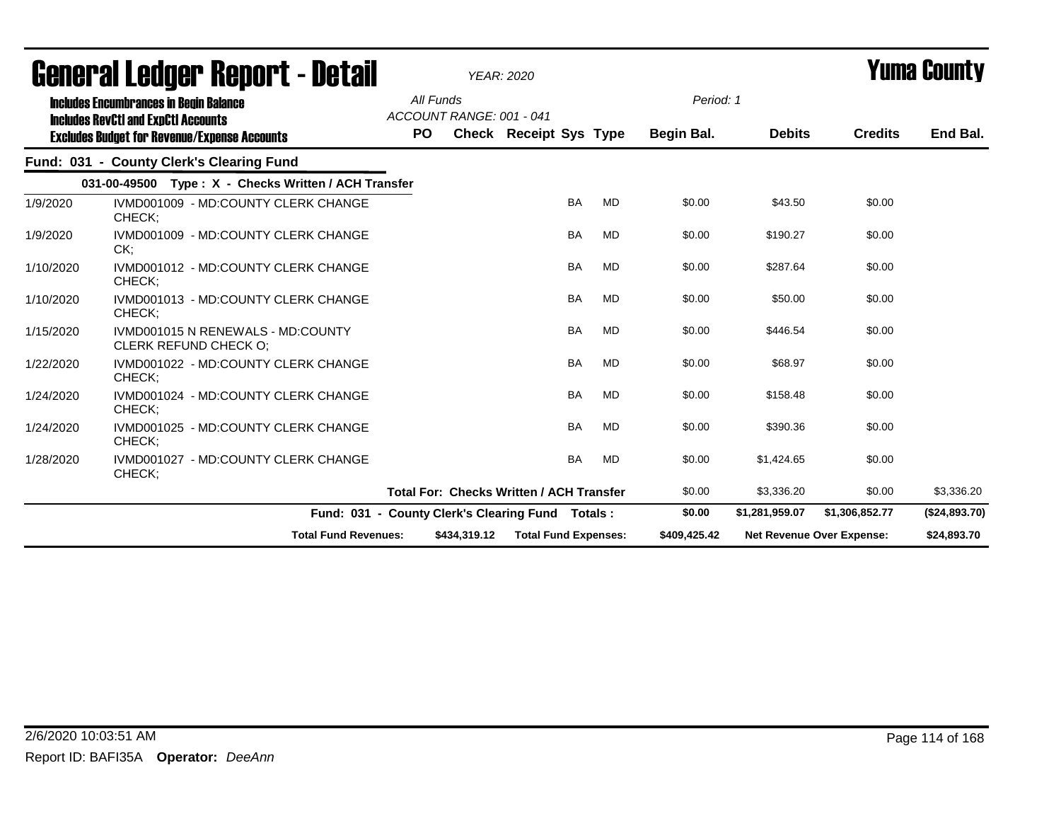# General Ledger Report - Detail

**YEAR: 2020**

**Yuma County**

**Includes Encumbrances in Begin Balance**
**Includes RevCtl and ExpCtl Accounts**
**Excludes Budget for Revenue/Expense Accounts**

*All Funds*
*ACCOUNT RANGE: 001 - 041*

*Period: 1*

## Fund: 031 - County Clerk's Clearing Fund

| Date | Description | PO | Check | Receipt | Sys | Type | Begin Bal. | Debits | Credits | End Bal. |
|---|---|---|---|---|---|---|---|---|---|---|
| **031-00-49500 Type : X - Checks Written / ACH Transfer** | | | | | | | | | | |
| 1/9/2020 | IVMD001009 - MD:COUNTY CLERK CHANGE CHECK; | | | | BA | MD | $0.00 | $43.50 | $0.00 | |
| 1/9/2020 | IVMD001009 - MD:COUNTY CLERK CHANGE CK; | | | | BA | MD | $0.00 | $190.27 | $0.00 | |
| 1/10/2020 | IVMD001012 - MD:COUNTY CLERK CHANGE CHECK; | | | | BA | MD | $0.00 | $287.64 | $0.00 | |
| 1/10/2020 | IVMD001013 - MD:COUNTY CLERK CHANGE CHECK; | | | | BA | MD | $0.00 | $50.00 | $0.00 | |
| 1/15/2020 | IVMD001015 N RENEWALS - MD:COUNTY CLERK REFUND CHECK O; | | | | BA | MD | $0.00 | $446.54 | $0.00 | |
| 1/22/2020 | IVMD001022 - MD:COUNTY CLERK CHANGE CHECK; | | | | BA | MD | $0.00 | $68.97 | $0.00 | |
| 1/24/2020 | IVMD001024 - MD:COUNTY CLERK CHANGE CHECK; | | | | BA | MD | $0.00 | $158.48 | $0.00 | |
| 1/24/2020 | IVMD001025 - MD:COUNTY CLERK CHANGE CHECK; | | | | BA | MD | $0.00 | $390.36 | $0.00 | |
| 1/28/2020 | IVMD001027 - MD:COUNTY CLERK CHANGE CHECK; | | | | BA | MD | $0.00 | $1,424.65 | $0.00 | |
| | **Total For: Checks Written / ACH Transfer** | | | | | | $0.00 | $3,336.20 | $0.00 | $3,336.20 |
| | **Fund: 031 - County Clerk's Clearing Fund Totals :** | | | | | | **$0.00** | **$1,281,959.07** | **$1,306,852.77** | **($24,893.70)** |

| Total Fund Revenues: | $434,319.12 | Total Fund Expenses: | $409,425.42 | Net Revenue Over Expense: | $24,893.70 |
|---|---|---|---|---|---|

2/6/2020 10:03:51 AM

Report ID: BAFI35A **Operator:** *DeeAnn*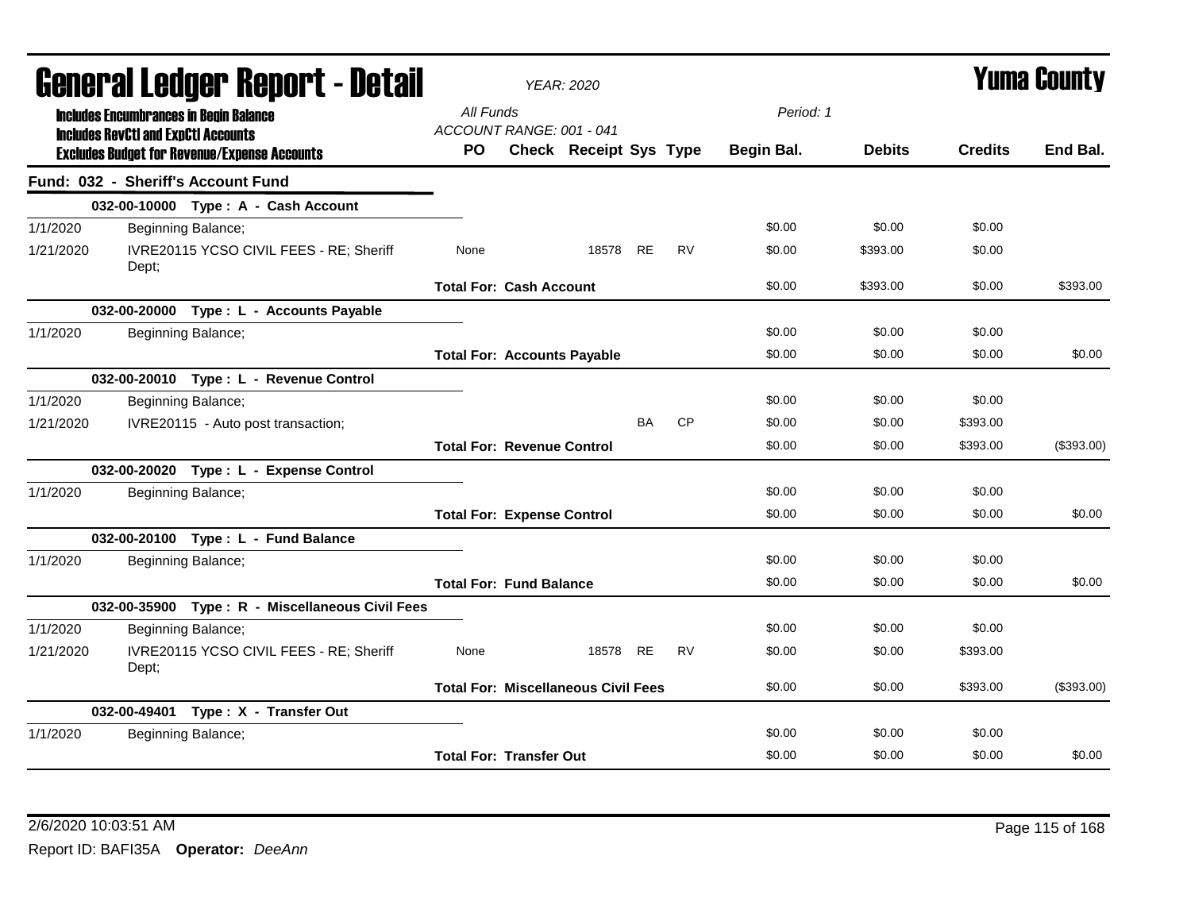# General Ledger Report - Detail

*YEAR: 2020*

**Yuma County**

**Includes Encumbrances in Begin Balance**
**Includes RevCtl and ExpCtl Accounts**
**Excludes Budget for Revenue/Expense Accounts**

*All Funds*
*ACCOUNT RANGE: 001 - 041*
*Period: 1*

## Fund: 032 - Sheriff's Account Fund

| Date | Description | PO | Check | Receipt | Sys | Type | Begin Bal. | Debits | Credits | End Bal. |
|---|---|---|---|---|---|---|---|---|---|---|
| | **032-00-10000 Type : A - Cash Account** | | | | | | | | | |
| 1/1/2020 | Beginning Balance; | | | | | | $0.00 | $0.00 | $0.00 | |
| 1/21/2020 | IVRE20115 YCSO CIVIL FEES - RE; Sheriff Dept; | None | | 18578 | RE | RV | $0.00 | $393.00 | $0.00 | |
| | | **Total For: Cash Account** | | | | | $0.00 | $393.00 | $0.00 | $393.00 |
| | **032-00-20000 Type : L - Accounts Payable** | | | | | | | | | |
| 1/1/2020 | Beginning Balance; | | | | | | $0.00 | $0.00 | $0.00 | |
| | | **Total For: Accounts Payable** | | | | | $0.00 | $0.00 | $0.00 | $0.00 |
| | **032-00-20010 Type : L - Revenue Control** | | | | | | | | | |
| 1/1/2020 | Beginning Balance; | | | | | | $0.00 | $0.00 | $0.00 | |
| 1/21/2020 | IVRE20115 - Auto post transaction; | | | | BA | CP | $0.00 | $0.00 | $393.00 | |
| | | **Total For: Revenue Control** | | | | | $0.00 | $0.00 | $393.00 | ($393.00) |
| | **032-00-20020 Type : L - Expense Control** | | | | | | | | | |
| 1/1/2020 | Beginning Balance; | | | | | | $0.00 | $0.00 | $0.00 | |
| | | **Total For: Expense Control** | | | | | $0.00 | $0.00 | $0.00 | $0.00 |
| | **032-00-20100 Type : L - Fund Balance** | | | | | | | | | |
| 1/1/2020 | Beginning Balance; | | | | | | $0.00 | $0.00 | $0.00 | |
| | | **Total For: Fund Balance** | | | | | $0.00 | $0.00 | $0.00 | $0.00 |
| | **032-00-35900 Type : R - Miscellaneous Civil Fees** | | | | | | | | | |
| 1/1/2020 | Beginning Balance; | | | | | | $0.00 | $0.00 | $0.00 | |
| 1/21/2020 | IVRE20115 YCSO CIVIL FEES - RE; Sheriff Dept; | None | | 18578 | RE | RV | $0.00 | $0.00 | $393.00 | |
| | | **Total For: Miscellaneous Civil Fees** | | | | | $0.00 | $0.00 | $393.00 | ($393.00) |
| | **032-00-49401 Type : X - Transfer Out** | | | | | | | | | |
| 1/1/2020 | Beginning Balance; | | | | | | $0.00 | $0.00 | $0.00 | |
| | | **Total For: Transfer Out** | | | | | $0.00 | $0.00 | $0.00 | $0.00 |

2/6/2020 10:03:51 AM

Report ID: BAFI35A **Operator:** *DeeAnn*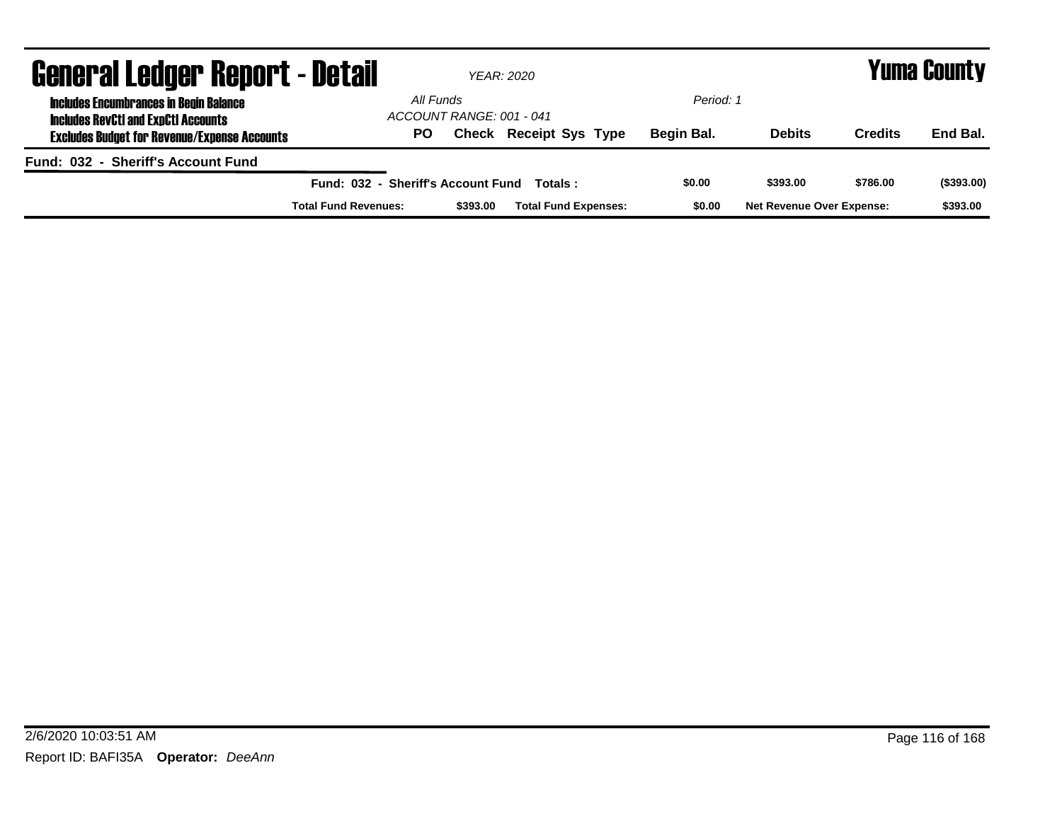# General Ledger Report - Detail

*YEAR: 2020*

# Yuma County

**Includes Encumbrances in Begin Balance**
**Includes RevCtl and ExpCtl Accounts**
**Excludes Budget for Revenue/Expense Accounts**

*All Funds*
*ACCOUNT RANGE: 001 - 041*

*Period: 1*

| PO | Check | Receipt | Sys | Type | Begin Bal. | Debits | Credits | End Bal. |
|---|---|---|---|---|---|---|---|---|

**Fund: 032 - Sheriff's Account Fund**

| | | | | |
|---|---|---|---|---|
| **Fund: 032 - Sheriff's Account Fund Totals :** | **$0.00** | **$393.00** | **$786.00** | **($393.00)** |

| | | | | | |
|---|---|---|---|---|---|
| **Total Fund Revenues:** | **$393.00** | **Total Fund Expenses:** | **$0.00** | **Net Revenue Over Expense:** | **$393.00** |

2/6/2020 10:03:51 AM

Report ID: BAFI35A **Operator:** *DeeAnn*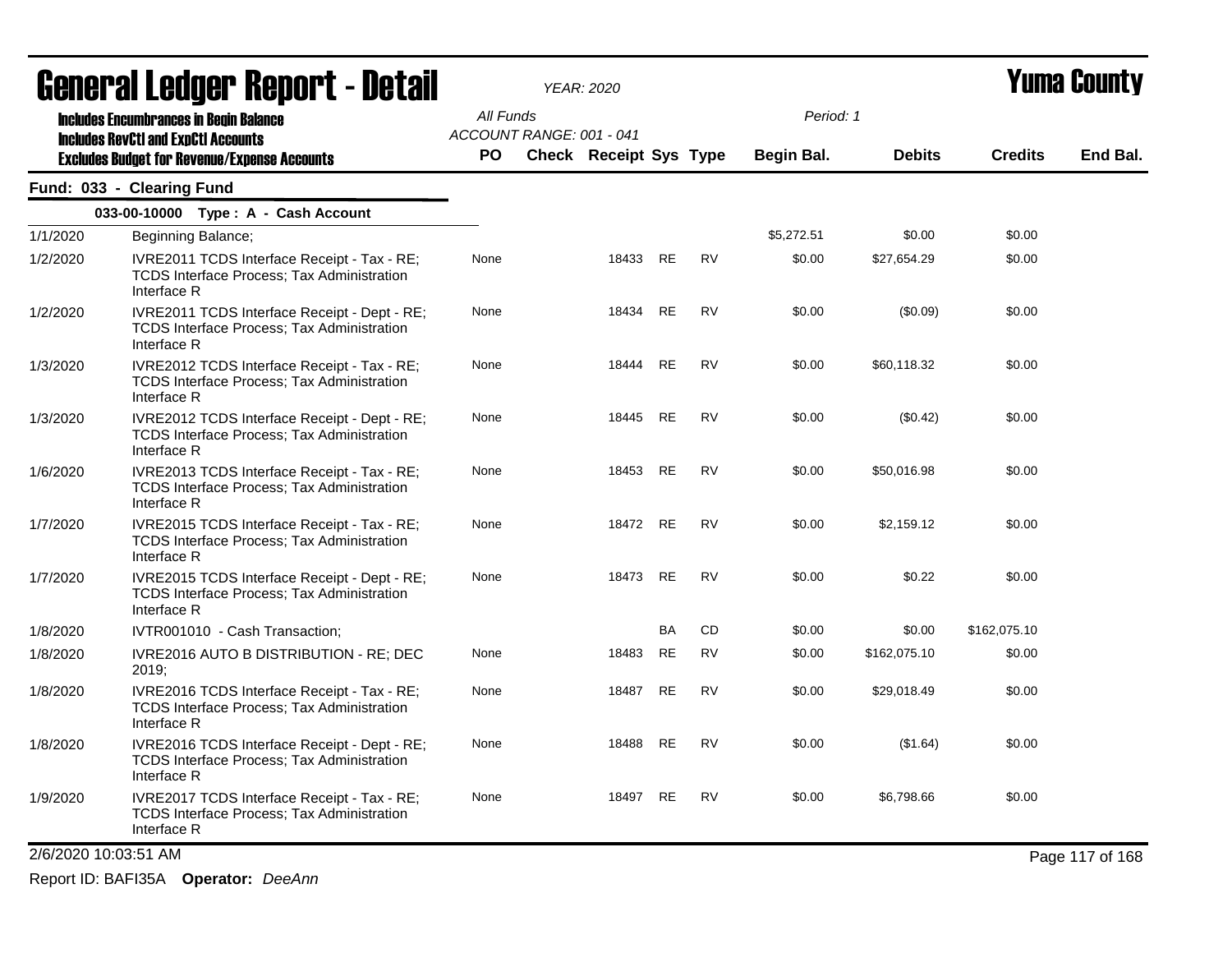# General Ledger Report - Detail

**YEAR: 2020**

**Yuma County**

Includes Encumbrances in Begin Balance
Includes RevCtl and ExpCtl Accounts
Excludes Budget for Revenue/Expense Accounts

All Funds
ACCOUNT RANGE: 001 - 041

Period: 1

## Fund: 033 - Clearing Fund

### 033-00-10000 Type : A - Cash Account

| Date | Description | PO | Check | Receipt | Sys | Type | Begin Bal. | Debits | Credits | End Bal. |
|---|---|---|---|---|---|---|---|---|---|---|
| 1/1/2020 | Beginning Balance; | | | | | | $5,272.51 | $0.00 | $0.00 | |
| 1/2/2020 | IVRE2011 TCDS Interface Receipt - Tax - RE; TCDS Interface Process; Tax Administration Interface R | None | | 18433 | RE | RV | $0.00 | $27,654.29 | $0.00 | |
| 1/2/2020 | IVRE2011 TCDS Interface Receipt - Dept - RE; TCDS Interface Process; Tax Administration Interface R | None | | 18434 | RE | RV | $0.00 | ($0.09) | $0.00 | |
| 1/3/2020 | IVRE2012 TCDS Interface Receipt - Tax - RE; TCDS Interface Process; Tax Administration Interface R | None | | 18444 | RE | RV | $0.00 | $60,118.32 | $0.00 | |
| 1/3/2020 | IVRE2012 TCDS Interface Receipt - Dept - RE; TCDS Interface Process; Tax Administration Interface R | None | | 18445 | RE | RV | $0.00 | ($0.42) | $0.00 | |
| 1/6/2020 | IVRE2013 TCDS Interface Receipt - Tax - RE; TCDS Interface Process; Tax Administration Interface R | None | | 18453 | RE | RV | $0.00 | $50,016.98 | $0.00 | |
| 1/7/2020 | IVRE2015 TCDS Interface Receipt - Tax - RE; TCDS Interface Process; Tax Administration Interface R | None | | 18472 | RE | RV | $0.00 | $2,159.12 | $0.00 | |
| 1/7/2020 | IVRE2015 TCDS Interface Receipt - Dept - RE; TCDS Interface Process; Tax Administration Interface R | None | | 18473 | RE | RV | $0.00 | $0.22 | $0.00 | |
| 1/8/2020 | IVTR001010 - Cash Transaction; | | | | BA | CD | $0.00 | $0.00 | $162,075.10 | |
| 1/8/2020 | IVRE2016 AUTO B DISTRIBUTION - RE; DEC 2019; | None | | 18483 | RE | RV | $0.00 | $162,075.10 | $0.00 | |
| 1/8/2020 | IVRE2016 TCDS Interface Receipt - Tax - RE; TCDS Interface Process; Tax Administration Interface R | None | | 18487 | RE | RV | $0.00 | $29,018.49 | $0.00 | |
| 1/8/2020 | IVRE2016 TCDS Interface Receipt - Dept - RE; TCDS Interface Process; Tax Administration Interface R | None | | 18488 | RE | RV | $0.00 | ($1.64) | $0.00 | |
| 1/9/2020 | IVRE2017 TCDS Interface Receipt - Tax - RE; TCDS Interface Process; Tax Administration Interface R | None | | 18497 | RE | RV | $0.00 | $6,798.66 | $0.00 | |

2/6/2020 10:03:51 AM

Report ID: BAFI35A **Operator:** *DeeAnn*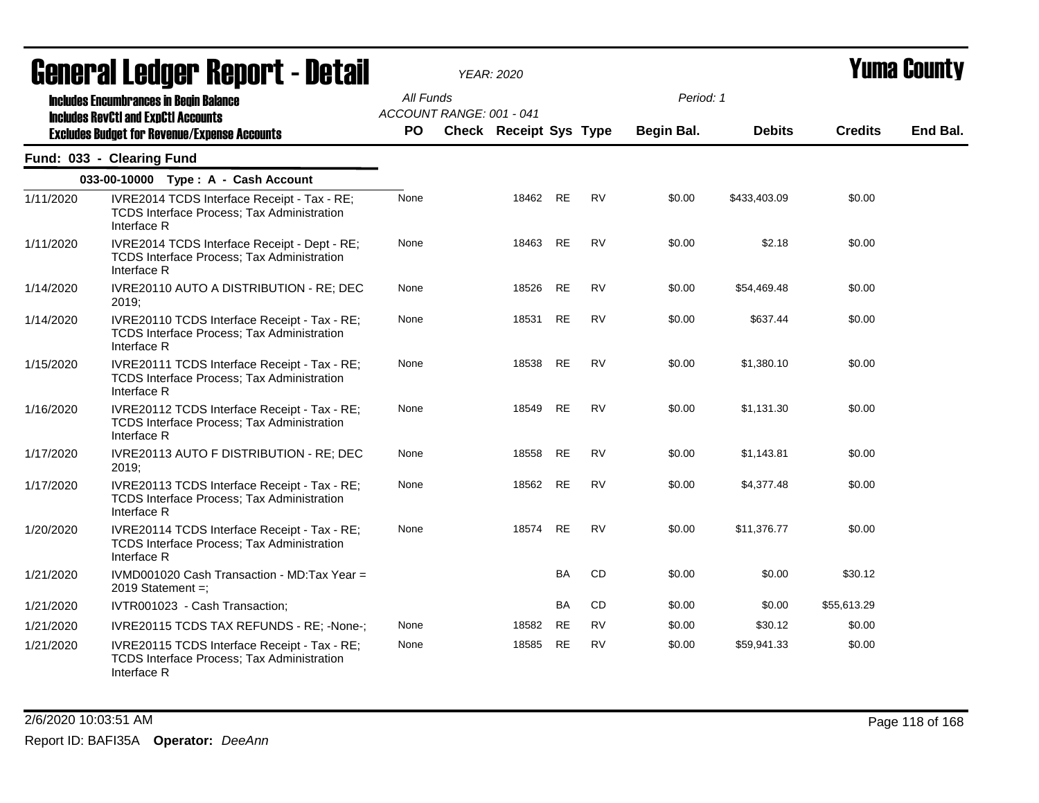# General Ledger Report - Detail

*YEAR: 2020*

# Yuma County

**Includes Encumbrances in Begin Balance**
**Includes RevCtl and ExpCtl Accounts**
**Excludes Budget for Revenue/Expense Accounts**

All Funds
ACCOUNT RANGE: 001 - 041

Period: 1

## Fund: 033 - Clearing Fund

### 033-00-10000 Type : A - Cash Account

| Date | Description | PO | Check | Receipt | Sys | Type | Begin Bal. | Debits | Credits | End Bal. |
|---|---|---|---|---|---|---|---|---|---|---|
| 1/11/2020 | IVRE2014 TCDS Interface Receipt - Tax - RE; TCDS Interface Process; Tax Administration Interface R | None | | 18462 | RE | RV | $0.00 | $433,403.09 | $0.00 | |
| 1/11/2020 | IVRE2014 TCDS Interface Receipt - Dept - RE; TCDS Interface Process; Tax Administration Interface R | None | | 18463 | RE | RV | $0.00 | $2.18 | $0.00 | |
| 1/14/2020 | IVRE20110 AUTO A DISTRIBUTION - RE; DEC 2019; | None | | 18526 | RE | RV | $0.00 | $54,469.48 | $0.00 | |
| 1/14/2020 | IVRE20110 TCDS Interface Receipt - Tax - RE; TCDS Interface Process; Tax Administration Interface R | None | | 18531 | RE | RV | $0.00 | $637.44 | $0.00 | |
| 1/15/2020 | IVRE20111 TCDS Interface Receipt - Tax - RE; TCDS Interface Process; Tax Administration Interface R | None | | 18538 | RE | RV | $0.00 | $1,380.10 | $0.00 | |
| 1/16/2020 | IVRE20112 TCDS Interface Receipt - Tax - RE; TCDS Interface Process; Tax Administration Interface R | None | | 18549 | RE | RV | $0.00 | $1,131.30 | $0.00 | |
| 1/17/2020 | IVRE20113 AUTO F DISTRIBUTION - RE; DEC 2019; | None | | 18558 | RE | RV | $0.00 | $1,143.81 | $0.00 | |
| 1/17/2020 | IVRE20113 TCDS Interface Receipt - Tax - RE; TCDS Interface Process; Tax Administration Interface R | None | | 18562 | RE | RV | $0.00 | $4,377.48 | $0.00 | |
| 1/20/2020 | IVRE20114 TCDS Interface Receipt - Tax - RE; TCDS Interface Process; Tax Administration Interface R | None | | 18574 | RE | RV | $0.00 | $11,376.77 | $0.00 | |
| 1/21/2020 | IVMD001020 Cash Transaction - MD:Tax Year = 2019 Statement =; | | | | BA | CD | $0.00 | $0.00 | $30.12 | |
| 1/21/2020 | IVTR001023 - Cash Transaction; | | | | BA | CD | $0.00 | $0.00 | $55,613.29 | |
| 1/21/2020 | IVRE20115 TCDS TAX REFUNDS - RE; -None-; | None | | 18582 | RE | RV | $0.00 | $30.12 | $0.00 | |
| 1/21/2020 | IVRE20115 TCDS Interface Receipt - Tax - RE; TCDS Interface Process; Tax Administration Interface R | None | | 18585 | RE | RV | $0.00 | $59,941.33 | $0.00 | |

2/6/2020 10:03:51 AM

Report ID: BAFI35A **Operator:** *DeeAnn*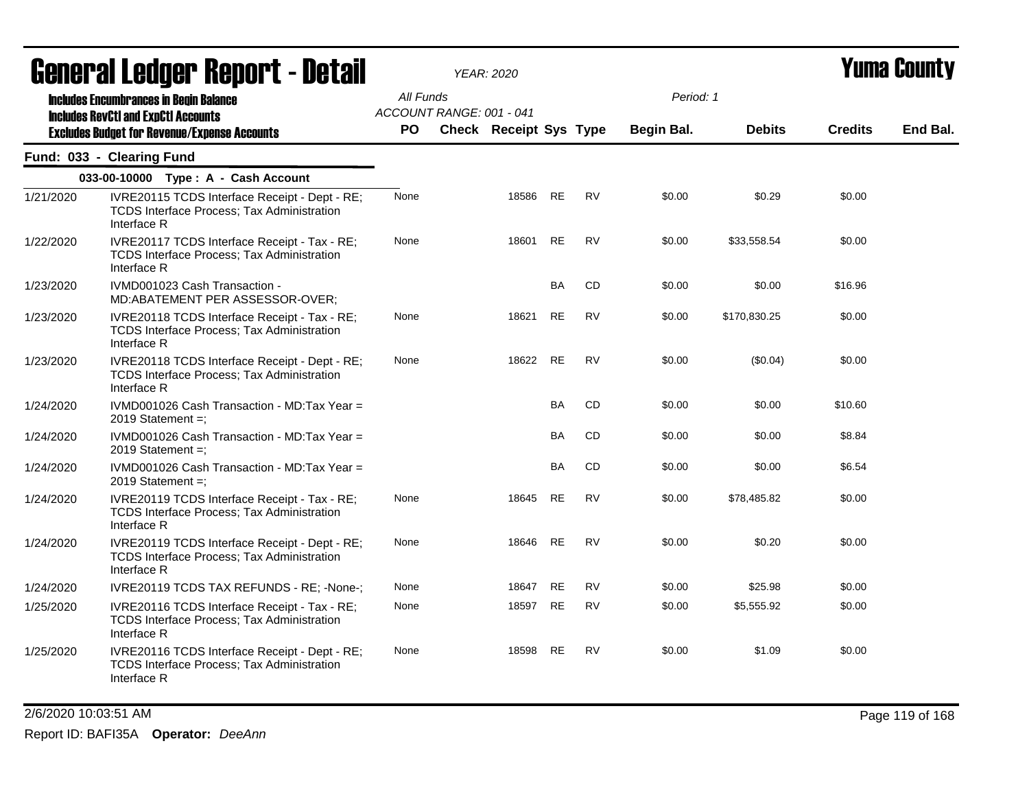# General Ledger Report - Detail

*YEAR: 2020*

**Yuma County**

**Includes Encumbrances in Begin Balance**
**Includes RevCtl and ExpCtl Accounts**
**Excludes Budget for Revenue/Expense Accounts**

All Funds
ACCOUNT RANGE: 001 - 041
Period: 1

## Fund: 033 - Clearing Fund

### 033-00-10000 Type : A - Cash Account

| Date | Description | PO | Check | Receipt | Sys | Type | Begin Bal. | Debits | Credits | End Bal. |
|---|---|---|---|---|---|---|---|---|---|---|
| 1/21/2020 | IVRE20115 TCDS Interface Receipt - Dept - RE; TCDS Interface Process; Tax Administration Interface R | None | | 18586 | RE | RV | $0.00 | $0.29 | $0.00 | |
| 1/22/2020 | IVRE20117 TCDS Interface Receipt - Tax - RE; TCDS Interface Process; Tax Administration Interface R | None | | 18601 | RE | RV | $0.00 | $33,558.54 | $0.00 | |
| 1/23/2020 | IVMD001023 Cash Transaction - MD:ABATEMENT PER ASSESSOR-OVER; | | | | BA | CD | $0.00 | $0.00 | $16.96 | |
| 1/23/2020 | IVRE20118 TCDS Interface Receipt - Tax - RE; TCDS Interface Process; Tax Administration Interface R | None | | 18621 | RE | RV | $0.00 | $170,830.25 | $0.00 | |
| 1/23/2020 | IVRE20118 TCDS Interface Receipt - Dept - RE; TCDS Interface Process; Tax Administration Interface R | None | | 18622 | RE | RV | $0.00 | ($0.04) | $0.00 | |
| 1/24/2020 | IVMD001026 Cash Transaction - MD:Tax Year = 2019 Statement =; | | | | BA | CD | $0.00 | $0.00 | $10.60 | |
| 1/24/2020 | IVMD001026 Cash Transaction - MD:Tax Year = 2019 Statement =; | | | | BA | CD | $0.00 | $0.00 | $8.84 | |
| 1/24/2020 | IVMD001026 Cash Transaction - MD:Tax Year = 2019 Statement =; | | | | BA | CD | $0.00 | $0.00 | $6.54 | |
| 1/24/2020 | IVRE20119 TCDS Interface Receipt - Tax - RE; TCDS Interface Process; Tax Administration Interface R | None | | 18645 | RE | RV | $0.00 | $78,485.82 | $0.00 | |
| 1/24/2020 | IVRE20119 TCDS Interface Receipt - Dept - RE; TCDS Interface Process; Tax Administration Interface R | None | | 18646 | RE | RV | $0.00 | $0.20 | $0.00 | |
| 1/24/2020 | IVRE20119 TCDS TAX REFUNDS - RE; -None-; | None | | 18647 | RE | RV | $0.00 | $25.98 | $0.00 | |
| 1/25/2020 | IVRE20116 TCDS Interface Receipt - Tax - RE; TCDS Interface Process; Tax Administration Interface R | None | | 18597 | RE | RV | $0.00 | $5,555.92 | $0.00 | |
| 1/25/2020 | IVRE20116 TCDS Interface Receipt - Dept - RE; TCDS Interface Process; Tax Administration Interface R | None | | 18598 | RE | RV | $0.00 | $1.09 | $0.00 | |

2/6/2020 10:03:51 AM

Report ID: BAFI35A **Operator:** *DeeAnn*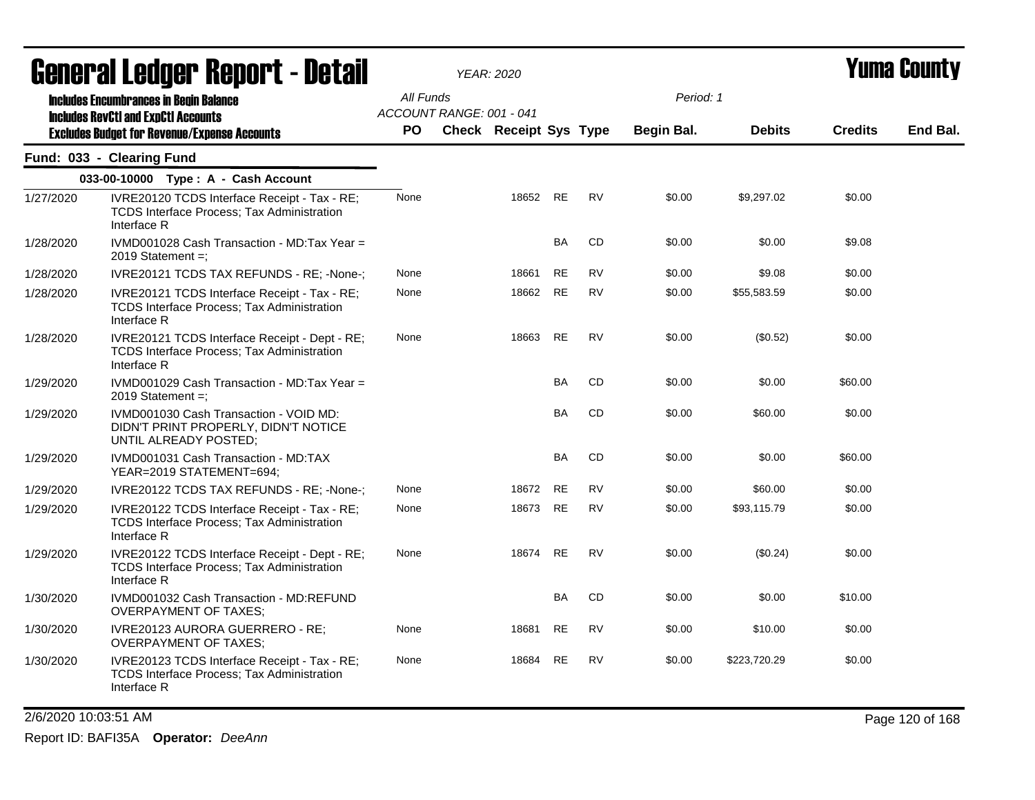# General Ledger Report - Detail

*YEAR: 2020*

# Yuma County

**Includes Encumbrances in Begin Balance**
**Includes RevCtl and ExpCtl Accounts**
**Excludes Budget for Revenue/Expense Accounts**

All Funds
ACCOUNT RANGE: 001 - 041

Period: 1

## Fund: 033 - Clearing Fund

### 033-00-10000 Type : A - Cash Account

| Date | Description | PO | Check | Receipt | Sys | Type | Begin Bal. | Debits | Credits | End Bal. |
|---|---|---|---|---|---|---|---|---|---|---|
| 1/27/2020 | IVRE20120 TCDS Interface Receipt - Tax - RE; TCDS Interface Process; Tax Administration Interface R | None | | 18652 | RE | RV | $0.00 | $9,297.02 | $0.00 | |
| 1/28/2020 | IVMD001028 Cash Transaction - MD:Tax Year = 2019 Statement =; | | | | BA | CD | $0.00 | $0.00 | $9.08 | |
| 1/28/2020 | IVRE20121 TCDS TAX REFUNDS - RE; -None-; | None | | 18661 | RE | RV | $0.00 | $9.08 | $0.00 | |
| 1/28/2020 | IVRE20121 TCDS Interface Receipt - Tax - RE; TCDS Interface Process; Tax Administration Interface R | None | | 18662 | RE | RV | $0.00 | $55,583.59 | $0.00 | |
| 1/28/2020 | IVRE20121 TCDS Interface Receipt - Dept - RE; TCDS Interface Process; Tax Administration Interface R | None | | 18663 | RE | RV | $0.00 | ($0.52) | $0.00 | |
| 1/29/2020 | IVMD001029 Cash Transaction - MD:Tax Year = 2019 Statement =; | | | | BA | CD | $0.00 | $0.00 | $60.00 | |
| 1/29/2020 | IVMD001030 Cash Transaction - VOID MD: DIDN'T PRINT PROPERLY, DIDN'T NOTICE UNTIL ALREADY POSTED; | | | | BA | CD | $0.00 | $60.00 | $0.00 | |
| 1/29/2020 | IVMD001031 Cash Transaction - MD:TAX YEAR=2019 STATEMENT=694; | | | | BA | CD | $0.00 | $0.00 | $60.00 | |
| 1/29/2020 | IVRE20122 TCDS TAX REFUNDS - RE; -None-; | None | | 18672 | RE | RV | $0.00 | $60.00 | $0.00 | |
| 1/29/2020 | IVRE20122 TCDS Interface Receipt - Tax - RE; TCDS Interface Process; Tax Administration Interface R | None | | 18673 | RE | RV | $0.00 | $93,115.79 | $0.00 | |
| 1/29/2020 | IVRE20122 TCDS Interface Receipt - Dept - RE; TCDS Interface Process; Tax Administration Interface R | None | | 18674 | RE | RV | $0.00 | ($0.24) | $0.00 | |
| 1/30/2020 | IVMD001032 Cash Transaction - MD:REFUND OVERPAYMENT OF TAXES; | | | | BA | CD | $0.00 | $0.00 | $10.00 | |
| 1/30/2020 | IVRE20123 AURORA GUERRERO - RE; OVERPAYMENT OF TAXES; | None | | 18681 | RE | RV | $0.00 | $10.00 | $0.00 | |
| 1/30/2020 | IVRE20123 TCDS Interface Receipt - Tax - RE; TCDS Interface Process; Tax Administration Interface R | None | | 18684 | RE | RV | $0.00 | $223,720.29 | $0.00 | |

2/6/2020 10:03:51 AM

Report ID: BAFI35A **Operator:** *DeeAnn*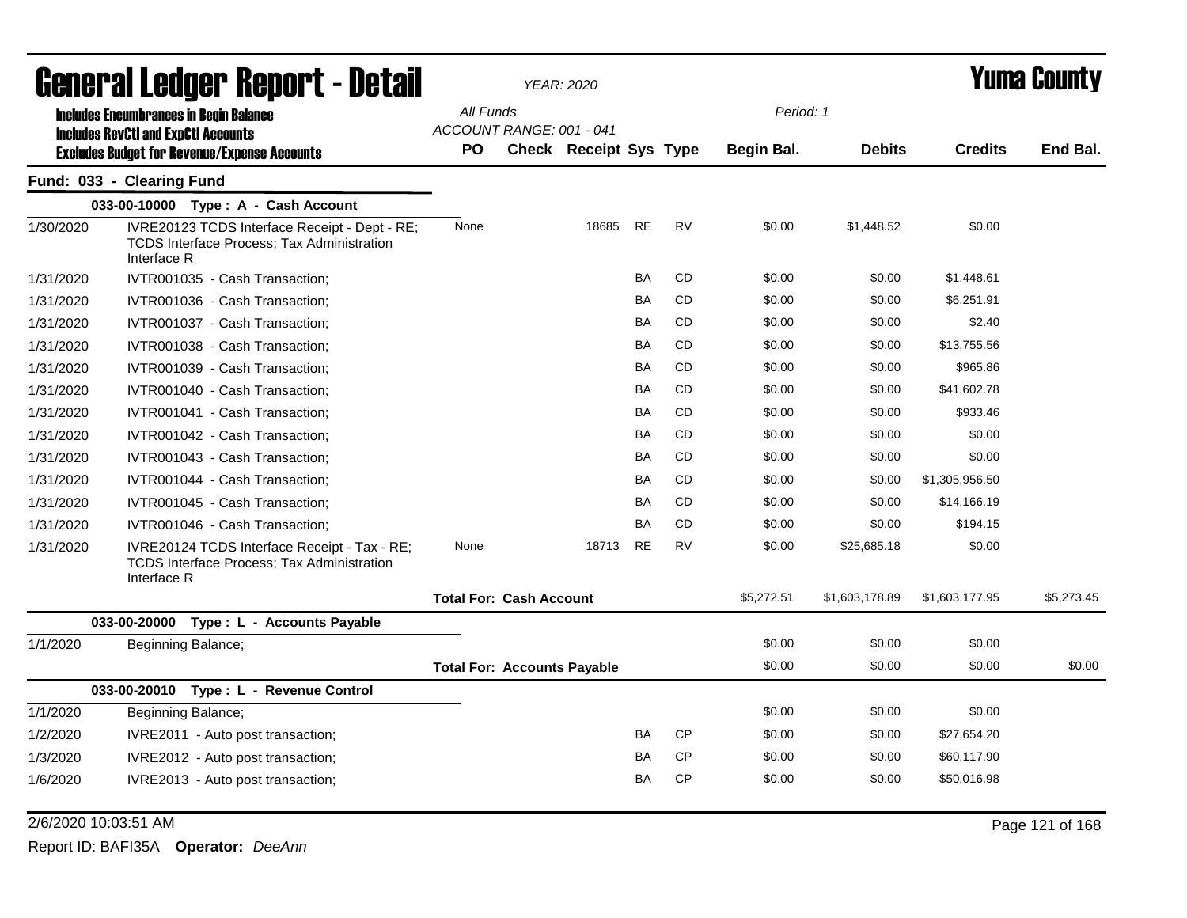# General Ledger Report - Detail

*YEAR: 2020*

**Yuma County**

Includes Encumbrances in Begin Balance
Includes RevCtl and ExpCtl Accounts
Excludes Budget for Revenue/Expense Accounts

*All Funds*
*ACCOUNT RANGE: 001 - 041*
*Period: 1*

| | | PO | Check | Receipt | Sys | Type | Begin Bal. | Debits | Credits | End Bal. |
|---|---|---|---|---|---|---|---|---|---|---|
| **Fund: 033 - Clearing Fund** | | | | | | | | | | |
| | **033-00-10000 Type : A - Cash Account** | | | | | | | | | |
| 1/30/2020 | IVRE20123 TCDS Interface Receipt - Dept - RE; TCDS Interface Process; Tax Administration Interface R | None | | 18685 | RE | RV | $0.00 | $1,448.52 | $0.00 | |
| 1/31/2020 | IVTR001035 - Cash Transaction; | | | | BA | CD | $0.00 | $0.00 | $1,448.61 | |
| 1/31/2020 | IVTR001036 - Cash Transaction; | | | | BA | CD | $0.00 | $0.00 | $6,251.91 | |
| 1/31/2020 | IVTR001037 - Cash Transaction; | | | | BA | CD | $0.00 | $0.00 | $2.40 | |
| 1/31/2020 | IVTR001038 - Cash Transaction; | | | | BA | CD | $0.00 | $0.00 | $13,755.56 | |
| 1/31/2020 | IVTR001039 - Cash Transaction; | | | | BA | CD | $0.00 | $0.00 | $965.86 | |
| 1/31/2020 | IVTR001040 - Cash Transaction; | | | | BA | CD | $0.00 | $0.00 | $41,602.78 | |
| 1/31/2020 | IVTR001041 - Cash Transaction; | | | | BA | CD | $0.00 | $0.00 | $933.46 | |
| 1/31/2020 | IVTR001042 - Cash Transaction; | | | | BA | CD | $0.00 | $0.00 | $0.00 | |
| 1/31/2020 | IVTR001043 - Cash Transaction; | | | | BA | CD | $0.00 | $0.00 | $0.00 | |
| 1/31/2020 | IVTR001044 - Cash Transaction; | | | | BA | CD | $0.00 | $0.00 | $1,305,956.50 | |
| 1/31/2020 | IVTR001045 - Cash Transaction; | | | | BA | CD | $0.00 | $0.00 | $14,166.19 | |
| 1/31/2020 | IVTR001046 - Cash Transaction; | | | | BA | CD | $0.00 | $0.00 | $194.15 | |
| 1/31/2020 | IVRE20124 TCDS Interface Receipt - Tax - RE; TCDS Interface Process; Tax Administration Interface R | None | | 18713 | RE | RV | $0.00 | $25,685.18 | $0.00 | |
| | | **Total For: Cash Account** | | | | | $5,272.51 | $1,603,178.89 | $1,603,177.95 | $5,273.45 |
| | **033-00-20000 Type : L - Accounts Payable** | | | | | | | | | |
| 1/1/2020 | Beginning Balance; | | | | | | $0.00 | $0.00 | $0.00 | |
| | | **Total For: Accounts Payable** | | | | | $0.00 | $0.00 | $0.00 | $0.00 |
| | **033-00-20010 Type : L - Revenue Control** | | | | | | | | | |
| 1/1/2020 | Beginning Balance; | | | | | | $0.00 | $0.00 | $0.00 | |
| 1/2/2020 | IVRE2011 - Auto post transaction; | | | | BA | CP | $0.00 | $0.00 | $27,654.20 | |
| 1/3/2020 | IVRE2012 - Auto post transaction; | | | | BA | CP | $0.00 | $0.00 | $60,117.90 | |
| 1/6/2020 | IVRE2013 - Auto post transaction; | | | | BA | CP | $0.00 | $0.00 | $50,016.98 | |

2/6/2020 10:03:51 AM

Report ID: BAFI35A **Operator:** *DeeAnn*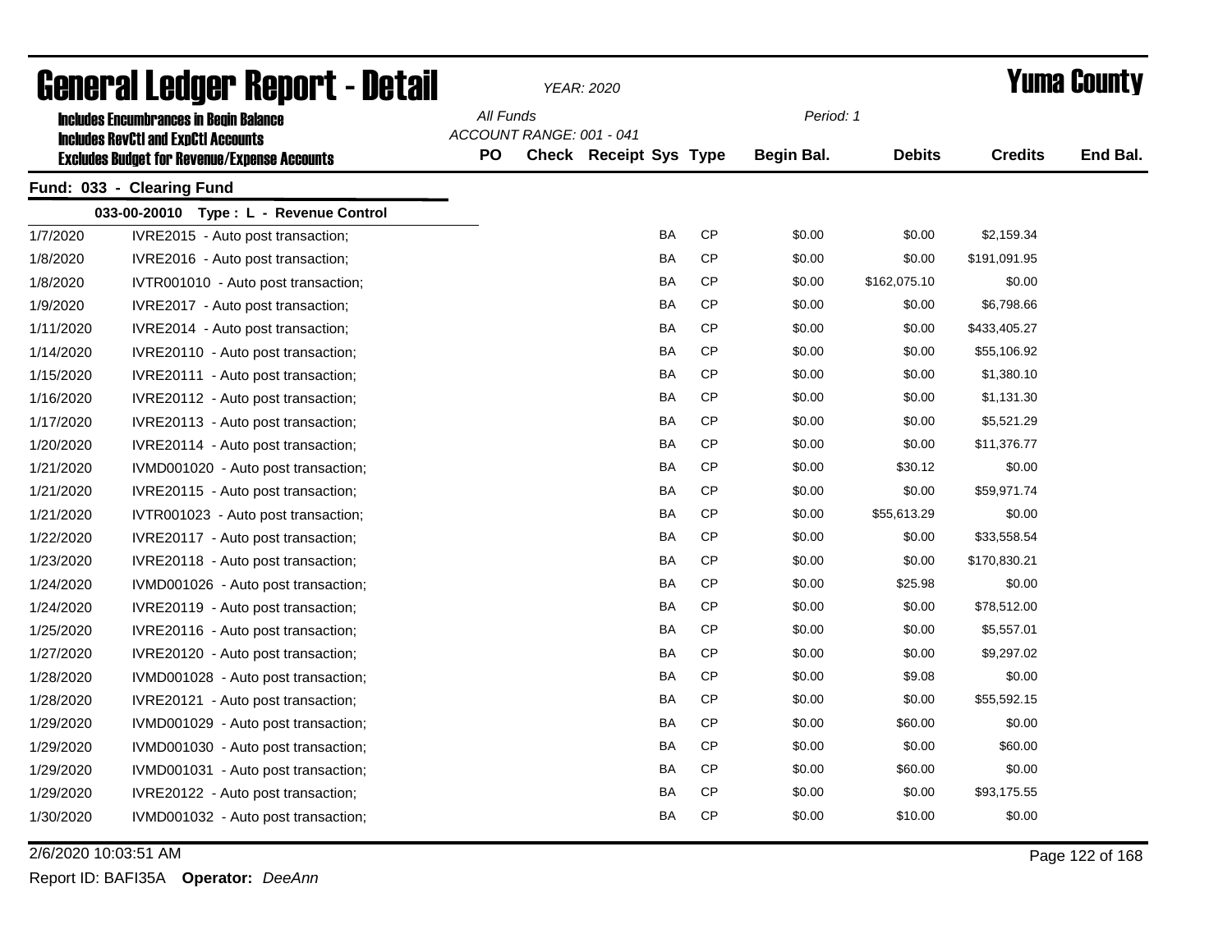# General Ledger Report - Detail

*YEAR: 2020*

# Yuma County

**Includes Encumbrances in Begin Balance**
**Includes RevCtl and ExpCtl Accounts**
**Excludes Budget for Revenue/Expense Accounts**

*All Funds*
*ACCOUNT RANGE: 001 - 041*
*Period: 1*

## Fund: 033 - Clearing Fund

### 033-00-20010 Type : L - Revenue Control

| Date | Description | PO | Check | Receipt | Sys | Type | Begin Bal. | Debits | Credits | End Bal. |
|---|---|---|---|---|---|---|---|---|---|---|
| 1/7/2020 | IVRE2015 - Auto post transaction; | | | | BA | CP | $0.00 | $0.00 | $2,159.34 | |
| 1/8/2020 | IVRE2016 - Auto post transaction; | | | | BA | CP | $0.00 | $0.00 | $191,091.95 | |
| 1/8/2020 | IVTR001010 - Auto post transaction; | | | | BA | CP | $0.00 | $162,075.10 | $0.00 | |
| 1/9/2020 | IVRE2017 - Auto post transaction; | | | | BA | CP | $0.00 | $0.00 | $6,798.66 | |
| 1/11/2020 | IVRE2014 - Auto post transaction; | | | | BA | CP | $0.00 | $0.00 | $433,405.27 | |
| 1/14/2020 | IVRE20110 - Auto post transaction; | | | | BA | CP | $0.00 | $0.00 | $55,106.92 | |
| 1/15/2020 | IVRE20111 - Auto post transaction; | | | | BA | CP | $0.00 | $0.00 | $1,380.10 | |
| 1/16/2020 | IVRE20112 - Auto post transaction; | | | | BA | CP | $0.00 | $0.00 | $1,131.30 | |
| 1/17/2020 | IVRE20113 - Auto post transaction; | | | | BA | CP | $0.00 | $0.00 | $5,521.29 | |
| 1/20/2020 | IVRE20114 - Auto post transaction; | | | | BA | CP | $0.00 | $0.00 | $11,376.77 | |
| 1/21/2020 | IVMD001020 - Auto post transaction; | | | | BA | CP | $0.00 | $30.12 | $0.00 | |
| 1/21/2020 | IVRE20115 - Auto post transaction; | | | | BA | CP | $0.00 | $0.00 | $59,971.74 | |
| 1/21/2020 | IVTR001023 - Auto post transaction; | | | | BA | CP | $0.00 | $55,613.29 | $0.00 | |
| 1/22/2020 | IVRE20117 - Auto post transaction; | | | | BA | CP | $0.00 | $0.00 | $33,558.54 | |
| 1/23/2020 | IVRE20118 - Auto post transaction; | | | | BA | CP | $0.00 | $0.00 | $170,830.21 | |
| 1/24/2020 | IVMD001026 - Auto post transaction; | | | | BA | CP | $0.00 | $25.98 | $0.00 | |
| 1/24/2020 | IVRE20119 - Auto post transaction; | | | | BA | CP | $0.00 | $0.00 | $78,512.00 | |
| 1/25/2020 | IVRE20116 - Auto post transaction; | | | | BA | CP | $0.00 | $0.00 | $5,557.01 | |
| 1/27/2020 | IVRE20120 - Auto post transaction; | | | | BA | CP | $0.00 | $0.00 | $9,297.02 | |
| 1/28/2020 | IVMD001028 - Auto post transaction; | | | | BA | CP | $0.00 | $9.08 | $0.00 | |
| 1/28/2020 | IVRE20121 - Auto post transaction; | | | | BA | CP | $0.00 | $0.00 | $55,592.15 | |
| 1/29/2020 | IVMD001029 - Auto post transaction; | | | | BA | CP | $0.00 | $60.00 | $0.00 | |
| 1/29/2020 | IVMD001030 - Auto post transaction; | | | | BA | CP | $0.00 | $0.00 | $60.00 | |
| 1/29/2020 | IVMD001031 - Auto post transaction; | | | | BA | CP | $0.00 | $60.00 | $0.00 | |
| 1/29/2020 | IVRE20122 - Auto post transaction; | | | | BA | CP | $0.00 | $0.00 | $93,175.55 | |
| 1/30/2020 | IVMD001032 - Auto post transaction; | | | | BA | CP | $0.00 | $10.00 | $0.00 | |

2/6/2020 10:03:51 AM

Report ID: BAFI35A **Operator:** *DeeAnn*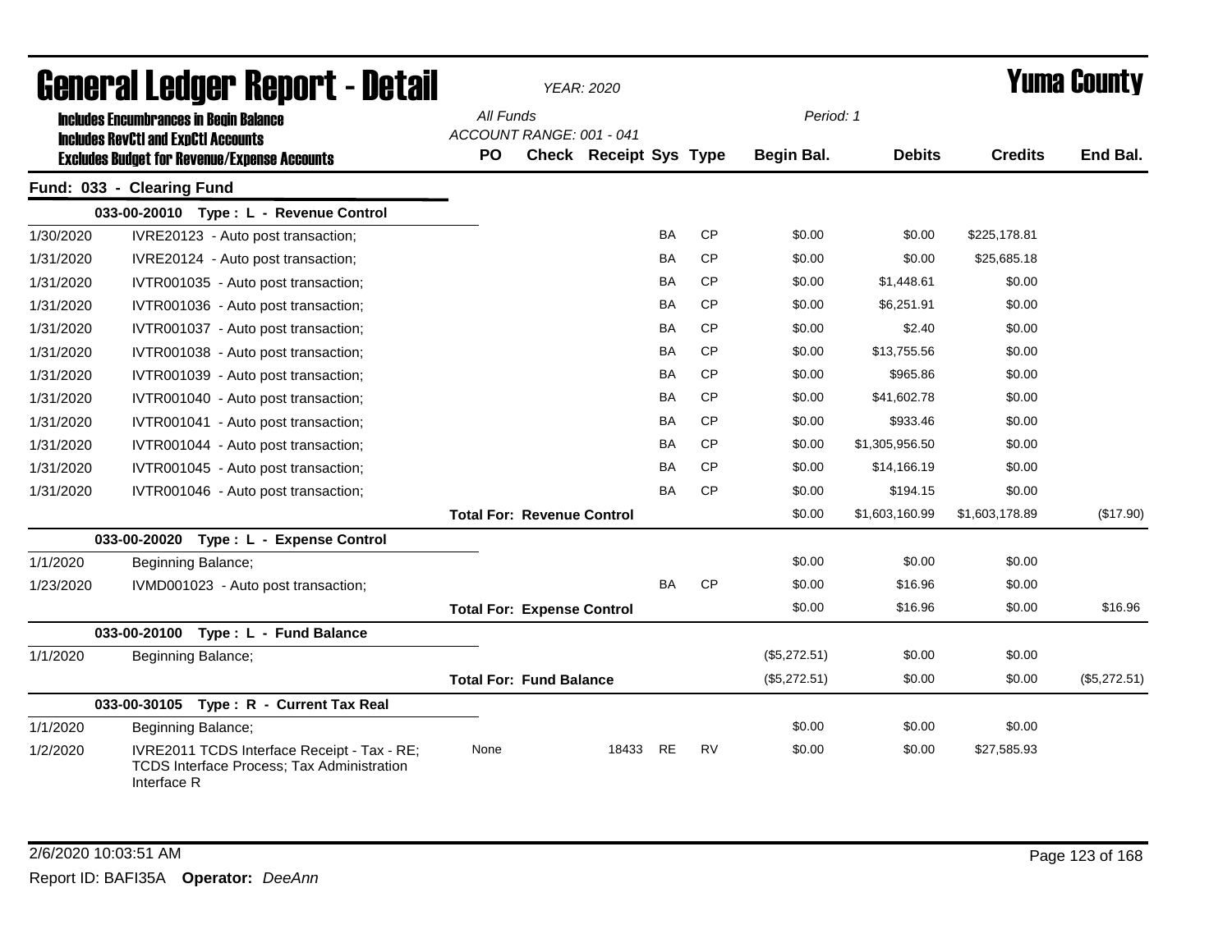# General Ledger Report - Detail

**Yuma County**

YEAR: 2020

Includes Encumbrances in Begin Balance
Includes RevCtl and ExpCtl Accounts
Excludes Budget for Revenue/Expense Accounts

All Funds
ACCOUNT RANGE: 001 - 041

Period: 1

## Fund: 033 - Clearing Fund

| Date | Description | PO | Check | Receipt | Sys | Type | Begin Bal. | Debits | Credits | End Bal. |
|---|---|---|---|---|---|---|---|---|---|---|
| | **033-00-20010 Type : L - Revenue Control** | | | | | | | | | |
| 1/30/2020 | IVRE20123 - Auto post transaction; | | | | BA | CP | $0.00 | $0.00 | $225,178.81 | |
| 1/31/2020 | IVRE20124 - Auto post transaction; | | | | BA | CP | $0.00 | $0.00 | $25,685.18 | |
| 1/31/2020 | IVTR001035 - Auto post transaction; | | | | BA | CP | $0.00 | $1,448.61 | $0.00 | |
| 1/31/2020 | IVTR001036 - Auto post transaction; | | | | BA | CP | $0.00 | $6,251.91 | $0.00 | |
| 1/31/2020 | IVTR001037 - Auto post transaction; | | | | BA | CP | $0.00 | $2.40 | $0.00 | |
| 1/31/2020 | IVTR001038 - Auto post transaction; | | | | BA | CP | $0.00 | $13,755.56 | $0.00 | |
| 1/31/2020 | IVTR001039 - Auto post transaction; | | | | BA | CP | $0.00 | $965.86 | $0.00 | |
| 1/31/2020 | IVTR001040 - Auto post transaction; | | | | BA | CP | $0.00 | $41,602.78 | $0.00 | |
| 1/31/2020 | IVTR001041 - Auto post transaction; | | | | BA | CP | $0.00 | $933.46 | $0.00 | |
| 1/31/2020 | IVTR001044 - Auto post transaction; | | | | BA | CP | $0.00 | $1,305,956.50 | $0.00 | |
| 1/31/2020 | IVTR001045 - Auto post transaction; | | | | BA | CP | $0.00 | $14,166.19 | $0.00 | |
| 1/31/2020 | IVTR001046 - Auto post transaction; | | | | BA | CP | $0.00 | $194.15 | $0.00 | |
| | | **Total For: Revenue Control** | | | | | $0.00 | $1,603,160.99 | $1,603,178.89 | ($17.90) |
| | **033-00-20020 Type : L - Expense Control** | | | | | | | | | |
| 1/1/2020 | Beginning Balance; | | | | | | $0.00 | $0.00 | $0.00 | |
| 1/23/2020 | IVMD001023 - Auto post transaction; | | | | BA | CP | $0.00 | $16.96 | $0.00 | |
| | | **Total For: Expense Control** | | | | | $0.00 | $16.96 | $0.00 | $16.96 |
| | **033-00-20100 Type : L - Fund Balance** | | | | | | | | | |
| 1/1/2020 | Beginning Balance; | | | | | | ($5,272.51) | $0.00 | $0.00 | |
| | | **Total For: Fund Balance** | | | | | ($5,272.51) | $0.00 | $0.00 | ($5,272.51) |
| | **033-00-30105 Type : R - Current Tax Real** | | | | | | | | | |
| 1/1/2020 | Beginning Balance; | | | | | | $0.00 | $0.00 | $0.00 | |
| 1/2/2020 | IVRE2011 TCDS Interface Receipt - Tax - RE; TCDS Interface Process; Tax Administration Interface R | None | | 18433 | RE | RV | $0.00 | $0.00 | $27,585.93 | |

2/6/2020 10:03:51 AM

Report ID: BAFI35A **Operator:** *DeeAnn*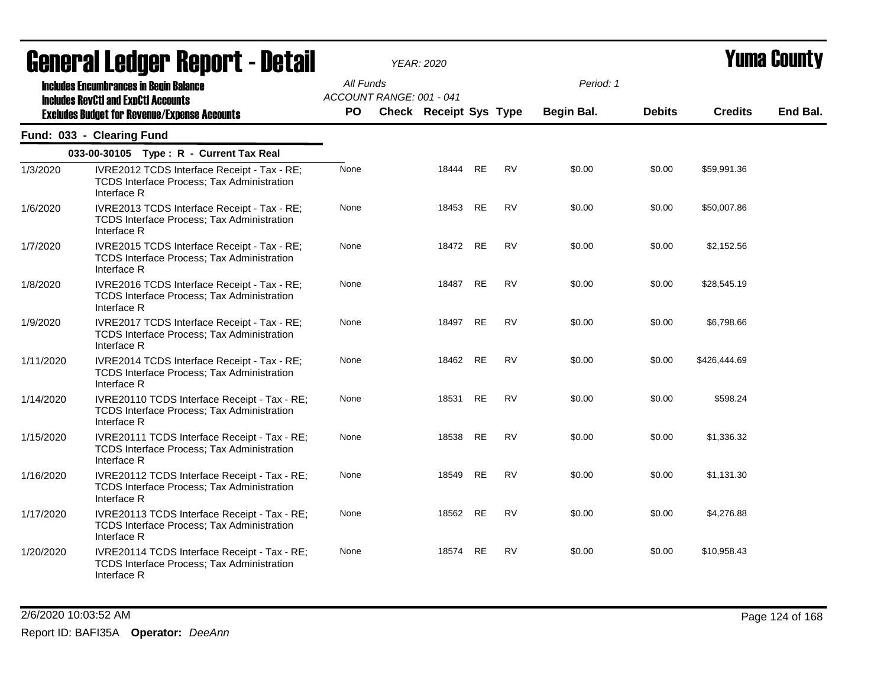# General Ledger Report - Detail

**Yuma County**

*YEAR: 2020*

**Includes Encumbrances in Begin Balance**
**Includes RevCtl and ExpCtl Accounts**
**Excludes Budget for Revenue/Expense Accounts**

*All Funds*
*ACCOUNT RANGE: 001 - 041*

*Period: 1*

## Fund: 033 - Clearing Fund

### 033-00-30105 Type : R - Current Tax Real

| Date | Description | PO | Check | Receipt | Sys | Type | Begin Bal. | Debits | Credits | End Bal. |
|---|---|---|---|---|---|---|---|---|---|---|
| 1/3/2020 | IVRE2012 TCDS Interface Receipt - Tax - RE; TCDS Interface Process; Tax Administration Interface R | None | | 18444 | RE | RV | $0.00 | $0.00 | $59,991.36 | |
| 1/6/2020 | IVRE2013 TCDS Interface Receipt - Tax - RE; TCDS Interface Process; Tax Administration Interface R | None | | 18453 | RE | RV | $0.00 | $0.00 | $50,007.86 | |
| 1/7/2020 | IVRE2015 TCDS Interface Receipt - Tax - RE; TCDS Interface Process; Tax Administration Interface R | None | | 18472 | RE | RV | $0.00 | $0.00 | $2,152.56 | |
| 1/8/2020 | IVRE2016 TCDS Interface Receipt - Tax - RE; TCDS Interface Process; Tax Administration Interface R | None | | 18487 | RE | RV | $0.00 | $0.00 | $28,545.19 | |
| 1/9/2020 | IVRE2017 TCDS Interface Receipt - Tax - RE; TCDS Interface Process; Tax Administration Interface R | None | | 18497 | RE | RV | $0.00 | $0.00 | $6,798.66 | |
| 1/11/2020 | IVRE2014 TCDS Interface Receipt - Tax - RE; TCDS Interface Process; Tax Administration Interface R | None | | 18462 | RE | RV | $0.00 | $0.00 | $426,444.69 | |
| 1/14/2020 | IVRE20110 TCDS Interface Receipt - Tax - RE; TCDS Interface Process; Tax Administration Interface R | None | | 18531 | RE | RV | $0.00 | $0.00 | $598.24 | |
| 1/15/2020 | IVRE20111 TCDS Interface Receipt - Tax - RE; TCDS Interface Process; Tax Administration Interface R | None | | 18538 | RE | RV | $0.00 | $0.00 | $1,336.32 | |
| 1/16/2020 | IVRE20112 TCDS Interface Receipt - Tax - RE; TCDS Interface Process; Tax Administration Interface R | None | | 18549 | RE | RV | $0.00 | $0.00 | $1,131.30 | |
| 1/17/2020 | IVRE20113 TCDS Interface Receipt - Tax - RE; TCDS Interface Process; Tax Administration Interface R | None | | 18562 | RE | RV | $0.00 | $0.00 | $4,276.88 | |
| 1/20/2020 | IVRE20114 TCDS Interface Receipt - Tax - RE; TCDS Interface Process; Tax Administration Interface R | None | | 18574 | RE | RV | $0.00 | $0.00 | $10,958.43 | |

2/6/2020 10:03:52 AM

Report ID: BAFI35A **Operator:** *DeeAnn*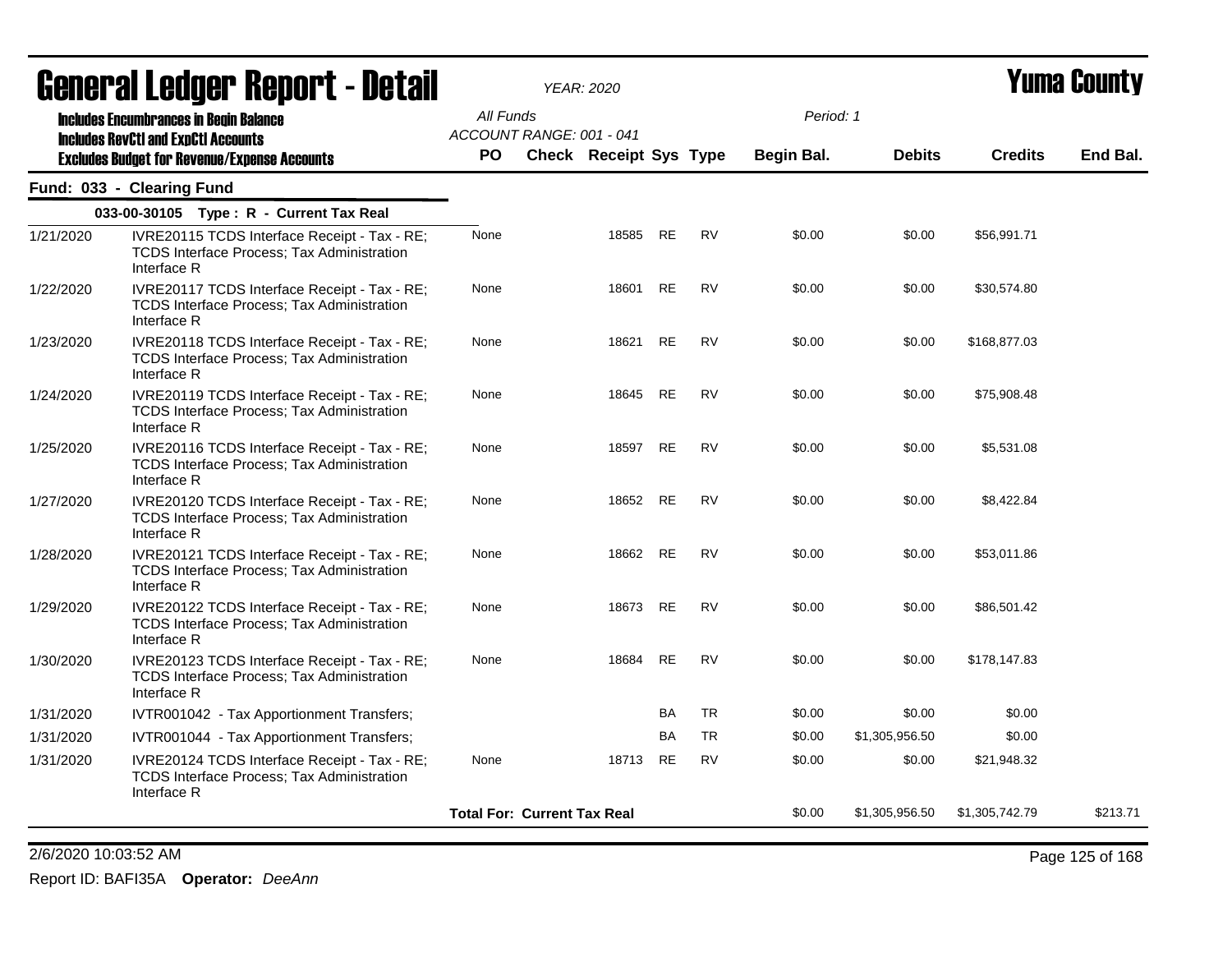# General Ledger Report - Detail

*YEAR: 2020*

**Yuma County**

**Includes Encumbrances in Begin Balance**
**Includes RevCtl and ExpCtl Accounts**
**Excludes Budget for Revenue/Expense Accounts**

*All Funds*
*ACCOUNT RANGE: 001 - 041*
*Period: 1*

## Fund: 033 - Clearing Fund

### 033-00-30105 Type : R - Current Tax Real

| Date | Description | PO | Check | Receipt | Sys | Type | Begin Bal. | Debits | Credits | End Bal. |
|---|---|---|---|---|---|---|---|---|---|---|
| 1/21/2020 | IVRE20115 TCDS Interface Receipt - Tax - RE; TCDS Interface Process; Tax Administration Interface R | None | | 18585 | RE | RV | $0.00 | $0.00 | $56,991.71 | |
| 1/22/2020 | IVRE20117 TCDS Interface Receipt - Tax - RE; TCDS Interface Process; Tax Administration Interface R | None | | 18601 | RE | RV | $0.00 | $0.00 | $30,574.80 | |
| 1/23/2020 | IVRE20118 TCDS Interface Receipt - Tax - RE; TCDS Interface Process; Tax Administration Interface R | None | | 18621 | RE | RV | $0.00 | $0.00 | $168,877.03 | |
| 1/24/2020 | IVRE20119 TCDS Interface Receipt - Tax - RE; TCDS Interface Process; Tax Administration Interface R | None | | 18645 | RE | RV | $0.00 | $0.00 | $75,908.48 | |
| 1/25/2020 | IVRE20116 TCDS Interface Receipt - Tax - RE; TCDS Interface Process; Tax Administration Interface R | None | | 18597 | RE | RV | $0.00 | $0.00 | $5,531.08 | |
| 1/27/2020 | IVRE20120 TCDS Interface Receipt - Tax - RE; TCDS Interface Process; Tax Administration Interface R | None | | 18652 | RE | RV | $0.00 | $0.00 | $8,422.84 | |
| 1/28/2020 | IVRE20121 TCDS Interface Receipt - Tax - RE; TCDS Interface Process; Tax Administration Interface R | None | | 18662 | RE | RV | $0.00 | $0.00 | $53,011.86 | |
| 1/29/2020 | IVRE20122 TCDS Interface Receipt - Tax - RE; TCDS Interface Process; Tax Administration Interface R | None | | 18673 | RE | RV | $0.00 | $0.00 | $86,501.42 | |
| 1/30/2020 | IVRE20123 TCDS Interface Receipt - Tax - RE; TCDS Interface Process; Tax Administration Interface R | None | | 18684 | RE | RV | $0.00 | $0.00 | $178,147.83 | |
| 1/31/2020 | IVTR001042 - Tax Apportionment Transfers; | | | | BA | TR | $0.00 | $0.00 | $0.00 | |
| 1/31/2020 | IVTR001044 - Tax Apportionment Transfers; | | | | BA | TR | $0.00 | $1,305,956.50 | $0.00 | |
| 1/31/2020 | IVRE20124 TCDS Interface Receipt - Tax - RE; TCDS Interface Process; Tax Administration Interface R | None | | 18713 | RE | RV | $0.00 | $0.00 | $21,948.32 | |
| | | **Total For: Current Tax Real** | | | | | $0.00 | $1,305,956.50 | $1,305,742.79 | $213.71 |

2/6/2020 10:03:52 AM

Report ID: BAFI35A **Operator:** *DeeAnn*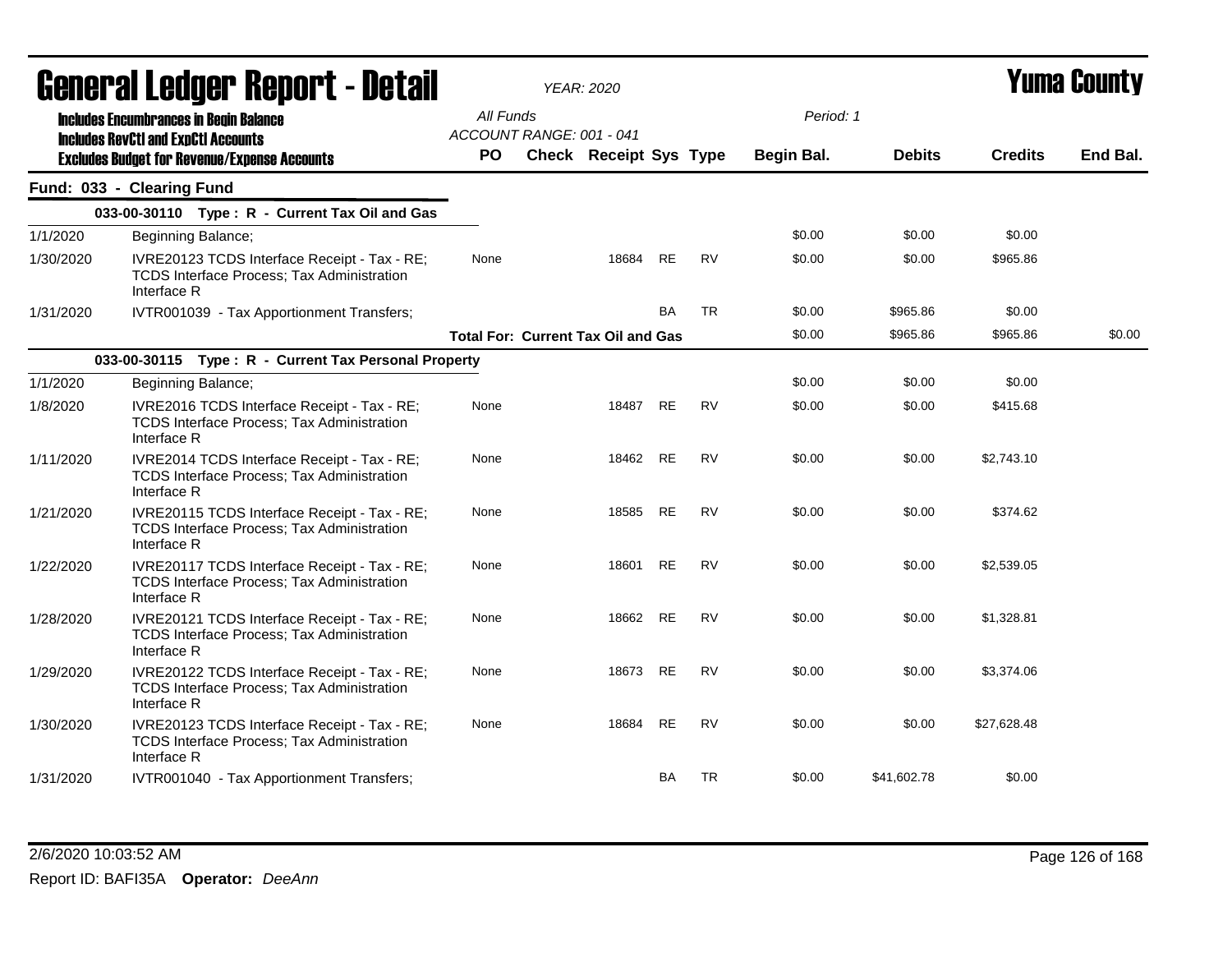# General Ledger Report - Detail

*YEAR: 2020*

# Yuma County

**Includes Encumbrances in Begin Balance**
**Includes RevCtl and ExpCtl Accounts**
**Excludes Budget for Revenue/Expense Accounts**

All Funds
ACCOUNT RANGE: 001 - 041

Period: 1

## Fund: 033 - Clearing Fund

| Date | Description | PO | Check | Receipt | Sys | Type | Begin Bal. | Debits | Credits | End Bal. |
|---|---|---|---|---|---|---|---|---|---|---|
| | **033-00-30110 Type : R - Current Tax Oil and Gas** | | | | | | | | | |
| 1/1/2020 | Beginning Balance; | | | | | | $0.00 | $0.00 | $0.00 | |
| 1/30/2020 | IVRE20123 TCDS Interface Receipt - Tax - RE; TCDS Interface Process; Tax Administration Interface R | None | | 18684 | RE | RV | $0.00 | $0.00 | $965.86 | |
| 1/31/2020 | IVTR001039 - Tax Apportionment Transfers; | | | | BA | TR | $0.00 | $965.86 | $0.00 | |
| | | **Total For: Current Tax Oil and Gas** | | | | | $0.00 | $965.86 | $965.86 | $0.00 |
| | **033-00-30115 Type : R - Current Tax Personal Property** | | | | | | | | | |
| 1/1/2020 | Beginning Balance; | | | | | | $0.00 | $0.00 | $0.00 | |
| 1/8/2020 | IVRE2016 TCDS Interface Receipt - Tax - RE; TCDS Interface Process; Tax Administration Interface R | None | | 18487 | RE | RV | $0.00 | $0.00 | $415.68 | |
| 1/11/2020 | IVRE2014 TCDS Interface Receipt - Tax - RE; TCDS Interface Process; Tax Administration Interface R | None | | 18462 | RE | RV | $0.00 | $0.00 | $2,743.10 | |
| 1/21/2020 | IVRE20115 TCDS Interface Receipt - Tax - RE; TCDS Interface Process; Tax Administration Interface R | None | | 18585 | RE | RV | $0.00 | $0.00 | $374.62 | |
| 1/22/2020 | IVRE20117 TCDS Interface Receipt - Tax - RE; TCDS Interface Process; Tax Administration Interface R | None | | 18601 | RE | RV | $0.00 | $0.00 | $2,539.05 | |
| 1/28/2020 | IVRE20121 TCDS Interface Receipt - Tax - RE; TCDS Interface Process; Tax Administration Interface R | None | | 18662 | RE | RV | $0.00 | $0.00 | $1,328.81 | |
| 1/29/2020 | IVRE20122 TCDS Interface Receipt - Tax - RE; TCDS Interface Process; Tax Administration Interface R | None | | 18673 | RE | RV | $0.00 | $0.00 | $3,374.06 | |
| 1/30/2020 | IVRE20123 TCDS Interface Receipt - Tax - RE; TCDS Interface Process; Tax Administration Interface R | None | | 18684 | RE | RV | $0.00 | $0.00 | $27,628.48 | |
| 1/31/2020 | IVTR001040 - Tax Apportionment Transfers; | | | | BA | TR | $0.00 | $41,602.78 | $0.00 | |

2/6/2020 10:03:52 AM

Report ID: BAFI35A **Operator:** *DeeAnn*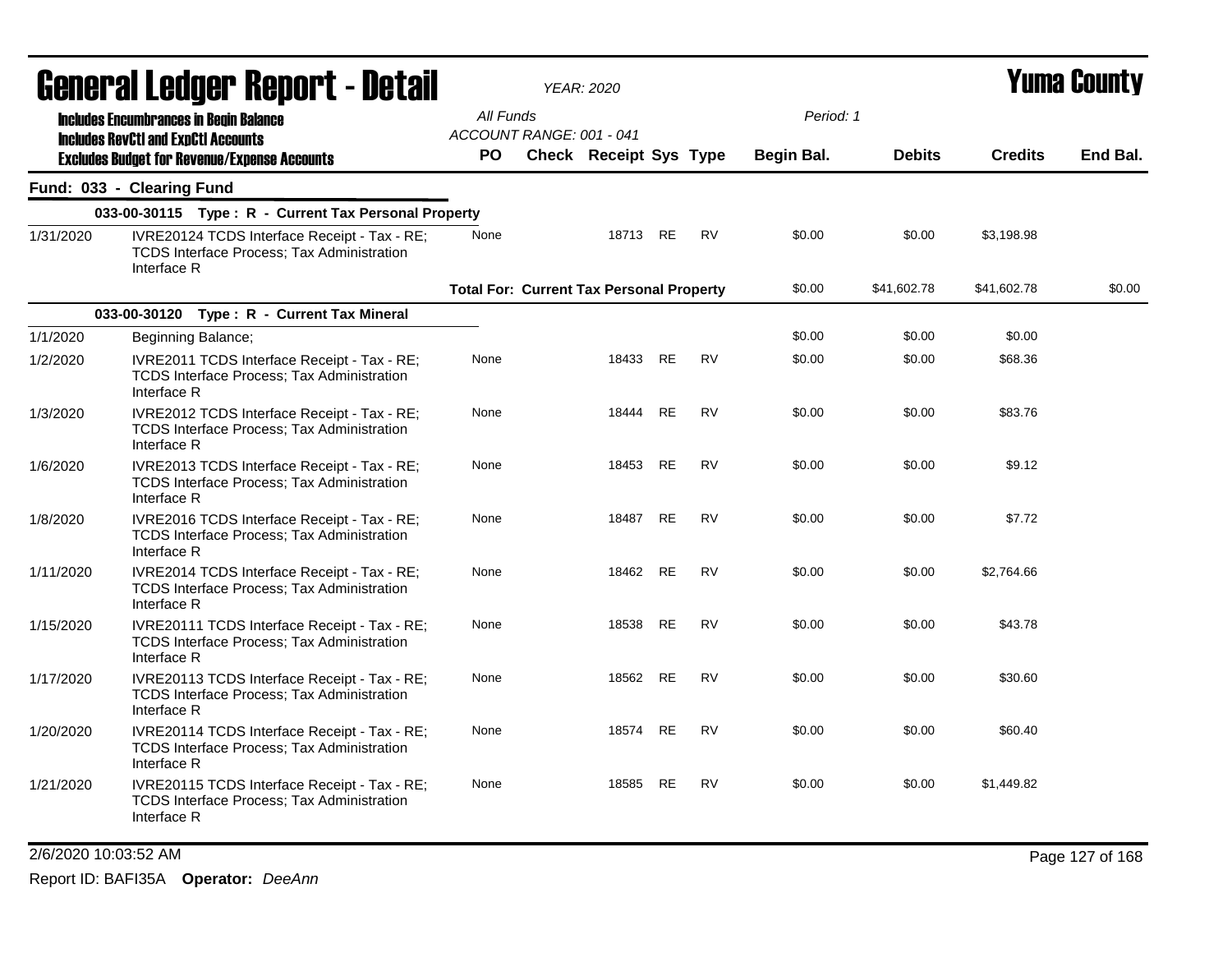# General Ledger Report - Detail

*YEAR: 2020*

**Yuma County**

Includes Encumbrances in Begin Balance
Includes RevCtl and ExpCtl Accounts
Excludes Budget for Revenue/Expense Accounts

All Funds
ACCOUNT RANGE: 001 - 041

Period: 1

## Fund: 033 - Clearing Fund

| | | PO | Check | Receipt | Sys | Type | Begin Bal. | Debits | Credits | End Bal. |
|---|---|---|---|---|---|---|---|---|---|---|
| **033-00-30115 Type : R - Current Tax Personal Property** | | | | | | | | | | |
| 1/31/2020 | IVRE20124 TCDS Interface Receipt - Tax - RE; TCDS Interface Process; Tax Administration Interface R | None | | 18713 | RE | RV | $0.00 | $0.00 | $3,198.98 | |
| | **Total For: Current Tax Personal Property** | | | | | | $0.00 | $41,602.78 | $41,602.78 | $0.00 |
| **033-00-30120 Type : R - Current Tax Mineral** | | | | | | | | | | |
| 1/1/2020 | Beginning Balance; | | | | | | $0.00 | $0.00 | $0.00 | |
| 1/2/2020 | IVRE2011 TCDS Interface Receipt - Tax - RE; TCDS Interface Process; Tax Administration Interface R | None | | 18433 | RE | RV | $0.00 | $0.00 | $68.36 | |
| 1/3/2020 | IVRE2012 TCDS Interface Receipt - Tax - RE; TCDS Interface Process; Tax Administration Interface R | None | | 18444 | RE | RV | $0.00 | $0.00 | $83.76 | |
| 1/6/2020 | IVRE2013 TCDS Interface Receipt - Tax - RE; TCDS Interface Process; Tax Administration Interface R | None | | 18453 | RE | RV | $0.00 | $0.00 | $9.12 | |
| 1/8/2020 | IVRE2016 TCDS Interface Receipt - Tax - RE; TCDS Interface Process; Tax Administration Interface R | None | | 18487 | RE | RV | $0.00 | $0.00 | $7.72 | |
| 1/11/2020 | IVRE2014 TCDS Interface Receipt - Tax - RE; TCDS Interface Process; Tax Administration Interface R | None | | 18462 | RE | RV | $0.00 | $0.00 | $2,764.66 | |
| 1/15/2020 | IVRE20111 TCDS Interface Receipt - Tax - RE; TCDS Interface Process; Tax Administration Interface R | None | | 18538 | RE | RV | $0.00 | $0.00 | $43.78 | |
| 1/17/2020 | IVRE20113 TCDS Interface Receipt - Tax - RE; TCDS Interface Process; Tax Administration Interface R | None | | 18562 | RE | RV | $0.00 | $0.00 | $30.60 | |
| 1/20/2020 | IVRE20114 TCDS Interface Receipt - Tax - RE; TCDS Interface Process; Tax Administration Interface R | None | | 18574 | RE | RV | $0.00 | $0.00 | $60.40 | |
| 1/21/2020 | IVRE20115 TCDS Interface Receipt - Tax - RE; TCDS Interface Process; Tax Administration Interface R | None | | 18585 | RE | RV | $0.00 | $0.00 | $1,449.82 | |

2/6/2020 10:03:52 AM

Report ID: BAFI35A **Operator:** *DeeAnn*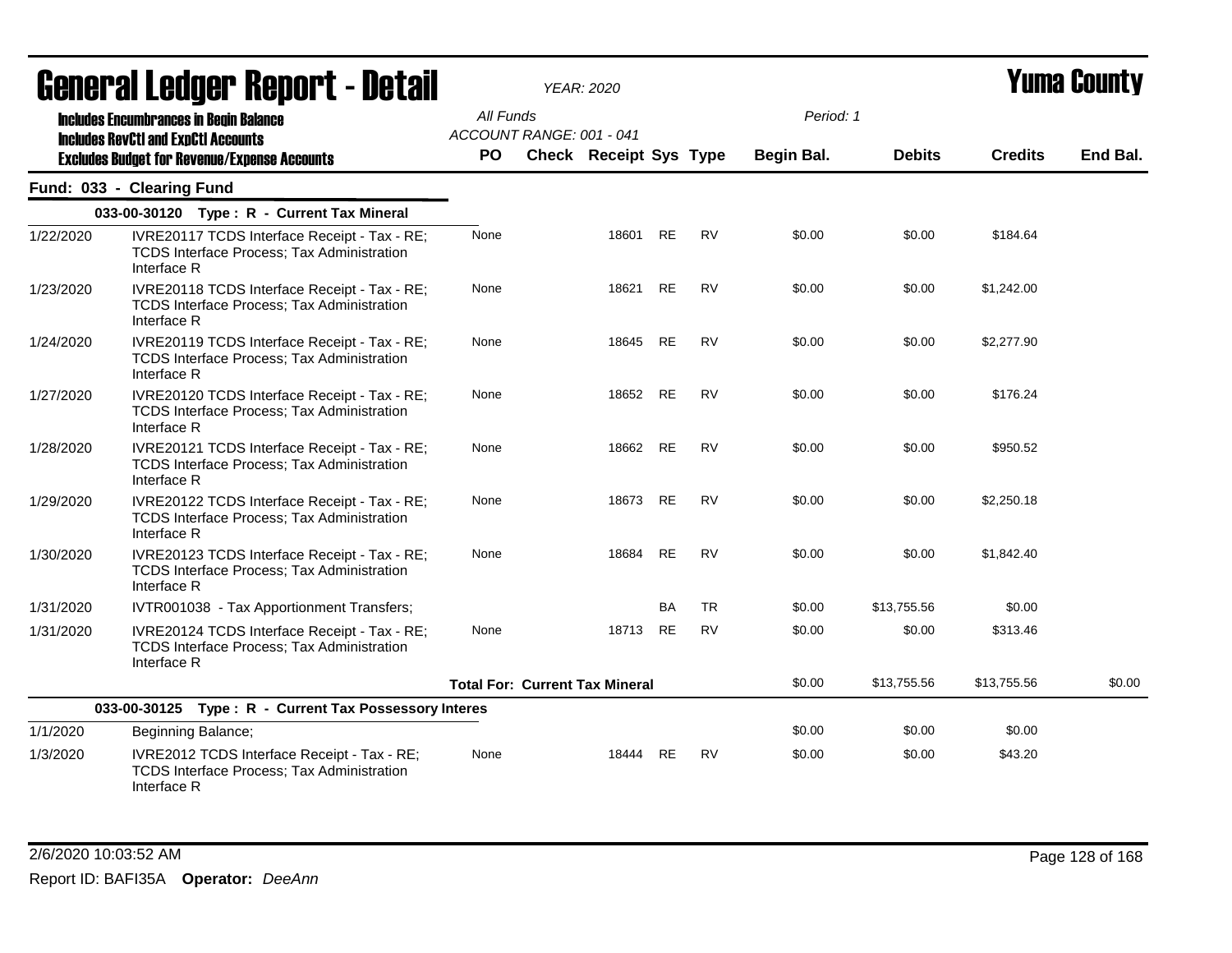# General Ledger Report - Detail

*YEAR: 2020*

# Yuma County

**Includes Encumbrances in Begin Balance**
**Includes RevCtl and ExpCtl Accounts**
**Excludes Budget for Revenue/Expense Accounts**

All Funds
ACCOUNT RANGE: 001 - 041

Period: 1

## Fund: 033 - Clearing Fund

| | | PO | Check | Receipt | Sys | Type | Begin Bal. | Debits | Credits | End Bal. |
|---|---|---|---|---|---|---|---|---|---|---|
| **033-00-30120 Type : R - Current Tax Mineral** | | | | | | | | | | |
| 1/22/2020 | IVRE20117 TCDS Interface Receipt - Tax - RE; TCDS Interface Process; Tax Administration Interface R | None | | 18601 | RE | RV | $0.00 | $0.00 | $184.64 | |
| 1/23/2020 | IVRE20118 TCDS Interface Receipt - Tax - RE; TCDS Interface Process; Tax Administration Interface R | None | | 18621 | RE | RV | $0.00 | $0.00 | $1,242.00 | |
| 1/24/2020 | IVRE20119 TCDS Interface Receipt - Tax - RE; TCDS Interface Process; Tax Administration Interface R | None | | 18645 | RE | RV | $0.00 | $0.00 | $2,277.90 | |
| 1/27/2020 | IVRE20120 TCDS Interface Receipt - Tax - RE; TCDS Interface Process; Tax Administration Interface R | None | | 18652 | RE | RV | $0.00 | $0.00 | $176.24 | |
| 1/28/2020 | IVRE20121 TCDS Interface Receipt - Tax - RE; TCDS Interface Process; Tax Administration Interface R | None | | 18662 | RE | RV | $0.00 | $0.00 | $950.52 | |
| 1/29/2020 | IVRE20122 TCDS Interface Receipt - Tax - RE; TCDS Interface Process; Tax Administration Interface R | None | | 18673 | RE | RV | $0.00 | $0.00 | $2,250.18 | |
| 1/30/2020 | IVRE20123 TCDS Interface Receipt - Tax - RE; TCDS Interface Process; Tax Administration Interface R | None | | 18684 | RE | RV | $0.00 | $0.00 | $1,842.40 | |
| 1/31/2020 | IVTR001038 - Tax Apportionment Transfers; | | | | BA | TR | $0.00 | $13,755.56 | $0.00 | |
| 1/31/2020 | IVRE20124 TCDS Interface Receipt - Tax - RE; TCDS Interface Process; Tax Administration Interface R | None | | 18713 | RE | RV | $0.00 | $0.00 | $313.46 | |
| | | **Total For: Current Tax Mineral** | | | | | $0.00 | $13,755.56 | $13,755.56 | $0.00 |
| **033-00-30125 Type : R - Current Tax Possessory Interes** | | | | | | | | | | |
| 1/1/2020 | Beginning Balance; | | | | | | $0.00 | $0.00 | $0.00 | |
| 1/3/2020 | IVRE2012 TCDS Interface Receipt - Tax - RE; TCDS Interface Process; Tax Administration Interface R | None | | 18444 | RE | RV | $0.00 | $0.00 | $43.20 | |

2/6/2020 10:03:52 AM

Report ID: BAFI35A **Operator:** *DeeAnn*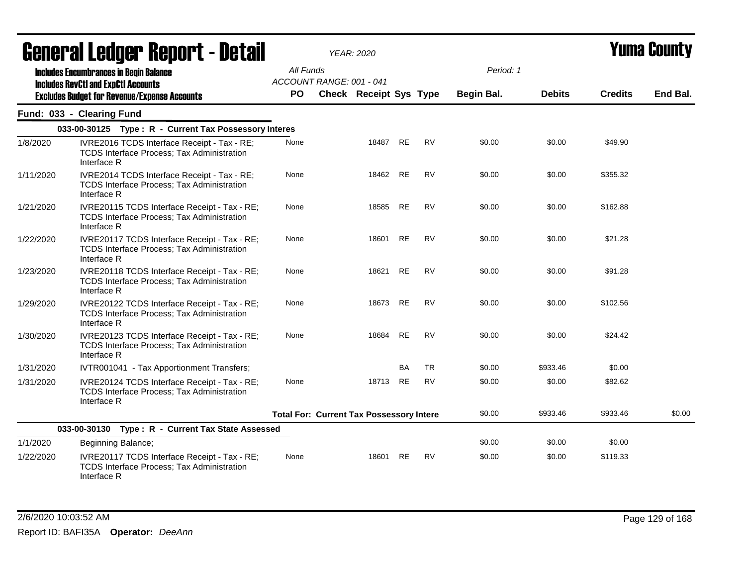# General Ledger Report - Detail

*YEAR: 2020*

# Yuma County

**Includes Encumbrances in Begin Balance**
**Includes RevCtl and ExpCtl Accounts**
**Excludes Budget for Revenue/Expense Accounts**

All Funds
ACCOUNT RANGE: 001 - 041

Period: 1

## Fund: 033 - Clearing Fund

| Date | Description | PO | Check | Receipt | Sys | Type | Begin Bal. | Debits | Credits | End Bal. |
|---|---|---|---|---|---|---|---|---|---|---|
| | **033-00-30125 Type : R - Current Tax Possessory Interes** | | | | | | | | | |
| 1/8/2020 | IVRE2016 TCDS Interface Receipt - Tax - RE; TCDS Interface Process; Tax Administration Interface R | None | | 18487 | RE | RV | $0.00 | $0.00 | $49.90 | |
| 1/11/2020 | IVRE2014 TCDS Interface Receipt - Tax - RE; TCDS Interface Process; Tax Administration Interface R | None | | 18462 | RE | RV | $0.00 | $0.00 | $355.32 | |
| 1/21/2020 | IVRE20115 TCDS Interface Receipt - Tax - RE; TCDS Interface Process; Tax Administration Interface R | None | | 18585 | RE | RV | $0.00 | $0.00 | $162.88 | |
| 1/22/2020 | IVRE20117 TCDS Interface Receipt - Tax - RE; TCDS Interface Process; Tax Administration Interface R | None | | 18601 | RE | RV | $0.00 | $0.00 | $21.28 | |
| 1/23/2020 | IVRE20118 TCDS Interface Receipt - Tax - RE; TCDS Interface Process; Tax Administration Interface R | None | | 18621 | RE | RV | $0.00 | $0.00 | $91.28 | |
| 1/29/2020 | IVRE20122 TCDS Interface Receipt - Tax - RE; TCDS Interface Process; Tax Administration Interface R | None | | 18673 | RE | RV | $0.00 | $0.00 | $102.56 | |
| 1/30/2020 | IVRE20123 TCDS Interface Receipt - Tax - RE; TCDS Interface Process; Tax Administration Interface R | None | | 18684 | RE | RV | $0.00 | $0.00 | $24.42 | |
| 1/31/2020 | IVTR001041 - Tax Apportionment Transfers; | | | | BA | TR | $0.00 | $933.46 | $0.00 | |
| 1/31/2020 | IVRE20124 TCDS Interface Receipt - Tax - RE; TCDS Interface Process; Tax Administration Interface R | None | | 18713 | RE | RV | $0.00 | $0.00 | $82.62 | |
| | | **Total For: Current Tax Possessory Intere** | | | | | $0.00 | $933.46 | $933.46 | $0.00 |
| | **033-00-30130 Type : R - Current Tax State Assessed** | | | | | | | | | |
| 1/1/2020 | Beginning Balance; | | | | | | $0.00 | $0.00 | $0.00 | |
| 1/22/2020 | IVRE20117 TCDS Interface Receipt - Tax - RE; TCDS Interface Process; Tax Administration Interface R | None | | 18601 | RE | RV | $0.00 | $0.00 | $119.33 | |

2/6/2020 10:03:52 AM

Report ID: BAFI35A **Operator:** *DeeAnn*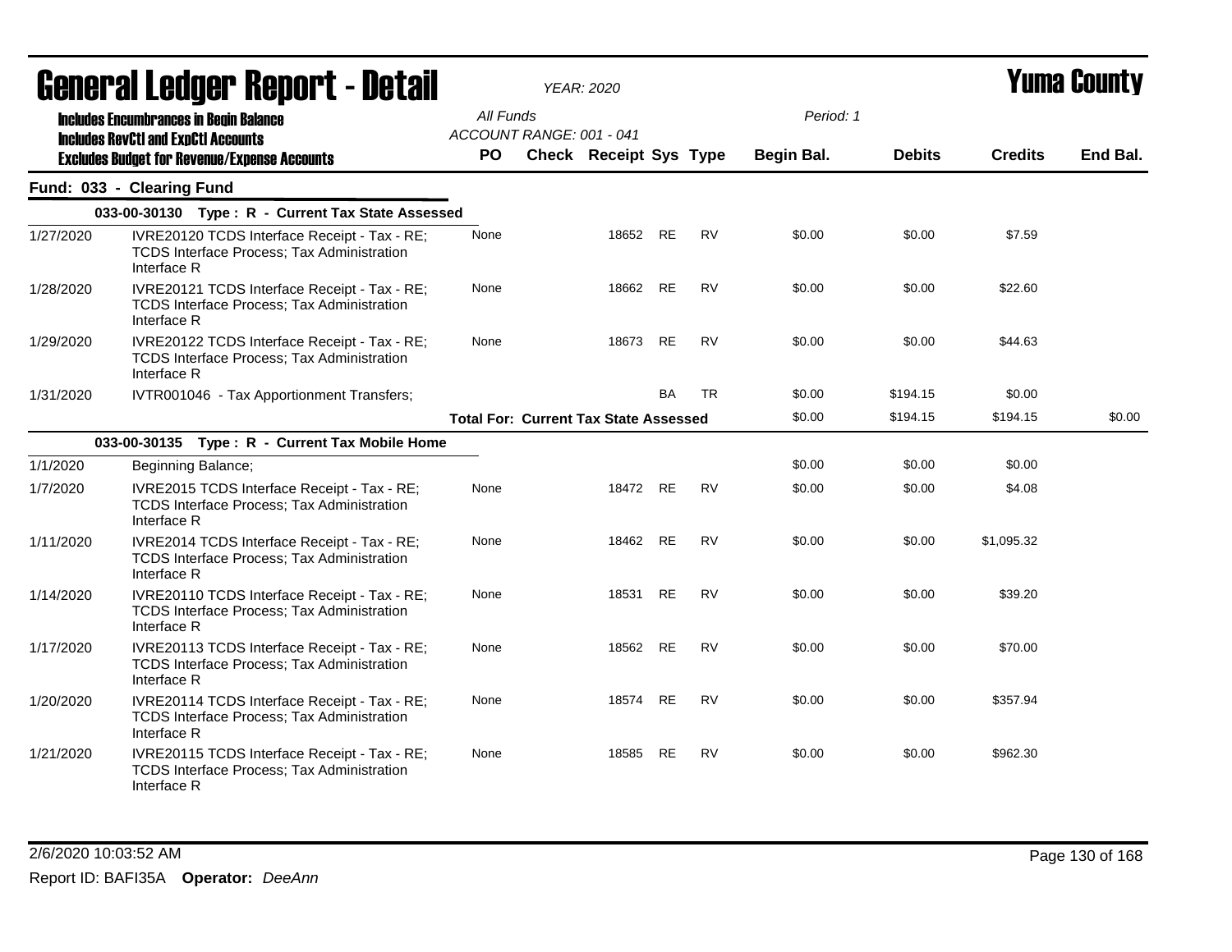# General Ledger Report - Detail

**YEAR: 2020**

**Yuma County**

**Includes Encumbrances in Begin Balance**
**Includes RevCtl and ExpCtl Accounts**
**Excludes Budget for Revenue/Expense Accounts**

All Funds
ACCOUNT RANGE: 001 - 041

Period: 1

| | | PO | Check | Receipt | Sys | Type | Begin Bal. | Debits | Credits | End Bal. |
|---|---|---|---|---|---|---|---|---|---|---|
| **Fund: 033 - Clearing Fund** | | | | | | | | | | |
| **033-00-30130 Type : R - Current Tax State Assessed** | | | | | | | | | | |
| 1/27/2020 | IVRE20120 TCDS Interface Receipt - Tax - RE; TCDS Interface Process; Tax Administration Interface R | None | | 18652 | RE | RV | $0.00 | $0.00 | $7.59 | |
| 1/28/2020 | IVRE20121 TCDS Interface Receipt - Tax - RE; TCDS Interface Process; Tax Administration Interface R | None | | 18662 | RE | RV | $0.00 | $0.00 | $22.60 | |
| 1/29/2020 | IVRE20122 TCDS Interface Receipt - Tax - RE; TCDS Interface Process; Tax Administration Interface R | None | | 18673 | RE | RV | $0.00 | $0.00 | $44.63 | |
| 1/31/2020 | IVTR001046 - Tax Apportionment Transfers; | | | | BA | TR | $0.00 | $194.15 | $0.00 | |
| | **Total For: Current Tax State Assessed** | | | | | | $0.00 | $194.15 | $194.15 | $0.00 |
| **033-00-30135 Type : R - Current Tax Mobile Home** | | | | | | | | | | |
| 1/1/2020 | Beginning Balance; | | | | | | $0.00 | $0.00 | $0.00 | |
| 1/7/2020 | IVRE2015 TCDS Interface Receipt - Tax - RE; TCDS Interface Process; Tax Administration Interface R | None | | 18472 | RE | RV | $0.00 | $0.00 | $4.08 | |
| 1/11/2020 | IVRE2014 TCDS Interface Receipt - Tax - RE; TCDS Interface Process; Tax Administration Interface R | None | | 18462 | RE | RV | $0.00 | $0.00 | $1,095.32 | |
| 1/14/2020 | IVRE20110 TCDS Interface Receipt - Tax - RE; TCDS Interface Process; Tax Administration Interface R | None | | 18531 | RE | RV | $0.00 | $0.00 | $39.20 | |
| 1/17/2020 | IVRE20113 TCDS Interface Receipt - Tax - RE; TCDS Interface Process; Tax Administration Interface R | None | | 18562 | RE | RV | $0.00 | $0.00 | $70.00 | |
| 1/20/2020 | IVRE20114 TCDS Interface Receipt - Tax - RE; TCDS Interface Process; Tax Administration Interface R | None | | 18574 | RE | RV | $0.00 | $0.00 | $357.94 | |
| 1/21/2020 | IVRE20115 TCDS Interface Receipt - Tax - RE; TCDS Interface Process; Tax Administration Interface R | None | | 18585 | RE | RV | $0.00 | $0.00 | $962.30 | |

2/6/2020 10:03:52 AM

Report ID: BAFI35A **Operator:** *DeeAnn*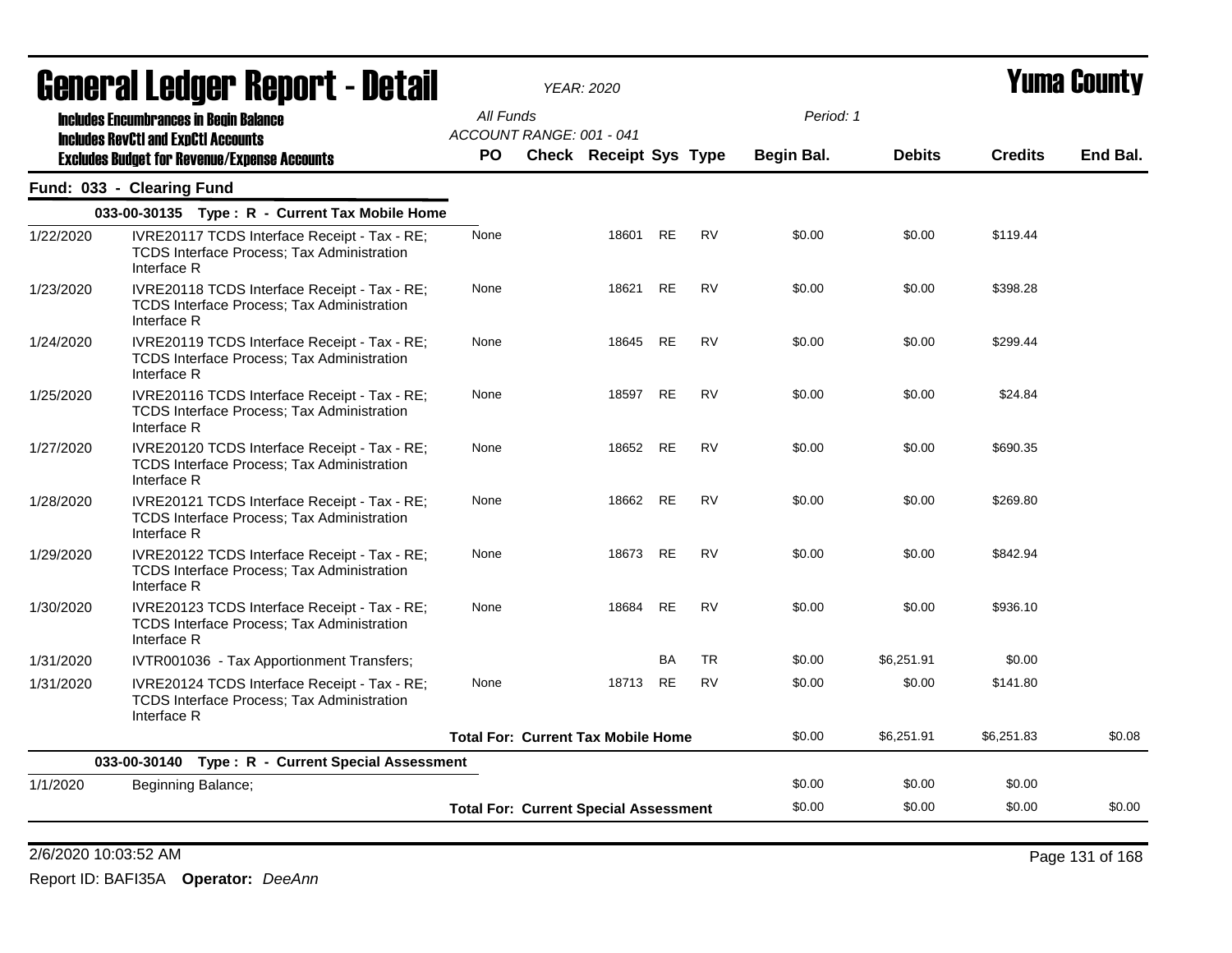# General Ledger Report - Detail

*YEAR: 2020*

**Yuma County**

**Includes Encumbrances in Begin Balance**
**Includes RevCtl and ExpCtl Accounts**
**Excludes Budget for Revenue/Expense Accounts**

All Funds
ACCOUNT RANGE: 001 - 041

Period: 1

## Fund: 033 - Clearing Fund

| | | PO | Check | Receipt | Sys | Type | Begin Bal. | Debits | Credits | End Bal. |
|---|---|---|---|---|---|---|---|---|---|---|
| **033-00-30135 Type : R - Current Tax Mobile Home** | | | | | | | | | | |
| 1/22/2020 | IVRE20117 TCDS Interface Receipt - Tax - RE; TCDS Interface Process; Tax Administration Interface R | None | | 18601 | RE | RV | $0.00 | $0.00 | $119.44 | |
| 1/23/2020 | IVRE20118 TCDS Interface Receipt - Tax - RE; TCDS Interface Process; Tax Administration Interface R | None | | 18621 | RE | RV | $0.00 | $0.00 | $398.28 | |
| 1/24/2020 | IVRE20119 TCDS Interface Receipt - Tax - RE; TCDS Interface Process; Tax Administration Interface R | None | | 18645 | RE | RV | $0.00 | $0.00 | $299.44 | |
| 1/25/2020 | IVRE20116 TCDS Interface Receipt - Tax - RE; TCDS Interface Process; Tax Administration Interface R | None | | 18597 | RE | RV | $0.00 | $0.00 | $24.84 | |
| 1/27/2020 | IVRE20120 TCDS Interface Receipt - Tax - RE; TCDS Interface Process; Tax Administration Interface R | None | | 18652 | RE | RV | $0.00 | $0.00 | $690.35 | |
| 1/28/2020 | IVRE20121 TCDS Interface Receipt - Tax - RE; TCDS Interface Process; Tax Administration Interface R | None | | 18662 | RE | RV | $0.00 | $0.00 | $269.80 | |
| 1/29/2020 | IVRE20122 TCDS Interface Receipt - Tax - RE; TCDS Interface Process; Tax Administration Interface R | None | | 18673 | RE | RV | $0.00 | $0.00 | $842.94 | |
| 1/30/2020 | IVRE20123 TCDS Interface Receipt - Tax - RE; TCDS Interface Process; Tax Administration Interface R | None | | 18684 | RE | RV | $0.00 | $0.00 | $936.10 | |
| 1/31/2020 | IVTR001036 - Tax Apportionment Transfers; | | | | BA | TR | $0.00 | $6,251.91 | $0.00 | |
| 1/31/2020 | IVRE20124 TCDS Interface Receipt - Tax - RE; TCDS Interface Process; Tax Administration Interface R | None | | 18713 | RE | RV | $0.00 | $0.00 | $141.80 | |
| | | **Total For: Current Tax Mobile Home** | | | | | $0.00 | $6,251.91 | $6,251.83 | $0.08 |
| **033-00-30140 Type : R - Current Special Assessment** | | | | | | | | | | |
| 1/1/2020 | Beginning Balance; | | | | | | $0.00 | $0.00 | $0.00 | |
| | | **Total For: Current Special Assessment** | | | | | $0.00 | $0.00 | $0.00 | $0.00 |

2/6/2020 10:03:52 AM

Report ID: BAFI35A **Operator:** *DeeAnn*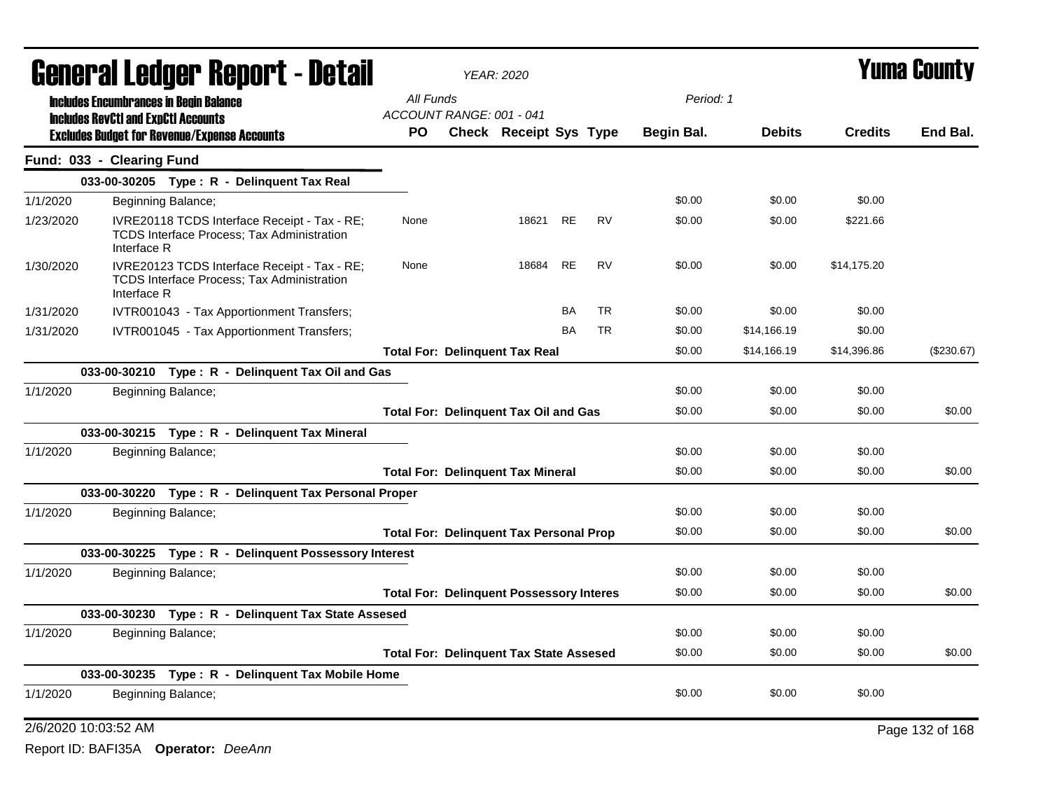# General Ledger Report - Detail

*YEAR: 2020*

# Yuma County

**Includes Encumbrances in Begin Balance**
**Includes RevCtl and ExpCtl Accounts**
**Excludes Budget for Revenue/Expense Accounts**

*All Funds*
*ACCOUNT RANGE: 001 - 041*
*Period: 1*

## Fund: 033 - Clearing Fund

| Date | Description | PO | Check | Receipt | Sys | Type | Begin Bal. | Debits | Credits | End Bal. |
|---|---|---|---|---|---|---|---|---|---|---|
| | **033-00-30205 Type : R - Delinquent Tax Real** | | | | | | | | | |
| 1/1/2020 | Beginning Balance; | | | | | | $0.00 | $0.00 | $0.00 | |
| 1/23/2020 | IVRE20118 TCDS Interface Receipt - Tax - RE; TCDS Interface Process; Tax Administration Interface R | None | | 18621 | RE | RV | $0.00 | $0.00 | $221.66 | |
| 1/30/2020 | IVRE20123 TCDS Interface Receipt - Tax - RE; TCDS Interface Process; Tax Administration Interface R | None | | 18684 | RE | RV | $0.00 | $0.00 | $14,175.20 | |
| 1/31/2020 | IVTR001043 - Tax Apportionment Transfers; | | | | BA | TR | $0.00 | $0.00 | $0.00 | |
| 1/31/2020 | IVTR001045 - Tax Apportionment Transfers; | | | | BA | TR | $0.00 | $14,166.19 | $0.00 | |
| | **Total For: Delinquent Tax Real** | | | | | | $0.00 | $14,166.19 | $14,396.86 | ($230.67) |
| | **033-00-30210 Type : R - Delinquent Tax Oil and Gas** | | | | | | | | | |
| 1/1/2020 | Beginning Balance; | | | | | | $0.00 | $0.00 | $0.00 | |
| | **Total For: Delinquent Tax Oil and Gas** | | | | | | $0.00 | $0.00 | $0.00 | $0.00 |
| | **033-00-30215 Type : R - Delinquent Tax Mineral** | | | | | | | | | |
| 1/1/2020 | Beginning Balance; | | | | | | $0.00 | $0.00 | $0.00 | |
| | **Total For: Delinquent Tax Mineral** | | | | | | $0.00 | $0.00 | $0.00 | $0.00 |
| | **033-00-30220 Type : R - Delinquent Tax Personal Proper** | | | | | | | | | |
| 1/1/2020 | Beginning Balance; | | | | | | $0.00 | $0.00 | $0.00 | |
| | **Total For: Delinquent Tax Personal Prop** | | | | | | $0.00 | $0.00 | $0.00 | $0.00 |
| | **033-00-30225 Type : R - Delinquent Possessory Interest** | | | | | | | | | |
| 1/1/2020 | Beginning Balance; | | | | | | $0.00 | $0.00 | $0.00 | |
| | **Total For: Delinquent Possessory Interes** | | | | | | $0.00 | $0.00 | $0.00 | $0.00 |
| | **033-00-30230 Type : R - Delinquent Tax State Assesed** | | | | | | | | | |
| 1/1/2020 | Beginning Balance; | | | | | | $0.00 | $0.00 | $0.00 | |
| | **Total For: Delinquent Tax State Assesed** | | | | | | $0.00 | $0.00 | $0.00 | $0.00 |
| | **033-00-30235 Type : R - Delinquent Tax Mobile Home** | | | | | | | | | |
| 1/1/2020 | Beginning Balance; | | | | | | $0.00 | $0.00 | $0.00 | |

2/6/2020 10:03:52 AM

Report ID: BAFI35A **Operator:** *DeeAnn*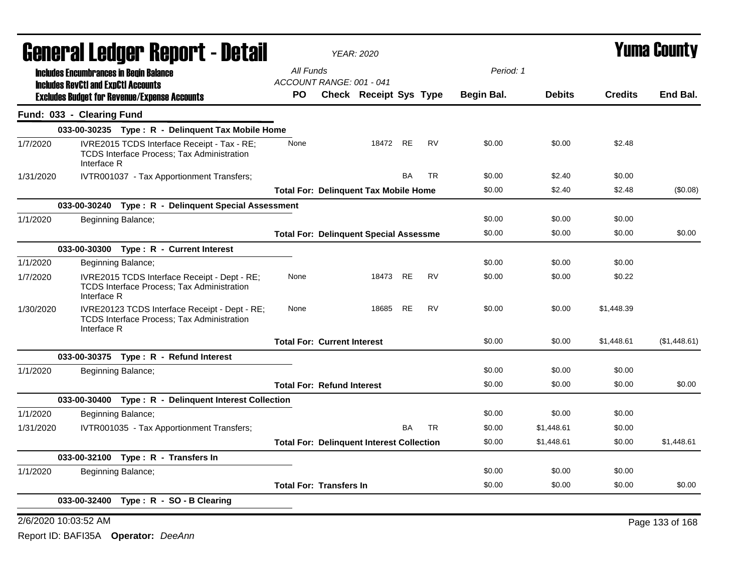# General Ledger Report - Detail

*YEAR: 2020*

**Yuma County**

Includes Encumbrances in Begin Balance
Includes RevCtl and ExpCtl Accounts
Excludes Budget for Revenue/Expense Accounts

*All Funds*
*ACCOUNT RANGE: 001 - 041*
*Period: 1*

## Fund: 033 - Clearing Fund

| Date | Description | PO | Check | Receipt | Sys | Type | Begin Bal. | Debits | Credits | End Bal. |
|---|---|---|---|---|---|---|---|---|---|---|
| | **033-00-30235 Type : R - Delinquent Tax Mobile Home** | | | | | | | | | |
| 1/7/2020 | IVRE2015 TCDS Interface Receipt - Tax - RE; TCDS Interface Process; Tax Administration Interface R | None | | 18472 | RE | RV | $0.00 | $0.00 | $2.48 | |
| 1/31/2020 | IVTR001037 - Tax Apportionment Transfers; | | | | BA | TR | $0.00 | $2.40 | $0.00 | |
| | **Total For: Delinquent Tax Mobile Home** | | | | | | $0.00 | $2.40 | $2.48 | ($0.08) |
| | **033-00-30240 Type : R - Delinquent Special Assessment** | | | | | | | | | |
| 1/1/2020 | Beginning Balance; | | | | | | $0.00 | $0.00 | $0.00 | |
| | **Total For: Delinquent Special Assessme** | | | | | | $0.00 | $0.00 | $0.00 | $0.00 |
| | **033-00-30300 Type : R - Current Interest** | | | | | | | | | |
| 1/1/2020 | Beginning Balance; | | | | | | $0.00 | $0.00 | $0.00 | |
| 1/7/2020 | IVRE2015 TCDS Interface Receipt - Dept - RE; TCDS Interface Process; Tax Administration Interface R | None | | 18473 | RE | RV | $0.00 | $0.00 | $0.22 | |
| 1/30/2020 | IVRE20123 TCDS Interface Receipt - Dept - RE; TCDS Interface Process; Tax Administration Interface R | None | | 18685 | RE | RV | $0.00 | $0.00 | $1,448.39 | |
| | **Total For: Current Interest** | | | | | | $0.00 | $0.00 | $1,448.61 | ($1,448.61) |
| | **033-00-30375 Type : R - Refund Interest** | | | | | | | | | |
| 1/1/2020 | Beginning Balance; | | | | | | $0.00 | $0.00 | $0.00 | |
| | **Total For: Refund Interest** | | | | | | $0.00 | $0.00 | $0.00 | $0.00 |
| | **033-00-30400 Type : R - Delinquent Interest Collection** | | | | | | | | | |
| 1/1/2020 | Beginning Balance; | | | | | | $0.00 | $0.00 | $0.00 | |
| 1/31/2020 | IVTR001035 - Tax Apportionment Transfers; | | | | BA | TR | $0.00 | $1,448.61 | $0.00 | |
| | **Total For: Delinquent Interest Collection** | | | | | | $0.00 | $1,448.61 | $0.00 | $1,448.61 |
| | **033-00-32100 Type : R - Transfers In** | | | | | | | | | |
| 1/1/2020 | Beginning Balance; | | | | | | $0.00 | $0.00 | $0.00 | |
| | **Total For: Transfers In** | | | | | | $0.00 | $0.00 | $0.00 | $0.00 |
| | **033-00-32400 Type : R - SO - B Clearing** | | | | | | | | | |

2/6/2020 10:03:52 AM

Report ID: BAFI35A **Operator:** *DeeAnn*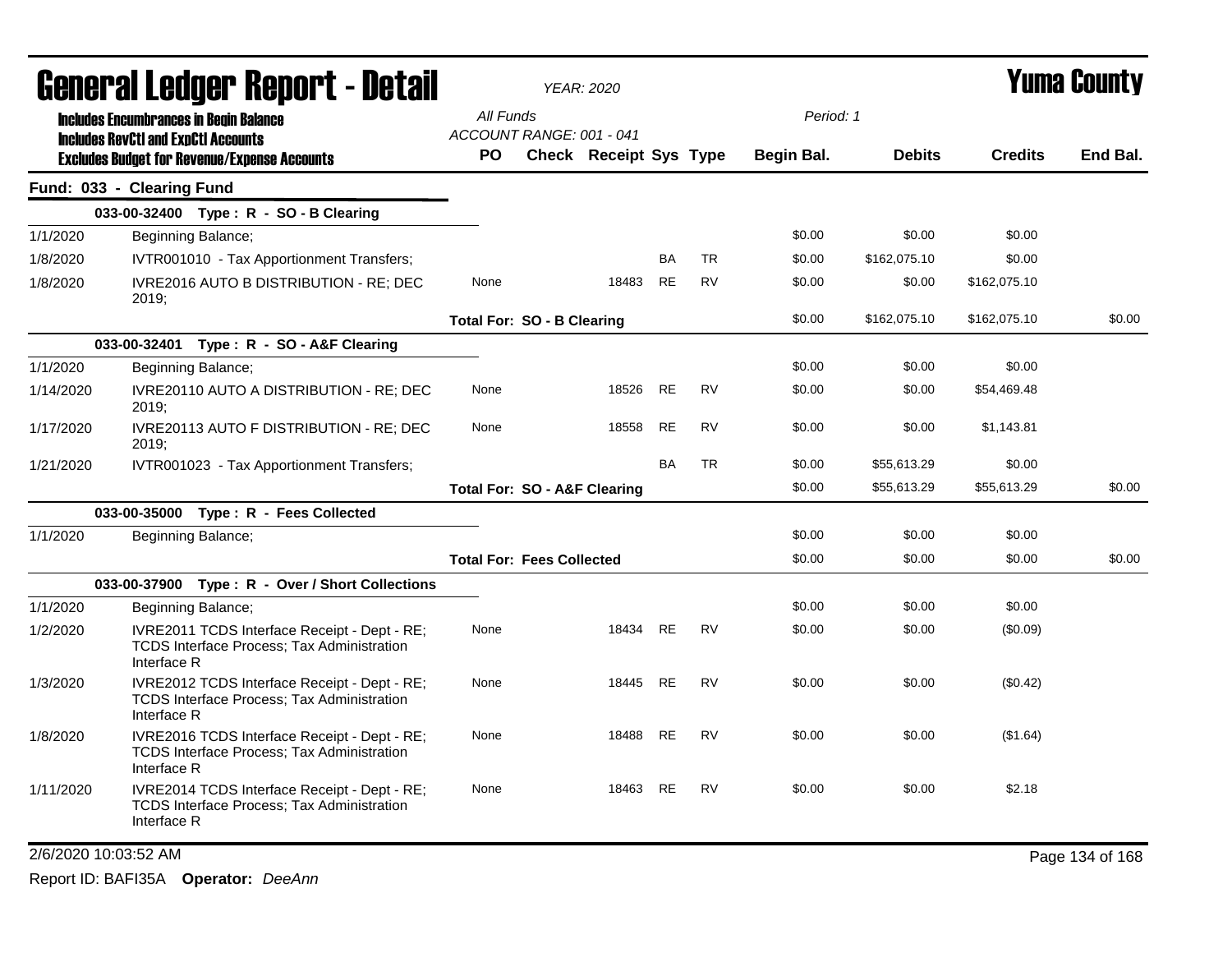# General Ledger Report - Detail

*YEAR: 2020*

**Yuma County**

Includes Encumbrances in Begin Balance
Includes RevCtl and ExpCtl Accounts
Excludes Budget for Revenue/Expense Accounts

All Funds
ACCOUNT RANGE: 001 - 041

Period: 1

## Fund: 033 - Clearing Fund

| Date | Description | PO | Check | Receipt | Sys | Type | Begin Bal. | Debits | Credits | End Bal. |
|---|---|---|---|---|---|---|---|---|---|---|
| | **033-00-32400 Type : R - SO - B Clearing** | | | | | | | | | |
| 1/1/2020 | Beginning Balance; | | | | | | $0.00 | $0.00 | $0.00 | |
| 1/8/2020 | IVTR001010 - Tax Apportionment Transfers; | | | | BA | TR | $0.00 | $162,075.10 | $0.00 | |
| 1/8/2020 | IVRE2016 AUTO B DISTRIBUTION - RE; DEC 2019; | None | | 18483 | RE | RV | $0.00 | $0.00 | $162,075.10 | |
| | **Total For: SO - B Clearing** | | | | | | $0.00 | $162,075.10 | $162,075.10 | $0.00 |
| | **033-00-32401 Type : R - SO - A&F Clearing** | | | | | | | | | |
| 1/1/2020 | Beginning Balance; | | | | | | $0.00 | $0.00 | $0.00 | |
| 1/14/2020 | IVRE20110 AUTO A DISTRIBUTION - RE; DEC 2019; | None | | 18526 | RE | RV | $0.00 | $0.00 | $54,469.48 | |
| 1/17/2020 | IVRE20113 AUTO F DISTRIBUTION - RE; DEC 2019; | None | | 18558 | RE | RV | $0.00 | $0.00 | $1,143.81 | |
| 1/21/2020 | IVTR001023 - Tax Apportionment Transfers; | | | | BA | TR | $0.00 | $55,613.29 | $0.00 | |
| | **Total For: SO - A&F Clearing** | | | | | | $0.00 | $55,613.29 | $55,613.29 | $0.00 |
| | **033-00-35000 Type : R - Fees Collected** | | | | | | | | | |
| 1/1/2020 | Beginning Balance; | | | | | | $0.00 | $0.00 | $0.00 | |
| | **Total For: Fees Collected** | | | | | | $0.00 | $0.00 | $0.00 | $0.00 |
| | **033-00-37900 Type : R - Over / Short Collections** | | | | | | | | | |
| 1/1/2020 | Beginning Balance; | | | | | | $0.00 | $0.00 | $0.00 | |
| 1/2/2020 | IVRE2011 TCDS Interface Receipt - Dept - RE; TCDS Interface Process; Tax Administration Interface R | None | | 18434 | RE | RV | $0.00 | $0.00 | ($0.09) | |
| 1/3/2020 | IVRE2012 TCDS Interface Receipt - Dept - RE; TCDS Interface Process; Tax Administration Interface R | None | | 18445 | RE | RV | $0.00 | $0.00 | ($0.42) | |
| 1/8/2020 | IVRE2016 TCDS Interface Receipt - Dept - RE; TCDS Interface Process; Tax Administration Interface R | None | | 18488 | RE | RV | $0.00 | $0.00 | ($1.64) | |
| 1/11/2020 | IVRE2014 TCDS Interface Receipt - Dept - RE; TCDS Interface Process; Tax Administration Interface R | None | | 18463 | RE | RV | $0.00 | $0.00 | $2.18 | |

2/6/2020 10:03:52 AM

Report ID: BAFI35A **Operator:** *DeeAnn*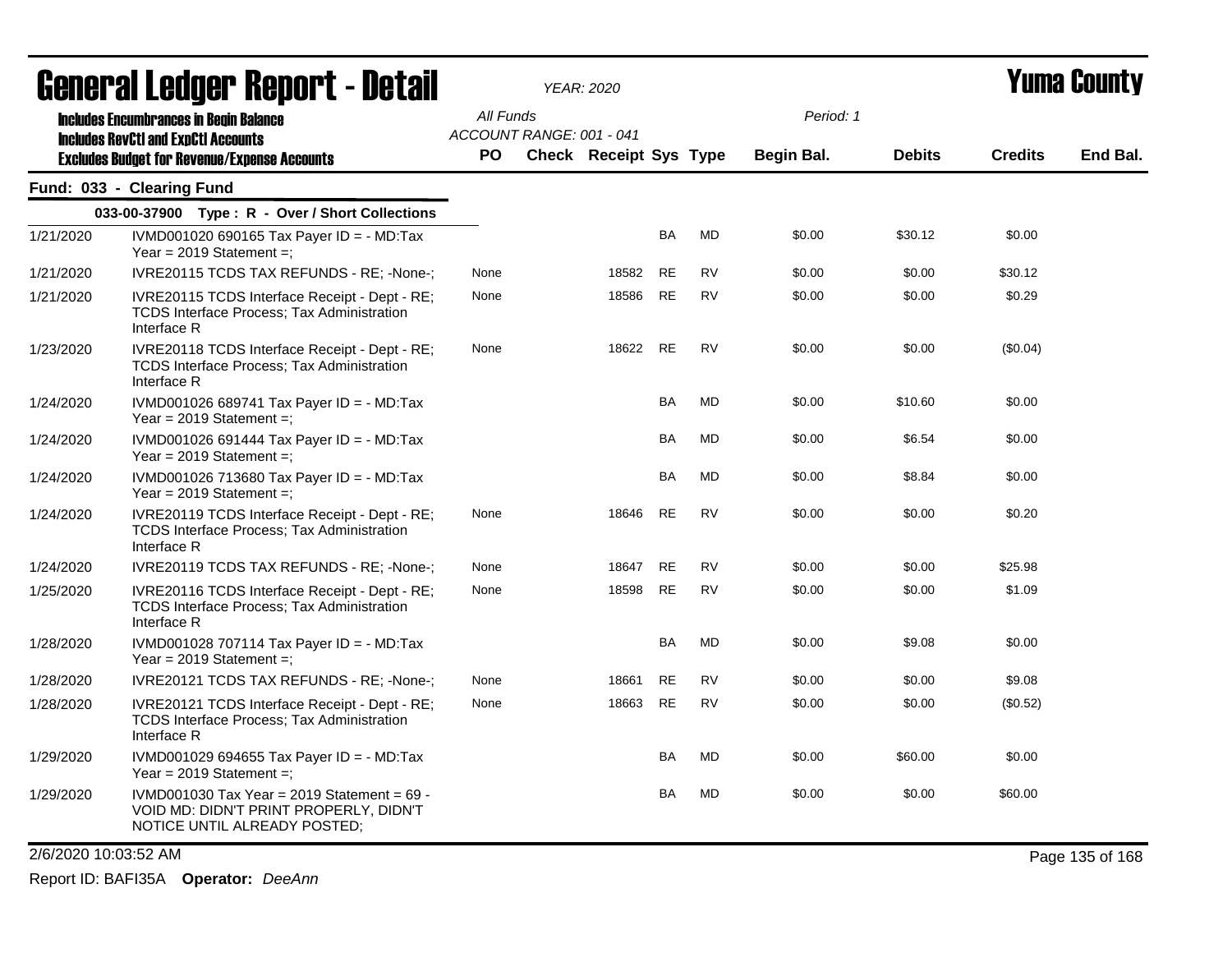# General Ledger Report - Detail

*YEAR: 2020*

# Yuma County

**Includes Encumbrances in Begin Balance**
**Includes RevCtl and ExpCtl Accounts**
**Excludes Budget for Revenue/Expense Accounts**

*All Funds*
*ACCOUNT RANGE: 001 - 041*
*Period: 1*

## Fund: 033 - Clearing Fund

### 033-00-37900 Type : R - Over / Short Collections

| Date | Description | PO | Check | Receipt | Sys | Type | Begin Bal. | Debits | Credits | End Bal. |
|---|---|---|---|---|---|---|---|---|---|---|
| 1/21/2020 | IVMD001020 690165 Tax Payer ID = - MD:Tax Year = 2019 Statement =; | | | | BA | MD | $0.00 | $30.12 | $0.00 | |
| 1/21/2020 | IVRE20115 TCDS TAX REFUNDS - RE; -None-; | None | | 18582 | RE | RV | $0.00 | $0.00 | $30.12 | |
| 1/21/2020 | IVRE20115 TCDS Interface Receipt - Dept - RE; TCDS Interface Process; Tax Administration Interface R | None | | 18586 | RE | RV | $0.00 | $0.00 | $0.29 | |
| 1/23/2020 | IVRE20118 TCDS Interface Receipt - Dept - RE; TCDS Interface Process; Tax Administration Interface R | None | | 18622 | RE | RV | $0.00 | $0.00 | ($0.04) | |
| 1/24/2020 | IVMD001026 689741 Tax Payer ID = - MD:Tax Year = 2019 Statement =; | | | | BA | MD | $0.00 | $10.60 | $0.00 | |
| 1/24/2020 | IVMD001026 691444 Tax Payer ID = - MD:Tax Year = 2019 Statement =; | | | | BA | MD | $0.00 | $6.54 | $0.00 | |
| 1/24/2020 | IVMD001026 713680 Tax Payer ID = - MD:Tax Year = 2019 Statement =; | | | | BA | MD | $0.00 | $8.84 | $0.00 | |
| 1/24/2020 | IVRE20119 TCDS Interface Receipt - Dept - RE; TCDS Interface Process; Tax Administration Interface R | None | | 18646 | RE | RV | $0.00 | $0.00 | $0.20 | |
| 1/24/2020 | IVRE20119 TCDS TAX REFUNDS - RE; -None-; | None | | 18647 | RE | RV | $0.00 | $0.00 | $25.98 | |
| 1/25/2020 | IVRE20116 TCDS Interface Receipt - Dept - RE; TCDS Interface Process; Tax Administration Interface R | None | | 18598 | RE | RV | $0.00 | $0.00 | $1.09 | |
| 1/28/2020 | IVMD001028 707114 Tax Payer ID = - MD:Tax Year = 2019 Statement =; | | | | BA | MD | $0.00 | $9.08 | $0.00 | |
| 1/28/2020 | IVRE20121 TCDS TAX REFUNDS - RE; -None-; | None | | 18661 | RE | RV | $0.00 | $0.00 | $9.08 | |
| 1/28/2020 | IVRE20121 TCDS Interface Receipt - Dept - RE; TCDS Interface Process; Tax Administration Interface R | None | | 18663 | RE | RV | $0.00 | $0.00 | ($0.52) | |
| 1/29/2020 | IVMD001029 694655 Tax Payer ID = - MD:Tax Year = 2019 Statement =; | | | | BA | MD | $0.00 | $60.00 | $0.00 | |
| 1/29/2020 | IVMD001030 Tax Year = 2019 Statement = 69 - VOID MD: DIDN'T PRINT PROPERLY, DIDN'T NOTICE UNTIL ALREADY POSTED; | | | | BA | MD | $0.00 | $0.00 | $60.00 | |

2/6/2020 10:03:52 AM

Report ID: BAFI35A **Operator:** *DeeAnn*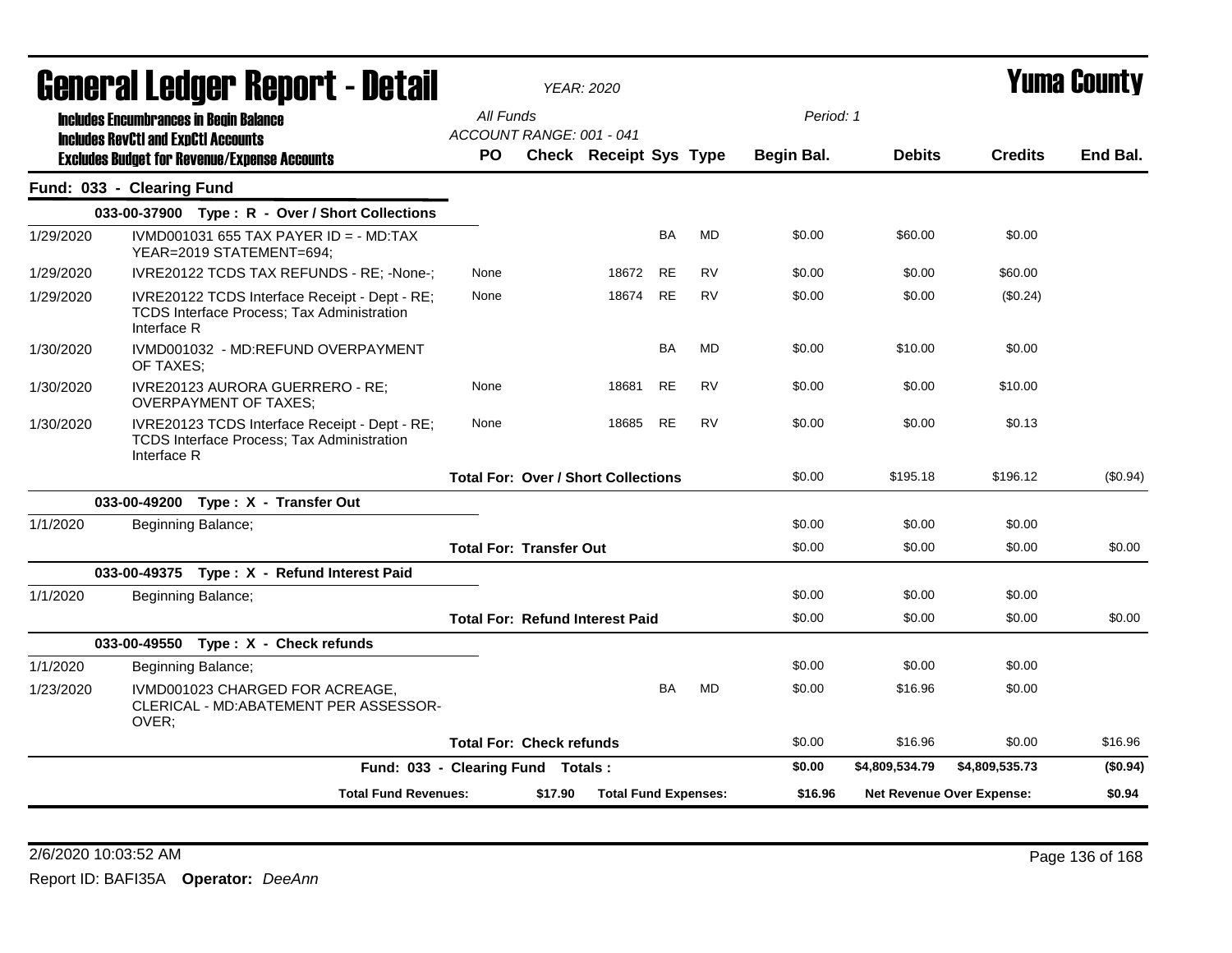# General Ledger Report - Detail

*YEAR: 2020*

**Yuma County**

**Includes Encumbrances in Begin Balance**
**Includes RevCtl and ExpCtl Accounts**
**Excludes Budget for Revenue/Expense Accounts**

*All Funds*
*ACCOUNT RANGE: 001 - 041*

*Period: 1*

| | | PO | Check | Receipt | Sys | Type | Begin Bal. | Debits | Credits | End Bal. |
|---|---|---|---|---|---|---|---|---|---|---|
| **Fund: 033 - Clearing Fund** | | | | | | | | | | |
| | **033-00-37900 Type : R - Over / Short Collections** | | | | | | | | | |
| 1/29/2020 | IVMD001031 655 TAX PAYER ID = - MD:TAX YEAR=2019 STATEMENT=694; | | | | BA | MD | $0.00 | $60.00 | $0.00 | |
| 1/29/2020 | IVRE20122 TCDS TAX REFUNDS - RE; -None-; | None | | 18672 | RE | RV | $0.00 | $0.00 | $60.00 | |
| 1/29/2020 | IVRE20122 TCDS Interface Receipt - Dept - RE; TCDS Interface Process; Tax Administration Interface R | None | | 18674 | RE | RV | $0.00 | $0.00 | ($0.24) | |
| 1/30/2020 | IVMD001032 - MD:REFUND OVERPAYMENT OF TAXES; | | | | BA | MD | $0.00 | $10.00 | $0.00 | |
| 1/30/2020 | IVRE20123 AURORA GUERRERO - RE; OVERPAYMENT OF TAXES; | None | | 18681 | RE | RV | $0.00 | $0.00 | $10.00 | |
| 1/30/2020 | IVRE20123 TCDS Interface Receipt - Dept - RE; TCDS Interface Process; Tax Administration Interface R | None | | 18685 | RE | RV | $0.00 | $0.00 | $0.13 | |
| | | **Total For: Over / Short Collections** | | | | | $0.00 | $195.18 | $196.12 | ($0.94) |
| | **033-00-49200 Type : X - Transfer Out** | | | | | | | | | |
| 1/1/2020 | Beginning Balance; | | | | | | $0.00 | $0.00 | $0.00 | |
| | | **Total For: Transfer Out** | | | | | $0.00 | $0.00 | $0.00 | $0.00 |
| | **033-00-49375 Type : X - Refund Interest Paid** | | | | | | | | | |
| 1/1/2020 | Beginning Balance; | | | | | | $0.00 | $0.00 | $0.00 | |
| | | **Total For: Refund Interest Paid** | | | | | $0.00 | $0.00 | $0.00 | $0.00 |
| | **033-00-49550 Type : X - Check refunds** | | | | | | | | | |
| 1/1/2020 | Beginning Balance; | | | | | | $0.00 | $0.00 | $0.00 | |
| 1/23/2020 | IVMD001023 CHARGED FOR ACREAGE, CLERICAL - MD:ABATEMENT PER ASSESSOR-OVER; | | | | BA | MD | $0.00 | $16.96 | $0.00 | |
| | | **Total For: Check refunds** | | | | | $0.00 | $16.96 | $0.00 | $16.96 |
| | **Fund: 033 - Clearing Fund Totals :** | | | | | | **$0.00** | **$4,809,534.79** | **$4,809,535.73** | **($0.94)** |
| | **Total Fund Revenues:** | | **$17.90** | **Total Fund Expenses:** | | | **$16.96** | **Net Revenue Over Expense:** | | **$0.94** |

2/6/2020 10:03:52 AM

Report ID: BAFI35A **Operator:** *DeeAnn*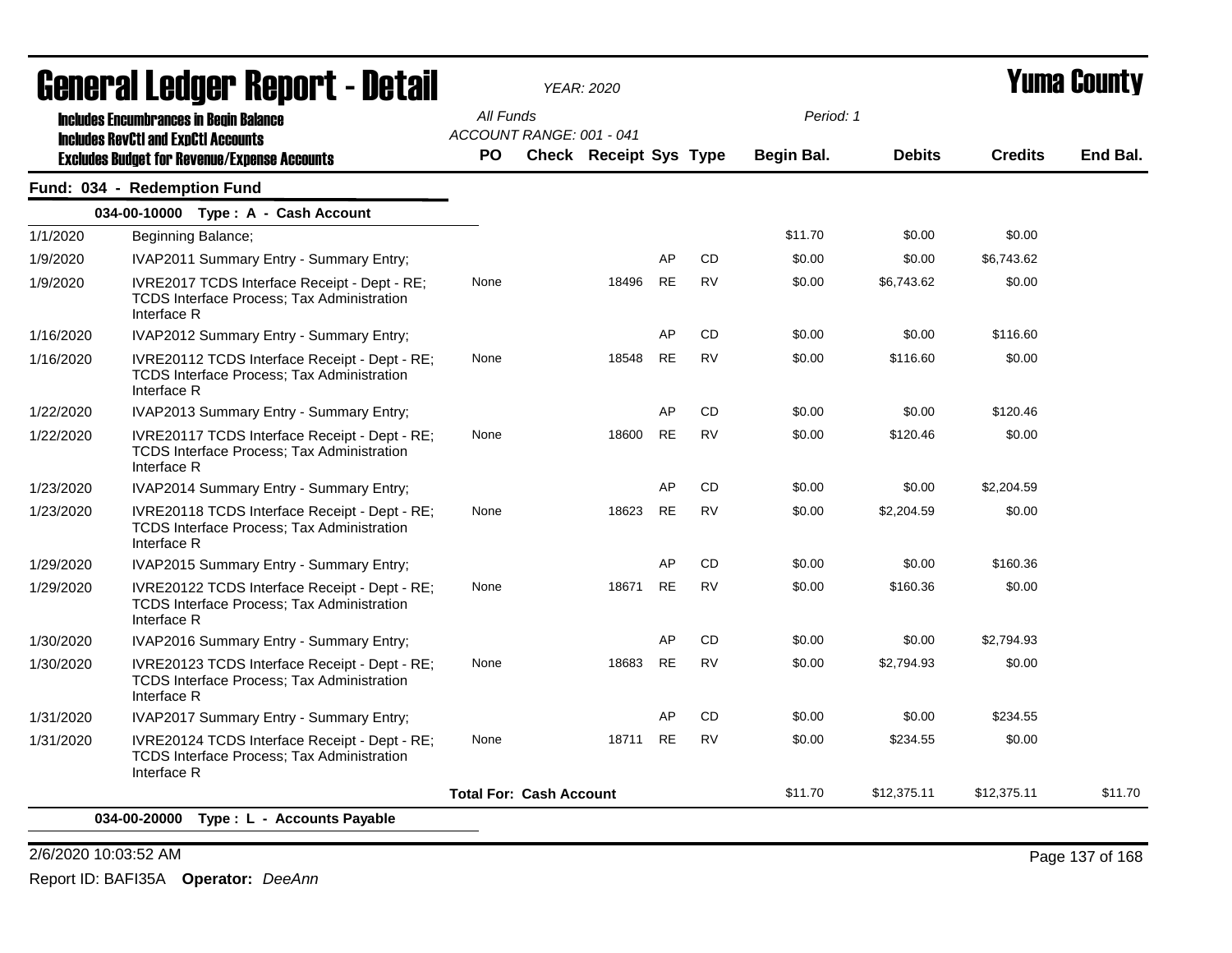# General Ledger Report - Detail

YEAR: 2020

**Yuma County**

**Includes Encumbrances in Begin Balance**
**Includes RevCtl and ExpCtl Accounts**
**Excludes Budget for Revenue/Expense Accounts**

All Funds
ACCOUNT RANGE: 001 - 041

Period: 1

## Fund: 034 - Redemption Fund

### 034-00-10000 Type : A - Cash Account

| Date | Description | PO | Check | Receipt | Sys | Type | Begin Bal. | Debits | Credits | End Bal. |
|---|---|---|---|---|---|---|---|---|---|---|
| 1/1/2020 | Beginning Balance; | | | | | | $11.70 | $0.00 | $0.00 | |
| 1/9/2020 | IVAP2011 Summary Entry - Summary Entry; | | | | AP | CD | $0.00 | $0.00 | $6,743.62 | |
| 1/9/2020 | IVRE2017 TCDS Interface Receipt - Dept - RE; TCDS Interface Process; Tax Administration Interface R | None | | 18496 | RE | RV | $0.00 | $6,743.62 | $0.00 | |
| 1/16/2020 | IVAP2012 Summary Entry - Summary Entry; | | | | AP | CD | $0.00 | $0.00 | $116.60 | |
| 1/16/2020 | IVRE20112 TCDS Interface Receipt - Dept - RE; TCDS Interface Process; Tax Administration Interface R | None | | 18548 | RE | RV | $0.00 | $116.60 | $0.00 | |
| 1/22/2020 | IVAP2013 Summary Entry - Summary Entry; | | | | AP | CD | $0.00 | $0.00 | $120.46 | |
| 1/22/2020 | IVRE20117 TCDS Interface Receipt - Dept - RE; TCDS Interface Process; Tax Administration Interface R | None | | 18600 | RE | RV | $0.00 | $120.46 | $0.00 | |
| 1/23/2020 | IVAP2014 Summary Entry - Summary Entry; | | | | AP | CD | $0.00 | $0.00 | $2,204.59 | |
| 1/23/2020 | IVRE20118 TCDS Interface Receipt - Dept - RE; TCDS Interface Process; Tax Administration Interface R | None | | 18623 | RE | RV | $0.00 | $2,204.59 | $0.00 | |
| 1/29/2020 | IVAP2015 Summary Entry - Summary Entry; | | | | AP | CD | $0.00 | $0.00 | $160.36 | |
| 1/29/2020 | IVRE20122 TCDS Interface Receipt - Dept - RE; TCDS Interface Process; Tax Administration Interface R | None | | 18671 | RE | RV | $0.00 | $160.36 | $0.00 | |
| 1/30/2020 | IVAP2016 Summary Entry - Summary Entry; | | | | AP | CD | $0.00 | $0.00 | $2,794.93 | |
| 1/30/2020 | IVRE20123 TCDS Interface Receipt - Dept - RE; TCDS Interface Process; Tax Administration Interface R | None | | 18683 | RE | RV | $0.00 | $2,794.93 | $0.00 | |
| 1/31/2020 | IVAP2017 Summary Entry - Summary Entry; | | | | AP | CD | $0.00 | $0.00 | $234.55 | |
| 1/31/2020 | IVRE20124 TCDS Interface Receipt - Dept - RE; TCDS Interface Process; Tax Administration Interface R | None | | 18711 | RE | RV | $0.00 | $234.55 | $0.00 | |
| | **Total For: Cash Account** | | | | | | $11.70 | $12,375.11 | $12,375.11 | $11.70 |

### 034-00-20000 Type : L - Accounts Payable

2/6/2020 10:03:52 AM

Report ID: BAFI35A **Operator:** *DeeAnn*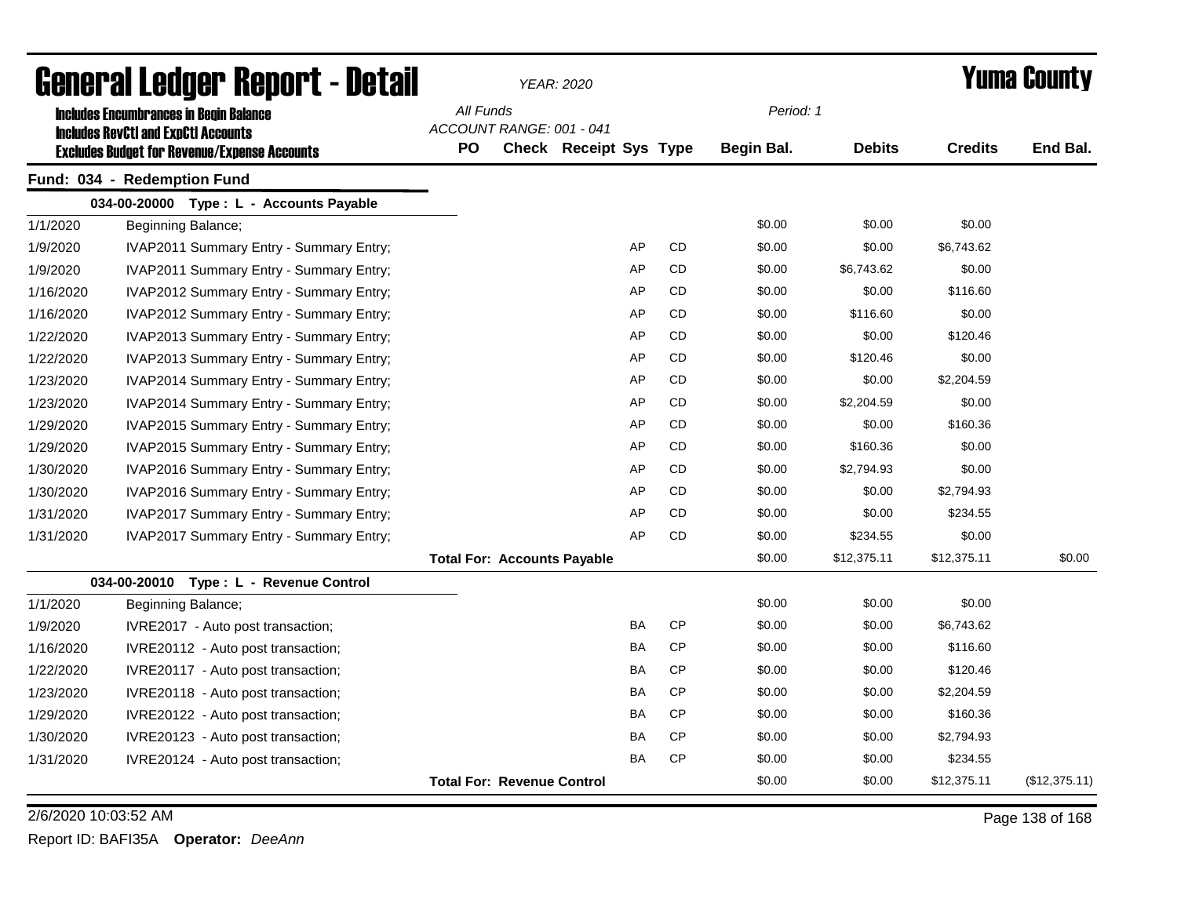# General Ledger Report - Detail

*YEAR: 2020*

# Yuma County

**Includes Encumbrances in Begin Balance**
**Includes RevCtl and ExpCtl Accounts**
**Excludes Budget for Revenue/Expense Accounts**

*All Funds*
*ACCOUNT RANGE: 001 - 041*

*Period: 1*

## Fund: 034 - Redemption Fund

### 034-00-20000 Type : L - Accounts Payable

| Date | Description | PO | Check | Receipt | Sys | Type | Begin Bal. | Debits | Credits | End Bal. |
|---|---|---|---|---|---|---|---|---|---|---|
| 1/1/2020 | Beginning Balance; | | | | | | $0.00 | $0.00 | $0.00 | |
| 1/9/2020 | IVAP2011 Summary Entry - Summary Entry; | | | | AP | CD | $0.00 | $0.00 | $6,743.62 | |
| 1/9/2020 | IVAP2011 Summary Entry - Summary Entry; | | | | AP | CD | $0.00 | $6,743.62 | $0.00 | |
| 1/16/2020 | IVAP2012 Summary Entry - Summary Entry; | | | | AP | CD | $0.00 | $0.00 | $116.60 | |
| 1/16/2020 | IVAP2012 Summary Entry - Summary Entry; | | | | AP | CD | $0.00 | $116.60 | $0.00 | |
| 1/22/2020 | IVAP2013 Summary Entry - Summary Entry; | | | | AP | CD | $0.00 | $0.00 | $120.46 | |
| 1/22/2020 | IVAP2013 Summary Entry - Summary Entry; | | | | AP | CD | $0.00 | $120.46 | $0.00 | |
| 1/23/2020 | IVAP2014 Summary Entry - Summary Entry; | | | | AP | CD | $0.00 | $0.00 | $2,204.59 | |
| 1/23/2020 | IVAP2014 Summary Entry - Summary Entry; | | | | AP | CD | $0.00 | $2,204.59 | $0.00 | |
| 1/29/2020 | IVAP2015 Summary Entry - Summary Entry; | | | | AP | CD | $0.00 | $0.00 | $160.36 | |
| 1/29/2020 | IVAP2015 Summary Entry - Summary Entry; | | | | AP | CD | $0.00 | $160.36 | $0.00 | |
| 1/30/2020 | IVAP2016 Summary Entry - Summary Entry; | | | | AP | CD | $0.00 | $2,794.93 | $0.00 | |
| 1/30/2020 | IVAP2016 Summary Entry - Summary Entry; | | | | AP | CD | $0.00 | $0.00 | $2,794.93 | |
| 1/31/2020 | IVAP2017 Summary Entry - Summary Entry; | | | | AP | CD | $0.00 | $0.00 | $234.55 | |
| 1/31/2020 | IVAP2017 Summary Entry - Summary Entry; | | | | AP | CD | $0.00 | $234.55 | $0.00 | |
| | **Total For: Accounts Payable** | | | | | | $0.00 | $12,375.11 | $12,375.11 | $0.00 |

### 034-00-20010 Type : L - Revenue Control

| Date | Description | PO | Check | Receipt | Sys | Type | Begin Bal. | Debits | Credits | End Bal. |
|---|---|---|---|---|---|---|---|---|---|---|
| 1/1/2020 | Beginning Balance; | | | | | | $0.00 | $0.00 | $0.00 | |
| 1/9/2020 | IVRE2017 - Auto post transaction; | | | | BA | CP | $0.00 | $0.00 | $6,743.62 | |
| 1/16/2020 | IVRE20112 - Auto post transaction; | | | | BA | CP | $0.00 | $0.00 | $116.60 | |
| 1/22/2020 | IVRE20117 - Auto post transaction; | | | | BA | CP | $0.00 | $0.00 | $120.46 | |
| 1/23/2020 | IVRE20118 - Auto post transaction; | | | | BA | CP | $0.00 | $0.00 | $2,204.59 | |
| 1/29/2020 | IVRE20122 - Auto post transaction; | | | | BA | CP | $0.00 | $0.00 | $160.36 | |
| 1/30/2020 | IVRE20123 - Auto post transaction; | | | | BA | CP | $0.00 | $0.00 | $2,794.93 | |
| 1/31/2020 | IVRE20124 - Auto post transaction; | | | | BA | CP | $0.00 | $0.00 | $234.55 | |
| | **Total For: Revenue Control** | | | | | | $0.00 | $0.00 | $12,375.11 | ($12,375.11) |

2/6/2020 10:03:52 AM

Report ID: BAFI35A **Operator:** *DeeAnn*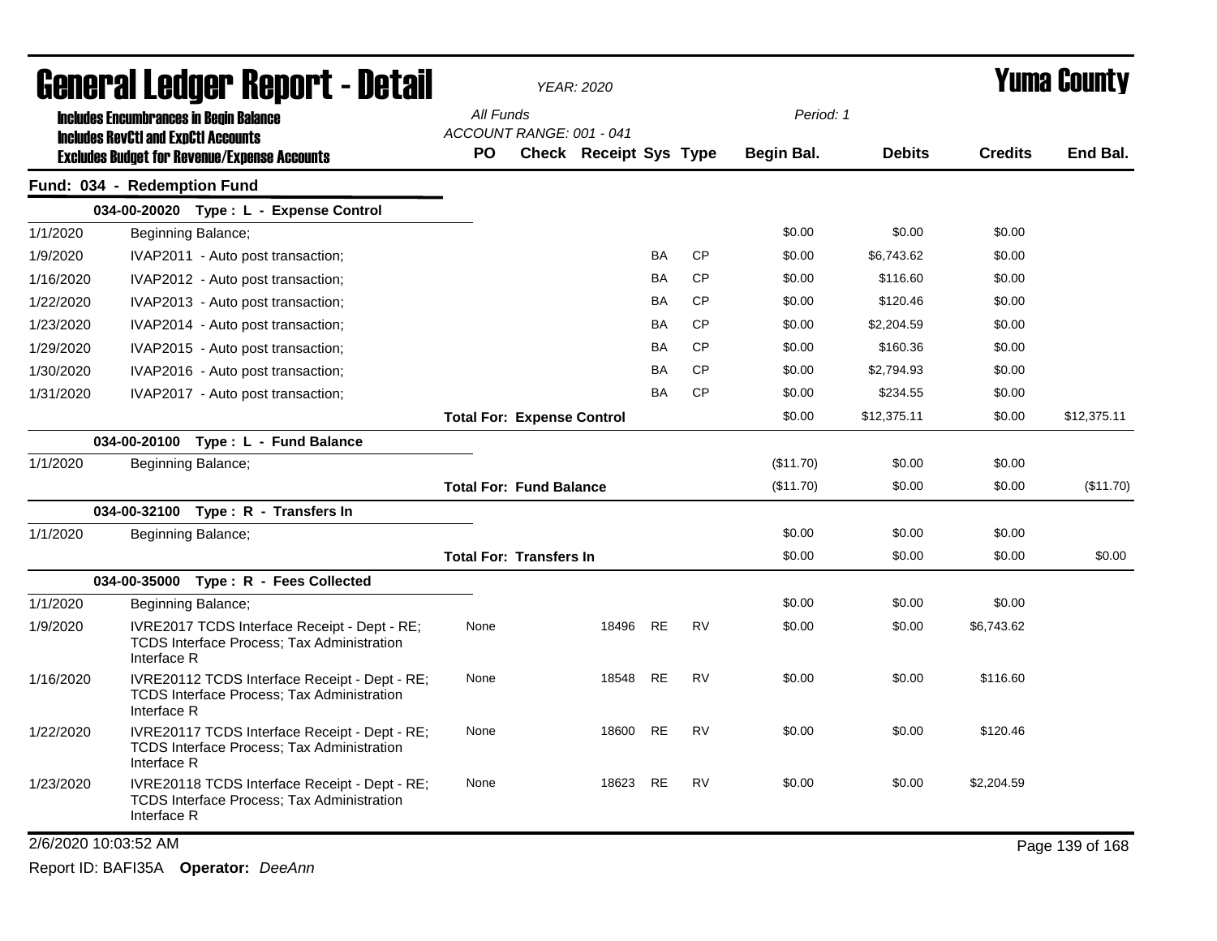# General Ledger Report - Detail

*YEAR: 2020*

**Yuma County**

**Includes Encumbrances in Begin Balance**
**Includes RevCtl and ExpCtl Accounts**
**Excludes Budget for Revenue/Expense Accounts**

All Funds
ACCOUNT RANGE: 001 - 041

Period: 1

## Fund: 034 - Redemption Fund

| Date | Description | PO | Check | Receipt | Sys | Type | Begin Bal. | Debits | Credits | End Bal. |
|---|---|---|---|---|---|---|---|---|---|---|
| | **034-00-20020 Type : L - Expense Control** | | | | | | | | | |
| 1/1/2020 | Beginning Balance; | | | | | | $0.00 | $0.00 | $0.00 | |
| 1/9/2020 | IVAP2011 - Auto post transaction; | | | | BA | CP | $0.00 | $6,743.62 | $0.00 | |
| 1/16/2020 | IVAP2012 - Auto post transaction; | | | | BA | CP | $0.00 | $116.60 | $0.00 | |
| 1/22/2020 | IVAP2013 - Auto post transaction; | | | | BA | CP | $0.00 | $120.46 | $0.00 | |
| 1/23/2020 | IVAP2014 - Auto post transaction; | | | | BA | CP | $0.00 | $2,204.59 | $0.00 | |
| 1/29/2020 | IVAP2015 - Auto post transaction; | | | | BA | CP | $0.00 | $160.36 | $0.00 | |
| 1/30/2020 | IVAP2016 - Auto post transaction; | | | | BA | CP | $0.00 | $2,794.93 | $0.00 | |
| 1/31/2020 | IVAP2017 - Auto post transaction; | | | | BA | CP | $0.00 | $234.55 | $0.00 | |
| | | **Total For: Expense Control** | | | | | $0.00 | $12,375.11 | $0.00 | $12,375.11 |
| | **034-00-20100 Type : L - Fund Balance** | | | | | | | | | |
| 1/1/2020 | Beginning Balance; | | | | | | ($11.70) | $0.00 | $0.00 | |
| | | **Total For: Fund Balance** | | | | | ($11.70) | $0.00 | $0.00 | ($11.70) |
| | **034-00-32100 Type : R - Transfers In** | | | | | | | | | |
| 1/1/2020 | Beginning Balance; | | | | | | $0.00 | $0.00 | $0.00 | |
| | | **Total For: Transfers In** | | | | | $0.00 | $0.00 | $0.00 | $0.00 |
| | **034-00-35000 Type : R - Fees Collected** | | | | | | | | | |
| 1/1/2020 | Beginning Balance; | | | | | | $0.00 | $0.00 | $0.00 | |
| 1/9/2020 | IVRE2017 TCDS Interface Receipt - Dept - RE; TCDS Interface Process; Tax Administration Interface R | None | | 18496 | RE | RV | $0.00 | $0.00 | $6,743.62 | |
| 1/16/2020 | IVRE20112 TCDS Interface Receipt - Dept - RE; TCDS Interface Process; Tax Administration Interface R | None | | 18548 | RE | RV | $0.00 | $0.00 | $116.60 | |
| 1/22/2020 | IVRE20117 TCDS Interface Receipt - Dept - RE; TCDS Interface Process; Tax Administration Interface R | None | | 18600 | RE | RV | $0.00 | $0.00 | $120.46 | |
| 1/23/2020 | IVRE20118 TCDS Interface Receipt - Dept - RE; TCDS Interface Process; Tax Administration Interface R | None | | 18623 | RE | RV | $0.00 | $0.00 | $2,204.59 | |

2/6/2020 10:03:52 AM

Report ID: BAFI35A **Operator:** *DeeAnn*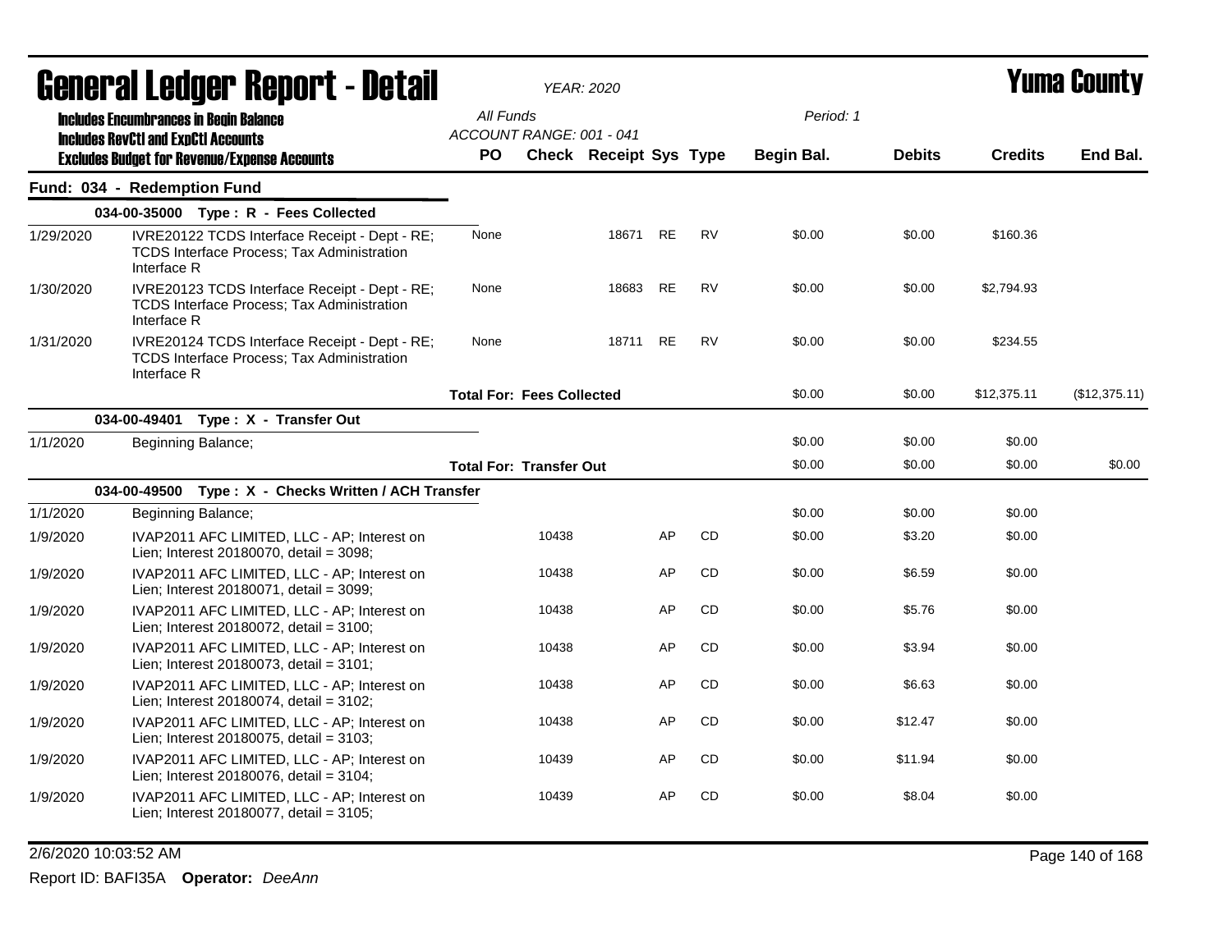# General Ledger Report - Detail

*YEAR: 2020*

**Yuma County**

**Includes Encumbrances in Begin Balance**
**Includes RevCtl and ExpCtl Accounts**
**Excludes Budget for Revenue/Expense Accounts**

All Funds
ACCOUNT RANGE: 001 - 041

Period: 1

| | | PO | Check | Receipt | Sys | Type | Begin Bal. | Debits | Credits | End Bal. |
|---|---|---|---|---|---|---|---|---|---|---|
| **Fund: 034 - Redemption Fund** | | | | | | | | | | |
| | **034-00-35000 Type : R - Fees Collected** | | | | | | | | | |
| 1/29/2020 | IVRE20122 TCDS Interface Receipt - Dept - RE; TCDS Interface Process; Tax Administration Interface R | None | | 18671 | RE | RV | $0.00 | $0.00 | $160.36 | |
| 1/30/2020 | IVRE20123 TCDS Interface Receipt - Dept - RE; TCDS Interface Process; Tax Administration Interface R | None | | 18683 | RE | RV | $0.00 | $0.00 | $2,794.93 | |
| 1/31/2020 | IVRE20124 TCDS Interface Receipt - Dept - RE; TCDS Interface Process; Tax Administration Interface R | None | | 18711 | RE | RV | $0.00 | $0.00 | $234.55 | |
| | | **Total For: Fees Collected** | | | | | $0.00 | $0.00 | $12,375.11 | ($12,375.11) |
| | **034-00-49401 Type : X - Transfer Out** | | | | | | | | | |
| 1/1/2020 | Beginning Balance; | | | | | | $0.00 | $0.00 | $0.00 | |
| | | **Total For: Transfer Out** | | | | | $0.00 | $0.00 | $0.00 | $0.00 |
| | **034-00-49500 Type : X - Checks Written / ACH Transfer** | | | | | | | | | |
| 1/1/2020 | Beginning Balance; | | | | | | $0.00 | $0.00 | $0.00 | |
| 1/9/2020 | IVAP2011 AFC LIMITED, LLC - AP; Interest on Lien; Interest 20180070, detail = 3098; | | 10438 | | AP | CD | $0.00 | $3.20 | $0.00 | |
| 1/9/2020 | IVAP2011 AFC LIMITED, LLC - AP; Interest on Lien; Interest 20180071, detail = 3099; | | 10438 | | AP | CD | $0.00 | $6.59 | $0.00 | |
| 1/9/2020 | IVAP2011 AFC LIMITED, LLC - AP; Interest on Lien; Interest 20180072, detail = 3100; | | 10438 | | AP | CD | $0.00 | $5.76 | $0.00 | |
| 1/9/2020 | IVAP2011 AFC LIMITED, LLC - AP; Interest on Lien; Interest 20180073, detail = 3101; | | 10438 | | AP | CD | $0.00 | $3.94 | $0.00 | |
| 1/9/2020 | IVAP2011 AFC LIMITED, LLC - AP; Interest on Lien; Interest 20180074, detail = 3102; | | 10438 | | AP | CD | $0.00 | $6.63 | $0.00 | |
| 1/9/2020 | IVAP2011 AFC LIMITED, LLC - AP; Interest on Lien; Interest 20180075, detail = 3103; | | 10438 | | AP | CD | $0.00 | $12.47 | $0.00 | |
| 1/9/2020 | IVAP2011 AFC LIMITED, LLC - AP; Interest on Lien; Interest 20180076, detail = 3104; | | 10439 | | AP | CD | $0.00 | $11.94 | $0.00 | |
| 1/9/2020 | IVAP2011 AFC LIMITED, LLC - AP; Interest on Lien; Interest 20180077, detail = 3105; | | 10439 | | AP | CD | $0.00 | $8.04 | $0.00 | |

2/6/2020 10:03:52 AM

Report ID: BAFI35A **Operator:** *DeeAnn*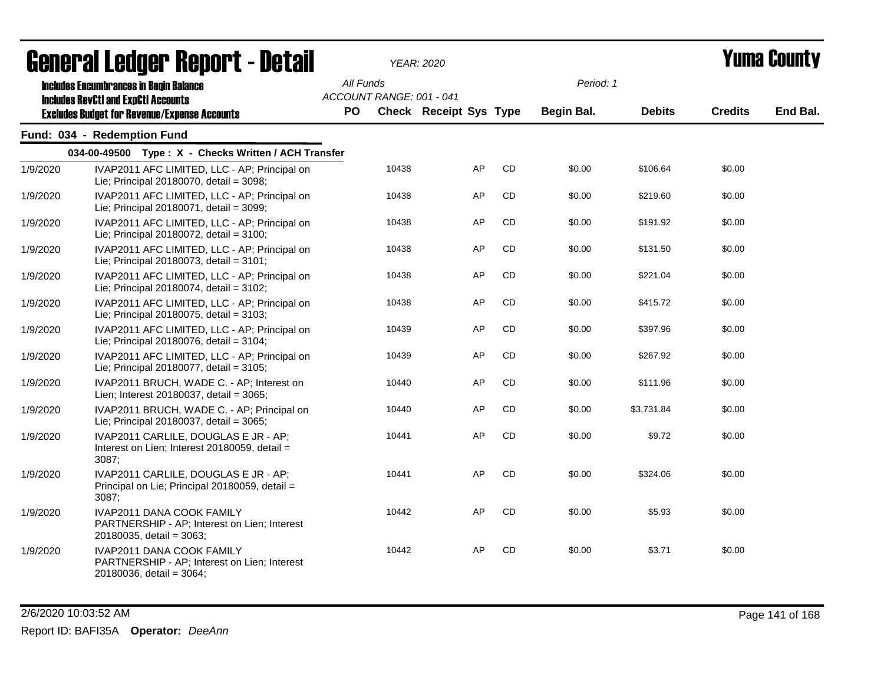# General Ledger Report - Detail

*YEAR: 2020*

**Yuma County**

**Includes Encumbrances in Begin Balance**
**Includes RevCtl and ExpCtl Accounts**
**Excludes Budget for Revenue/Expense Accounts**

*All Funds*
*ACCOUNT RANGE: 001 - 041*
*Period: 1*

## Fund: 034 - Redemption Fund

### 034-00-49500 Type : X - Checks Written / ACH Transfer

| Date | Description | PO | Check | Receipt | Sys | Type | Begin Bal. | Debits | Credits | End Bal. |
|---|---|---|---|---|---|---|---|---|---|---|
| 1/9/2020 | IVAP2011 AFC LIMITED, LLC - AP; Principal on Lie; Principal 20180070, detail = 3098; | | 10438 | | AP | CD | $0.00 | $106.64 | $0.00 | |
| 1/9/2020 | IVAP2011 AFC LIMITED, LLC - AP; Principal on Lie; Principal 20180071, detail = 3099; | | 10438 | | AP | CD | $0.00 | $219.60 | $0.00 | |
| 1/9/2020 | IVAP2011 AFC LIMITED, LLC - AP; Principal on Lie; Principal 20180072, detail = 3100; | | 10438 | | AP | CD | $0.00 | $191.92 | $0.00 | |
| 1/9/2020 | IVAP2011 AFC LIMITED, LLC - AP; Principal on Lie; Principal 20180073, detail = 3101; | | 10438 | | AP | CD | $0.00 | $131.50 | $0.00 | |
| 1/9/2020 | IVAP2011 AFC LIMITED, LLC - AP; Principal on Lie; Principal 20180074, detail = 3102; | | 10438 | | AP | CD | $0.00 | $221.04 | $0.00 | |
| 1/9/2020 | IVAP2011 AFC LIMITED, LLC - AP; Principal on Lie; Principal 20180075, detail = 3103; | | 10438 | | AP | CD | $0.00 | $415.72 | $0.00 | |
| 1/9/2020 | IVAP2011 AFC LIMITED, LLC - AP; Principal on Lie; Principal 20180076, detail = 3104; | | 10439 | | AP | CD | $0.00 | $397.96 | $0.00 | |
| 1/9/2020 | IVAP2011 AFC LIMITED, LLC - AP; Principal on Lie; Principal 20180077, detail = 3105; | | 10439 | | AP | CD | $0.00 | $267.92 | $0.00 | |
| 1/9/2020 | IVAP2011 BRUCH, WADE C. - AP; Interest on Lien; Interest 20180037, detail = 3065; | | 10440 | | AP | CD | $0.00 | $111.96 | $0.00 | |
| 1/9/2020 | IVAP2011 BRUCH, WADE C. - AP; Principal on Lie; Principal 20180037, detail = 3065; | | 10440 | | AP | CD | $0.00 | $3,731.84 | $0.00 | |
| 1/9/2020 | IVAP2011 CARLILE, DOUGLAS E JR - AP; Interest on Lien; Interest 20180059, detail = 3087; | | 10441 | | AP | CD | $0.00 | $9.72 | $0.00 | |
| 1/9/2020 | IVAP2011 CARLILE, DOUGLAS E JR - AP; Principal on Lie; Principal 20180059, detail = 3087; | | 10441 | | AP | CD | $0.00 | $324.06 | $0.00 | |
| 1/9/2020 | IVAP2011 DANA COOK FAMILY PARTNERSHIP - AP; Interest on Lien; Interest 20180035, detail = 3063; | | 10442 | | AP | CD | $0.00 | $5.93 | $0.00 | |
| 1/9/2020 | IVAP2011 DANA COOK FAMILY PARTNERSHIP - AP; Interest on Lien; Interest 20180036, detail = 3064; | | 10442 | | AP | CD | $0.00 | $3.71 | $0.00 | |

2/6/2020 10:03:52 AM

Report ID: BAFI35A **Operator:** *DeeAnn*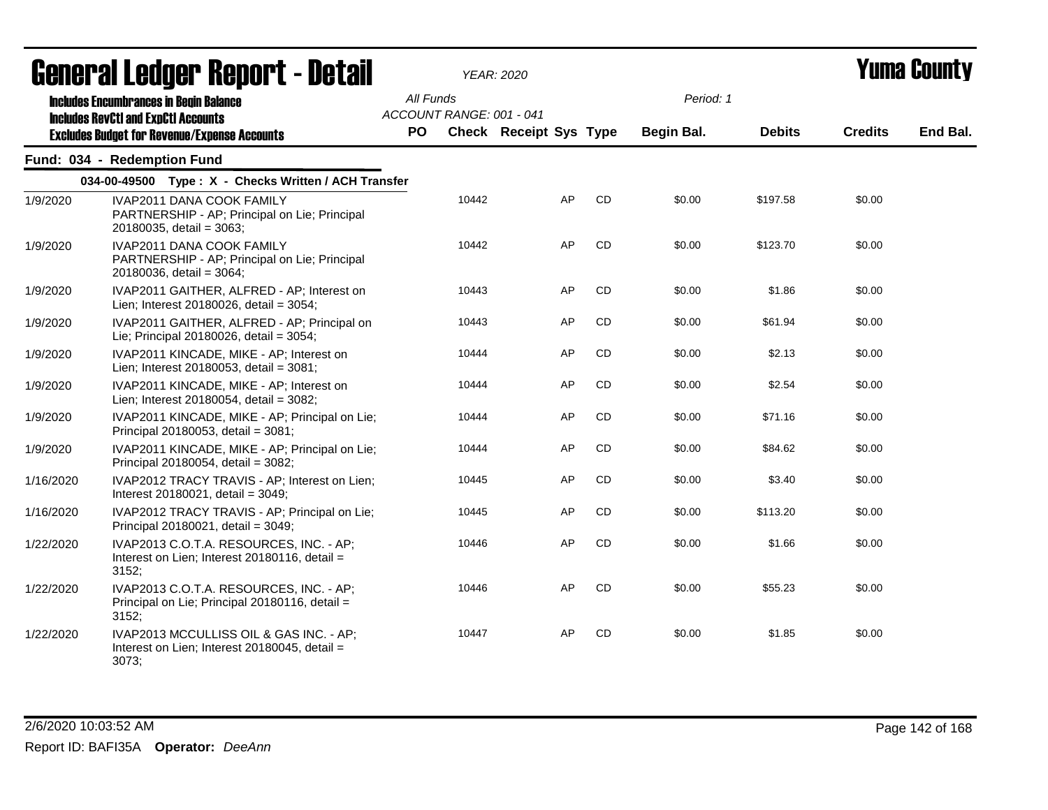# General Ledger Report - Detail

**YEAR: 2020**

**Yuma County**

Includes Encumbrances in Begin Balance
Includes RevCtl and ExpCtl Accounts
Excludes Budget for Revenue/Expense Accounts

All Funds
ACCOUNT RANGE: 001 - 041

Period: 1

## Fund: 034 - Redemption Fund

### 034-00-49500 Type : X - Checks Written / ACH Transfer

| Date | Description | PO | Check | Receipt | Sys | Type | Begin Bal. | Debits | Credits | End Bal. |
|---|---|---|---|---|---|---|---|---|---|---|
| 1/9/2020 | IVAP2011 DANA COOK FAMILY PARTNERSHIP - AP; Principal on Lie; Principal 20180035, detail = 3063; | | 10442 | | AP | CD | $0.00 | $197.58 | $0.00 | |
| 1/9/2020 | IVAP2011 DANA COOK FAMILY PARTNERSHIP - AP; Principal on Lie; Principal 20180036, detail = 3064; | | 10442 | | AP | CD | $0.00 | $123.70 | $0.00 | |
| 1/9/2020 | IVAP2011 GAITHER, ALFRED - AP; Interest on Lien; Interest 20180026, detail = 3054; | | 10443 | | AP | CD | $0.00 | $1.86 | $0.00 | |
| 1/9/2020 | IVAP2011 GAITHER, ALFRED - AP; Principal on Lie; Principal 20180026, detail = 3054; | | 10443 | | AP | CD | $0.00 | $61.94 | $0.00 | |
| 1/9/2020 | IVAP2011 KINCADE, MIKE - AP; Interest on Lien; Interest 20180053, detail = 3081; | | 10444 | | AP | CD | $0.00 | $2.13 | $0.00 | |
| 1/9/2020 | IVAP2011 KINCADE, MIKE - AP; Interest on Lien; Interest 20180054, detail = 3082; | | 10444 | | AP | CD | $0.00 | $2.54 | $0.00 | |
| 1/9/2020 | IVAP2011 KINCADE, MIKE - AP; Principal on Lie; Principal 20180053, detail = 3081; | | 10444 | | AP | CD | $0.00 | $71.16 | $0.00 | |
| 1/9/2020 | IVAP2011 KINCADE, MIKE - AP; Principal on Lie; Principal 20180054, detail = 3082; | | 10444 | | AP | CD | $0.00 | $84.62 | $0.00 | |
| 1/16/2020 | IVAP2012 TRACY TRAVIS - AP; Interest on Lien; Interest 20180021, detail = 3049; | | 10445 | | AP | CD | $0.00 | $3.40 | $0.00 | |
| 1/16/2020 | IVAP2012 TRACY TRAVIS - AP; Principal on Lie; Principal 20180021, detail = 3049; | | 10445 | | AP | CD | $0.00 | $113.20 | $0.00 | |
| 1/22/2020 | IVAP2013 C.O.T.A. RESOURCES, INC. - AP; Interest on Lien; Interest 20180116, detail = 3152; | | 10446 | | AP | CD | $0.00 | $1.66 | $0.00 | |
| 1/22/2020 | IVAP2013 C.O.T.A. RESOURCES, INC. - AP; Principal on Lie; Principal 20180116, detail = 3152; | | 10446 | | AP | CD | $0.00 | $55.23 | $0.00 | |
| 1/22/2020 | IVAP2013 MCCULLISS OIL & GAS INC. - AP; Interest on Lien; Interest 20180045, detail = 3073; | | 10447 | | AP | CD | $0.00 | $1.85 | $0.00 | |

2/6/2020 10:03:52 AM

Report ID: BAFI35A **Operator:** *DeeAnn*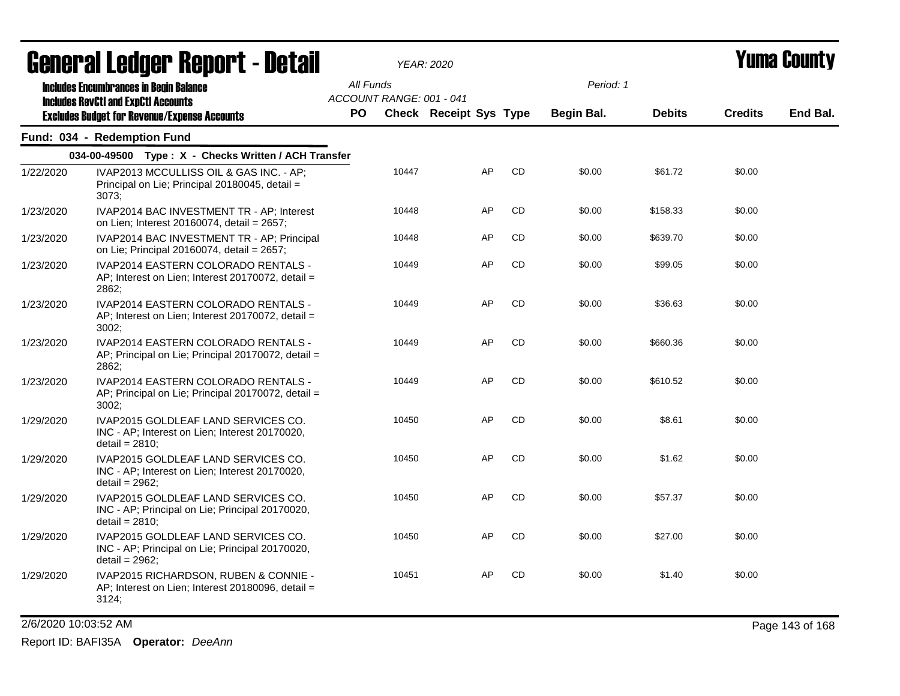# General Ledger Report - Detail

*YEAR: 2020*

# Yuma County

**Includes Encumbrances in Begin Balance**
**Includes RevCtl and ExpCtl Accounts**
**Excludes Budget for Revenue/Expense Accounts**

All Funds
ACCOUNT RANGE: 001 - 041

Period: 1

## Fund: 034 - Redemption Fund

### 034-00-49500 Type : X - Checks Written / ACH Transfer

| Date | Description | PO | Check | Receipt | Sys | Type | Begin Bal. | Debits | Credits | End Bal. |
|---|---|---|---|---|---|---|---|---|---|---|
| 1/22/2020 | IVAP2013 MCCULLISS OIL & GAS INC. - AP; Principal on Lie; Principal 20180045, detail = 3073; | | 10447 | | AP | CD | $0.00 | $61.72 | $0.00 | |
| 1/23/2020 | IVAP2014 BAC INVESTMENT TR - AP; Interest on Lien; Interest 20160074, detail = 2657; | | 10448 | | AP | CD | $0.00 | $158.33 | $0.00 | |
| 1/23/2020 | IVAP2014 BAC INVESTMENT TR - AP; Principal on Lie; Principal 20160074, detail = 2657; | | 10448 | | AP | CD | $0.00 | $639.70 | $0.00 | |
| 1/23/2020 | IVAP2014 EASTERN COLORADO RENTALS - AP; Interest on Lien; Interest 20170072, detail = 2862; | | 10449 | | AP | CD | $0.00 | $99.05 | $0.00 | |
| 1/23/2020 | IVAP2014 EASTERN COLORADO RENTALS - AP; Interest on Lien; Interest 20170072, detail = 3002; | | 10449 | | AP | CD | $0.00 | $36.63 | $0.00 | |
| 1/23/2020 | IVAP2014 EASTERN COLORADO RENTALS - AP; Principal on Lie; Principal 20170072, detail = 2862; | | 10449 | | AP | CD | $0.00 | $660.36 | $0.00 | |
| 1/23/2020 | IVAP2014 EASTERN COLORADO RENTALS - AP; Principal on Lie; Principal 20170072, detail = 3002; | | 10449 | | AP | CD | $0.00 | $610.52 | $0.00 | |
| 1/29/2020 | IVAP2015 GOLDLEAF LAND SERVICES CO. INC - AP; Interest on Lien; Interest 20170020, detail = 2810; | | 10450 | | AP | CD | $0.00 | $8.61 | $0.00 | |
| 1/29/2020 | IVAP2015 GOLDLEAF LAND SERVICES CO. INC - AP; Interest on Lien; Interest 20170020, detail = 2962; | | 10450 | | AP | CD | $0.00 | $1.62 | $0.00 | |
| 1/29/2020 | IVAP2015 GOLDLEAF LAND SERVICES CO. INC - AP; Principal on Lie; Principal 20170020, detail = 2810; | | 10450 | | AP | CD | $0.00 | $57.37 | $0.00 | |
| 1/29/2020 | IVAP2015 GOLDLEAF LAND SERVICES CO. INC - AP; Principal on Lie; Principal 20170020, detail = 2962; | | 10450 | | AP | CD | $0.00 | $27.00 | $0.00 | |
| 1/29/2020 | IVAP2015 RICHARDSON, RUBEN & CONNIE - AP; Interest on Lien; Interest 20180096, detail = 3124; | | 10451 | | AP | CD | $0.00 | $1.40 | $0.00 | |

2/6/2020 10:03:52 AM

Report ID: BAFI35A **Operator:** *DeeAnn*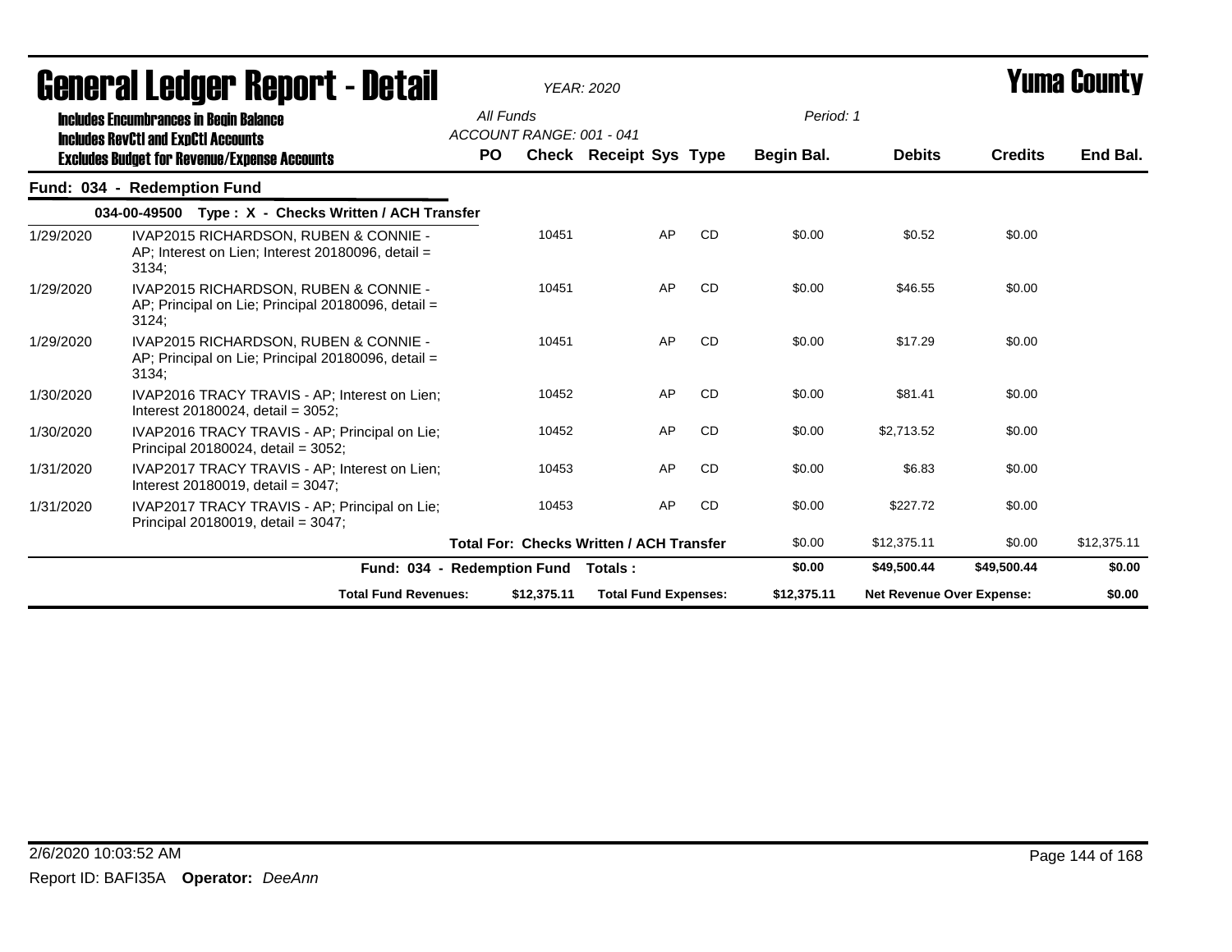# General Ledger Report - Detail

*YEAR: 2020*

# Yuma County

**Includes Encumbrances in Begin Balance**
**Includes RevCtl and ExpCtl Accounts**
**Excludes Budget for Revenue/Expense Accounts**

*All Funds*
*ACCOUNT RANGE: 001 - 041*
*Period: 1*

## Fund: 034 - Redemption Fund

**034-00-49500 Type : X - Checks Written / ACH Transfer**

| Date | Description | PO | Check | Receipt | Sys | Type | Begin Bal. | Debits | Credits | End Bal. |
|---|---|---|---|---|---|---|---|---|---|---|
| 1/29/2020 | IVAP2015 RICHARDSON, RUBEN & CONNIE - AP; Interest on Lien; Interest 20180096, detail = 3134; | | 10451 | | AP | CD | $0.00 | $0.52 | $0.00 | |
| 1/29/2020 | IVAP2015 RICHARDSON, RUBEN & CONNIE - AP; Principal on Lie; Principal 20180096, detail = 3124; | | 10451 | | AP | CD | $0.00 | $46.55 | $0.00 | |
| 1/29/2020 | IVAP2015 RICHARDSON, RUBEN & CONNIE - AP; Principal on Lie; Principal 20180096, detail = 3134; | | 10451 | | AP | CD | $0.00 | $17.29 | $0.00 | |
| 1/30/2020 | IVAP2016 TRACY TRAVIS - AP; Interest on Lien; Interest 20180024, detail = 3052; | | 10452 | | AP | CD | $0.00 | $81.41 | $0.00 | |
| 1/30/2020 | IVAP2016 TRACY TRAVIS - AP; Principal on Lie; Principal 20180024, detail = 3052; | | 10452 | | AP | CD | $0.00 | $2,713.52 | $0.00 | |
| 1/31/2020 | IVAP2017 TRACY TRAVIS - AP; Interest on Lien; Interest 20180019, detail = 3047; | | 10453 | | AP | CD | $0.00 | $6.83 | $0.00 | |
| 1/31/2020 | IVAP2017 TRACY TRAVIS - AP; Principal on Lie; Principal 20180019, detail = 3047; | | 10453 | | AP | CD | $0.00 | $227.72 | $0.00 | |
| | **Total For: Checks Written / ACH Transfer** | | | | | | $0.00 | $12,375.11 | $0.00 | $12,375.11 |
| | **Fund: 034 - Redemption Fund Totals :** | | | | | | **$0.00** | **$49,500.44** | **$49,500.44** | **$0.00** |

**Total Fund Revenues:** $12,375.11 **Total Fund Expenses:** $12,375.11 **Net Revenue Over Expense:** $0.00

2/6/2020 10:03:52 AM
Report ID: BAFI35A **Operator:** *DeeAnn*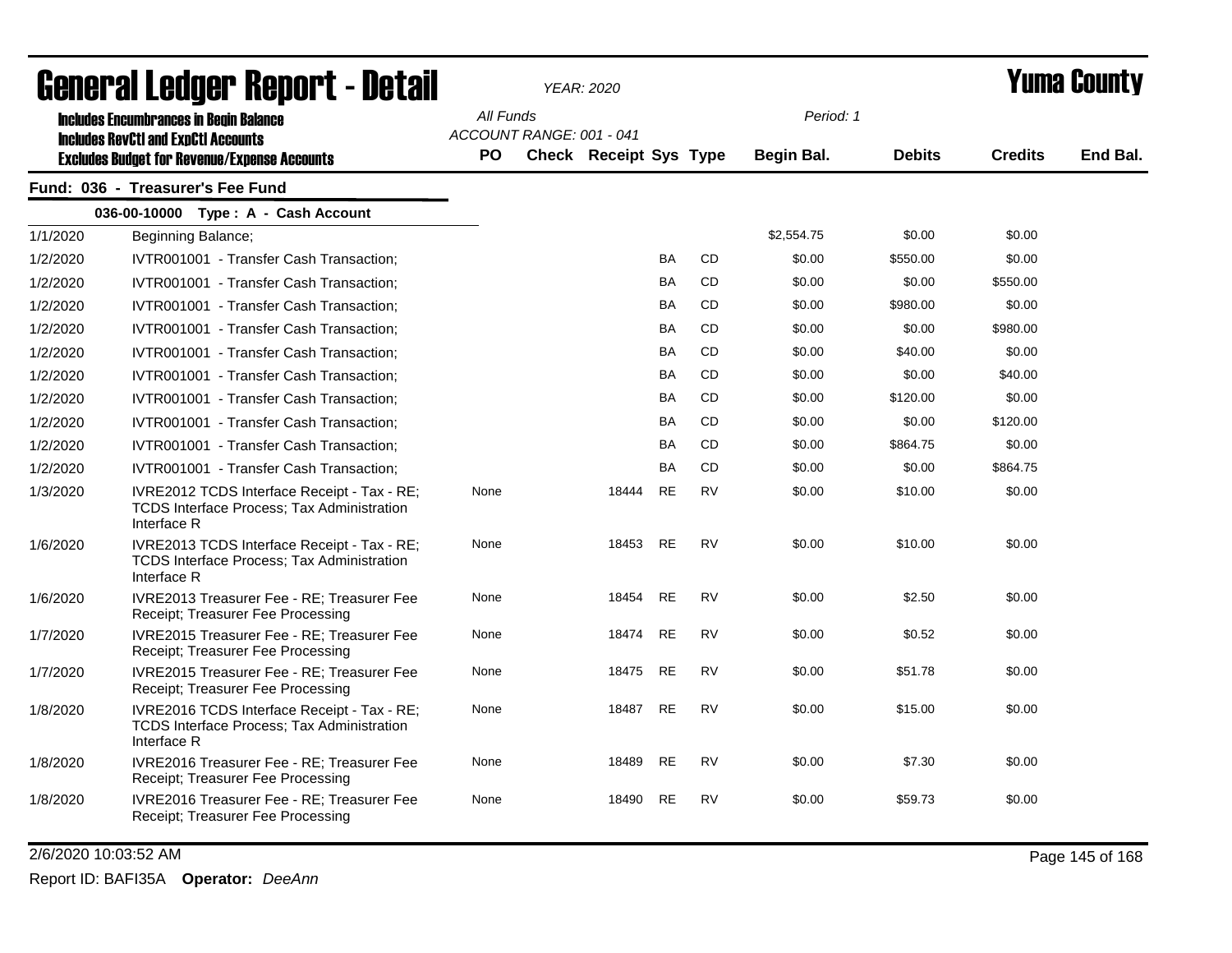# General Ledger Report - Detail

*YEAR: 2020*

# Yuma County

**Includes Encumbrances in Begin Balance**
**Includes RevCtl and ExpCtl Accounts**
**Excludes Budget for Revenue/Expense Accounts**

*All Funds*
*ACCOUNT RANGE: 001 - 041*

*Period: 1*

## Fund: 036 - Treasurer's Fee Fund

### 036-00-10000 Type : A - Cash Account

| Date | Description | PO | Check | Receipt | Sys | Type | Begin Bal. | Debits | Credits | End Bal. |
|---|---|---|---|---|---|---|---|---|---|---|
| 1/1/2020 | Beginning Balance; | | | | | | $2,554.75 | $0.00 | $0.00 | |
| 1/2/2020 | IVTR001001 - Transfer Cash Transaction; | | | | BA | CD | $0.00 | $550.00 | $0.00 | |
| 1/2/2020 | IVTR001001 - Transfer Cash Transaction; | | | | BA | CD | $0.00 | $0.00 | $550.00 | |
| 1/2/2020 | IVTR001001 - Transfer Cash Transaction; | | | | BA | CD | $0.00 | $980.00 | $0.00 | |
| 1/2/2020 | IVTR001001 - Transfer Cash Transaction; | | | | BA | CD | $0.00 | $0.00 | $980.00 | |
| 1/2/2020 | IVTR001001 - Transfer Cash Transaction; | | | | BA | CD | $0.00 | $40.00 | $0.00 | |
| 1/2/2020 | IVTR001001 - Transfer Cash Transaction; | | | | BA | CD | $0.00 | $0.00 | $40.00 | |
| 1/2/2020 | IVTR001001 - Transfer Cash Transaction; | | | | BA | CD | $0.00 | $120.00 | $0.00 | |
| 1/2/2020 | IVTR001001 - Transfer Cash Transaction; | | | | BA | CD | $0.00 | $0.00 | $120.00 | |
| 1/2/2020 | IVTR001001 - Transfer Cash Transaction; | | | | BA | CD | $0.00 | $864.75 | $0.00 | |
| 1/2/2020 | IVTR001001 - Transfer Cash Transaction; | | | | BA | CD | $0.00 | $0.00 | $864.75 | |
| 1/3/2020 | IVRE2012 TCDS Interface Receipt - Tax - RE; TCDS Interface Process; Tax Administration Interface R | None | | 18444 | RE | RV | $0.00 | $10.00 | $0.00 | |
| 1/6/2020 | IVRE2013 TCDS Interface Receipt - Tax - RE; TCDS Interface Process; Tax Administration Interface R | None | | 18453 | RE | RV | $0.00 | $10.00 | $0.00 | |
| 1/6/2020 | IVRE2013 Treasurer Fee - RE; Treasurer Fee Receipt; Treasurer Fee Processing | None | | 18454 | RE | RV | $0.00 | $2.50 | $0.00 | |
| 1/7/2020 | IVRE2015 Treasurer Fee - RE; Treasurer Fee Receipt; Treasurer Fee Processing | None | | 18474 | RE | RV | $0.00 | $0.52 | $0.00 | |
| 1/7/2020 | IVRE2015 Treasurer Fee - RE; Treasurer Fee Receipt; Treasurer Fee Processing | None | | 18475 | RE | RV | $0.00 | $51.78 | $0.00 | |
| 1/8/2020 | IVRE2016 TCDS Interface Receipt - Tax - RE; TCDS Interface Process; Tax Administration Interface R | None | | 18487 | RE | RV | $0.00 | $15.00 | $0.00 | |
| 1/8/2020 | IVRE2016 Treasurer Fee - RE; Treasurer Fee Receipt; Treasurer Fee Processing | None | | 18489 | RE | RV | $0.00 | $7.30 | $0.00 | |
| 1/8/2020 | IVRE2016 Treasurer Fee - RE; Treasurer Fee Receipt; Treasurer Fee Processing | None | | 18490 | RE | RV | $0.00 | $59.73 | $0.00 | |

2/6/2020 10:03:52 AM

Report ID: BAFI35A **Operator:** *DeeAnn*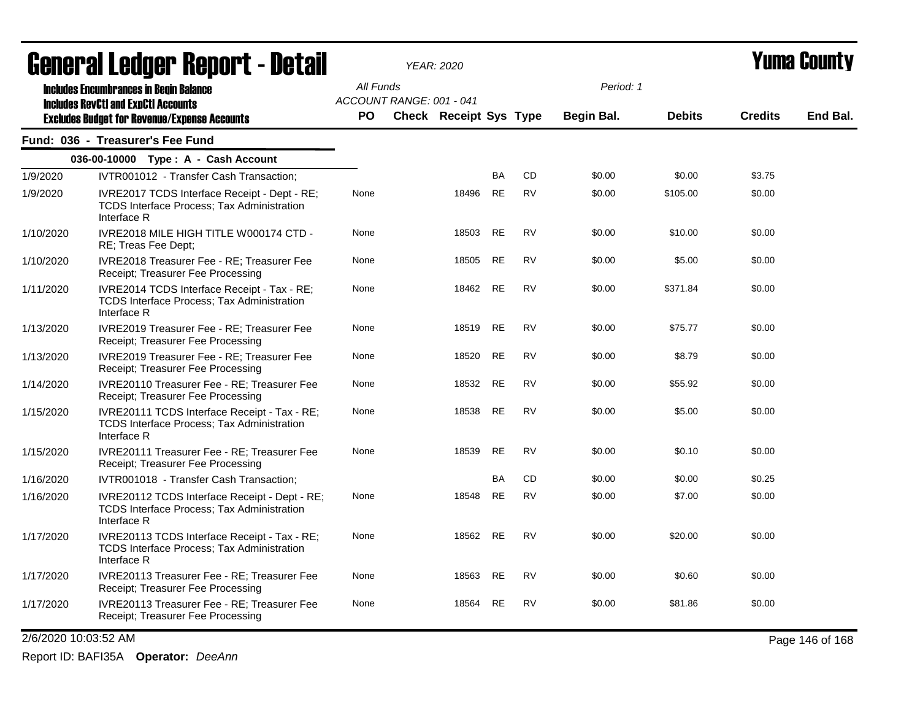# General Ledger Report - Detail

*YEAR: 2020*

**Yuma County**

**Includes Encumbrances in Begin Balance**
**Includes RevCtl and ExpCtl Accounts**
**Excludes Budget for Revenue/Expense Accounts**

*All Funds*
*ACCOUNT RANGE: 001 - 041*

*Period: 1*

## Fund: 036 - Treasurer's Fee Fund

### 036-00-10000 Type : A - Cash Account

| Date | Description | PO | Check | Receipt | Sys | Type | Begin Bal. | Debits | Credits | End Bal. |
|---|---|---|---|---|---|---|---|---|---|---|
| 1/9/2020 | IVTR001012 - Transfer Cash Transaction; | | | | BA | CD | $0.00 | $0.00 | $3.75 | |
| 1/9/2020 | IVRE2017 TCDS Interface Receipt - Dept - RE; TCDS Interface Process; Tax Administration Interface R | None | | 18496 | RE | RV | $0.00 | $105.00 | $0.00 | |
| 1/10/2020 | IVRE2018 MILE HIGH TITLE W000174 CTD - RE; Treas Fee Dept; | None | | 18503 | RE | RV | $0.00 | $10.00 | $0.00 | |
| 1/10/2020 | IVRE2018 Treasurer Fee - RE; Treasurer Fee Receipt; Treasurer Fee Processing | None | | 18505 | RE | RV | $0.00 | $5.00 | $0.00 | |
| 1/11/2020 | IVRE2014 TCDS Interface Receipt - Tax - RE; TCDS Interface Process; Tax Administration Interface R | None | | 18462 | RE | RV | $0.00 | $371.84 | $0.00 | |
| 1/13/2020 | IVRE2019 Treasurer Fee - RE; Treasurer Fee Receipt; Treasurer Fee Processing | None | | 18519 | RE | RV | $0.00 | $75.77 | $0.00 | |
| 1/13/2020 | IVRE2019 Treasurer Fee - RE; Treasurer Fee Receipt; Treasurer Fee Processing | None | | 18520 | RE | RV | $0.00 | $8.79 | $0.00 | |
| 1/14/2020 | IVRE20110 Treasurer Fee - RE; Treasurer Fee Receipt; Treasurer Fee Processing | None | | 18532 | RE | RV | $0.00 | $55.92 | $0.00 | |
| 1/15/2020 | IVRE20111 TCDS Interface Receipt - Tax - RE; TCDS Interface Process; Tax Administration Interface R | None | | 18538 | RE | RV | $0.00 | $5.00 | $0.00 | |
| 1/15/2020 | IVRE20111 Treasurer Fee - RE; Treasurer Fee Receipt; Treasurer Fee Processing | None | | 18539 | RE | RV | $0.00 | $0.10 | $0.00 | |
| 1/16/2020 | IVTR001018 - Transfer Cash Transaction; | | | | BA | CD | $0.00 | $0.00 | $0.25 | |
| 1/16/2020 | IVRE20112 TCDS Interface Receipt - Dept - RE; TCDS Interface Process; Tax Administration Interface R | None | | 18548 | RE | RV | $0.00 | $7.00 | $0.00 | |
| 1/17/2020 | IVRE20113 TCDS Interface Receipt - Tax - RE; TCDS Interface Process; Tax Administration Interface R | None | | 18562 | RE | RV | $0.00 | $20.00 | $0.00 | |
| 1/17/2020 | IVRE20113 Treasurer Fee - RE; Treasurer Fee Receipt; Treasurer Fee Processing | None | | 18563 | RE | RV | $0.00 | $0.60 | $0.00 | |
| 1/17/2020 | IVRE20113 Treasurer Fee - RE; Treasurer Fee Receipt; Treasurer Fee Processing | None | | 18564 | RE | RV | $0.00 | $81.86 | $0.00 | |

2/6/2020 10:03:52 AM

Report ID: BAFI35A **Operator:** *DeeAnn*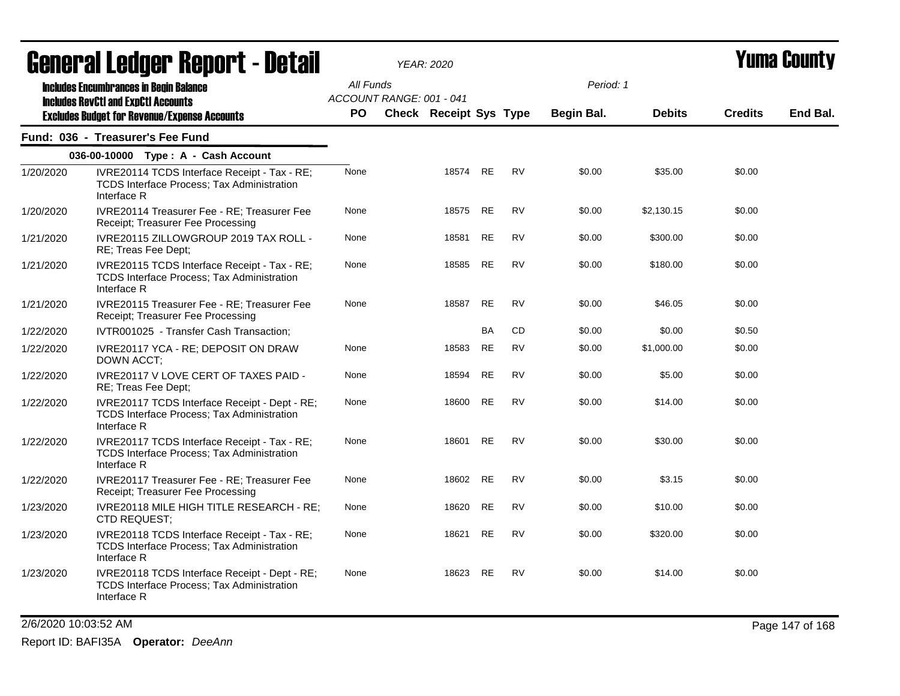# General Ledger Report - Detail

*YEAR: 2020*

# Yuma County

**Includes Encumbrances in Begin Balance**
**Includes RevCtl and ExpCtl Accounts**
**Excludes Budget for Revenue/Expense Accounts**

All Funds
ACCOUNT RANGE: 001 - 041
Period: 1

## Fund: 036 - Treasurer's Fee Fund

### 036-00-10000 Type : A - Cash Account

| Date | Description | PO | Check | Receipt | Sys | Type | Begin Bal. | Debits | Credits | End Bal. |
|---|---|---|---|---|---|---|---|---|---|---|
| 1/20/2020 | IVRE20114 TCDS Interface Receipt - Tax - RE; TCDS Interface Process; Tax Administration Interface R | None | | 18574 | RE | RV | $0.00 | $35.00 | $0.00 | |
| 1/20/2020 | IVRE20114 Treasurer Fee - RE; Treasurer Fee Receipt; Treasurer Fee Processing | None | | 18575 | RE | RV | $0.00 | $2,130.15 | $0.00 | |
| 1/21/2020 | IVRE20115 ZILLOWGROUP 2019 TAX ROLL - RE; Treas Fee Dept; | None | | 18581 | RE | RV | $0.00 | $300.00 | $0.00 | |
| 1/21/2020 | IVRE20115 TCDS Interface Receipt - Tax - RE; TCDS Interface Process; Tax Administration Interface R | None | | 18585 | RE | RV | $0.00 | $180.00 | $0.00 | |
| 1/21/2020 | IVRE20115 Treasurer Fee - RE; Treasurer Fee Receipt; Treasurer Fee Processing | None | | 18587 | RE | RV | $0.00 | $46.05 | $0.00 | |
| 1/22/2020 | IVTR001025 - Transfer Cash Transaction; | | | | BA | CD | $0.00 | $0.00 | $0.50 | |
| 1/22/2020 | IVRE20117 YCA - RE; DEPOSIT ON DRAW DOWN ACCT; | None | | 18583 | RE | RV | $0.00 | $1,000.00 | $0.00 | |
| 1/22/2020 | IVRE20117 V LOVE CERT OF TAXES PAID - RE; Treas Fee Dept; | None | | 18594 | RE | RV | $0.00 | $5.00 | $0.00 | |
| 1/22/2020 | IVRE20117 TCDS Interface Receipt - Dept - RE; TCDS Interface Process; Tax Administration Interface R | None | | 18600 | RE | RV | $0.00 | $14.00 | $0.00 | |
| 1/22/2020 | IVRE20117 TCDS Interface Receipt - Tax - RE; TCDS Interface Process; Tax Administration Interface R | None | | 18601 | RE | RV | $0.00 | $30.00 | $0.00 | |
| 1/22/2020 | IVRE20117 Treasurer Fee - RE; Treasurer Fee Receipt; Treasurer Fee Processing | None | | 18602 | RE | RV | $0.00 | $3.15 | $0.00 | |
| 1/23/2020 | IVRE20118 MILE HIGH TITLE RESEARCH - RE; CTD REQUEST; | None | | 18620 | RE | RV | $0.00 | $10.00 | $0.00 | |
| 1/23/2020 | IVRE20118 TCDS Interface Receipt - Tax - RE; TCDS Interface Process; Tax Administration Interface R | None | | 18621 | RE | RV | $0.00 | $320.00 | $0.00 | |
| 1/23/2020 | IVRE20118 TCDS Interface Receipt - Dept - RE; TCDS Interface Process; Tax Administration Interface R | None | | 18623 | RE | RV | $0.00 | $14.00 | $0.00 | |

2/6/2020 10:03:52 AM

Report ID: BAFI35A **Operator:** *DeeAnn*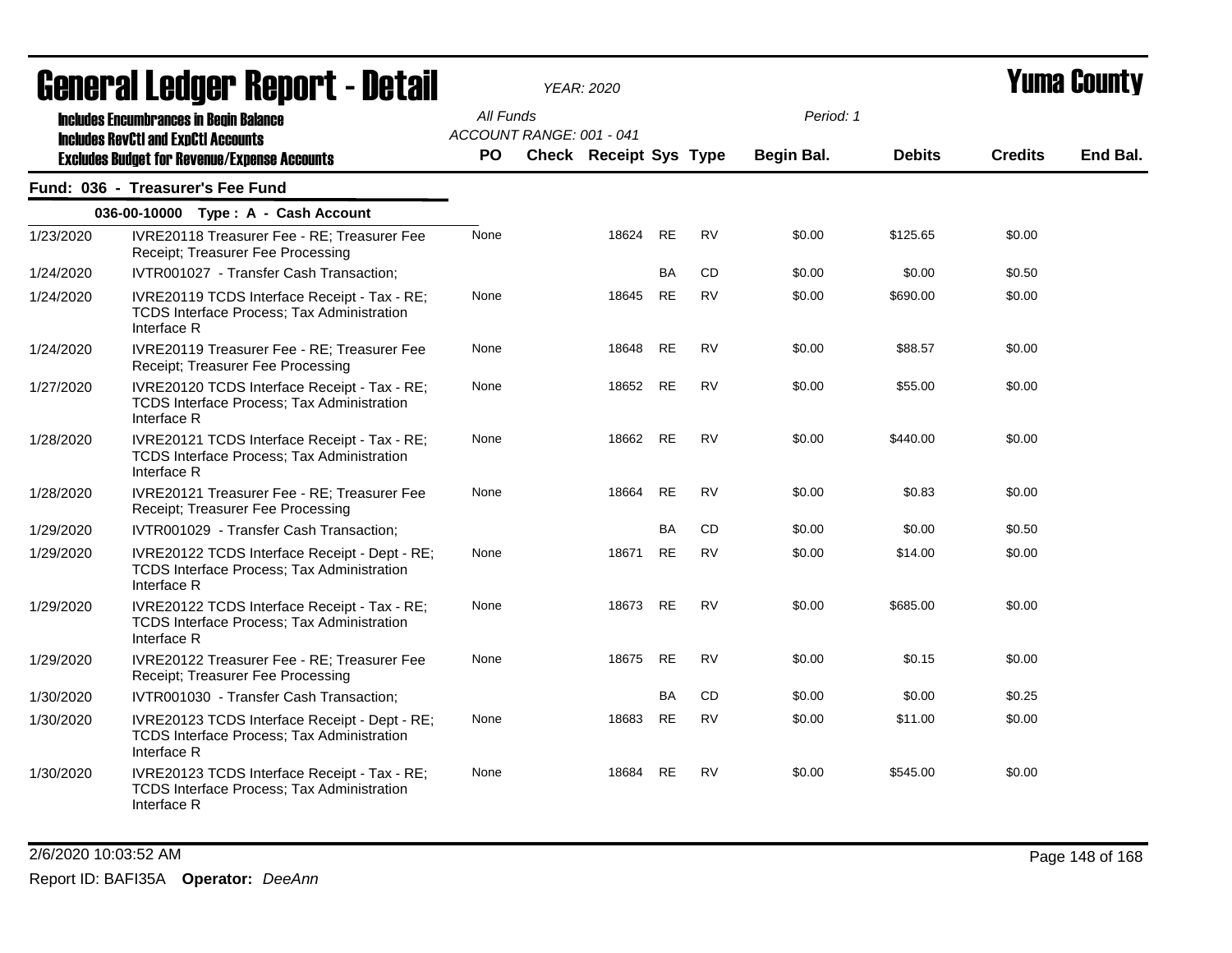# General Ledger Report - Detail

*YEAR: 2020*

# Yuma County

**Includes Encumbrances in Begin Balance**
**Includes RevCtl and ExpCtl Accounts**
**Excludes Budget for Revenue/Expense Accounts**

*All Funds*
*ACCOUNT RANGE: 001 - 041*
*Period: 1*

## Fund: 036 - Treasurer's Fee Fund

### 036-00-10000 Type : A - Cash Account

| Date | Description | PO | Check | Receipt | Sys | Type | Begin Bal. | Debits | Credits | End Bal. |
|---|---|---|---|---|---|---|---|---|---|---|
| 1/23/2020 | IVRE20118 Treasurer Fee - RE; Treasurer Fee Receipt; Treasurer Fee Processing | None | | 18624 | RE | RV | $0.00 | $125.65 | $0.00 | |
| 1/24/2020 | IVTR001027 - Transfer Cash Transaction; | | | | BA | CD | $0.00 | $0.00 | $0.50 | |
| 1/24/2020 | IVRE20119 TCDS Interface Receipt - Tax - RE; TCDS Interface Process; Tax Administration Interface R | None | | 18645 | RE | RV | $0.00 | $690.00 | $0.00 | |
| 1/24/2020 | IVRE20119 Treasurer Fee - RE; Treasurer Fee Receipt; Treasurer Fee Processing | None | | 18648 | RE | RV | $0.00 | $88.57 | $0.00 | |
| 1/27/2020 | IVRE20120 TCDS Interface Receipt - Tax - RE; TCDS Interface Process; Tax Administration Interface R | None | | 18652 | RE | RV | $0.00 | $55.00 | $0.00 | |
| 1/28/2020 | IVRE20121 TCDS Interface Receipt - Tax - RE; TCDS Interface Process; Tax Administration Interface R | None | | 18662 | RE | RV | $0.00 | $440.00 | $0.00 | |
| 1/28/2020 | IVRE20121 Treasurer Fee - RE; Treasurer Fee Receipt; Treasurer Fee Processing | None | | 18664 | RE | RV | $0.00 | $0.83 | $0.00 | |
| 1/29/2020 | IVTR001029 - Transfer Cash Transaction; | | | | BA | CD | $0.00 | $0.00 | $0.50 | |
| 1/29/2020 | IVRE20122 TCDS Interface Receipt - Dept - RE; TCDS Interface Process; Tax Administration Interface R | None | | 18671 | RE | RV | $0.00 | $14.00 | $0.00 | |
| 1/29/2020 | IVRE20122 TCDS Interface Receipt - Tax - RE; TCDS Interface Process; Tax Administration Interface R | None | | 18673 | RE | RV | $0.00 | $685.00 | $0.00 | |
| 1/29/2020 | IVRE20122 Treasurer Fee - RE; Treasurer Fee Receipt; Treasurer Fee Processing | None | | 18675 | RE | RV | $0.00 | $0.15 | $0.00 | |
| 1/30/2020 | IVTR001030 - Transfer Cash Transaction; | | | | BA | CD | $0.00 | $0.00 | $0.25 | |
| 1/30/2020 | IVRE20123 TCDS Interface Receipt - Dept - RE; TCDS Interface Process; Tax Administration Interface R | None | | 18683 | RE | RV | $0.00 | $11.00 | $0.00 | |
| 1/30/2020 | IVRE20123 TCDS Interface Receipt - Tax - RE; TCDS Interface Process; Tax Administration Interface R | None | | 18684 | RE | RV | $0.00 | $545.00 | $0.00 | |

2/6/2020 10:03:52 AM

Report ID: BAFI35A **Operator:** *DeeAnn*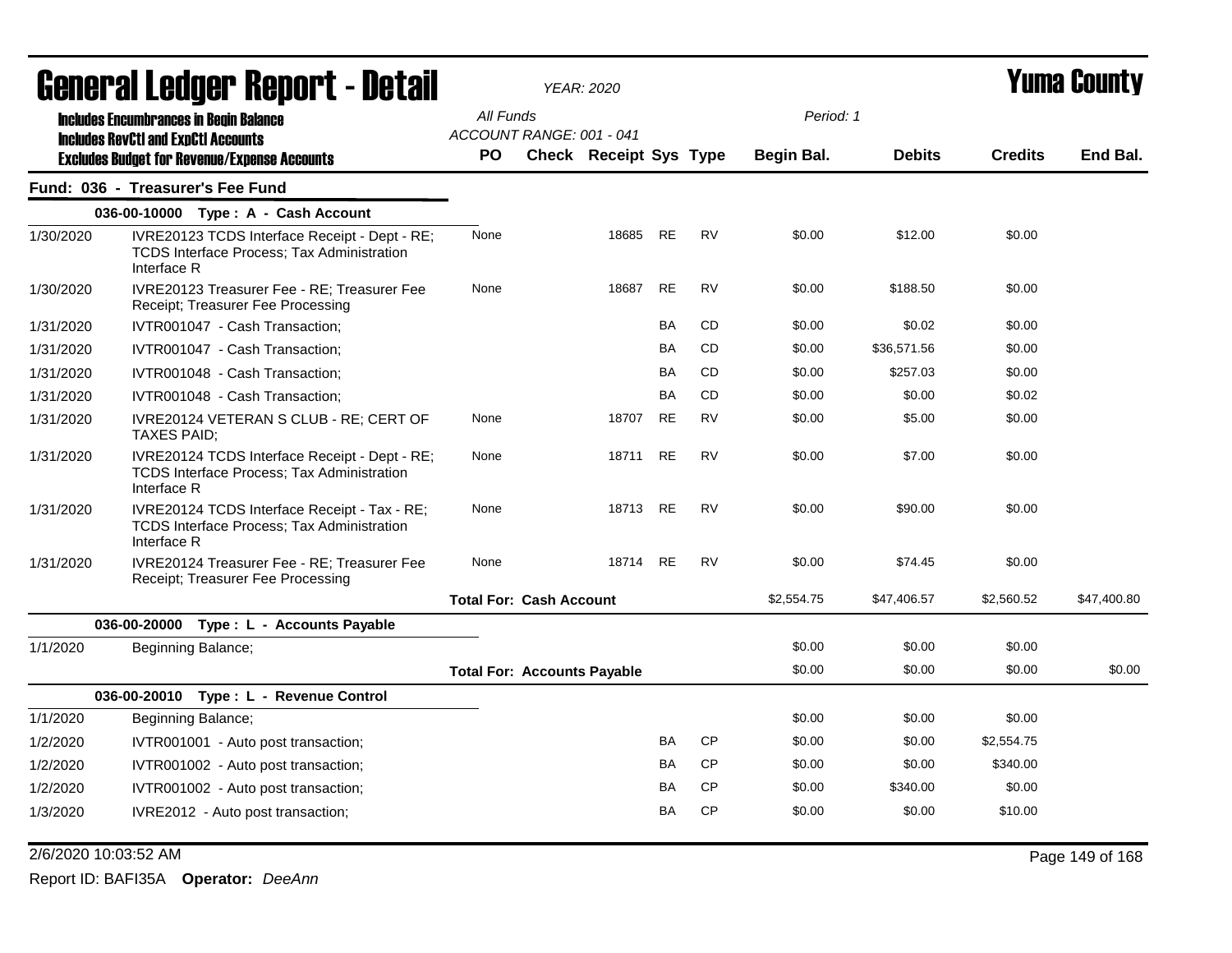# General Ledger Report - Detail

*YEAR: 2020*

# Yuma County

**Includes Encumbrances in Begin Balance**
**Includes RevCtl and ExpCtl Accounts**
**Excludes Budget for Revenue/Expense Accounts**

*All Funds*
*ACCOUNT RANGE: 001 - 041*
*Period: 1*

## Fund: 036 - Treasurer's Fee Fund

| Date | Description | PO | Check | Receipt | Sys | Type | Begin Bal. | Debits | Credits | End Bal. |
|---|---|---|---|---|---|---|---|---|---|---|
| | **036-00-10000 Type : A - Cash Account** | | | | | | | | | |
| 1/30/2020 | IVRE20123 TCDS Interface Receipt - Dept - RE; TCDS Interface Process; Tax Administration Interface R | None | | 18685 | RE | RV | $0.00 | $12.00 | $0.00 | |
| 1/30/2020 | IVRE20123 Treasurer Fee - RE; Treasurer Fee Receipt; Treasurer Fee Processing | None | | 18687 | RE | RV | $0.00 | $188.50 | $0.00 | |
| 1/31/2020 | IVTR001047 - Cash Transaction; | | | | BA | CD | $0.00 | $0.02 | $0.00 | |
| 1/31/2020 | IVTR001047 - Cash Transaction; | | | | BA | CD | $0.00 | $36,571.56 | $0.00 | |
| 1/31/2020 | IVTR001048 - Cash Transaction; | | | | BA | CD | $0.00 | $257.03 | $0.00 | |
| 1/31/2020 | IVTR001048 - Cash Transaction; | | | | BA | CD | $0.00 | $0.00 | $0.02 | |
| 1/31/2020 | IVRE20124 VETERAN S CLUB - RE; CERT OF TAXES PAID; | None | | 18707 | RE | RV | $0.00 | $5.00 | $0.00 | |
| 1/31/2020 | IVRE20124 TCDS Interface Receipt - Dept - RE; TCDS Interface Process; Tax Administration Interface R | None | | 18711 | RE | RV | $0.00 | $7.00 | $0.00 | |
| 1/31/2020 | IVRE20124 TCDS Interface Receipt - Tax - RE; TCDS Interface Process; Tax Administration Interface R | None | | 18713 | RE | RV | $0.00 | $90.00 | $0.00 | |
| 1/31/2020 | IVRE20124 Treasurer Fee - RE; Treasurer Fee Receipt; Treasurer Fee Processing | None | | 18714 | RE | RV | $0.00 | $74.45 | $0.00 | |
| | | **Total For: Cash Account** | | | | | $2,554.75 | $47,406.57 | $2,560.52 | $47,400.80 |
| | **036-00-20000 Type : L - Accounts Payable** | | | | | | | | | |
| 1/1/2020 | Beginning Balance; | | | | | | $0.00 | $0.00 | $0.00 | |
| | | **Total For: Accounts Payable** | | | | | $0.00 | $0.00 | $0.00 | $0.00 |
| | **036-00-20010 Type : L - Revenue Control** | | | | | | | | | |
| 1/1/2020 | Beginning Balance; | | | | | | $0.00 | $0.00 | $0.00 | |
| 1/2/2020 | IVTR001001 - Auto post transaction; | | | | BA | CP | $0.00 | $0.00 | $2,554.75 | |
| 1/2/2020 | IVTR001002 - Auto post transaction; | | | | BA | CP | $0.00 | $0.00 | $340.00 | |
| 1/2/2020 | IVTR001002 - Auto post transaction; | | | | BA | CP | $0.00 | $340.00 | $0.00 | |
| 1/3/2020 | IVRE2012 - Auto post transaction; | | | | BA | CP | $0.00 | $0.00 | $10.00 | |

2/6/2020 10:03:52 AM

Report ID: BAFI35A **Operator:** *DeeAnn*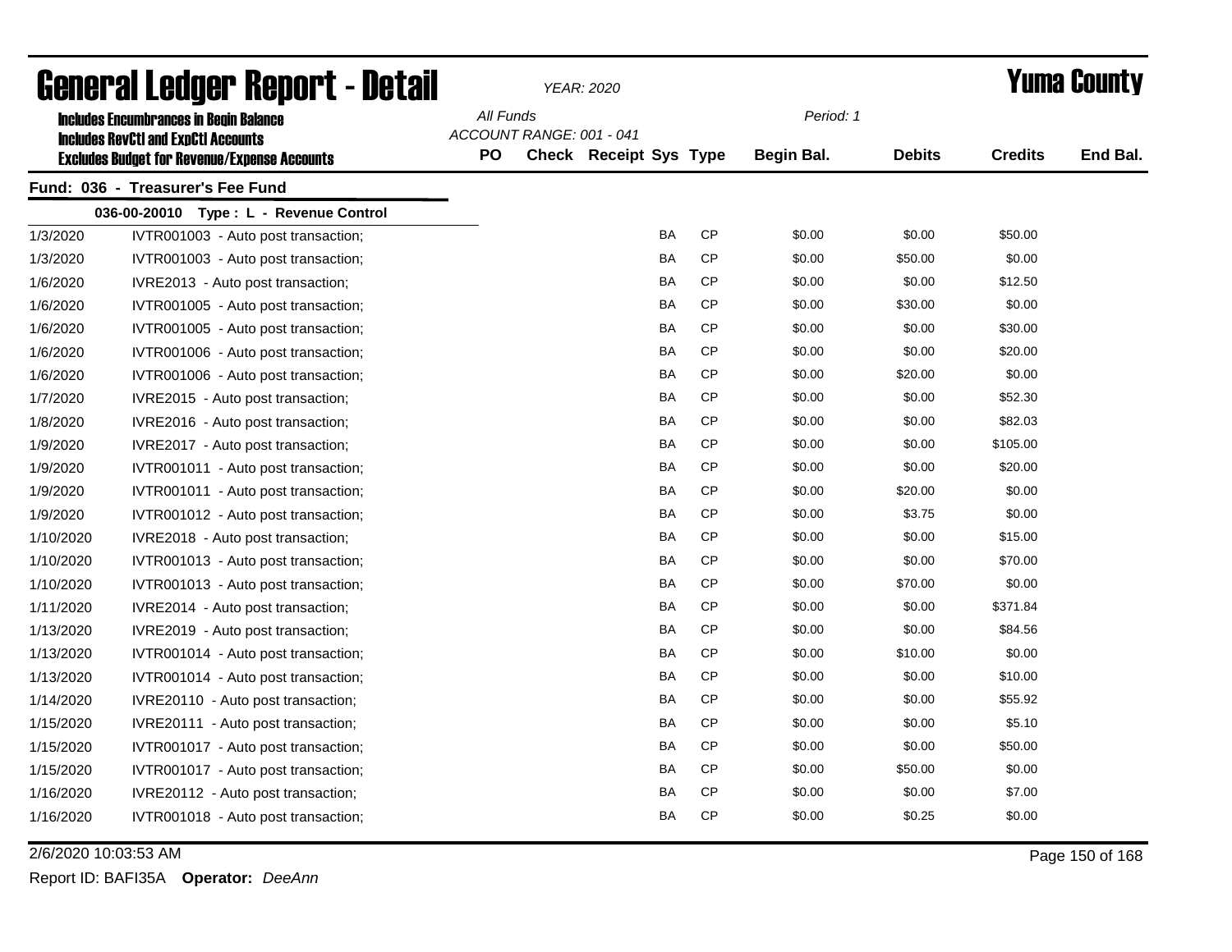# General Ledger Report - Detail

*YEAR: 2020*

# Yuma County

**Includes Encumbrances in Begin Balance**
**Includes RevCtl and ExpCtl Accounts**
**Excludes Budget for Revenue/Expense Accounts**

*All Funds*
*ACCOUNT RANGE: 001 - 041*
*Period: 1*

## Fund: 036 - Treasurer's Fee Fund

### 036-00-20010 Type : L - Revenue Control

| Date | Description | PO | Check | Receipt | Sys | Type | Begin Bal. | Debits | Credits | End Bal. |
|---|---|---|---|---|---|---|---|---|---|---|
| 1/3/2020 | IVTR001003 - Auto post transaction; | | | | BA | CP | $0.00 | $0.00 | $50.00 | |
| 1/3/2020 | IVTR001003 - Auto post transaction; | | | | BA | CP | $0.00 | $50.00 | $0.00 | |
| 1/6/2020 | IVRE2013 - Auto post transaction; | | | | BA | CP | $0.00 | $0.00 | $12.50 | |
| 1/6/2020 | IVTR001005 - Auto post transaction; | | | | BA | CP | $0.00 | $30.00 | $0.00 | |
| 1/6/2020 | IVTR001005 - Auto post transaction; | | | | BA | CP | $0.00 | $0.00 | $30.00 | |
| 1/6/2020 | IVTR001006 - Auto post transaction; | | | | BA | CP | $0.00 | $0.00 | $20.00 | |
| 1/6/2020 | IVTR001006 - Auto post transaction; | | | | BA | CP | $0.00 | $20.00 | $0.00 | |
| 1/7/2020 | IVRE2015 - Auto post transaction; | | | | BA | CP | $0.00 | $0.00 | $52.30 | |
| 1/8/2020 | IVRE2016 - Auto post transaction; | | | | BA | CP | $0.00 | $0.00 | $82.03 | |
| 1/9/2020 | IVRE2017 - Auto post transaction; | | | | BA | CP | $0.00 | $0.00 | $105.00 | |
| 1/9/2020 | IVTR001011 - Auto post transaction; | | | | BA | CP | $0.00 | $0.00 | $20.00 | |
| 1/9/2020 | IVTR001011 - Auto post transaction; | | | | BA | CP | $0.00 | $20.00 | $0.00 | |
| 1/9/2020 | IVTR001012 - Auto post transaction; | | | | BA | CP | $0.00 | $3.75 | $0.00 | |
| 1/10/2020 | IVRE2018 - Auto post transaction; | | | | BA | CP | $0.00 | $0.00 | $15.00 | |
| 1/10/2020 | IVTR001013 - Auto post transaction; | | | | BA | CP | $0.00 | $0.00 | $70.00 | |
| 1/10/2020 | IVTR001013 - Auto post transaction; | | | | BA | CP | $0.00 | $70.00 | $0.00 | |
| 1/11/2020 | IVRE2014 - Auto post transaction; | | | | BA | CP | $0.00 | $0.00 | $371.84 | |
| 1/13/2020 | IVRE2019 - Auto post transaction; | | | | BA | CP | $0.00 | $0.00 | $84.56 | |
| 1/13/2020 | IVTR001014 - Auto post transaction; | | | | BA | CP | $0.00 | $10.00 | $0.00 | |
| 1/13/2020 | IVTR001014 - Auto post transaction; | | | | BA | CP | $0.00 | $0.00 | $10.00 | |
| 1/14/2020 | IVRE20110 - Auto post transaction; | | | | BA | CP | $0.00 | $0.00 | $55.92 | |
| 1/15/2020 | IVRE20111 - Auto post transaction; | | | | BA | CP | $0.00 | $0.00 | $5.10 | |
| 1/15/2020 | IVTR001017 - Auto post transaction; | | | | BA | CP | $0.00 | $0.00 | $50.00 | |
| 1/15/2020 | IVTR001017 - Auto post transaction; | | | | BA | CP | $0.00 | $50.00 | $0.00 | |
| 1/16/2020 | IVRE20112 - Auto post transaction; | | | | BA | CP | $0.00 | $0.00 | $7.00 | |
| 1/16/2020 | IVTR001018 - Auto post transaction; | | | | BA | CP | $0.00 | $0.25 | $0.00 | |

2/6/2020 10:03:53 AM

Report ID: BAFI35A **Operator:** *DeeAnn*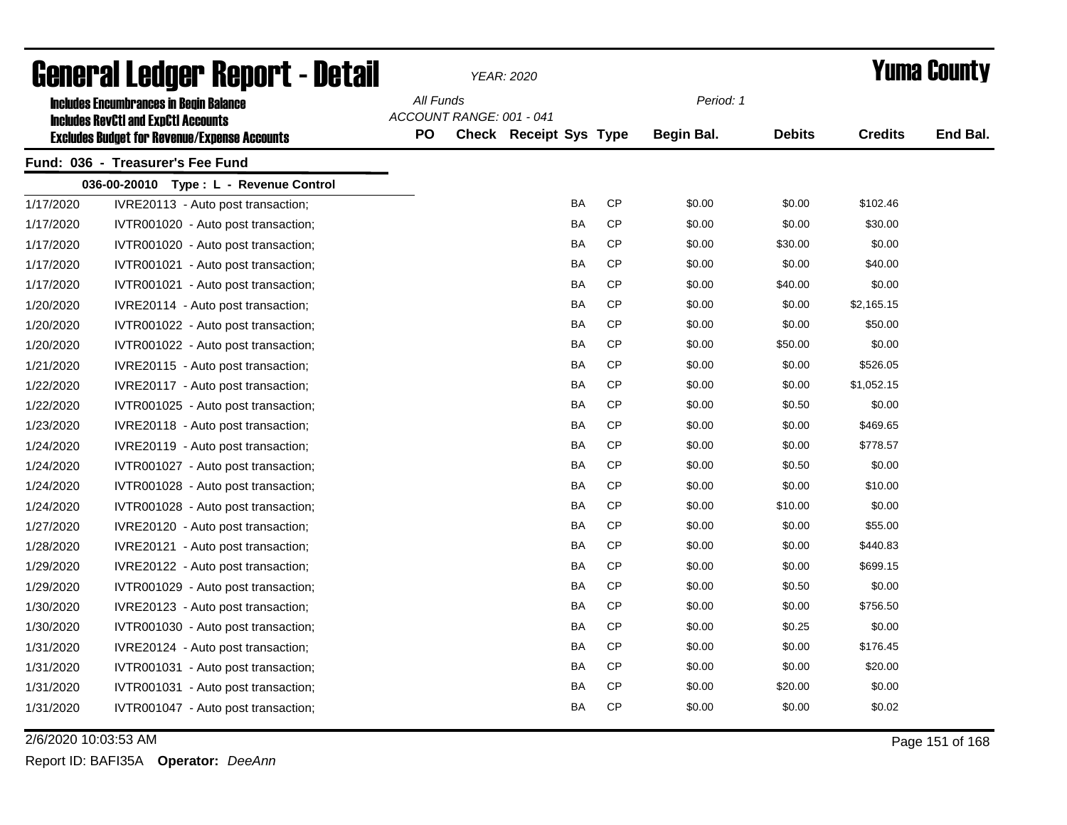# General Ledger Report - Detail

*YEAR: 2020*

**Yuma County**

**Includes Encumbrances in Begin Balance**
**Includes RevCtl and ExpCtl Accounts**
**Excludes Budget for Revenue/Expense Accounts**

*All Funds*
*ACCOUNT RANGE: 001 - 041*

*Period: 1*

## Fund: 036 - Treasurer's Fee Fund

### 036-00-20010 Type : L - Revenue Control

| Date | Description | PO | Check | Receipt | Sys | Type | Begin Bal. | Debits | Credits | End Bal. |
|---|---|---|---|---|---|---|---|---|---|---|
| 1/17/2020 | IVRE20113 - Auto post transaction; | | | | BA | CP | $0.00 | $0.00 | $102.46 | |
| 1/17/2020 | IVTR001020 - Auto post transaction; | | | | BA | CP | $0.00 | $0.00 | $30.00 | |
| 1/17/2020 | IVTR001020 - Auto post transaction; | | | | BA | CP | $0.00 | $30.00 | $0.00 | |
| 1/17/2020 | IVTR001021 - Auto post transaction; | | | | BA | CP | $0.00 | $0.00 | $40.00 | |
| 1/17/2020 | IVTR001021 - Auto post transaction; | | | | BA | CP | $0.00 | $40.00 | $0.00 | |
| 1/20/2020 | IVRE20114 - Auto post transaction; | | | | BA | CP | $0.00 | $0.00 | $2,165.15 | |
| 1/20/2020 | IVTR001022 - Auto post transaction; | | | | BA | CP | $0.00 | $0.00 | $50.00 | |
| 1/20/2020 | IVTR001022 - Auto post transaction; | | | | BA | CP | $0.00 | $50.00 | $0.00 | |
| 1/21/2020 | IVRE20115 - Auto post transaction; | | | | BA | CP | $0.00 | $0.00 | $526.05 | |
| 1/22/2020 | IVRE20117 - Auto post transaction; | | | | BA | CP | $0.00 | $0.00 | $1,052.15 | |
| 1/22/2020 | IVTR001025 - Auto post transaction; | | | | BA | CP | $0.00 | $0.50 | $0.00 | |
| 1/23/2020 | IVRE20118 - Auto post transaction; | | | | BA | CP | $0.00 | $0.00 | $469.65 | |
| 1/24/2020 | IVRE20119 - Auto post transaction; | | | | BA | CP | $0.00 | $0.00 | $778.57 | |
| 1/24/2020 | IVTR001027 - Auto post transaction; | | | | BA | CP | $0.00 | $0.50 | $0.00 | |
| 1/24/2020 | IVTR001028 - Auto post transaction; | | | | BA | CP | $0.00 | $0.00 | $10.00 | |
| 1/24/2020 | IVTR001028 - Auto post transaction; | | | | BA | CP | $0.00 | $10.00 | $0.00 | |
| 1/27/2020 | IVRE20120 - Auto post transaction; | | | | BA | CP | $0.00 | $0.00 | $55.00 | |
| 1/28/2020 | IVRE20121 - Auto post transaction; | | | | BA | CP | $0.00 | $0.00 | $440.83 | |
| 1/29/2020 | IVRE20122 - Auto post transaction; | | | | BA | CP | $0.00 | $0.00 | $699.15 | |
| 1/29/2020 | IVTR001029 - Auto post transaction; | | | | BA | CP | $0.00 | $0.50 | $0.00 | |
| 1/30/2020 | IVRE20123 - Auto post transaction; | | | | BA | CP | $0.00 | $0.00 | $756.50 | |
| 1/30/2020 | IVTR001030 - Auto post transaction; | | | | BA | CP | $0.00 | $0.25 | $0.00 | |
| 1/31/2020 | IVRE20124 - Auto post transaction; | | | | BA | CP | $0.00 | $0.00 | $176.45 | |
| 1/31/2020 | IVTR001031 - Auto post transaction; | | | | BA | CP | $0.00 | $0.00 | $20.00 | |
| 1/31/2020 | IVTR001031 - Auto post transaction; | | | | BA | CP | $0.00 | $20.00 | $0.00 | |
| 1/31/2020 | IVTR001047 - Auto post transaction; | | | | BA | CP | $0.00 | $0.00 | $0.02 | |

2/6/2020 10:03:53 AM

Report ID: BAFI35A **Operator:** *DeeAnn*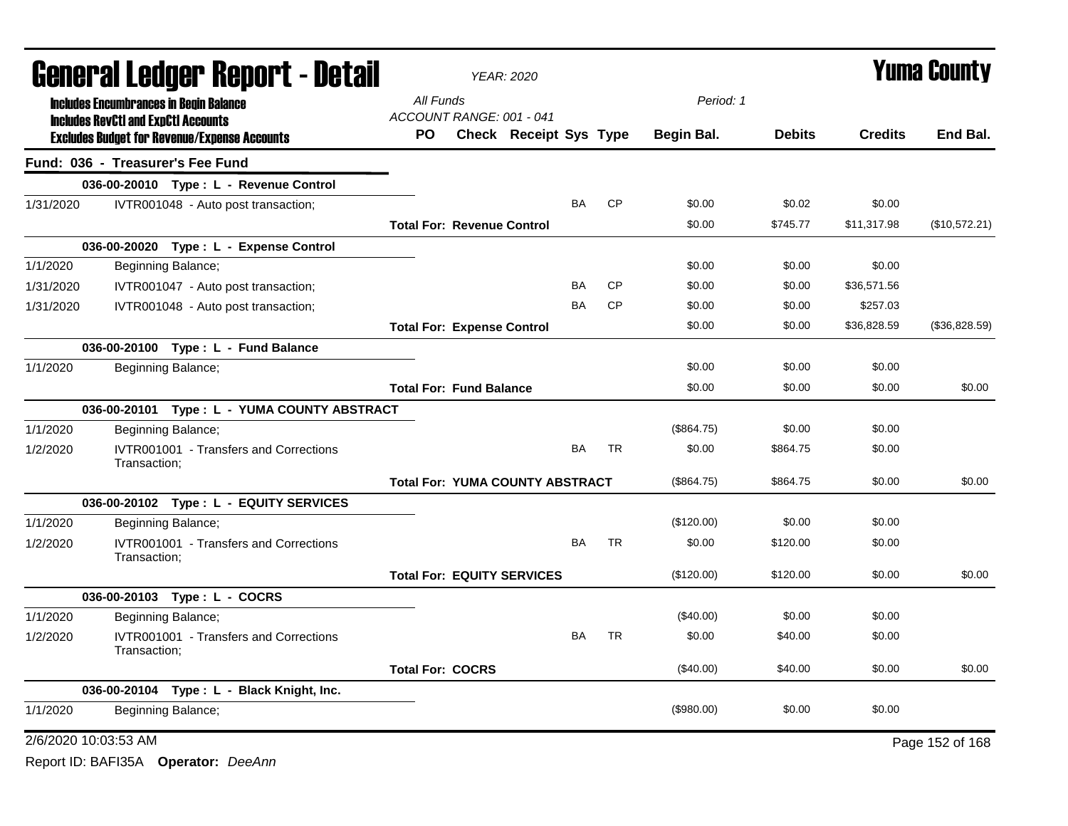# General Ledger Report - Detail

*YEAR: 2020*

# Yuma County

**Includes Encumbrances in Begin Balance**
**Includes RevCtl and ExpCtl Accounts**
**Excludes Budget for Revenue/Expense Accounts**

*All Funds*
*ACCOUNT RANGE: 001 - 041*
*Period: 1*

## Fund: 036 - Treasurer's Fee Fund

| | | PO | Check | Receipt | Sys | Type | Begin Bal. | Debits | Credits | End Bal. |
|---|---|---|---|---|---|---|---|---|---|---|
| | **036-00-20010 Type : L - Revenue Control** | | | | | | | | | |
| 1/31/2020 | IVTR001048 - Auto post transaction; | | | | BA | CP | $0.00 | $0.02 | $0.00 | |
| | **Total For: Revenue Control** | | | | | | $0.00 | $745.77 | $11,317.98 | ($10,572.21) |
| | **036-00-20020 Type : L - Expense Control** | | | | | | | | | |
| 1/1/2020 | Beginning Balance; | | | | | | $0.00 | $0.00 | $0.00 | |
| 1/31/2020 | IVTR001047 - Auto post transaction; | | | | BA | CP | $0.00 | $0.00 | $36,571.56 | |
| 1/31/2020 | IVTR001048 - Auto post transaction; | | | | BA | CP | $0.00 | $0.00 | $257.03 | |
| | **Total For: Expense Control** | | | | | | $0.00 | $0.00 | $36,828.59 | ($36,828.59) |
| | **036-00-20100 Type : L - Fund Balance** | | | | | | | | | |
| 1/1/2020 | Beginning Balance; | | | | | | $0.00 | $0.00 | $0.00 | |
| | **Total For: Fund Balance** | | | | | | $0.00 | $0.00 | $0.00 | $0.00 |
| | **036-00-20101 Type : L - YUMA COUNTY ABSTRACT** | | | | | | | | | |
| 1/1/2020 | Beginning Balance; | | | | | | ($864.75) | $0.00 | $0.00 | |
| 1/2/2020 | IVTR001001 - Transfers and Corrections Transaction; | | | | BA | TR | $0.00 | $864.75 | $0.00 | |
| | **Total For: YUMA COUNTY ABSTRACT** | | | | | | ($864.75) | $864.75 | $0.00 | $0.00 |
| | **036-00-20102 Type : L - EQUITY SERVICES** | | | | | | | | | |
| 1/1/2020 | Beginning Balance; | | | | | | ($120.00) | $0.00 | $0.00 | |
| 1/2/2020 | IVTR001001 - Transfers and Corrections Transaction; | | | | BA | TR | $0.00 | $120.00 | $0.00 | |
| | **Total For: EQUITY SERVICES** | | | | | | ($120.00) | $120.00 | $0.00 | $0.00 |
| | **036-00-20103 Type : L - COCRS** | | | | | | | | | |
| 1/1/2020 | Beginning Balance; | | | | | | ($40.00) | $0.00 | $0.00 | |
| 1/2/2020 | IVTR001001 - Transfers and Corrections Transaction; | | | | BA | TR | $0.00 | $40.00 | $0.00 | |
| | **Total For: COCRS** | | | | | | ($40.00) | $40.00 | $0.00 | $0.00 |
| | **036-00-20104 Type : L - Black Knight, Inc.** | | | | | | | | | |
| 1/1/2020 | Beginning Balance; | | | | | | ($980.00) | $0.00 | $0.00 | |

2/6/2020 10:03:53 AM

Report ID: BAFI35A **Operator:** *DeeAnn*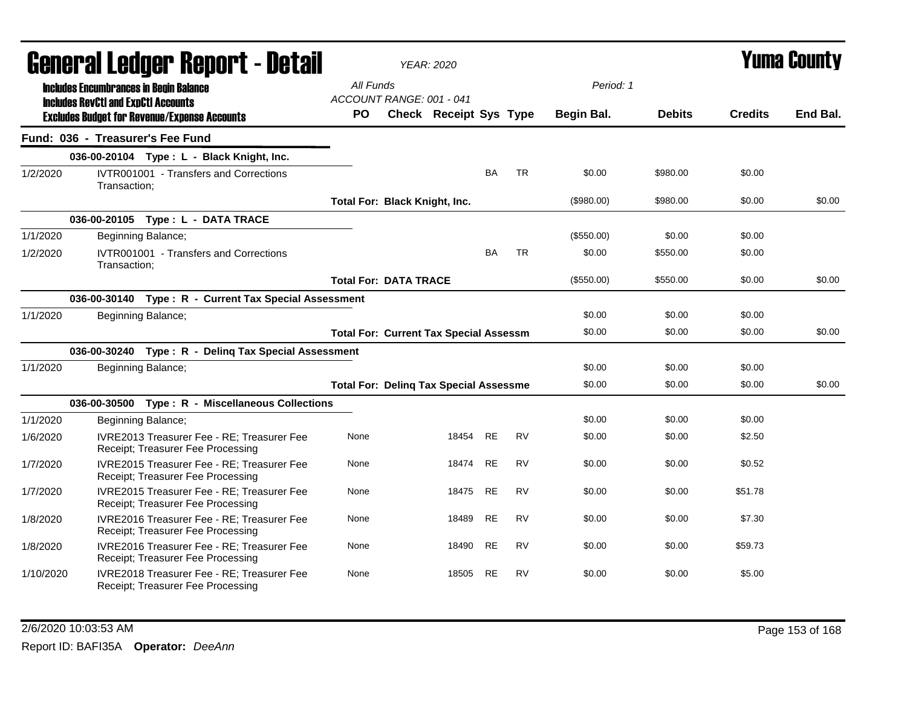# General Ledger Report - Detail

**Yuma County**

YEAR: 2020

All Funds — Period: 1

ACCOUNT RANGE: 001 - 041

**Includes Encumbrances in Begin Balance**
**Includes RevCtl and ExpCtl Accounts**
**Excludes Budget for Revenue/Expense Accounts**

## Fund: 036 - Treasurer's Fee Fund

| Date | Description | PO | Check | Receipt | Sys | Type | Begin Bal. | Debits | Credits | End Bal. |
|---|---|---|---|---|---|---|---|---|---|---|
| | **036-00-20104 Type : L - Black Knight, Inc.** | | | | | | | | | |
| 1/2/2020 | IVTR001001 - Transfers and Corrections Transaction; | | | | BA | TR | $0.00 | $980.00 | $0.00 | |
| | **Total For: Black Knight, Inc.** | | | | | | ($980.00) | $980.00 | $0.00 | $0.00 |
| | **036-00-20105 Type : L - DATA TRACE** | | | | | | | | | |
| 1/1/2020 | Beginning Balance; | | | | | | ($550.00) | $0.00 | $0.00 | |
| 1/2/2020 | IVTR001001 - Transfers and Corrections Transaction; | | | | BA | TR | $0.00 | $550.00 | $0.00 | |
| | **Total For: DATA TRACE** | | | | | | ($550.00) | $550.00 | $0.00 | $0.00 |
| | **036-00-30140 Type : R - Current Tax Special Assessment** | | | | | | | | | |
| 1/1/2020 | Beginning Balance; | | | | | | $0.00 | $0.00 | $0.00 | |
| | **Total For: Current Tax Special Assessm** | | | | | | $0.00 | $0.00 | $0.00 | $0.00 |
| | **036-00-30240 Type : R - Delinq Tax Special Assessment** | | | | | | | | | |
| 1/1/2020 | Beginning Balance; | | | | | | $0.00 | $0.00 | $0.00 | |
| | **Total For: Delinq Tax Special Assessme** | | | | | | $0.00 | $0.00 | $0.00 | $0.00 |
| | **036-00-30500 Type : R - Miscellaneous Collections** | | | | | | | | | |
| 1/1/2020 | Beginning Balance; | | | | | | $0.00 | $0.00 | $0.00 | |
| 1/6/2020 | IVRE2013 Treasurer Fee - RE; Treasurer Fee Receipt; Treasurer Fee Processing | None | | 18454 | RE | RV | $0.00 | $0.00 | $2.50 | |
| 1/7/2020 | IVRE2015 Treasurer Fee - RE; Treasurer Fee Receipt; Treasurer Fee Processing | None | | 18474 | RE | RV | $0.00 | $0.00 | $0.52 | |
| 1/7/2020 | IVRE2015 Treasurer Fee - RE; Treasurer Fee Receipt; Treasurer Fee Processing | None | | 18475 | RE | RV | $0.00 | $0.00 | $51.78 | |
| 1/8/2020 | IVRE2016 Treasurer Fee - RE; Treasurer Fee Receipt; Treasurer Fee Processing | None | | 18489 | RE | RV | $0.00 | $0.00 | $7.30 | |
| 1/8/2020 | IVRE2016 Treasurer Fee - RE; Treasurer Fee Receipt; Treasurer Fee Processing | None | | 18490 | RE | RV | $0.00 | $0.00 | $59.73 | |
| 1/10/2020 | IVRE2018 Treasurer Fee - RE; Treasurer Fee Receipt; Treasurer Fee Processing | None | | 18505 | RE | RV | $0.00 | $0.00 | $5.00 | |

2/6/2020 10:03:53 AM

Report ID: BAFI35A **Operator:** *DeeAnn*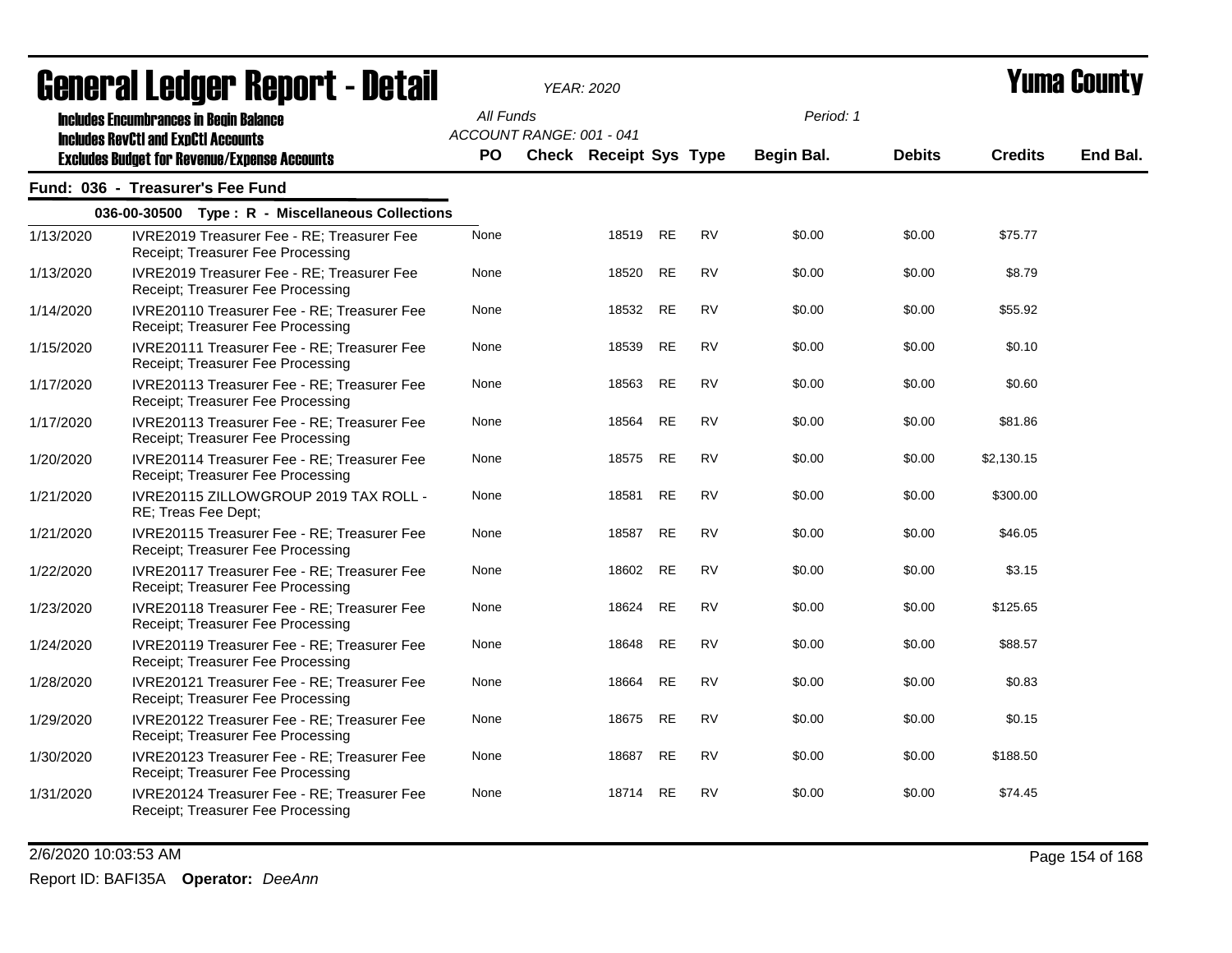# General Ledger Report - Detail

*YEAR: 2020*

# Yuma County

**Includes Encumbrances in Begin Balance**
**Includes RevCtl and ExpCtl Accounts**
**Excludes Budget for Revenue/Expense Accounts**

*All Funds*
*ACCOUNT RANGE: 001 - 041*

*Period: 1*

## Fund: 036 - Treasurer's Fee Fund

### 036-00-30500 Type : R - Miscellaneous Collections

| Date | Description | PO | Check | Receipt | Sys | Type | Begin Bal. | Debits | Credits | End Bal. |
|---|---|---|---|---|---|---|---|---|---|---|
| 1/13/2020 | IVRE2019 Treasurer Fee - RE; Treasurer Fee Receipt; Treasurer Fee Processing | None | | 18519 | RE | RV | $0.00 | $0.00 | $75.77 | |
| 1/13/2020 | IVRE2019 Treasurer Fee - RE; Treasurer Fee Receipt; Treasurer Fee Processing | None | | 18520 | RE | RV | $0.00 | $0.00 | $8.79 | |
| 1/14/2020 | IVRE20110 Treasurer Fee - RE; Treasurer Fee Receipt; Treasurer Fee Processing | None | | 18532 | RE | RV | $0.00 | $0.00 | $55.92 | |
| 1/15/2020 | IVRE20111 Treasurer Fee - RE; Treasurer Fee Receipt; Treasurer Fee Processing | None | | 18539 | RE | RV | $0.00 | $0.00 | $0.10 | |
| 1/17/2020 | IVRE20113 Treasurer Fee - RE; Treasurer Fee Receipt; Treasurer Fee Processing | None | | 18563 | RE | RV | $0.00 | $0.00 | $0.60 | |
| 1/17/2020 | IVRE20113 Treasurer Fee - RE; Treasurer Fee Receipt; Treasurer Fee Processing | None | | 18564 | RE | RV | $0.00 | $0.00 | $81.86 | |
| 1/20/2020 | IVRE20114 Treasurer Fee - RE; Treasurer Fee Receipt; Treasurer Fee Processing | None | | 18575 | RE | RV | $0.00 | $0.00 | $2,130.15 | |
| 1/21/2020 | IVRE20115 ZILLOWGROUP 2019 TAX ROLL - RE; Treas Fee Dept; | None | | 18581 | RE | RV | $0.00 | $0.00 | $300.00 | |
| 1/21/2020 | IVRE20115 Treasurer Fee - RE; Treasurer Fee Receipt; Treasurer Fee Processing | None | | 18587 | RE | RV | $0.00 | $0.00 | $46.05 | |
| 1/22/2020 | IVRE20117 Treasurer Fee - RE; Treasurer Fee Receipt; Treasurer Fee Processing | None | | 18602 | RE | RV | $0.00 | $0.00 | $3.15 | |
| 1/23/2020 | IVRE20118 Treasurer Fee - RE; Treasurer Fee Receipt; Treasurer Fee Processing | None | | 18624 | RE | RV | $0.00 | $0.00 | $125.65 | |
| 1/24/2020 | IVRE20119 Treasurer Fee - RE; Treasurer Fee Receipt; Treasurer Fee Processing | None | | 18648 | RE | RV | $0.00 | $0.00 | $88.57 | |
| 1/28/2020 | IVRE20121 Treasurer Fee - RE; Treasurer Fee Receipt; Treasurer Fee Processing | None | | 18664 | RE | RV | $0.00 | $0.00 | $0.83 | |
| 1/29/2020 | IVRE20122 Treasurer Fee - RE; Treasurer Fee Receipt; Treasurer Fee Processing | None | | 18675 | RE | RV | $0.00 | $0.00 | $0.15 | |
| 1/30/2020 | IVRE20123 Treasurer Fee - RE; Treasurer Fee Receipt; Treasurer Fee Processing | None | | 18687 | RE | RV | $0.00 | $0.00 | $188.50 | |
| 1/31/2020 | IVRE20124 Treasurer Fee - RE; Treasurer Fee Receipt; Treasurer Fee Processing | None | | 18714 | RE | RV | $0.00 | $0.00 | $74.45 | |

2/6/2020 10:03:53 AM

Report ID: BAFI35A **Operator:** *DeeAnn*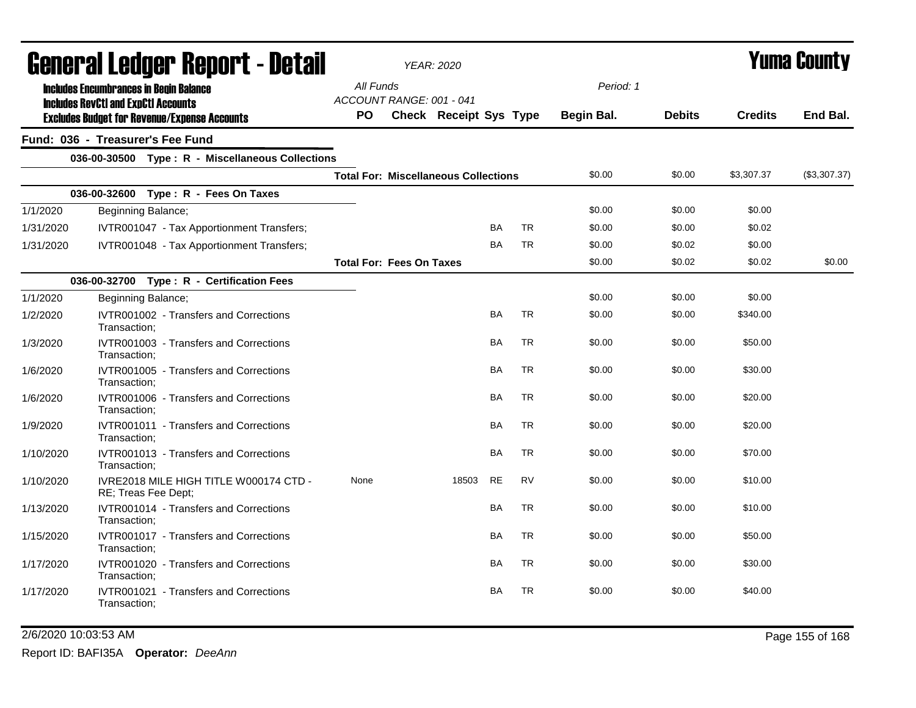# General Ledger Report - Detail

**YEAR: 2020**

**Yuma County**

Includes Encumbrances in Begin Balance
Includes RevCtl and ExpCtl Accounts
Excludes Budget for Revenue/Expense Accounts

All Funds
ACCOUNT RANGE: 001 - 041

Period: 1

## Fund: 036 - Treasurer's Fee Fund

| Date | Description | PO | Check | Receipt | Sys | Type | Begin Bal. | Debits | Credits | End Bal. |
|---|---|---|---|---|---|---|---|---|---|---|
| | **036-00-30500 Type : R - Miscellaneous Collections** | | | | | | | | | |
| | | **Total For: Miscellaneous Collections** | | | | | $0.00 | $0.00 | $3,307.37 | ($3,307.37) |
| | **036-00-32600 Type : R - Fees On Taxes** | | | | | | | | | |
| 1/1/2020 | Beginning Balance; | | | | | | $0.00 | $0.00 | $0.00 | |
| 1/31/2020 | IVTR001047 - Tax Apportionment Transfers; | | | | BA | TR | $0.00 | $0.00 | $0.02 | |
| 1/31/2020 | IVTR001048 - Tax Apportionment Transfers; | | | | BA | TR | $0.00 | $0.02 | $0.00 | |
| | | **Total For: Fees On Taxes** | | | | | $0.00 | $0.02 | $0.02 | $0.00 |
| | **036-00-32700 Type : R - Certification Fees** | | | | | | | | | |
| 1/1/2020 | Beginning Balance; | | | | | | $0.00 | $0.00 | $0.00 | |
| 1/2/2020 | IVTR001002 - Transfers and Corrections Transaction; | | | | BA | TR | $0.00 | $0.00 | $340.00 | |
| 1/3/2020 | IVTR001003 - Transfers and Corrections Transaction; | | | | BA | TR | $0.00 | $0.00 | $50.00 | |
| 1/6/2020 | IVTR001005 - Transfers and Corrections Transaction; | | | | BA | TR | $0.00 | $0.00 | $30.00 | |
| 1/6/2020 | IVTR001006 - Transfers and Corrections Transaction; | | | | BA | TR | $0.00 | $0.00 | $20.00 | |
| 1/9/2020 | IVTR001011 - Transfers and Corrections Transaction; | | | | BA | TR | $0.00 | $0.00 | $20.00 | |
| 1/10/2020 | IVTR001013 - Transfers and Corrections Transaction; | | | | BA | TR | $0.00 | $0.00 | $70.00 | |
| 1/10/2020 | IVRE2018 MILE HIGH TITLE W000174 CTD - RE; Treas Fee Dept; | None | | 18503 | RE | RV | $0.00 | $0.00 | $10.00 | |
| 1/13/2020 | IVTR001014 - Transfers and Corrections Transaction; | | | | BA | TR | $0.00 | $0.00 | $10.00 | |
| 1/15/2020 | IVTR001017 - Transfers and Corrections Transaction; | | | | BA | TR | $0.00 | $0.00 | $50.00 | |
| 1/17/2020 | IVTR001020 - Transfers and Corrections Transaction; | | | | BA | TR | $0.00 | $0.00 | $30.00 | |
| 1/17/2020 | IVTR001021 - Transfers and Corrections Transaction; | | | | BA | TR | $0.00 | $0.00 | $40.00 | |

2/6/2020 10:03:53 AM

Report ID: BAFI35A **Operator:** *DeeAnn*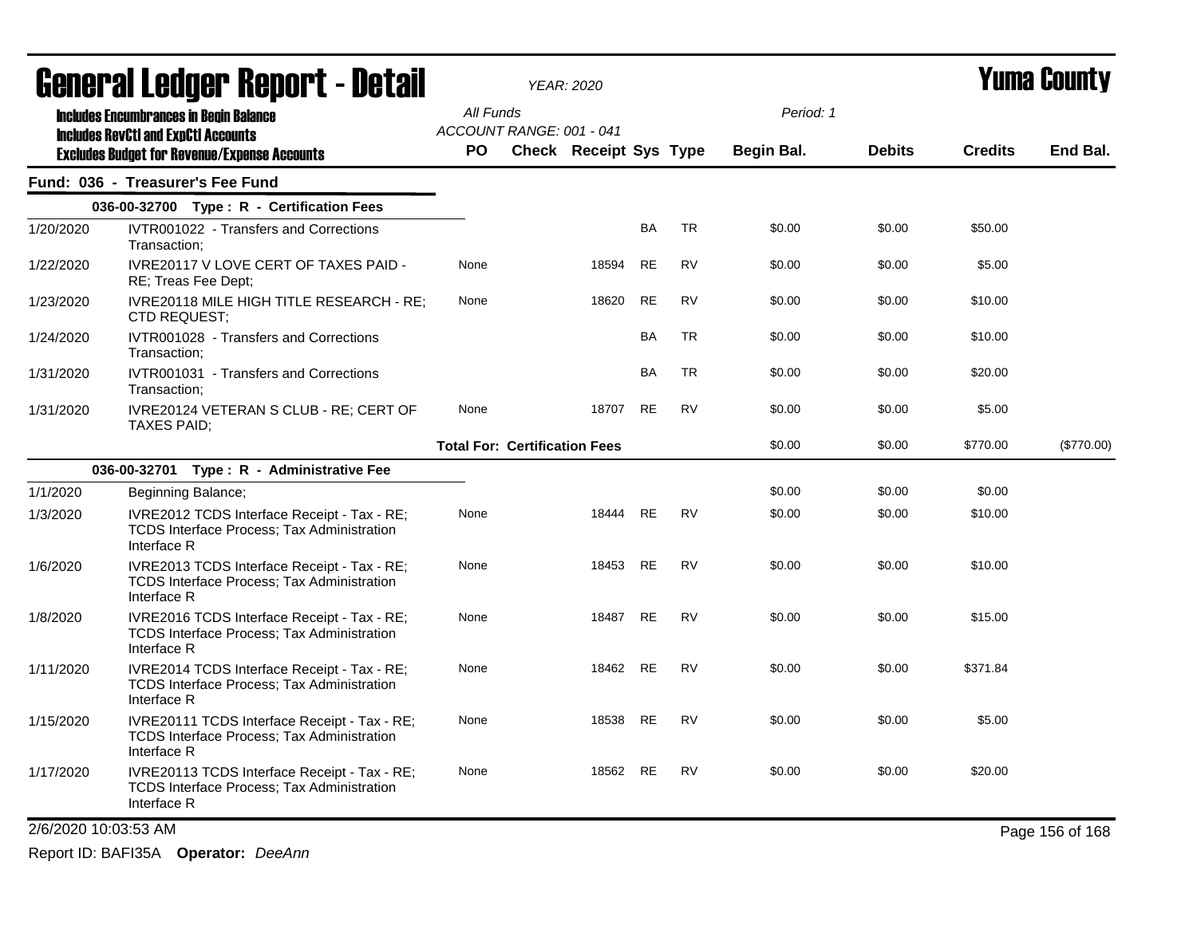# General Ledger Report - Detail

*YEAR: 2020*

**Yuma County**

**Includes Encumbrances in Begin Balance**
**Includes RevCtl and ExpCtl Accounts**
**Excludes Budget for Revenue/Expense Accounts**

All Funds
ACCOUNT RANGE: 001 - 041

Period: 1

| | | PO | Check | Receipt | Sys | Type | Begin Bal. | Debits | Credits | End Bal. |
|---|---|---|---|---|---|---|---|---|---|---|
| **Fund: 036 - Treasurer's Fee Fund** | | | | | | | | | | |
| | **036-00-32700 Type : R - Certification Fees** | | | | | | | | | |
| 1/20/2020 | IVTR001022 - Transfers and Corrections Transaction; | | | | BA | TR | $0.00 | $0.00 | $50.00 | |
| 1/22/2020 | IVRE20117 V LOVE CERT OF TAXES PAID - RE; Treas Fee Dept; | None | | 18594 | RE | RV | $0.00 | $0.00 | $5.00 | |
| 1/23/2020 | IVRE20118 MILE HIGH TITLE RESEARCH - RE; CTD REQUEST; | None | | 18620 | RE | RV | $0.00 | $0.00 | $10.00 | |
| 1/24/2020 | IVTR001028 - Transfers and Corrections Transaction; | | | | BA | TR | $0.00 | $0.00 | $10.00 | |
| 1/31/2020 | IVTR001031 - Transfers and Corrections Transaction; | | | | BA | TR | $0.00 | $0.00 | $20.00 | |
| 1/31/2020 | IVRE20124 VETERAN S CLUB - RE; CERT OF TAXES PAID; | None | | 18707 | RE | RV | $0.00 | $0.00 | $5.00 | |
| | | **Total For: Certification Fees** | | | | | $0.00 | $0.00 | $770.00 | ($770.00) |
| | **036-00-32701 Type : R - Administrative Fee** | | | | | | | | | |
| 1/1/2020 | Beginning Balance; | | | | | | $0.00 | $0.00 | $0.00 | |
| 1/3/2020 | IVRE2012 TCDS Interface Receipt - Tax - RE; TCDS Interface Process; Tax Administration Interface R | None | | 18444 | RE | RV | $0.00 | $0.00 | $10.00 | |
| 1/6/2020 | IVRE2013 TCDS Interface Receipt - Tax - RE; TCDS Interface Process; Tax Administration Interface R | None | | 18453 | RE | RV | $0.00 | $0.00 | $10.00 | |
| 1/8/2020 | IVRE2016 TCDS Interface Receipt - Tax - RE; TCDS Interface Process; Tax Administration Interface R | None | | 18487 | RE | RV | $0.00 | $0.00 | $15.00 | |
| 1/11/2020 | IVRE2014 TCDS Interface Receipt - Tax - RE; TCDS Interface Process; Tax Administration Interface R | None | | 18462 | RE | RV | $0.00 | $0.00 | $371.84 | |
| 1/15/2020 | IVRE20111 TCDS Interface Receipt - Tax - RE; TCDS Interface Process; Tax Administration Interface R | None | | 18538 | RE | RV | $0.00 | $0.00 | $5.00 | |
| 1/17/2020 | IVRE20113 TCDS Interface Receipt - Tax - RE; TCDS Interface Process; Tax Administration Interface R | None | | 18562 | RE | RV | $0.00 | $0.00 | $20.00 | |

2/6/2020 10:03:53 AM

Report ID: BAFI35A **Operator:** *DeeAnn*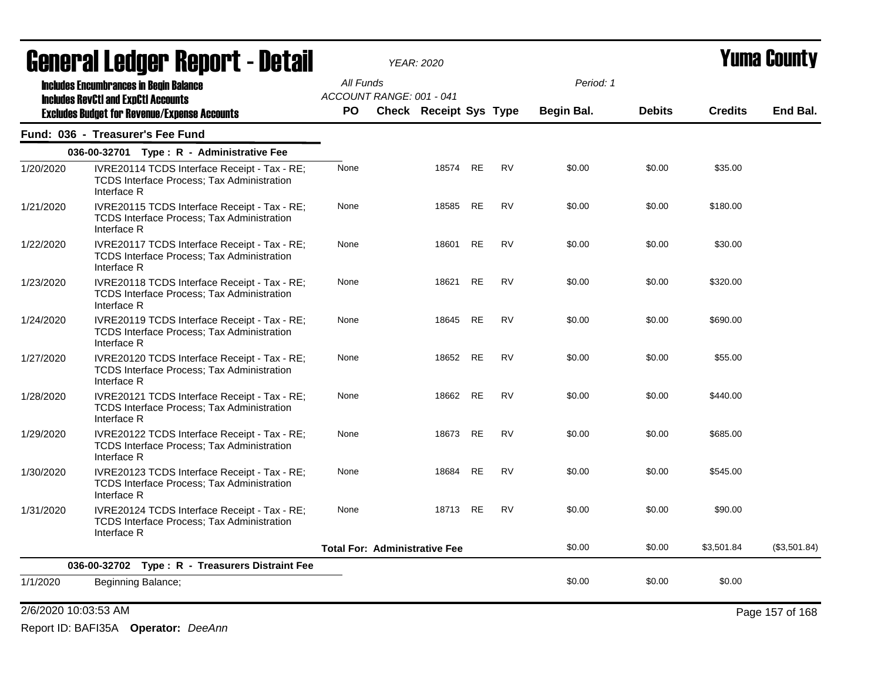# General Ledger Report - Detail

*YEAR: 2020*

# Yuma County

**Includes Encumbrances in Begin Balance**
**Includes RevCtl and ExpCtl Accounts**
**Excludes Budget for Revenue/Expense Accounts**

All Funds
ACCOUNT RANGE: 001 - 041

Period: 1

## Fund: 036 - Treasurer's Fee Fund

| Date | Description | PO | Check | Receipt | Sys | Type | Begin Bal. | Debits | Credits | End Bal. |
|---|---|---|---|---|---|---|---|---|---|---|
| **036-00-32701 Type : R - Administrative Fee** | | | | | | | | | | |
| 1/20/2020 | IVRE20114 TCDS Interface Receipt - Tax - RE; TCDS Interface Process; Tax Administration Interface R | None | | 18574 | RE | RV | $0.00 | $0.00 | $35.00 | |
| 1/21/2020 | IVRE20115 TCDS Interface Receipt - Tax - RE; TCDS Interface Process; Tax Administration Interface R | None | | 18585 | RE | RV | $0.00 | $0.00 | $180.00 | |
| 1/22/2020 | IVRE20117 TCDS Interface Receipt - Tax - RE; TCDS Interface Process; Tax Administration Interface R | None | | 18601 | RE | RV | $0.00 | $0.00 | $30.00 | |
| 1/23/2020 | IVRE20118 TCDS Interface Receipt - Tax - RE; TCDS Interface Process; Tax Administration Interface R | None | | 18621 | RE | RV | $0.00 | $0.00 | $320.00 | |
| 1/24/2020 | IVRE20119 TCDS Interface Receipt - Tax - RE; TCDS Interface Process; Tax Administration Interface R | None | | 18645 | RE | RV | $0.00 | $0.00 | $690.00 | |
| 1/27/2020 | IVRE20120 TCDS Interface Receipt - Tax - RE; TCDS Interface Process; Tax Administration Interface R | None | | 18652 | RE | RV | $0.00 | $0.00 | $55.00 | |
| 1/28/2020 | IVRE20121 TCDS Interface Receipt - Tax - RE; TCDS Interface Process; Tax Administration Interface R | None | | 18662 | RE | RV | $0.00 | $0.00 | $440.00 | |
| 1/29/2020 | IVRE20122 TCDS Interface Receipt - Tax - RE; TCDS Interface Process; Tax Administration Interface R | None | | 18673 | RE | RV | $0.00 | $0.00 | $685.00 | |
| 1/30/2020 | IVRE20123 TCDS Interface Receipt - Tax - RE; TCDS Interface Process; Tax Administration Interface R | None | | 18684 | RE | RV | $0.00 | $0.00 | $545.00 | |
| 1/31/2020 | IVRE20124 TCDS Interface Receipt - Tax - RE; TCDS Interface Process; Tax Administration Interface R | None | | 18713 | RE | RV | $0.00 | $0.00 | $90.00 | |
| | | **Total For: Administrative Fee** | | | | | $0.00 | $0.00 | $3,501.84 | ($3,501.84) |
| **036-00-32702 Type : R - Treasurers Distraint Fee** | | | | | | | | | | |
| 1/1/2020 | Beginning Balance; | | | | | | $0.00 | $0.00 | $0.00 | |

2/6/2020 10:03:53 AM

Report ID: BAFI35A **Operator:** *DeeAnn*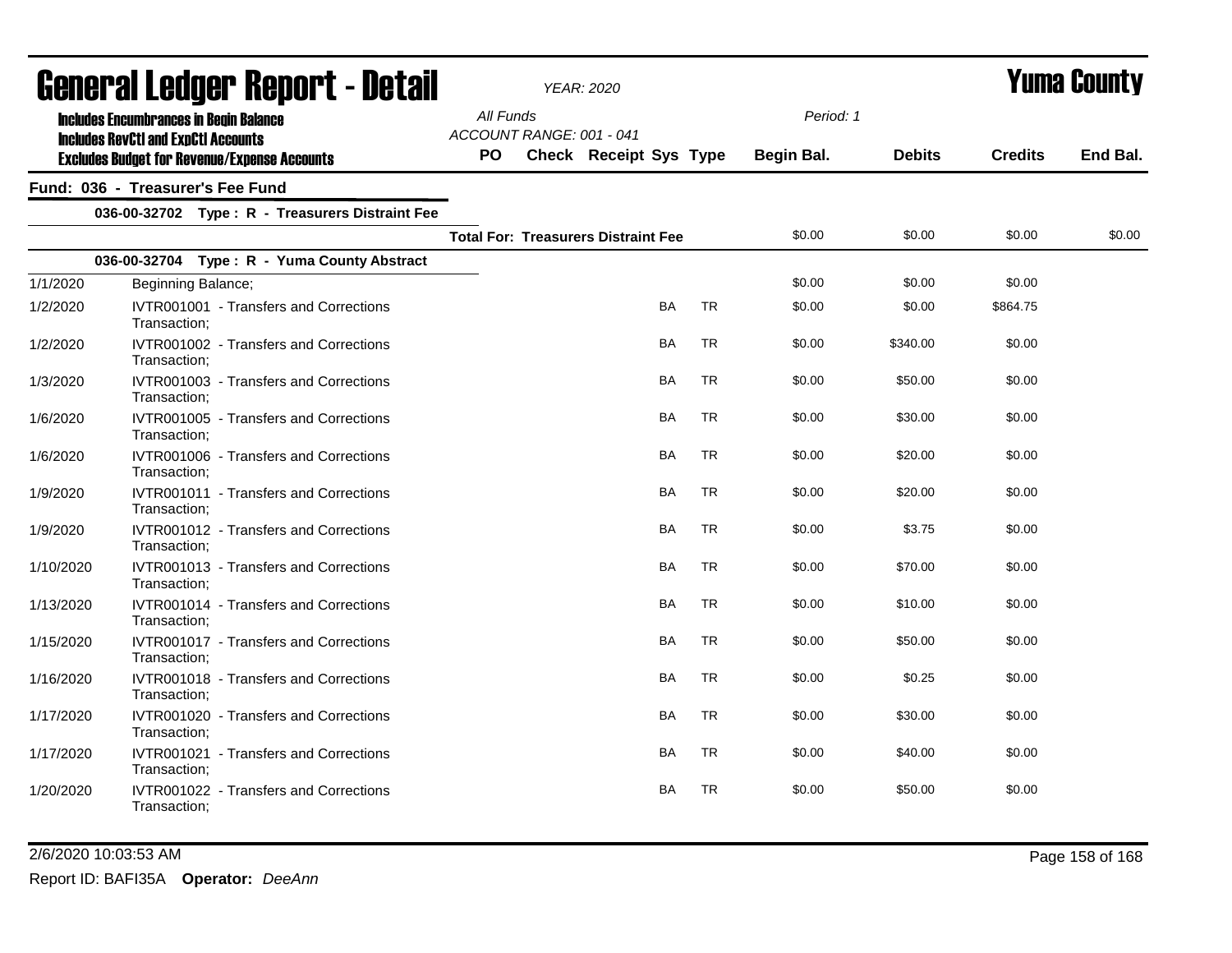# General Ledger Report - Detail

**YEAR: 2020**

**Yuma County**

Includes Encumbrances in Begin Balance
Includes RevCtl and ExpCtl Accounts
Excludes Budget for Revenue/Expense Accounts

All Funds
ACCOUNT RANGE: 001 - 041

Period: 1

## Fund: 036 - Treasurer's Fee Fund

### 036-00-32702 Type : R - Treasurers Distraint Fee

| Date | Description | PO | Check | Receipt | Sys | Type | Begin Bal. | Debits | Credits | End Bal. |
|---|---|---|---|---|---|---|---|---|---|---|
| | **Total For: Treasurers Distraint Fee** | | | | | | $0.00 | $0.00 | $0.00 | $0.00 |

### 036-00-32704 Type : R - Yuma County Abstract

| Date | Description | PO | Check | Receipt | Sys | Type | Begin Bal. | Debits | Credits | End Bal. |
|---|---|---|---|---|---|---|---|---|---|---|
| 1/1/2020 | Beginning Balance; | | | | | | $0.00 | $0.00 | $0.00 | |
| 1/2/2020 | IVTR001001 - Transfers and Corrections Transaction; | | | | BA | TR | $0.00 | $0.00 | $864.75 | |
| 1/2/2020 | IVTR001002 - Transfers and Corrections Transaction; | | | | BA | TR | $0.00 | $340.00 | $0.00 | |
| 1/3/2020 | IVTR001003 - Transfers and Corrections Transaction; | | | | BA | TR | $0.00 | $50.00 | $0.00 | |
| 1/6/2020 | IVTR001005 - Transfers and Corrections Transaction; | | | | BA | TR | $0.00 | $30.00 | $0.00 | |
| 1/6/2020 | IVTR001006 - Transfers and Corrections Transaction; | | | | BA | TR | $0.00 | $20.00 | $0.00 | |
| 1/9/2020 | IVTR001011 - Transfers and Corrections Transaction; | | | | BA | TR | $0.00 | $20.00 | $0.00 | |
| 1/9/2020 | IVTR001012 - Transfers and Corrections Transaction; | | | | BA | TR | $0.00 | $3.75 | $0.00 | |
| 1/10/2020 | IVTR001013 - Transfers and Corrections Transaction; | | | | BA | TR | $0.00 | $70.00 | $0.00 | |
| 1/13/2020 | IVTR001014 - Transfers and Corrections Transaction; | | | | BA | TR | $0.00 | $10.00 | $0.00 | |
| 1/15/2020 | IVTR001017 - Transfers and Corrections Transaction; | | | | BA | TR | $0.00 | $50.00 | $0.00 | |
| 1/16/2020 | IVTR001018 - Transfers and Corrections Transaction; | | | | BA | TR | $0.00 | $0.25 | $0.00 | |
| 1/17/2020 | IVTR001020 - Transfers and Corrections Transaction; | | | | BA | TR | $0.00 | $30.00 | $0.00 | |
| 1/17/2020 | IVTR001021 - Transfers and Corrections Transaction; | | | | BA | TR | $0.00 | $40.00 | $0.00 | |
| 1/20/2020 | IVTR001022 - Transfers and Corrections Transaction; | | | | BA | TR | $0.00 | $50.00 | $0.00 | |

2/6/2020 10:03:53 AM

Report ID: BAFI35A **Operator:** *DeeAnn*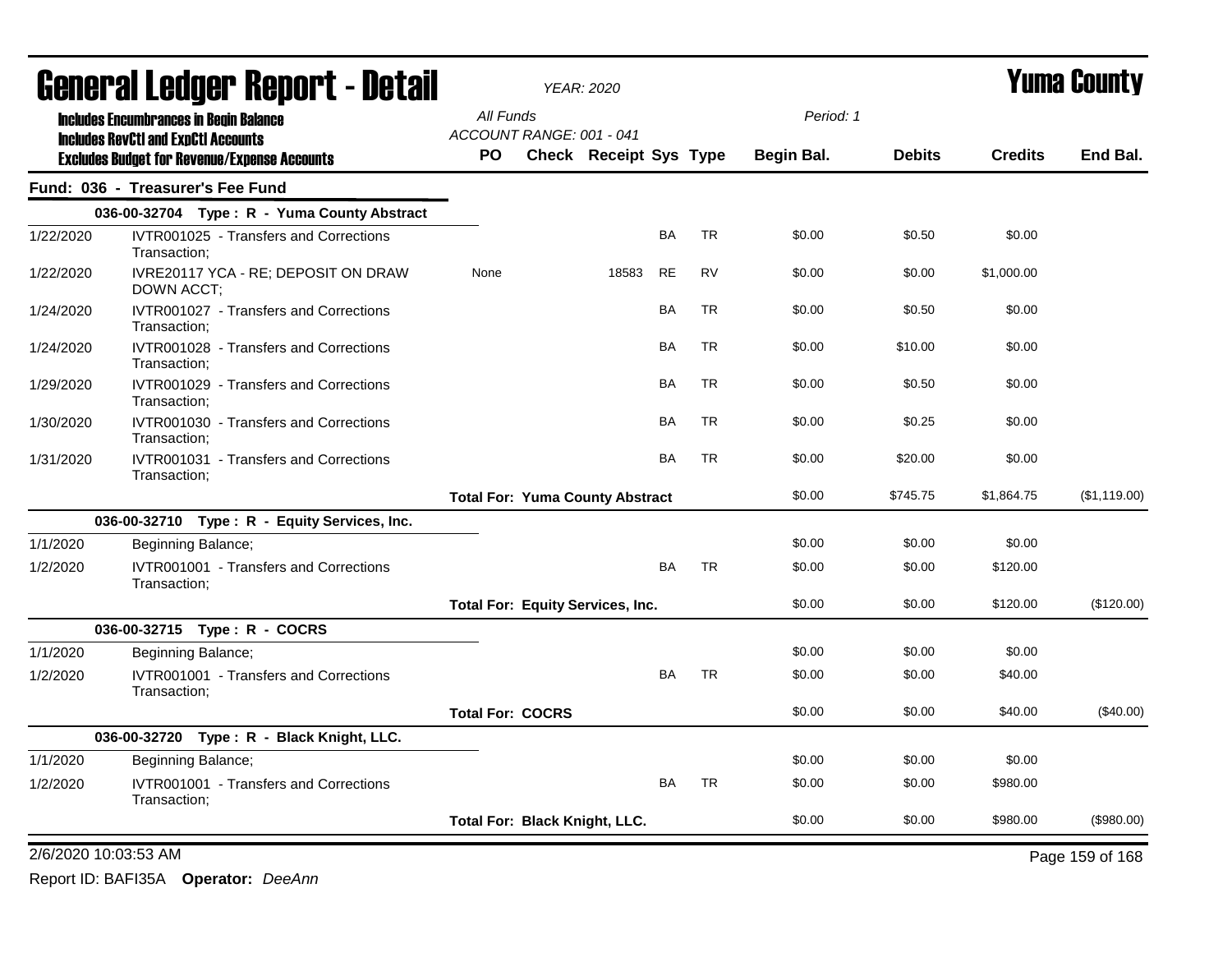# General Ledger Report - Detail

*YEAR: 2020*

**Yuma County**

Includes Encumbrances in Begin Balance
Includes RevCtl and ExpCtl Accounts
Excludes Budget for Revenue/Expense Accounts

All Funds
ACCOUNT RANGE: 001 - 041

Period: 1

## Fund: 036 - Treasurer's Fee Fund

| Date | Description | PO | Check | Receipt | Sys | Type | Begin Bal. | Debits | Credits | End Bal. |
|---|---|---|---|---|---|---|---|---|---|---|
| | **036-00-32704 Type : R - Yuma County Abstract** | | | | | | | | | |
| 1/22/2020 | IVTR001025 - Transfers and Corrections Transaction; | | | | BA | TR | $0.00 | $0.50 | $0.00 | |
| 1/22/2020 | IVRE20117 YCA - RE; DEPOSIT ON DRAW DOWN ACCT; | None | | 18583 | RE | RV | $0.00 | $0.00 | $1,000.00 | |
| 1/24/2020 | IVTR001027 - Transfers and Corrections Transaction; | | | | BA | TR | $0.00 | $0.50 | $0.00 | |
| 1/24/2020 | IVTR001028 - Transfers and Corrections Transaction; | | | | BA | TR | $0.00 | $10.00 | $0.00 | |
| 1/29/2020 | IVTR001029 - Transfers and Corrections Transaction; | | | | BA | TR | $0.00 | $0.50 | $0.00 | |
| 1/30/2020 | IVTR001030 - Transfers and Corrections Transaction; | | | | BA | TR | $0.00 | $0.25 | $0.00 | |
| 1/31/2020 | IVTR001031 - Transfers and Corrections Transaction; | | | | BA | TR | $0.00 | $20.00 | $0.00 | |
| | | **Total For: Yuma County Abstract** | | | | | $0.00 | $745.75 | $1,864.75 | ($1,119.00) |
| | **036-00-32710 Type : R - Equity Services, Inc.** | | | | | | | | | |
| 1/1/2020 | Beginning Balance; | | | | | | $0.00 | $0.00 | $0.00 | |
| 1/2/2020 | IVTR001001 - Transfers and Corrections Transaction; | | | | BA | TR | $0.00 | $0.00 | $120.00 | |
| | | **Total For: Equity Services, Inc.** | | | | | $0.00 | $0.00 | $120.00 | ($120.00) |
| | **036-00-32715 Type : R - COCRS** | | | | | | | | | |
| 1/1/2020 | Beginning Balance; | | | | | | $0.00 | $0.00 | $0.00 | |
| 1/2/2020 | IVTR001001 - Transfers and Corrections Transaction; | | | | BA | TR | $0.00 | $0.00 | $40.00 | |
| | | **Total For: COCRS** | | | | | $0.00 | $0.00 | $40.00 | ($40.00) |
| | **036-00-32720 Type : R - Black Knight, LLC.** | | | | | | | | | |
| 1/1/2020 | Beginning Balance; | | | | | | $0.00 | $0.00 | $0.00 | |
| 1/2/2020 | IVTR001001 - Transfers and Corrections Transaction; | | | | BA | TR | $0.00 | $0.00 | $980.00 | |
| | | **Total For: Black Knight, LLC.** | | | | | $0.00 | $0.00 | $980.00 | ($980.00) |

2/6/2020 10:03:53 AM

Report ID: BAFI35A **Operator:** *DeeAnn*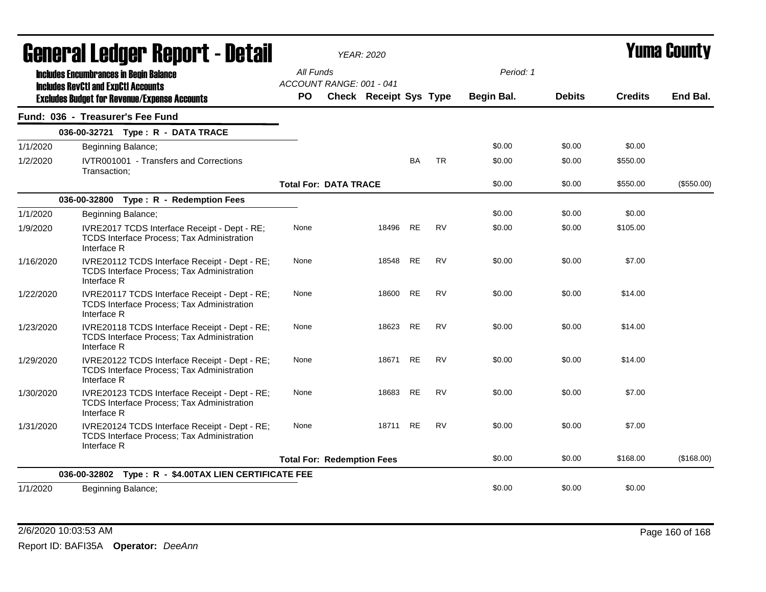# General Ledger Report - Detail

*YEAR: 2020*

# Yuma County

**Includes Encumbrances in Begin Balance**
**Includes RevCtl and ExpCtl Accounts**
**Excludes Budget for Revenue/Expense Accounts**

*All Funds*
*ACCOUNT RANGE: 001 - 041*
*Period: 1*

## Fund: 036 - Treasurer's Fee Fund

| Date | Description | PO | Check | Receipt | Sys | Type | Begin Bal. | Debits | Credits | End Bal. |
|---|---|---|---|---|---|---|---|---|---|---|
| **036-00-32721 Type : R - DATA TRACE** | | | | | | | | | | |
| 1/1/2020 | Beginning Balance; | | | | | | $0.00 | $0.00 | $0.00 | |
| 1/2/2020 | IVTR001001 - Transfers and Corrections Transaction; | | | | BA | TR | $0.00 | $0.00 | $550.00 | |
| | | **Total For: DATA TRACE** | | | | | $0.00 | $0.00 | $550.00 | ($550.00) |
| **036-00-32800 Type : R - Redemption Fees** | | | | | | | | | | |
| 1/1/2020 | Beginning Balance; | | | | | | $0.00 | $0.00 | $0.00 | |
| 1/9/2020 | IVRE2017 TCDS Interface Receipt - Dept - RE; TCDS Interface Process; Tax Administration Interface R | None | | 18496 | RE | RV | $0.00 | $0.00 | $105.00 | |
| 1/16/2020 | IVRE20112 TCDS Interface Receipt - Dept - RE; TCDS Interface Process; Tax Administration Interface R | None | | 18548 | RE | RV | $0.00 | $0.00 | $7.00 | |
| 1/22/2020 | IVRE20117 TCDS Interface Receipt - Dept - RE; TCDS Interface Process; Tax Administration Interface R | None | | 18600 | RE | RV | $0.00 | $0.00 | $14.00 | |
| 1/23/2020 | IVRE20118 TCDS Interface Receipt - Dept - RE; TCDS Interface Process; Tax Administration Interface R | None | | 18623 | RE | RV | $0.00 | $0.00 | $14.00 | |
| 1/29/2020 | IVRE20122 TCDS Interface Receipt - Dept - RE; TCDS Interface Process; Tax Administration Interface R | None | | 18671 | RE | RV | $0.00 | $0.00 | $14.00 | |
| 1/30/2020 | IVRE20123 TCDS Interface Receipt - Dept - RE; TCDS Interface Process; Tax Administration Interface R | None | | 18683 | RE | RV | $0.00 | $0.00 | $7.00 | |
| 1/31/2020 | IVRE20124 TCDS Interface Receipt - Dept - RE; TCDS Interface Process; Tax Administration Interface R | None | | 18711 | RE | RV | $0.00 | $0.00 | $7.00 | |
| | | **Total For: Redemption Fees** | | | | | $0.00 | $0.00 | $168.00 | ($168.00) |
| **036-00-32802 Type : R - $4.00TAX LIEN CERTIFICATE FEE** | | | | | | | | | | |
| 1/1/2020 | Beginning Balance; | | | | | | $0.00 | $0.00 | $0.00 | |

2/6/2020 10:03:53 AM

Report ID: BAFI35A **Operator:** *DeeAnn*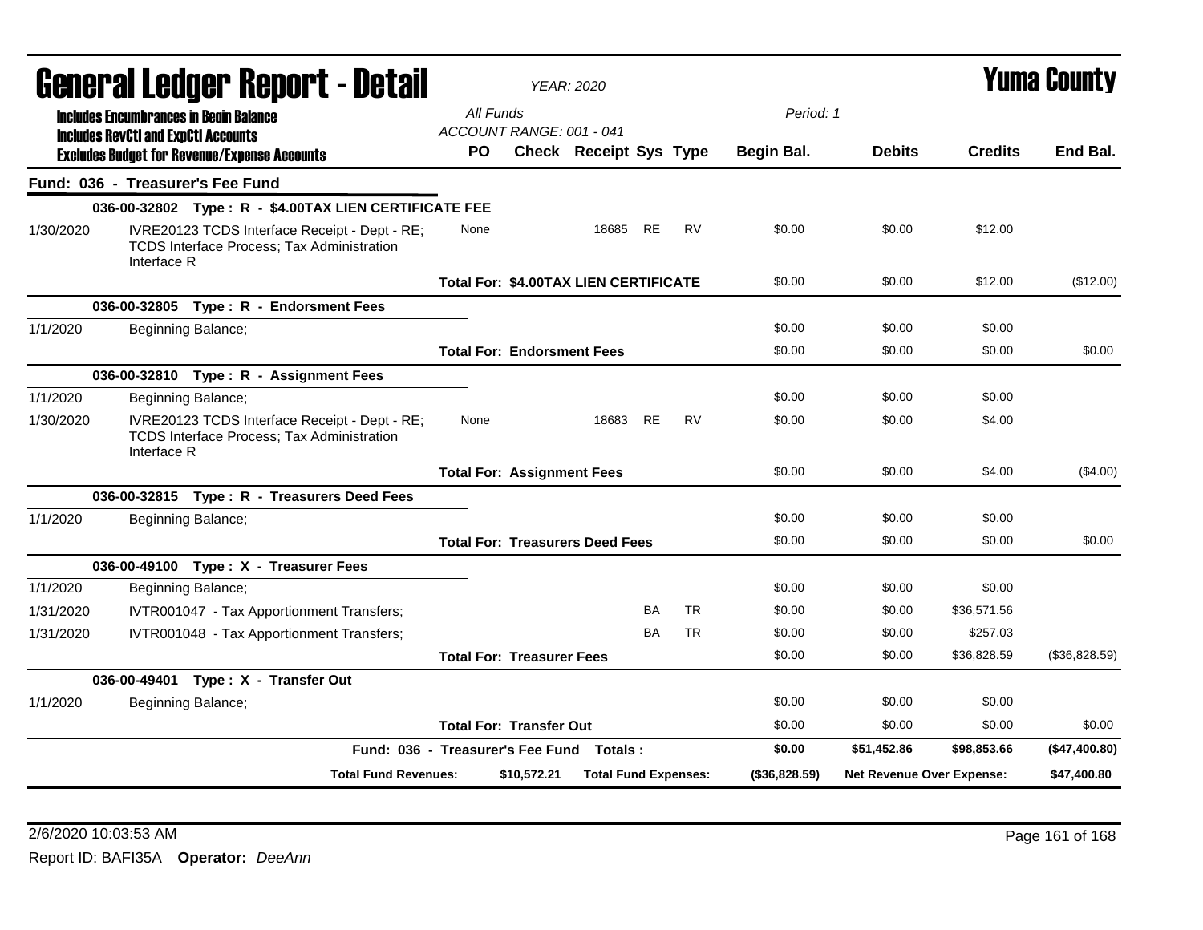# General Ledger Report - Detail

*YEAR: 2020*

# Yuma County

**Includes Encumbrances in Begin Balance**
**Includes RevCtl and ExpCtl Accounts**
**Excludes Budget for Revenue/Expense Accounts**

*All Funds*
*ACCOUNT RANGE: 001 - 041*
*Period: 1*

| | | PO | Check | Receipt | Sys | Type | Begin Bal. | Debits | Credits | End Bal. |
|---|---|---|---|---|---|---|---|---|---|---|
| **Fund: 036 - Treasurer's Fee Fund** | | | | | | | | | | |
| | **036-00-32802 Type : R - $4.00TAX LIEN CERTIFICATE FEE** | | | | | | | | | |
| 1/30/2020 | IVRE20123 TCDS Interface Receipt - Dept - RE; TCDS Interface Process; Tax Administration Interface R | None | | 18685 | RE | RV | $0.00 | $0.00 | $12.00 | |
| | | **Total For: $4.00TAX LIEN CERTIFICATE** | | | | | $0.00 | $0.00 | $12.00 | ($12.00) |
| | **036-00-32805 Type : R - Endorsment Fees** | | | | | | | | | |
| 1/1/2020 | Beginning Balance; | | | | | | $0.00 | $0.00 | $0.00 | |
| | | **Total For: Endorsment Fees** | | | | | $0.00 | $0.00 | $0.00 | $0.00 |
| | **036-00-32810 Type : R - Assignment Fees** | | | | | | | | | |
| 1/1/2020 | Beginning Balance; | | | | | | $0.00 | $0.00 | $0.00 | |
| 1/30/2020 | IVRE20123 TCDS Interface Receipt - Dept - RE; TCDS Interface Process; Tax Administration Interface R | None | | 18683 | RE | RV | $0.00 | $0.00 | $4.00 | |
| | | **Total For: Assignment Fees** | | | | | $0.00 | $0.00 | $4.00 | ($4.00) |
| | **036-00-32815 Type : R - Treasurers Deed Fees** | | | | | | | | | |
| 1/1/2020 | Beginning Balance; | | | | | | $0.00 | $0.00 | $0.00 | |
| | | **Total For: Treasurers Deed Fees** | | | | | $0.00 | $0.00 | $0.00 | $0.00 |
| | **036-00-49100 Type : X - Treasurer Fees** | | | | | | | | | |
| 1/1/2020 | Beginning Balance; | | | | | | $0.00 | $0.00 | $0.00 | |
| 1/31/2020 | IVTR001047 - Tax Apportionment Transfers; | | | | BA | TR | $0.00 | $0.00 | $36,571.56 | |
| 1/31/2020 | IVTR001048 - Tax Apportionment Transfers; | | | | BA | TR | $0.00 | $0.00 | $257.03 | |
| | | **Total For: Treasurer Fees** | | | | | $0.00 | $0.00 | $36,828.59 | ($36,828.59) |
| | **036-00-49401 Type : X - Transfer Out** | | | | | | | | | |
| 1/1/2020 | Beginning Balance; | | | | | | $0.00 | $0.00 | $0.00 | |
| | | **Total For: Transfer Out** | | | | | $0.00 | $0.00 | $0.00 | $0.00 |
| | **Fund: 036 - Treasurer's Fee Fund Totals :** | | | | | | **$0.00** | **$51,452.86** | **$98,853.66** | **($47,400.80)** |
| | **Total Fund Revenues:** | | **$10,572.21** | **Total Fund Expenses:** | | | **($36,828.59)** | **Net Revenue Over Expense:** | | **$47,400.80** |

2/6/2020 10:03:53 AM

Report ID: BAFI35A **Operator:** *DeeAnn*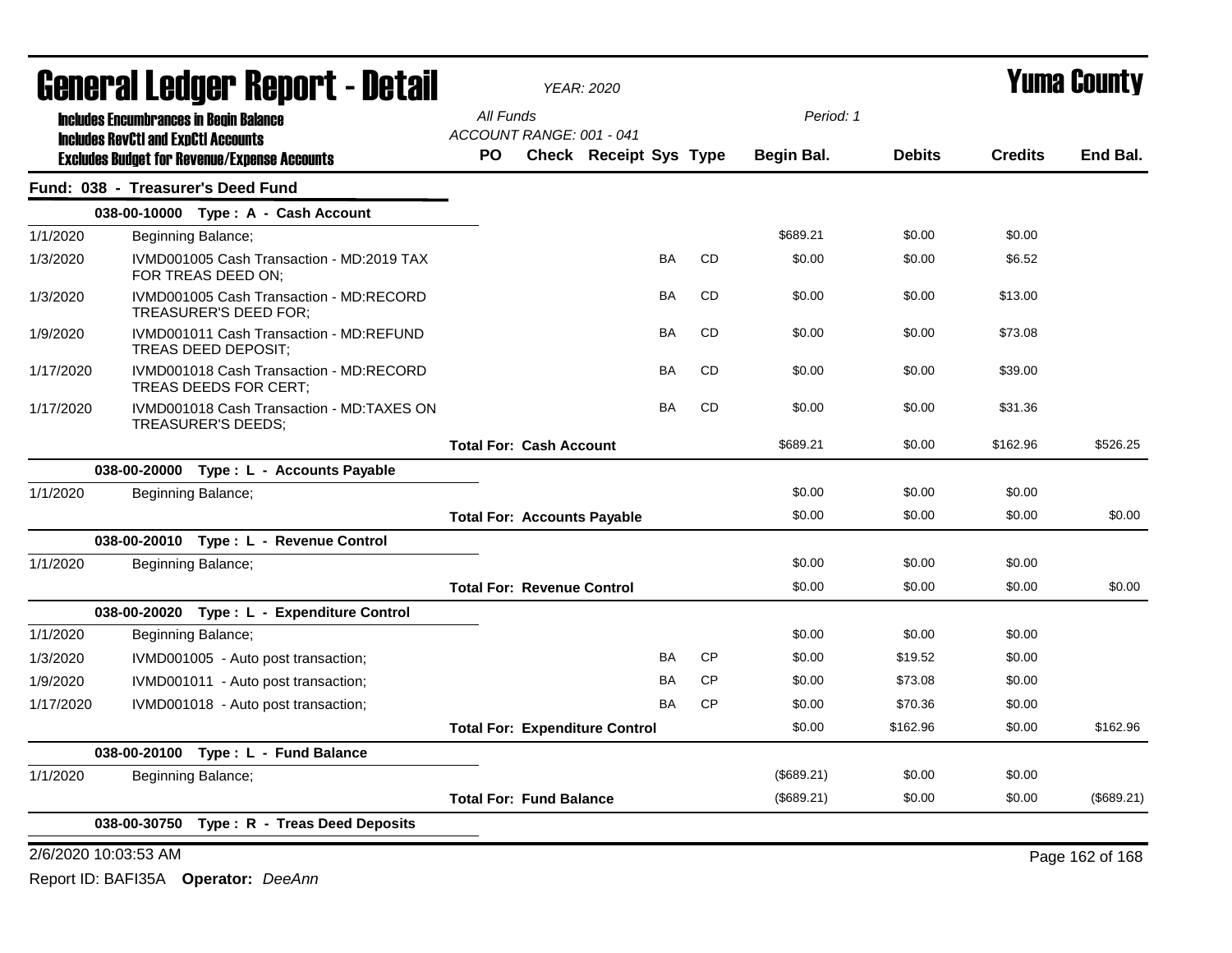# General Ledger Report - Detail

*YEAR: 2020*

# Yuma County

**Includes Encumbrances in Begin Balance**
**Includes RevCtl and ExpCtl Accounts**
**Excludes Budget for Revenue/Expense Accounts**

*All Funds*
*ACCOUNT RANGE: 001 - 041*
*Period: 1*

## Fund: 038 - Treasurer's Deed Fund

| Date | Description | PO | Check | Receipt | Sys | Type | Begin Bal. | Debits | Credits | End Bal. |
|---|---|---|---|---|---|---|---|---|---|---|
| | **038-00-10000 Type : A - Cash Account** | | | | | | | | | |
| 1/1/2020 | Beginning Balance; | | | | | | $689.21 | $0.00 | $0.00 | |
| 1/3/2020 | IVMD001005 Cash Transaction - MD:2019 TAX FOR TREAS DEED ON; | | | | BA | CD | $0.00 | $0.00 | $6.52 | |
| 1/3/2020 | IVMD001005 Cash Transaction - MD:RECORD TREASURER'S DEED FOR; | | | | BA | CD | $0.00 | $0.00 | $13.00 | |
| 1/9/2020 | IVMD001011 Cash Transaction - MD:REFUND TREAS DEED DEPOSIT; | | | | BA | CD | $0.00 | $0.00 | $73.08 | |
| 1/17/2020 | IVMD001018 Cash Transaction - MD:RECORD TREAS DEEDS FOR CERT; | | | | BA | CD | $0.00 | $0.00 | $39.00 | |
| 1/17/2020 | IVMD001018 Cash Transaction - MD:TAXES ON TREASURER'S DEEDS; | | | | BA | CD | $0.00 | $0.00 | $31.36 | |
| | | **Total For: Cash Account** | | | | | $689.21 | $0.00 | $162.96 | $526.25 |
| | **038-00-20000 Type : L - Accounts Payable** | | | | | | | | | |
| 1/1/2020 | Beginning Balance; | | | | | | $0.00 | $0.00 | $0.00 | |
| | | **Total For: Accounts Payable** | | | | | $0.00 | $0.00 | $0.00 | $0.00 |
| | **038-00-20010 Type : L - Revenue Control** | | | | | | | | | |
| 1/1/2020 | Beginning Balance; | | | | | | $0.00 | $0.00 | $0.00 | |
| | | **Total For: Revenue Control** | | | | | $0.00 | $0.00 | $0.00 | $0.00 |
| | **038-00-20020 Type : L - Expenditure Control** | | | | | | | | | |
| 1/1/2020 | Beginning Balance; | | | | | | $0.00 | $0.00 | $0.00 | |
| 1/3/2020 | IVMD001005 - Auto post transaction; | | | | BA | CP | $0.00 | $19.52 | $0.00 | |
| 1/9/2020 | IVMD001011 - Auto post transaction; | | | | BA | CP | $0.00 | $73.08 | $0.00 | |
| 1/17/2020 | IVMD001018 - Auto post transaction; | | | | BA | CP | $0.00 | $70.36 | $0.00 | |
| | | **Total For: Expenditure Control** | | | | | $0.00 | $162.96 | $0.00 | $162.96 |
| | **038-00-20100 Type : L - Fund Balance** | | | | | | | | | |
| 1/1/2020 | Beginning Balance; | | | | | | ($689.21) | $0.00 | $0.00 | |
| | | **Total For: Fund Balance** | | | | | ($689.21) | $0.00 | $0.00 | ($689.21) |
| | **038-00-30750 Type : R - Treas Deed Deposits** | | | | | | | | | |

2/6/2020 10:03:53 AM

Report ID: BAFI35A **Operator:** *DeeAnn*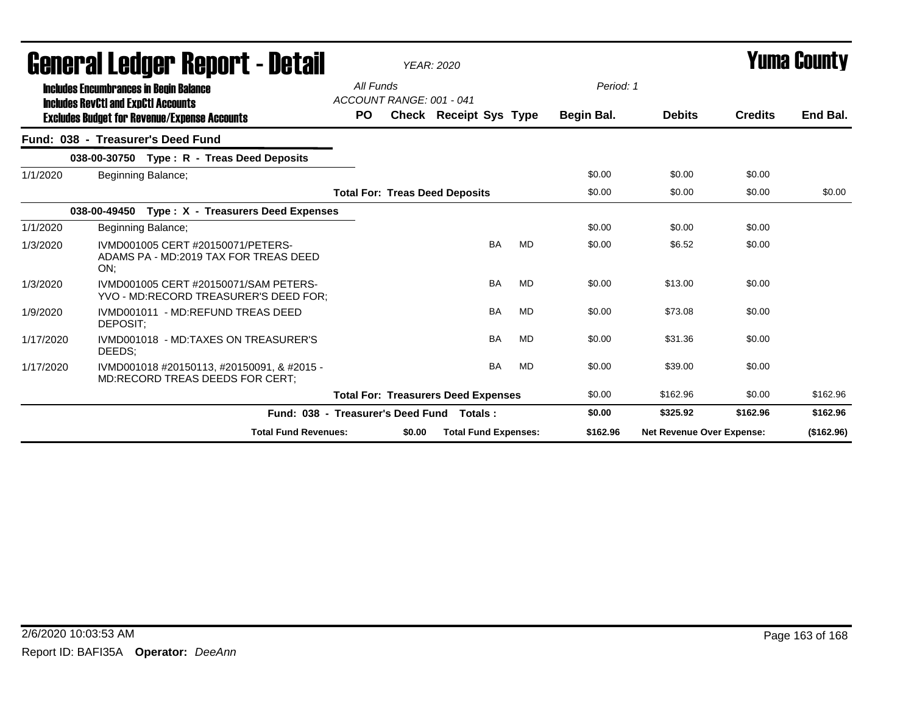# General Ledger Report - Detail

*YEAR: 2020*

# Yuma County

**Includes Encumbrances in Begin Balance**
**Includes RevCtl and ExpCtl Accounts**
**Excludes Budget for Revenue/Expense Accounts**

*All Funds*
*ACCOUNT RANGE: 001 - 041*
*Period: 1*

## Fund: 038 - Treasurer's Deed Fund

| Date | Description | PO | Check | Receipt | Sys | Type | Begin Bal. | Debits | Credits | End Bal. |
|---|---|---|---|---|---|---|---|---|---|---|
| | **038-00-30750 Type : R - Treas Deed Deposits** | | | | | | | | | |
| 1/1/2020 | Beginning Balance; | | | | | | $0.00 | $0.00 | $0.00 | |
| | **Total For: Treas Deed Deposits** | | | | | | $0.00 | $0.00 | $0.00 | $0.00 |
| | **038-00-49450 Type : X - Treasurers Deed Expenses** | | | | | | | | | |
| 1/1/2020 | Beginning Balance; | | | | | | $0.00 | $0.00 | $0.00 | |
| 1/3/2020 | IVMD001005 CERT #20150071/PETERS-ADAMS PA - MD:2019 TAX FOR TREAS DEED ON; | | | | BA | MD | $0.00 | $6.52 | $0.00 | |
| 1/3/2020 | IVMD001005 CERT #20150071/SAM PETERS-YVO - MD:RECORD TREASURER'S DEED FOR; | | | | BA | MD | $0.00 | $13.00 | $0.00 | |
| 1/9/2020 | IVMD001011 - MD:REFUND TREAS DEED DEPOSIT; | | | | BA | MD | $0.00 | $73.08 | $0.00 | |
| 1/17/2020 | IVMD001018 - MD:TAXES ON TREASURER'S DEEDS; | | | | BA | MD | $0.00 | $31.36 | $0.00 | |
| 1/17/2020 | IVMD001018 #20150113, #20150091, & #2015 - MD:RECORD TREAS DEEDS FOR CERT; | | | | BA | MD | $0.00 | $39.00 | $0.00 | |
| | **Total For: Treasurers Deed Expenses** | | | | | | $0.00 | $162.96 | $0.00 | $162.96 |
| | **Fund: 038 - Treasurer's Deed Fund Totals :** | | | | | | **$0.00** | **$325.92** | **$162.96** | **$162.96** |

| Total Fund Revenues: | $0.00 | Total Fund Expenses: | $162.96 | Net Revenue Over Expense: | ($162.96) |
|---|---|---|---|---|---|

2/6/2020 10:03:53 AM

Report ID: BAFI35A **Operator:** *DeeAnn*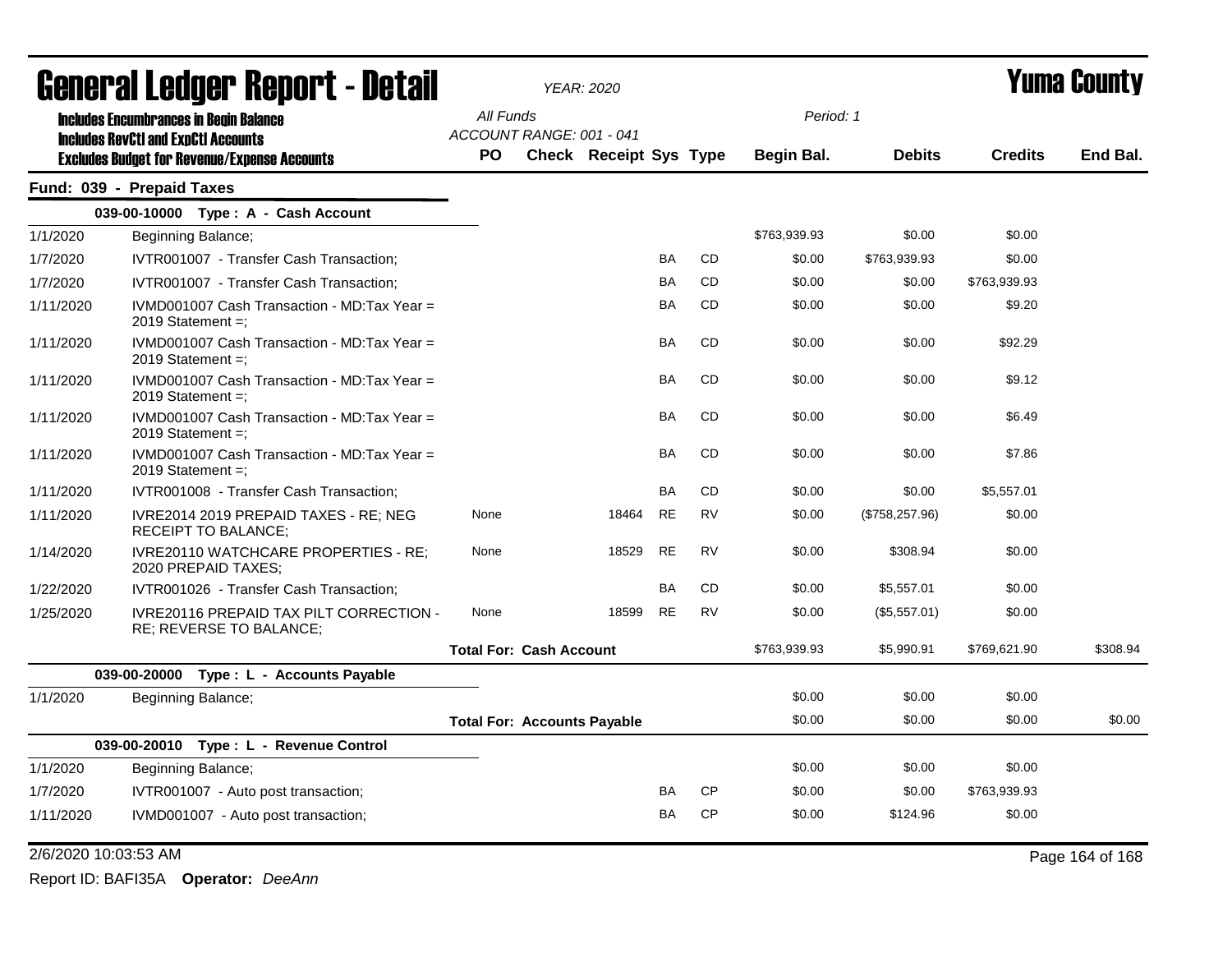# General Ledger Report - Detail

*YEAR: 2020*

# Yuma County

**Includes Encumbrances in Begin Balance**
**Includes RevCtl and ExpCtl Accounts**
**Excludes Budget for Revenue/Expense Accounts**

*All Funds*
*ACCOUNT RANGE: 001 - 041*

*Period: 1*

## Fund: 039 - Prepaid Taxes

| Date | Description | PO | Check | Receipt | Sys | Type | Begin Bal. | Debits | Credits | End Bal. |
|---|---|---|---|---|---|---|---|---|---|---|
| | **039-00-10000 Type : A - Cash Account** | | | | | | | | | |
| 1/1/2020 | Beginning Balance; | | | | | | $763,939.93 | $0.00 | $0.00 | |
| 1/7/2020 | IVTR001007 - Transfer Cash Transaction; | | | | BA | CD | $0.00 | $763,939.93 | $0.00 | |
| 1/7/2020 | IVTR001007 - Transfer Cash Transaction; | | | | BA | CD | $0.00 | $0.00 | $763,939.93 | |
| 1/11/2020 | IVMD001007 Cash Transaction - MD:Tax Year = 2019 Statement =; | | | | BA | CD | $0.00 | $0.00 | $9.20 | |
| 1/11/2020 | IVMD001007 Cash Transaction - MD:Tax Year = 2019 Statement =; | | | | BA | CD | $0.00 | $0.00 | $92.29 | |
| 1/11/2020 | IVMD001007 Cash Transaction - MD:Tax Year = 2019 Statement =; | | | | BA | CD | $0.00 | $0.00 | $9.12 | |
| 1/11/2020 | IVMD001007 Cash Transaction - MD:Tax Year = 2019 Statement =; | | | | BA | CD | $0.00 | $0.00 | $6.49 | |
| 1/11/2020 | IVMD001007 Cash Transaction - MD:Tax Year = 2019 Statement =; | | | | BA | CD | $0.00 | $0.00 | $7.86 | |
| 1/11/2020 | IVTR001008 - Transfer Cash Transaction; | | | | BA | CD | $0.00 | $0.00 | $5,557.01 | |
| 1/11/2020 | IVRE2014 2019 PREPAID TAXES - RE; NEG RECEIPT TO BALANCE; | None | | 18464 | RE | RV | $0.00 | ($758,257.96) | $0.00 | |
| 1/14/2020 | IVRE20110 WATCHCARE PROPERTIES - RE; 2020 PREPAID TAXES; | None | | 18529 | RE | RV | $0.00 | $308.94 | $0.00 | |
| 1/22/2020 | IVTR001026 - Transfer Cash Transaction; | | | | BA | CD | $0.00 | $5,557.01 | $0.00 | |
| 1/25/2020 | IVRE20116 PREPAID TAX PILT CORRECTION - RE; REVERSE TO BALANCE; | None | | 18599 | RE | RV | $0.00 | ($5,557.01) | $0.00 | |
| | | **Total For: Cash Account** | | | | | $763,939.93 | $5,990.91 | $769,621.90 | $308.94 |
| | **039-00-20000 Type : L - Accounts Payable** | | | | | | | | | |
| 1/1/2020 | Beginning Balance; | | | | | | $0.00 | $0.00 | $0.00 | |
| | | **Total For: Accounts Payable** | | | | | $0.00 | $0.00 | $0.00 | $0.00 |
| | **039-00-20010 Type : L - Revenue Control** | | | | | | | | | |
| 1/1/2020 | Beginning Balance; | | | | | | $0.00 | $0.00 | $0.00 | |
| 1/7/2020 | IVTR001007 - Auto post transaction; | | | | BA | CP | $0.00 | $0.00 | $763,939.93 | |
| 1/11/2020 | IVMD001007 - Auto post transaction; | | | | BA | CP | $0.00 | $124.96 | $0.00 | |

2/6/2020 10:03:53 AM

Report ID: BAFI35A **Operator:** *DeeAnn*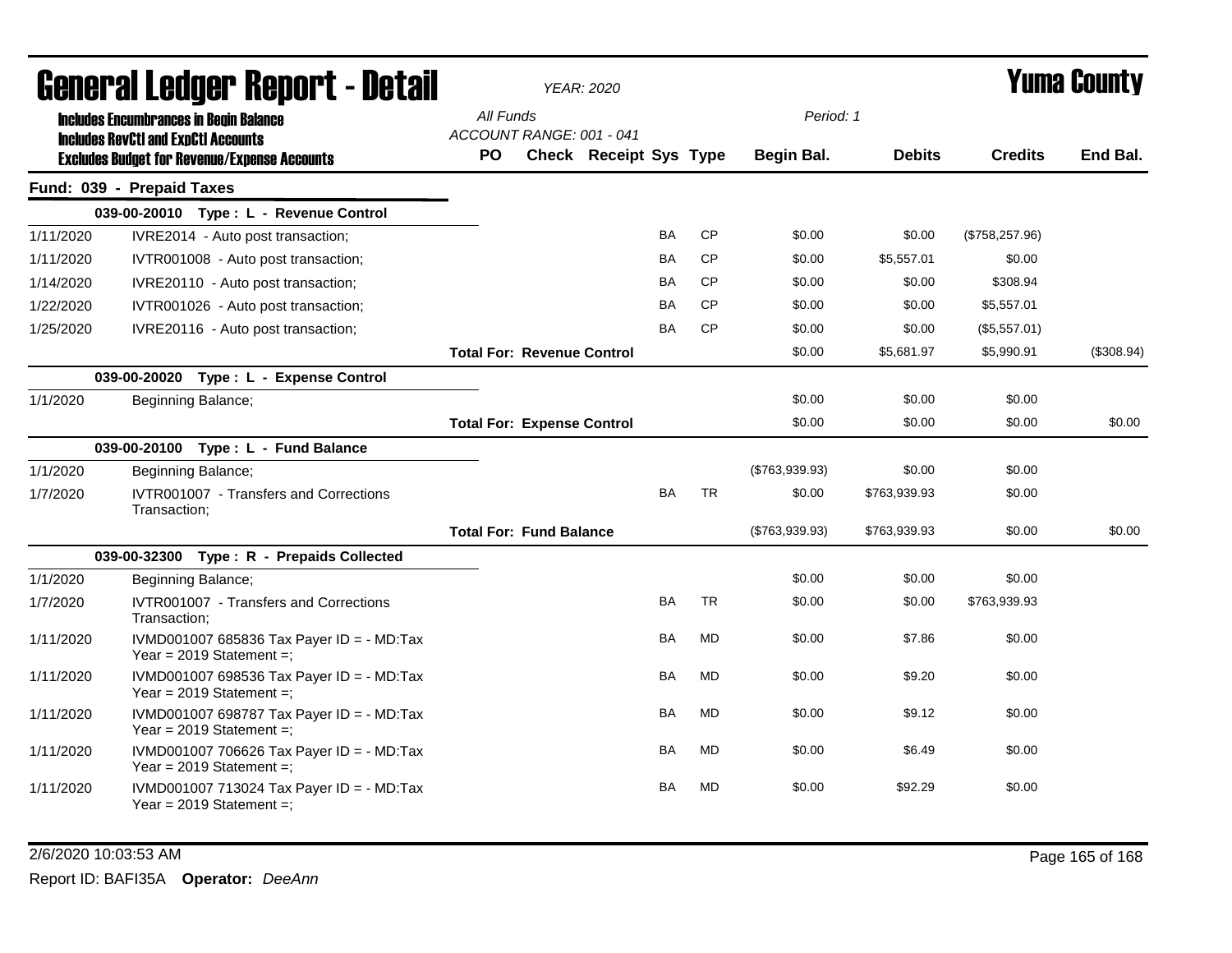# General Ledger Report - Detail

*YEAR: 2020*

# Yuma County

**Includes Encumbrances in Begin Balance**
**Includes RevCtl and ExpCtl Accounts**
**Excludes Budget for Revenue/Expense Accounts**

*All Funds*
*ACCOUNT RANGE: 001 - 041*
*Period: 1*

## Fund: 039 - Prepaid Taxes

| Date | Description | PO | Check | Receipt | Sys | Type | Begin Bal. | Debits | Credits | End Bal. |
|---|---|---|---|---|---|---|---|---|---|---|
| | **039-00-20010 Type : L - Revenue Control** | | | | | | | | | |
| 1/11/2020 | IVRE2014 - Auto post transaction; | | | | BA | CP | $0.00 | $0.00 | ($758,257.96) | |
| 1/11/2020 | IVTR001008 - Auto post transaction; | | | | BA | CP | $0.00 | $5,557.01 | $0.00 | |
| 1/14/2020 | IVRE20110 - Auto post transaction; | | | | BA | CP | $0.00 | $0.00 | $308.94 | |
| 1/22/2020 | IVTR001026 - Auto post transaction; | | | | BA | CP | $0.00 | $0.00 | $5,557.01 | |
| 1/25/2020 | IVRE20116 - Auto post transaction; | | | | BA | CP | $0.00 | $0.00 | ($5,557.01) | |
| | **Total For: Revenue Control** | | | | | | $0.00 | $5,681.97 | $5,990.91 | ($308.94) |
| | **039-00-20020 Type : L - Expense Control** | | | | | | | | | |
| 1/1/2020 | Beginning Balance; | | | | | | $0.00 | $0.00 | $0.00 | |
| | **Total For: Expense Control** | | | | | | $0.00 | $0.00 | $0.00 | $0.00 |
| | **039-00-20100 Type : L - Fund Balance** | | | | | | | | | |
| 1/1/2020 | Beginning Balance; | | | | | | ($763,939.93) | $0.00 | $0.00 | |
| 1/7/2020 | IVTR001007 - Transfers and Corrections Transaction; | | | | BA | TR | $0.00 | $763,939.93 | $0.00 | |
| | **Total For: Fund Balance** | | | | | | ($763,939.93) | $763,939.93 | $0.00 | $0.00 |
| | **039-00-32300 Type : R - Prepaids Collected** | | | | | | | | | |
| 1/1/2020 | Beginning Balance; | | | | | | $0.00 | $0.00 | $0.00 | |
| 1/7/2020 | IVTR001007 - Transfers and Corrections Transaction; | | | | BA | TR | $0.00 | $0.00 | $763,939.93 | |
| 1/11/2020 | IVMD001007 685836 Tax Payer ID = - MD:Tax Year = 2019 Statement =; | | | | BA | MD | $0.00 | $7.86 | $0.00 | |
| 1/11/2020 | IVMD001007 698536 Tax Payer ID = - MD:Tax Year = 2019 Statement =; | | | | BA | MD | $0.00 | $9.20 | $0.00 | |
| 1/11/2020 | IVMD001007 698787 Tax Payer ID = - MD:Tax Year = 2019 Statement =; | | | | BA | MD | $0.00 | $9.12 | $0.00 | |
| 1/11/2020 | IVMD001007 706626 Tax Payer ID = - MD:Tax Year = 2019 Statement =; | | | | BA | MD | $0.00 | $6.49 | $0.00 | |
| 1/11/2020 | IVMD001007 713024 Tax Payer ID = - MD:Tax Year = 2019 Statement =; | | | | BA | MD | $0.00 | $92.29 | $0.00 | |

2/6/2020 10:03:53 AM

Report ID: BAFI35A **Operator:** *DeeAnn*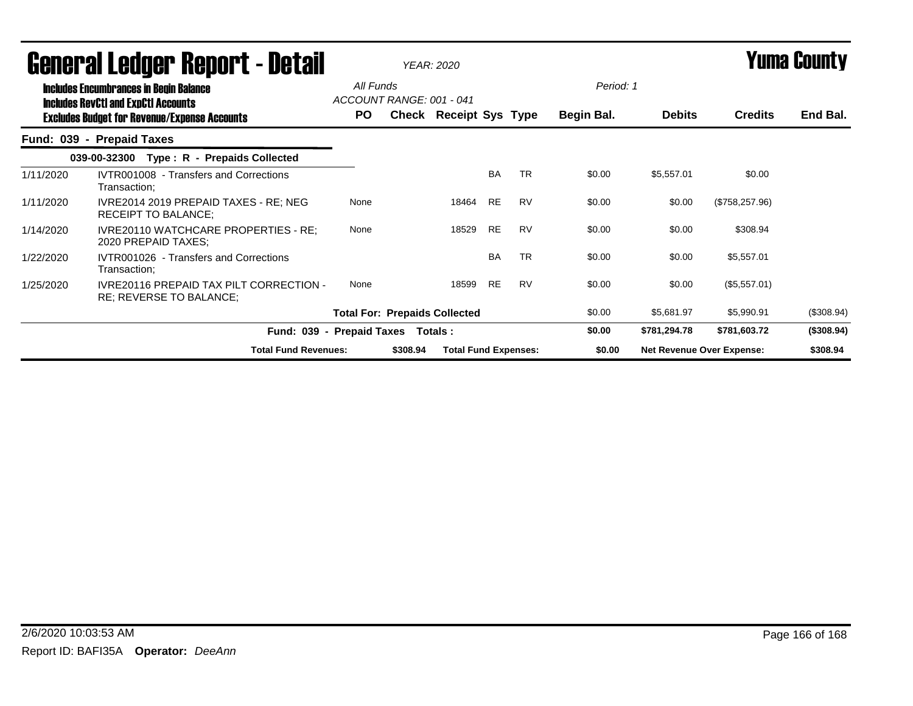# General Ledger Report - Detail

*YEAR: 2020*

# Yuma County

**Includes Encumbrances in Begin Balance**
**Includes RevCtl and ExpCtl Accounts**
**Excludes Budget for Revenue/Expense Accounts**

*All Funds*
*ACCOUNT RANGE: 001 - 041*

*Period: 1*

| | | PO | Check | Receipt | Sys | Type | Begin Bal. | Debits | Credits | End Bal. |
|---|---|---|---|---|---|---|---|---|---|---|
| **Fund: 039 - Prepaid Taxes** | | | | | | | | | | |
| **039-00-32300 Type : R - Prepaids Collected** | | | | | | | | | | |
| 1/11/2020 | IVTR001008 - Transfers and Corrections Transaction; | | | | BA | TR | $0.00 | $5,557.01 | $0.00 | |
| 1/11/2020 | IVRE2014 2019 PREPAID TAXES - RE; NEG RECEIPT TO BALANCE; | None | | 18464 | RE | RV | $0.00 | $0.00 | ($758,257.96) | |
| 1/14/2020 | IVRE20110 WATCHCARE PROPERTIES - RE; 2020 PREPAID TAXES; | None | | 18529 | RE | RV | $0.00 | $0.00 | $308.94 | |
| 1/22/2020 | IVTR001026 - Transfers and Corrections Transaction; | | | | BA | TR | $0.00 | $0.00 | $5,557.01 | |
| 1/25/2020 | IVRE20116 PREPAID TAX PILT CORRECTION - RE; REVERSE TO BALANCE; | None | | 18599 | RE | RV | $0.00 | $0.00 | ($5,557.01) | |
| | | **Total For: Prepaids Collected** | | | | | $0.00 | $5,681.97 | $5,990.91 | ($308.94) |
| | | **Fund: 039 - Prepaid Taxes Totals :** | | | | | **$0.00** | **$781,294.78** | **$781,603.72** | **($308.94)** |
| | | **Total Fund Revenues:** | **$308.94** | **Total Fund Expenses:** | | | **$0.00** | **Net Revenue Over Expense:** | | **$308.94** |

2/6/2020 10:03:53 AM

Report ID: BAFI35A **Operator:** *DeeAnn*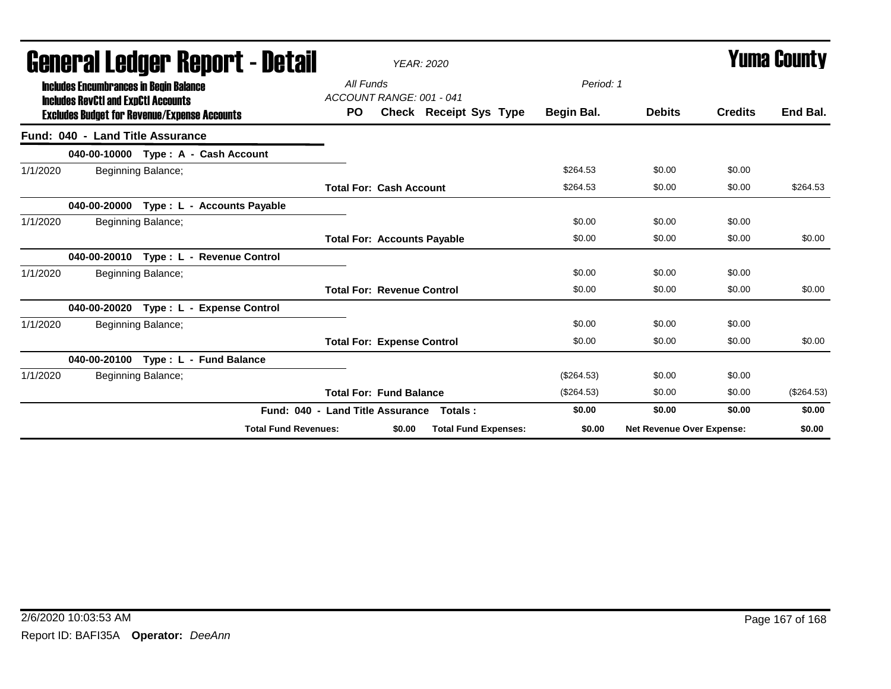# General Ledger Report - Detail

*YEAR: 2020*

**Yuma County**

**Includes Encumbrances in Begin Balance**
**Includes RevCtl and ExpCtl Accounts**
**Excludes Budget for Revenue/Expense Accounts**

*All Funds*
*ACCOUNT RANGE: 001 - 041*
*Period: 1*

| | | PO | Check | Receipt | Sys | Type | Begin Bal. | Debits | Credits | End Bal. |
|---|---|---|---|---|---|---|---|---|---|---|
| **Fund: 040 - Land Title Assurance** | | | | | | | | | | |
| | **040-00-10000 Type : A - Cash Account** | | | | | | | | | |
| 1/1/2020 | Beginning Balance; | | | | | | $264.53 | $0.00 | $0.00 | |
| | | **Total For: Cash Account** | | | | | $264.53 | $0.00 | $0.00 | $264.53 |
| | **040-00-20000 Type : L - Accounts Payable** | | | | | | | | | |
| 1/1/2020 | Beginning Balance; | | | | | | $0.00 | $0.00 | $0.00 | |
| | | **Total For: Accounts Payable** | | | | | $0.00 | $0.00 | $0.00 | $0.00 |
| | **040-00-20010 Type : L - Revenue Control** | | | | | | | | | |
| 1/1/2020 | Beginning Balance; | | | | | | $0.00 | $0.00 | $0.00 | |
| | | **Total For: Revenue Control** | | | | | $0.00 | $0.00 | $0.00 | $0.00 |
| | **040-00-20020 Type : L - Expense Control** | | | | | | | | | |
| 1/1/2020 | Beginning Balance; | | | | | | $0.00 | $0.00 | $0.00 | |
| | | **Total For: Expense Control** | | | | | $0.00 | $0.00 | $0.00 | $0.00 |
| | **040-00-20100 Type : L - Fund Balance** | | | | | | | | | |
| 1/1/2020 | Beginning Balance; | | | | | | ($264.53) | $0.00 | $0.00 | |
| | | **Total For: Fund Balance** | | | | | ($264.53) | $0.00 | $0.00 | ($264.53) |
| | **Fund: 040 - Land Title Assurance** | **Totals :** | | | | | **$0.00** | **$0.00** | **$0.00** | **$0.00** |
| | **Total Fund Revenues:** | **$0.00** | **Total Fund Expenses:** | | | | **$0.00** | **Net Revenue Over Expense:** | | **$0.00** |

2/6/2020 10:03:53 AM

Report ID: BAFI35A **Operator:** *DeeAnn*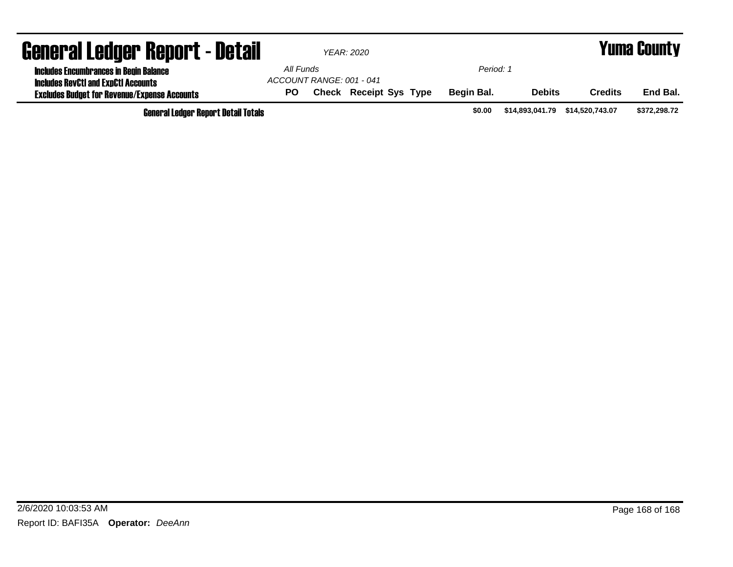# General Ledger Report - Detail

*YEAR: 2020*

## Yuma County

**Includes Encumbrances in Begin Balance**
**Includes RevCtl and ExpCtl Accounts**
**Excludes Budget for Revenue/Expense Accounts**

*All Funds*
*ACCOUNT RANGE: 001 - 041*

*Period: 1*

| | PO | Check | Receipt | Sys | Type | Begin Bal. | Debits | Credits | End Bal. |
|---|---|---|---|---|---|---|---|---|---|
| **General Ledger Report Detail Totals** | | | | | | $0.00 | $14,893,041.79 | $14,520,743.07 | $372,298.72 |

2/6/2020 10:03:53 AM

Report ID: BAFI35A **Operator:** *DeeAnn*